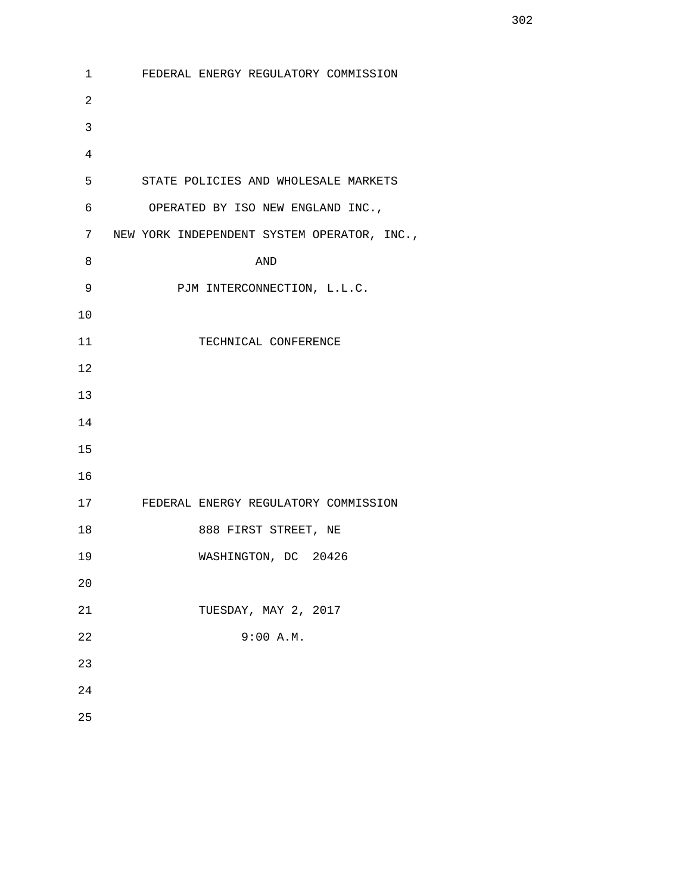FEDERAL ENERGY REGULATORY COMMISSION

STATE POLICIES AND WHOLESALE MARKETS
OPERATED BY ISO NEW ENGLAND INC.,
NEW YORK INDEPENDENT SYSTEM OPERATOR, INC.,
AND
PJM INTERCONNECTION, L.L.C.

TECHNICAL CONFERENCE

FEDERAL ENERGY REGULATORY COMMISSION
888 FIRST STREET, NE
WASHINGTON, DC 20426

TUESDAY, MAY 2, 2017
9:00 A.M.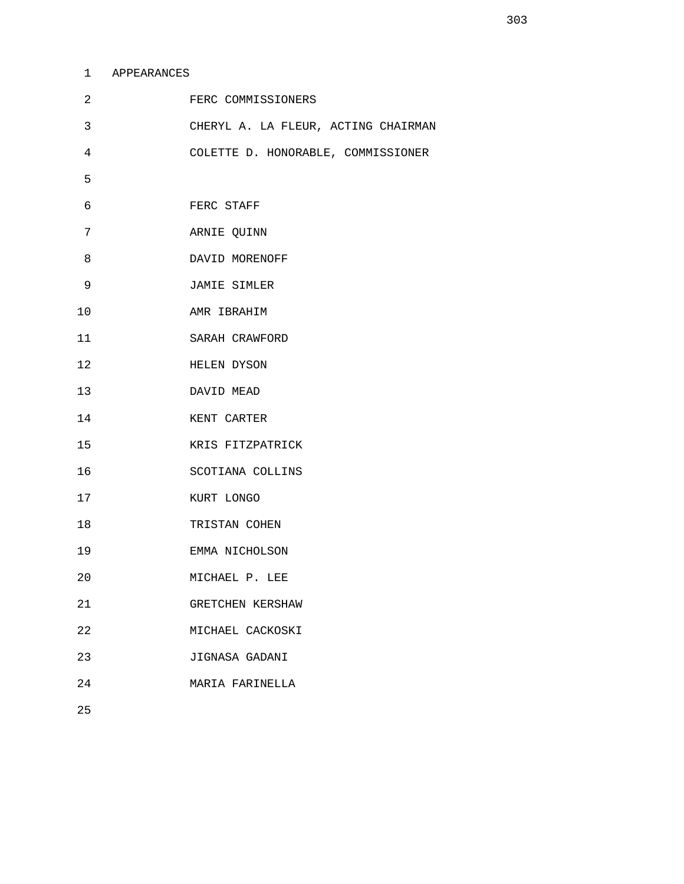# APPEARANCES

FERC COMMISSIONERS

CHERYL A. LA FLEUR, ACTING CHAIRMAN

COLETTE D. HONORABLE, COMMISSIONER

FERC STAFF

ARNIE QUINN

DAVID MORENOFF

JAMIE SIMLER

AMR IBRAHIM

SARAH CRAWFORD

HELEN DYSON

DAVID MEAD

KENT CARTER

KRIS FITZPATRICK

SCOTIANA COLLINS

KURT LONGO

TRISTAN COHEN

EMMA NICHOLSON

MICHAEL P. LEE

GRETCHEN KERSHAW

MICHAEL CACKOSKI

JIGNASA GADANI

MARIA FARINELLA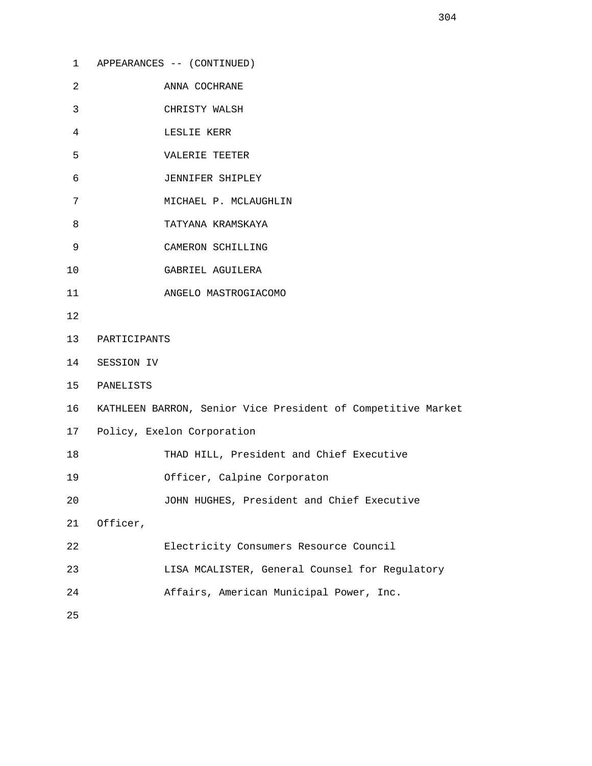APPEARANCES -- (CONTINUED)

ANNA COCHRANE

CHRISTY WALSH

LESLIE KERR

VALERIE TEETER

JENNIFER SHIPLEY

MICHAEL P. MCLAUGHLIN

TATYANA KRAMSKAYA

CAMERON SCHILLING

GABRIEL AGUILERA

ANGELO MASTROGIACOMO

PARTICIPANTS

SESSION IV

PANELISTS

KATHLEEN BARRON, Senior Vice President of Competitive Market Policy, Exelon Corporation

THAD HILL, President and Chief Executive Officer, Calpine Corporaton

JOHN HUGHES, President and Chief Executive Officer, Electricity Consumers Resource Council

LISA MCALISTER, General Counsel for Regulatory Affairs, American Municipal Power, Inc.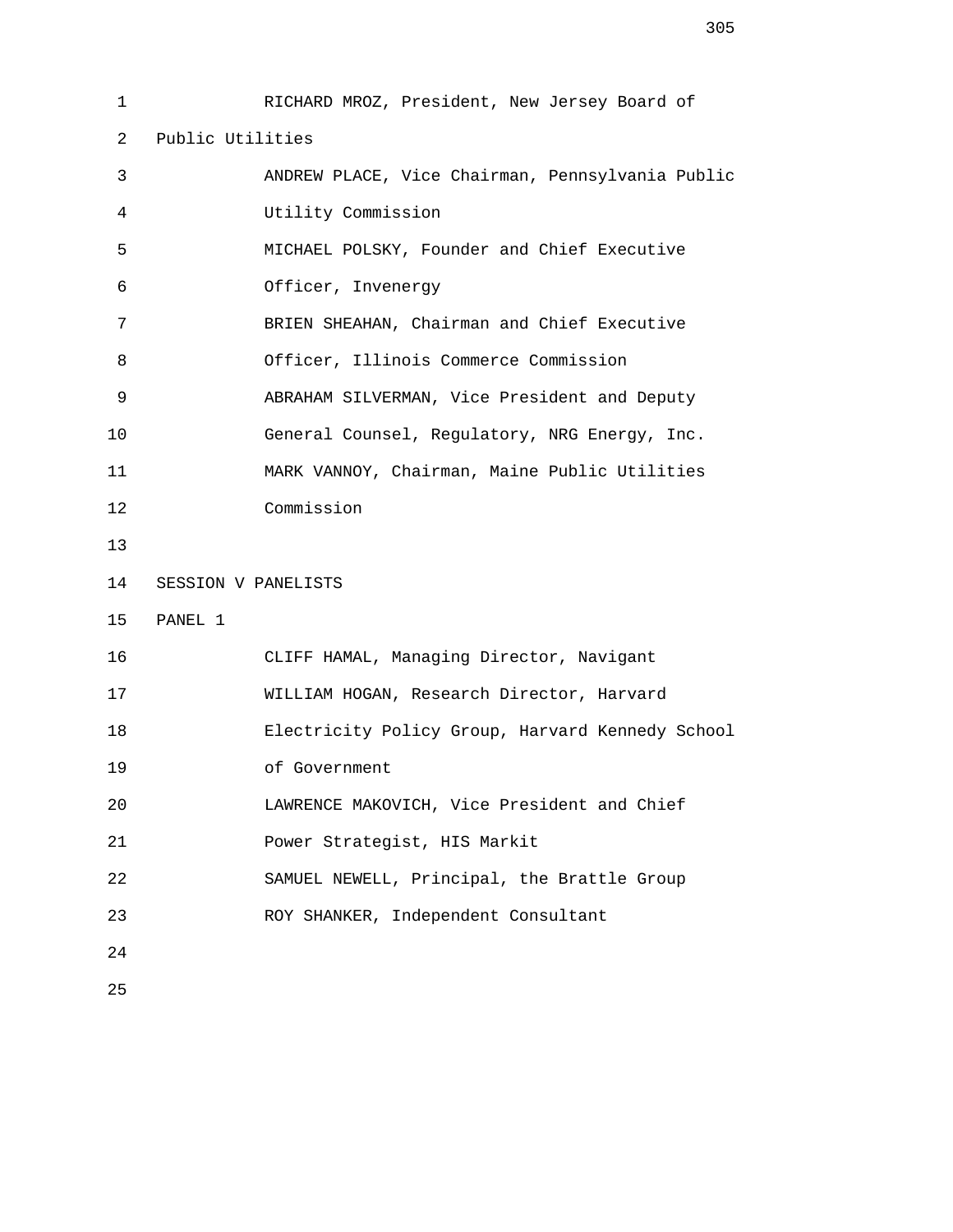RICHARD MROZ, President, New Jersey Board of Public Utilities

ANDREW PLACE, Vice Chairman, Pennsylvania Public Utility Commission

MICHAEL POLSKY, Founder and Chief Executive Officer, Invenergy

BRIEN SHEAHAN, Chairman and Chief Executive Officer, Illinois Commerce Commission

ABRAHAM SILVERMAN, Vice President and Deputy General Counsel, Regulatory, NRG Energy, Inc.

MARK VANNOY, Chairman, Maine Public Utilities Commission

SESSION V PANELISTS

PANEL 1

CLIFF HAMAL, Managing Director, Navigant

WILLIAM HOGAN, Research Director, Harvard Electricity Policy Group, Harvard Kennedy School of Government

LAWRENCE MAKOVICH, Vice President and Chief Power Strategist, HIS Markit

SAMUEL NEWELL, Principal, the Brattle Group

ROY SHANKER, Independent Consultant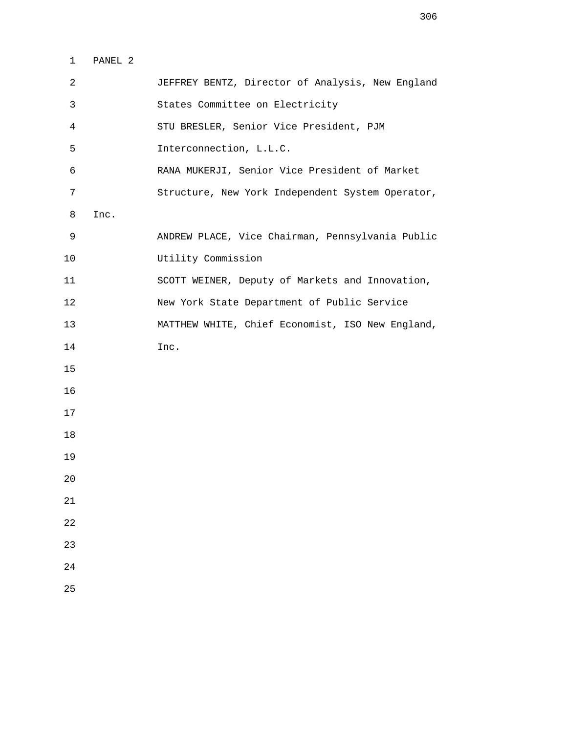PANEL 2

JEFFREY BENTZ, Director of Analysis, New England States Committee on Electricity

STU BRESLER, Senior Vice President, PJM Interconnection, L.L.C.

RANA MUKERJI, Senior Vice President of Market Structure, New York Independent System Operator, Inc.

ANDREW PLACE, Vice Chairman, Pennsylvania Public Utility Commission

SCOTT WEINER, Deputy of Markets and Innovation, New York State Department of Public Service

MATTHEW WHITE, Chief Economist, ISO New England, Inc.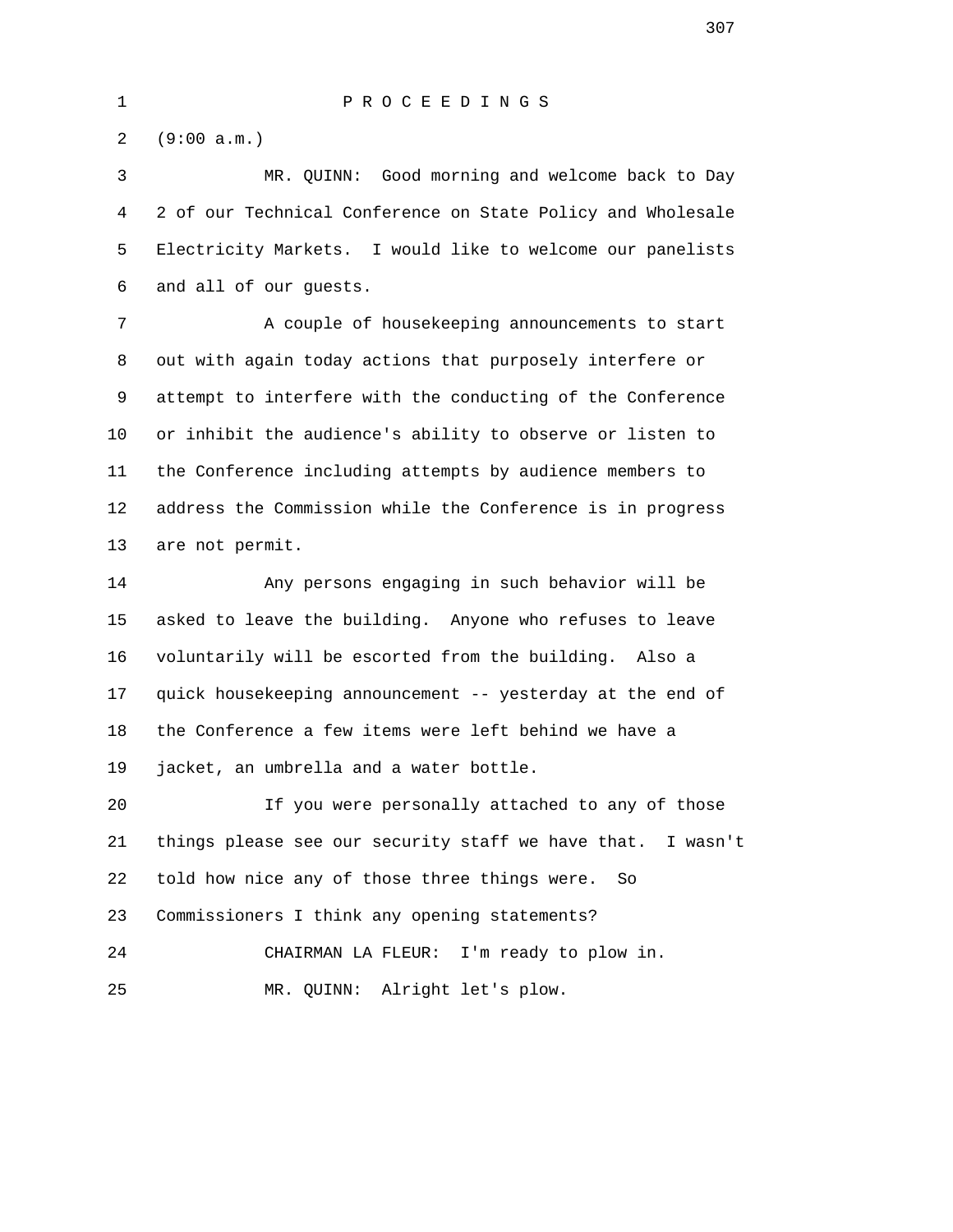P R O C E E D I N G S

(9:00 a.m.)

MR. QUINN: Good morning and welcome back to Day 2 of our Technical Conference on State Policy and Wholesale Electricity Markets. I would like to welcome our panelists and all of our guests.

A couple of housekeeping announcements to start out with again today actions that purposely interfere or attempt to interfere with the conducting of the Conference or inhibit the audience's ability to observe or listen to the Conference including attempts by audience members to address the Commission while the Conference is in progress are not permit.

Any persons engaging in such behavior will be asked to leave the building. Anyone who refuses to leave voluntarily will be escorted from the building. Also a quick housekeeping announcement -- yesterday at the end of the Conference a few items were left behind we have a jacket, an umbrella and a water bottle.

If you were personally attached to any of those things please see our security staff we have that. I wasn't told how nice any of those three things were. So Commissioners I think any opening statements?

CHAIRMAN LA FLEUR: I'm ready to plow in.

MR. QUINN: Alright let's plow.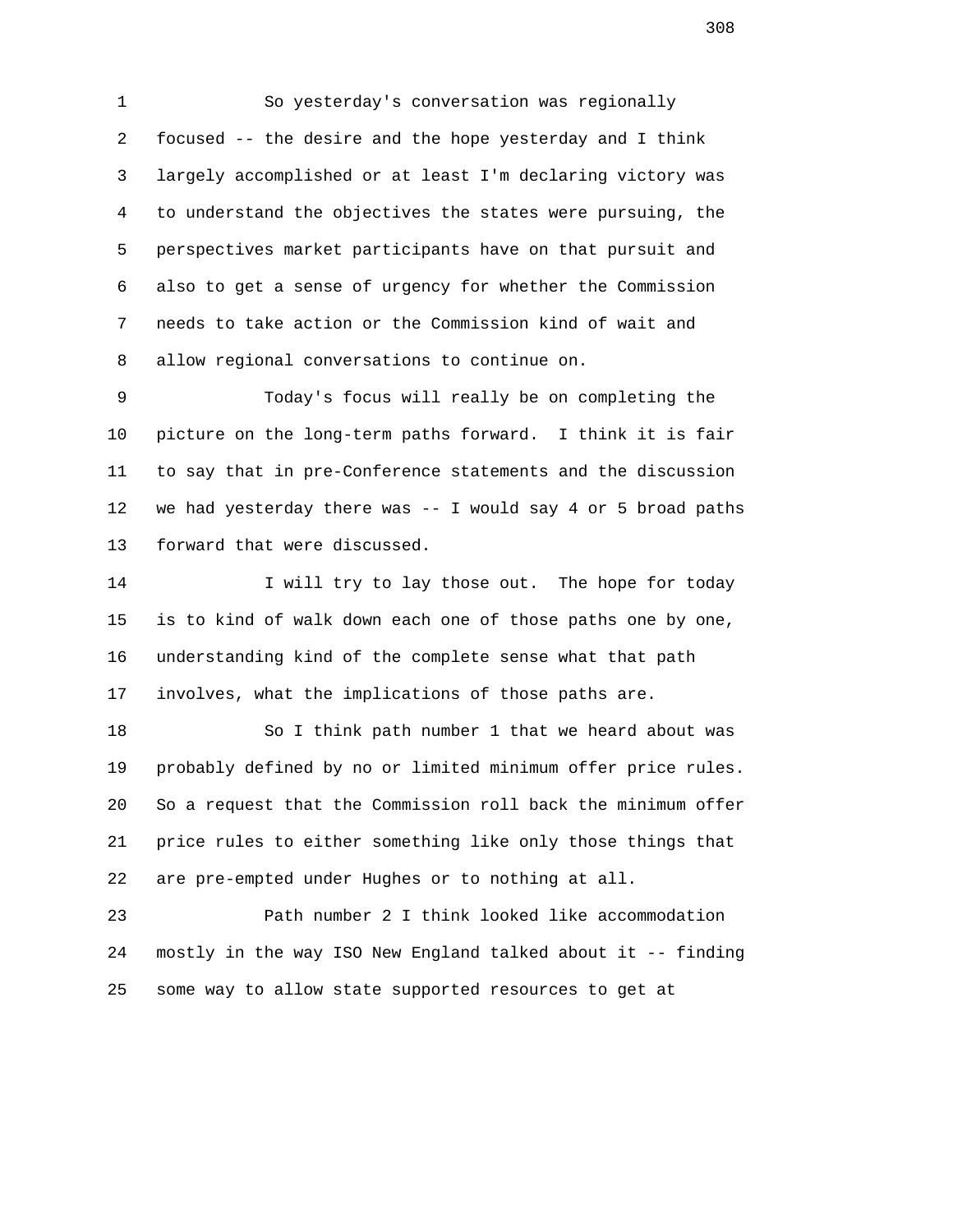So yesterday's conversation was regionally focused -- the desire and the hope yesterday and I think largely accomplished or at least I'm declaring victory was to understand the objectives the states were pursuing, the perspectives market participants have on that pursuit and also to get a sense of urgency for whether the Commission needs to take action or the Commission kind of wait and allow regional conversations to continue on.

Today's focus will really be on completing the picture on the long-term paths forward. I think it is fair to say that in pre-Conference statements and the discussion we had yesterday there was -- I would say 4 or 5 broad paths forward that were discussed.

I will try to lay those out. The hope for today is to kind of walk down each one of those paths one by one, understanding kind of the complete sense what that path involves, what the implications of those paths are.

So I think path number 1 that we heard about was probably defined by no or limited minimum offer price rules. So a request that the Commission roll back the minimum offer price rules to either something like only those things that are pre-empted under Hughes or to nothing at all.

Path number 2 I think looked like accommodation mostly in the way ISO New England talked about it -- finding some way to allow state supported resources to get at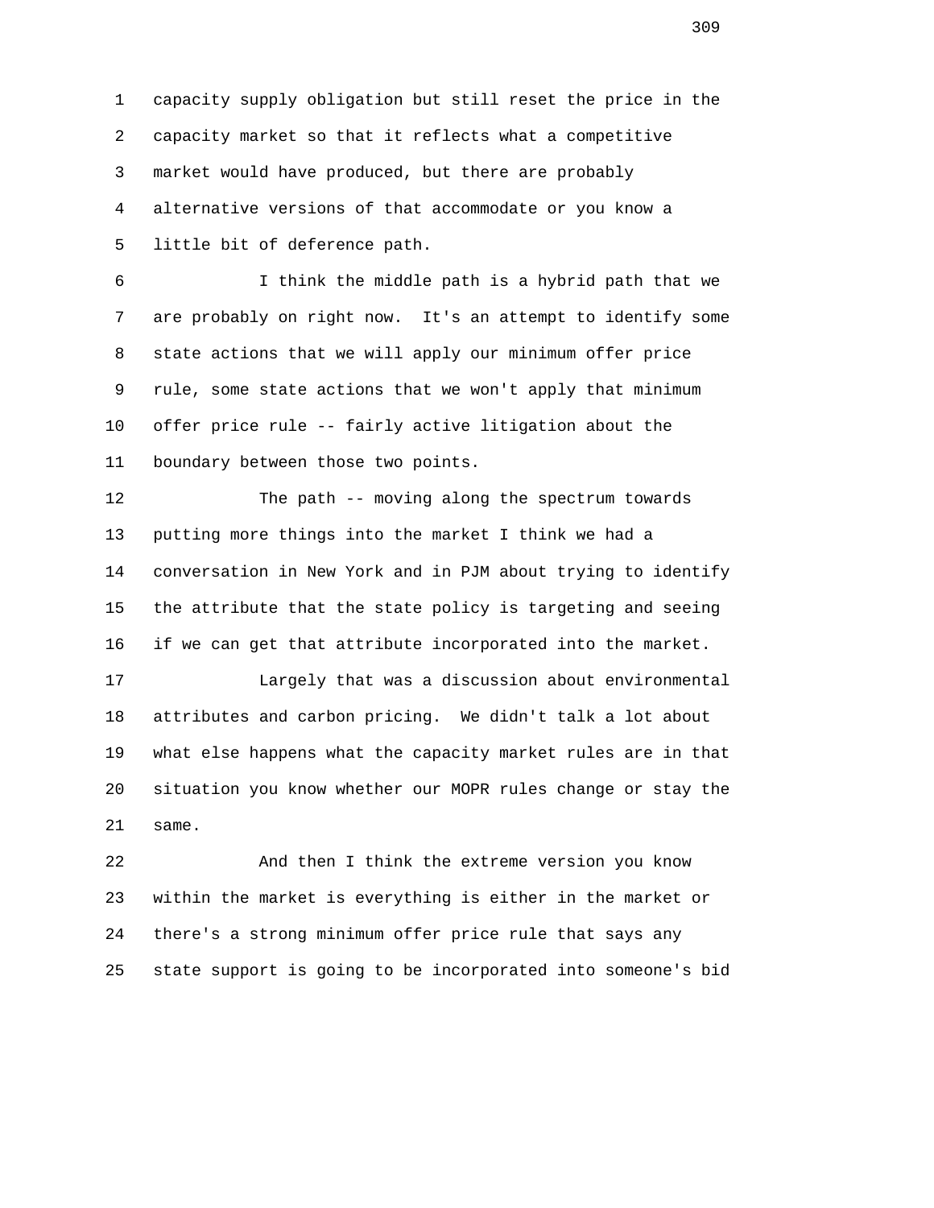capacity supply obligation but still reset the price in the capacity market so that it reflects what a competitive market would have produced, but there are probably alternative versions of that accommodate or you know a little bit of deference path.

I think the middle path is a hybrid path that we are probably on right now. It's an attempt to identify some state actions that we will apply our minimum offer price rule, some state actions that we won't apply that minimum offer price rule -- fairly active litigation about the boundary between those two points.

The path -- moving along the spectrum towards putting more things into the market I think we had a conversation in New York and in PJM about trying to identify the attribute that the state policy is targeting and seeing if we can get that attribute incorporated into the market.

Largely that was a discussion about environmental attributes and carbon pricing. We didn't talk a lot about what else happens what the capacity market rules are in that situation you know whether our MOPR rules change or stay the same.

And then I think the extreme version you know within the market is everything is either in the market or there's a strong minimum offer price rule that says any state support is going to be incorporated into someone's bid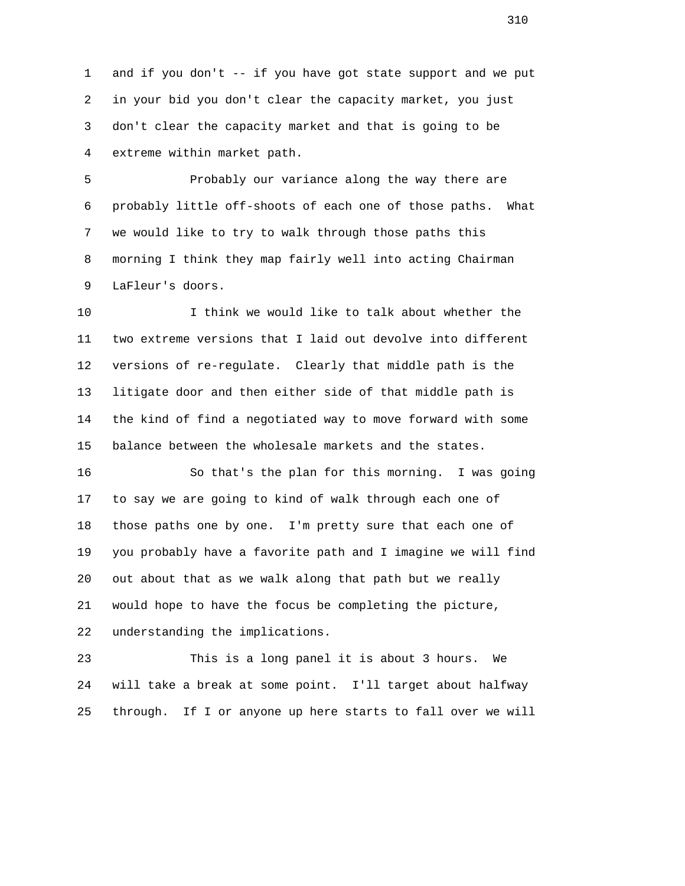and if you don't -- if you have got state support and we put in your bid you don't clear the capacity market, you just don't clear the capacity market and that is going to be extreme within market path.

Probably our variance along the way there are probably little off-shoots of each one of those paths. What we would like to try to walk through those paths this morning I think they map fairly well into acting Chairman LaFleur's doors.

I think we would like to talk about whether the two extreme versions that I laid out devolve into different versions of re-regulate. Clearly that middle path is the litigate door and then either side of that middle path is the kind of find a negotiated way to move forward with some balance between the wholesale markets and the states.

So that's the plan for this morning. I was going to say we are going to kind of walk through each one of those paths one by one. I'm pretty sure that each one of you probably have a favorite path and I imagine we will find out about that as we walk along that path but we really would hope to have the focus be completing the picture, understanding the implications.

This is a long panel it is about 3 hours. We will take a break at some point. I'll target about halfway through. If I or anyone up here starts to fall over we will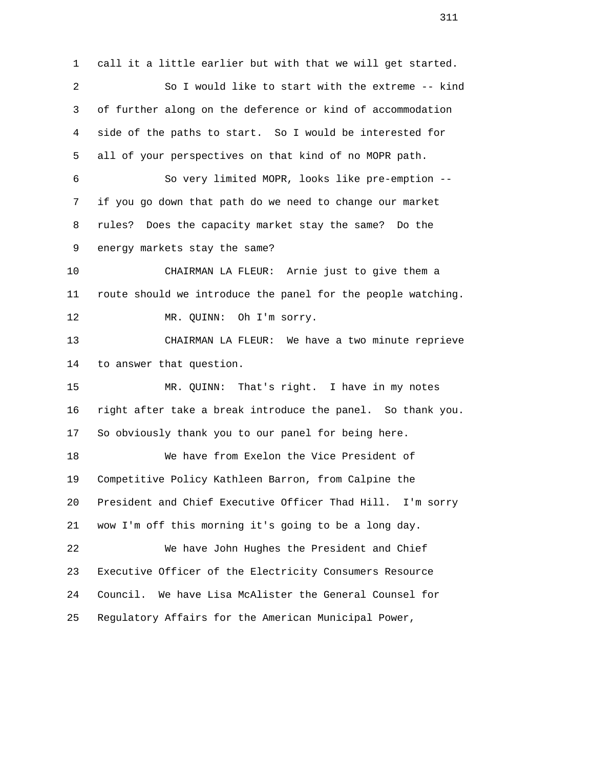call it a little earlier but with that we will get started.

So I would like to start with the extreme -- kind of further along on the deference or kind of accommodation side of the paths to start. So I would be interested for all of your perspectives on that kind of no MOPR path.

So very limited MOPR, looks like pre-emption -- if you go down that path do we need to change our market rules? Does the capacity market stay the same? Do the energy markets stay the same?

CHAIRMAN LA FLEUR: Arnie just to give them a route should we introduce the panel for the people watching.

MR. QUINN: Oh I'm sorry.

CHAIRMAN LA FLEUR: We have a two minute reprieve to answer that question.

MR. QUINN: That's right. I have in my notes right after take a break introduce the panel. So thank you. So obviously thank you to our panel for being here.

We have from Exelon the Vice President of Competitive Policy Kathleen Barron, from Calpine the President and Chief Executive Officer Thad Hill. I'm sorry wow I'm off this morning it's going to be a long day.

We have John Hughes the President and Chief Executive Officer of the Electricity Consumers Resource Council. We have Lisa McAlister the General Counsel for Regulatory Affairs for the American Municipal Power,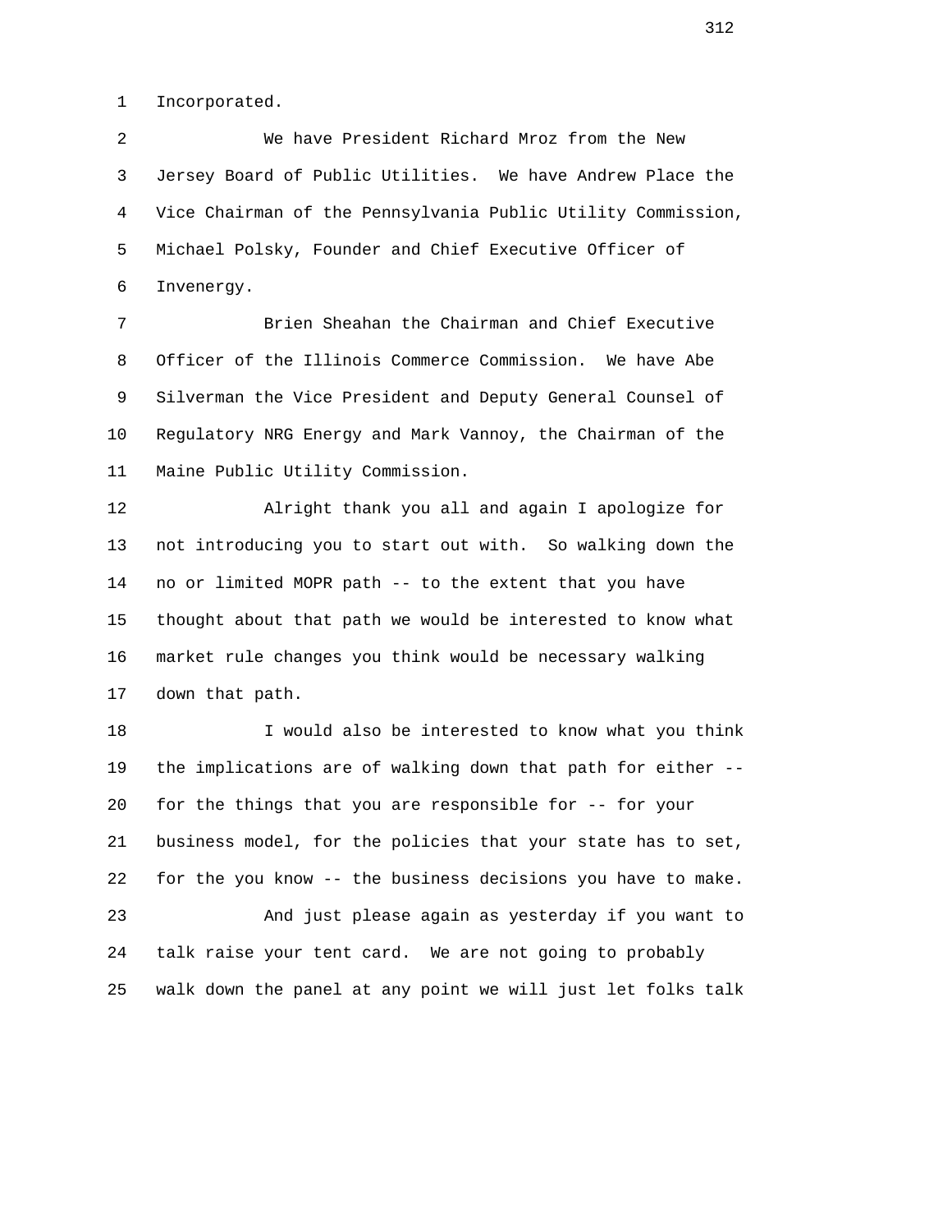Incorporated.

We have President Richard Mroz from the New Jersey Board of Public Utilities. We have Andrew Place the Vice Chairman of the Pennsylvania Public Utility Commission, Michael Polsky, Founder and Chief Executive Officer of Invenergy.

Brien Sheahan the Chairman and Chief Executive Officer of the Illinois Commerce Commission. We have Abe Silverman the Vice President and Deputy General Counsel of Regulatory NRG Energy and Mark Vannoy, the Chairman of the Maine Public Utility Commission.

Alright thank you all and again I apologize for not introducing you to start out with. So walking down the no or limited MOPR path -- to the extent that you have thought about that path we would be interested to know what market rule changes you think would be necessary walking down that path.

I would also be interested to know what you think the implications are of walking down that path for either -- for the things that you are responsible for -- for your business model, for the policies that your state has to set, for the you know -- the business decisions you have to make.

And just please again as yesterday if you want to talk raise your tent card. We are not going to probably walk down the panel at any point we will just let folks talk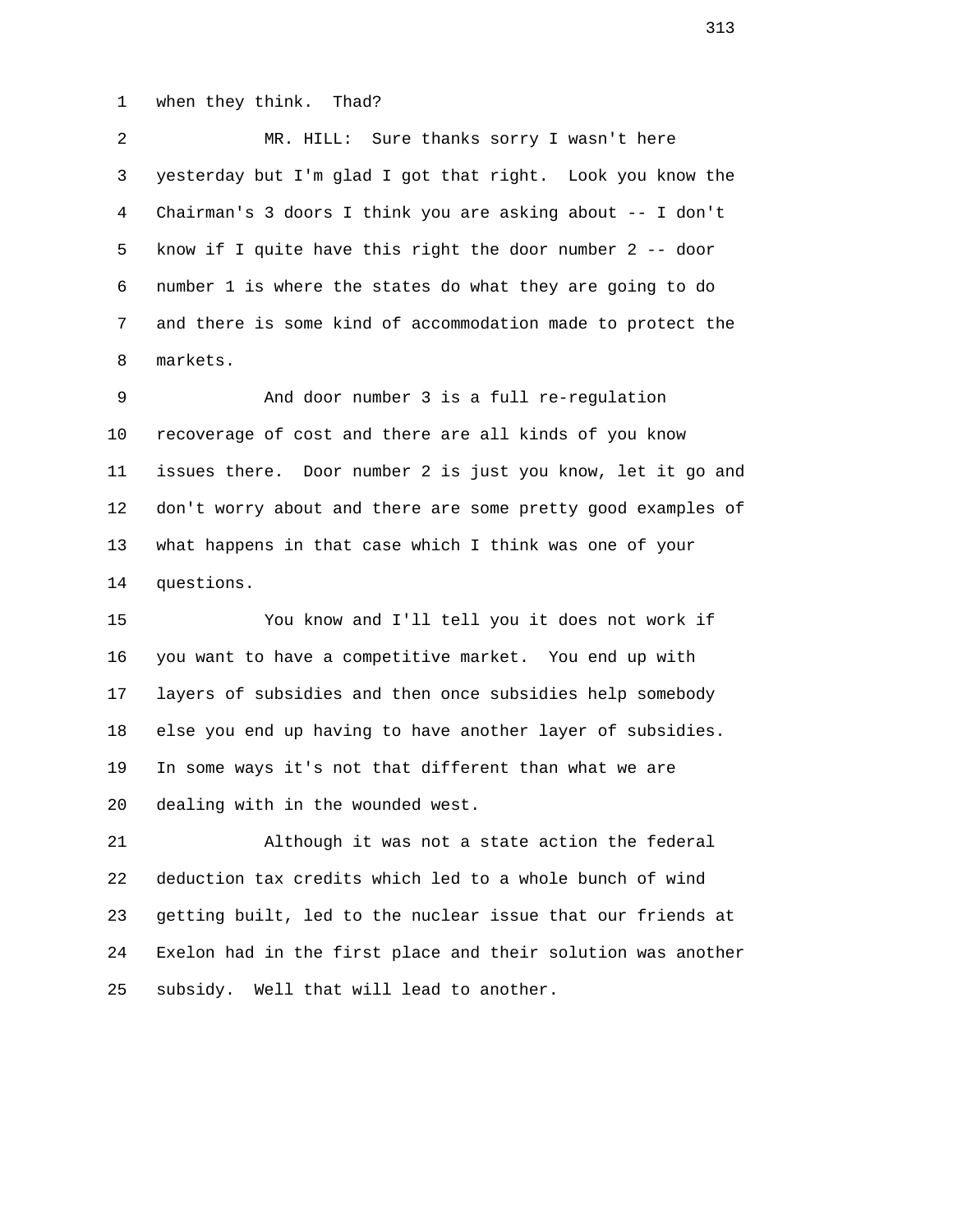when they think. Thad?

MR. HILL: Sure thanks sorry I wasn't here yesterday but I'm glad I got that right. Look you know the Chairman's 3 doors I think you are asking about -- I don't know if I quite have this right the door number 2 -- door number 1 is where the states do what they are going to do and there is some kind of accommodation made to protect the markets.

And door number 3 is a full re-regulation recoverage of cost and there are all kinds of you know issues there. Door number 2 is just you know, let it go and don't worry about and there are some pretty good examples of what happens in that case which I think was one of your questions.

You know and I'll tell you it does not work if you want to have a competitive market. You end up with layers of subsidies and then once subsidies help somebody else you end up having to have another layer of subsidies. In some ways it's not that different than what we are dealing with in the wounded west.

Although it was not a state action the federal deduction tax credits which led to a whole bunch of wind getting built, led to the nuclear issue that our friends at Exelon had in the first place and their solution was another subsidy. Well that will lead to another.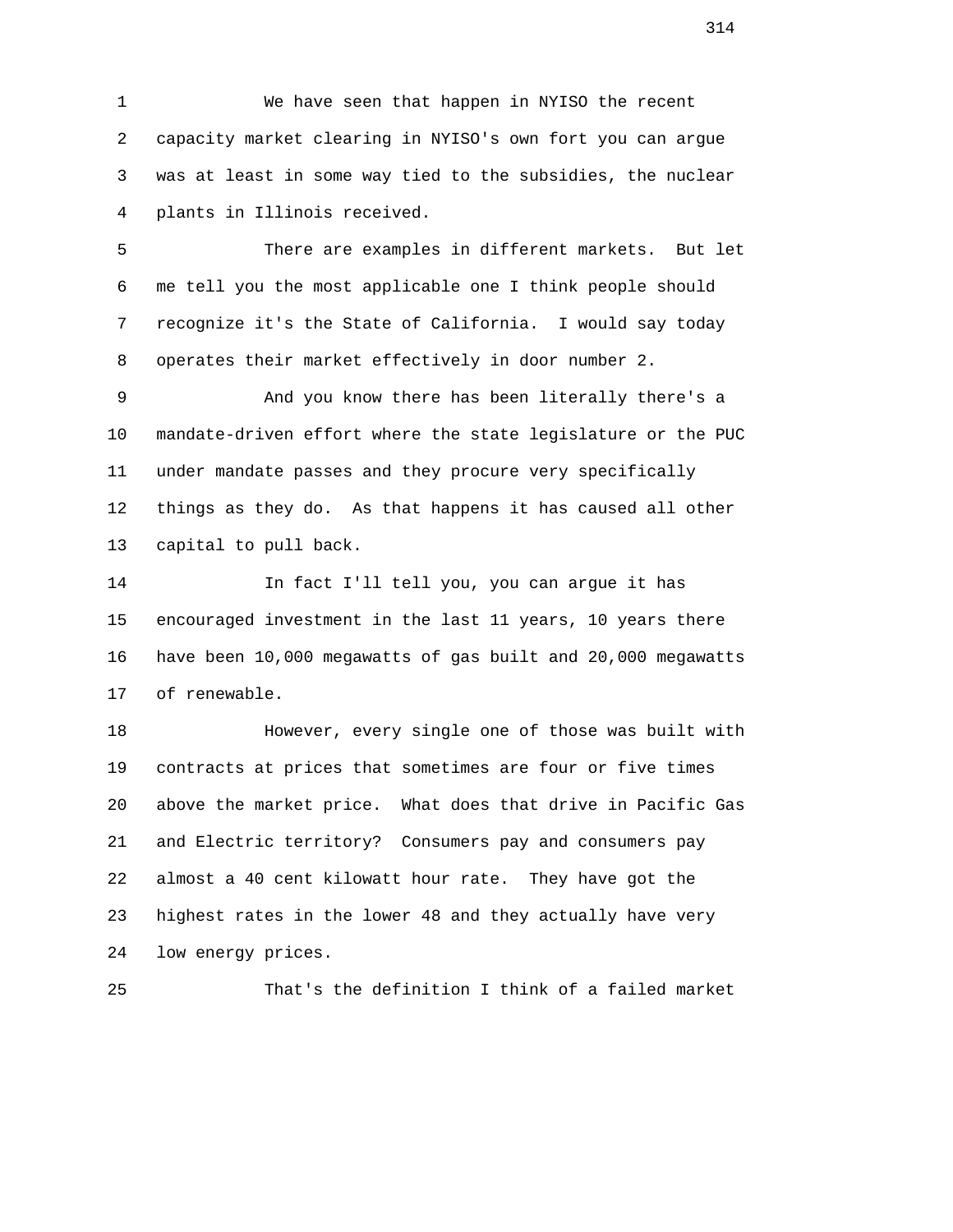We have seen that happen in NYISO the recent capacity market clearing in NYISO's own fort you can argue was at least in some way tied to the subsidies, the nuclear plants in Illinois received.

There are examples in different markets. But let me tell you the most applicable one I think people should recognize it's the State of California. I would say today operates their market effectively in door number 2.

And you know there has been literally there's a mandate-driven effort where the state legislature or the PUC under mandate passes and they procure very specifically things as they do. As that happens it has caused all other capital to pull back.

In fact I'll tell you, you can argue it has encouraged investment in the last 11 years, 10 years there have been 10,000 megawatts of gas built and 20,000 megawatts of renewable.

However, every single one of those was built with contracts at prices that sometimes are four or five times above the market price. What does that drive in Pacific Gas and Electric territory? Consumers pay and consumers pay almost a 40 cent kilowatt hour rate. They have got the highest rates in the lower 48 and they actually have very low energy prices.

That's the definition I think of a failed market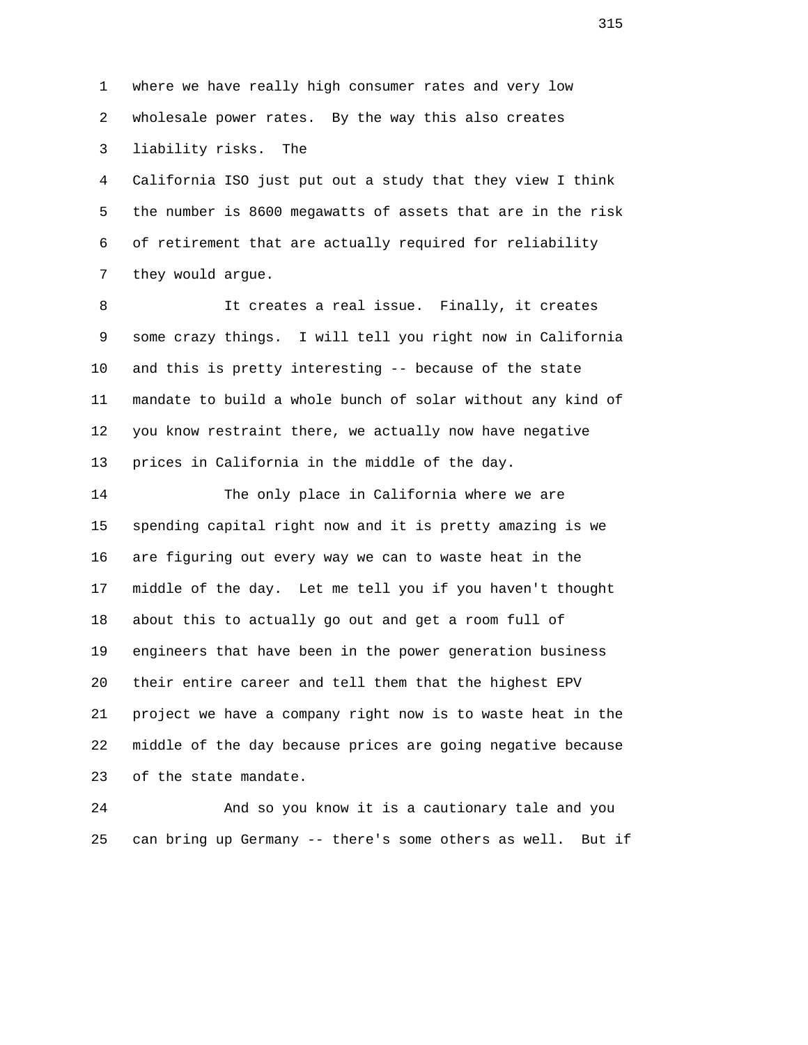where we have really high consumer rates and very low wholesale power rates. By the way this also creates liability risks. The California ISO just put out a study that they view I think the number is 8600 megawatts of assets that are in the risk of retirement that are actually required for reliability they would argue.

It creates a real issue. Finally, it creates some crazy things. I will tell you right now in California and this is pretty interesting -- because of the state mandate to build a whole bunch of solar without any kind of you know restraint there, we actually now have negative prices in California in the middle of the day.

The only place in California where we are spending capital right now and it is pretty amazing is we are figuring out every way we can to waste heat in the middle of the day. Let me tell you if you haven't thought about this to actually go out and get a room full of engineers that have been in the power generation business their entire career and tell them that the highest EPV project we have a company right now is to waste heat in the middle of the day because prices are going negative because of the state mandate.

And so you know it is a cautionary tale and you can bring up Germany -- there's some others as well. But if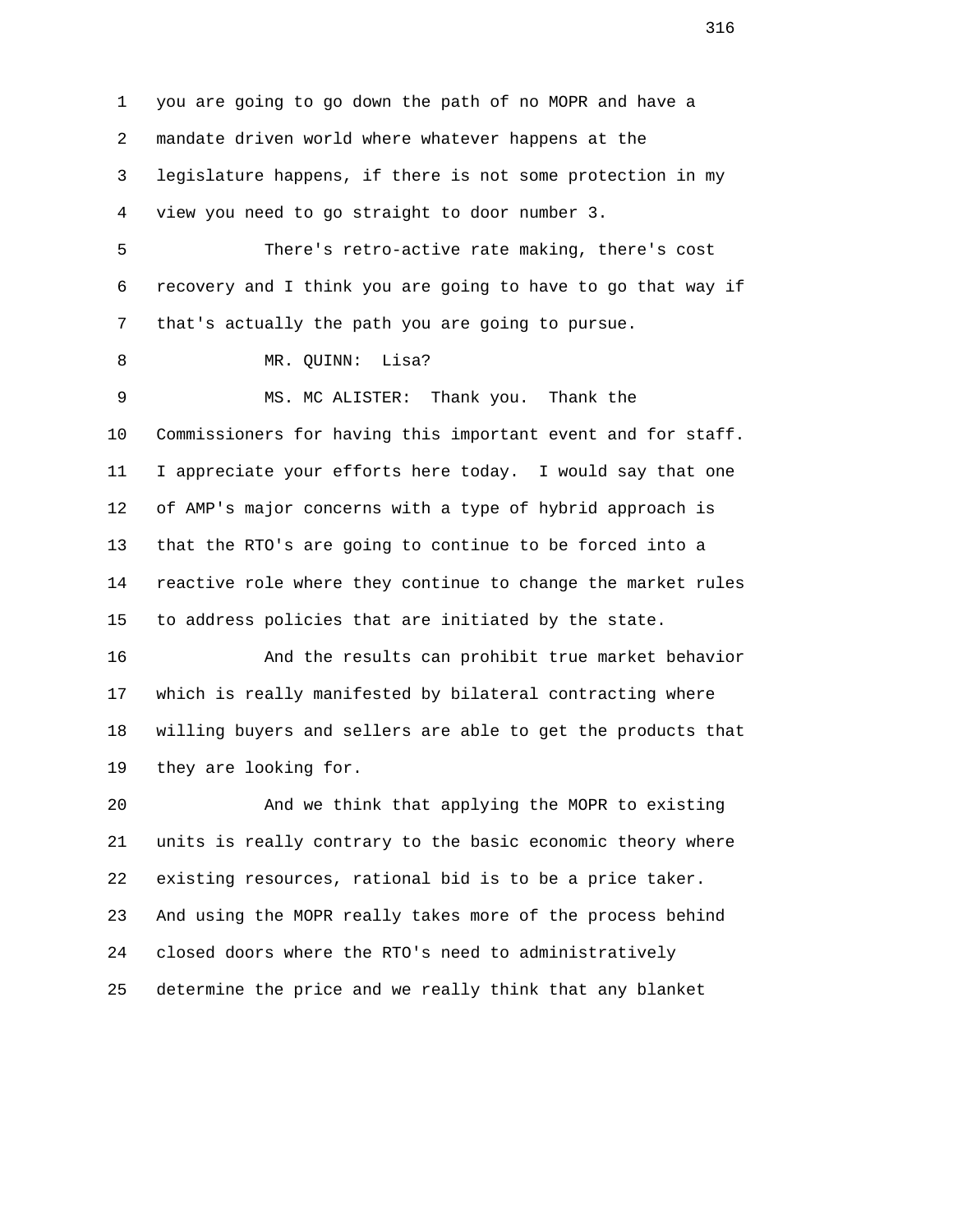you are going to go down the path of no MOPR and have a mandate driven world where whatever happens at the legislature happens, if there is not some protection in my view you need to go straight to door number 3.

There's retro-active rate making, there's cost recovery and I think you are going to have to go that way if that's actually the path you are going to pursue.

MR. QUINN: Lisa?

MS. MC ALISTER: Thank you. Thank the Commissioners for having this important event and for staff. I appreciate your efforts here today. I would say that one of AMP's major concerns with a type of hybrid approach is that the RTO's are going to continue to be forced into a reactive role where they continue to change the market rules to address policies that are initiated by the state.

And the results can prohibit true market behavior which is really manifested by bilateral contracting where willing buyers and sellers are able to get the products that they are looking for.

And we think that applying the MOPR to existing units is really contrary to the basic economic theory where existing resources, rational bid is to be a price taker. And using the MOPR really takes more of the process behind closed doors where the RTO's need to administratively determine the price and we really think that any blanket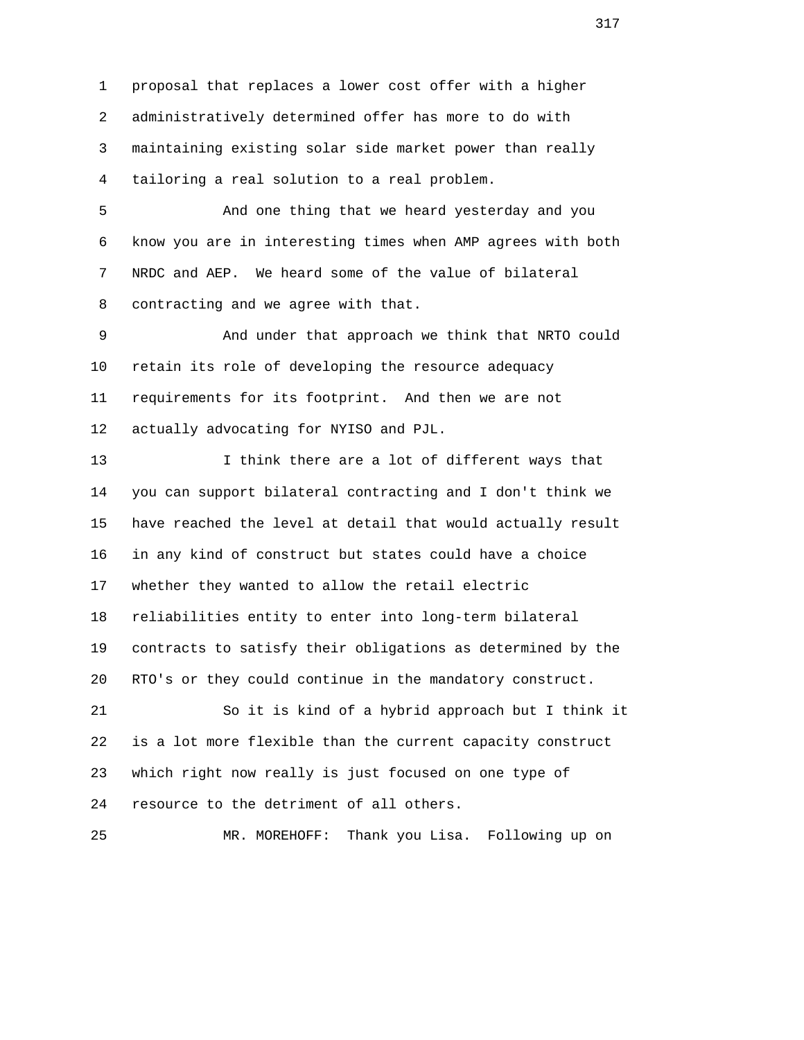proposal that replaces a lower cost offer with a higher administratively determined offer has more to do with maintaining existing solar side market power than really tailoring a real solution to a real problem.

And one thing that we heard yesterday and you know you are in interesting times when AMP agrees with both NRDC and AEP. We heard some of the value of bilateral contracting and we agree with that.

And under that approach we think that NRTO could retain its role of developing the resource adequacy requirements for its footprint. And then we are not actually advocating for NYISO and PJL.

I think there are a lot of different ways that you can support bilateral contracting and I don't think we have reached the level at detail that would actually result in any kind of construct but states could have a choice whether they wanted to allow the retail electric reliabilities entity to enter into long-term bilateral contracts to satisfy their obligations as determined by the RTO's or they could continue in the mandatory construct.

So it is kind of a hybrid approach but I think it is a lot more flexible than the current capacity construct which right now really is just focused on one type of resource to the detriment of all others.

MR. MOREHOFF: Thank you Lisa. Following up on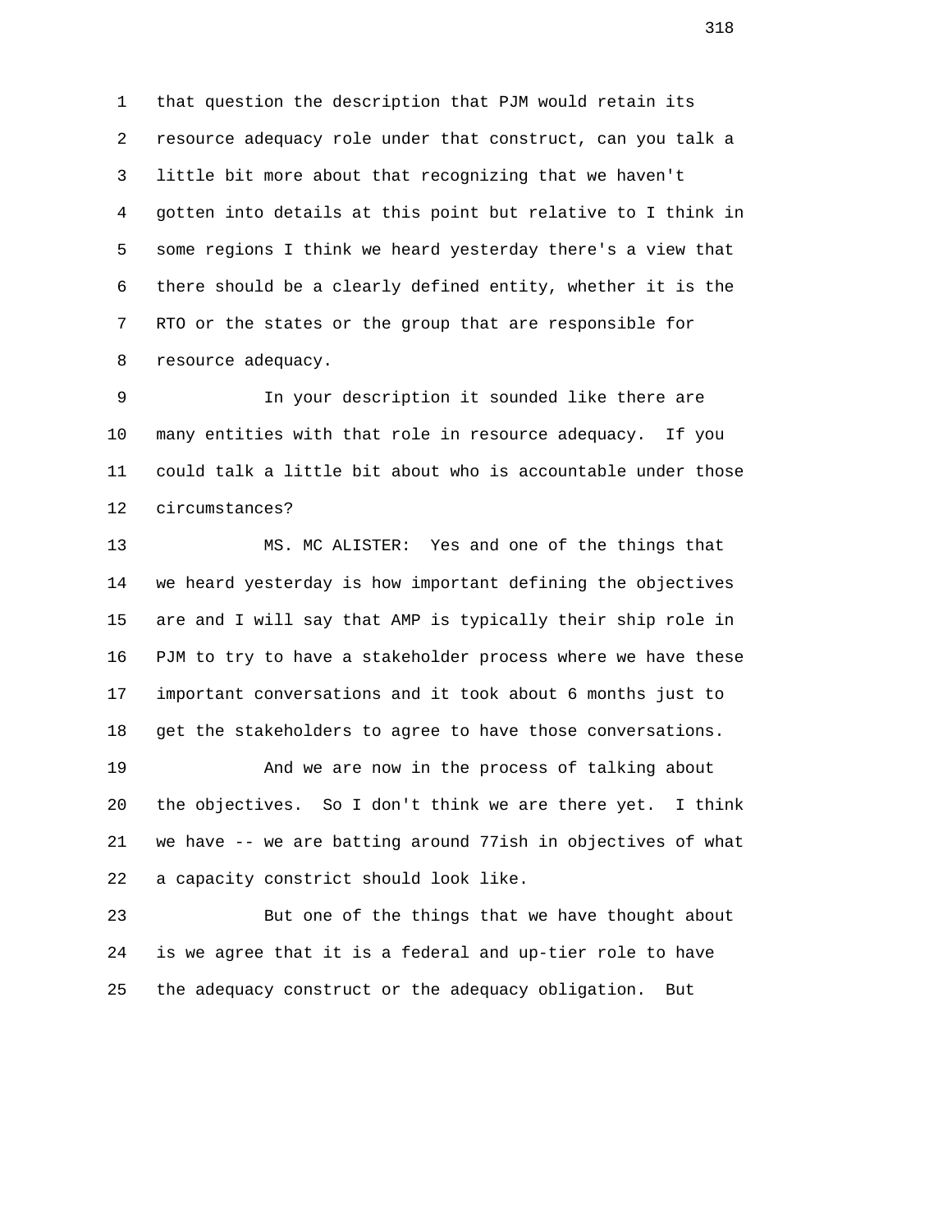that question the description that PJM would retain its resource adequacy role under that construct, can you talk a little bit more about that recognizing that we haven't gotten into details at this point but relative to I think in some regions I think we heard yesterday there's a view that there should be a clearly defined entity, whether it is the RTO or the states or the group that are responsible for resource adequacy.

In your description it sounded like there are many entities with that role in resource adequacy. If you could talk a little bit about who is accountable under those circumstances?

MS. MC ALISTER: Yes and one of the things that we heard yesterday is how important defining the objectives are and I will say that AMP is typically their ship role in PJM to try to have a stakeholder process where we have these important conversations and it took about 6 months just to get the stakeholders to agree to have those conversations.

And we are now in the process of talking about the objectives. So I don't think we are there yet. I think we have -- we are batting around 77ish in objectives of what a capacity constrict should look like.

But one of the things that we have thought about is we agree that it is a federal and up-tier role to have the adequacy construct or the adequacy obligation. But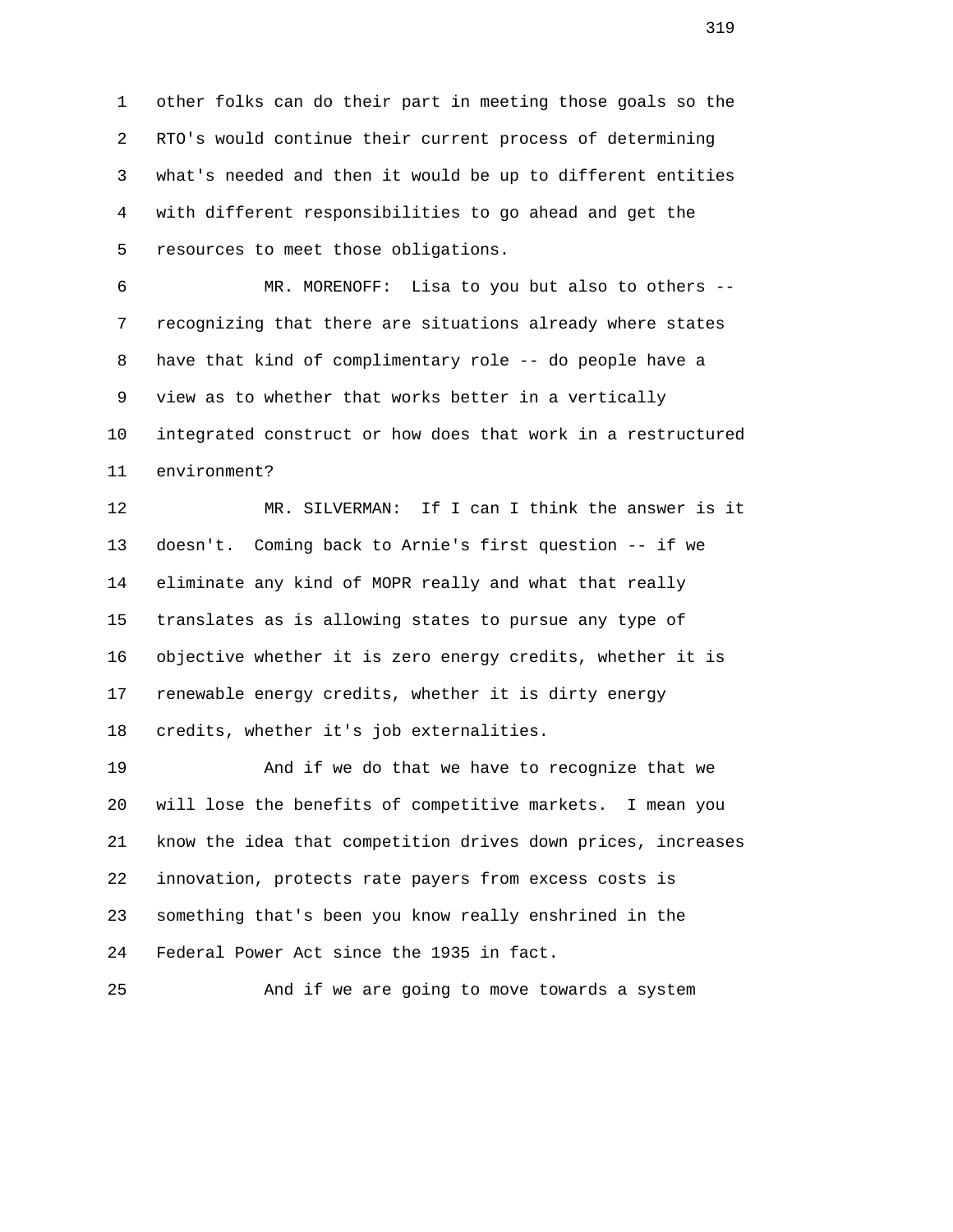other folks can do their part in meeting those goals so the RTO's would continue their current process of determining what's needed and then it would be up to different entities with different responsibilities to go ahead and get the resources to meet those obligations.

MR. MORENOFF: Lisa to you but also to others -- recognizing that there are situations already where states have that kind of complimentary role -- do people have a view as to whether that works better in a vertically integrated construct or how does that work in a restructured environment?

MR. SILVERMAN: If I can I think the answer is it doesn't. Coming back to Arnie's first question -- if we eliminate any kind of MOPR really and what that really translates as is allowing states to pursue any type of objective whether it is zero energy credits, whether it is renewable energy credits, whether it is dirty energy credits, whether it's job externalities.

And if we do that we have to recognize that we will lose the benefits of competitive markets. I mean you know the idea that competition drives down prices, increases innovation, protects rate payers from excess costs is something that's been you know really enshrined in the Federal Power Act since the 1935 in fact.

And if we are going to move towards a system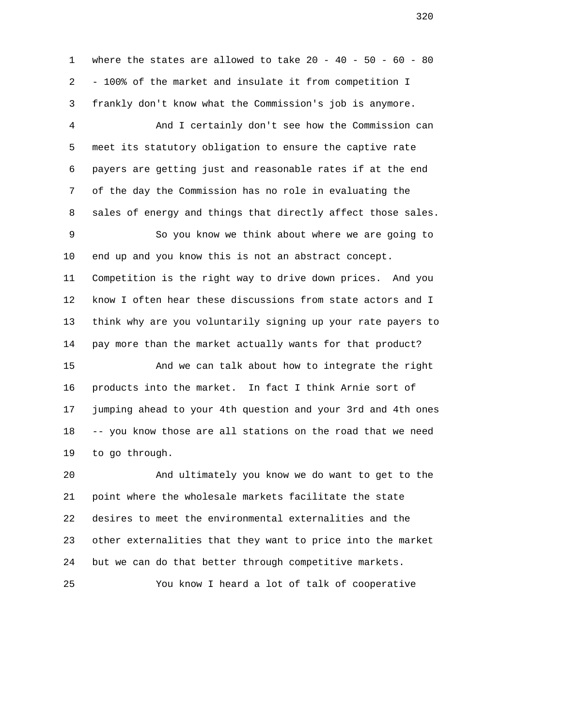where the states are allowed to take 20 - 40 - 50 - 60 - 80 - 100% of the market and insulate it from competition I frankly don't know what the Commission's job is anymore.

And I certainly don't see how the Commission can meet its statutory obligation to ensure the captive rate payers are getting just and reasonable rates if at the end of the day the Commission has no role in evaluating the sales of energy and things that directly affect those sales.

So you know we think about where we are going to end up and you know this is not an abstract concept. Competition is the right way to drive down prices. And you know I often hear these discussions from state actors and I think why are you voluntarily signing up your rate payers to pay more than the market actually wants for that product?

And we can talk about how to integrate the right products into the market. In fact I think Arnie sort of jumping ahead to your 4th question and your 3rd and 4th ones -- you know those are all stations on the road that we need to go through.

And ultimately you know we do want to get to the point where the wholesale markets facilitate the state desires to meet the environmental externalities and the other externalities that they want to price into the market but we can do that better through competitive markets.

You know I heard a lot of talk of cooperative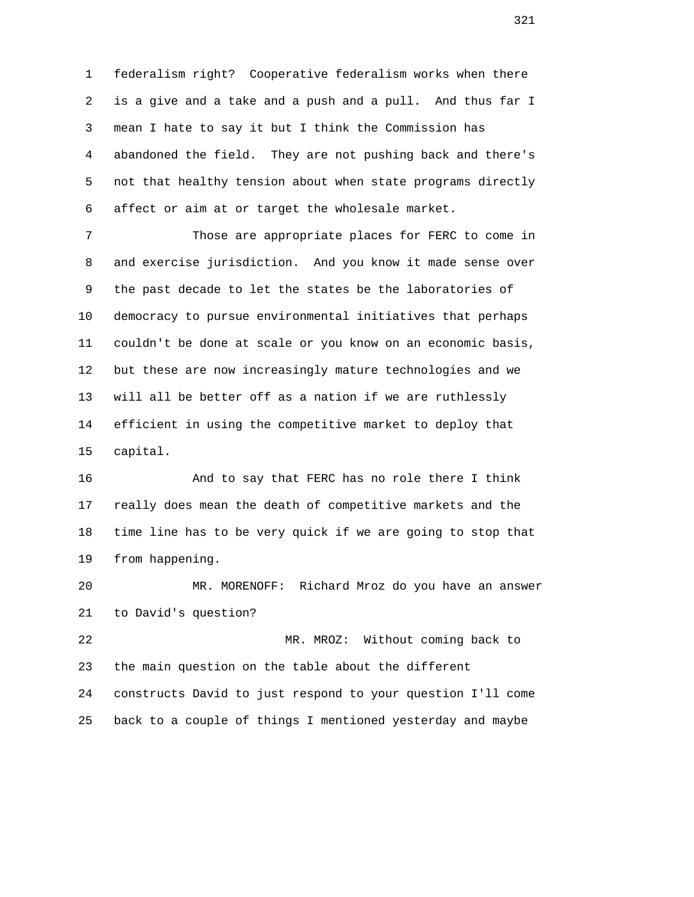federalism right? Cooperative federalism works when there is a give and a take and a push and a pull. And thus far I mean I hate to say it but I think the Commission has abandoned the field. They are not pushing back and there's not that healthy tension about when state programs directly affect or aim at or target the wholesale market.

Those are appropriate places for FERC to come in and exercise jurisdiction. And you know it made sense over the past decade to let the states be the laboratories of democracy to pursue environmental initiatives that perhaps couldn't be done at scale or you know on an economic basis, but these are now increasingly mature technologies and we will all be better off as a nation if we are ruthlessly efficient in using the competitive market to deploy that capital.

And to say that FERC has no role there I think really does mean the death of competitive markets and the time line has to be very quick if we are going to stop that from happening.

MR. MORENOFF: Richard Mroz do you have an answer to David's question?

MR. MROZ: Without coming back to the main question on the table about the different constructs David to just respond to your question I'll come back to a couple of things I mentioned yesterday and maybe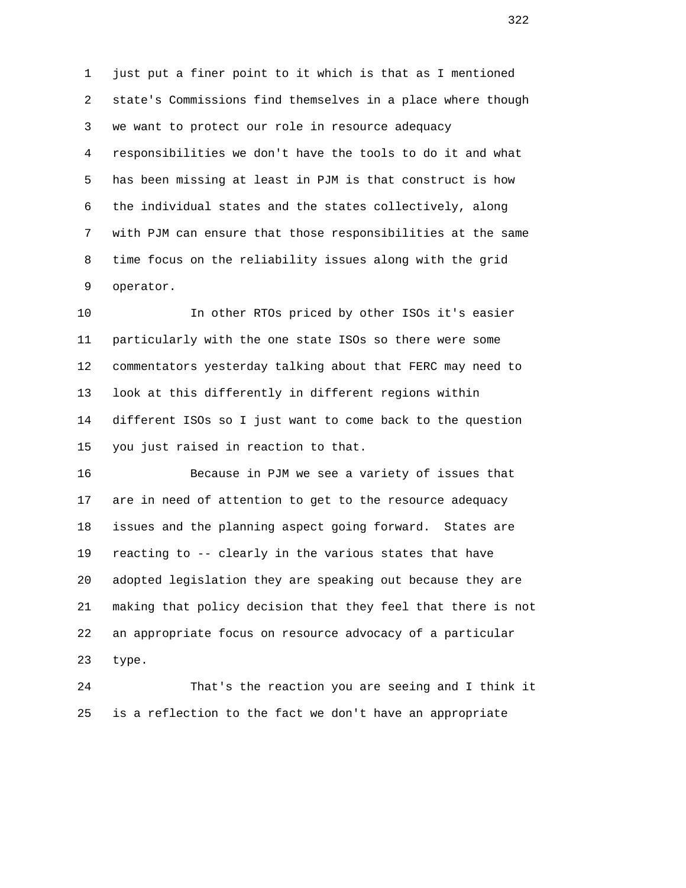just put a finer point to it which is that as I mentioned state's Commissions find themselves in a place where though we want to protect our role in resource adequacy responsibilities we don't have the tools to do it and what has been missing at least in PJM is that construct is how the individual states and the states collectively, along with PJM can ensure that those responsibilities at the same time focus on the reliability issues along with the grid operator.

In other RTOs priced by other ISOs it's easier particularly with the one state ISOs so there were some commentators yesterday talking about that FERC may need to look at this differently in different regions within different ISOs so I just want to come back to the question you just raised in reaction to that.

Because in PJM we see a variety of issues that are in need of attention to get to the resource adequacy issues and the planning aspect going forward. States are reacting to -- clearly in the various states that have adopted legislation they are speaking out because they are making that policy decision that they feel that there is not an appropriate focus on resource advocacy of a particular type.

That's the reaction you are seeing and I think it is a reflection to the fact we don't have an appropriate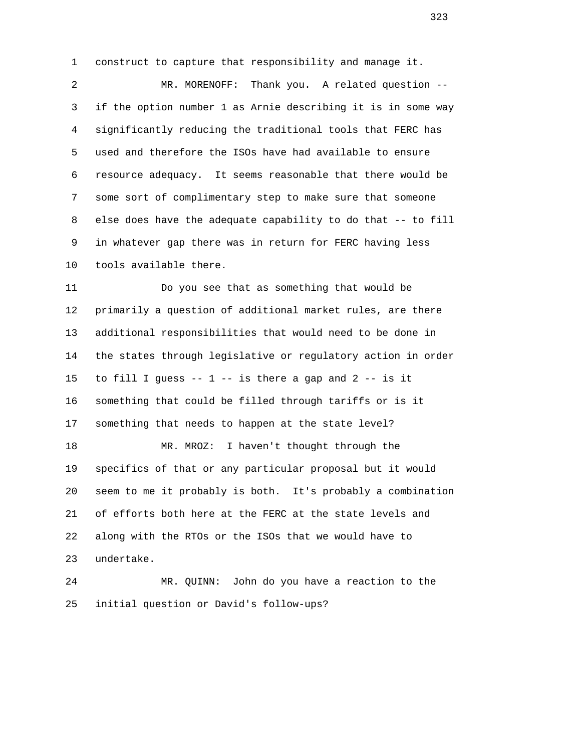construct to capture that responsibility and manage it.

MR. MORENOFF: Thank you. A related question -- if the option number 1 as Arnie describing it is in some way significantly reducing the traditional tools that FERC has used and therefore the ISOs have had available to ensure resource adequacy. It seems reasonable that there would be some sort of complimentary step to make sure that someone else does have the adequate capability to do that -- to fill in whatever gap there was in return for FERC having less tools available there.

Do you see that as something that would be primarily a question of additional market rules, are there additional responsibilities that would need to be done in the states through legislative or regulatory action in order to fill I guess -- 1 -- is there a gap and 2 -- is it something that could be filled through tariffs or is it something that needs to happen at the state level?

MR. MROZ: I haven't thought through the specifics of that or any particular proposal but it would seem to me it probably is both. It's probably a combination of efforts both here at the FERC at the state levels and along with the RTOs or the ISOs that we would have to undertake.

MR. QUINN: John do you have a reaction to the initial question or David's follow-ups?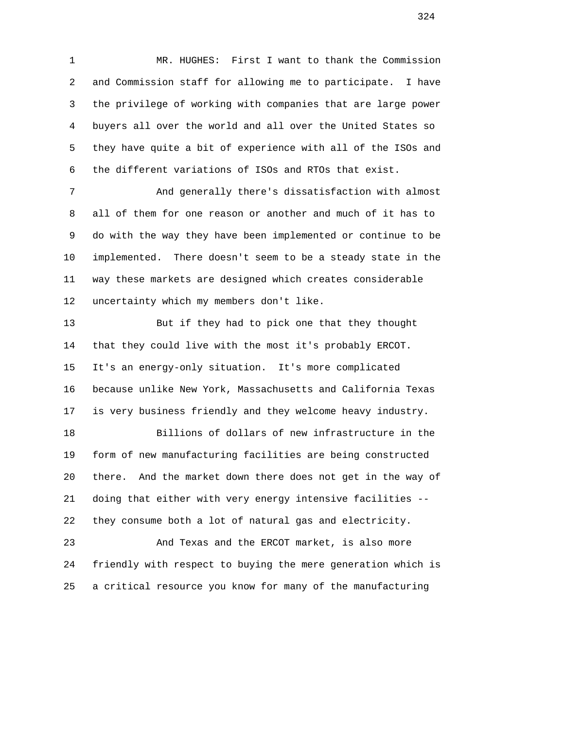MR. HUGHES: First I want to thank the Commission and Commission staff for allowing me to participate. I have the privilege of working with companies that are large power buyers all over the world and all over the United States so they have quite a bit of experience with all of the ISOs and the different variations of ISOs and RTOs that exist.

And generally there's dissatisfaction with almost all of them for one reason or another and much of it has to do with the way they have been implemented or continue to be implemented. There doesn't seem to be a steady state in the way these markets are designed which creates considerable uncertainty which my members don't like.

But if they had to pick one that they thought that they could live with the most it's probably ERCOT. It's an energy-only situation. It's more complicated because unlike New York, Massachusetts and California Texas is very business friendly and they welcome heavy industry.

Billions of dollars of new infrastructure in the form of new manufacturing facilities are being constructed there. And the market down there does not get in the way of doing that either with very energy intensive facilities -- they consume both a lot of natural gas and electricity.

And Texas and the ERCOT market, is also more friendly with respect to buying the mere generation which is a critical resource you know for many of the manufacturing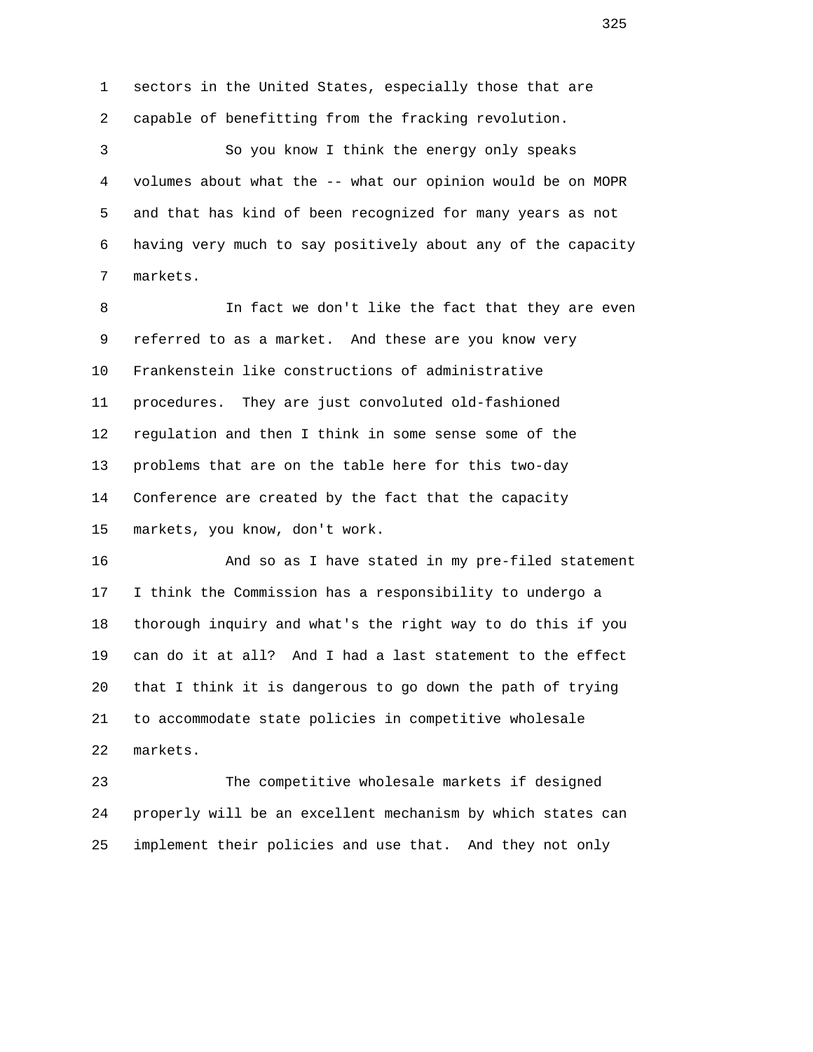sectors in the United States, especially those that are capable of benefitting from the fracking revolution.

So you know I think the energy only speaks volumes about what the -- what our opinion would be on MOPR and that has kind of been recognized for many years as not having very much to say positively about any of the capacity markets.

In fact we don't like the fact that they are even referred to as a market. And these are you know very Frankenstein like constructions of administrative procedures. They are just convoluted old-fashioned regulation and then I think in some sense some of the problems that are on the table here for this two-day Conference are created by the fact that the capacity markets, you know, don't work.

And so as I have stated in my pre-filed statement I think the Commission has a responsibility to undergo a thorough inquiry and what's the right way to do this if you can do it at all? And I had a last statement to the effect that I think it is dangerous to go down the path of trying to accommodate state policies in competitive wholesale markets.

The competitive wholesale markets if designed properly will be an excellent mechanism by which states can implement their policies and use that. And they not only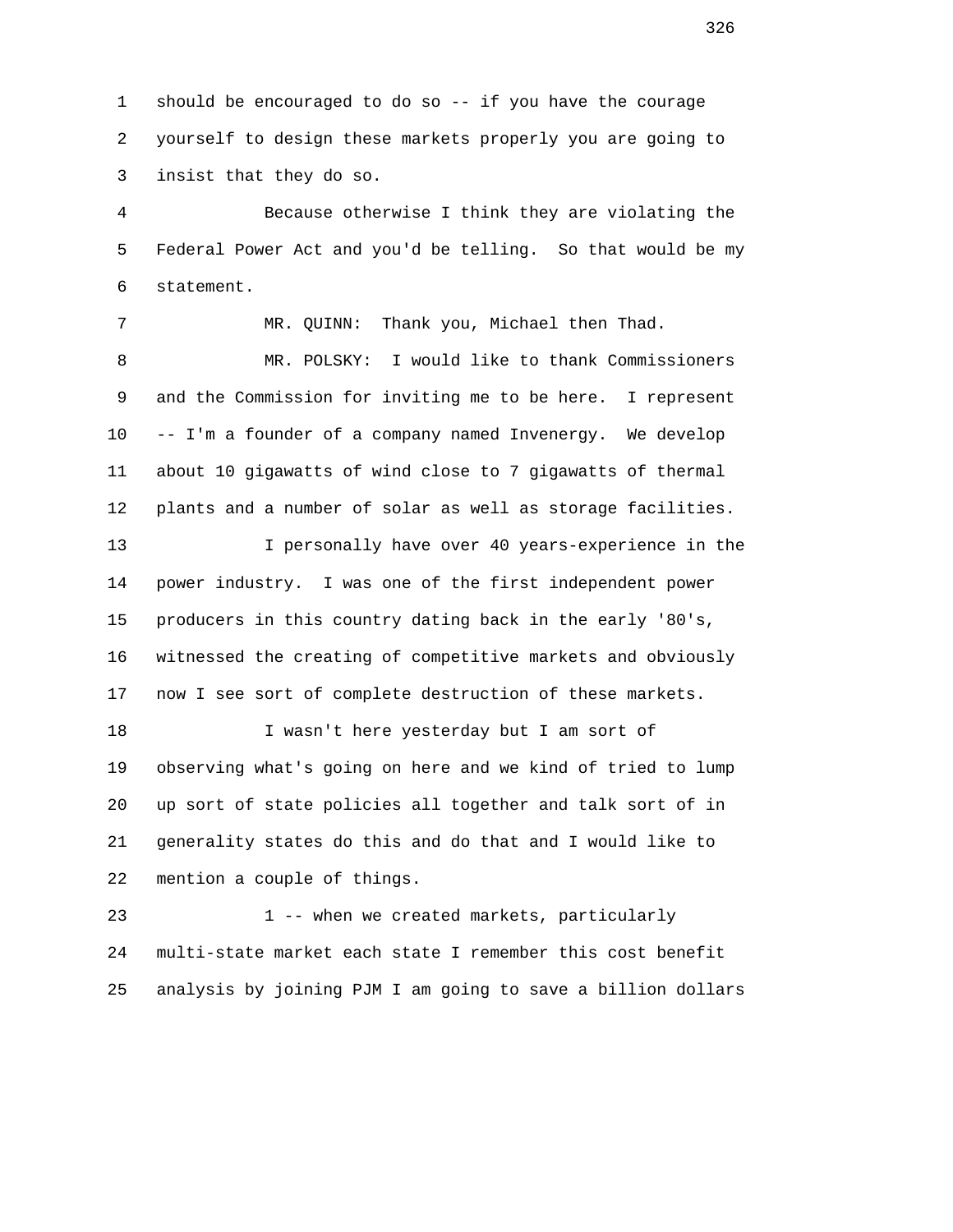should be encouraged to do so -- if you have the courage yourself to design these markets properly you are going to insist that they do so.

Because otherwise I think they are violating the Federal Power Act and you'd be telling. So that would be my statement.

MR. QUINN: Thank you, Michael then Thad.

MR. POLSKY: I would like to thank Commissioners and the Commission for inviting me to be here. I represent -- I'm a founder of a company named Invenergy. We develop about 10 gigawatts of wind close to 7 gigawatts of thermal plants and a number of solar as well as storage facilities.

I personally have over 40 years-experience in the power industry. I was one of the first independent power producers in this country dating back in the early '80's, witnessed the creating of competitive markets and obviously now I see sort of complete destruction of these markets.

I wasn't here yesterday but I am sort of observing what's going on here and we kind of tried to lump up sort of state policies all together and talk sort of in generality states do this and do that and I would like to mention a couple of things.

1 -- when we created markets, particularly multi-state market each state I remember this cost benefit analysis by joining PJM I am going to save a billion dollars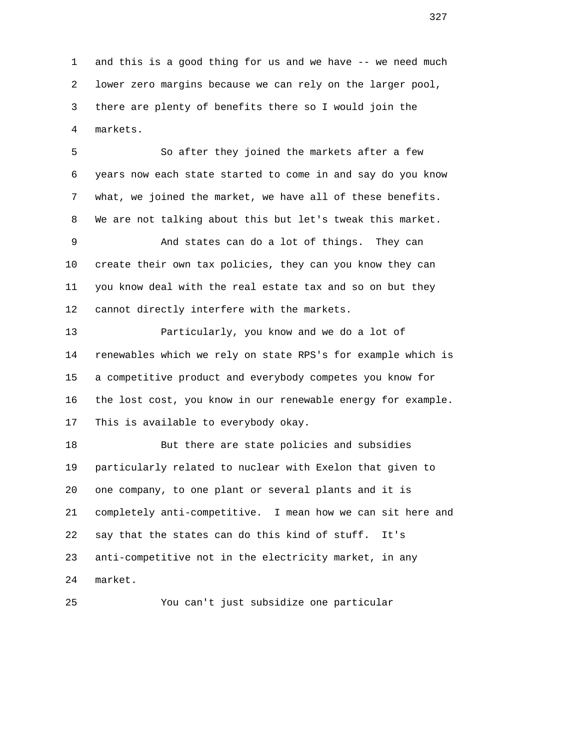and this is a good thing for us and we have -- we need much lower zero margins because we can rely on the larger pool, there are plenty of benefits there so I would join the markets.

So after they joined the markets after a few years now each state started to come in and say do you know what, we joined the market, we have all of these benefits. We are not talking about this but let's tweak this market.

And states can do a lot of things. They can create their own tax policies, they can you know they can you know deal with the real estate tax and so on but they cannot directly interfere with the markets.

Particularly, you know and we do a lot of renewables which we rely on state RPS's for example which is a competitive product and everybody competes you know for the lost cost, you know in our renewable energy for example. This is available to everybody okay.

But there are state policies and subsidies particularly related to nuclear with Exelon that given to one company, to one plant or several plants and it is completely anti-competitive. I mean how we can sit here and say that the states can do this kind of stuff. It's anti-competitive not in the electricity market, in any market.

You can't just subsidize one particular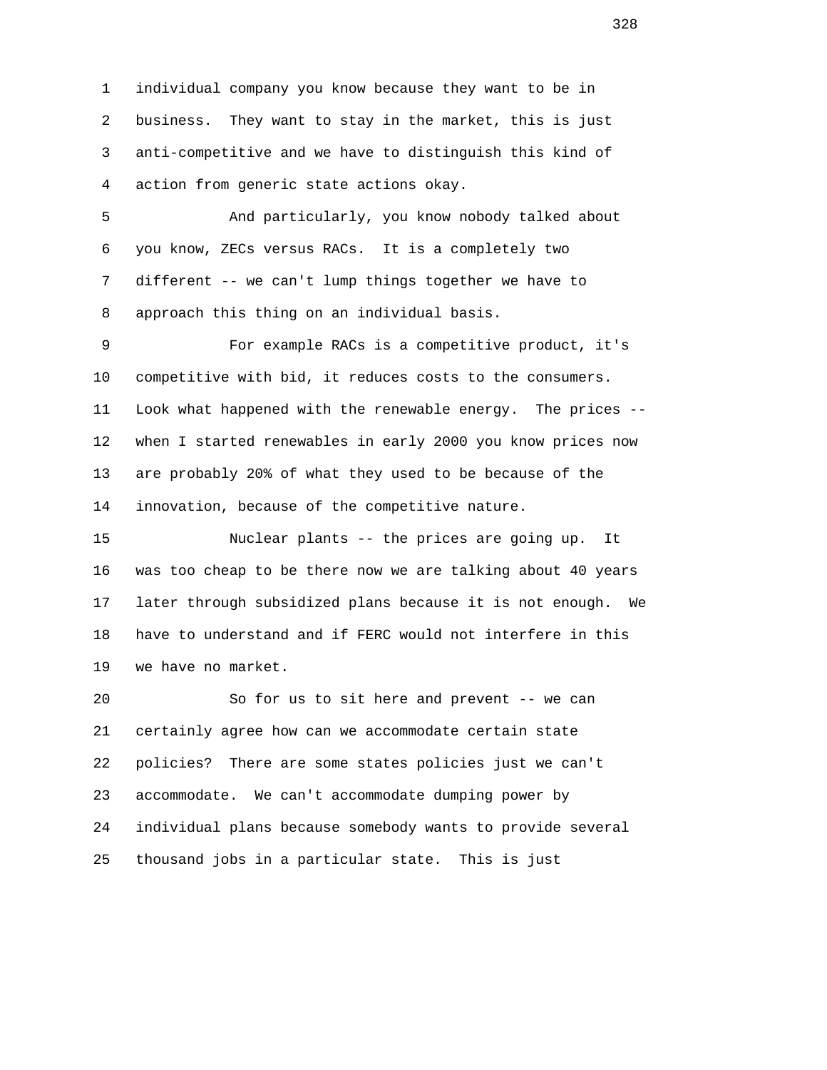individual company you know because they want to be in business. They want to stay in the market, this is just anti-competitive and we have to distinguish this kind of action from generic state actions okay.

And particularly, you know nobody talked about you know, ZECs versus RACs. It is a completely two different -- we can't lump things together we have to approach this thing on an individual basis.

For example RACs is a competitive product, it's competitive with bid, it reduces costs to the consumers. Look what happened with the renewable energy. The prices -- when I started renewables in early 2000 you know prices now are probably 20% of what they used to be because of the innovation, because of the competitive nature.

Nuclear plants -- the prices are going up. It was too cheap to be there now we are talking about 40 years later through subsidized plans because it is not enough. We have to understand and if FERC would not interfere in this we have no market.

So for us to sit here and prevent -- we can certainly agree how can we accommodate certain state policies? There are some states policies just we can't accommodate. We can't accommodate dumping power by individual plans because somebody wants to provide several thousand jobs in a particular state. This is just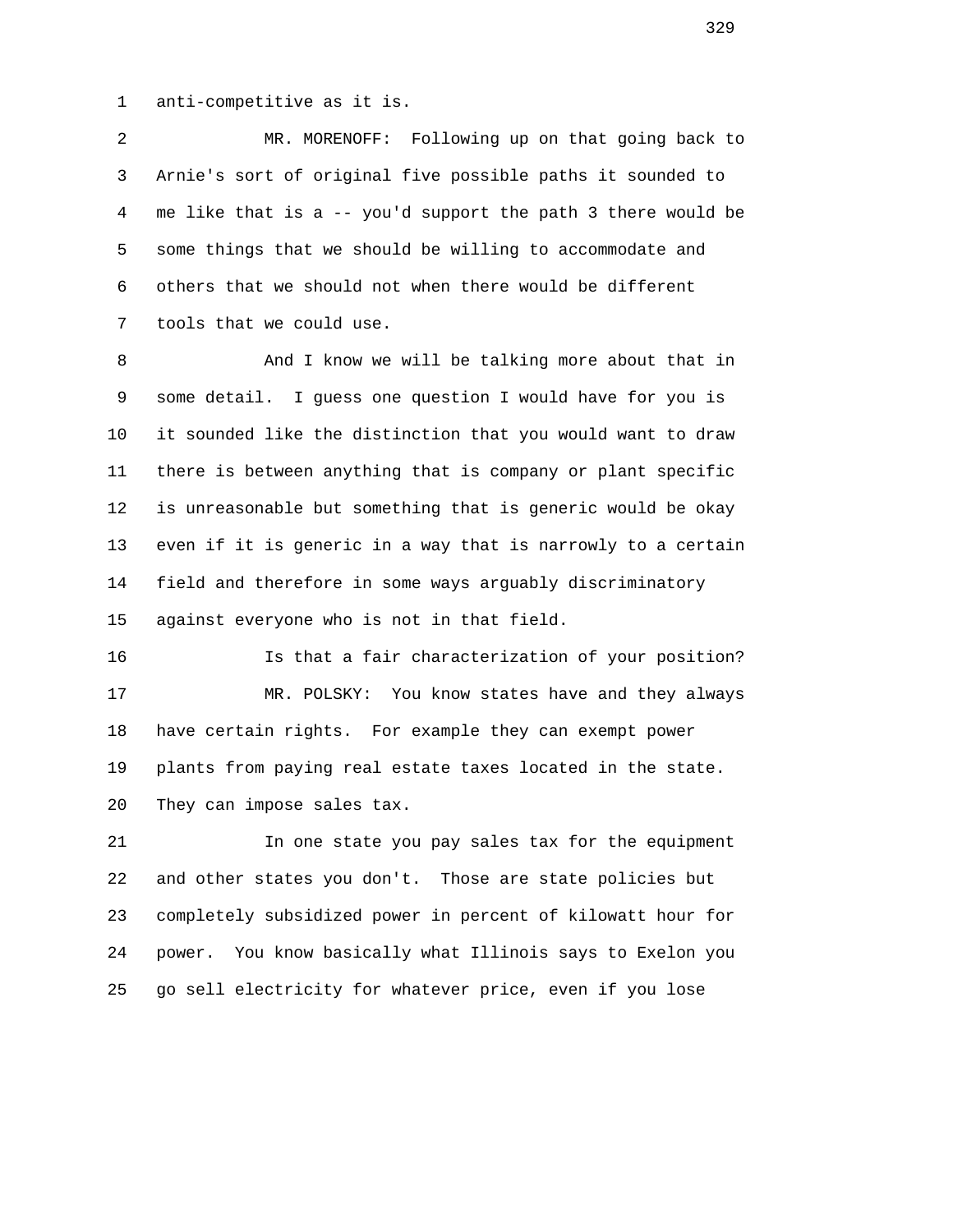anti-competitive as it is.

MR. MORENOFF: Following up on that going back to Arnie's sort of original five possible paths it sounded to me like that is a -- you'd support the path 3 there would be some things that we should be willing to accommodate and others that we should not when there would be different tools that we could use.

And I know we will be talking more about that in some detail. I guess one question I would have for you is it sounded like the distinction that you would want to draw there is between anything that is company or plant specific is unreasonable but something that is generic would be okay even if it is generic in a way that is narrowly to a certain field and therefore in some ways arguably discriminatory against everyone who is not in that field.

Is that a fair characterization of your position?

MR. POLSKY: You know states have and they always have certain rights. For example they can exempt power plants from paying real estate taxes located in the state. They can impose sales tax.

In one state you pay sales tax for the equipment and other states you don't. Those are state policies but completely subsidized power in percent of kilowatt hour for power. You know basically what Illinois says to Exelon you go sell electricity for whatever price, even if you lose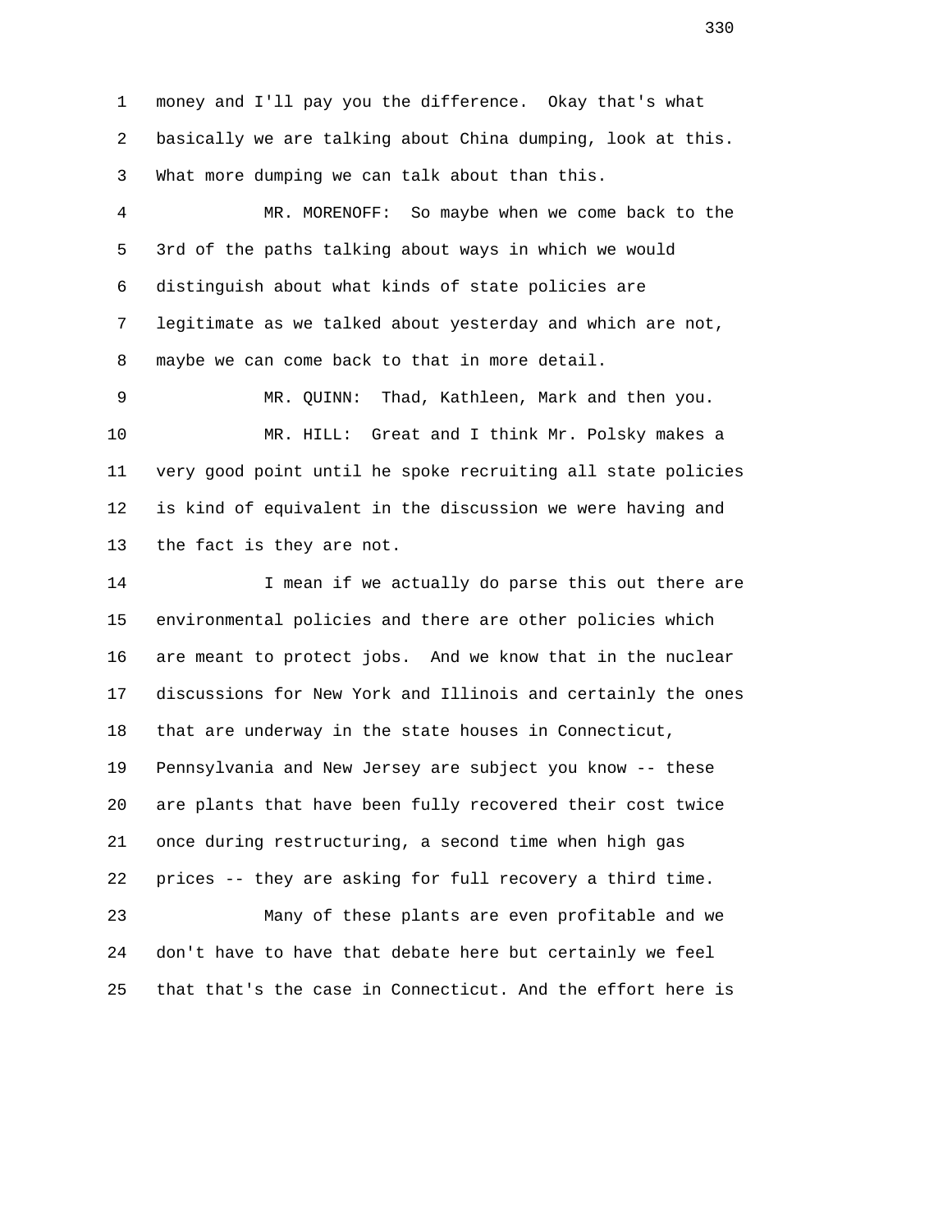money and I'll pay you the difference. Okay that's what basically we are talking about China dumping, look at this. What more dumping we can talk about than this.

MR. MORENOFF: So maybe when we come back to the 3rd of the paths talking about ways in which we would distinguish about what kinds of state policies are legitimate as we talked about yesterday and which are not, maybe we can come back to that in more detail.

MR. QUINN: Thad, Kathleen, Mark and then you.

MR. HILL: Great and I think Mr. Polsky makes a very good point until he spoke recruiting all state policies is kind of equivalent in the discussion we were having and the fact is they are not.

I mean if we actually do parse this out there are environmental policies and there are other policies which are meant to protect jobs. And we know that in the nuclear discussions for New York and Illinois and certainly the ones that are underway in the state houses in Connecticut, Pennsylvania and New Jersey are subject you know -- these are plants that have been fully recovered their cost twice once during restructuring, a second time when high gas prices -- they are asking for full recovery a third time.

Many of these plants are even profitable and we don't have to have that debate here but certainly we feel that that's the case in Connecticut. And the effort here is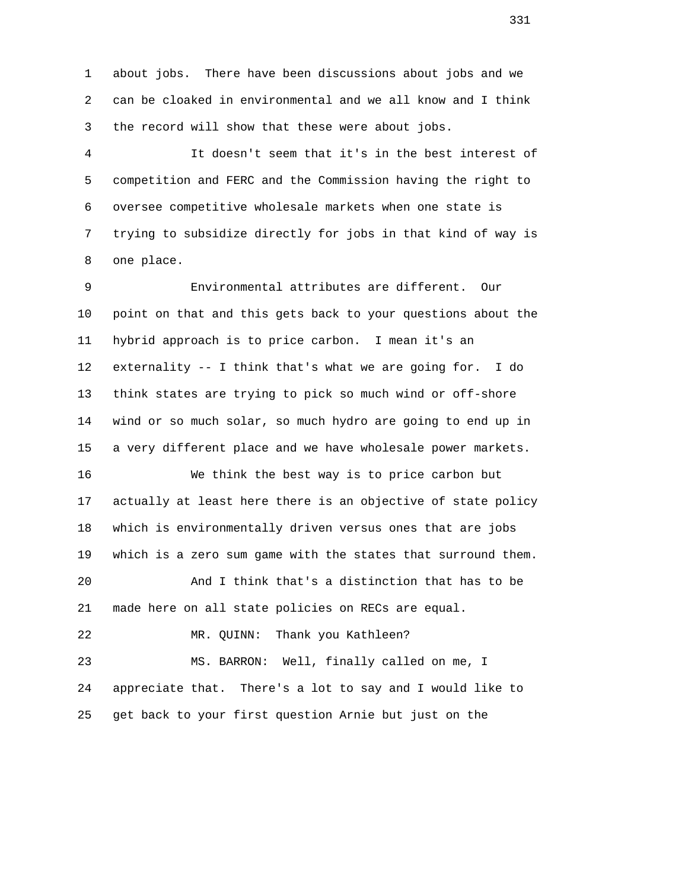about jobs. There have been discussions about jobs and we can be cloaked in environmental and we all know and I think the record will show that these were about jobs.

It doesn't seem that it's in the best interest of competition and FERC and the Commission having the right to oversee competitive wholesale markets when one state is trying to subsidize directly for jobs in that kind of way is one place.

Environmental attributes are different. Our point on that and this gets back to your questions about the hybrid approach is to price carbon. I mean it's an externality -- I think that's what we are going for. I do think states are trying to pick so much wind or off-shore wind or so much solar, so much hydro are going to end up in a very different place and we have wholesale power markets.

We think the best way is to price carbon but actually at least here there is an objective of state policy which is environmentally driven versus ones that are jobs which is a zero sum game with the states that surround them.

And I think that's a distinction that has to be made here on all state policies on RECs are equal.

MR. QUINN: Thank you Kathleen?

MS. BARRON: Well, finally called on me, I appreciate that. There's a lot to say and I would like to get back to your first question Arnie but just on the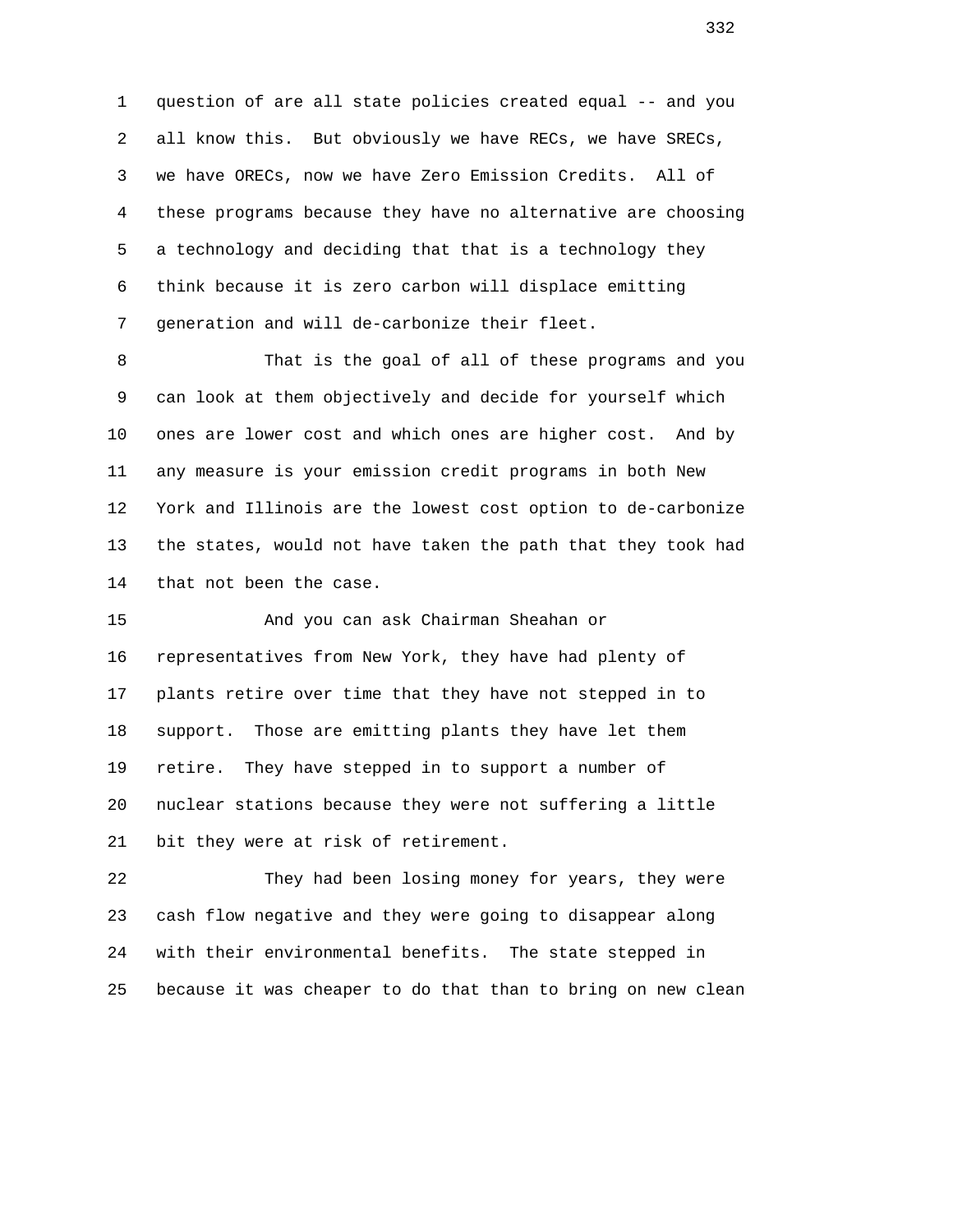question of are all state policies created equal -- and you all know this. But obviously we have RECs, we have SRECs, we have ORECs, now we have Zero Emission Credits. All of these programs because they have no alternative are choosing a technology and deciding that that is a technology they think because it is zero carbon will displace emitting generation and will de-carbonize their fleet.

That is the goal of all of these programs and you can look at them objectively and decide for yourself which ones are lower cost and which ones are higher cost. And by any measure is your emission credit programs in both New York and Illinois are the lowest cost option to de-carbonize the states, would not have taken the path that they took had that not been the case.

And you can ask Chairman Sheahan or representatives from New York, they have had plenty of plants retire over time that they have not stepped in to support. Those are emitting plants they have let them retire. They have stepped in to support a number of nuclear stations because they were not suffering a little bit they were at risk of retirement.

They had been losing money for years, they were cash flow negative and they were going to disappear along with their environmental benefits. The state stepped in because it was cheaper to do that than to bring on new clean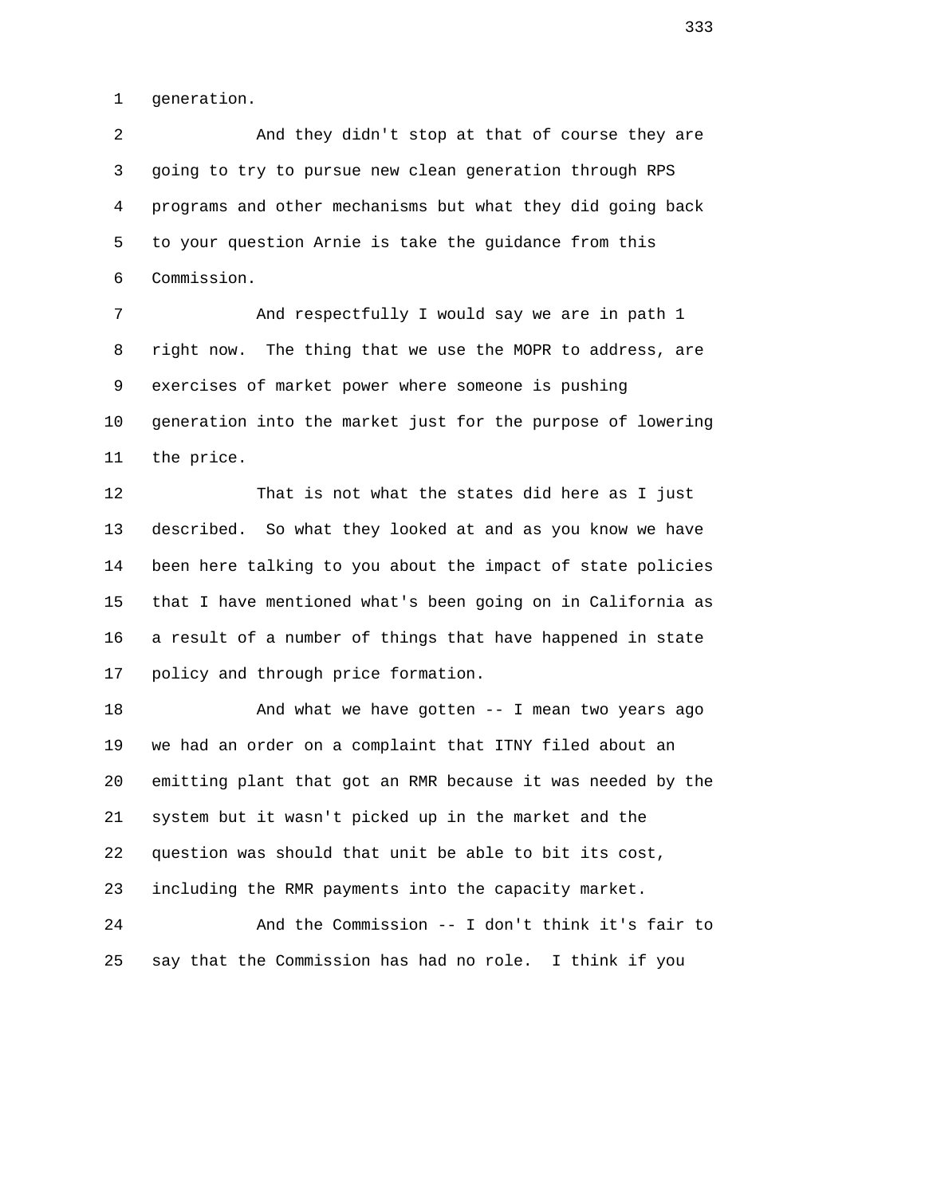generation.

And they didn't stop at that of course they are going to try to pursue new clean generation through RPS programs and other mechanisms but what they did going back to your question Arnie is take the guidance from this Commission.

And respectfully I would say we are in path 1 right now. The thing that we use the MOPR to address, are exercises of market power where someone is pushing generation into the market just for the purpose of lowering the price.

That is not what the states did here as I just described. So what they looked at and as you know we have been here talking to you about the impact of state policies that I have mentioned what's been going on in California as a result of a number of things that have happened in state policy and through price formation.

And what we have gotten -- I mean two years ago we had an order on a complaint that ITNY filed about an emitting plant that got an RMR because it was needed by the system but it wasn't picked up in the market and the question was should that unit be able to bit its cost, including the RMR payments into the capacity market.

And the Commission -- I don't think it's fair to say that the Commission has had no role. I think if you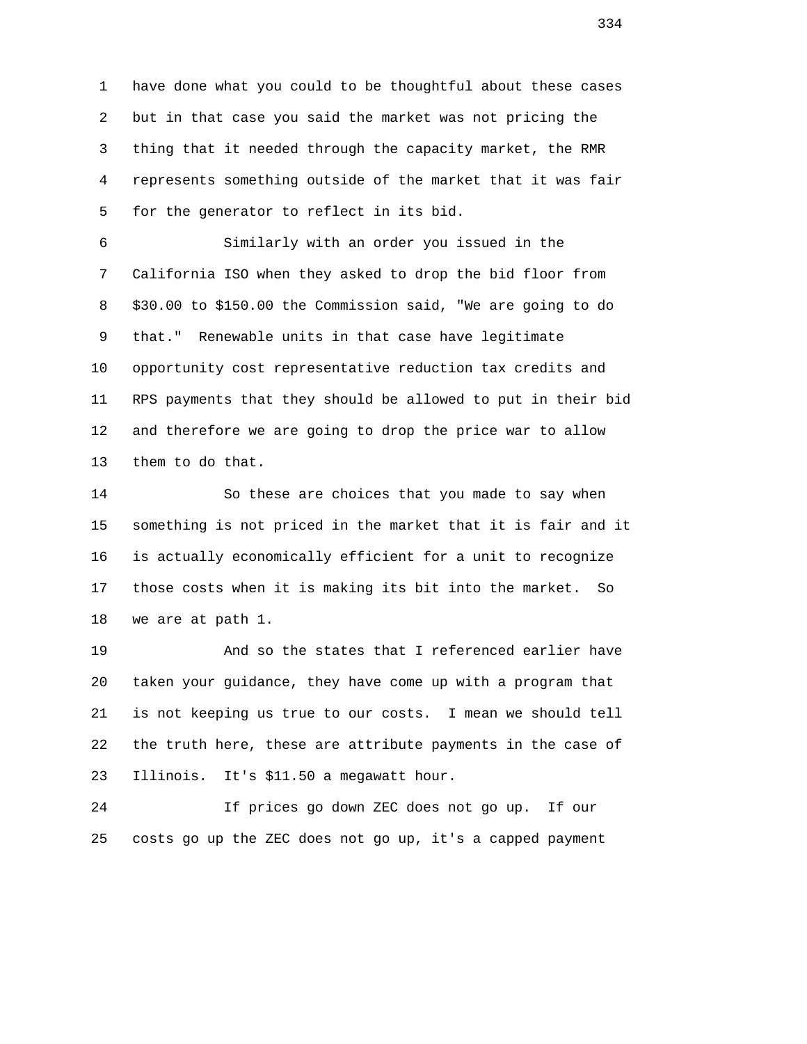have done what you could to be thoughtful about these cases but in that case you said the market was not pricing the thing that it needed through the capacity market, the RMR represents something outside of the market that it was fair for the generator to reflect in its bid.

Similarly with an order you issued in the California ISO when they asked to drop the bid floor from $30.00 to $150.00 the Commission said, "We are going to do that." Renewable units in that case have legitimate opportunity cost representative reduction tax credits and RPS payments that they should be allowed to put in their bid and therefore we are going to drop the price war to allow them to do that.

So these are choices that you made to say when something is not priced in the market that it is fair and it is actually economically efficient for a unit to recognize those costs when it is making its bit into the market. So we are at path 1.

And so the states that I referenced earlier have taken your guidance, they have come up with a program that is not keeping us true to our costs. I mean we should tell the truth here, these are attribute payments in the case of Illinois. It's $11.50 a megawatt hour.

If prices go down ZEC does not go up. If our costs go up the ZEC does not go up, it's a capped payment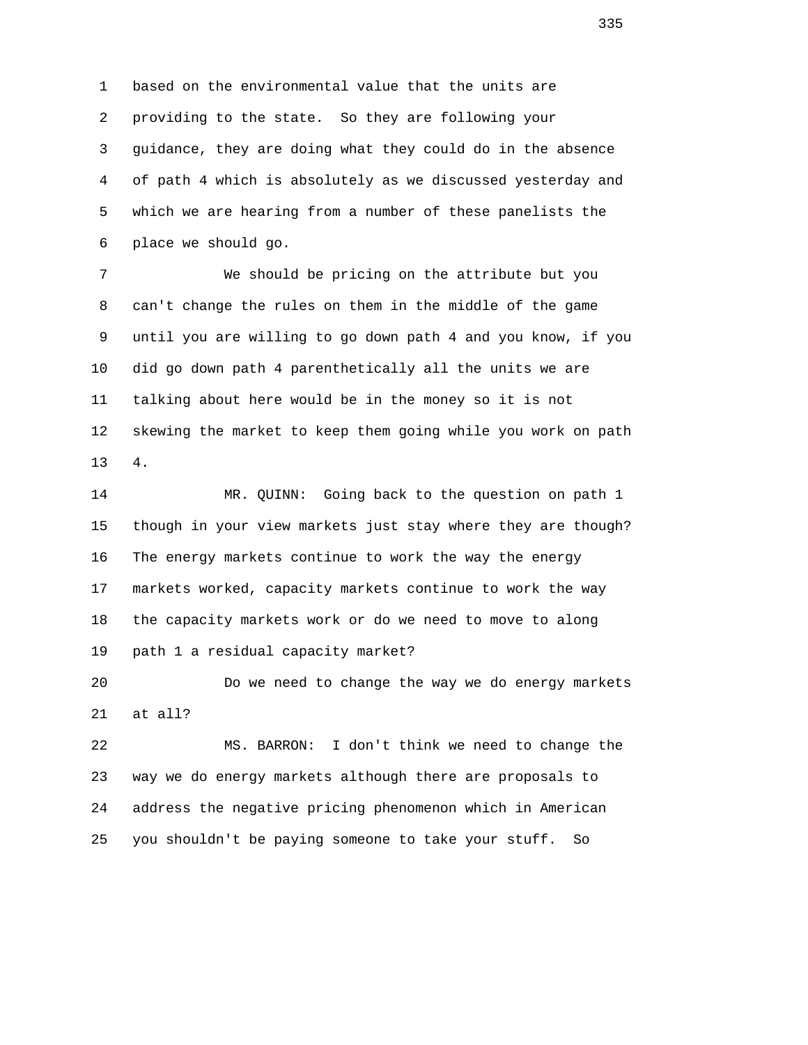based on the environmental value that the units are providing to the state. So they are following your guidance, they are doing what they could do in the absence of path 4 which is absolutely as we discussed yesterday and which we are hearing from a number of these panelists the place we should go.

We should be pricing on the attribute but you can't change the rules on them in the middle of the game until you are willing to go down path 4 and you know, if you did go down path 4 parenthetically all the units we are talking about here would be in the money so it is not skewing the market to keep them going while you work on path 4.

MR. QUINN: Going back to the question on path 1 though in your view markets just stay where they are though? The energy markets continue to work the way the energy markets worked, capacity markets continue to work the way the capacity markets work or do we need to move to along path 1 a residual capacity market?

Do we need to change the way we do energy markets at all?

MS. BARRON: I don't think we need to change the way we do energy markets although there are proposals to address the negative pricing phenomenon which in American you shouldn't be paying someone to take your stuff. So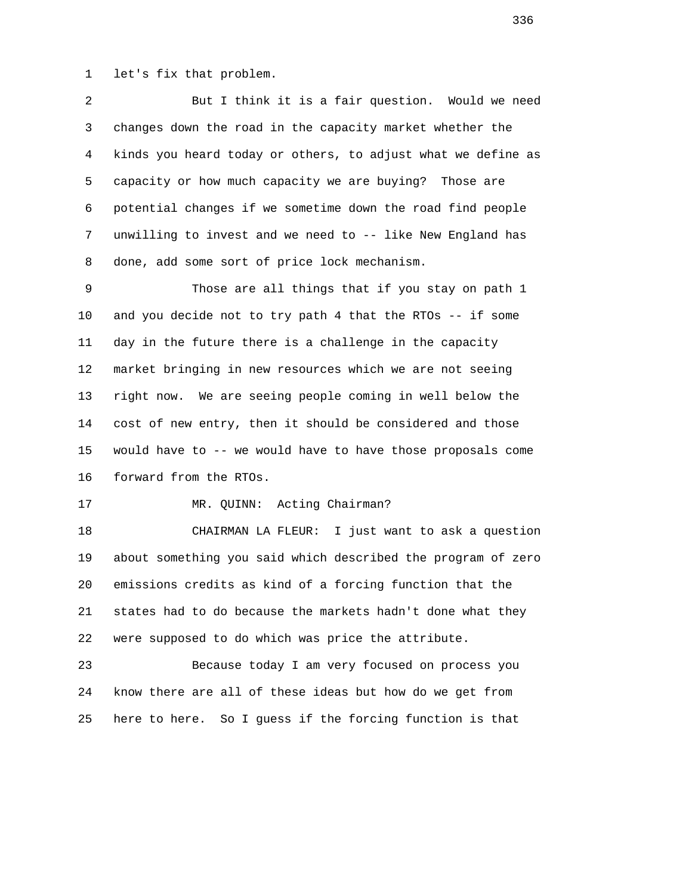let's fix that problem.

But I think it is a fair question. Would we need changes down the road in the capacity market whether the kinds you heard today or others, to adjust what we define as capacity or how much capacity we are buying? Those are potential changes if we sometime down the road find people unwilling to invest and we need to -- like New England has done, add some sort of price lock mechanism.

Those are all things that if you stay on path 1 and you decide not to try path 4 that the RTOs -- if some day in the future there is a challenge in the capacity market bringing in new resources which we are not seeing right now. We are seeing people coming in well below the cost of new entry, then it should be considered and those would have to -- we would have to have those proposals come forward from the RTOs.

MR. QUINN: Acting Chairman?

CHAIRMAN LA FLEUR: I just want to ask a question about something you said which described the program of zero emissions credits as kind of a forcing function that the states had to do because the markets hadn't done what they were supposed to do which was price the attribute.

Because today I am very focused on process you know there are all of these ideas but how do we get from here to here. So I guess if the forcing function is that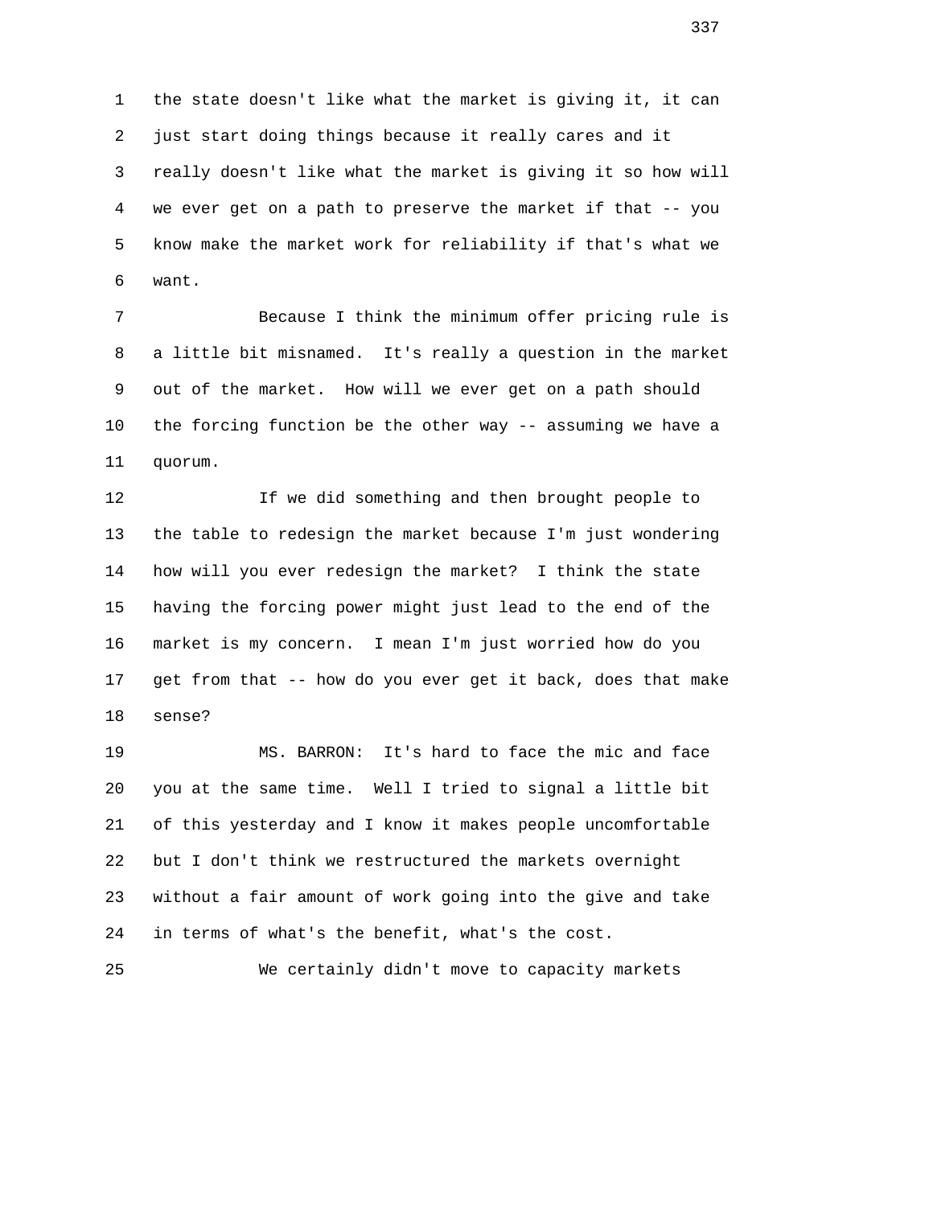the state doesn't like what the market is giving it, it can just start doing things because it really cares and it really doesn't like what the market is giving it so how will we ever get on a path to preserve the market if that -- you know make the market work for reliability if that's what we want.

Because I think the minimum offer pricing rule is a little bit misnamed. It's really a question in the market out of the market. How will we ever get on a path should the forcing function be the other way -- assuming we have a quorum.

If we did something and then brought people to the table to redesign the market because I'm just wondering how will you ever redesign the market? I think the state having the forcing power might just lead to the end of the market is my concern. I mean I'm just worried how do you get from that -- how do you ever get it back, does that make sense?

MS. BARRON: It's hard to face the mic and face you at the same time. Well I tried to signal a little bit of this yesterday and I know it makes people uncomfortable but I don't think we restructured the markets overnight without a fair amount of work going into the give and take in terms of what's the benefit, what's the cost.

We certainly didn't move to capacity markets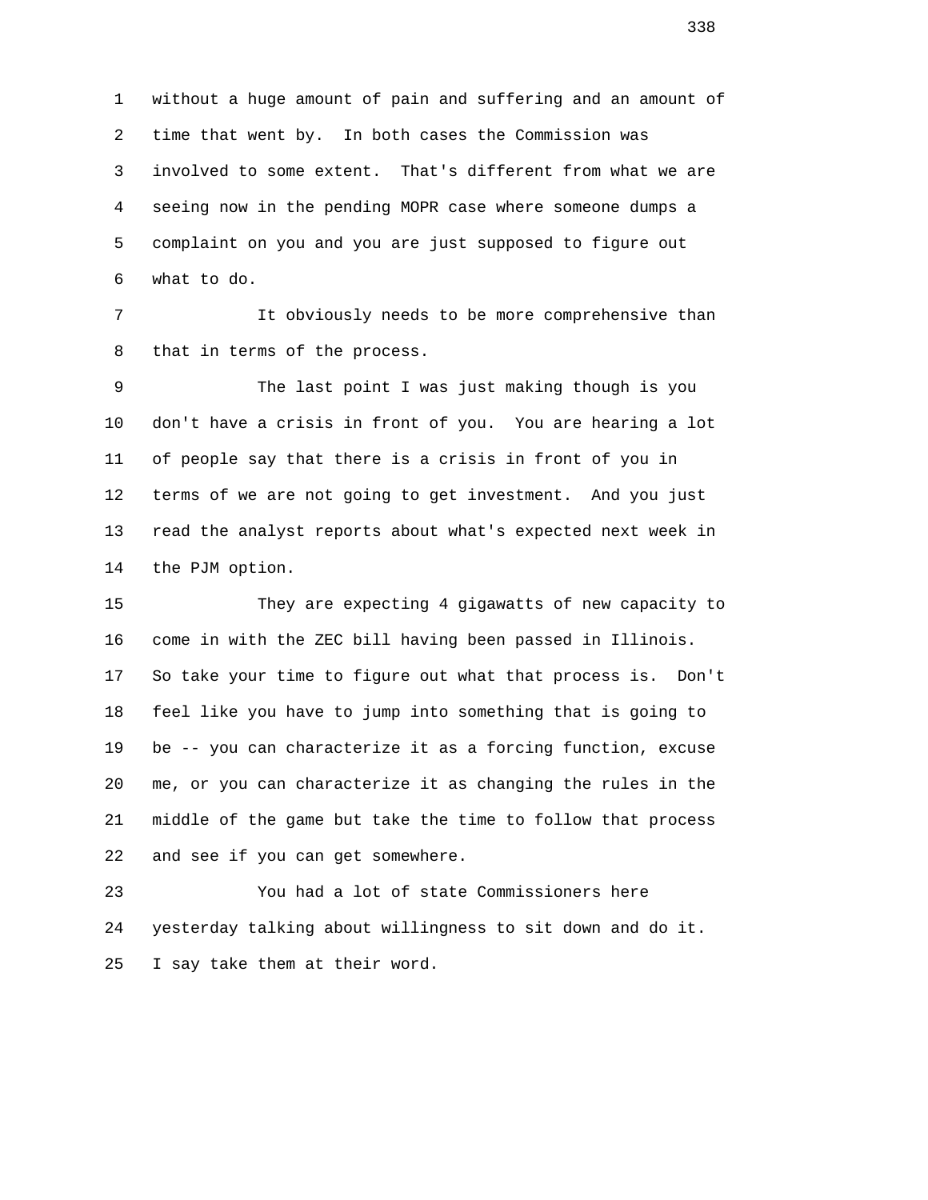without a huge amount of pain and suffering and an amount of time that went by. In both cases the Commission was involved to some extent. That's different from what we are seeing now in the pending MOPR case where someone dumps a complaint on you and you are just supposed to figure out what to do.

It obviously needs to be more comprehensive than that in terms of the process.

The last point I was just making though is you don't have a crisis in front of you. You are hearing a lot of people say that there is a crisis in front of you in terms of we are not going to get investment. And you just read the analyst reports about what's expected next week in the PJM option.

They are expecting 4 gigawatts of new capacity to come in with the ZEC bill having been passed in Illinois. So take your time to figure out what that process is. Don't feel like you have to jump into something that is going to be -- you can characterize it as a forcing function, excuse me, or you can characterize it as changing the rules in the middle of the game but take the time to follow that process and see if you can get somewhere.

You had a lot of state Commissioners here yesterday talking about willingness to sit down and do it. I say take them at their word.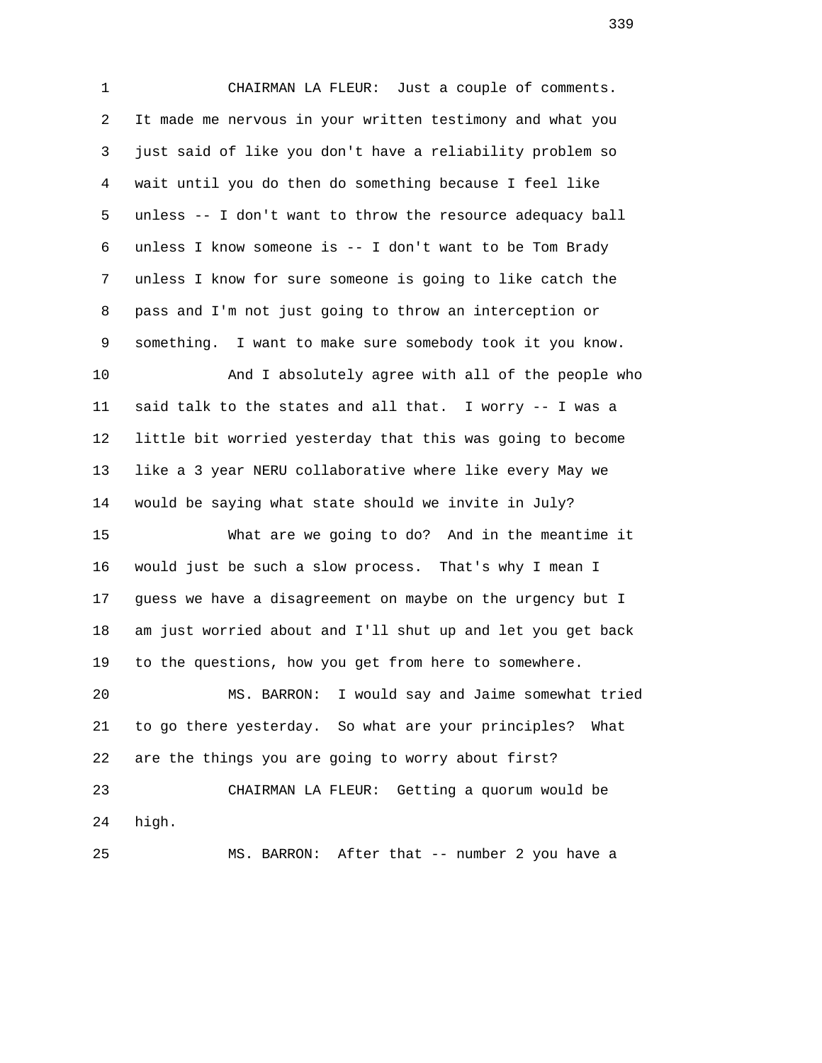CHAIRMAN LA FLEUR: Just a couple of comments. It made me nervous in your written testimony and what you just said of like you don't have a reliability problem so wait until you do then do something because I feel like unless -- I don't want to throw the resource adequacy ball unless I know someone is -- I don't want to be Tom Brady unless I know for sure someone is going to like catch the pass and I'm not just going to throw an interception or something. I want to make sure somebody took it you know.

And I absolutely agree with all of the people who said talk to the states and all that. I worry -- I was a little bit worried yesterday that this was going to become like a 3 year NERU collaborative where like every May we would be saying what state should we invite in July?

What are we going to do? And in the meantime it would just be such a slow process. That's why I mean I guess we have a disagreement on maybe on the urgency but I am just worried about and I'll shut up and let you get back to the questions, how you get from here to somewhere.

MS. BARRON: I would say and Jaime somewhat tried to go there yesterday. So what are your principles? What are the things you are going to worry about first?

CHAIRMAN LA FLEUR: Getting a quorum would be high.

MS. BARRON: After that -- number 2 you have a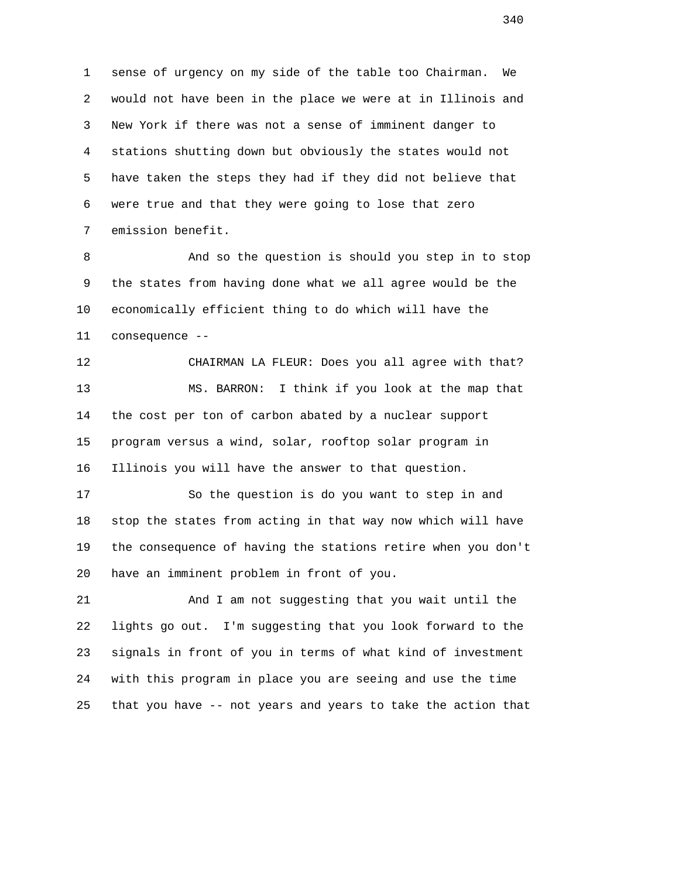sense of urgency on my side of the table too Chairman. We would not have been in the place we were at in Illinois and New York if there was not a sense of imminent danger to stations shutting down but obviously the states would not have taken the steps they had if they did not believe that were true and that they were going to lose that zero emission benefit.

And so the question is should you step in to stop the states from having done what we all agree would be the economically efficient thing to do which will have the consequence --

CHAIRMAN LA FLEUR: Does you all agree with that?

MS. BARRON: I think if you look at the map that the cost per ton of carbon abated by a nuclear support program versus a wind, solar, rooftop solar program in Illinois you will have the answer to that question.

So the question is do you want to step in and stop the states from acting in that way now which will have the consequence of having the stations retire when you don't have an imminent problem in front of you.

And I am not suggesting that you wait until the lights go out. I'm suggesting that you look forward to the signals in front of you in terms of what kind of investment with this program in place you are seeing and use the time that you have -- not years and years to take the action that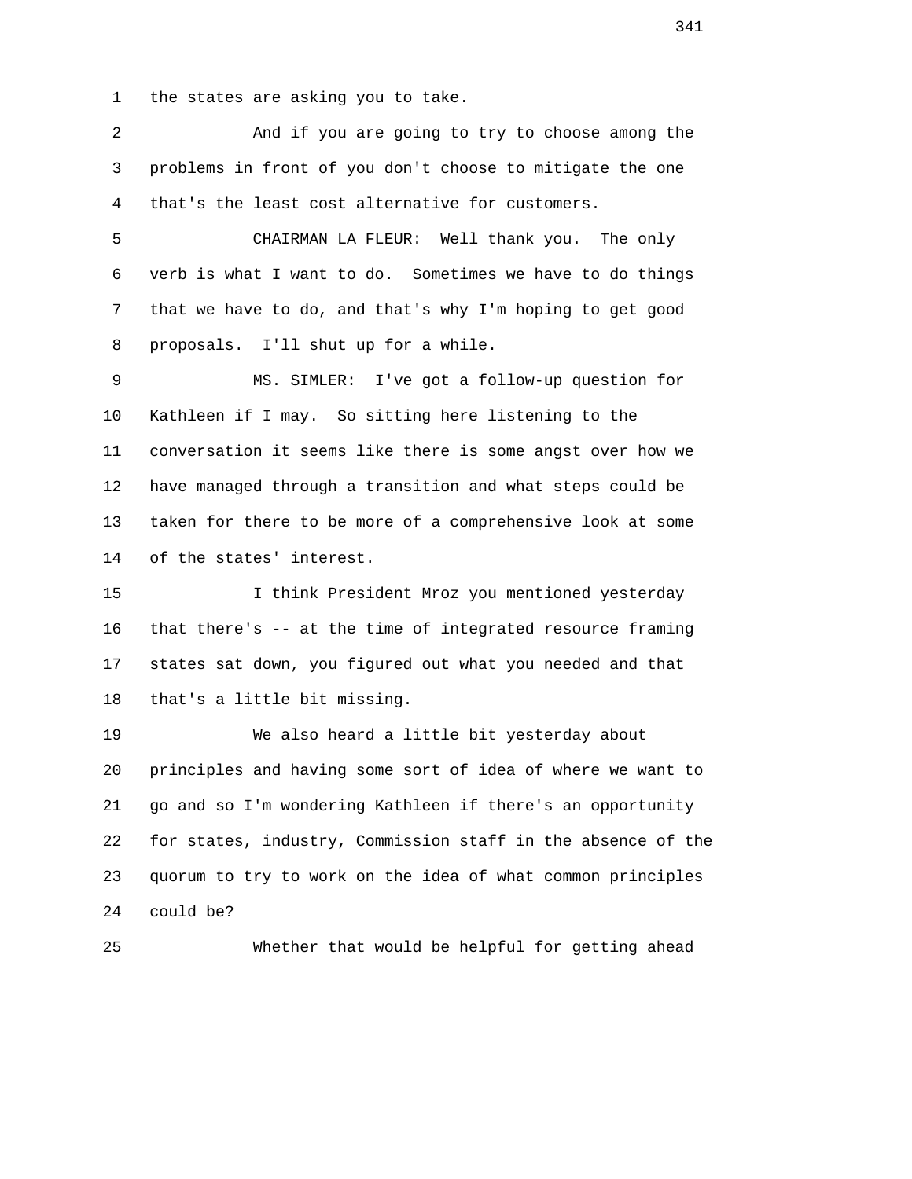the states are asking you to take.

And if you are going to try to choose among the problems in front of you don't choose to mitigate the one that's the least cost alternative for customers.

CHAIRMAN LA FLEUR: Well thank you. The only verb is what I want to do. Sometimes we have to do things that we have to do, and that's why I'm hoping to get good proposals. I'll shut up for a while.

MS. SIMLER: I've got a follow-up question for Kathleen if I may. So sitting here listening to the conversation it seems like there is some angst over how we have managed through a transition and what steps could be taken for there to be more of a comprehensive look at some of the states' interest.

I think President Mroz you mentioned yesterday that there's -- at the time of integrated resource framing states sat down, you figured out what you needed and that that's a little bit missing.

We also heard a little bit yesterday about principles and having some sort of idea of where we want to go and so I'm wondering Kathleen if there's an opportunity for states, industry, Commission staff in the absence of the quorum to try to work on the idea of what common principles could be?

Whether that would be helpful for getting ahead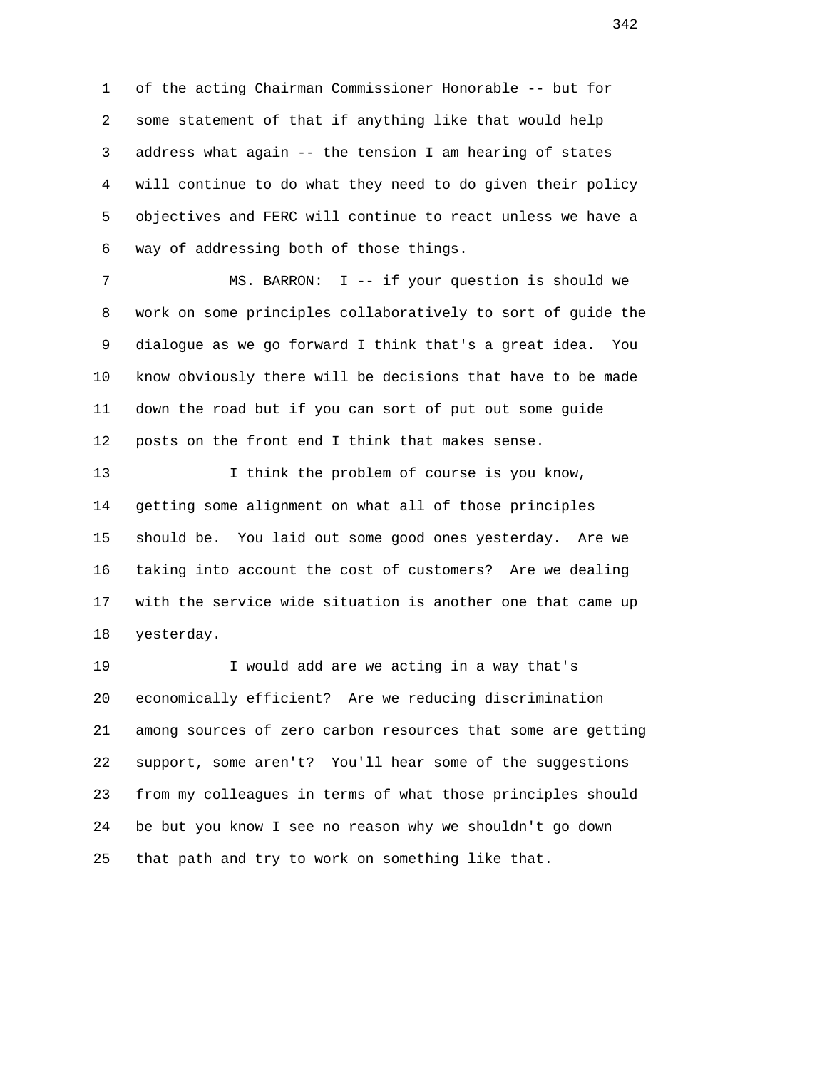of the acting Chairman Commissioner Honorable -- but for some statement of that if anything like that would help address what again -- the tension I am hearing of states will continue to do what they need to do given their policy objectives and FERC will continue to react unless we have a way of addressing both of those things.

MS. BARRON: I -- if your question is should we work on some principles collaboratively to sort of guide the dialogue as we go forward I think that's a great idea. You know obviously there will be decisions that have to be made down the road but if you can sort of put out some guide posts on the front end I think that makes sense.

I think the problem of course is you know, getting some alignment on what all of those principles should be. You laid out some good ones yesterday. Are we taking into account the cost of customers? Are we dealing with the service wide situation is another one that came up yesterday.

I would add are we acting in a way that's economically efficient? Are we reducing discrimination among sources of zero carbon resources that some are getting support, some aren't? You'll hear some of the suggestions from my colleagues in terms of what those principles should be but you know I see no reason why we shouldn't go down that path and try to work on something like that.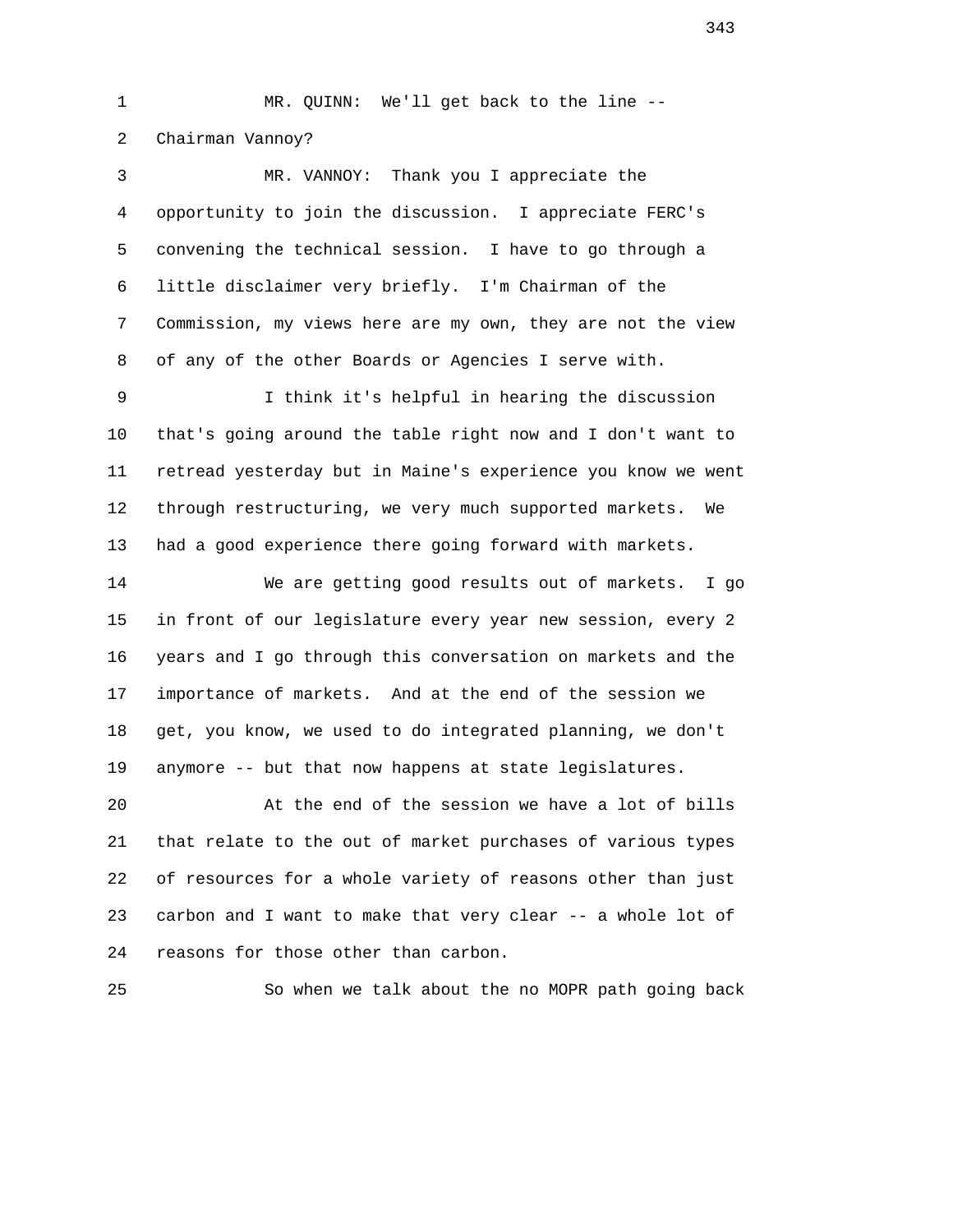MR. QUINN: We'll get back to the line -- Chairman Vannoy?

MR. VANNOY: Thank you I appreciate the opportunity to join the discussion. I appreciate FERC's convening the technical session. I have to go through a little disclaimer very briefly. I'm Chairman of the Commission, my views here are my own, they are not the view of any of the other Boards or Agencies I serve with.

I think it's helpful in hearing the discussion that's going around the table right now and I don't want to retread yesterday but in Maine's experience you know we went through restructuring, we very much supported markets. We had a good experience there going forward with markets.

We are getting good results out of markets. I go in front of our legislature every year new session, every 2 years and I go through this conversation on markets and the importance of markets. And at the end of the session we get, you know, we used to do integrated planning, we don't anymore -- but that now happens at state legislatures.

At the end of the session we have a lot of bills that relate to the out of market purchases of various types of resources for a whole variety of reasons other than just carbon and I want to make that very clear -- a whole lot of reasons for those other than carbon.

So when we talk about the no MOPR path going back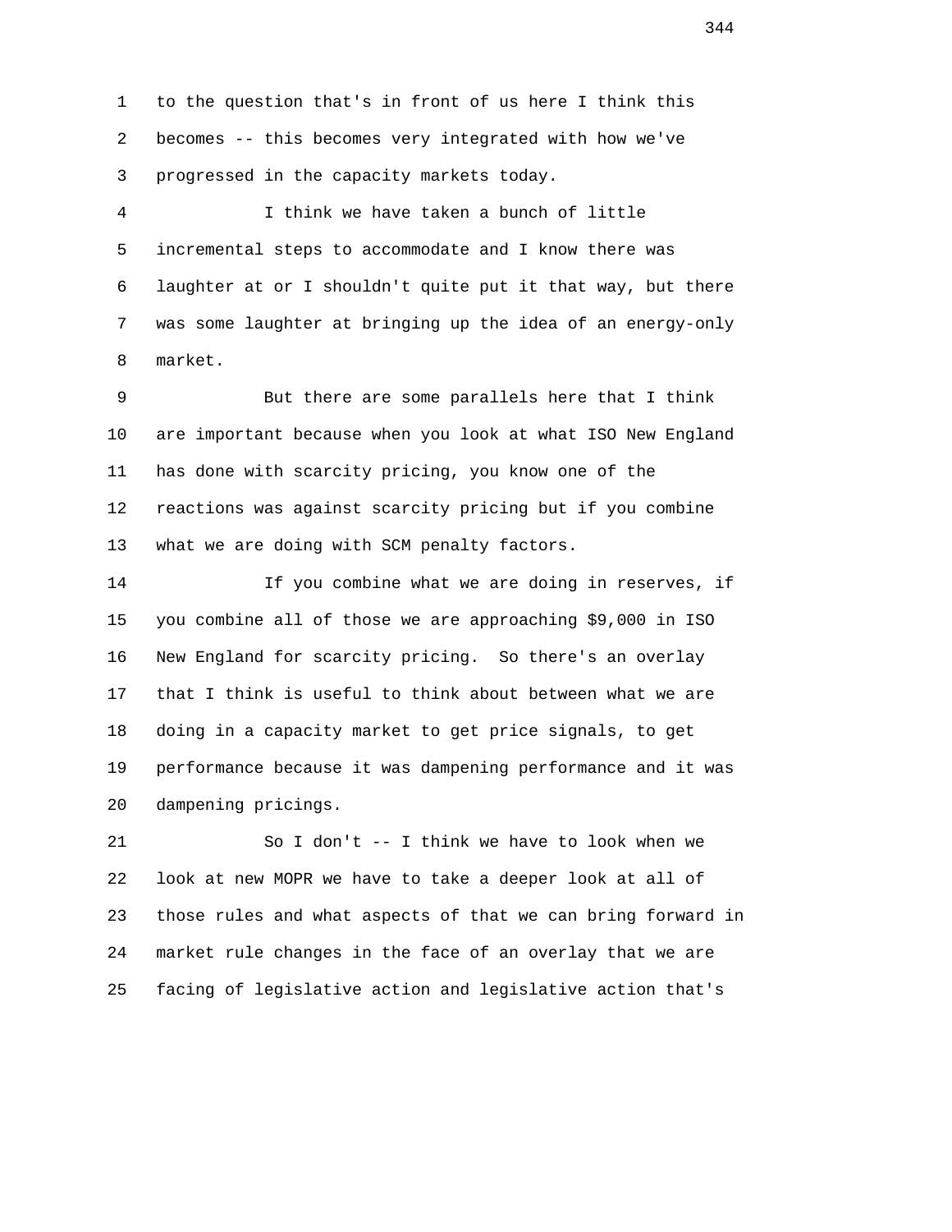to the question that's in front of us here I think this becomes -- this becomes very integrated with how we've progressed in the capacity markets today.

I think we have taken a bunch of little incremental steps to accommodate and I know there was laughter at or I shouldn't quite put it that way, but there was some laughter at bringing up the idea of an energy-only market.

But there are some parallels here that I think are important because when you look at what ISO New England has done with scarcity pricing, you know one of the reactions was against scarcity pricing but if you combine what we are doing with SCM penalty factors.

If you combine what we are doing in reserves, if you combine all of those we are approaching $9,000 in ISO New England for scarcity pricing. So there's an overlay that I think is useful to think about between what we are doing in a capacity market to get price signals, to get performance because it was dampening performance and it was dampening pricings.

So I don't -- I think we have to look when we look at new MOPR we have to take a deeper look at all of those rules and what aspects of that we can bring forward in market rule changes in the face of an overlay that we are facing of legislative action and legislative action that's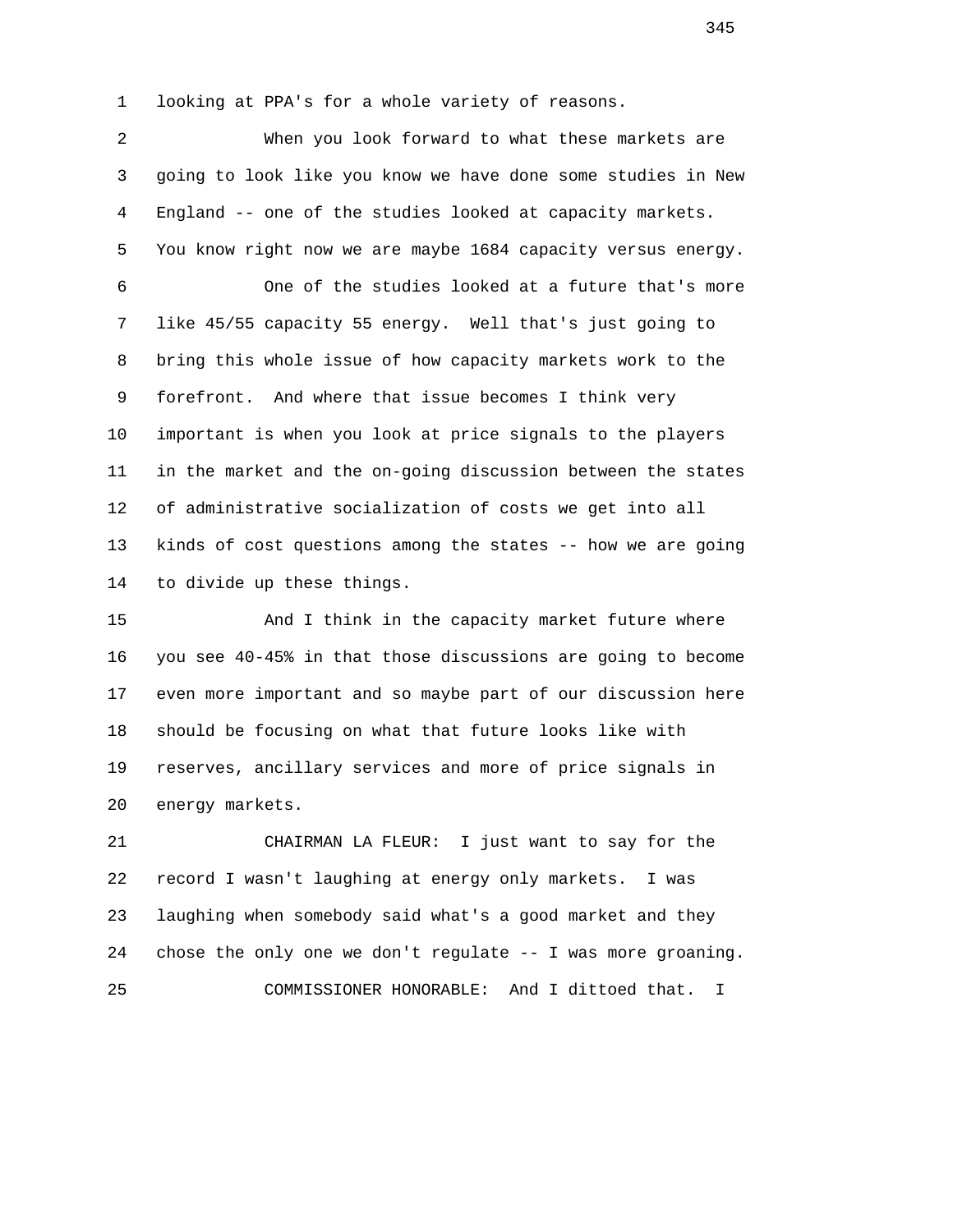looking at PPA's for a whole variety of reasons.

When you look forward to what these markets are going to look like you know we have done some studies in New England -- one of the studies looked at capacity markets. You know right now we are maybe 1684 capacity versus energy.

One of the studies looked at a future that's more like 45/55 capacity 55 energy. Well that's just going to bring this whole issue of how capacity markets work to the forefront. And where that issue becomes I think very important is when you look at price signals to the players in the market and the on-going discussion between the states of administrative socialization of costs we get into all kinds of cost questions among the states -- how we are going to divide up these things.

And I think in the capacity market future where you see 40-45% in that those discussions are going to become even more important and so maybe part of our discussion here should be focusing on what that future looks like with reserves, ancillary services and more of price signals in energy markets.

CHAIRMAN LA FLEUR: I just want to say for the record I wasn't laughing at energy only markets. I was laughing when somebody said what's a good market and they chose the only one we don't regulate -- I was more groaning.

COMMISSIONER HONORABLE: And I dittoed that. I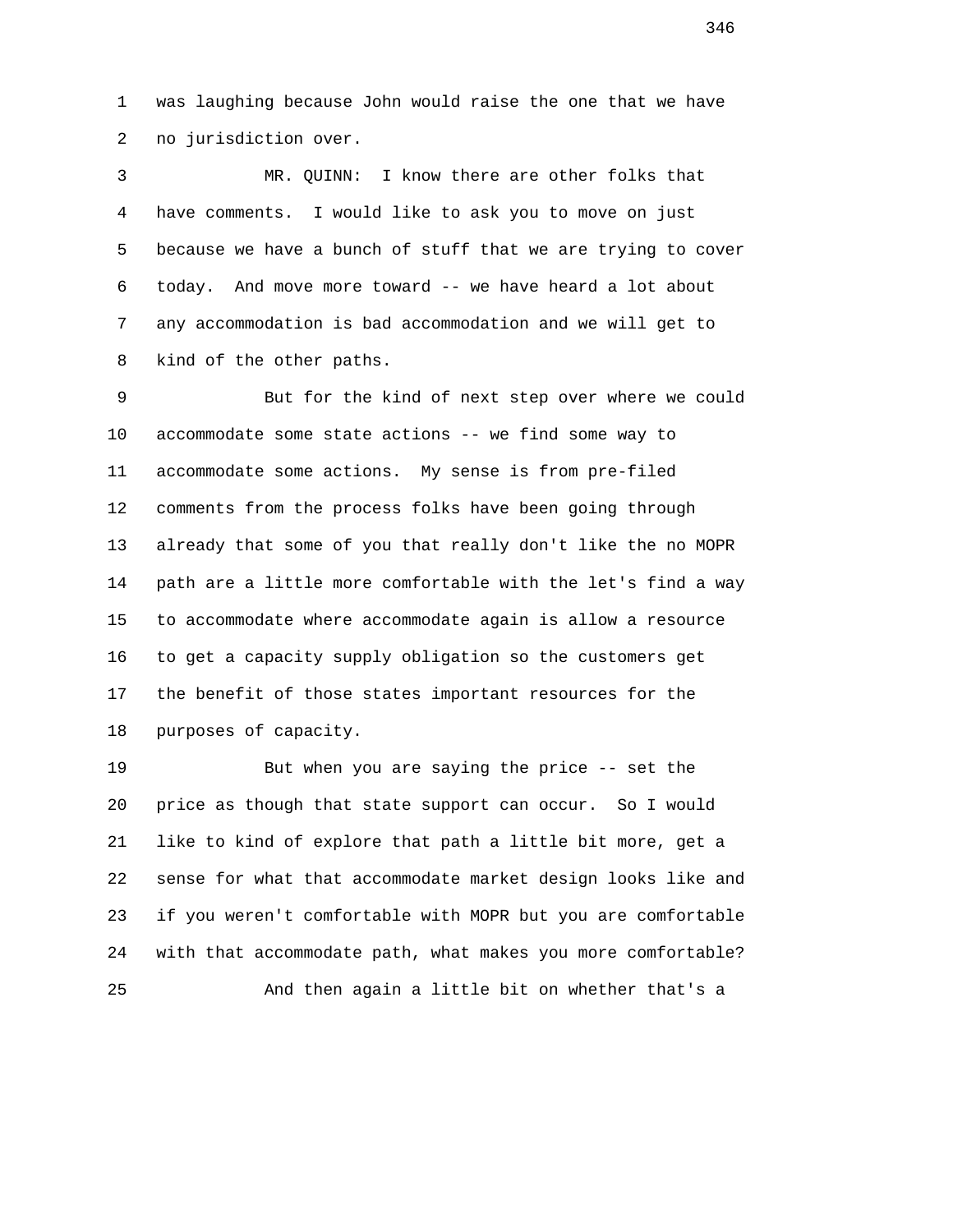was laughing because John would raise the one that we have no jurisdiction over.

MR. QUINN: I know there are other folks that have comments. I would like to ask you to move on just because we have a bunch of stuff that we are trying to cover today. And move more toward -- we have heard a lot about any accommodation is bad accommodation and we will get to kind of the other paths.

But for the kind of next step over where we could accommodate some state actions -- we find some way to accommodate some actions. My sense is from pre-filed comments from the process folks have been going through already that some of you that really don't like the no MOPR path are a little more comfortable with the let's find a way to accommodate where accommodate again is allow a resource to get a capacity supply obligation so the customers get the benefit of those states important resources for the purposes of capacity.

But when you are saying the price -- set the price as though that state support can occur. So I would like to kind of explore that path a little bit more, get a sense for what that accommodate market design looks like and if you weren't comfortable with MOPR but you are comfortable with that accommodate path, what makes you more comfortable?

And then again a little bit on whether that's a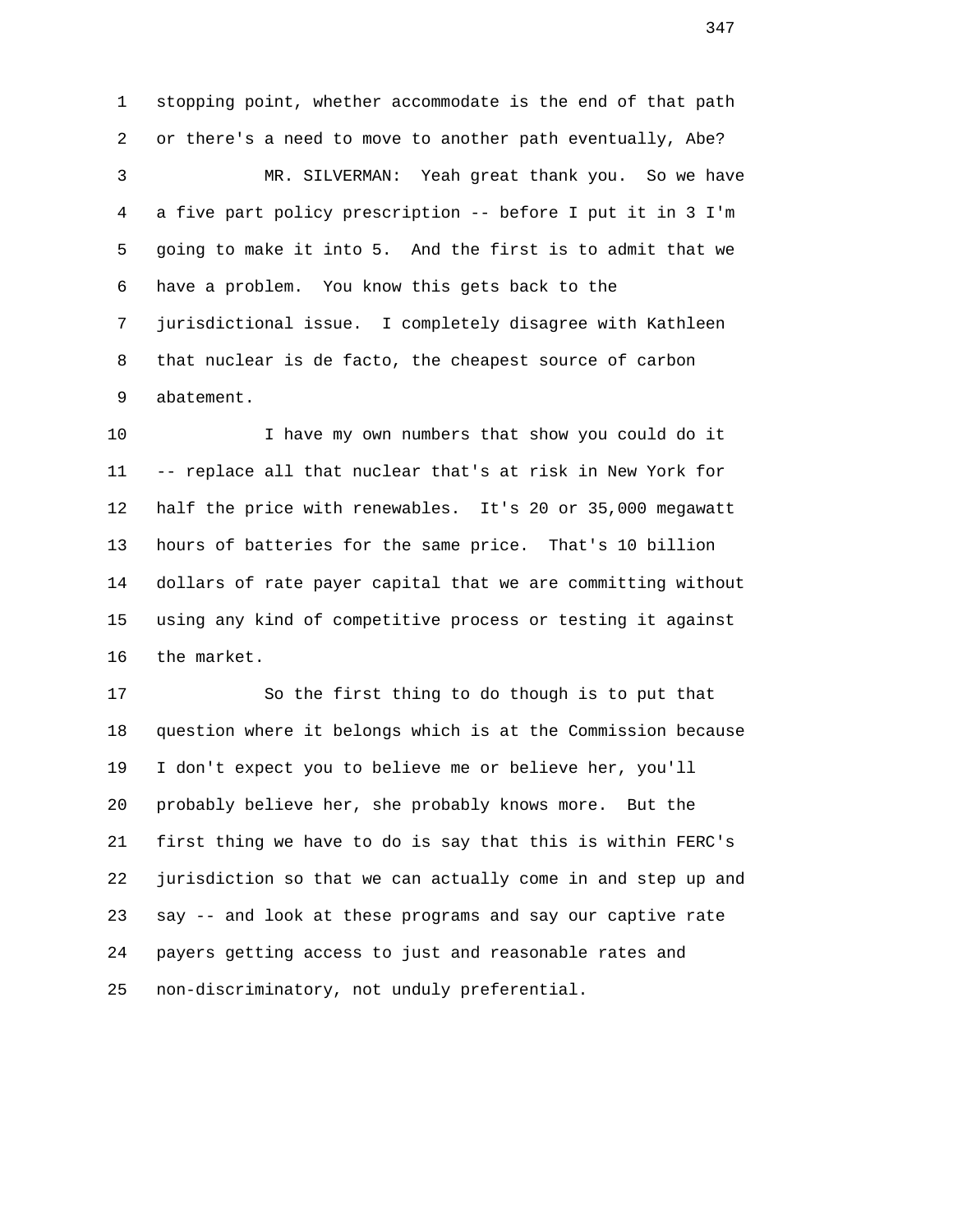stopping point, whether accommodate is the end of that path or there's a need to move to another path eventually, Abe?

MR. SILVERMAN: Yeah great thank you. So we have a five part policy prescription -- before I put it in 3 I'm going to make it into 5. And the first is to admit that we have a problem. You know this gets back to the jurisdictional issue. I completely disagree with Kathleen that nuclear is de facto, the cheapest source of carbon abatement.

I have my own numbers that show you could do it -- replace all that nuclear that's at risk in New York for half the price with renewables. It's 20 or 35,000 megawatt hours of batteries for the same price. That's 10 billion dollars of rate payer capital that we are committing without using any kind of competitive process or testing it against the market.

So the first thing to do though is to put that question where it belongs which is at the Commission because I don't expect you to believe me or believe her, you'll probably believe her, she probably knows more. But the first thing we have to do is say that this is within FERC's jurisdiction so that we can actually come in and step up and say -- and look at these programs and say our captive rate payers getting access to just and reasonable rates and non-discriminatory, not unduly preferential.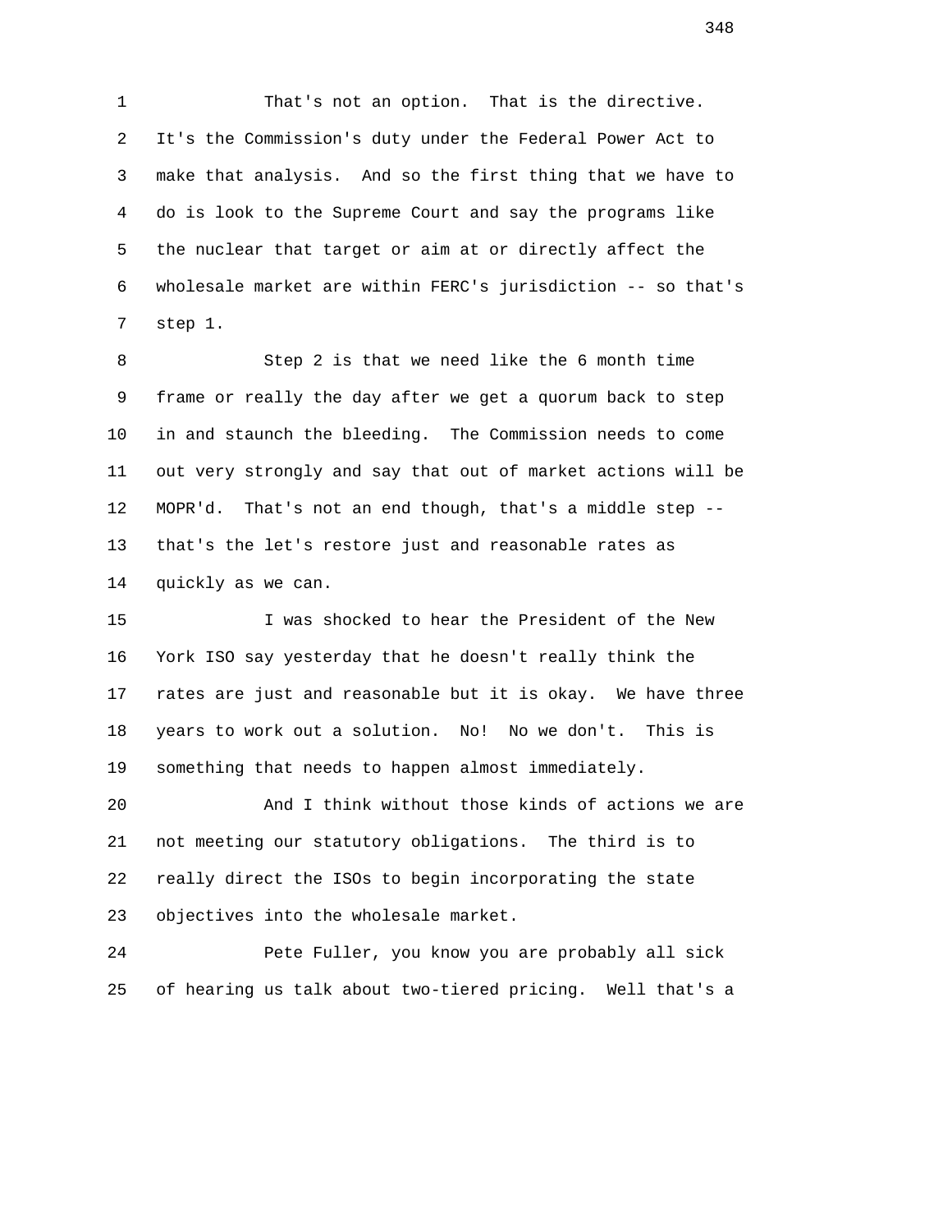That's not an option. That is the directive. It's the Commission's duty under the Federal Power Act to make that analysis. And so the first thing that we have to do is look to the Supreme Court and say the programs like the nuclear that target or aim at or directly affect the wholesale market are within FERC's jurisdiction -- so that's step 1.

Step 2 is that we need like the 6 month time frame or really the day after we get a quorum back to step in and staunch the bleeding. The Commission needs to come out very strongly and say that out of market actions will be MOPR'd. That's not an end though, that's a middle step -- that's the let's restore just and reasonable rates as quickly as we can.

I was shocked to hear the President of the New York ISO say yesterday that he doesn't really think the rates are just and reasonable but it is okay. We have three years to work out a solution. No! No we don't. This is something that needs to happen almost immediately.

And I think without those kinds of actions we are not meeting our statutory obligations. The third is to really direct the ISOs to begin incorporating the state objectives into the wholesale market.

Pete Fuller, you know you are probably all sick of hearing us talk about two-tiered pricing. Well that's a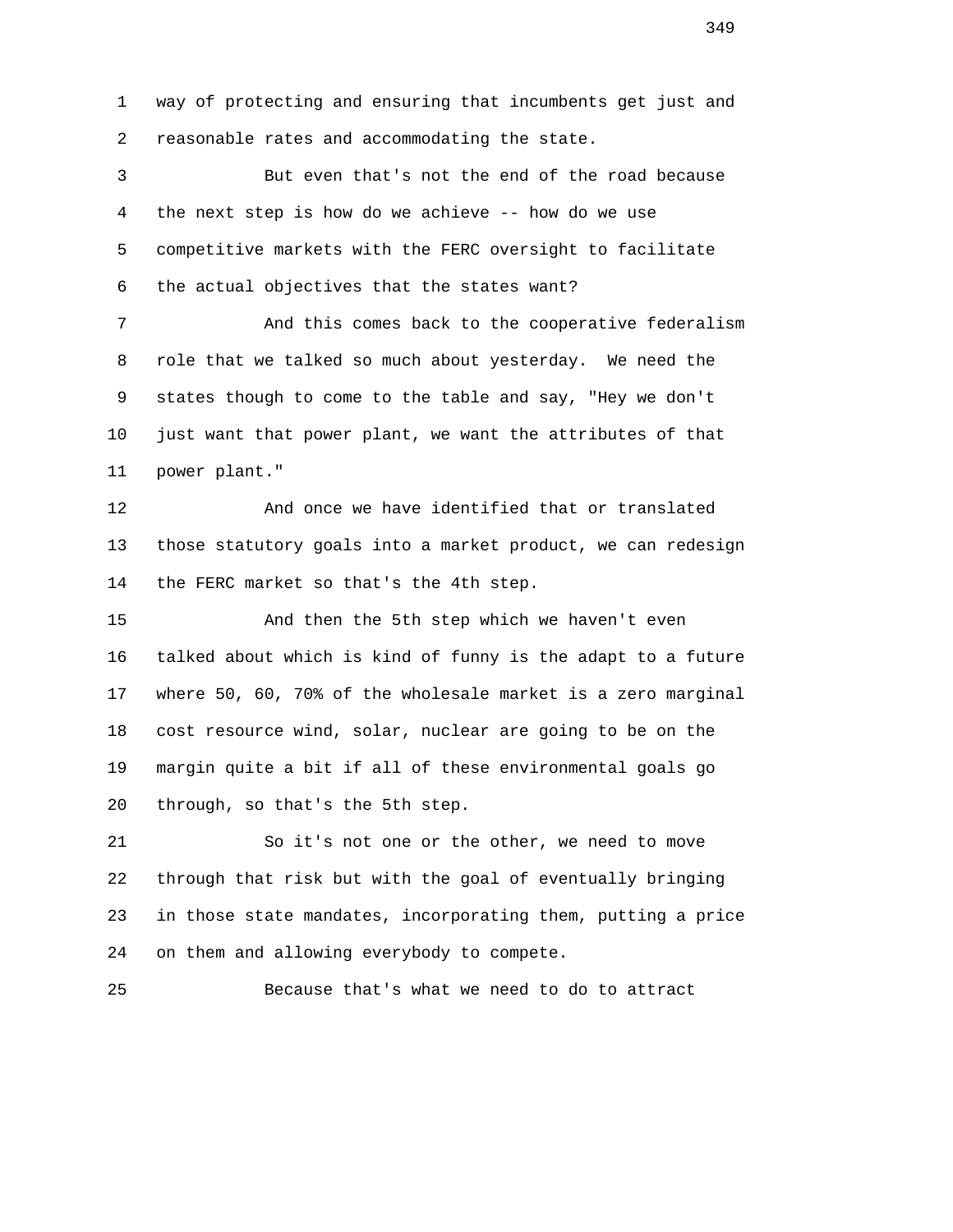way of protecting and ensuring that incumbents get just and reasonable rates and accommodating the state.

But even that's not the end of the road because the next step is how do we achieve -- how do we use competitive markets with the FERC oversight to facilitate the actual objectives that the states want?

And this comes back to the cooperative federalism role that we talked so much about yesterday. We need the states though to come to the table and say, "Hey we don't just want that power plant, we want the attributes of that power plant."

And once we have identified that or translated those statutory goals into a market product, we can redesign the FERC market so that's the 4th step.

And then the 5th step which we haven't even talked about which is kind of funny is the adapt to a future where 50, 60, 70% of the wholesale market is a zero marginal cost resource wind, solar, nuclear are going to be on the margin quite a bit if all of these environmental goals go through, so that's the 5th step.

So it's not one or the other, we need to move through that risk but with the goal of eventually bringing in those state mandates, incorporating them, putting a price on them and allowing everybody to compete.

Because that's what we need to do to attract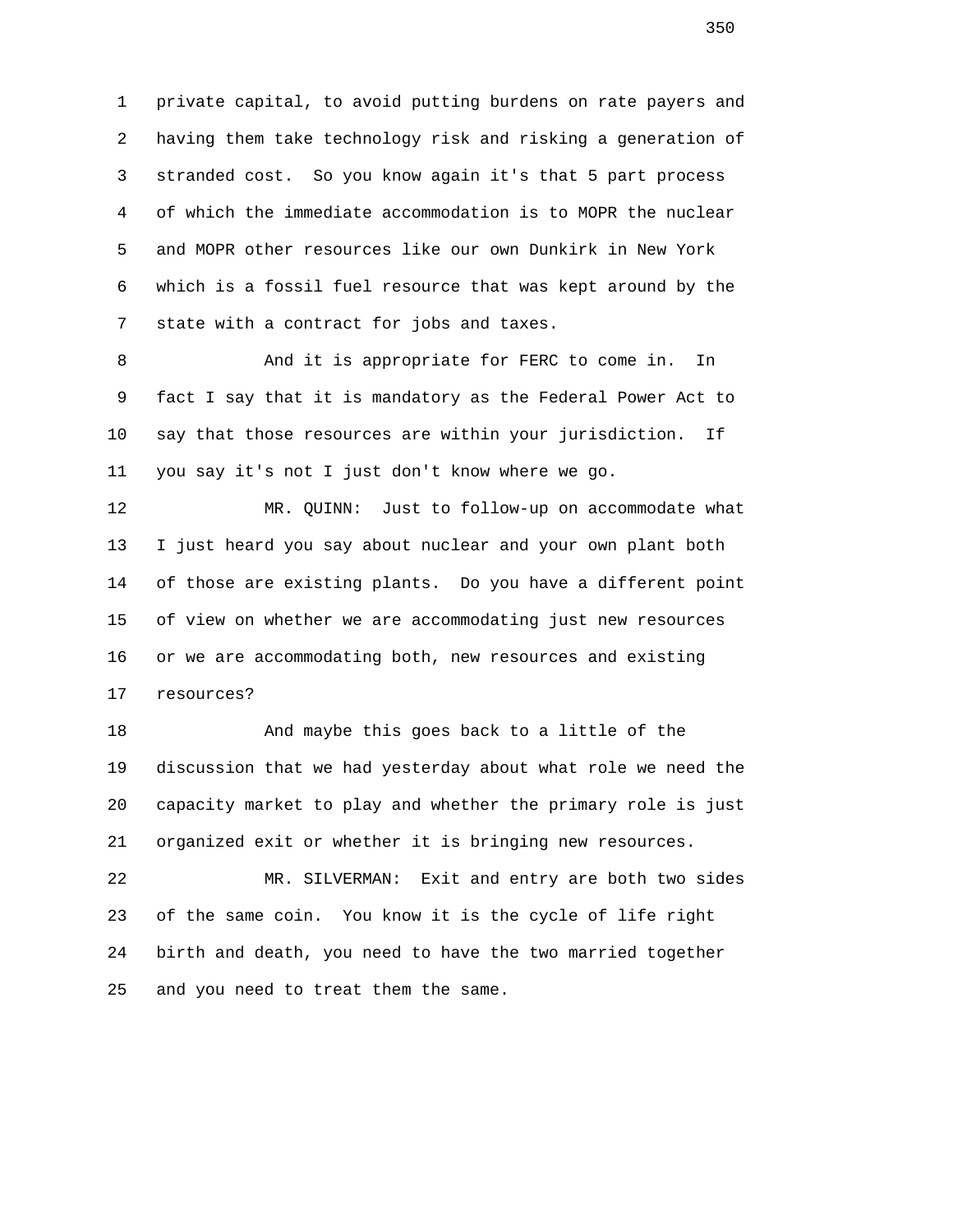private capital, to avoid putting burdens on rate payers and having them take technology risk and risking a generation of stranded cost. So you know again it's that 5 part process of which the immediate accommodation is to MOPR the nuclear and MOPR other resources like our own Dunkirk in New York which is a fossil fuel resource that was kept around by the state with a contract for jobs and taxes.

And it is appropriate for FERC to come in. In fact I say that it is mandatory as the Federal Power Act to say that those resources are within your jurisdiction. If you say it's not I just don't know where we go.

MR. QUINN: Just to follow-up on accommodate what I just heard you say about nuclear and your own plant both of those are existing plants. Do you have a different point of view on whether we are accommodating just new resources or we are accommodating both, new resources and existing resources?

And maybe this goes back to a little of the discussion that we had yesterday about what role we need the capacity market to play and whether the primary role is just organized exit or whether it is bringing new resources.

MR. SILVERMAN: Exit and entry are both two sides of the same coin. You know it is the cycle of life right birth and death, you need to have the two married together and you need to treat them the same.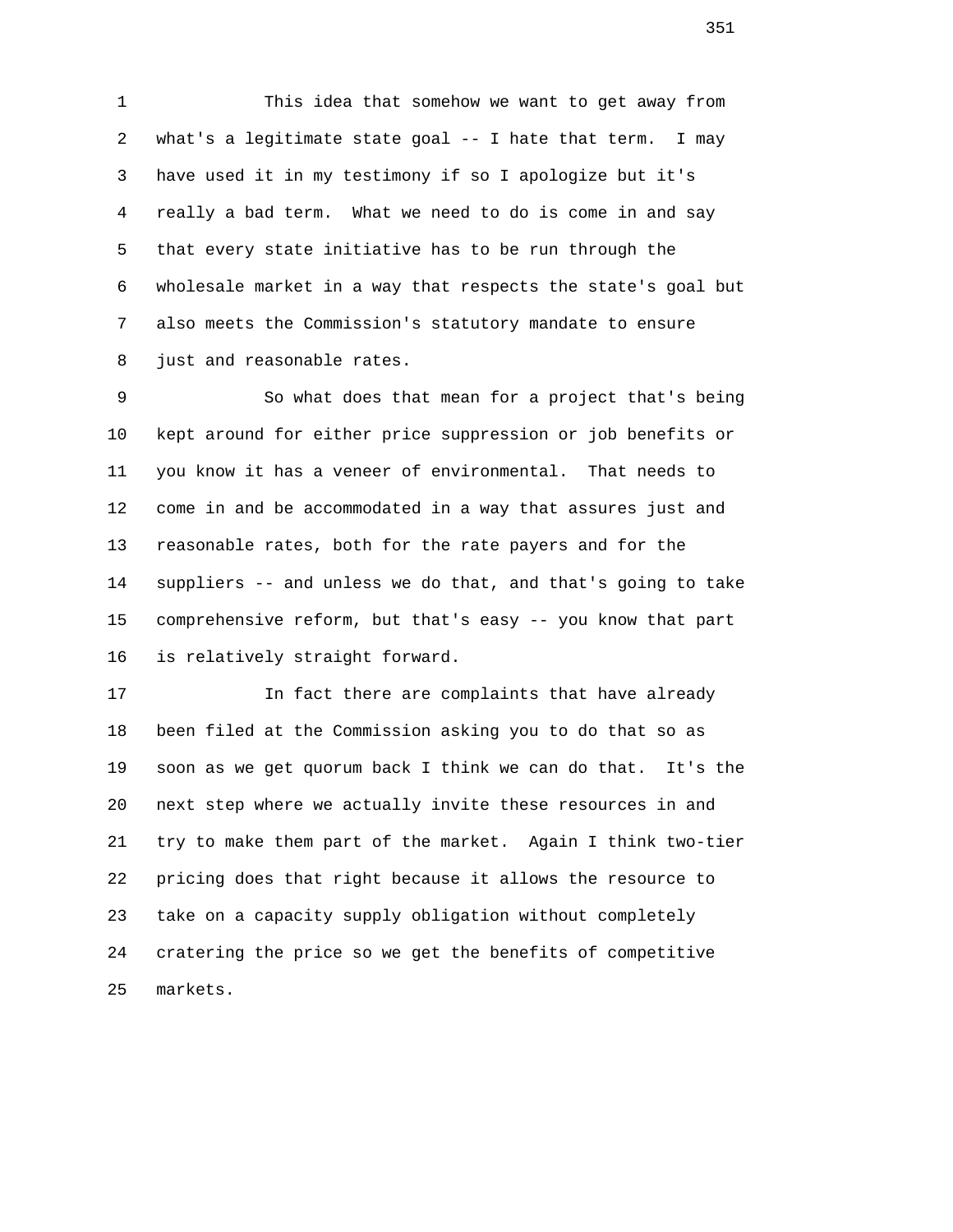This idea that somehow we want to get away from what's a legitimate state goal -- I hate that term. I may have used it in my testimony if so I apologize but it's really a bad term. What we need to do is come in and say that every state initiative has to be run through the wholesale market in a way that respects the state's goal but also meets the Commission's statutory mandate to ensure just and reasonable rates.

So what does that mean for a project that's being kept around for either price suppression or job benefits or you know it has a veneer of environmental. That needs to come in and be accommodated in a way that assures just and reasonable rates, both for the rate payers and for the suppliers -- and unless we do that, and that's going to take comprehensive reform, but that's easy -- you know that part is relatively straight forward.

In fact there are complaints that have already been filed at the Commission asking you to do that so as soon as we get quorum back I think we can do that. It's the next step where we actually invite these resources in and try to make them part of the market. Again I think two-tier pricing does that right because it allows the resource to take on a capacity supply obligation without completely cratering the price so we get the benefits of competitive markets.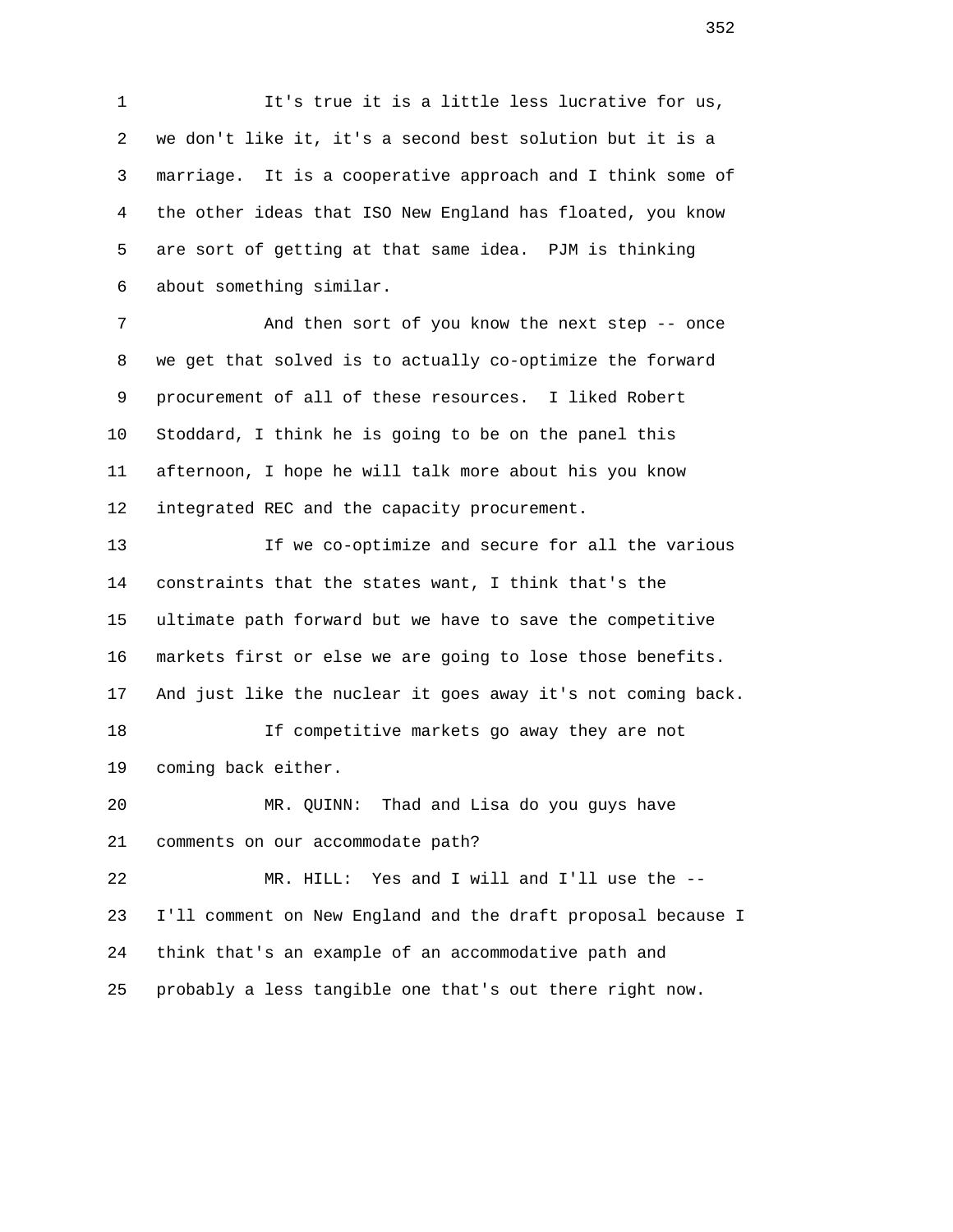It's true it is a little less lucrative for us, we don't like it, it's a second best solution but it is a marriage. It is a cooperative approach and I think some of the other ideas that ISO New England has floated, you know are sort of getting at that same idea. PJM is thinking about something similar.

And then sort of you know the next step -- once we get that solved is to actually co-optimize the forward procurement of all of these resources. I liked Robert Stoddard, I think he is going to be on the panel this afternoon, I hope he will talk more about his you know integrated REC and the capacity procurement.

If we co-optimize and secure for all the various constraints that the states want, I think that's the ultimate path forward but we have to save the competitive markets first or else we are going to lose those benefits. And just like the nuclear it goes away it's not coming back.

If competitive markets go away they are not coming back either.

MR. QUINN: Thad and Lisa do you guys have comments on our accommodate path?

MR. HILL: Yes and I will and I'll use the -- I'll comment on New England and the draft proposal because I think that's an example of an accommodative path and probably a less tangible one that's out there right now.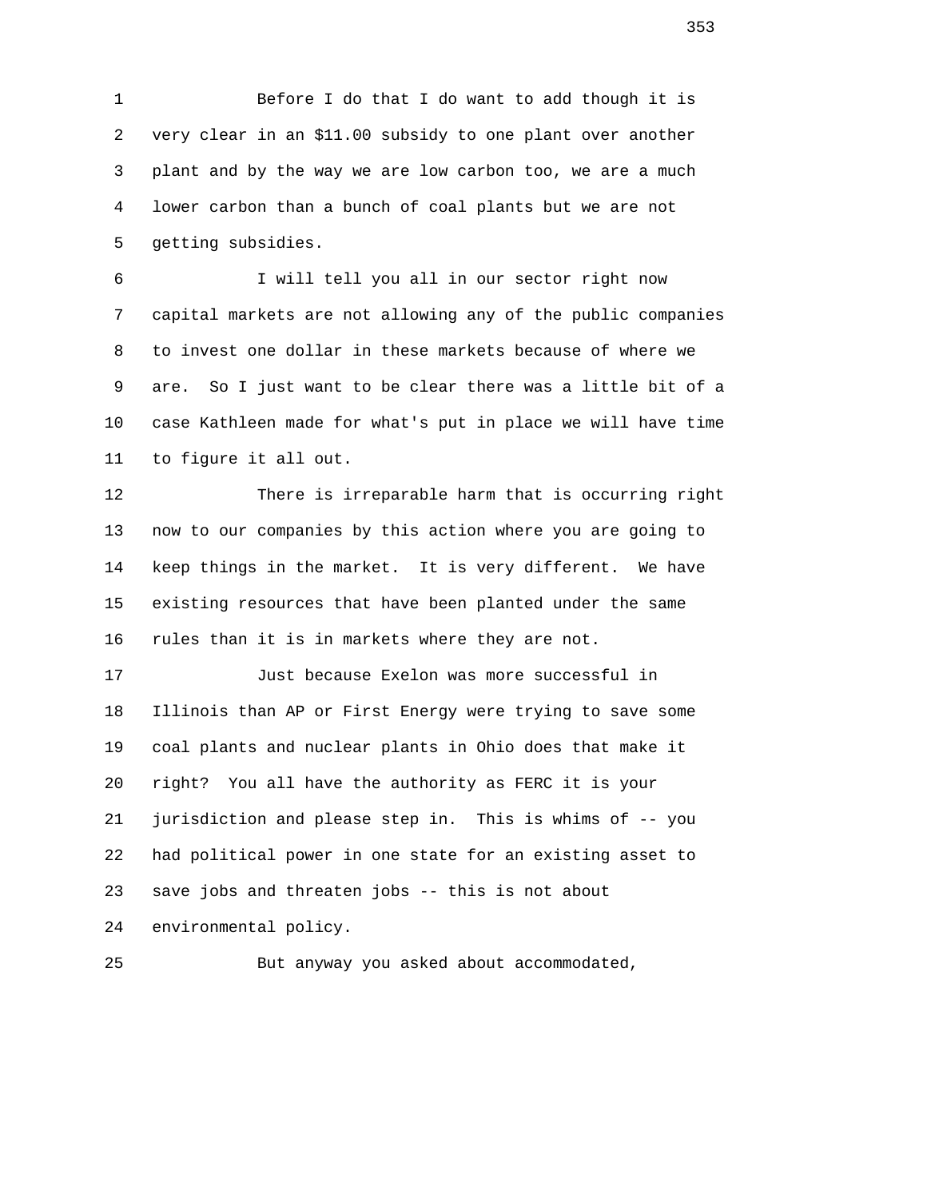Before I do that I do want to add though it is very clear in an $11.00 subsidy to one plant over another plant and by the way we are low carbon too, we are a much lower carbon than a bunch of coal plants but we are not getting subsidies.

I will tell you all in our sector right now capital markets are not allowing any of the public companies to invest one dollar in these markets because of where we are. So I just want to be clear there was a little bit of a case Kathleen made for what's put in place we will have time to figure it all out.

There is irreparable harm that is occurring right now to our companies by this action where you are going to keep things in the market. It is very different. We have existing resources that have been planted under the same rules than it is in markets where they are not.

Just because Exelon was more successful in Illinois than AP or First Energy were trying to save some coal plants and nuclear plants in Ohio does that make it right? You all have the authority as FERC it is your jurisdiction and please step in. This is whims of -- you had political power in one state for an existing asset to save jobs and threaten jobs -- this is not about environmental policy.

But anyway you asked about accommodated,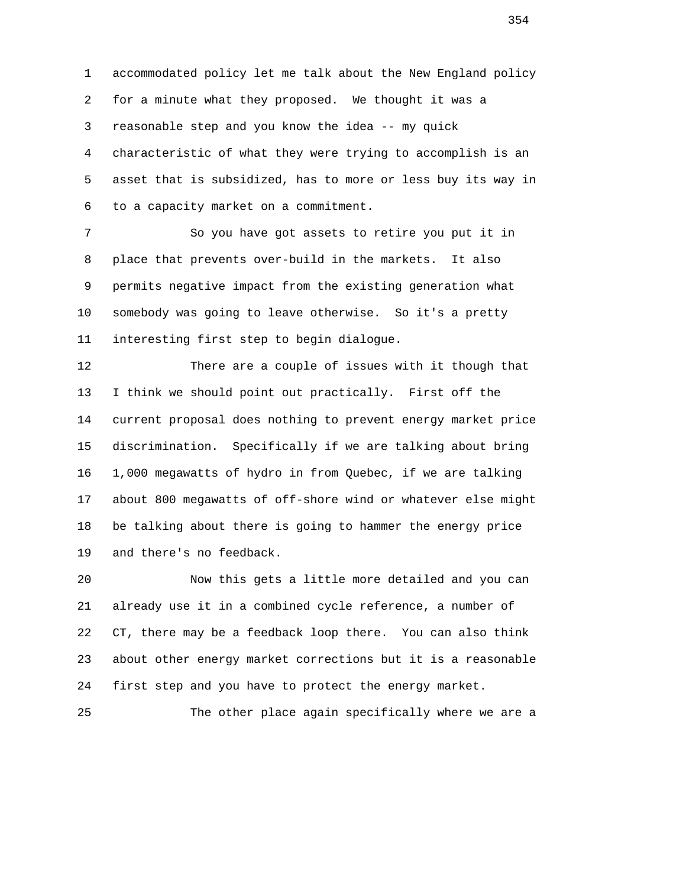accommodated policy let me talk about the New England policy for a minute what they proposed. We thought it was a reasonable step and you know the idea -- my quick characteristic of what they were trying to accomplish is an asset that is subsidized, has to more or less buy its way in to a capacity market on a commitment.

So you have got assets to retire you put it in place that prevents over-build in the markets. It also permits negative impact from the existing generation what somebody was going to leave otherwise. So it's a pretty interesting first step to begin dialogue.

There are a couple of issues with it though that I think we should point out practically. First off the current proposal does nothing to prevent energy market price discrimination. Specifically if we are talking about bring 1,000 megawatts of hydro in from Quebec, if we are talking about 800 megawatts of off-shore wind or whatever else might be talking about there is going to hammer the energy price and there's no feedback.

Now this gets a little more detailed and you can already use it in a combined cycle reference, a number of CT, there may be a feedback loop there. You can also think about other energy market corrections but it is a reasonable first step and you have to protect the energy market.

The other place again specifically where we are a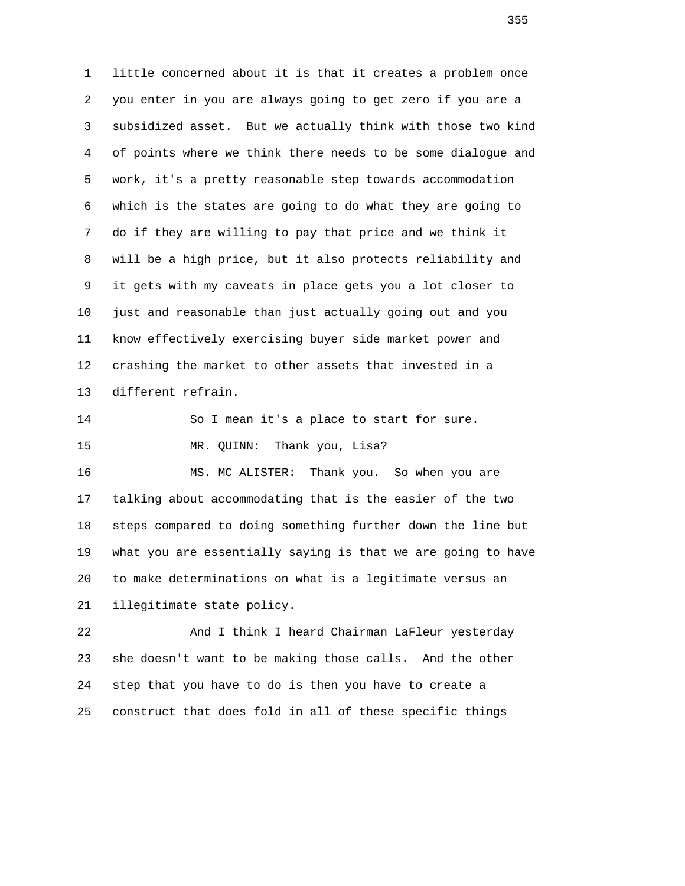little concerned about it is that it creates a problem once you enter in you are always going to get zero if you are a subsidized asset. But we actually think with those two kind of points where we think there needs to be some dialogue and work, it's a pretty reasonable step towards accommodation which is the states are going to do what they are going to do if they are willing to pay that price and we think it will be a high price, but it also protects reliability and it gets with my caveats in place gets you a lot closer to just and reasonable than just actually going out and you know effectively exercising buyer side market power and crashing the market to other assets that invested in a different refrain.

So I mean it's a place to start for sure.

MR. QUINN: Thank you, Lisa?

MS. MC ALISTER: Thank you. So when you are talking about accommodating that is the easier of the two steps compared to doing something further down the line but what you are essentially saying is that we are going to have to make determinations on what is a legitimate versus an illegitimate state policy.

And I think I heard Chairman LaFleur yesterday she doesn't want to be making those calls. And the other step that you have to do is then you have to create a construct that does fold in all of these specific things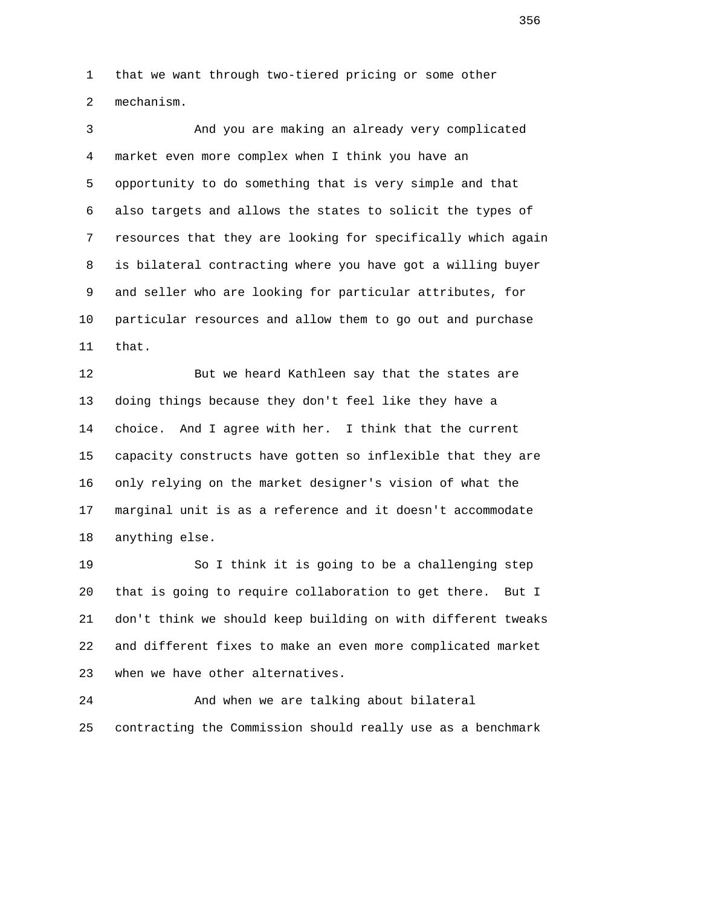that we want through two-tiered pricing or some other mechanism.

And you are making an already very complicated market even more complex when I think you have an opportunity to do something that is very simple and that also targets and allows the states to solicit the types of resources that they are looking for specifically which again is bilateral contracting where you have got a willing buyer and seller who are looking for particular attributes, for particular resources and allow them to go out and purchase that.

But we heard Kathleen say that the states are doing things because they don't feel like they have a choice. And I agree with her. I think that the current capacity constructs have gotten so inflexible that they are only relying on the market designer's vision of what the marginal unit is as a reference and it doesn't accommodate anything else.

So I think it is going to be a challenging step that is going to require collaboration to get there. But I don't think we should keep building on with different tweaks and different fixes to make an even more complicated market when we have other alternatives.

And when we are talking about bilateral contracting the Commission should really use as a benchmark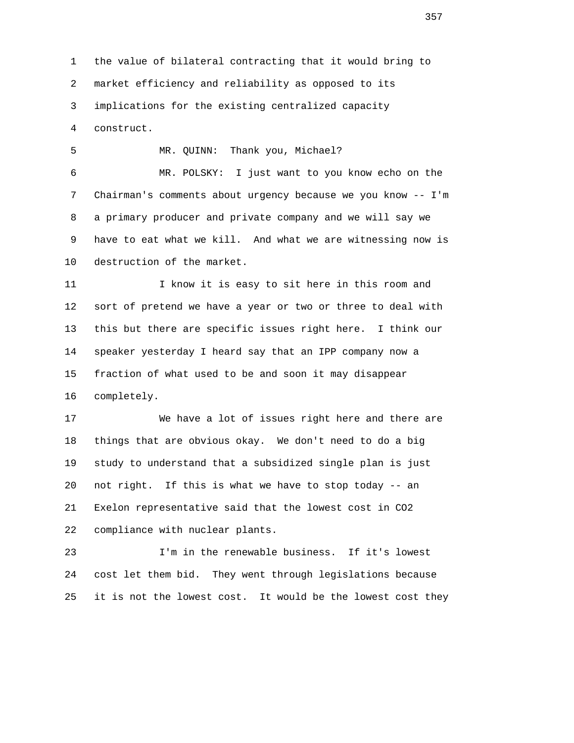the value of bilateral contracting that it would bring to market efficiency and reliability as opposed to its implications for the existing centralized capacity construct.

MR. QUINN: Thank you, Michael?

MR. POLSKY: I just want to you know echo on the Chairman's comments about urgency because we you know -- I'm a primary producer and private company and we will say we have to eat what we kill. And what we are witnessing now is destruction of the market.

I know it is easy to sit here in this room and sort of pretend we have a year or two or three to deal with this but there are specific issues right here. I think our speaker yesterday I heard say that an IPP company now a fraction of what used to be and soon it may disappear completely.

We have a lot of issues right here and there are things that are obvious okay. We don't need to do a big study to understand that a subsidized single plan is just not right. If this is what we have to stop today -- an Exelon representative said that the lowest cost in $CO_2$ compliance with nuclear plants.

I'm in the renewable business. If it's lowest cost let them bid. They went through legislations because it is not the lowest cost. It would be the lowest cost they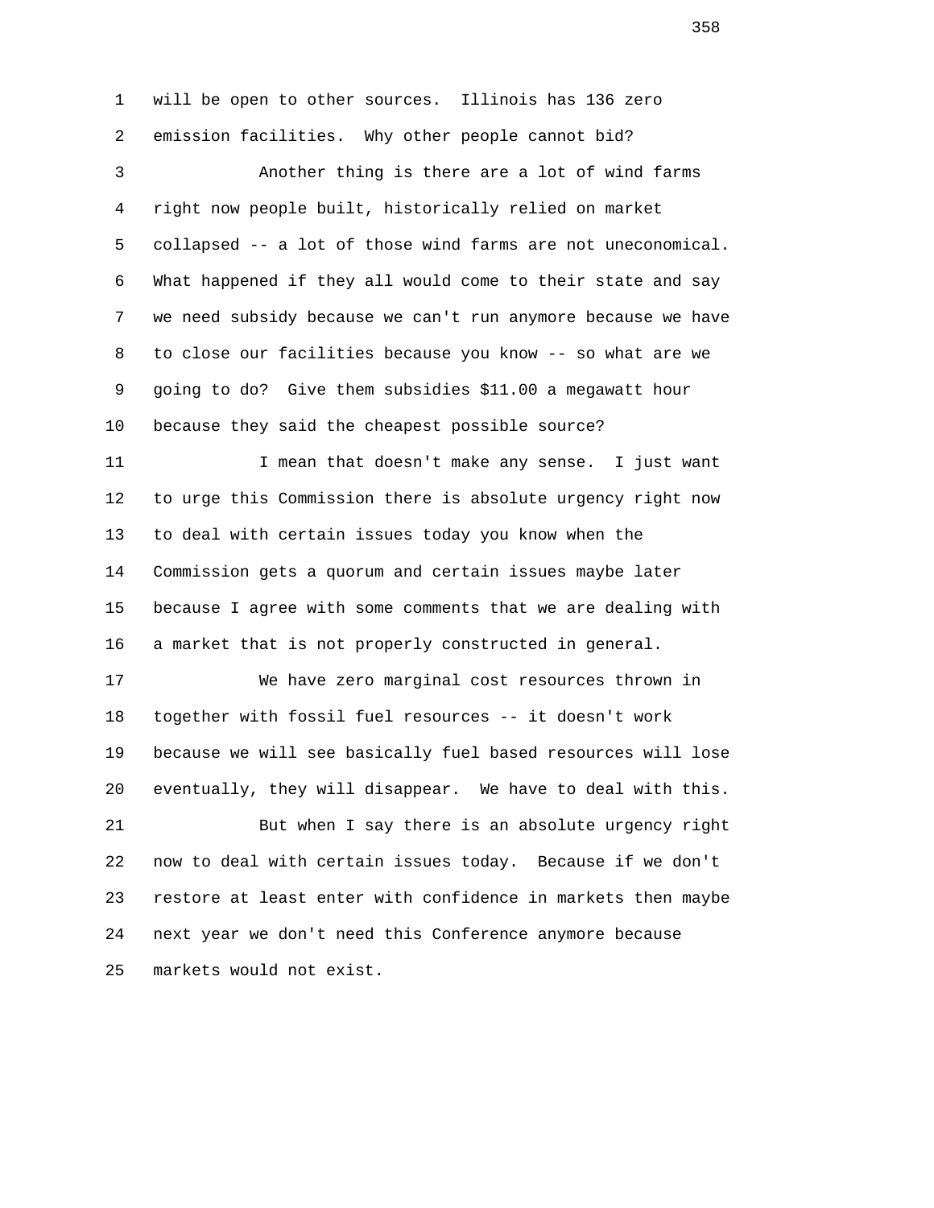will be open to other sources. Illinois has 136 zero emission facilities. Why other people cannot bid?

Another thing is there are a lot of wind farms right now people built, historically relied on market collapsed -- a lot of those wind farms are not uneconomical. What happened if they all would come to their state and say we need subsidy because we can't run anymore because we have to close our facilities because you know -- so what are we going to do? Give them subsidies $11.00 a megawatt hour because they said the cheapest possible source?

I mean that doesn't make any sense. I just want to urge this Commission there is absolute urgency right now to deal with certain issues today you know when the Commission gets a quorum and certain issues maybe later because I agree with some comments that we are dealing with a market that is not properly constructed in general.

We have zero marginal cost resources thrown in together with fossil fuel resources -- it doesn't work because we will see basically fuel based resources will lose eventually, they will disappear. We have to deal with this.

But when I say there is an absolute urgency right now to deal with certain issues today. Because if we don't restore at least enter with confidence in markets then maybe next year we don't need this Conference anymore because markets would not exist.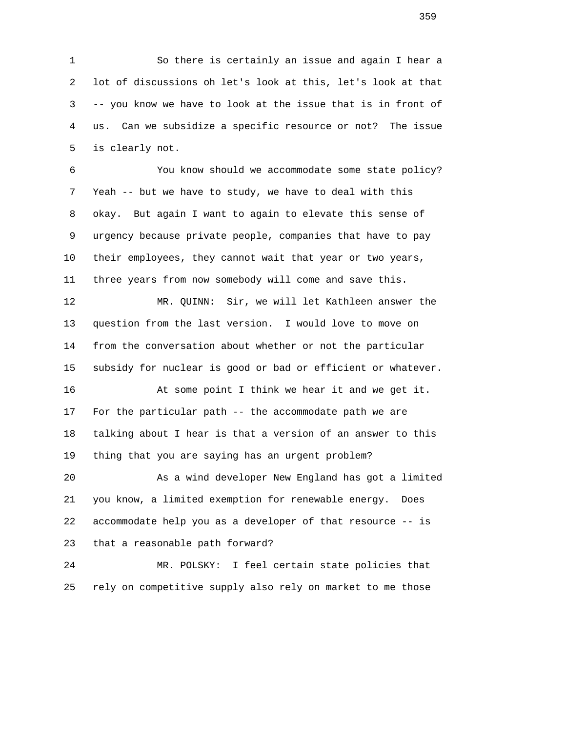So there is certainly an issue and again I hear a lot of discussions oh let's look at this, let's look at that -- you know we have to look at the issue that is in front of us. Can we subsidize a specific resource or not? The issue is clearly not.

You know should we accommodate some state policy? Yeah -- but we have to study, we have to deal with this okay. But again I want to again to elevate this sense of urgency because private people, companies that have to pay their employees, they cannot wait that year or two years, three years from now somebody will come and save this.

MR. QUINN: Sir, we will let Kathleen answer the question from the last version. I would love to move on from the conversation about whether or not the particular subsidy for nuclear is good or bad or efficient or whatever.

At some point I think we hear it and we get it. For the particular path -- the accommodate path we are talking about I hear is that a version of an answer to this thing that you are saying has an urgent problem?

As a wind developer New England has got a limited you know, a limited exemption for renewable energy. Does accommodate help you as a developer of that resource -- is that a reasonable path forward?

MR. POLSKY: I feel certain state policies that rely on competitive supply also rely on market to me those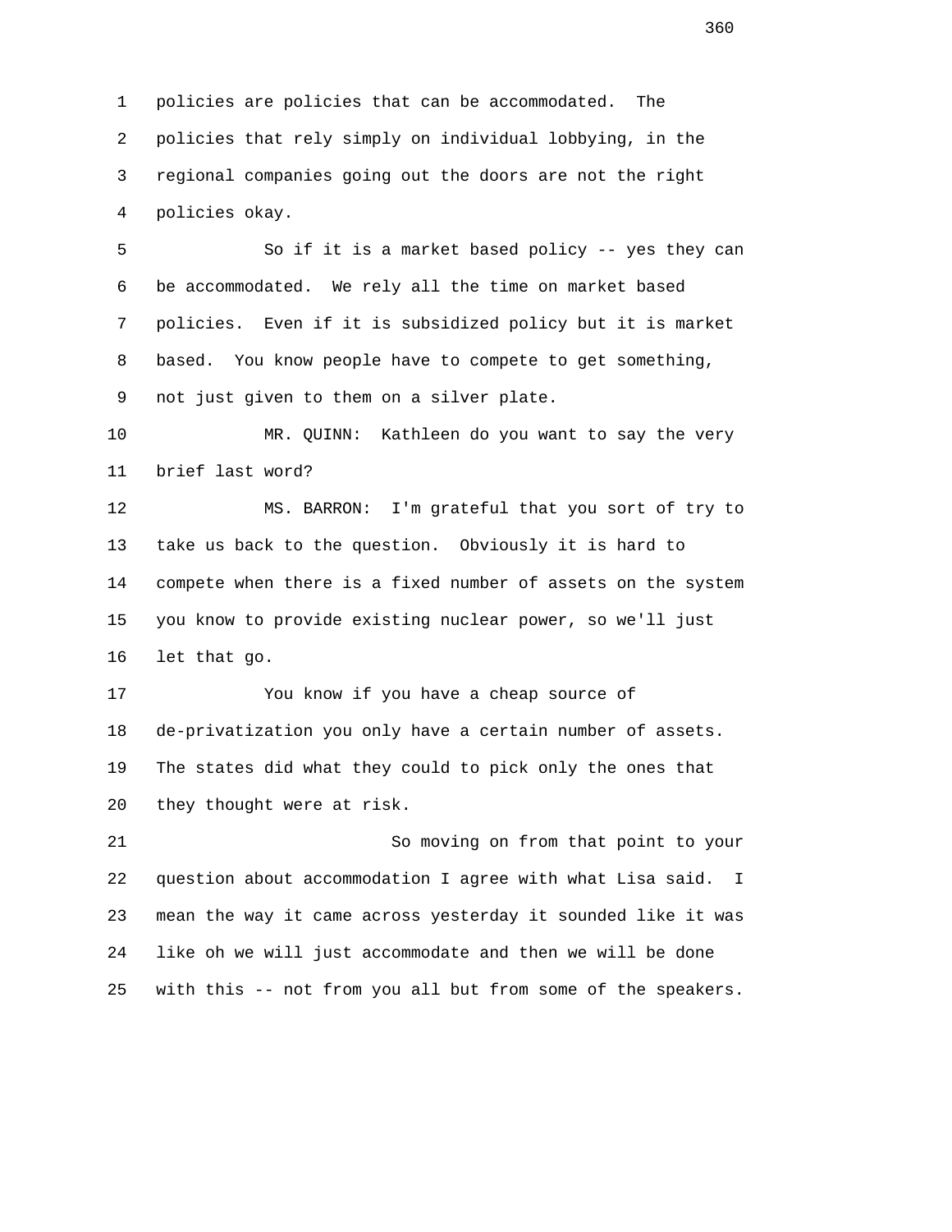policies are policies that can be accommodated. The policies that rely simply on individual lobbying, in the regional companies going out the doors are not the right policies okay.

So if it is a market based policy -- yes they can be accommodated. We rely all the time on market based policies. Even if it is subsidized policy but it is market based. You know people have to compete to get something, not just given to them on a silver plate.

MR. QUINN: Kathleen do you want to say the very brief last word?

MS. BARRON: I'm grateful that you sort of try to take us back to the question. Obviously it is hard to compete when there is a fixed number of assets on the system you know to provide existing nuclear power, so we'll just let that go.

You know if you have a cheap source of de-privatization you only have a certain number of assets. The states did what they could to pick only the ones that they thought were at risk.

So moving on from that point to your question about accommodation I agree with what Lisa said. I mean the way it came across yesterday it sounded like it was like oh we will just accommodate and then we will be done with this -- not from you all but from some of the speakers.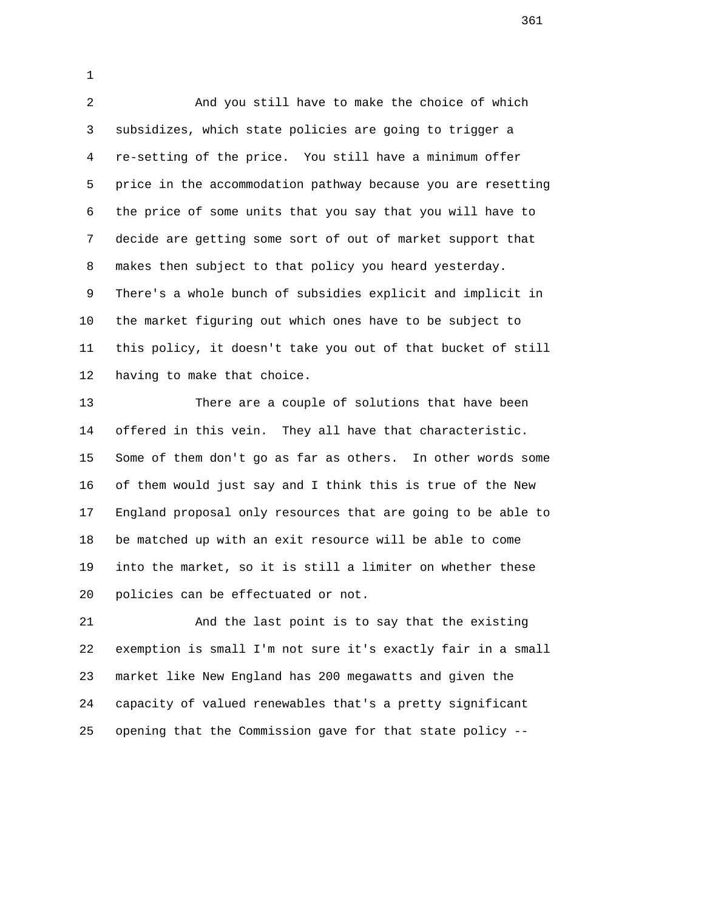And you still have to make the choice of which subsidizes, which state policies are going to trigger a re-setting of the price. You still have a minimum offer price in the accommodation pathway because you are resetting the price of some units that you say that you will have to decide are getting some sort of out of market support that makes then subject to that policy you heard yesterday. There's a whole bunch of subsidies explicit and implicit in the market figuring out which ones have to be subject to this policy, it doesn't take you out of that bucket of still having to make that choice.

There are a couple of solutions that have been offered in this vein. They all have that characteristic. Some of them don't go as far as others. In other words some of them would just say and I think this is true of the New England proposal only resources that are going to be able to be matched up with an exit resource will be able to come into the market, so it is still a limiter on whether these policies can be effectuated or not.

And the last point is to say that the existing exemption is small I'm not sure it's exactly fair in a small market like New England has 200 megawatts and given the capacity of valued renewables that's a pretty significant opening that the Commission gave for that state policy --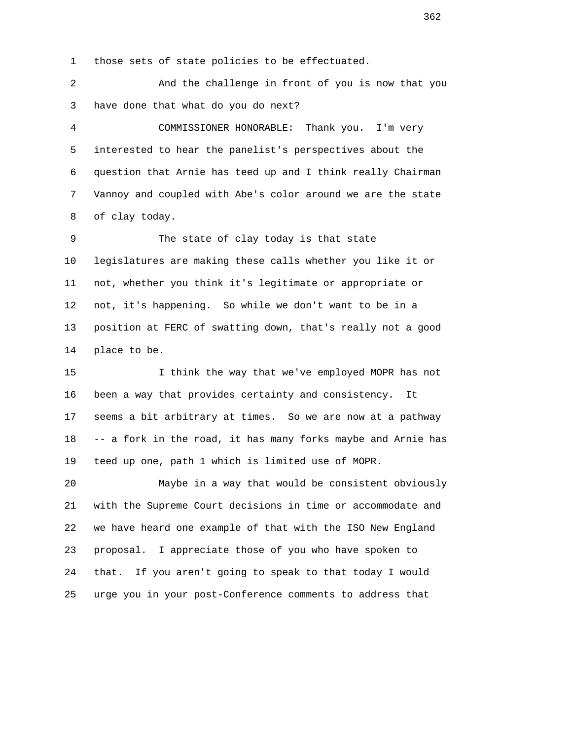those sets of state policies to be effectuated.

And the challenge in front of you is now that you have done that what do you do next?

COMMISSIONER HONORABLE: Thank you. I'm very interested to hear the panelist's perspectives about the question that Arnie has teed up and I think really Chairman Vannoy and coupled with Abe's color around we are the state of clay today.

The state of clay today is that state legislatures are making these calls whether you like it or not, whether you think it's legitimate or appropriate or not, it's happening. So while we don't want to be in a position at FERC of swatting down, that's really not a good place to be.

I think the way that we've employed MOPR has not been a way that provides certainty and consistency. It seems a bit arbitrary at times. So we are now at a pathway -- a fork in the road, it has many forks maybe and Arnie has teed up one, path 1 which is limited use of MOPR.

Maybe in a way that would be consistent obviously with the Supreme Court decisions in time or accommodate and we have heard one example of that with the ISO New England proposal. I appreciate those of you who have spoken to that. If you aren't going to speak to that today I would urge you in your post-Conference comments to address that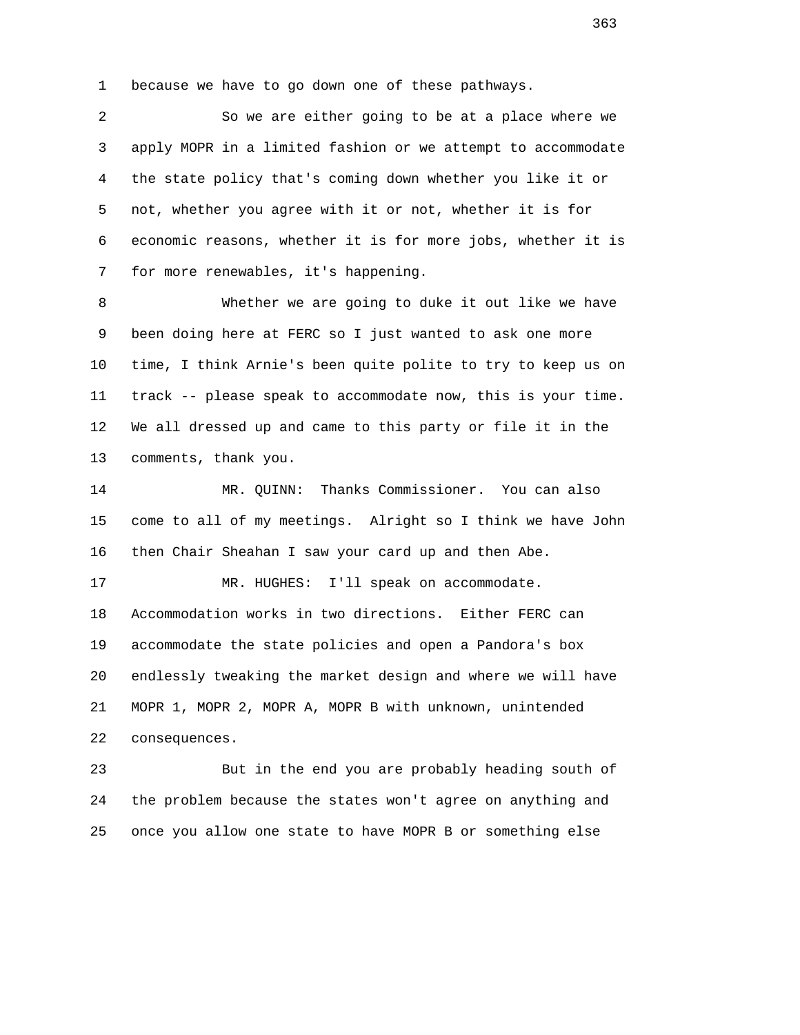because we have to go down one of these pathways.

So we are either going to be at a place where we apply MOPR in a limited fashion or we attempt to accommodate the state policy that's coming down whether you like it or not, whether you agree with it or not, whether it is for economic reasons, whether it is for more jobs, whether it is for more renewables, it's happening.

Whether we are going to duke it out like we have been doing here at FERC so I just wanted to ask one more time, I think Arnie's been quite polite to try to keep us on track -- please speak to accommodate now, this is your time. We all dressed up and came to this party or file it in the comments, thank you.

MR. QUINN: Thanks Commissioner. You can also come to all of my meetings. Alright so I think we have John then Chair Sheahan I saw your card up and then Abe.

MR. HUGHES: I'll speak on accommodate. Accommodation works in two directions. Either FERC can accommodate the state policies and open a Pandora's box endlessly tweaking the market design and where we will have MOPR 1, MOPR 2, MOPR A, MOPR B with unknown, unintended consequences.

But in the end you are probably heading south of the problem because the states won't agree on anything and once you allow one state to have MOPR B or something else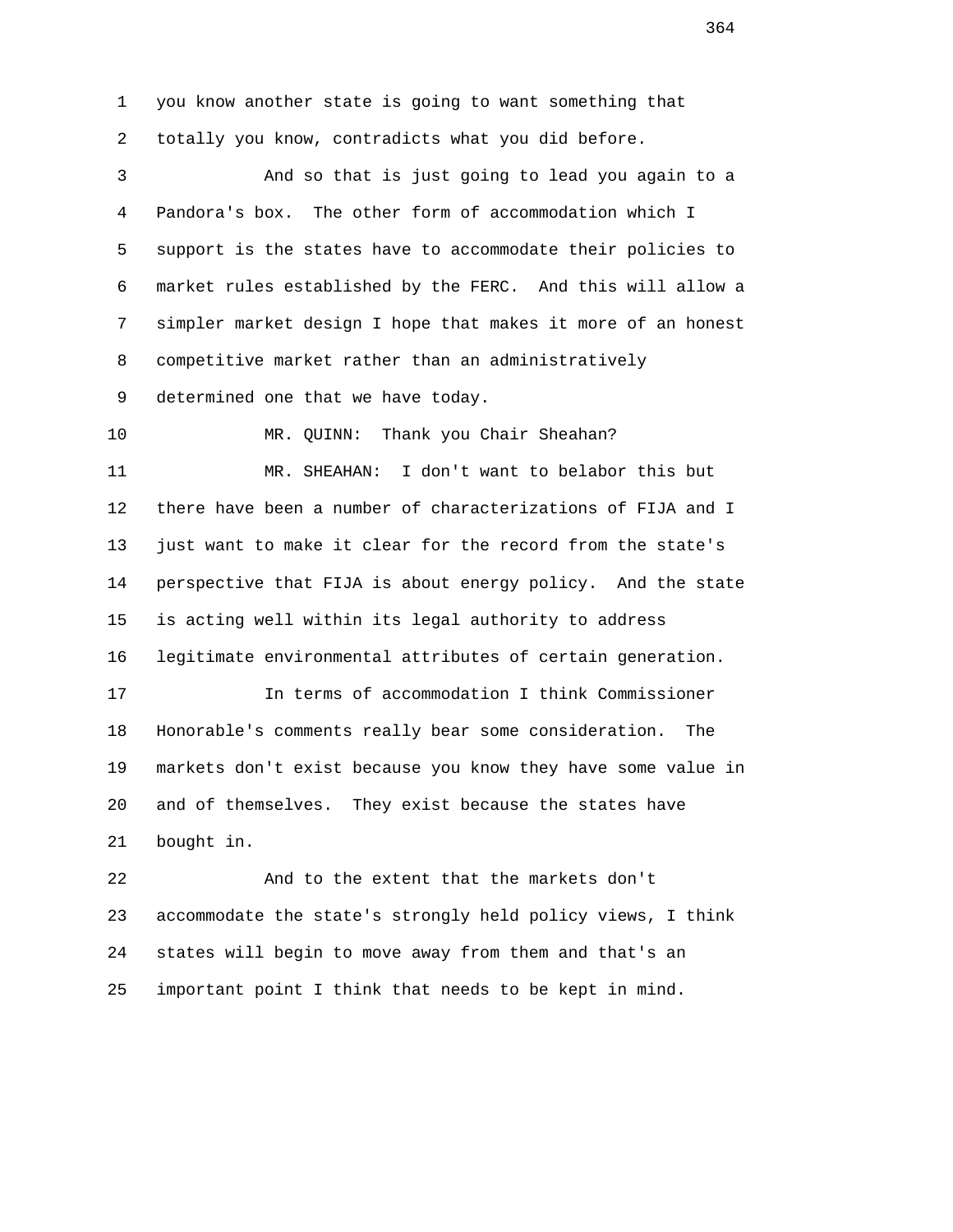you know another state is going to want something that totally you know, contradicts what you did before.

And so that is just going to lead you again to a Pandora's box. The other form of accommodation which I support is the states have to accommodate their policies to market rules established by the FERC. And this will allow a simpler market design I hope that makes it more of an honest competitive market rather than an administratively determined one that we have today.

MR. QUINN: Thank you Chair Sheahan?

MR. SHEAHAN: I don't want to belabor this but there have been a number of characterizations of FIJA and I just want to make it clear for the record from the state's perspective that FIJA is about energy policy. And the state is acting well within its legal authority to address legitimate environmental attributes of certain generation.

In terms of accommodation I think Commissioner Honorable's comments really bear some consideration. The markets don't exist because you know they have some value in and of themselves. They exist because the states have bought in.

And to the extent that the markets don't accommodate the state's strongly held policy views, I think states will begin to move away from them and that's an important point I think that needs to be kept in mind.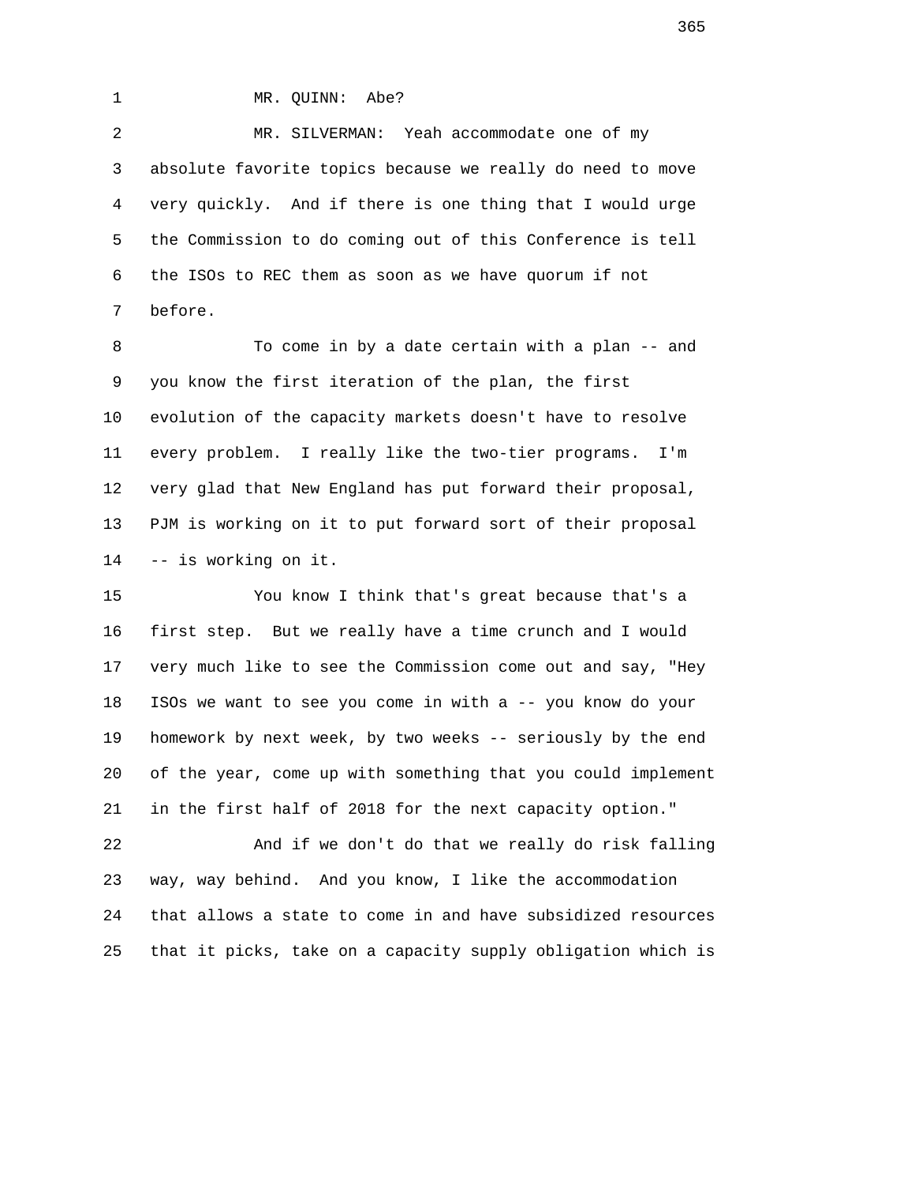MR. QUINN: Abe?

MR. SILVERMAN: Yeah accommodate one of my absolute favorite topics because we really do need to move very quickly. And if there is one thing that I would urge the Commission to do coming out of this Conference is tell the ISOs to REC them as soon as we have quorum if not before.

To come in by a date certain with a plan -- and you know the first iteration of the plan, the first evolution of the capacity markets doesn't have to resolve every problem. I really like the two-tier programs. I'm very glad that New England has put forward their proposal, PJM is working on it to put forward sort of their proposal -- is working on it.

You know I think that's great because that's a first step. But we really have a time crunch and I would very much like to see the Commission come out and say, "Hey ISOs we want to see you come in with a -- you know do your homework by next week, by two weeks -- seriously by the end of the year, come up with something that you could implement in the first half of 2018 for the next capacity option."

And if we don't do that we really do risk falling way, way behind. And you know, I like the accommodation that allows a state to come in and have subsidized resources that it picks, take on a capacity supply obligation which is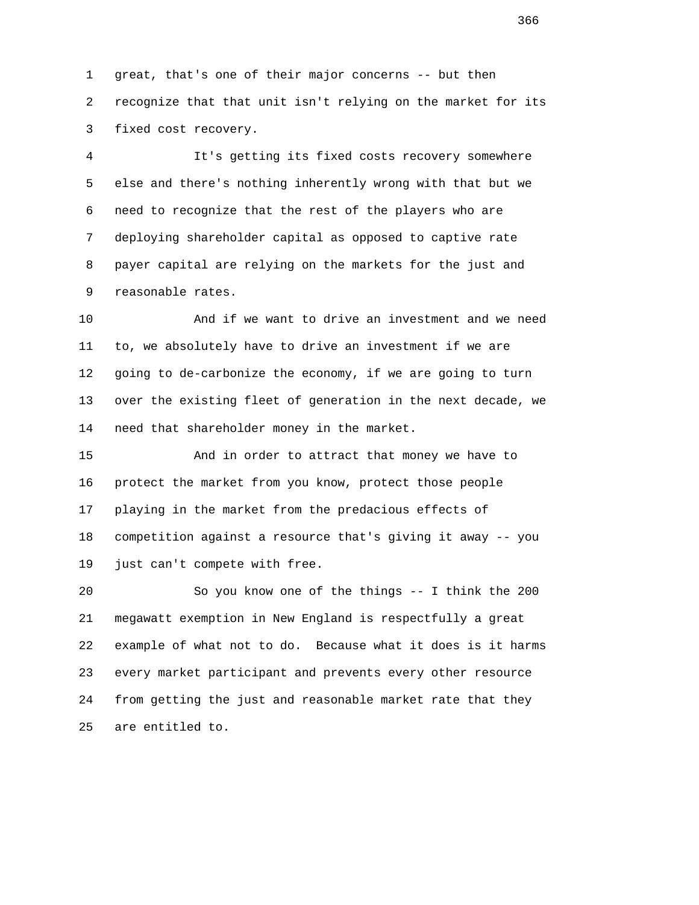great, that's one of their major concerns -- but then recognize that that unit isn't relying on the market for its fixed cost recovery.

It's getting its fixed costs recovery somewhere else and there's nothing inherently wrong with that but we need to recognize that the rest of the players who are deploying shareholder capital as opposed to captive rate payer capital are relying on the markets for the just and reasonable rates.

And if we want to drive an investment and we need to, we absolutely have to drive an investment if we are going to de-carbonize the economy, if we are going to turn over the existing fleet of generation in the next decade, we need that shareholder money in the market.

And in order to attract that money we have to protect the market from you know, protect those people playing in the market from the predacious effects of competition against a resource that's giving it away -- you just can't compete with free.

So you know one of the things -- I think the 200 megawatt exemption in New England is respectfully a great example of what not to do. Because what it does is it harms every market participant and prevents every other resource from getting the just and reasonable market rate that they are entitled to.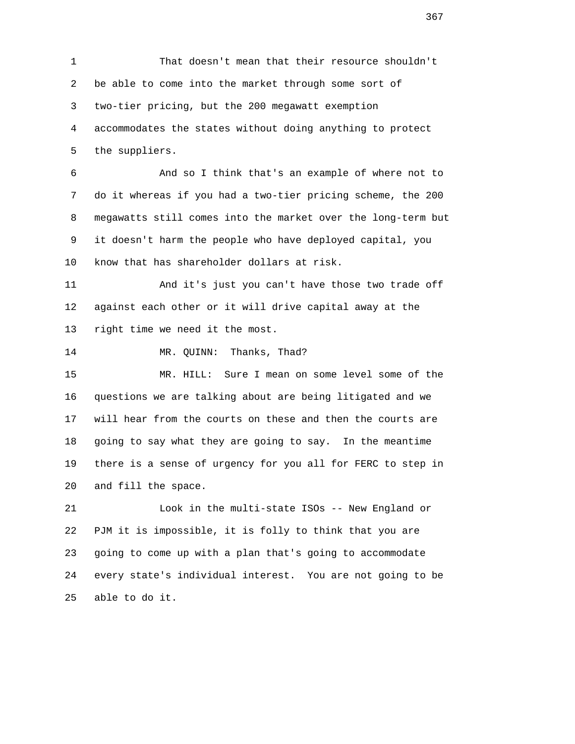That doesn't mean that their resource shouldn't be able to come into the market through some sort of two-tier pricing, but the 200 megawatt exemption accommodates the states without doing anything to protect the suppliers.

And so I think that's an example of where not to do it whereas if you had a two-tier pricing scheme, the 200 megawatts still comes into the market over the long-term but it doesn't harm the people who have deployed capital, you know that has shareholder dollars at risk.

And it's just you can't have those two trade off against each other or it will drive capital away at the right time we need it the most.

MR. QUINN: Thanks, Thad?

MR. HILL: Sure I mean on some level some of the questions we are talking about are being litigated and we will hear from the courts on these and then the courts are going to say what they are going to say. In the meantime there is a sense of urgency for you all for FERC to step in and fill the space.

Look in the multi-state ISOs -- New England or PJM it is impossible, it is folly to think that you are going to come up with a plan that's going to accommodate every state's individual interest. You are not going to be able to do it.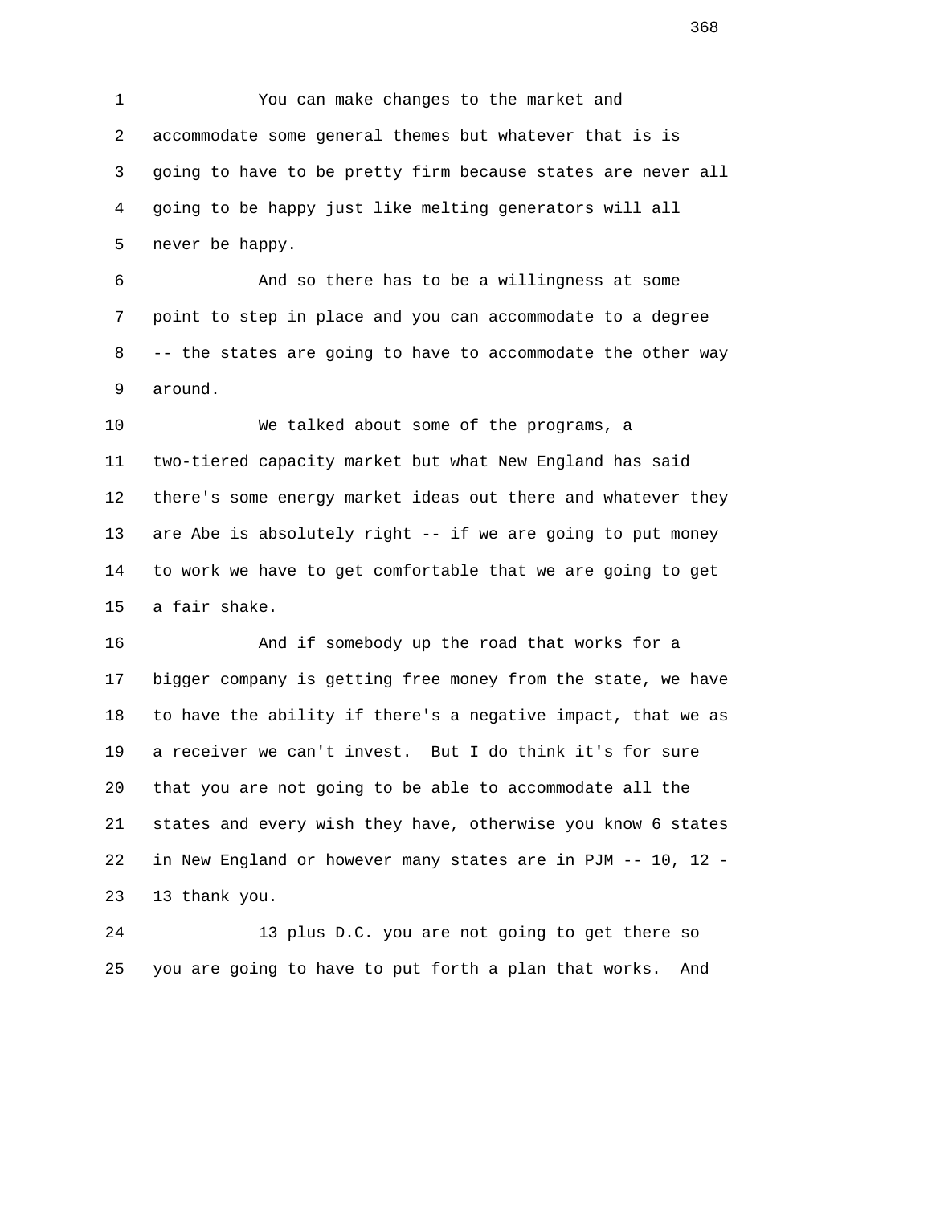1 You can make changes to the market and
2 accommodate some general themes but whatever that is is
3 going to have to be pretty firm because states are never all
4 going to be happy just like melting generators will all
5 never be happy.

6 And so there has to be a willingness at some
7 point to step in place and you can accommodate to a degree
8 -- the states are going to have to accommodate the other way
9 around.

10 We talked about some of the programs, a
11 two-tiered capacity market but what New England has said
12 there's some energy market ideas out there and whatever they
13 are Abe is absolutely right -- if we are going to put money
14 to work we have to get comfortable that we are going to get
15 a fair shake.

16 And if somebody up the road that works for a
17 bigger company is getting free money from the state, we have
18 to have the ability if there's a negative impact, that we as
19 a receiver we can't invest. But I do think it's for sure
20 that you are not going to be able to accommodate all the
21 states and every wish they have, otherwise you know 6 states
22 in New England or however many states are in PJM -- 10, 12 -
23 13 thank you.

24 13 plus D.C. you are not going to get there so
25 you are going to have to put forth a plan that works. And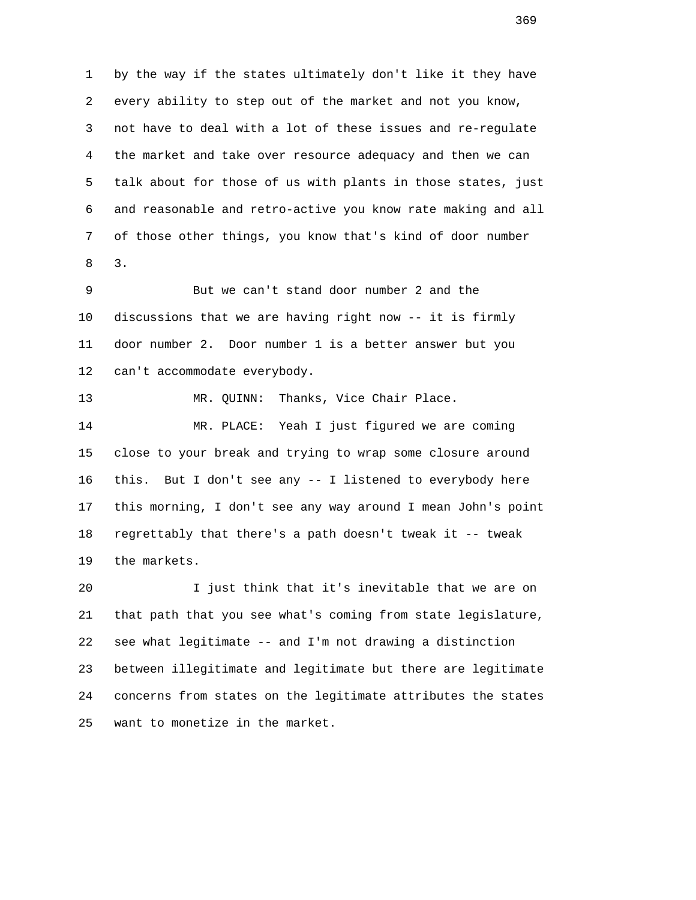by the way if the states ultimately don't like it they have every ability to step out of the market and not you know, not have to deal with a lot of these issues and re-regulate the market and take over resource adequacy and then we can talk about for those of us with plants in those states, just and reasonable and retro-active you know rate making and all of those other things, you know that's kind of door number 3.

But we can't stand door number 2 and the discussions that we are having right now -- it is firmly door number 2. Door number 1 is a better answer but you can't accommodate everybody.

MR. QUINN: Thanks, Vice Chair Place.

MR. PLACE: Yeah I just figured we are coming close to your break and trying to wrap some closure around this. But I don't see any -- I listened to everybody here this morning, I don't see any way around I mean John's point regrettably that there's a path doesn't tweak it -- tweak the markets.

I just think that it's inevitable that we are on that path that you see what's coming from state legislature, see what legitimate -- and I'm not drawing a distinction between illegitimate and legitimate but there are legitimate concerns from states on the legitimate attributes the states want to monetize in the market.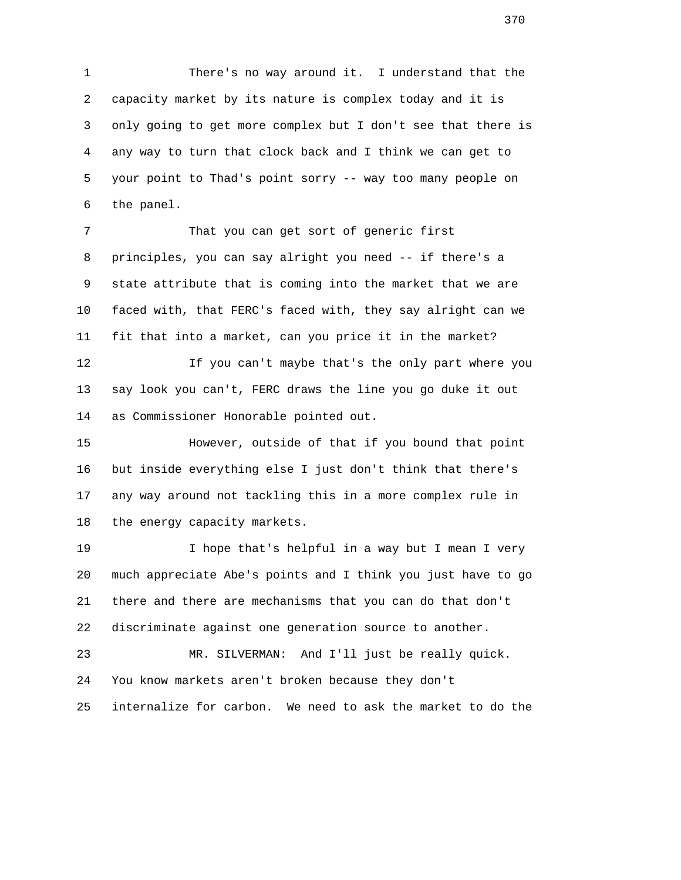There's no way around it. I understand that the capacity market by its nature is complex today and it is only going to get more complex but I don't see that there is any way to turn that clock back and I think we can get to your point to Thad's point sorry -- way too many people on the panel.

That you can get sort of generic first principles, you can say alright you need -- if there's a state attribute that is coming into the market that we are faced with, that FERC's faced with, they say alright can we fit that into a market, can you price it in the market?

If you can't maybe that's the only part where you say look you can't, FERC draws the line you go duke it out as Commissioner Honorable pointed out.

However, outside of that if you bound that point but inside everything else I just don't think that there's any way around not tackling this in a more complex rule in the energy capacity markets.

I hope that's helpful in a way but I mean I very much appreciate Abe's points and I think you just have to go there and there are mechanisms that you can do that don't discriminate against one generation source to another.

MR. SILVERMAN: And I'll just be really quick. You know markets aren't broken because they don't internalize for carbon. We need to ask the market to do the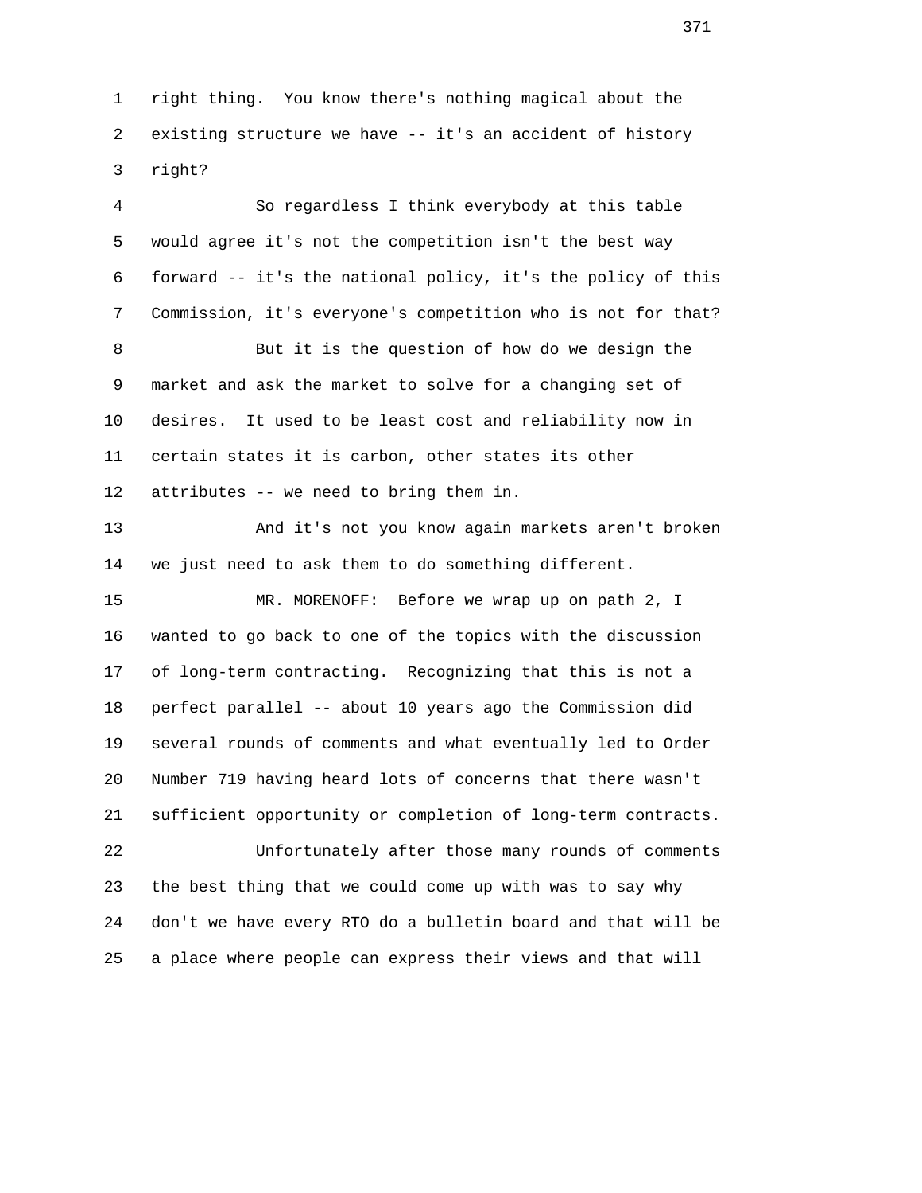right thing. You know there's nothing magical about the existing structure we have -- it's an accident of history right?

So regardless I think everybody at this table would agree it's not the competition isn't the best way forward -- it's the national policy, it's the policy of this Commission, it's everyone's competition who is not for that?

But it is the question of how do we design the market and ask the market to solve for a changing set of desires. It used to be least cost and reliability now in certain states it is carbon, other states its other attributes -- we need to bring them in.

And it's not you know again markets aren't broken we just need to ask them to do something different.

MR. MORENOFF: Before we wrap up on path 2, I wanted to go back to one of the topics with the discussion of long-term contracting. Recognizing that this is not a perfect parallel -- about 10 years ago the Commission did several rounds of comments and what eventually led to Order Number 719 having heard lots of concerns that there wasn't sufficient opportunity or completion of long-term contracts.

Unfortunately after those many rounds of comments the best thing that we could come up with was to say why don't we have every RTO do a bulletin board and that will be a place where people can express their views and that will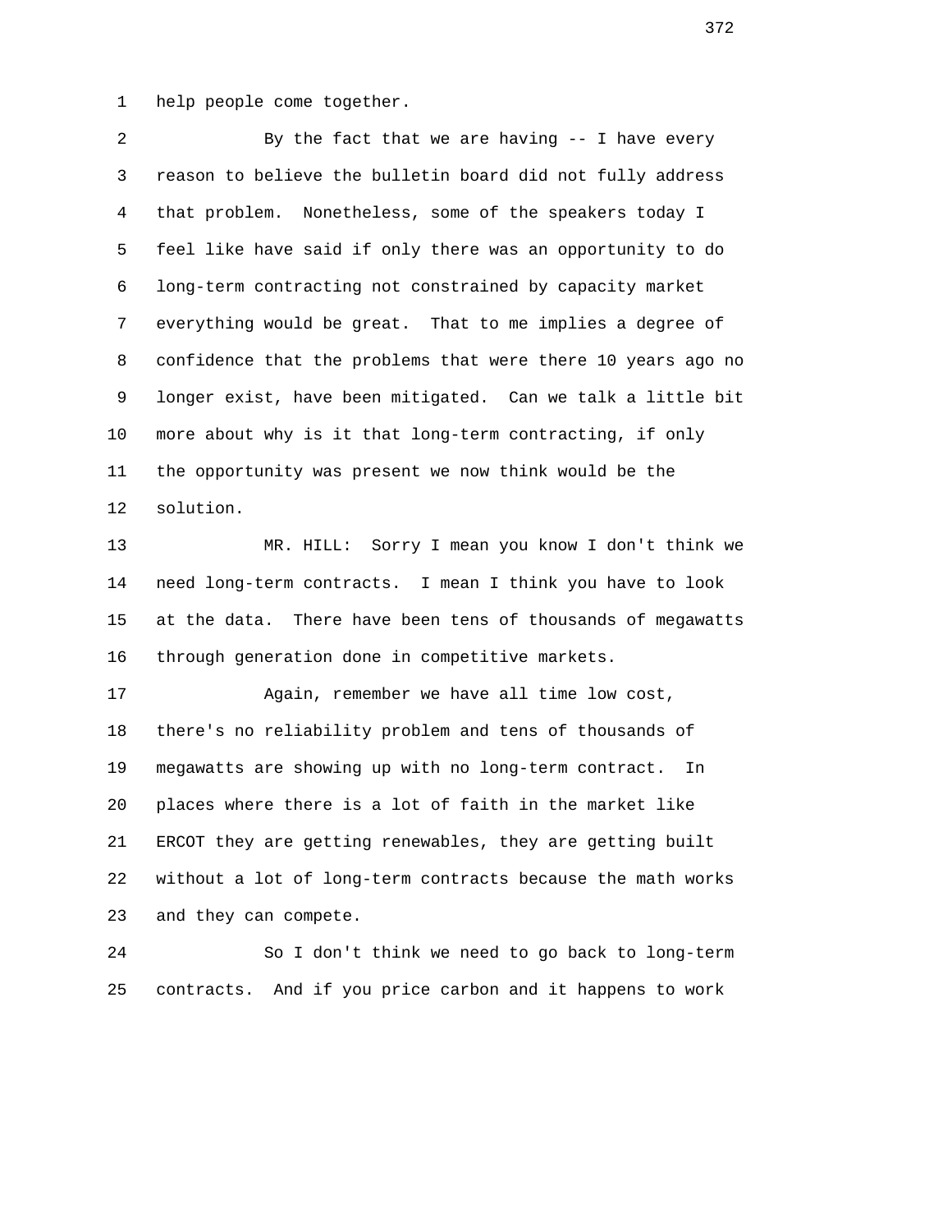help people come together.

By the fact that we are having -- I have every reason to believe the bulletin board did not fully address that problem. Nonetheless, some of the speakers today I feel like have said if only there was an opportunity to do long-term contracting not constrained by capacity market everything would be great. That to me implies a degree of confidence that the problems that were there 10 years ago no longer exist, have been mitigated. Can we talk a little bit more about why is it that long-term contracting, if only the opportunity was present we now think would be the solution.

MR. HILL: Sorry I mean you know I don't think we need long-term contracts. I mean I think you have to look at the data. There have been tens of thousands of megawatts through generation done in competitive markets.

Again, remember we have all time low cost, there's no reliability problem and tens of thousands of megawatts are showing up with no long-term contract. In places where there is a lot of faith in the market like ERCOT they are getting renewables, they are getting built without a lot of long-term contracts because the math works and they can compete.

So I don't think we need to go back to long-term contracts. And if you price carbon and it happens to work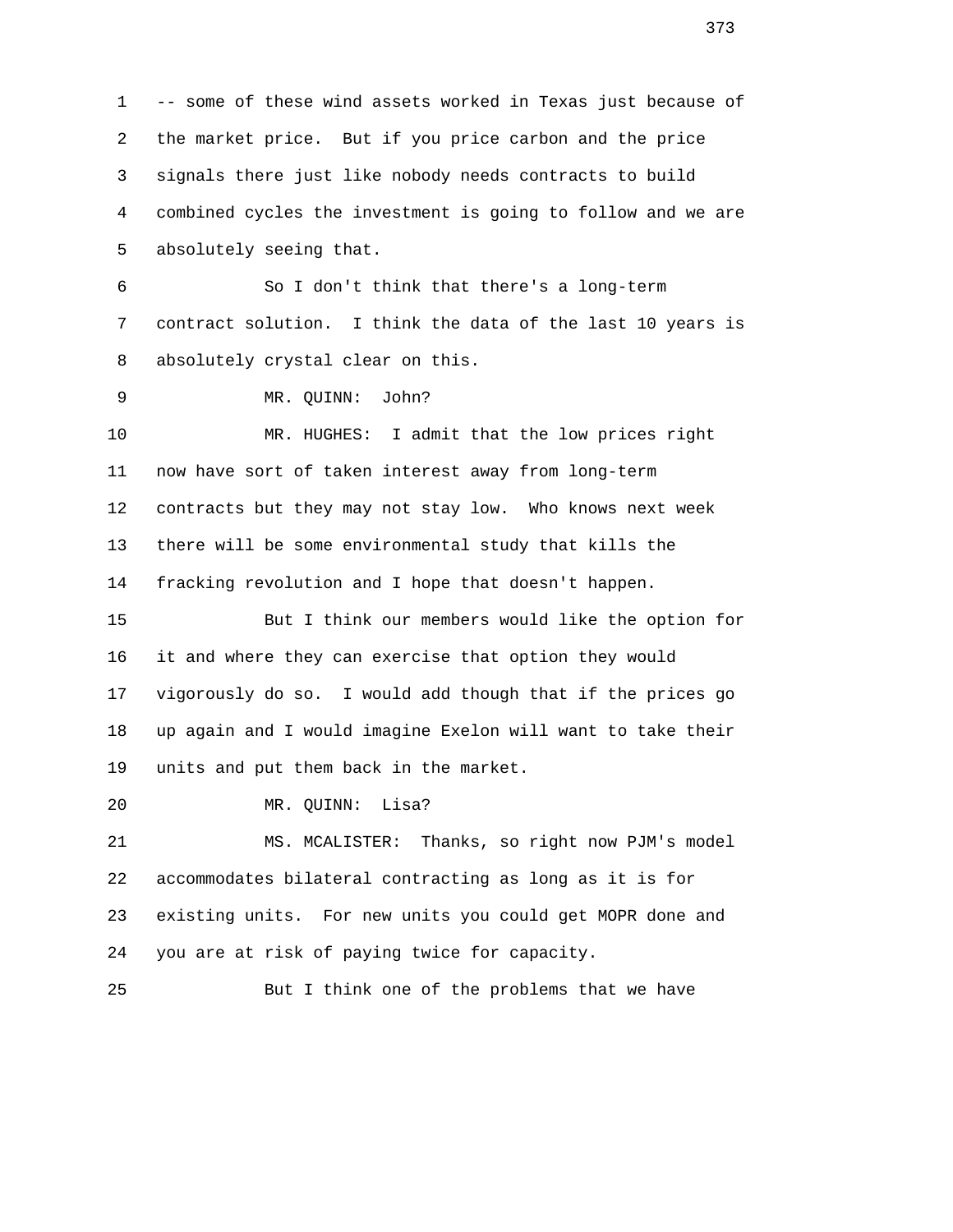-- some of these wind assets worked in Texas just because of the market price. But if you price carbon and the price signals there just like nobody needs contracts to build combined cycles the investment is going to follow and we are absolutely seeing that.

So I don't think that there's a long-term contract solution. I think the data of the last 10 years is absolutely crystal clear on this.

MR. QUINN: John?

MR. HUGHES: I admit that the low prices right now have sort of taken interest away from long-term contracts but they may not stay low. Who knows next week there will be some environmental study that kills the fracking revolution and I hope that doesn't happen.

But I think our members would like the option for it and where they can exercise that option they would vigorously do so. I would add though that if the prices go up again and I would imagine Exelon will want to take their units and put them back in the market.

MR. QUINN: Lisa?

MS. MCALISTER: Thanks, so right now PJM's model accommodates bilateral contracting as long as it is for existing units. For new units you could get MOPR done and you are at risk of paying twice for capacity.

But I think one of the problems that we have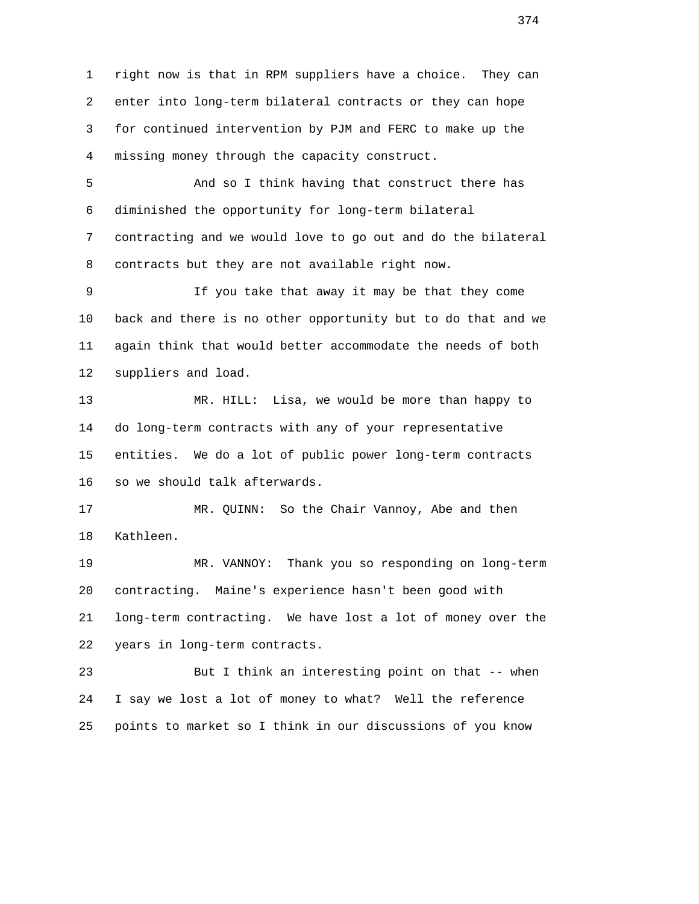right now is that in RPM suppliers have a choice. They can enter into long-term bilateral contracts or they can hope for continued intervention by PJM and FERC to make up the missing money through the capacity construct.

And so I think having that construct there has diminished the opportunity for long-term bilateral contracting and we would love to go out and do the bilateral contracts but they are not available right now.

If you take that away it may be that they come back and there is no other opportunity but to do that and we again think that would better accommodate the needs of both suppliers and load.

MR. HILL: Lisa, we would be more than happy to do long-term contracts with any of your representative entities. We do a lot of public power long-term contracts so we should talk afterwards.

MR. QUINN: So the Chair Vannoy, Abe and then Kathleen.

MR. VANNOY: Thank you so responding on long-term contracting. Maine's experience hasn't been good with long-term contracting. We have lost a lot of money over the years in long-term contracts.

But I think an interesting point on that -- when I say we lost a lot of money to what? Well the reference points to market so I think in our discussions of you know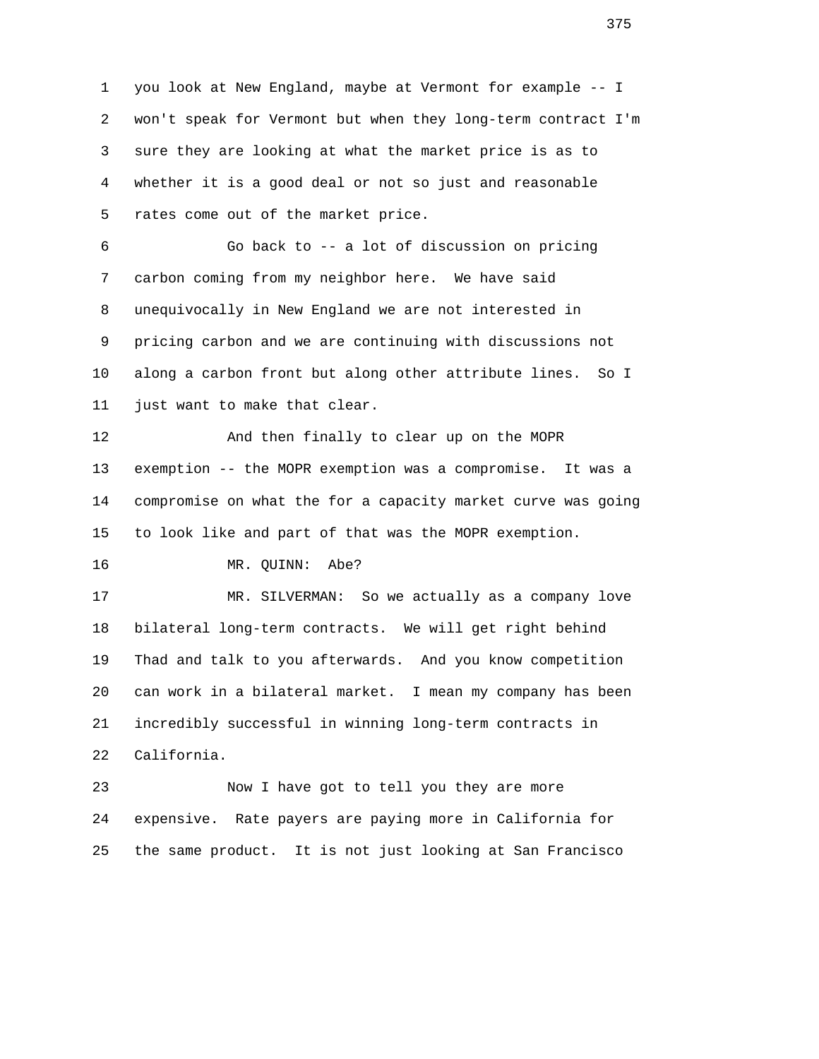you look at New England, maybe at Vermont for example -- I won't speak for Vermont but when they long-term contract I'm sure they are looking at what the market price is as to whether it is a good deal or not so just and reasonable rates come out of the market price.

Go back to -- a lot of discussion on pricing carbon coming from my neighbor here. We have said unequivocally in New England we are not interested in pricing carbon and we are continuing with discussions not along a carbon front but along other attribute lines. So I just want to make that clear.

And then finally to clear up on the MOPR exemption -- the MOPR exemption was a compromise. It was a compromise on what the for a capacity market curve was going to look like and part of that was the MOPR exemption.

MR. QUINN: Abe?

MR. SILVERMAN: So we actually as a company love bilateral long-term contracts. We will get right behind Thad and talk to you afterwards. And you know competition can work in a bilateral market. I mean my company has been incredibly successful in winning long-term contracts in California.

Now I have got to tell you they are more expensive. Rate payers are paying more in California for the same product. It is not just looking at San Francisco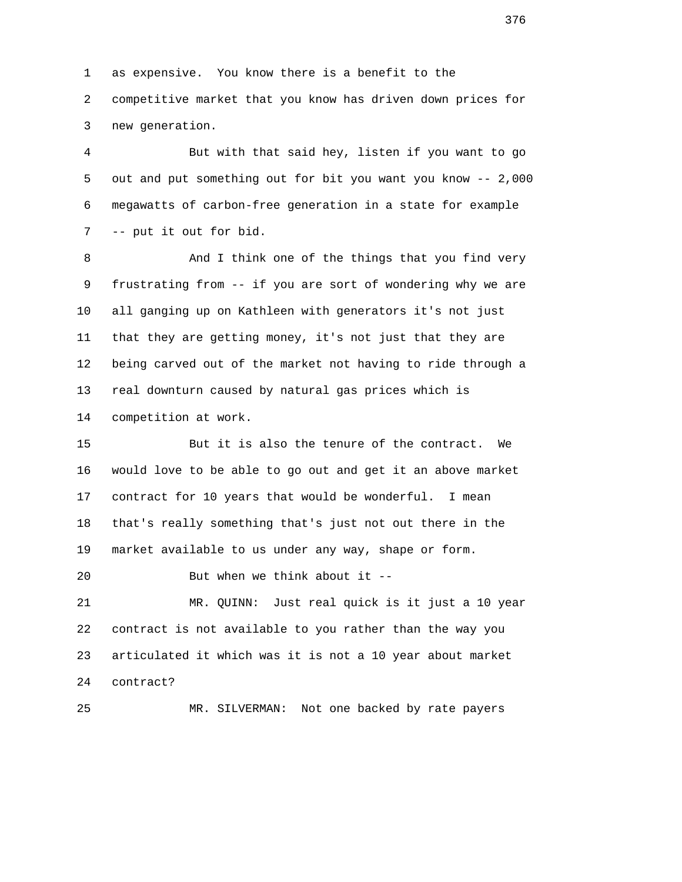as expensive. You know there is a benefit to the competitive market that you know has driven down prices for new generation.

But with that said hey, listen if you want to go out and put something out for bit you want you know -- 2,000 megawatts of carbon-free generation in a state for example -- put it out for bid.

And I think one of the things that you find very frustrating from -- if you are sort of wondering why we are all ganging up on Kathleen with generators it's not just that they are getting money, it's not just that they are being carved out of the market not having to ride through a real downturn caused by natural gas prices which is competition at work.

But it is also the tenure of the contract. We would love to be able to go out and get it an above market contract for 10 years that would be wonderful. I mean that's really something that's just not out there in the market available to us under any way, shape or form.

But when we think about it --

MR. QUINN: Just real quick is it just a 10 year contract is not available to you rather than the way you articulated it which was it is not a 10 year about market contract?

MR. SILVERMAN: Not one backed by rate payers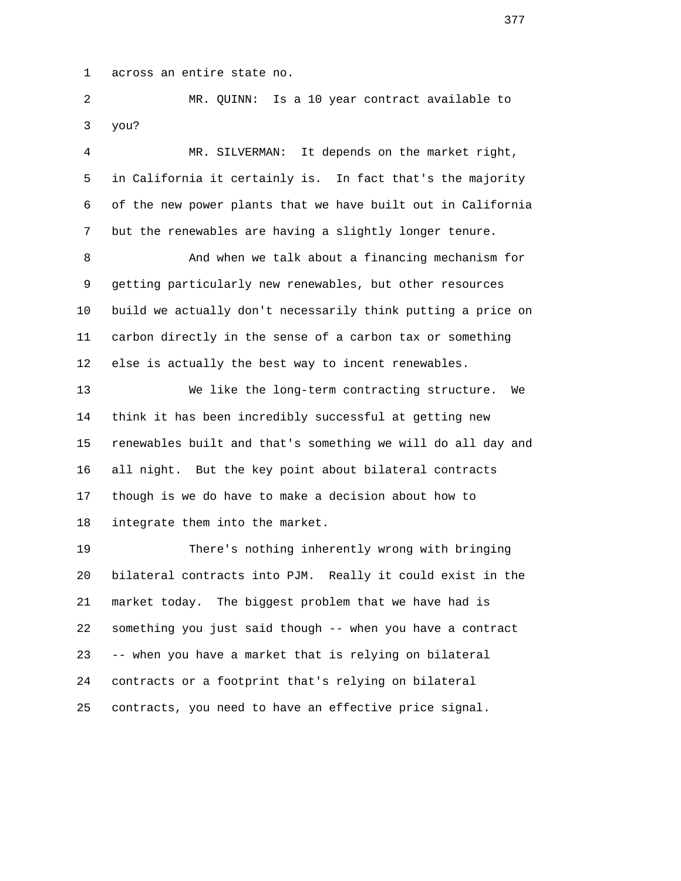across an entire state no.

MR. QUINN: Is a 10 year contract available to you?

MR. SILVERMAN: It depends on the market right, in California it certainly is. In fact that's the majority of the new power plants that we have built out in California but the renewables are having a slightly longer tenure.

And when we talk about a financing mechanism for getting particularly new renewables, but other resources build we actually don't necessarily think putting a price on carbon directly in the sense of a carbon tax or something else is actually the best way to incent renewables.

We like the long-term contracting structure. We think it has been incredibly successful at getting new renewables built and that's something we will do all day and all night. But the key point about bilateral contracts though is we do have to make a decision about how to integrate them into the market.

There's nothing inherently wrong with bringing bilateral contracts into PJM. Really it could exist in the market today. The biggest problem that we have had is something you just said though -- when you have a contract -- when you have a market that is relying on bilateral contracts or a footprint that's relying on bilateral contracts, you need to have an effective price signal.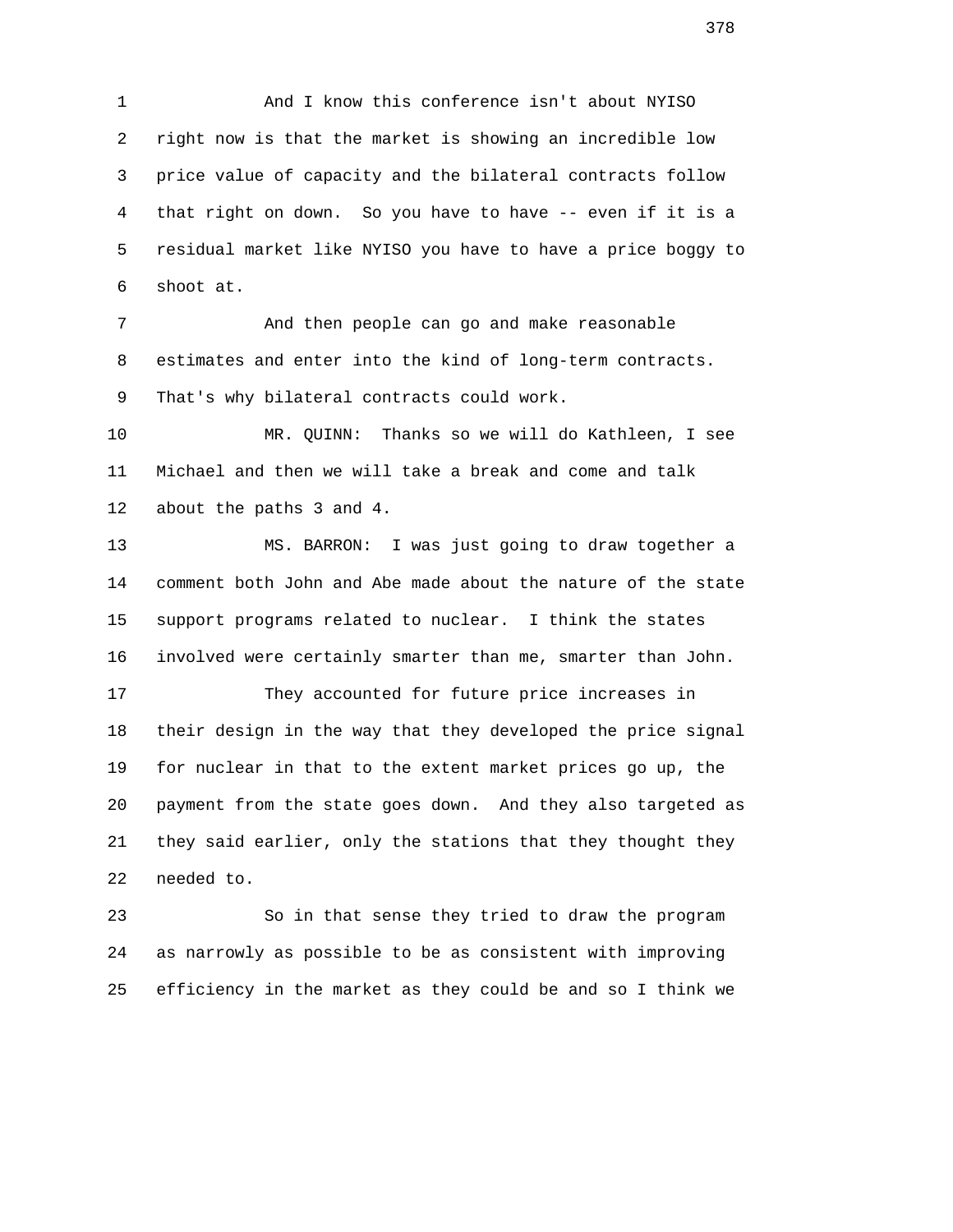And I know this conference isn't about NYISO right now is that the market is showing an incredible low price value of capacity and the bilateral contracts follow that right on down. So you have to have -- even if it is a residual market like NYISO you have to have a price boggy to shoot at.

And then people can go and make reasonable estimates and enter into the kind of long-term contracts. That's why bilateral contracts could work.

MR. QUINN: Thanks so we will do Kathleen, I see Michael and then we will take a break and come and talk about the paths 3 and 4.

MS. BARRON: I was just going to draw together a comment both John and Abe made about the nature of the state support programs related to nuclear. I think the states involved were certainly smarter than me, smarter than John.

They accounted for future price increases in their design in the way that they developed the price signal for nuclear in that to the extent market prices go up, the payment from the state goes down. And they also targeted as they said earlier, only the stations that they thought they needed to.

So in that sense they tried to draw the program as narrowly as possible to be as consistent with improving efficiency in the market as they could be and so I think we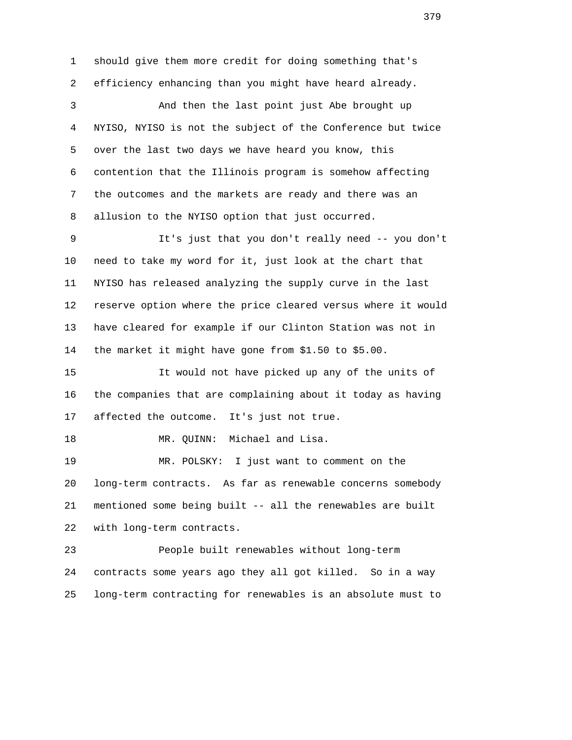should give them more credit for doing something that's efficiency enhancing than you might have heard already.

And then the last point just Abe brought up NYISO, NYISO is not the subject of the Conference but twice over the last two days we have heard you know, this contention that the Illinois program is somehow affecting the outcomes and the markets are ready and there was an allusion to the NYISO option that just occurred.

It's just that you don't really need -- you don't need to take my word for it, just look at the chart that NYISO has released analyzing the supply curve in the last reserve option where the price cleared versus where it would have cleared for example if our Clinton Station was not in the market it might have gone from $1.50 to $5.00.

It would not have picked up any of the units of the companies that are complaining about it today as having affected the outcome. It's just not true.

MR. QUINN: Michael and Lisa.

MR. POLSKY: I just want to comment on the long-term contracts. As far as renewable concerns somebody mentioned some being built -- all the renewables are built with long-term contracts.

People built renewables without long-term contracts some years ago they all got killed. So in a way long-term contracting for renewables is an absolute must to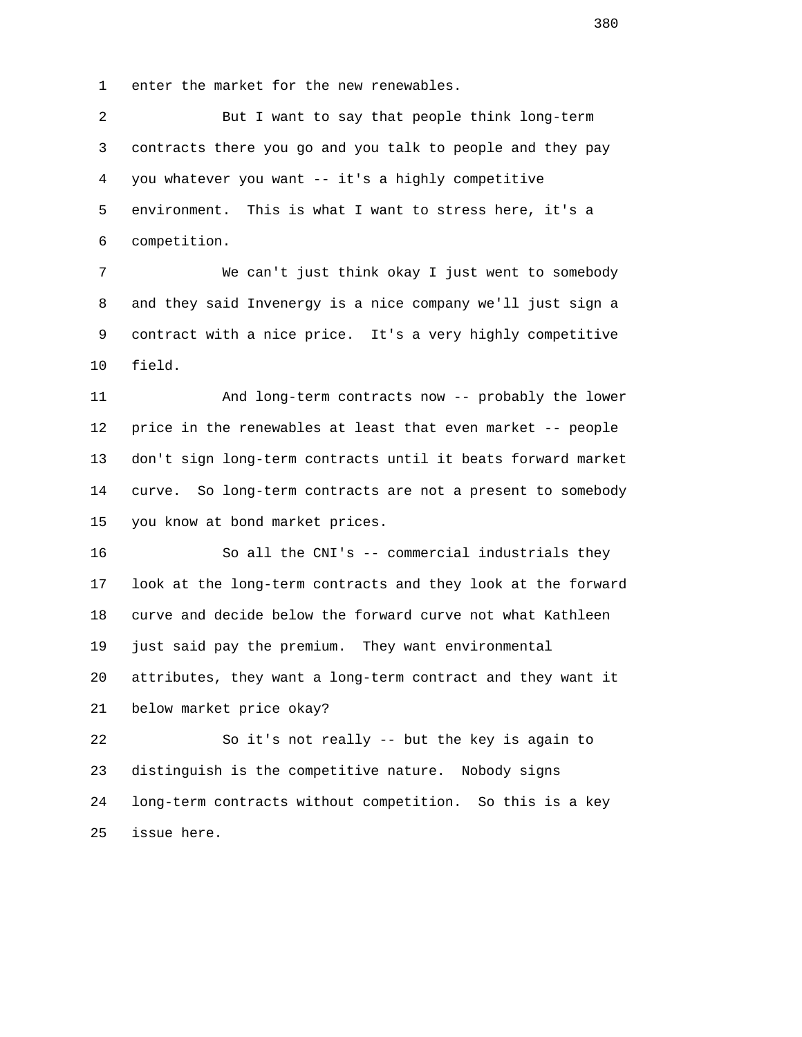enter the market for the new renewables.

But I want to say that people think long-term contracts there you go and you talk to people and they pay you whatever you want -- it's a highly competitive environment. This is what I want to stress here, it's a competition.

We can't just think okay I just went to somebody and they said Invenergy is a nice company we'll just sign a contract with a nice price. It's a very highly competitive field.

And long-term contracts now -- probably the lower price in the renewables at least that even market -- people don't sign long-term contracts until it beats forward market curve. So long-term contracts are not a present to somebody you know at bond market prices.

So all the CNI's -- commercial industrials they look at the long-term contracts and they look at the forward curve and decide below the forward curve not what Kathleen just said pay the premium. They want environmental attributes, they want a long-term contract and they want it below market price okay?

So it's not really -- but the key is again to distinguish is the competitive nature. Nobody signs long-term contracts without competition. So this is a key issue here.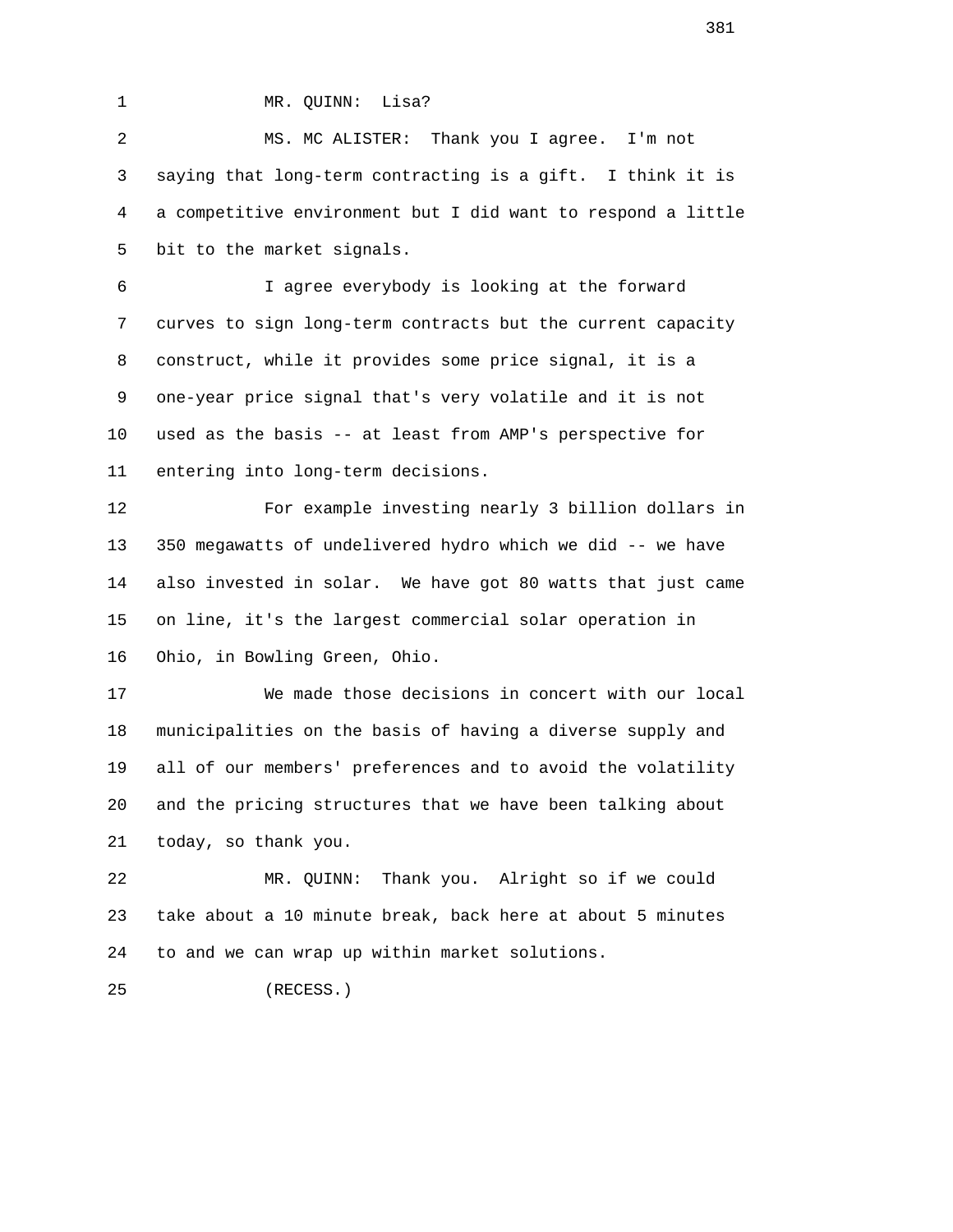MR. QUINN: Lisa?

MS. MC ALISTER: Thank you I agree. I'm not saying that long-term contracting is a gift. I think it is a competitive environment but I did want to respond a little bit to the market signals.

I agree everybody is looking at the forward curves to sign long-term contracts but the current capacity construct, while it provides some price signal, it is a one-year price signal that's very volatile and it is not used as the basis -- at least from AMP's perspective for entering into long-term decisions.

For example investing nearly 3 billion dollars in 350 megawatts of undelivered hydro which we did -- we have also invested in solar. We have got 80 watts that just came on line, it's the largest commercial solar operation in Ohio, in Bowling Green, Ohio.

We made those decisions in concert with our local municipalities on the basis of having a diverse supply and all of our members' preferences and to avoid the volatility and the pricing structures that we have been talking about today, so thank you.

MR. QUINN: Thank you. Alright so if we could take about a 10 minute break, back here at about 5 minutes to and we can wrap up within market solutions.

(RECESS.)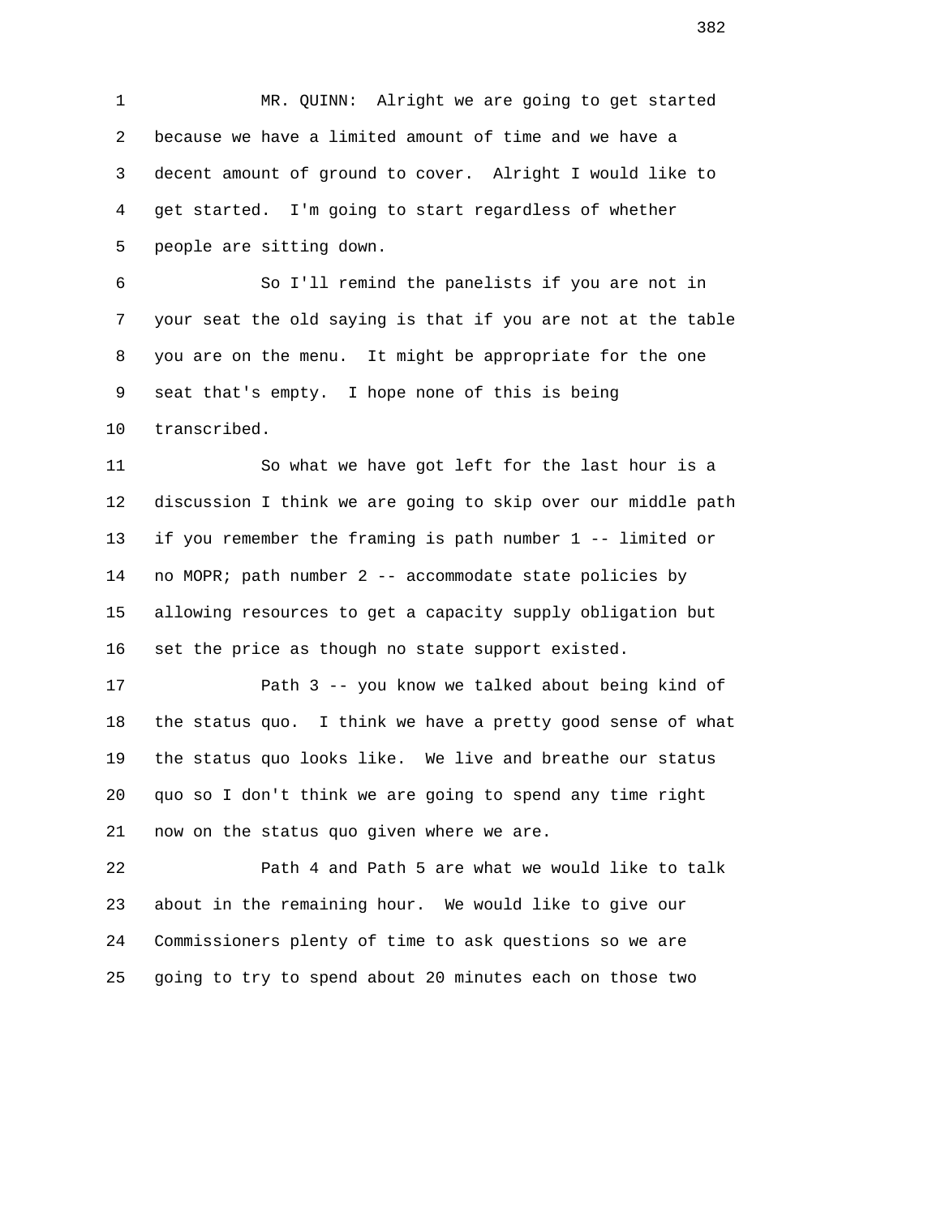MR. QUINN: Alright we are going to get started because we have a limited amount of time and we have a decent amount of ground to cover. Alright I would like to get started. I'm going to start regardless of whether people are sitting down.

So I'll remind the panelists if you are not in your seat the old saying is that if you are not at the table you are on the menu. It might be appropriate for the one seat that's empty. I hope none of this is being transcribed.

So what we have got left for the last hour is a discussion I think we are going to skip over our middle path if you remember the framing is path number 1 -- limited or no MOPR; path number 2 -- accommodate state policies by allowing resources to get a capacity supply obligation but set the price as though no state support existed.

Path 3 -- you know we talked about being kind of the status quo. I think we have a pretty good sense of what the status quo looks like. We live and breathe our status quo so I don't think we are going to spend any time right now on the status quo given where we are.

Path 4 and Path 5 are what we would like to talk about in the remaining hour. We would like to give our Commissioners plenty of time to ask questions so we are going to try to spend about 20 minutes each on those two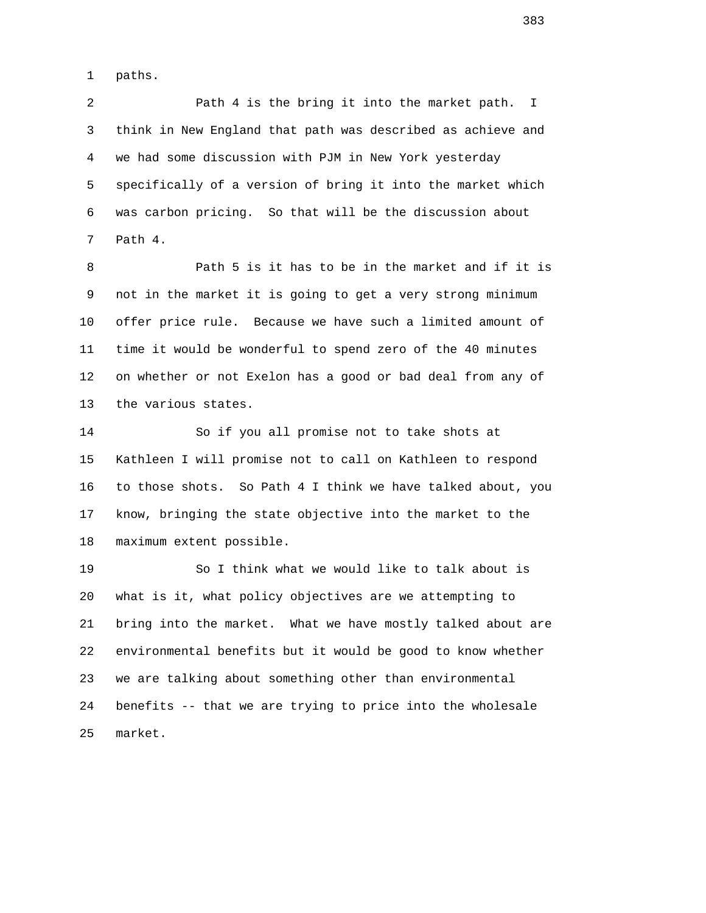paths.

Path 4 is the bring it into the market path. I think in New England that path was described as achieve and we had some discussion with PJM in New York yesterday specifically of a version of bring it into the market which was carbon pricing. So that will be the discussion about Path 4.

Path 5 is it has to be in the market and if it is not in the market it is going to get a very strong minimum offer price rule. Because we have such a limited amount of time it would be wonderful to spend zero of the 40 minutes on whether or not Exelon has a good or bad deal from any of the various states.

So if you all promise not to take shots at Kathleen I will promise not to call on Kathleen to respond to those shots. So Path 4 I think we have talked about, you know, bringing the state objective into the market to the maximum extent possible.

So I think what we would like to talk about is what is it, what policy objectives are we attempting to bring into the market. What we have mostly talked about are environmental benefits but it would be good to know whether we are talking about something other than environmental benefits -- that we are trying to price into the wholesale market.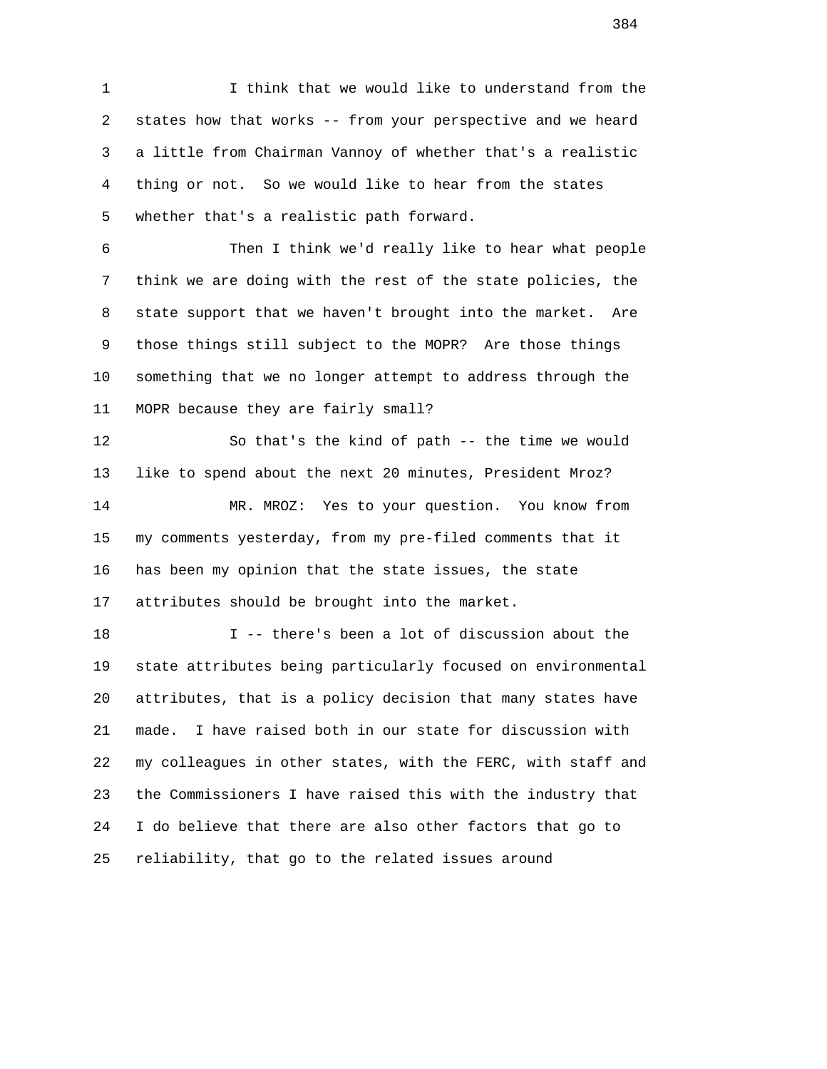I think that we would like to understand from the states how that works -- from your perspective and we heard a little from Chairman Vannoy of whether that's a realistic thing or not. So we would like to hear from the states whether that's a realistic path forward.

Then I think we'd really like to hear what people think we are doing with the rest of the state policies, the state support that we haven't brought into the market. Are those things still subject to the MOPR? Are those things something that we no longer attempt to address through the MOPR because they are fairly small?

So that's the kind of path -- the time we would like to spend about the next 20 minutes, President Mroz?

MR. MROZ: Yes to your question. You know from my comments yesterday, from my pre-filed comments that it has been my opinion that the state issues, the state attributes should be brought into the market.

I -- there's been a lot of discussion about the state attributes being particularly focused on environmental attributes, that is a policy decision that many states have made. I have raised both in our state for discussion with my colleagues in other states, with the FERC, with staff and the Commissioners I have raised this with the industry that I do believe that there are also other factors that go to reliability, that go to the related issues around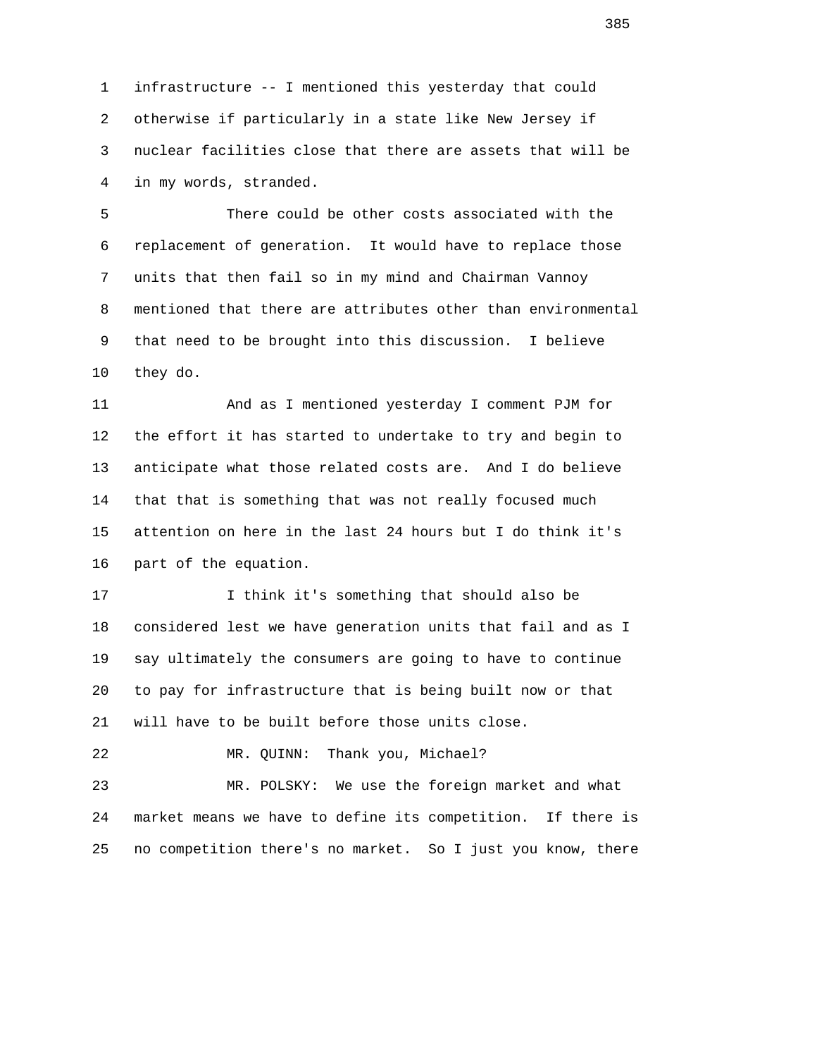infrastructure -- I mentioned this yesterday that could otherwise if particularly in a state like New Jersey if nuclear facilities close that there are assets that will be in my words, stranded.

There could be other costs associated with the replacement of generation. It would have to replace those units that then fail so in my mind and Chairman Vannoy mentioned that there are attributes other than environmental that need to be brought into this discussion. I believe they do.

And as I mentioned yesterday I comment PJM for the effort it has started to undertake to try and begin to anticipate what those related costs are. And I do believe that that is something that was not really focused much attention on here in the last 24 hours but I do think it's part of the equation.

I think it's something that should also be considered lest we have generation units that fail and as I say ultimately the consumers are going to have to continue to pay for infrastructure that is being built now or that will have to be built before those units close.

MR. QUINN: Thank you, Michael?

MR. POLSKY: We use the foreign market and what market means we have to define its competition. If there is no competition there's no market. So I just you know, there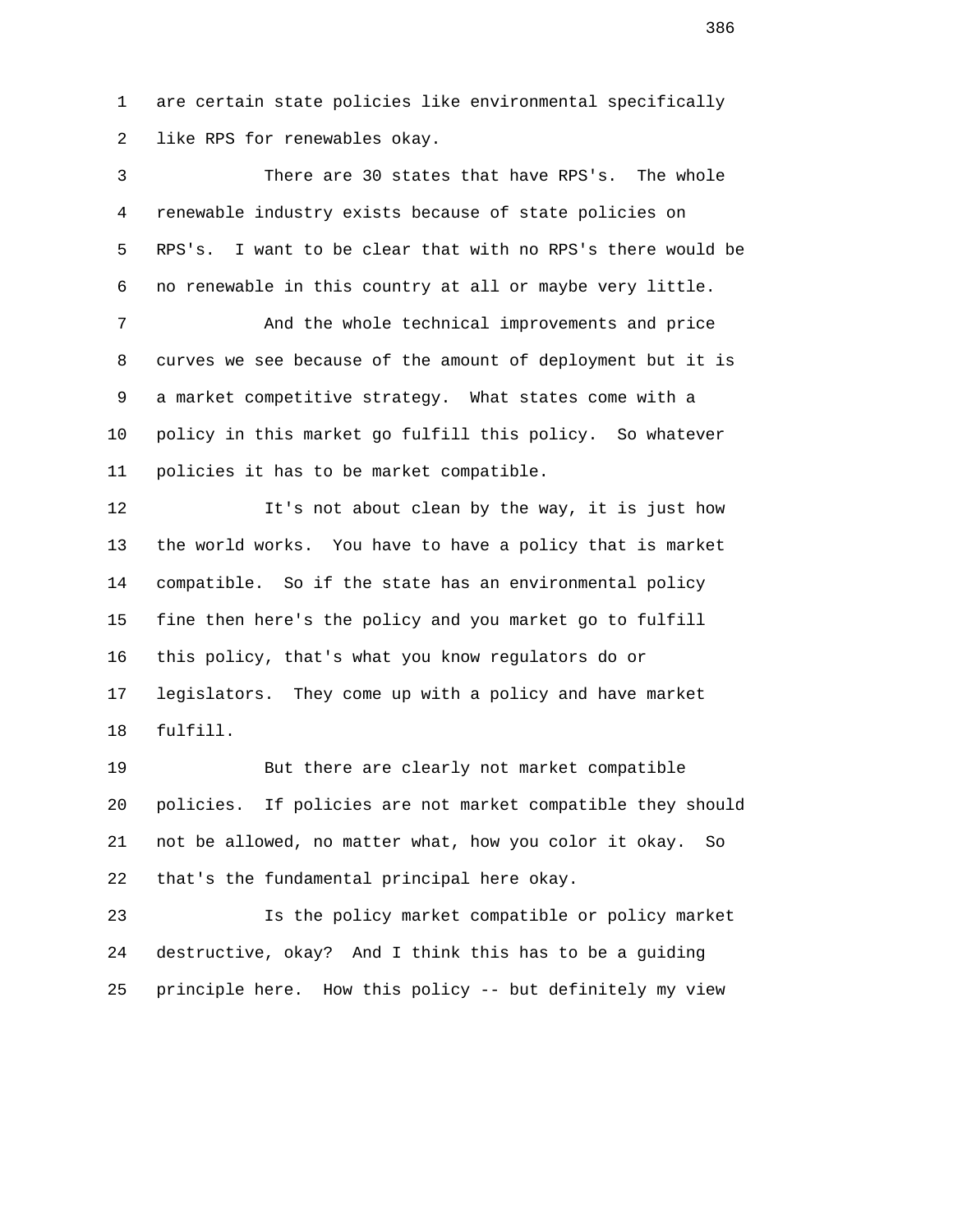are certain state policies like environmental specifically like RPS for renewables okay.

There are 30 states that have RPS's. The whole renewable industry exists because of state policies on RPS's. I want to be clear that with no RPS's there would be no renewable in this country at all or maybe very little.

And the whole technical improvements and price curves we see because of the amount of deployment but it is a market competitive strategy. What states come with a policy in this market go fulfill this policy. So whatever policies it has to be market compatible.

It's not about clean by the way, it is just how the world works. You have to have a policy that is market compatible. So if the state has an environmental policy fine then here's the policy and you market go to fulfill this policy, that's what you know regulators do or legislators. They come up with a policy and have market fulfill.

But there are clearly not market compatible policies. If policies are not market compatible they should not be allowed, no matter what, how you color it okay. So that's the fundamental principal here okay.

Is the policy market compatible or policy market destructive, okay? And I think this has to be a guiding principle here. How this policy -- but definitely my view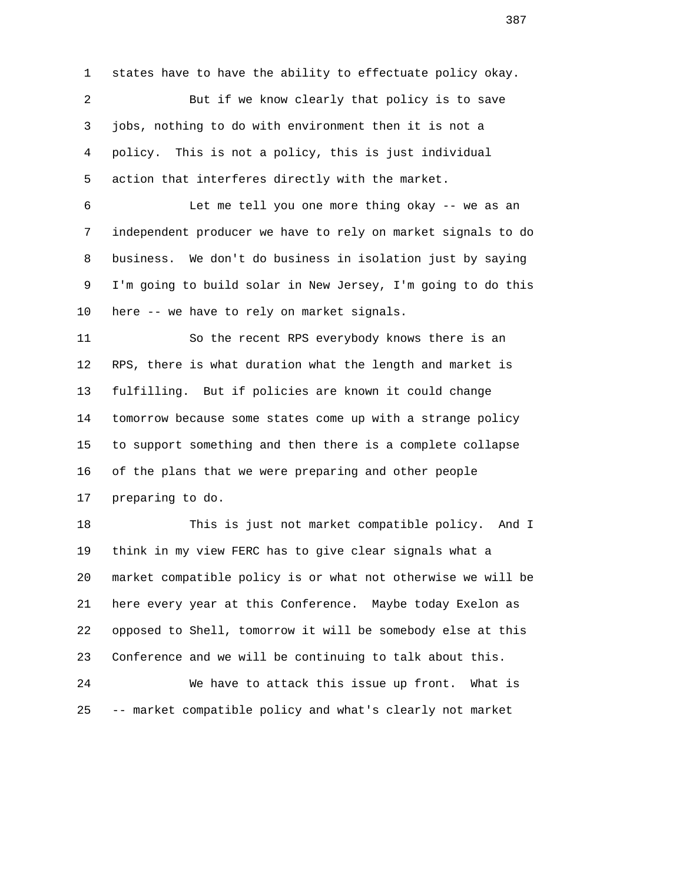states have to have the ability to effectuate policy okay.

But if we know clearly that policy is to save jobs, nothing to do with environment then it is not a policy. This is not a policy, this is just individual action that interferes directly with the market.

Let me tell you one more thing okay -- we as an independent producer we have to rely on market signals to do business. We don't do business in isolation just by saying I'm going to build solar in New Jersey, I'm going to do this here -- we have to rely on market signals.

So the recent RPS everybody knows there is an RPS, there is what duration what the length and market is fulfilling. But if policies are known it could change tomorrow because some states come up with a strange policy to support something and then there is a complete collapse of the plans that we were preparing and other people preparing to do.

This is just not market compatible policy. And I think in my view FERC has to give clear signals what a market compatible policy is or what not otherwise we will be here every year at this Conference. Maybe today Exelon as opposed to Shell, tomorrow it will be somebody else at this Conference and we will be continuing to talk about this.

We have to attack this issue up front. What is -- market compatible policy and what's clearly not market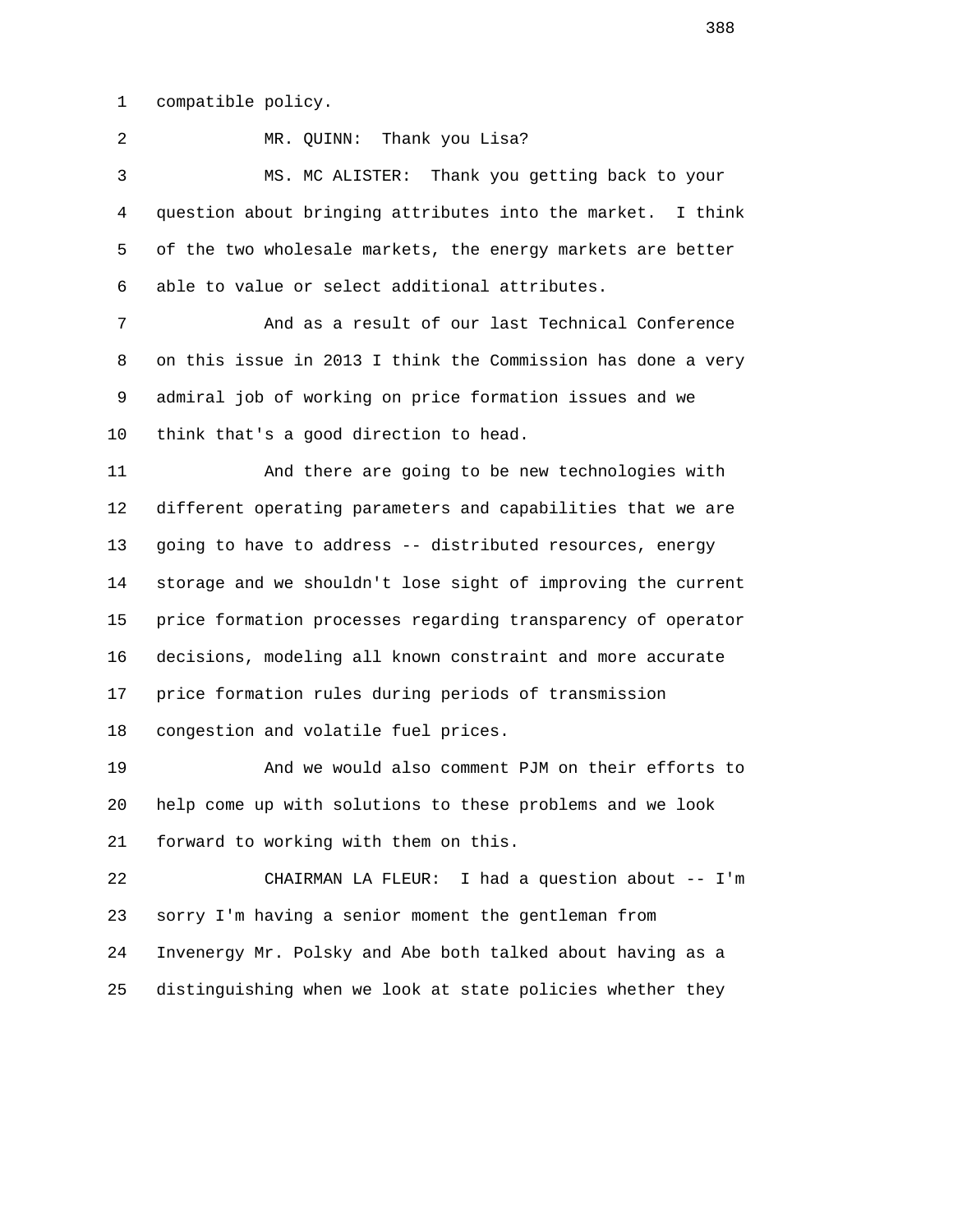compatible policy.

MR. QUINN: Thank you Lisa?

MS. MC ALISTER: Thank you getting back to your question about bringing attributes into the market. I think of the two wholesale markets, the energy markets are better able to value or select additional attributes.

And as a result of our last Technical Conference on this issue in 2013 I think the Commission has done a very admiral job of working on price formation issues and we think that's a good direction to head.

And there are going to be new technologies with different operating parameters and capabilities that we are going to have to address -- distributed resources, energy storage and we shouldn't lose sight of improving the current price formation processes regarding transparency of operator decisions, modeling all known constraint and more accurate price formation rules during periods of transmission congestion and volatile fuel prices.

And we would also comment PJM on their efforts to help come up with solutions to these problems and we look forward to working with them on this.

CHAIRMAN LA FLEUR: I had a question about -- I'm sorry I'm having a senior moment the gentleman from Invenergy Mr. Polsky and Abe both talked about having as a distinguishing when we look at state policies whether they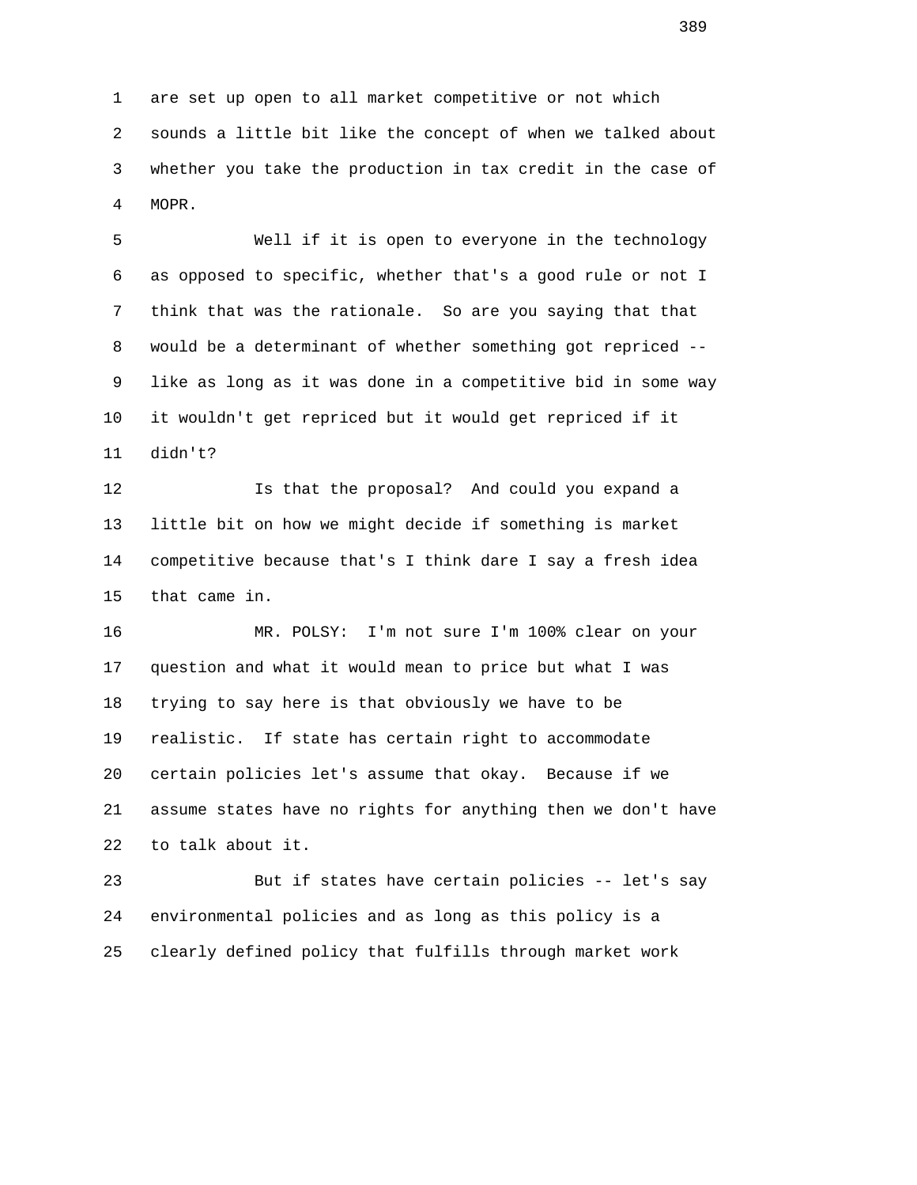are set up open to all market competitive or not which sounds a little bit like the concept of when we talked about whether you take the production in tax credit in the case of MOPR.

Well if it is open to everyone in the technology as opposed to specific, whether that's a good rule or not I think that was the rationale. So are you saying that that would be a determinant of whether something got repriced -- like as long as it was done in a competitive bid in some way it wouldn't get repriced but it would get repriced if it didn't?

Is that the proposal? And could you expand a little bit on how we might decide if something is market competitive because that's I think dare I say a fresh idea that came in.

MR. POLSY: I'm not sure I'm 100% clear on your question and what it would mean to price but what I was trying to say here is that obviously we have to be realistic. If state has certain right to accommodate certain policies let's assume that okay. Because if we assume states have no rights for anything then we don't have to talk about it.

But if states have certain policies -- let's say environmental policies and as long as this policy is a clearly defined policy that fulfills through market work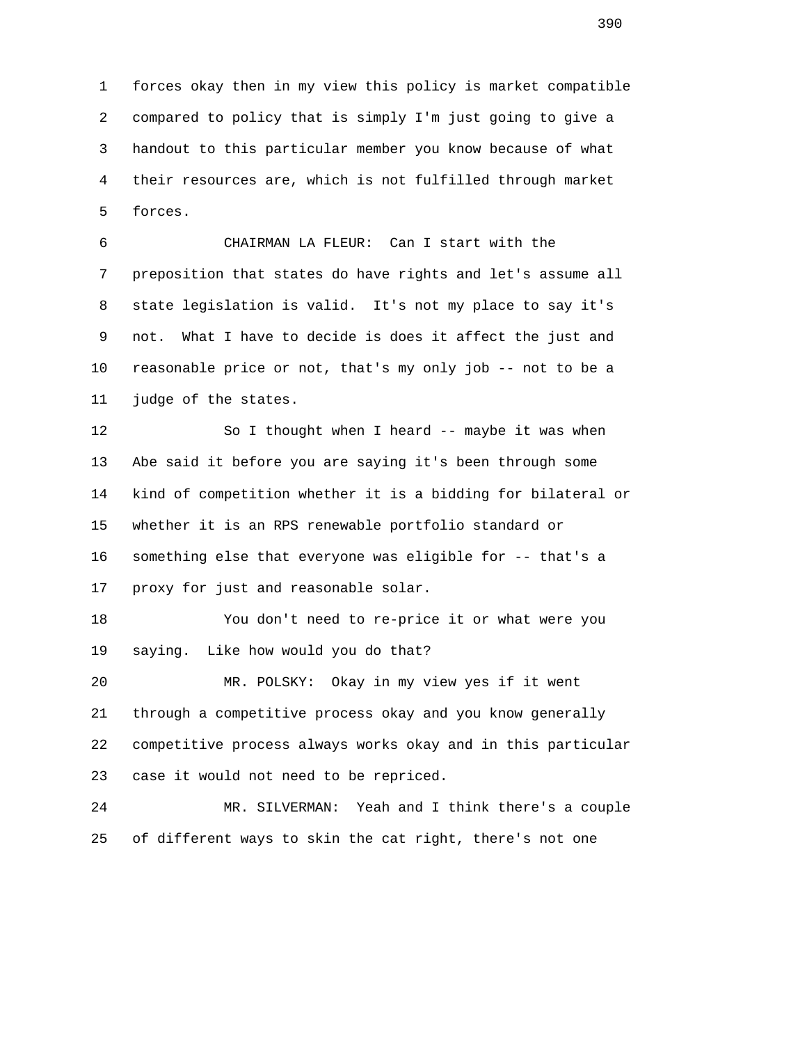forces okay then in my view this policy is market compatible compared to policy that is simply I'm just going to give a handout to this particular member you know because of what their resources are, which is not fulfilled through market forces.

CHAIRMAN LA FLEUR: Can I start with the preposition that states do have rights and let's assume all state legislation is valid. It's not my place to say it's not. What I have to decide is does it affect the just and reasonable price or not, that's my only job -- not to be a judge of the states.

So I thought when I heard -- maybe it was when Abe said it before you are saying it's been through some kind of competition whether it is a bidding for bilateral or whether it is an RPS renewable portfolio standard or something else that everyone was eligible for -- that's a proxy for just and reasonable solar.

You don't need to re-price it or what were you saying. Like how would you do that?

MR. POLSKY: Okay in my view yes if it went through a competitive process okay and you know generally competitive process always works okay and in this particular case it would not need to be repriced.

MR. SILVERMAN: Yeah and I think there's a couple of different ways to skin the cat right, there's not one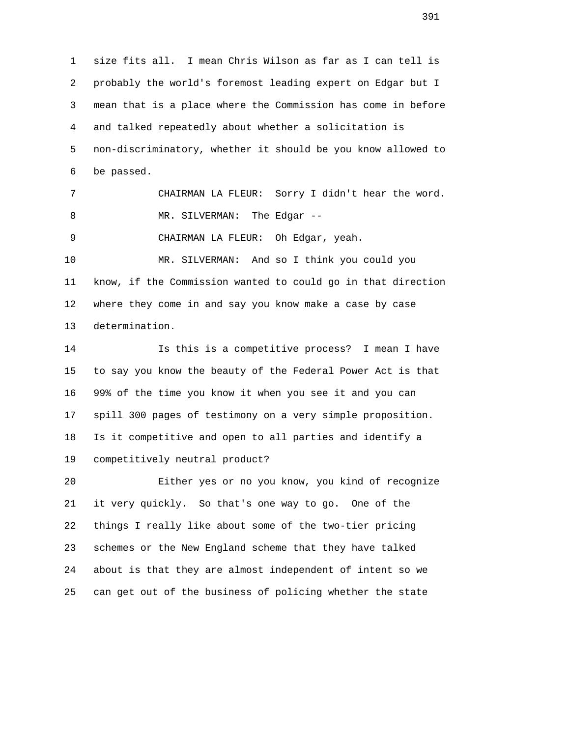size fits all. I mean Chris Wilson as far as I can tell is probably the world's foremost leading expert on Edgar but I mean that is a place where the Commission has come in before and talked repeatedly about whether a solicitation is non-discriminatory, whether it should be you know allowed to be passed.

CHAIRMAN LA FLEUR: Sorry I didn't hear the word.

MR. SILVERMAN: The Edgar --

CHAIRMAN LA FLEUR: Oh Edgar, yeah.

MR. SILVERMAN: And so I think you could you know, if the Commission wanted to could go in that direction where they come in and say you know make a case by case determination.

Is this is a competitive process? I mean I have to say you know the beauty of the Federal Power Act is that 99% of the time you know it when you see it and you can spill 300 pages of testimony on a very simple proposition. Is it competitive and open to all parties and identify a competitively neutral product?

Either yes or no you know, you kind of recognize it very quickly. So that's one way to go. One of the things I really like about some of the two-tier pricing schemes or the New England scheme that they have talked about is that they are almost independent of intent so we can get out of the business of policing whether the state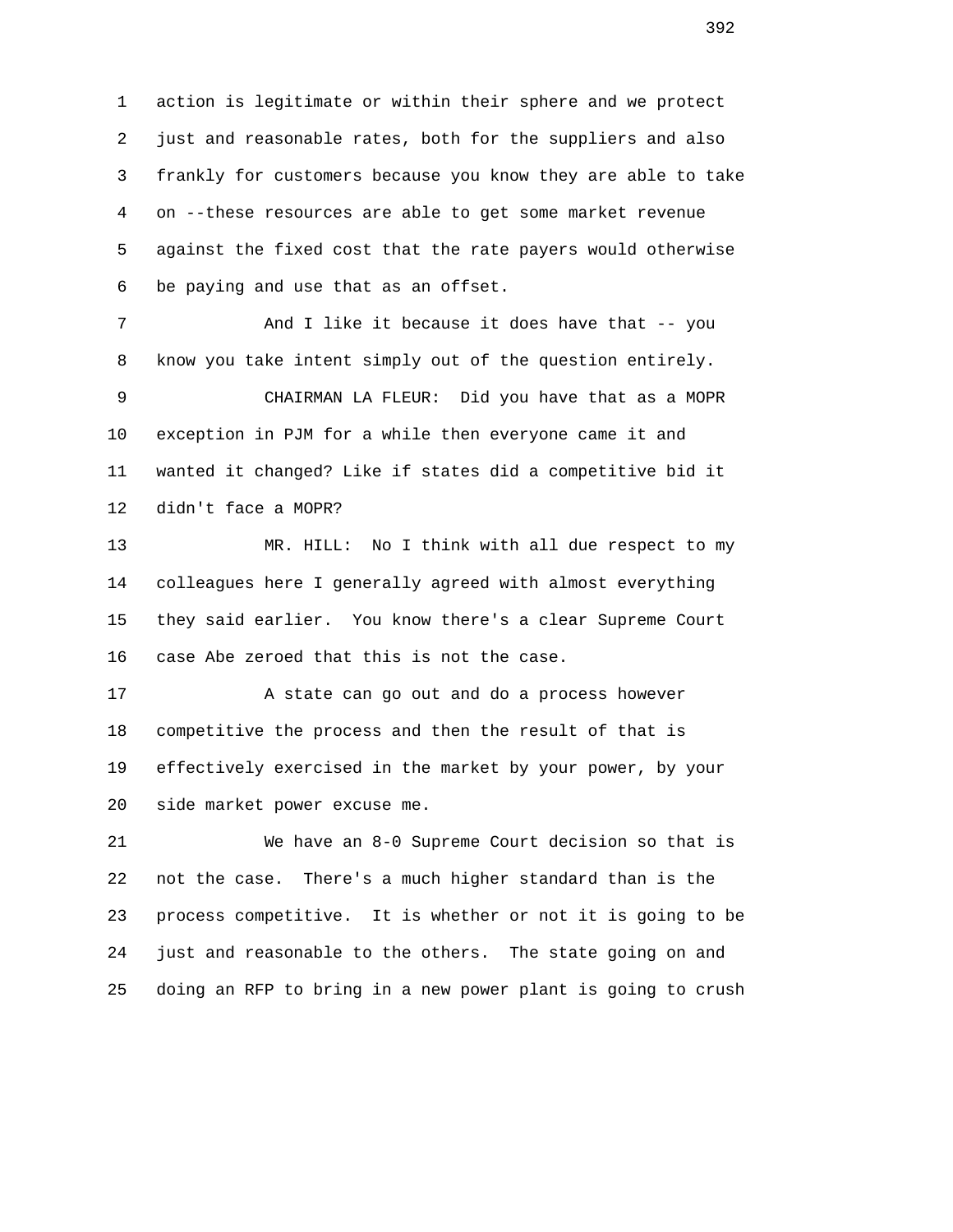action is legitimate or within their sphere and we protect just and reasonable rates, both for the suppliers and also frankly for customers because you know they are able to take on --these resources are able to get some market revenue against the fixed cost that the rate payers would otherwise be paying and use that as an offset.

And I like it because it does have that -- you know you take intent simply out of the question entirely.

CHAIRMAN LA FLEUR: Did you have that as a MOPR exception in PJM for a while then everyone came it and wanted it changed? Like if states did a competitive bid it didn't face a MOPR?

MR. HILL: No I think with all due respect to my colleagues here I generally agreed with almost everything they said earlier. You know there's a clear Supreme Court case Abe zeroed that this is not the case.

A state can go out and do a process however competitive the process and then the result of that is effectively exercised in the market by your power, by your side market power excuse me.

We have an 8-0 Supreme Court decision so that is not the case. There's a much higher standard than is the process competitive. It is whether or not it is going to be just and reasonable to the others. The state going on and doing an RFP to bring in a new power plant is going to crush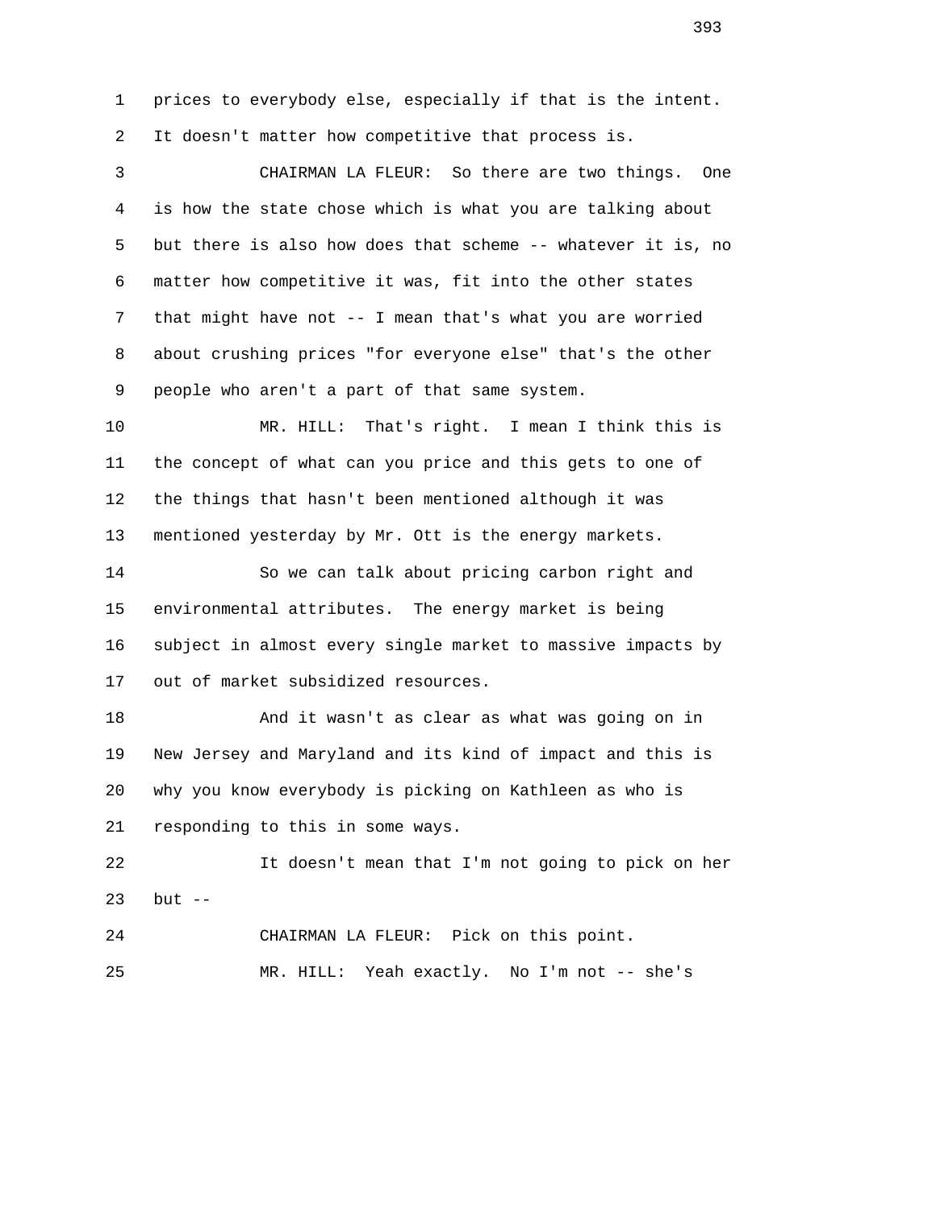prices to everybody else, especially if that is the intent. It doesn't matter how competitive that process is.

CHAIRMAN LA FLEUR: So there are two things. One is how the state chose which is what you are talking about but there is also how does that scheme -- whatever it is, no matter how competitive it was, fit into the other states that might have not -- I mean that's what you are worried about crushing prices "for everyone else" that's the other people who aren't a part of that same system.

MR. HILL: That's right. I mean I think this is the concept of what can you price and this gets to one of the things that hasn't been mentioned although it was mentioned yesterday by Mr. Ott is the energy markets.

So we can talk about pricing carbon right and environmental attributes. The energy market is being subject in almost every single market to massive impacts by out of market subsidized resources.

And it wasn't as clear as what was going on in New Jersey and Maryland and its kind of impact and this is why you know everybody is picking on Kathleen as who is responding to this in some ways.

It doesn't mean that I'm not going to pick on her but --

CHAIRMAN LA FLEUR: Pick on this point.

MR. HILL: Yeah exactly. No I'm not -- she's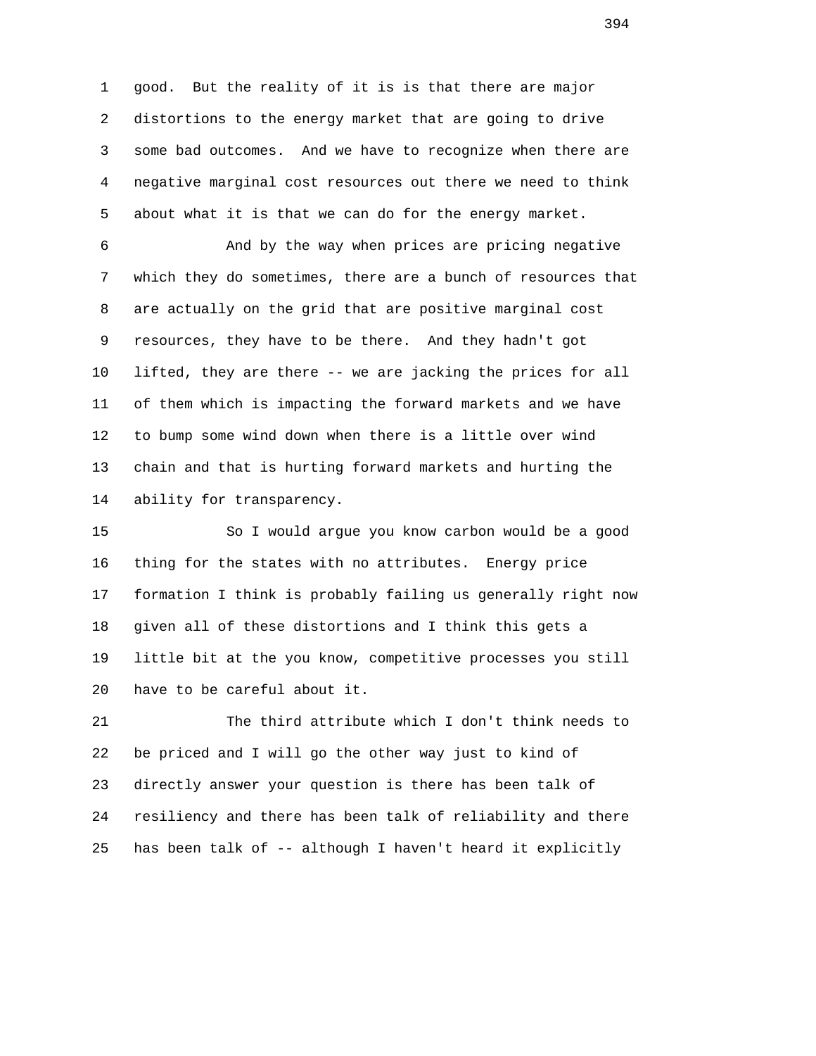good. But the reality of it is is that there are major distortions to the energy market that are going to drive some bad outcomes. And we have to recognize when there are negative marginal cost resources out there we need to think about what it is that we can do for the energy market.

And by the way when prices are pricing negative which they do sometimes, there are a bunch of resources that are actually on the grid that are positive marginal cost resources, they have to be there. And they hadn't got lifted, they are there -- we are jacking the prices for all of them which is impacting the forward markets and we have to bump some wind down when there is a little over wind chain and that is hurting forward markets and hurting the ability for transparency.

So I would argue you know carbon would be a good thing for the states with no attributes. Energy price formation I think is probably failing us generally right now given all of these distortions and I think this gets a little bit at the you know, competitive processes you still have to be careful about it.

The third attribute which I don't think needs to be priced and I will go the other way just to kind of directly answer your question is there has been talk of resiliency and there has been talk of reliability and there has been talk of -- although I haven't heard it explicitly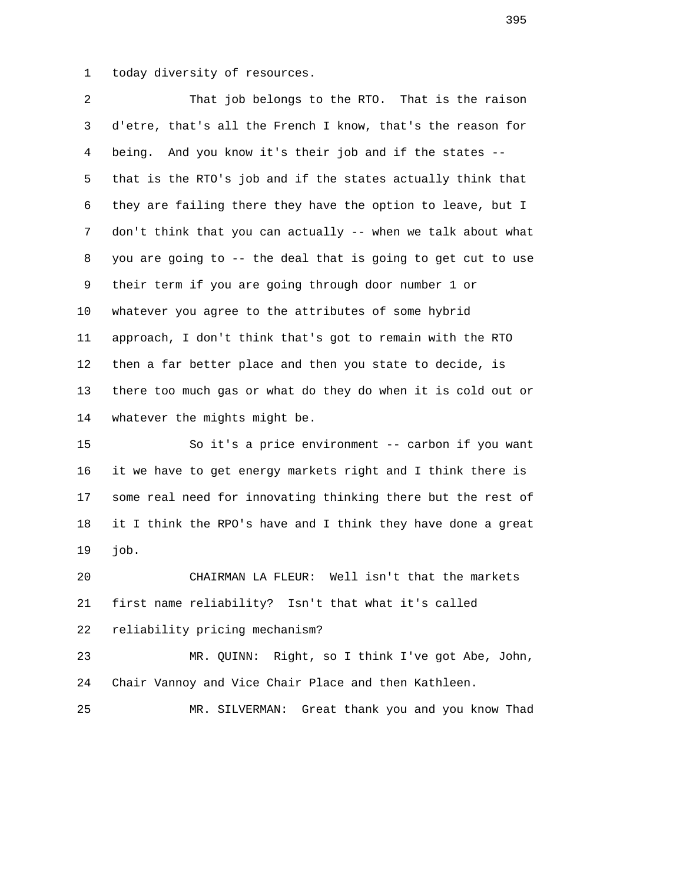today diversity of resources.

That job belongs to the RTO. That is the raison d'etre, that's all the French I know, that's the reason for being. And you know it's their job and if the states -- that is the RTO's job and if the states actually think that they are failing there they have the option to leave, but I don't think that you can actually -- when we talk about what you are going to -- the deal that is going to get cut to use their term if you are going through door number 1 or whatever you agree to the attributes of some hybrid approach, I don't think that's got to remain with the RTO then a far better place and then you state to decide, is there too much gas or what do they do when it is cold out or whatever the mights might be.

So it's a price environment -- carbon if you want it we have to get energy markets right and I think there is some real need for innovating thinking there but the rest of it I think the RPO's have and I think they have done a great job.

CHAIRMAN LA FLEUR: Well isn't that the markets first name reliability? Isn't that what it's called reliability pricing mechanism?

MR. QUINN: Right, so I think I've got Abe, John, Chair Vannoy and Vice Chair Place and then Kathleen.

MR. SILVERMAN: Great thank you and you know Thad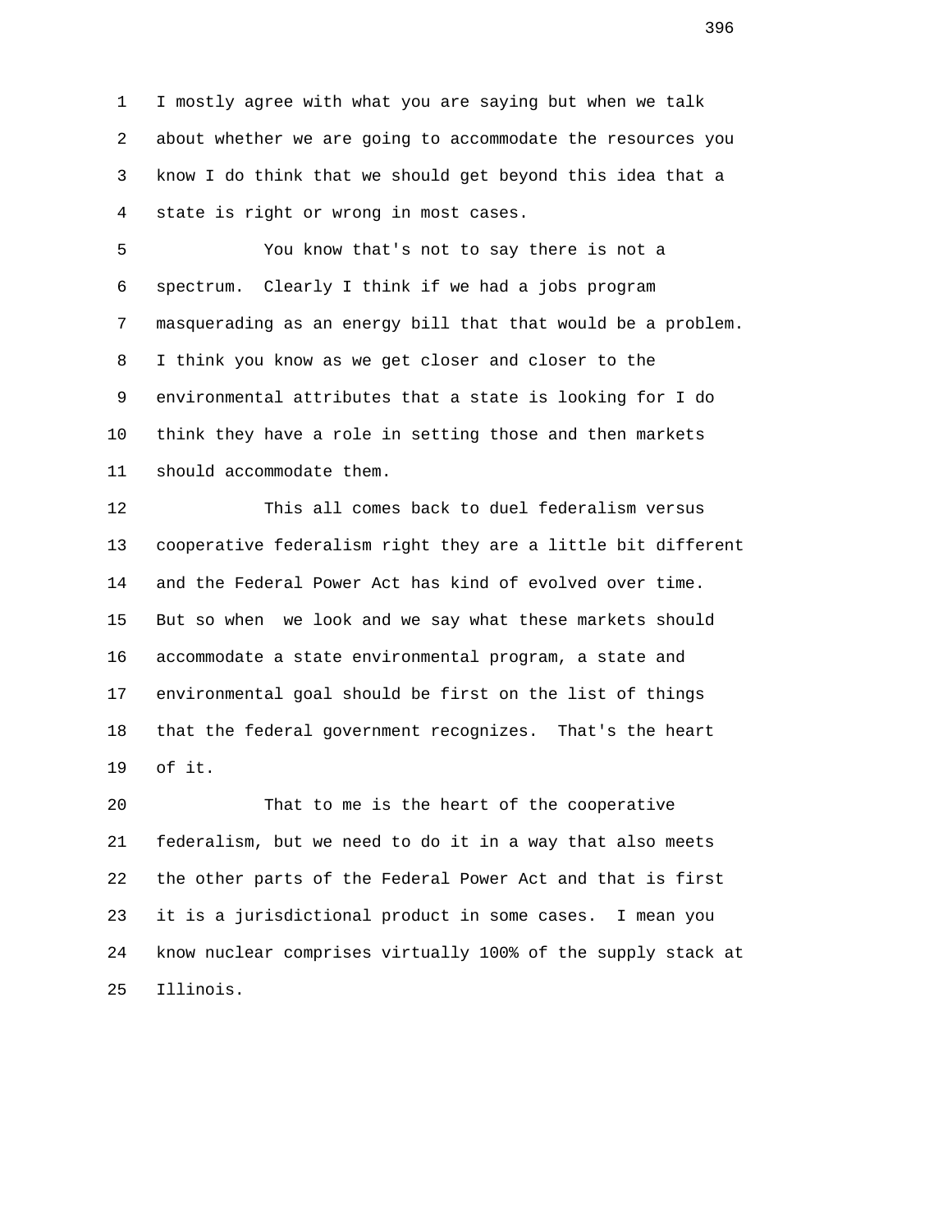I mostly agree with what you are saying but when we talk about whether we are going to accommodate the resources you know I do think that we should get beyond this idea that a state is right or wrong in most cases.

You know that's not to say there is not a spectrum. Clearly I think if we had a jobs program masquerading as an energy bill that that would be a problem. I think you know as we get closer and closer to the environmental attributes that a state is looking for I do think they have a role in setting those and then markets should accommodate them.

This all comes back to duel federalism versus cooperative federalism right they are a little bit different and the Federal Power Act has kind of evolved over time. But so when we look and we say what these markets should accommodate a state environmental program, a state and environmental goal should be first on the list of things that the federal government recognizes. That's the heart of it.

That to me is the heart of the cooperative federalism, but we need to do it in a way that also meets the other parts of the Federal Power Act and that is first it is a jurisdictional product in some cases. I mean you know nuclear comprises virtually 100% of the supply stack at Illinois.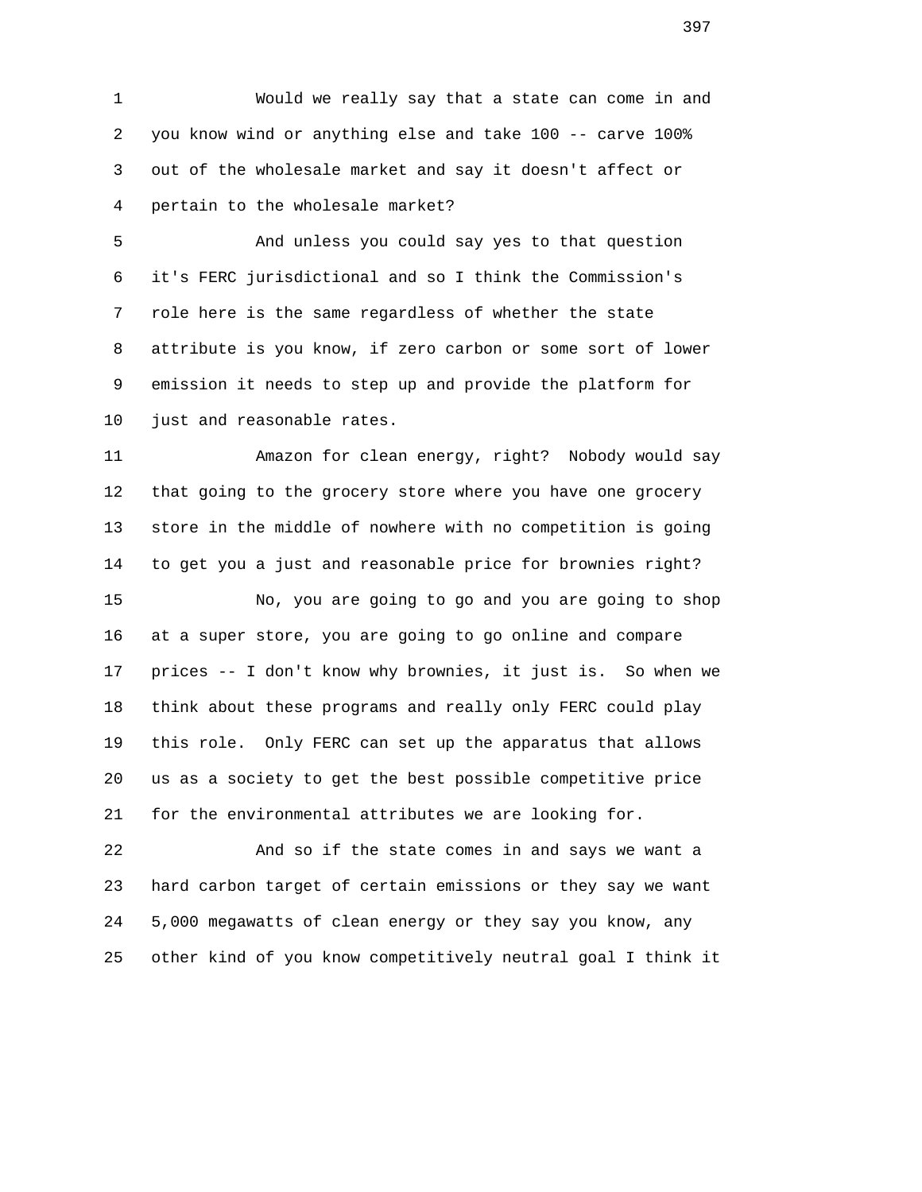Would we really say that a state can come in and you know wind or anything else and take 100 -- carve 100% out of the wholesale market and say it doesn't affect or pertain to the wholesale market?

And unless you could say yes to that question it's FERC jurisdictional and so I think the Commission's role here is the same regardless of whether the state attribute is you know, if zero carbon or some sort of lower emission it needs to step up and provide the platform for just and reasonable rates.

Amazon for clean energy, right? Nobody would say that going to the grocery store where you have one grocery store in the middle of nowhere with no competition is going to get you a just and reasonable price for brownies right?

No, you are going to go and you are going to shop at a super store, you are going to go online and compare prices -- I don't know why brownies, it just is. So when we think about these programs and really only FERC could play this role. Only FERC can set up the apparatus that allows us as a society to get the best possible competitive price for the environmental attributes we are looking for.

And so if the state comes in and says we want a hard carbon target of certain emissions or they say we want 5,000 megawatts of clean energy or they say you know, any other kind of you know competitively neutral goal I think it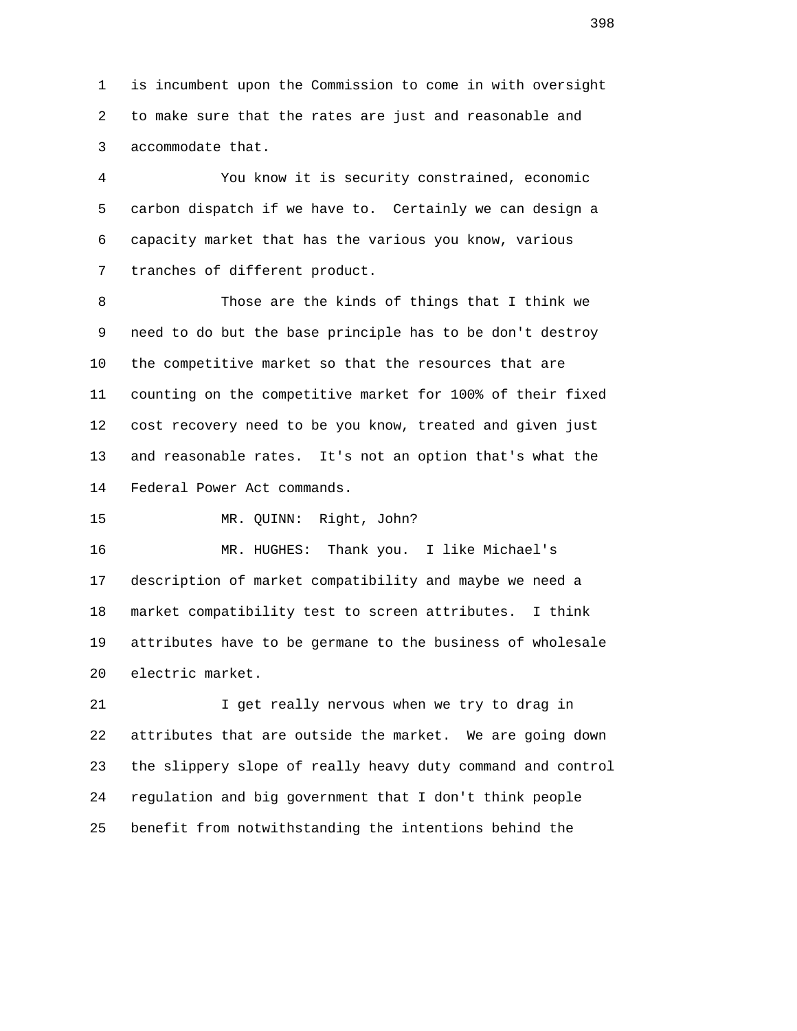is incumbent upon the Commission to come in with oversight to make sure that the rates are just and reasonable and accommodate that.

You know it is security constrained, economic carbon dispatch if we have to. Certainly we can design a capacity market that has the various you know, various tranches of different product.

Those are the kinds of things that I think we need to do but the base principle has to be don't destroy the competitive market so that the resources that are counting on the competitive market for 100% of their fixed cost recovery need to be you know, treated and given just and reasonable rates. It's not an option that's what the Federal Power Act commands.

MR. QUINN: Right, John?

MR. HUGHES: Thank you. I like Michael's description of market compatibility and maybe we need a market compatibility test to screen attributes. I think attributes have to be germane to the business of wholesale electric market.

I get really nervous when we try to drag in attributes that are outside the market. We are going down the slippery slope of really heavy duty command and control regulation and big government that I don't think people benefit from notwithstanding the intentions behind the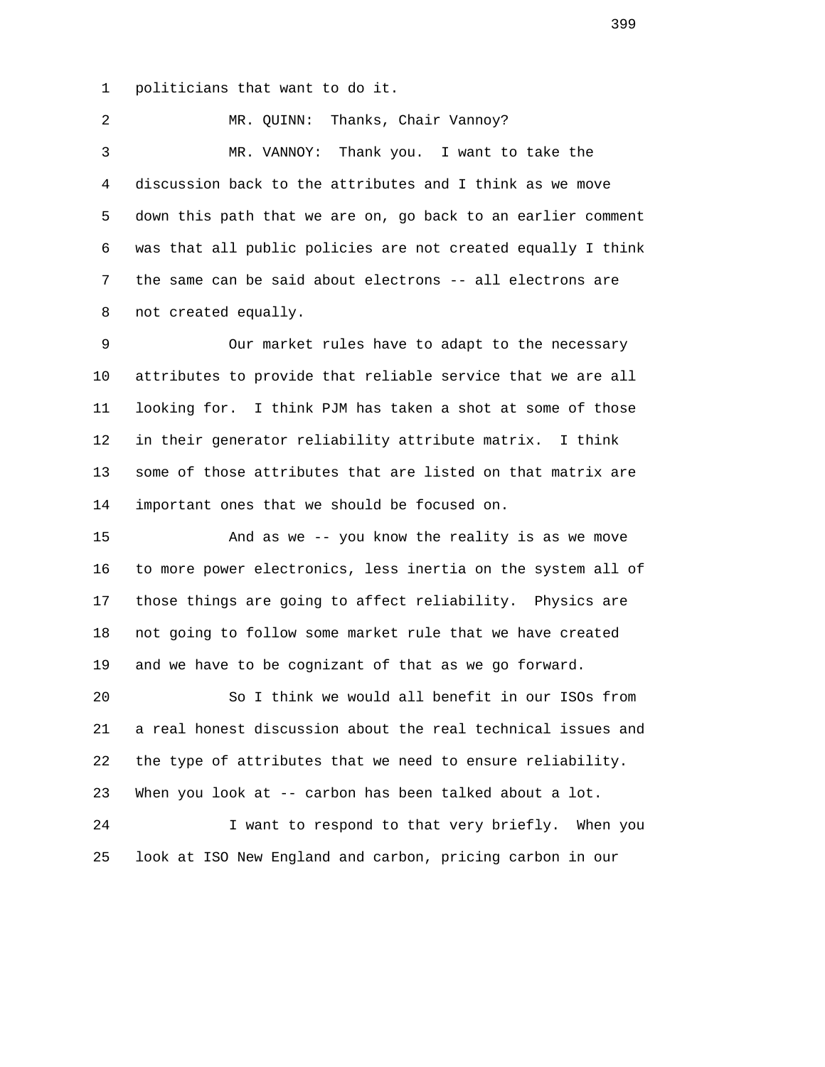politicians that want to do it.

MR. QUINN: Thanks, Chair Vannoy?

MR. VANNOY: Thank you. I want to take the discussion back to the attributes and I think as we move down this path that we are on, go back to an earlier comment was that all public policies are not created equally I think the same can be said about electrons -- all electrons are not created equally.

Our market rules have to adapt to the necessary attributes to provide that reliable service that we are all looking for. I think PJM has taken a shot at some of those in their generator reliability attribute matrix. I think some of those attributes that are listed on that matrix are important ones that we should be focused on.

And as we -- you know the reality is as we move to more power electronics, less inertia on the system all of those things are going to affect reliability. Physics are not going to follow some market rule that we have created and we have to be cognizant of that as we go forward.

So I think we would all benefit in our ISOs from a real honest discussion about the real technical issues and the type of attributes that we need to ensure reliability. When you look at -- carbon has been talked about a lot.

I want to respond to that very briefly. When you look at ISO New England and carbon, pricing carbon in our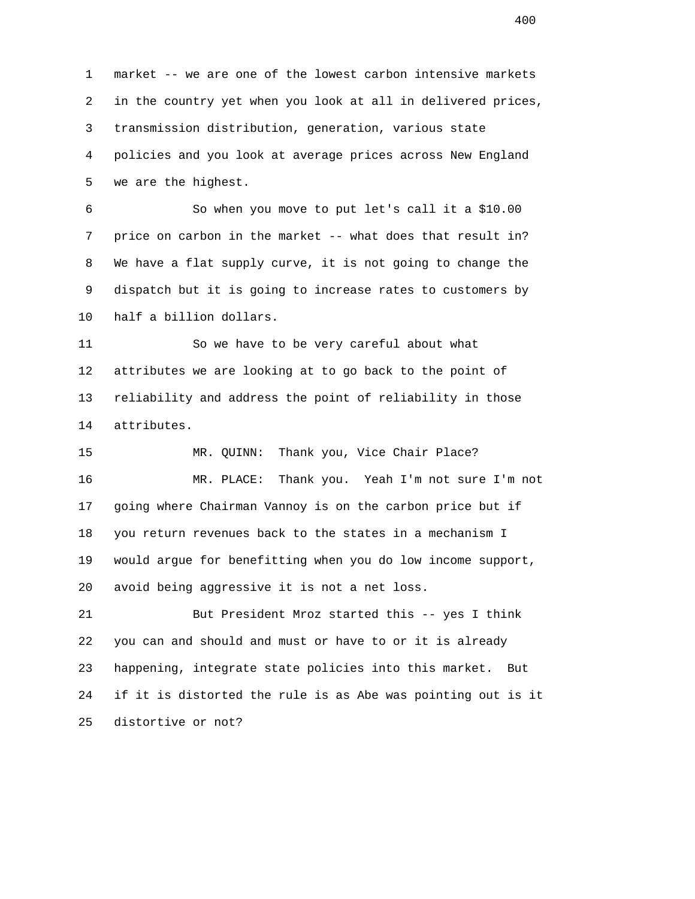market -- we are one of the lowest carbon intensive markets in the country yet when you look at all in delivered prices, transmission distribution, generation, various state policies and you look at average prices across New England we are the highest.

So when you move to put let's call it a $10.00 price on carbon in the market -- what does that result in? We have a flat supply curve, it is not going to change the dispatch but it is going to increase rates to customers by half a billion dollars.

So we have to be very careful about what attributes we are looking at to go back to the point of reliability and address the point of reliability in those attributes.

MR. QUINN: Thank you, Vice Chair Place?

MR. PLACE: Thank you. Yeah I'm not sure I'm not going where Chairman Vannoy is on the carbon price but if you return revenues back to the states in a mechanism I would argue for benefitting when you do low income support, avoid being aggressive it is not a net loss.

But President Mroz started this -- yes I think you can and should and must or have to or it is already happening, integrate state policies into this market. But if it is distorted the rule is as Abe was pointing out is it distortive or not?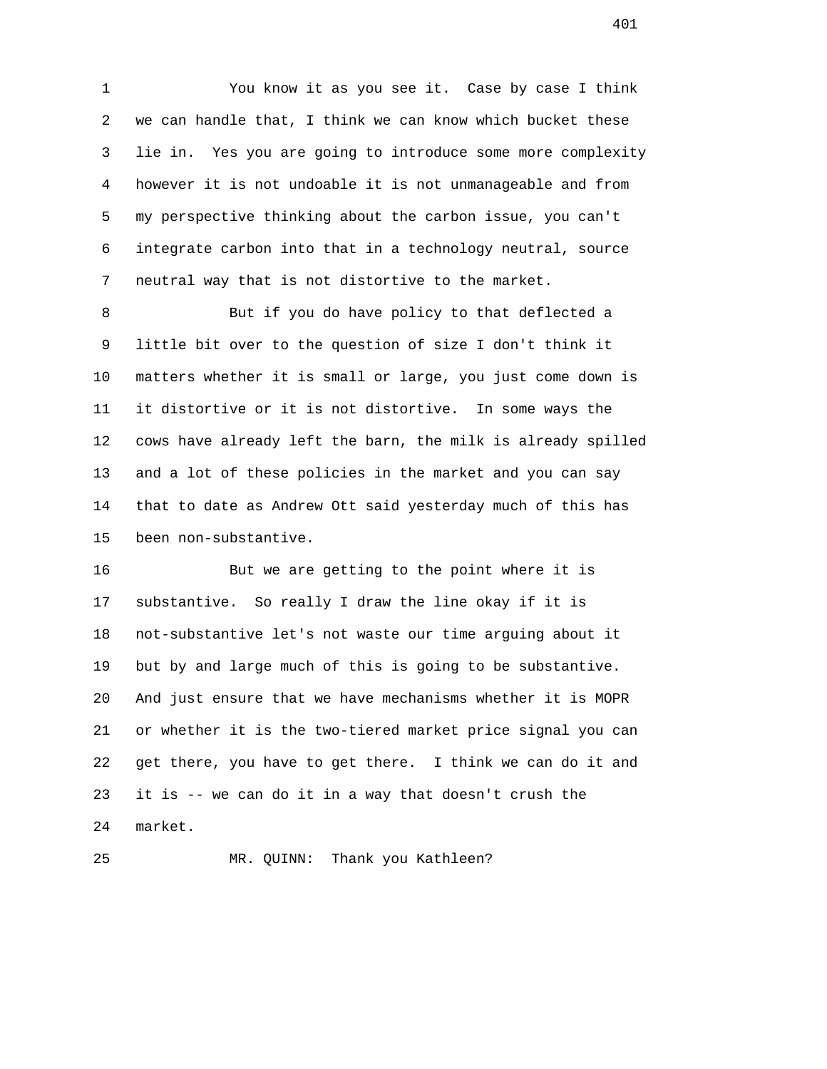You know it as you see it. Case by case I think we can handle that, I think we can know which bucket these lie in. Yes you are going to introduce some more complexity however it is not undoable it is not unmanageable and from my perspective thinking about the carbon issue, you can't integrate carbon into that in a technology neutral, source neutral way that is not distortive to the market.

But if you do have policy to that deflected a little bit over to the question of size I don't think it matters whether it is small or large, you just come down is it distortive or it is not distortive. In some ways the cows have already left the barn, the milk is already spilled and a lot of these policies in the market and you can say that to date as Andrew Ott said yesterday much of this has been non-substantive.

But we are getting to the point where it is substantive. So really I draw the line okay if it is not-substantive let's not waste our time arguing about it but by and large much of this is going to be substantive. And just ensure that we have mechanisms whether it is MOPR or whether it is the two-tiered market price signal you can get there, you have to get there. I think we can do it and it is -- we can do it in a way that doesn't crush the market.

MR. QUINN: Thank you Kathleen?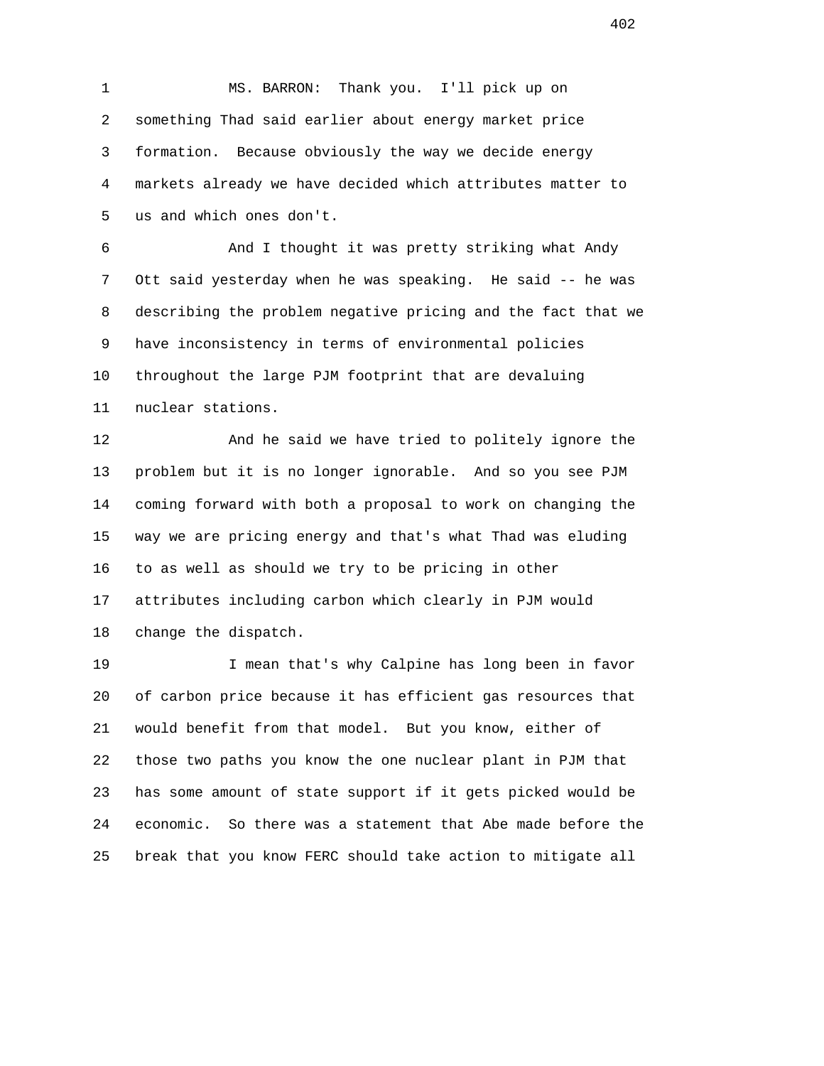MS. BARRON: Thank you. I'll pick up on something Thad said earlier about energy market price formation. Because obviously the way we decide energy markets already we have decided which attributes matter to us and which ones don't.

And I thought it was pretty striking what Andy Ott said yesterday when he was speaking. He said -- he was describing the problem negative pricing and the fact that we have inconsistency in terms of environmental policies throughout the large PJM footprint that are devaluing nuclear stations.

And he said we have tried to politely ignore the problem but it is no longer ignorable. And so you see PJM coming forward with both a proposal to work on changing the way we are pricing energy and that's what Thad was eluding to as well as should we try to be pricing in other attributes including carbon which clearly in PJM would change the dispatch.

I mean that's why Calpine has long been in favor of carbon price because it has efficient gas resources that would benefit from that model. But you know, either of those two paths you know the one nuclear plant in PJM that has some amount of state support if it gets picked would be economic. So there was a statement that Abe made before the break that you know FERC should take action to mitigate all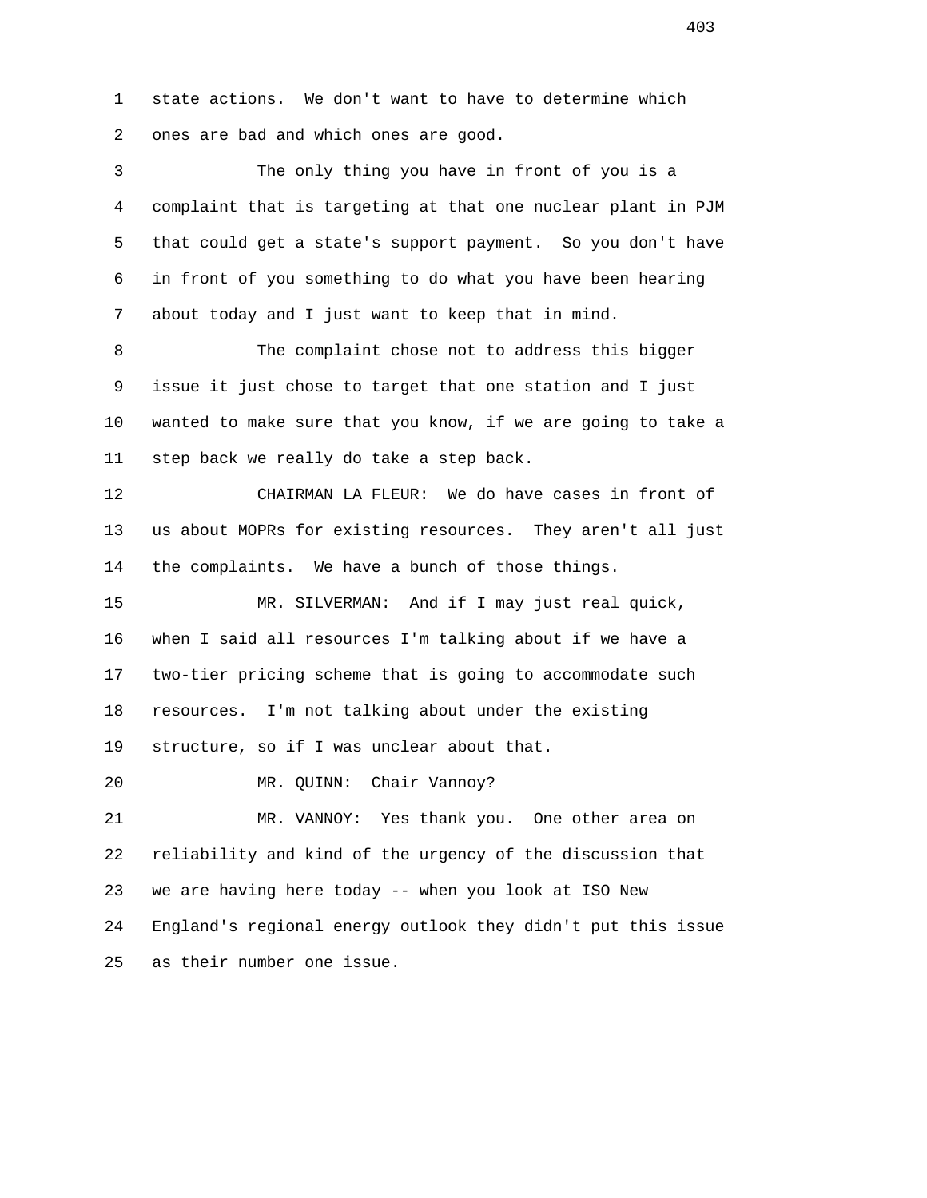state actions. We don't want to have to determine which ones are bad and which ones are good.

The only thing you have in front of you is a complaint that is targeting at that one nuclear plant in PJM that could get a state's support payment. So you don't have in front of you something to do what you have been hearing about today and I just want to keep that in mind.

The complaint chose not to address this bigger issue it just chose to target that one station and I just wanted to make sure that you know, if we are going to take a step back we really do take a step back.

CHAIRMAN LA FLEUR: We do have cases in front of us about MOPRs for existing resources. They aren't all just the complaints. We have a bunch of those things.

MR. SILVERMAN: And if I may just real quick, when I said all resources I'm talking about if we have a two-tier pricing scheme that is going to accommodate such resources. I'm not talking about under the existing structure, so if I was unclear about that.

MR. QUINN: Chair Vannoy?

MR. VANNOY: Yes thank you. One other area on reliability and kind of the urgency of the discussion that we are having here today -- when you look at ISO New England's regional energy outlook they didn't put this issue as their number one issue.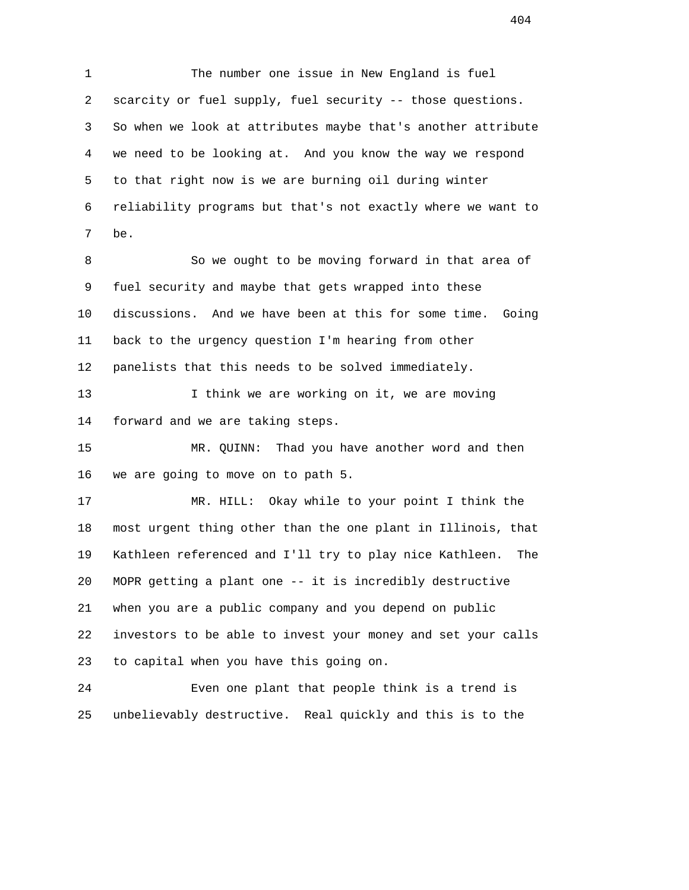The number one issue in New England is fuel scarcity or fuel supply, fuel security -- those questions. So when we look at attributes maybe that's another attribute we need to be looking at. And you know the way we respond to that right now is we are burning oil during winter reliability programs but that's not exactly where we want to be.

So we ought to be moving forward in that area of fuel security and maybe that gets wrapped into these discussions. And we have been at this for some time. Going back to the urgency question I'm hearing from other panelists that this needs to be solved immediately.

I think we are working on it, we are moving forward and we are taking steps.

MR. QUINN: Thad you have another word and then we are going to move on to path 5.

MR. HILL: Okay while to your point I think the most urgent thing other than the one plant in Illinois, that Kathleen referenced and I'll try to play nice Kathleen. The MOPR getting a plant one -- it is incredibly destructive when you are a public company and you depend on public investors to be able to invest your money and set your calls to capital when you have this going on.

Even one plant that people think is a trend is unbelievably destructive. Real quickly and this is to the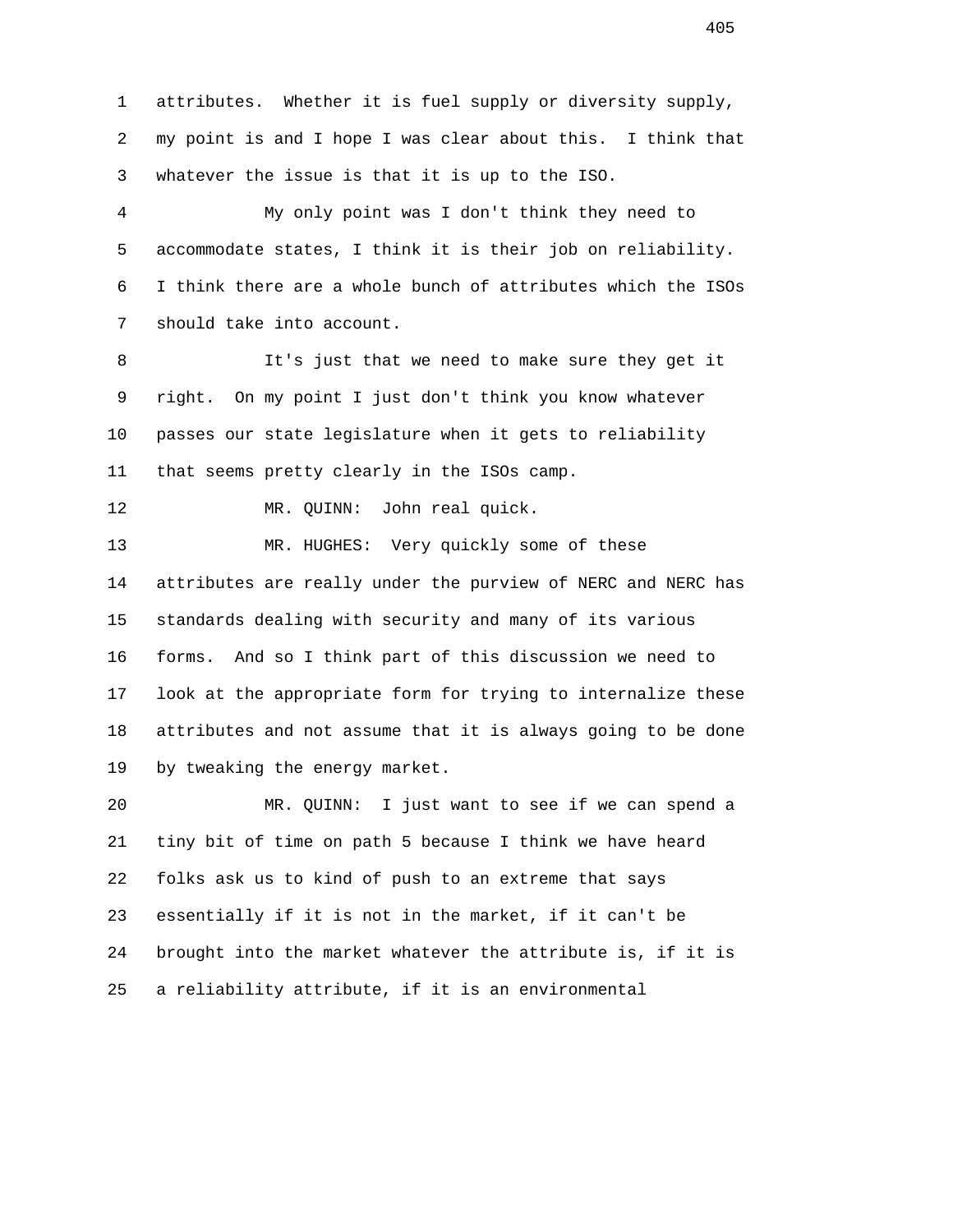attributes. Whether it is fuel supply or diversity supply, my point is and I hope I was clear about this. I think that whatever the issue is that it is up to the ISO.

My only point was I don't think they need to accommodate states, I think it is their job on reliability. I think there are a whole bunch of attributes which the ISOs should take into account.

It's just that we need to make sure they get it right. On my point I just don't think you know whatever passes our state legislature when it gets to reliability that seems pretty clearly in the ISOs camp.

MR. QUINN: John real quick.

MR. HUGHES: Very quickly some of these attributes are really under the purview of NERC and NERC has standards dealing with security and many of its various forms. And so I think part of this discussion we need to look at the appropriate form for trying to internalize these attributes and not assume that it is always going to be done by tweaking the energy market.

MR. QUINN: I just want to see if we can spend a tiny bit of time on path 5 because I think we have heard folks ask us to kind of push to an extreme that says essentially if it is not in the market, if it can't be brought into the market whatever the attribute is, if it is a reliability attribute, if it is an environmental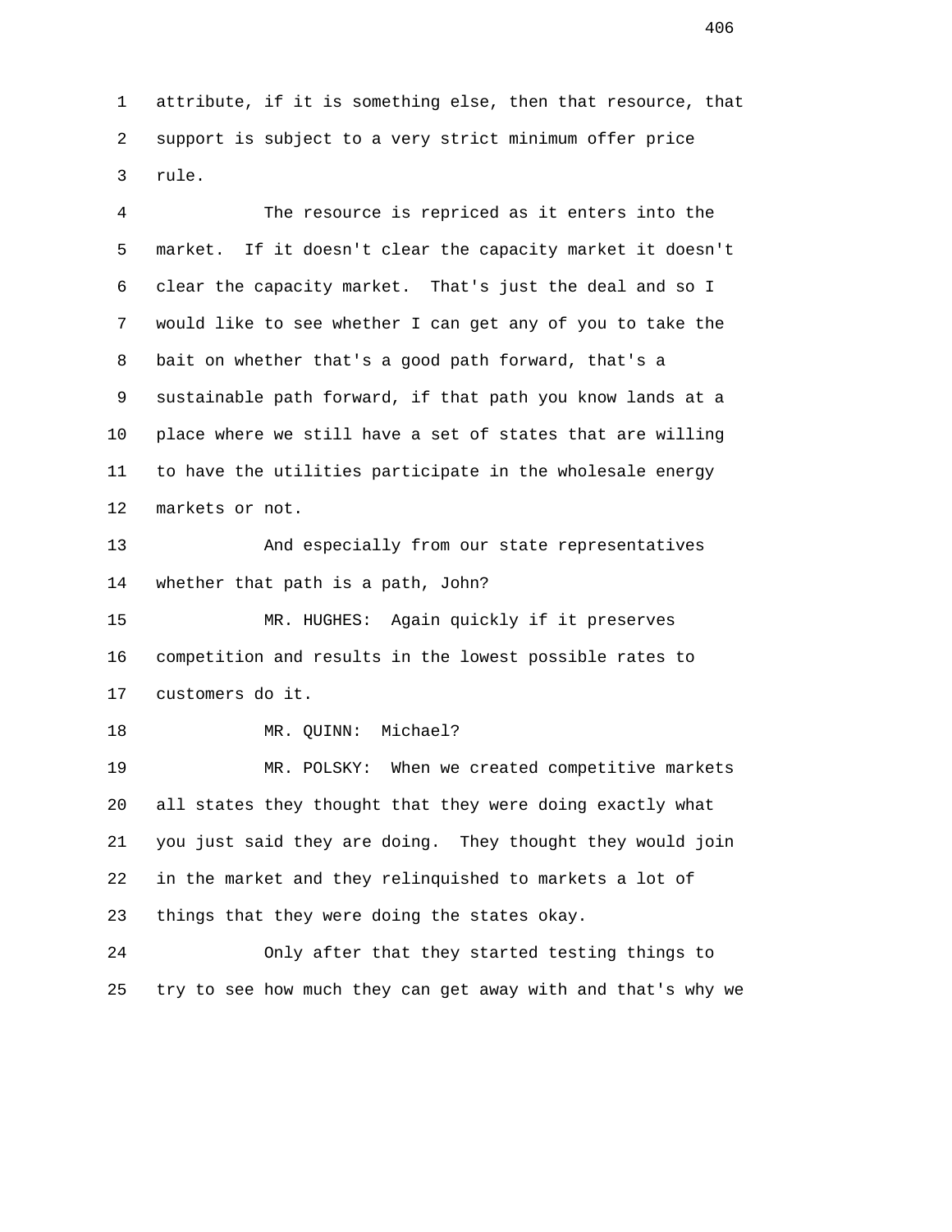attribute, if it is something else, then that resource, that support is subject to a very strict minimum offer price rule.

The resource is repriced as it enters into the market. If it doesn't clear the capacity market it doesn't clear the capacity market. That's just the deal and so I would like to see whether I can get any of you to take the bait on whether that's a good path forward, that's a sustainable path forward, if that path you know lands at a place where we still have a set of states that are willing to have the utilities participate in the wholesale energy markets or not.

And especially from our state representatives whether that path is a path, John?

MR. HUGHES: Again quickly if it preserves competition and results in the lowest possible rates to customers do it.

MR. QUINN: Michael?

MR. POLSKY: When we created competitive markets all states they thought that they were doing exactly what you just said they are doing. They thought they would join in the market and they relinquished to markets a lot of things that they were doing the states okay.

Only after that they started testing things to try to see how much they can get away with and that's why we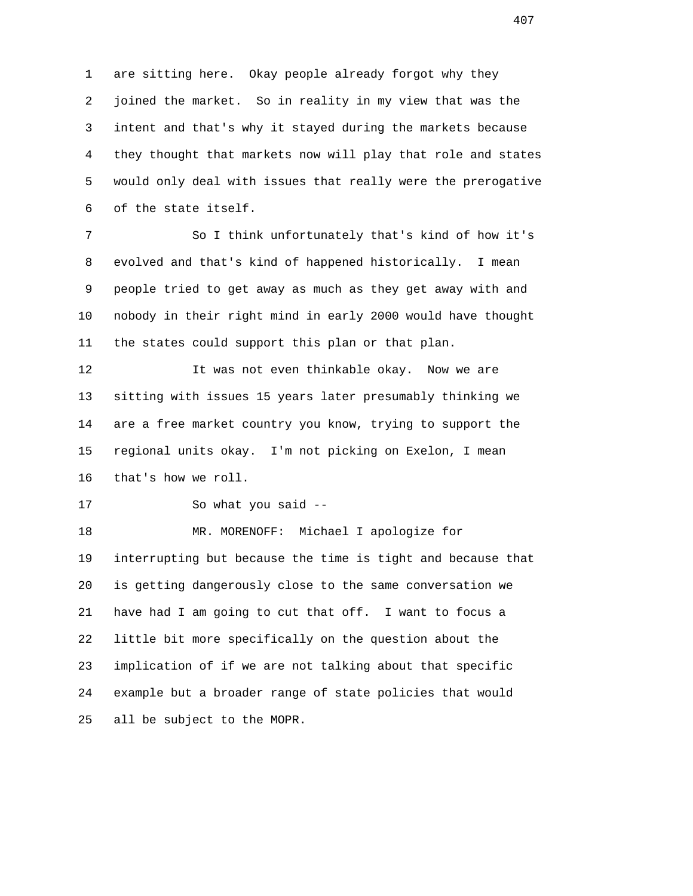are sitting here. Okay people already forgot why they joined the market. So in reality in my view that was the intent and that's why it stayed during the markets because they thought that markets now will play that role and states would only deal with issues that really were the prerogative of the state itself.

So I think unfortunately that's kind of how it's evolved and that's kind of happened historically. I mean people tried to get away as much as they get away with and nobody in their right mind in early 2000 would have thought the states could support this plan or that plan.

It was not even thinkable okay. Now we are sitting with issues 15 years later presumably thinking we are a free market country you know, trying to support the regional units okay. I'm not picking on Exelon, I mean that's how we roll.

So what you said --

MR. MORENOFF: Michael I apologize for interrupting but because the time is tight and because that is getting dangerously close to the same conversation we have had I am going to cut that off. I want to focus a little bit more specifically on the question about the implication of if we are not talking about that specific example but a broader range of state policies that would all be subject to the MOPR.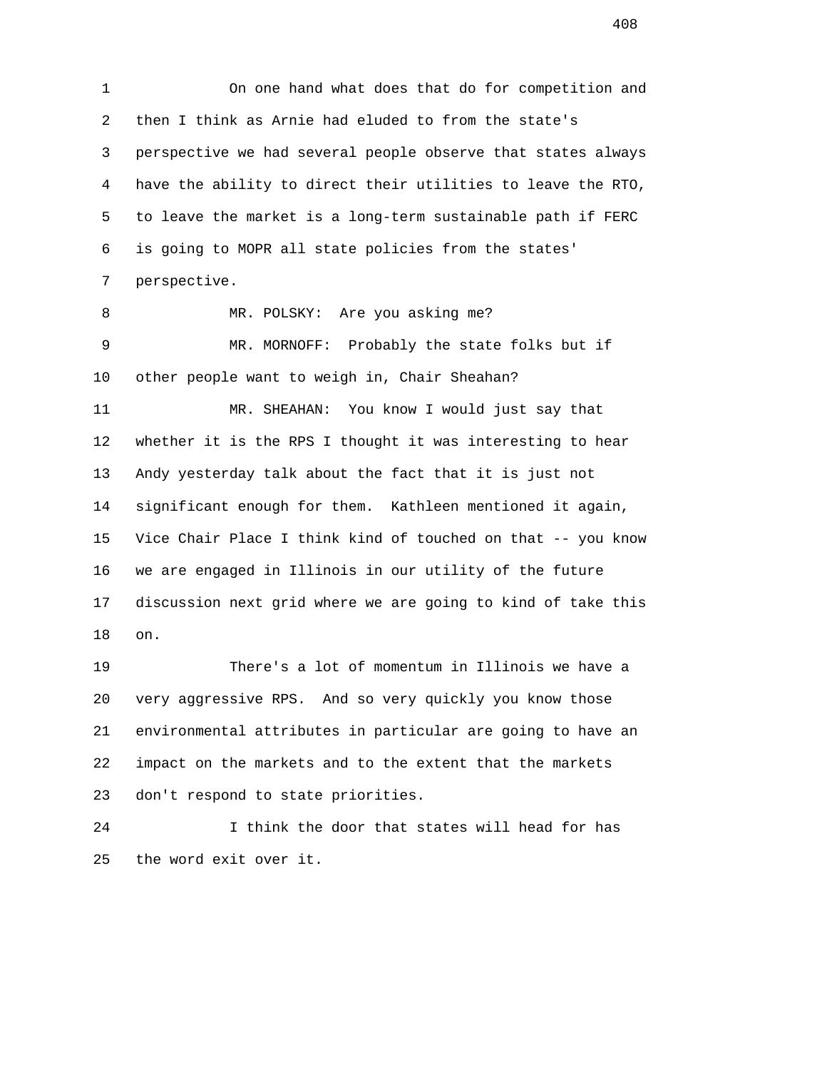On one hand what does that do for competition and then I think as Arnie had eluded to from the state's perspective we had several people observe that states always have the ability to direct their utilities to leave the RTO, to leave the market is a long-term sustainable path if FERC is going to MOPR all state policies from the states' perspective.

MR. POLSKY: Are you asking me?

MR. MORNOFF: Probably the state folks but if other people want to weigh in, Chair Sheahan?

MR. SHEAHAN: You know I would just say that whether it is the RPS I thought it was interesting to hear Andy yesterday talk about the fact that it is just not significant enough for them. Kathleen mentioned it again, Vice Chair Place I think kind of touched on that -- you know we are engaged in Illinois in our utility of the future discussion next grid where we are going to kind of take this on.

There's a lot of momentum in Illinois we have a very aggressive RPS. And so very quickly you know those environmental attributes in particular are going to have an impact on the markets and to the extent that the markets don't respond to state priorities.

I think the door that states will head for has the word exit over it.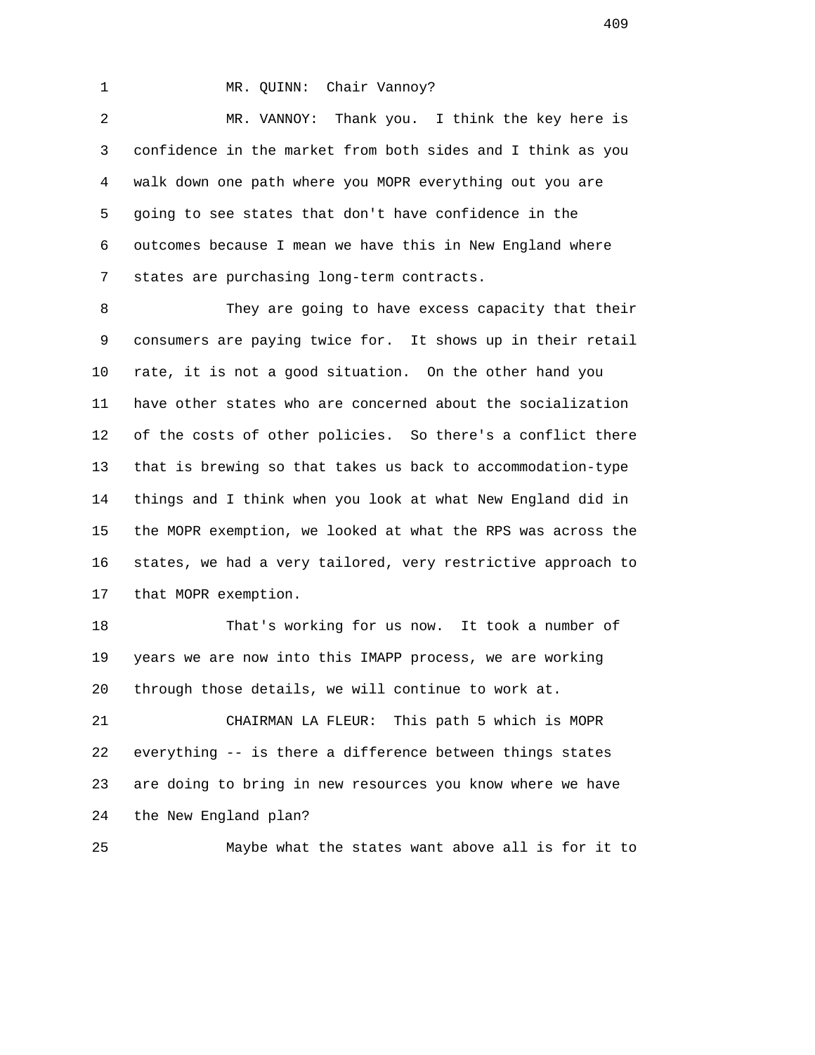MR. QUINN: Chair Vannoy?

MR. VANNOY: Thank you. I think the key here is confidence in the market from both sides and I think as you walk down one path where you MOPR everything out you are going to see states that don't have confidence in the outcomes because I mean we have this in New England where states are purchasing long-term contracts.

They are going to have excess capacity that their consumers are paying twice for. It shows up in their retail rate, it is not a good situation. On the other hand you have other states who are concerned about the socialization of the costs of other policies. So there's a conflict there that is brewing so that takes us back to accommodation-type things and I think when you look at what New England did in the MOPR exemption, we looked at what the RPS was across the states, we had a very tailored, very restrictive approach to that MOPR exemption.

That's working for us now. It took a number of years we are now into this IMAPP process, we are working through those details, we will continue to work at.

CHAIRMAN LA FLEUR: This path 5 which is MOPR everything -- is there a difference between things states are doing to bring in new resources you know where we have the New England plan?

Maybe what the states want above all is for it to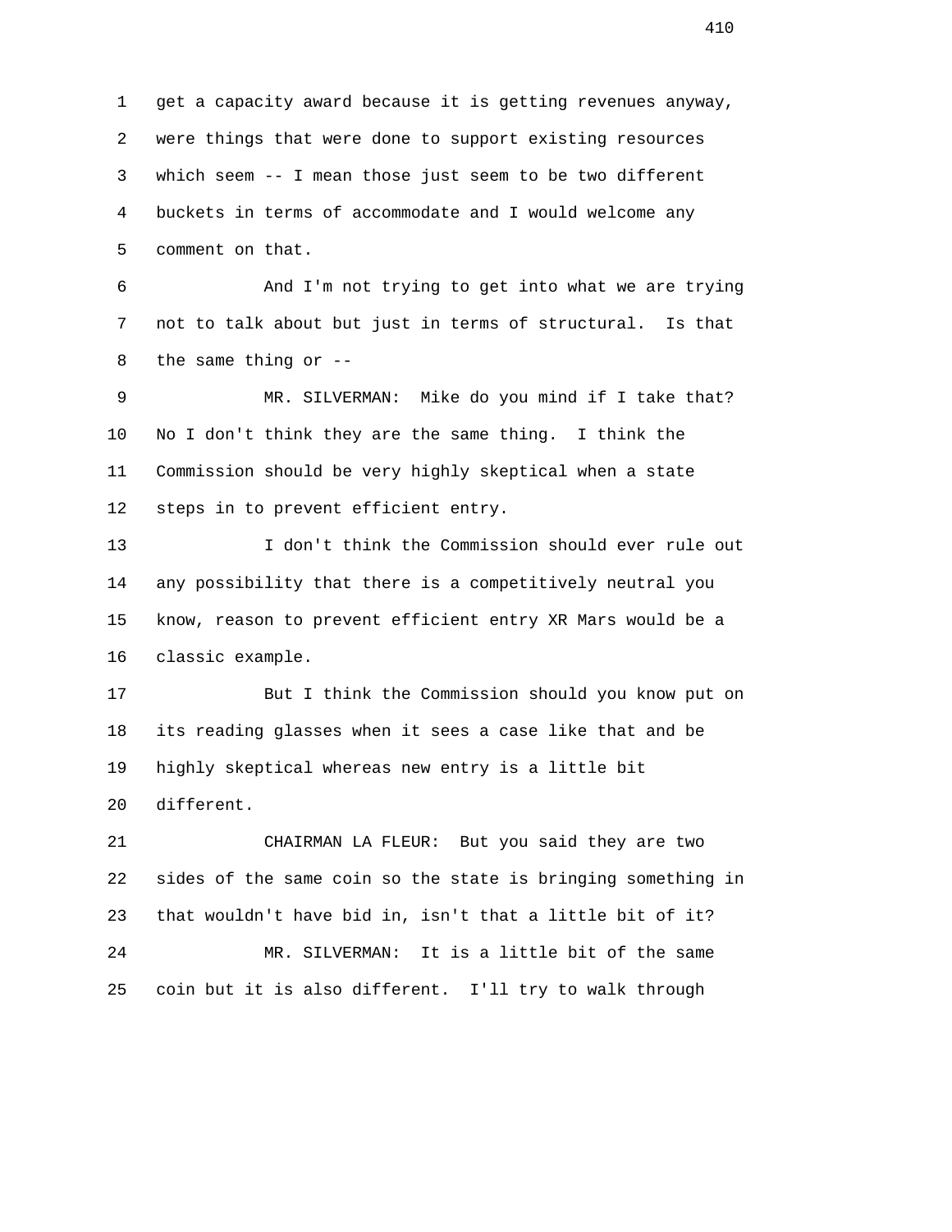get a capacity award because it is getting revenues anyway, were things that were done to support existing resources which seem -- I mean those just seem to be two different buckets in terms of accommodate and I would welcome any comment on that.

And I'm not trying to get into what we are trying not to talk about but just in terms of structural. Is that the same thing or --

MR. SILVERMAN: Mike do you mind if I take that? No I don't think they are the same thing. I think the Commission should be very highly skeptical when a state steps in to prevent efficient entry.

I don't think the Commission should ever rule out any possibility that there is a competitively neutral you know, reason to prevent efficient entry XR Mars would be a classic example.

But I think the Commission should you know put on its reading glasses when it sees a case like that and be highly skeptical whereas new entry is a little bit different.

CHAIRMAN LA FLEUR: But you said they are two sides of the same coin so the state is bringing something in that wouldn't have bid in, isn't that a little bit of it?

MR. SILVERMAN: It is a little bit of the same coin but it is also different. I'll try to walk through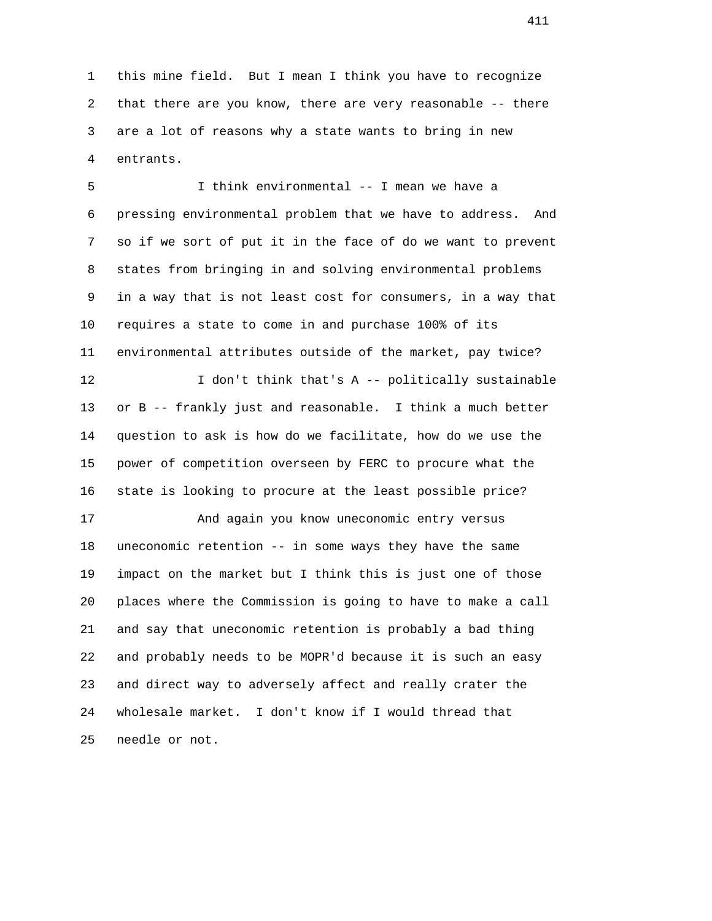this mine field. But I mean I think you have to recognize that there are you know, there are very reasonable -- there are a lot of reasons why a state wants to bring in new entrants.

I think environmental -- I mean we have a pressing environmental problem that we have to address. And so if we sort of put it in the face of do we want to prevent states from bringing in and solving environmental problems in a way that is not least cost for consumers, in a way that requires a state to come in and purchase 100% of its environmental attributes outside of the market, pay twice?

I don't think that's A -- politically sustainable or B -- frankly just and reasonable. I think a much better question to ask is how do we facilitate, how do we use the power of competition overseen by FERC to procure what the state is looking to procure at the least possible price?

And again you know uneconomic entry versus uneconomic retention -- in some ways they have the same impact on the market but I think this is just one of those places where the Commission is going to have to make a call and say that uneconomic retention is probably a bad thing and probably needs to be MOPR'd because it is such an easy and direct way to adversely affect and really crater the wholesale market. I don't know if I would thread that needle or not.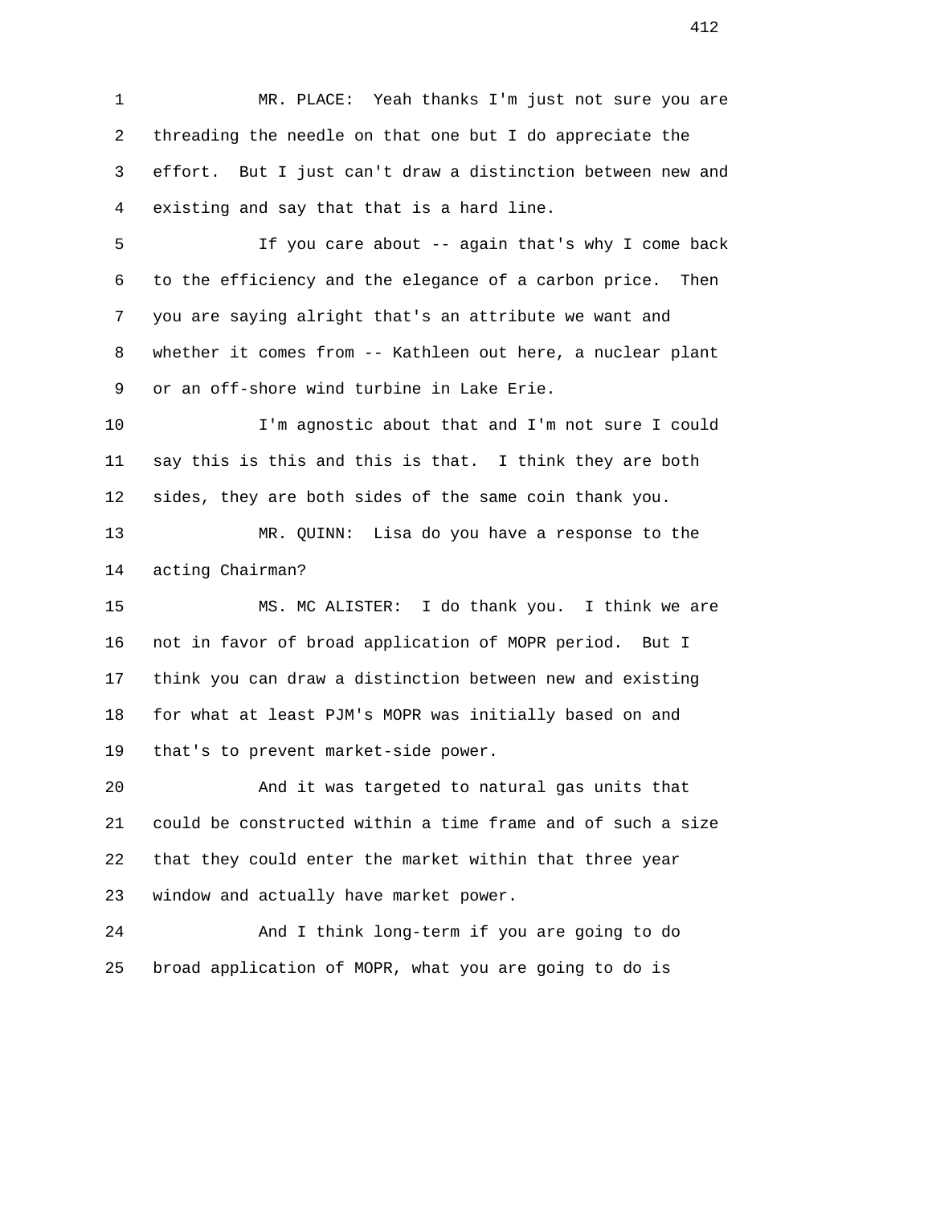MR. PLACE: Yeah thanks I'm just not sure you are threading the needle on that one but I do appreciate the effort. But I just can't draw a distinction between new and existing and say that that is a hard line.

If you care about -- again that's why I come back to the efficiency and the elegance of a carbon price. Then you are saying alright that's an attribute we want and whether it comes from -- Kathleen out here, a nuclear plant or an off-shore wind turbine in Lake Erie.

I'm agnostic about that and I'm not sure I could say this is this and this is that. I think they are both sides, they are both sides of the same coin thank you.

MR. QUINN: Lisa do you have a response to the acting Chairman?

MS. MC ALISTER: I do thank you. I think we are not in favor of broad application of MOPR period. But I think you can draw a distinction between new and existing for what at least PJM's MOPR was initially based on and that's to prevent market-side power.

And it was targeted to natural gas units that could be constructed within a time frame and of such a size that they could enter the market within that three year window and actually have market power.

And I think long-term if you are going to do broad application of MOPR, what you are going to do is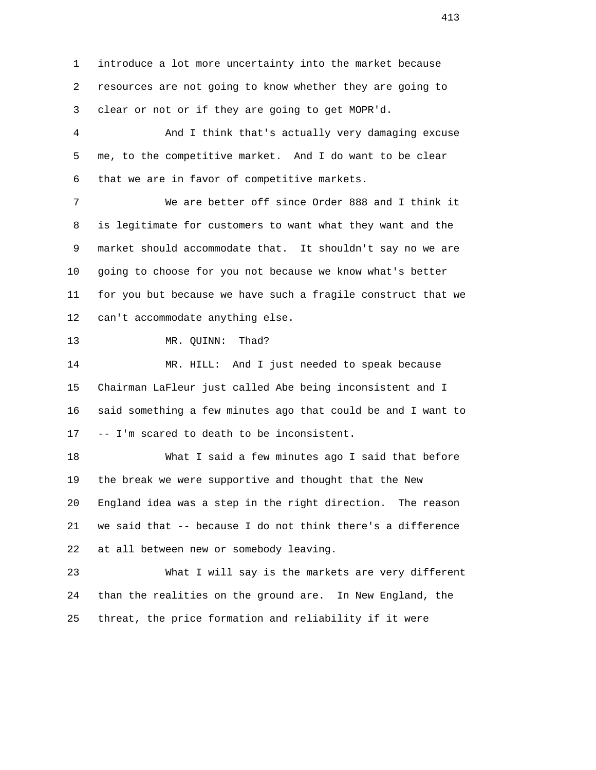introduce a lot more uncertainty into the market because resources are not going to know whether they are going to clear or not or if they are going to get MOPR'd.

And I think that's actually very damaging excuse me, to the competitive market. And I do want to be clear that we are in favor of competitive markets.

We are better off since Order 888 and I think it is legitimate for customers to want what they want and the market should accommodate that. It shouldn't say no we are going to choose for you not because we know what's better for you but because we have such a fragile construct that we can't accommodate anything else.

MR. QUINN: Thad?

MR. HILL: And I just needed to speak because Chairman LaFleur just called Abe being inconsistent and I said something a few minutes ago that could be and I want to -- I'm scared to death to be inconsistent.

What I said a few minutes ago I said that before the break we were supportive and thought that the New England idea was a step in the right direction. The reason we said that -- because I do not think there's a difference at all between new or somebody leaving.

What I will say is the markets are very different than the realities on the ground are. In New England, the threat, the price formation and reliability if it were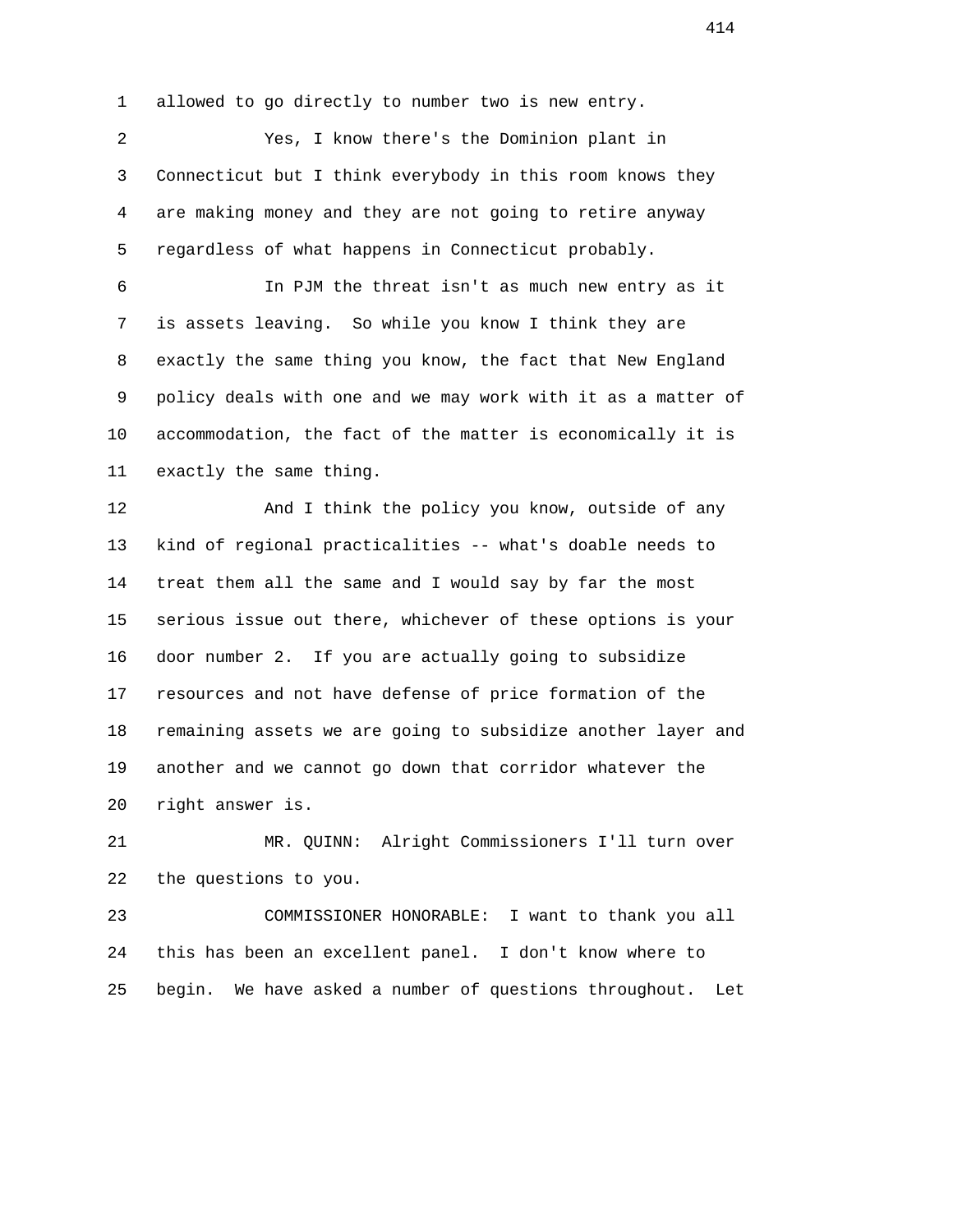allowed to go directly to number two is new entry.

Yes, I know there's the Dominion plant in Connecticut but I think everybody in this room knows they are making money and they are not going to retire anyway regardless of what happens in Connecticut probably.

In PJM the threat isn't as much new entry as it is assets leaving. So while you know I think they are exactly the same thing you know, the fact that New England policy deals with one and we may work with it as a matter of accommodation, the fact of the matter is economically it is exactly the same thing.

And I think the policy you know, outside of any kind of regional practicalities -- what's doable needs to treat them all the same and I would say by far the most serious issue out there, whichever of these options is your door number 2. If you are actually going to subsidize resources and not have defense of price formation of the remaining assets we are going to subsidize another layer and another and we cannot go down that corridor whatever the right answer is.

MR. QUINN: Alright Commissioners I'll turn over the questions to you.

COMMISSIONER HONORABLE: I want to thank you all this has been an excellent panel. I don't know where to begin. We have asked a number of questions throughout. Let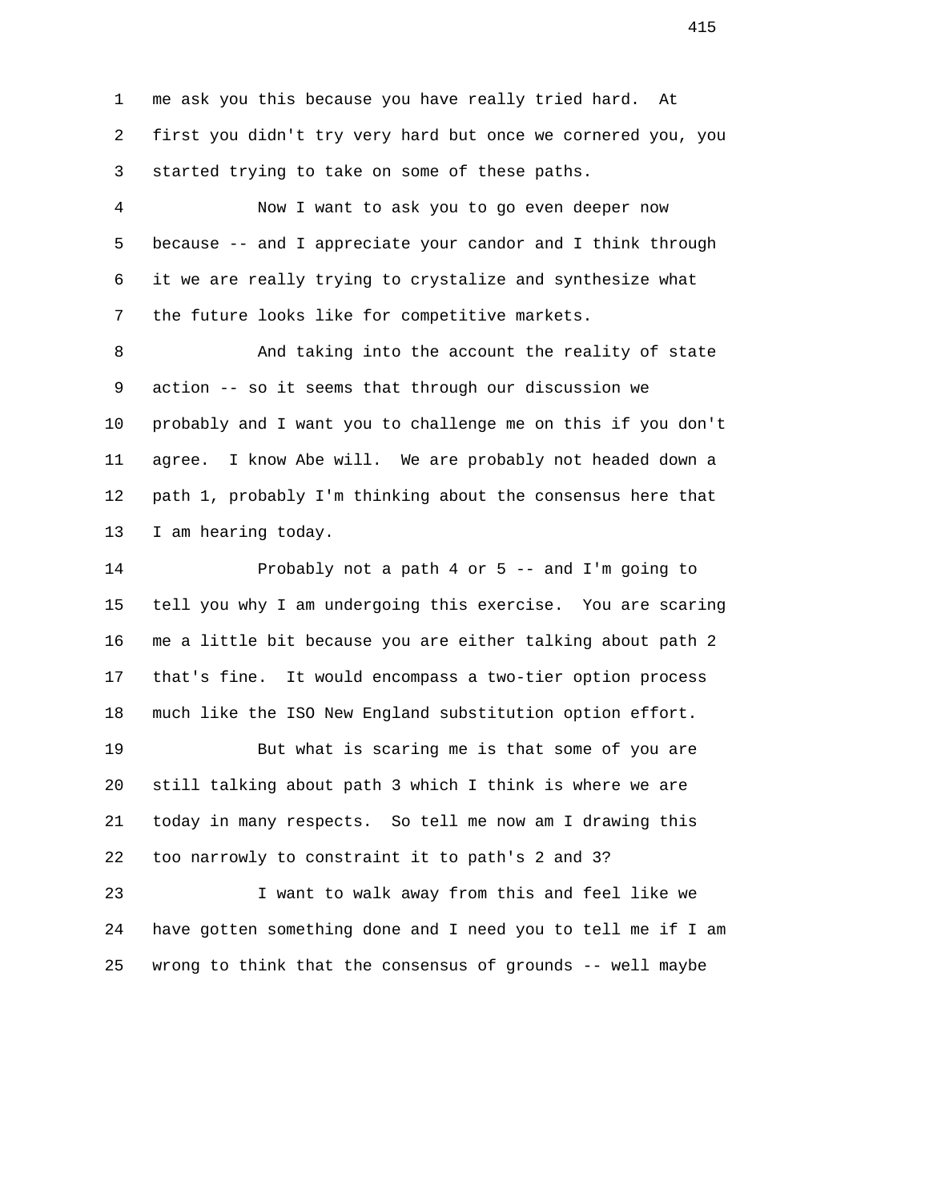me ask you this because you have really tried hard. At first you didn't try very hard but once we cornered you, you started trying to take on some of these paths.

Now I want to ask you to go even deeper now because -- and I appreciate your candor and I think through it we are really trying to crystalize and synthesize what the future looks like for competitive markets.

And taking into the account the reality of state action -- so it seems that through our discussion we probably and I want you to challenge me on this if you don't agree. I know Abe will. We are probably not headed down a path 1, probably I'm thinking about the consensus here that I am hearing today.

Probably not a path 4 or 5 -- and I'm going to tell you why I am undergoing this exercise. You are scaring me a little bit because you are either talking about path 2 that's fine. It would encompass a two-tier option process much like the ISO New England substitution option effort.

But what is scaring me is that some of you are still talking about path 3 which I think is where we are today in many respects. So tell me now am I drawing this too narrowly to constraint it to path's 2 and 3?

I want to walk away from this and feel like we have gotten something done and I need you to tell me if I am wrong to think that the consensus of grounds -- well maybe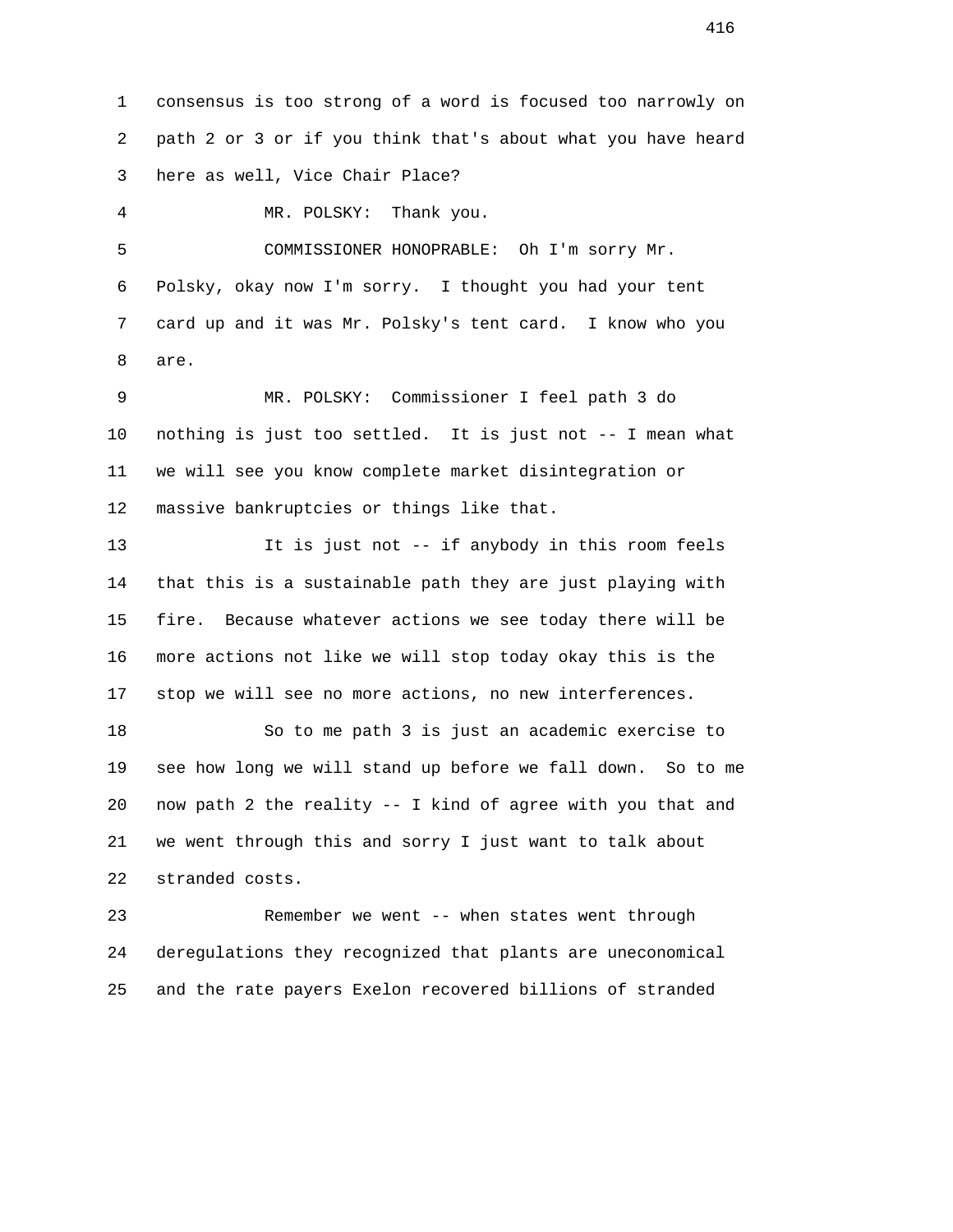1 consensus is too strong of a word is focused too narrowly on
2 path 2 or 3 or if you think that's about what you have heard
3 here as well, Vice Chair Place?

4 MR. POLSKY: Thank you.

5 COMMISSIONER HONOPRABLE: Oh I'm sorry Mr.
6 Polsky, okay now I'm sorry. I thought you had your tent
7 card up and it was Mr. Polsky's tent card. I know who you
8 are.

9 MR. POLSKY: Commissioner I feel path 3 do
10 nothing is just too settled. It is just not -- I mean what
11 we will see you know complete market disintegration or
12 massive bankruptcies or things like that.

13 It is just not -- if anybody in this room feels
14 that this is a sustainable path they are just playing with
15 fire. Because whatever actions we see today there will be
16 more actions not like we will stop today okay this is the
17 stop we will see no more actions, no new interferences.

18 So to me path 3 is just an academic exercise to
19 see how long we will stand up before we fall down. So to me
20 now path 2 the reality -- I kind of agree with you that and
21 we went through this and sorry I just want to talk about
22 stranded costs.

23 Remember we went -- when states went through
24 deregulations they recognized that plants are uneconomical
25 and the rate payers Exelon recovered billions of stranded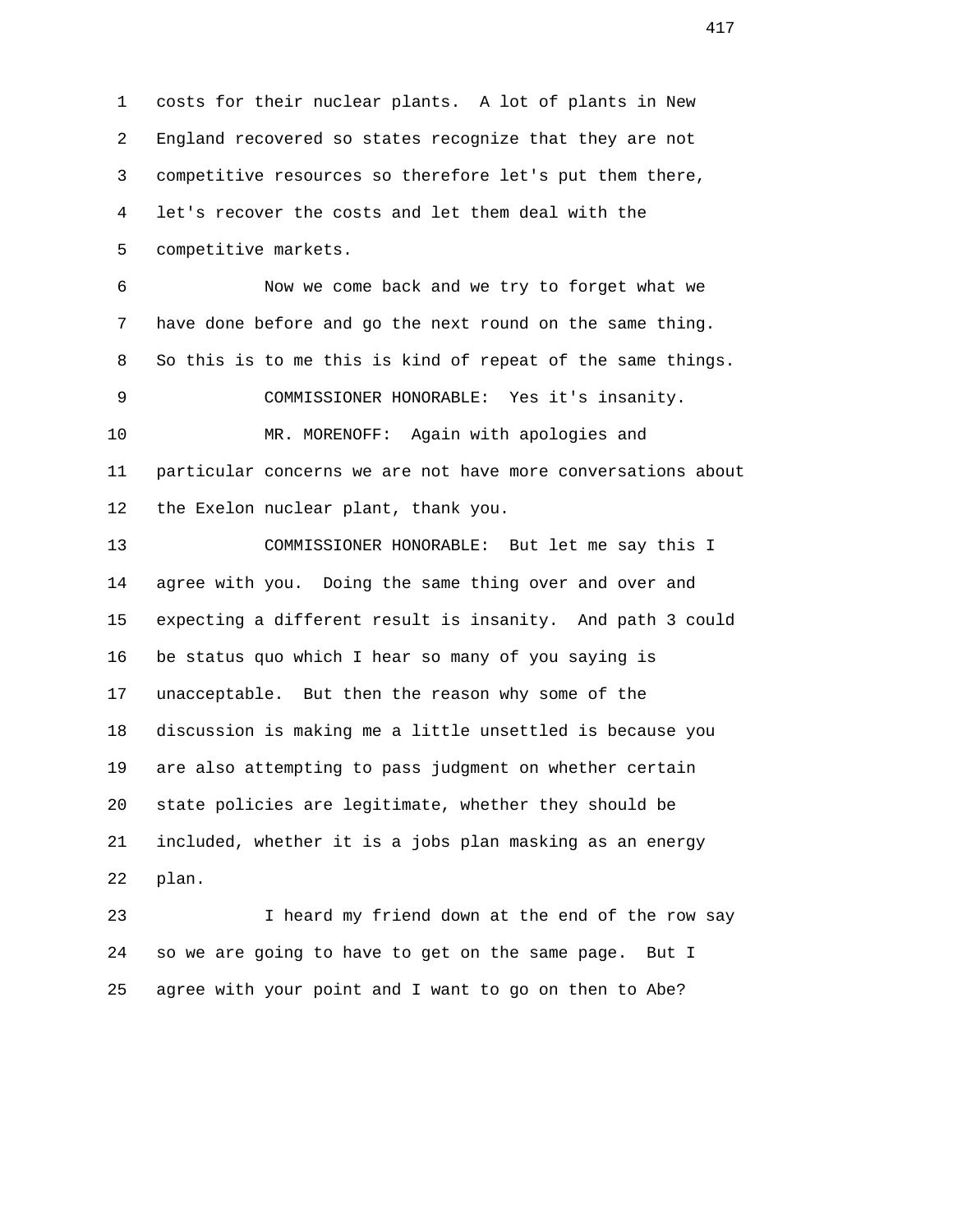costs for their nuclear plants. A lot of plants in New England recovered so states recognize that they are not competitive resources so therefore let's put them there, let's recover the costs and let them deal with the competitive markets.

Now we come back and we try to forget what we have done before and go the next round on the same thing. So this is to me this is kind of repeat of the same things.

COMMISSIONER HONORABLE: Yes it's insanity.

MR. MORENOFF: Again with apologies and particular concerns we are not have more conversations about the Exelon nuclear plant, thank you.

COMMISSIONER HONORABLE: But let me say this I agree with you. Doing the same thing over and over and expecting a different result is insanity. And path 3 could be status quo which I hear so many of you saying is unacceptable. But then the reason why some of the discussion is making me a little unsettled is because you are also attempting to pass judgment on whether certain state policies are legitimate, whether they should be included, whether it is a jobs plan masking as an energy plan.

I heard my friend down at the end of the row say so we are going to have to get on the same page. But I agree with your point and I want to go on then to Abe?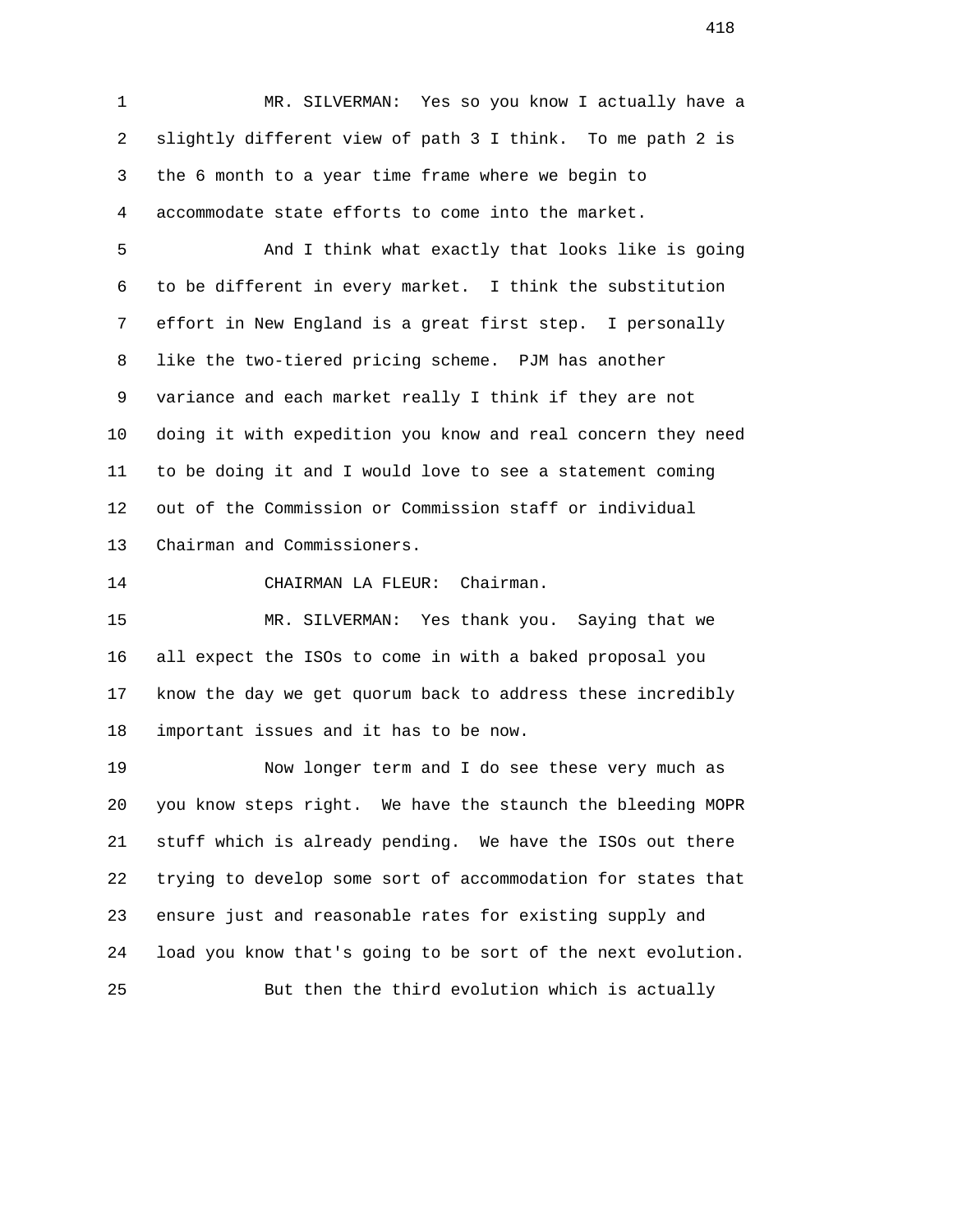MR. SILVERMAN: Yes so you know I actually have a slightly different view of path 3 I think. To me path 2 is the 6 month to a year time frame where we begin to accommodate state efforts to come into the market.

And I think what exactly that looks like is going to be different in every market. I think the substitution effort in New England is a great first step. I personally like the two-tiered pricing scheme. PJM has another variance and each market really I think if they are not doing it with expedition you know and real concern they need to be doing it and I would love to see a statement coming out of the Commission or Commission staff or individual Chairman and Commissioners.

CHAIRMAN LA FLEUR: Chairman.

MR. SILVERMAN: Yes thank you. Saying that we all expect the ISOs to come in with a baked proposal you know the day we get quorum back to address these incredibly important issues and it has to be now.

Now longer term and I do see these very much as you know steps right. We have the staunch the bleeding MOPR stuff which is already pending. We have the ISOs out there trying to develop some sort of accommodation for states that ensure just and reasonable rates for existing supply and load you know that's going to be sort of the next evolution.

But then the third evolution which is actually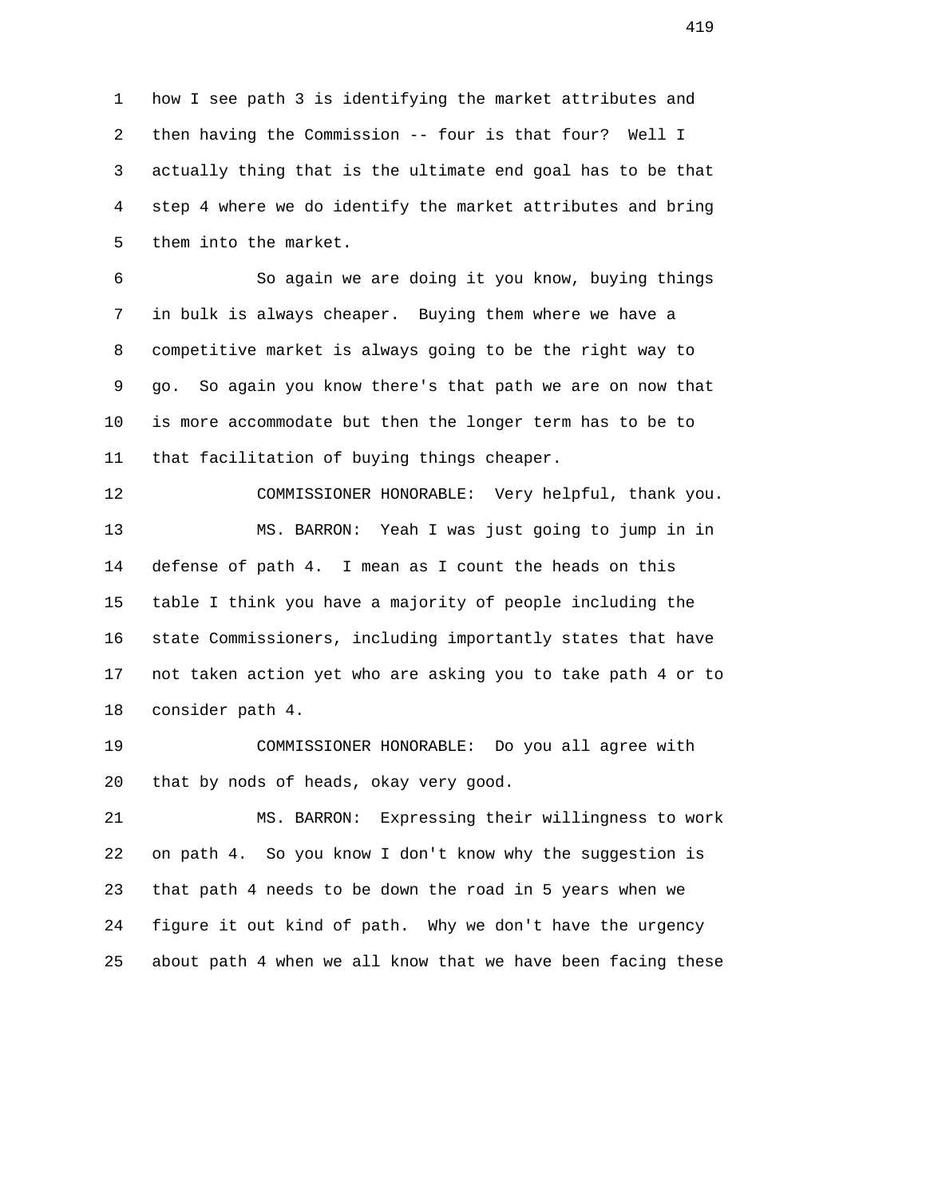how I see path 3 is identifying the market attributes and then having the Commission -- four is that four? Well I actually thing that is the ultimate end goal has to be that step 4 where we do identify the market attributes and bring them into the market.

So again we are doing it you know, buying things in bulk is always cheaper. Buying them where we have a competitive market is always going to be the right way to go. So again you know there's that path we are on now that is more accommodate but then the longer term has to be to that facilitation of buying things cheaper.

COMMISSIONER HONORABLE: Very helpful, thank you.

MS. BARRON: Yeah I was just going to jump in in defense of path 4. I mean as I count the heads on this table I think you have a majority of people including the state Commissioners, including importantly states that have not taken action yet who are asking you to take path 4 or to consider path 4.

COMMISSIONER HONORABLE: Do you all agree with that by nods of heads, okay very good.

MS. BARRON: Expressing their willingness to work on path 4. So you know I don't know why the suggestion is that path 4 needs to be down the road in 5 years when we figure it out kind of path. Why we don't have the urgency about path 4 when we all know that we have been facing these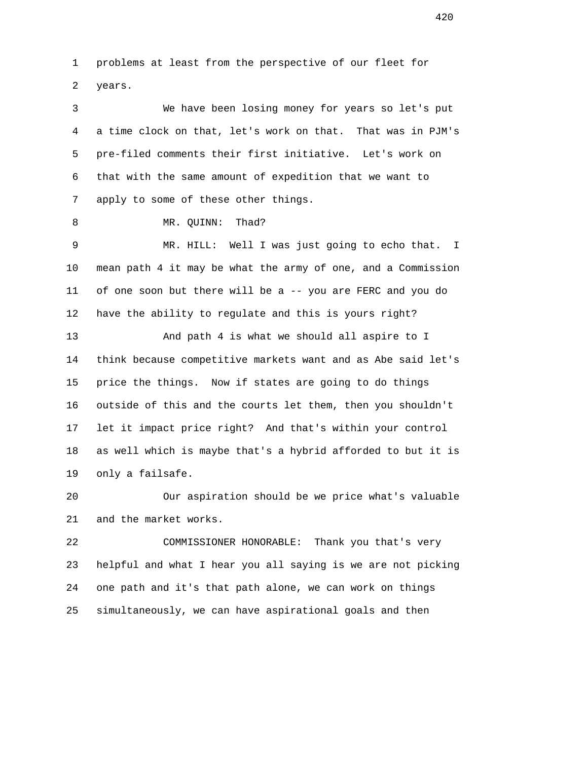problems at least from the perspective of our fleet for years.

We have been losing money for years so let's put a time clock on that, let's work on that. That was in PJM's pre-filed comments their first initiative. Let's work on that with the same amount of expedition that we want to apply to some of these other things.

MR. QUINN: Thad?

MR. HILL: Well I was just going to echo that. I mean path 4 it may be what the army of one, and a Commission of one soon but there will be a -- you are FERC and you do have the ability to regulate and this is yours right?

And path 4 is what we should all aspire to I think because competitive markets want and as Abe said let's price the things. Now if states are going to do things outside of this and the courts let them, then you shouldn't let it impact price right? And that's within your control as well which is maybe that's a hybrid afforded to but it is only a failsafe.

Our aspiration should be we price what's valuable and the market works.

COMMISSIONER HONORABLE: Thank you that's very helpful and what I hear you all saying is we are not picking one path and it's that path alone, we can work on things simultaneously, we can have aspirational goals and then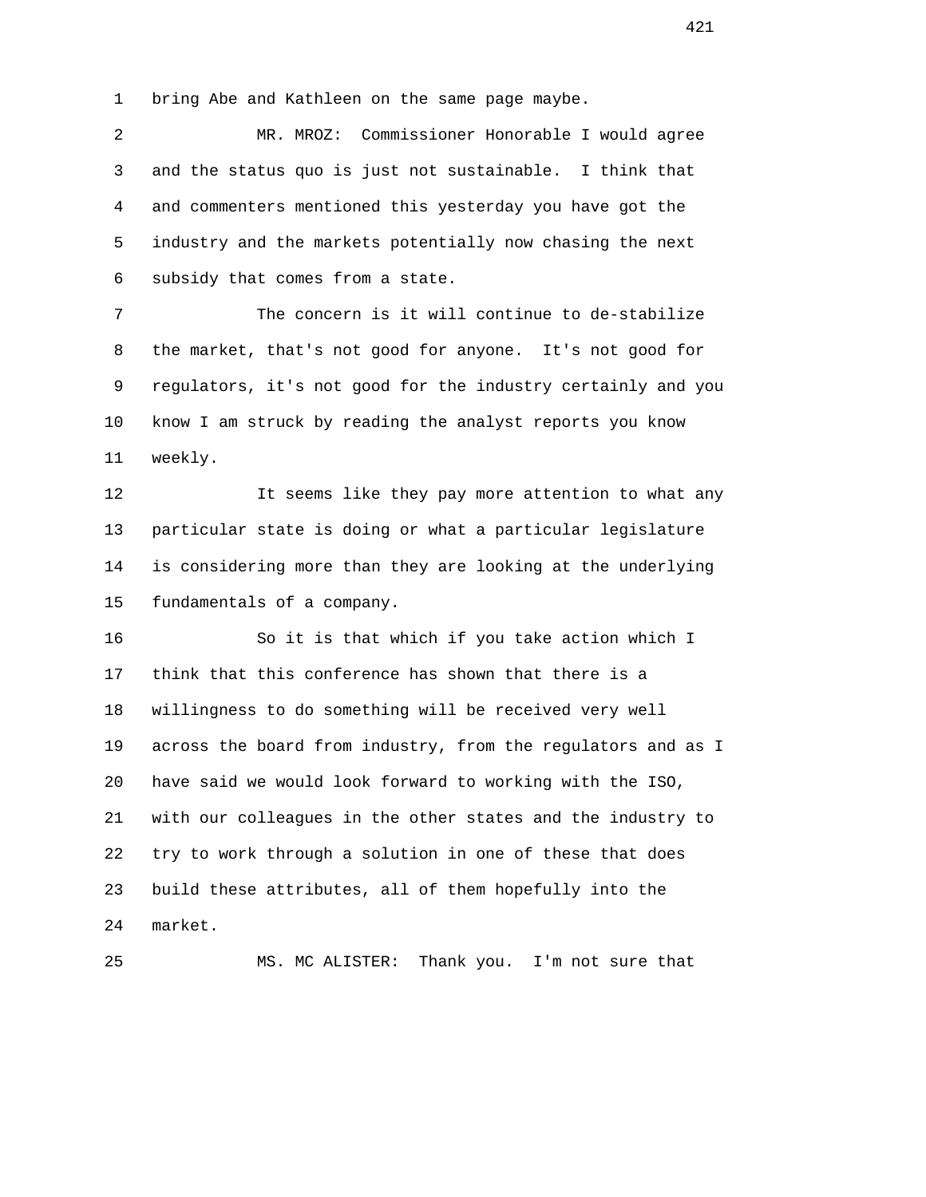bring Abe and Kathleen on the same page maybe.

MR. MROZ: Commissioner Honorable I would agree and the status quo is just not sustainable. I think that and commenters mentioned this yesterday you have got the industry and the markets potentially now chasing the next subsidy that comes from a state.

The concern is it will continue to de-stabilize the market, that's not good for anyone. It's not good for regulators, it's not good for the industry certainly and you know I am struck by reading the analyst reports you know weekly.

It seems like they pay more attention to what any particular state is doing or what a particular legislature is considering more than they are looking at the underlying fundamentals of a company.

So it is that which if you take action which I think that this conference has shown that there is a willingness to do something will be received very well across the board from industry, from the regulators and as I have said we would look forward to working with the ISO, with our colleagues in the other states and the industry to try to work through a solution in one of these that does build these attributes, all of them hopefully into the market.

MS. MC ALISTER: Thank you. I'm not sure that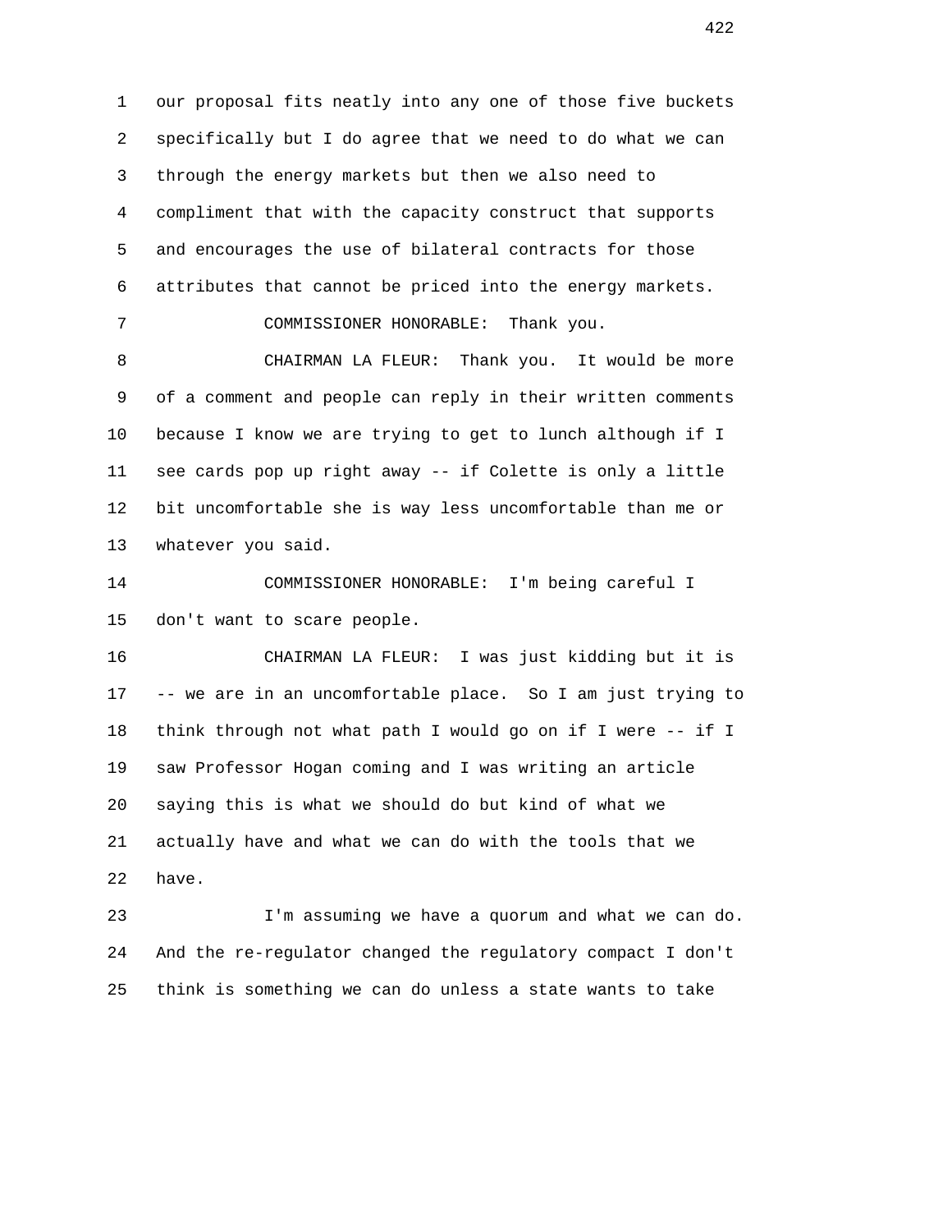our proposal fits neatly into any one of those five buckets specifically but I do agree that we need to do what we can through the energy markets but then we also need to compliment that with the capacity construct that supports and encourages the use of bilateral contracts for those attributes that cannot be priced into the energy markets.

COMMISSIONER HONORABLE: Thank you.

CHAIRMAN LA FLEUR: Thank you. It would be more of a comment and people can reply in their written comments because I know we are trying to get to lunch although if I see cards pop up right away -- if Colette is only a little bit uncomfortable she is way less uncomfortable than me or whatever you said.

COMMISSIONER HONORABLE: I'm being careful I don't want to scare people.

CHAIRMAN LA FLEUR: I was just kidding but it is -- we are in an uncomfortable place. So I am just trying to think through not what path I would go on if I were -- if I saw Professor Hogan coming and I was writing an article saying this is what we should do but kind of what we actually have and what we can do with the tools that we have.

I'm assuming we have a quorum and what we can do. And the re-regulator changed the regulatory compact I don't think is something we can do unless a state wants to take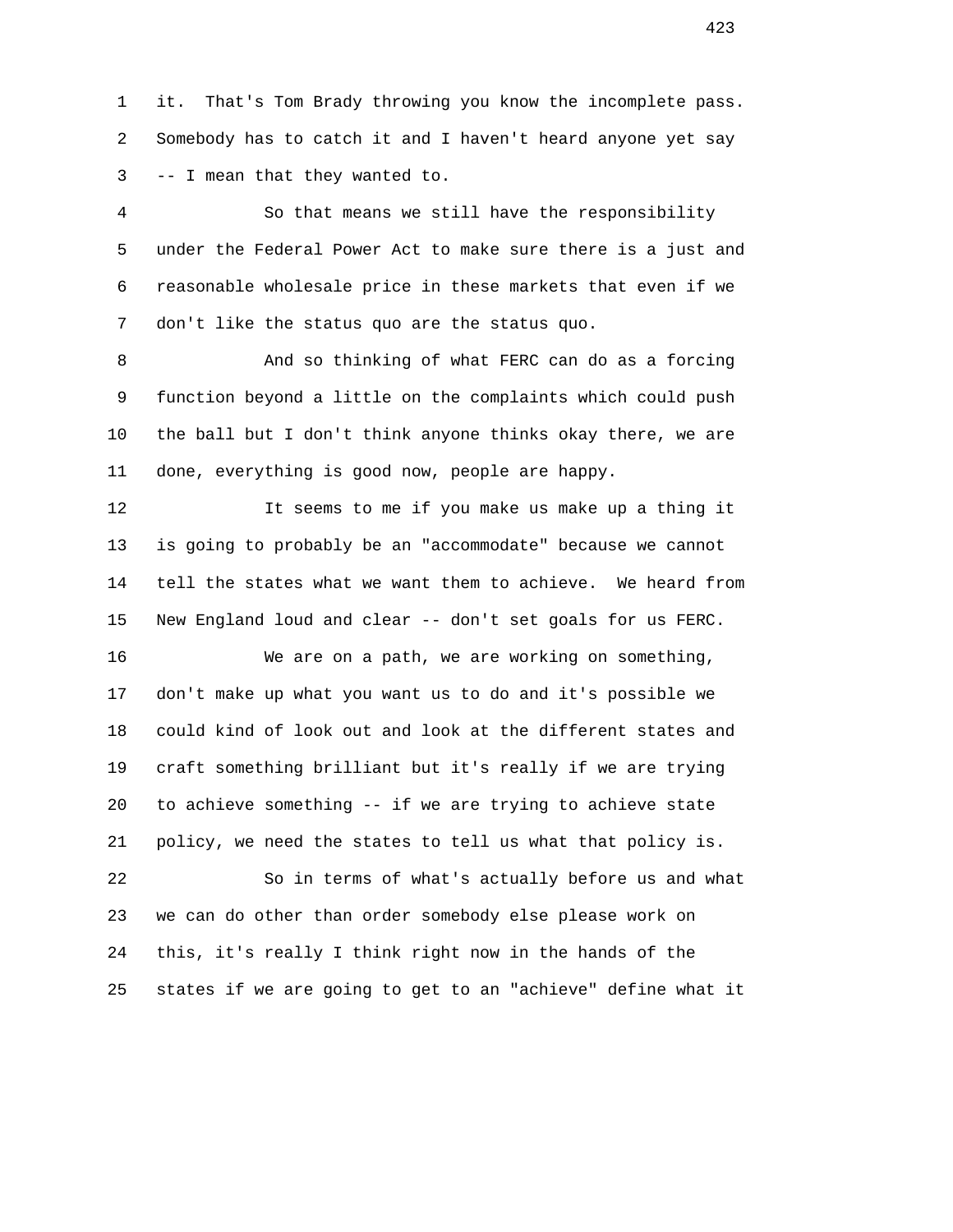it. That's Tom Brady throwing you know the incomplete pass. Somebody has to catch it and I haven't heard anyone yet say -- I mean that they wanted to.

So that means we still have the responsibility under the Federal Power Act to make sure there is a just and reasonable wholesale price in these markets that even if we don't like the status quo are the status quo.

And so thinking of what FERC can do as a forcing function beyond a little on the complaints which could push the ball but I don't think anyone thinks okay there, we are done, everything is good now, people are happy.

It seems to me if you make us make up a thing it is going to probably be an "accommodate" because we cannot tell the states what we want them to achieve. We heard from New England loud and clear -- don't set goals for us FERC.

We are on a path, we are working on something, don't make up what you want us to do and it's possible we could kind of look out and look at the different states and craft something brilliant but it's really if we are trying to achieve something -- if we are trying to achieve state policy, we need the states to tell us what that policy is.

So in terms of what's actually before us and what we can do other than order somebody else please work on this, it's really I think right now in the hands of the states if we are going to get to an "achieve" define what it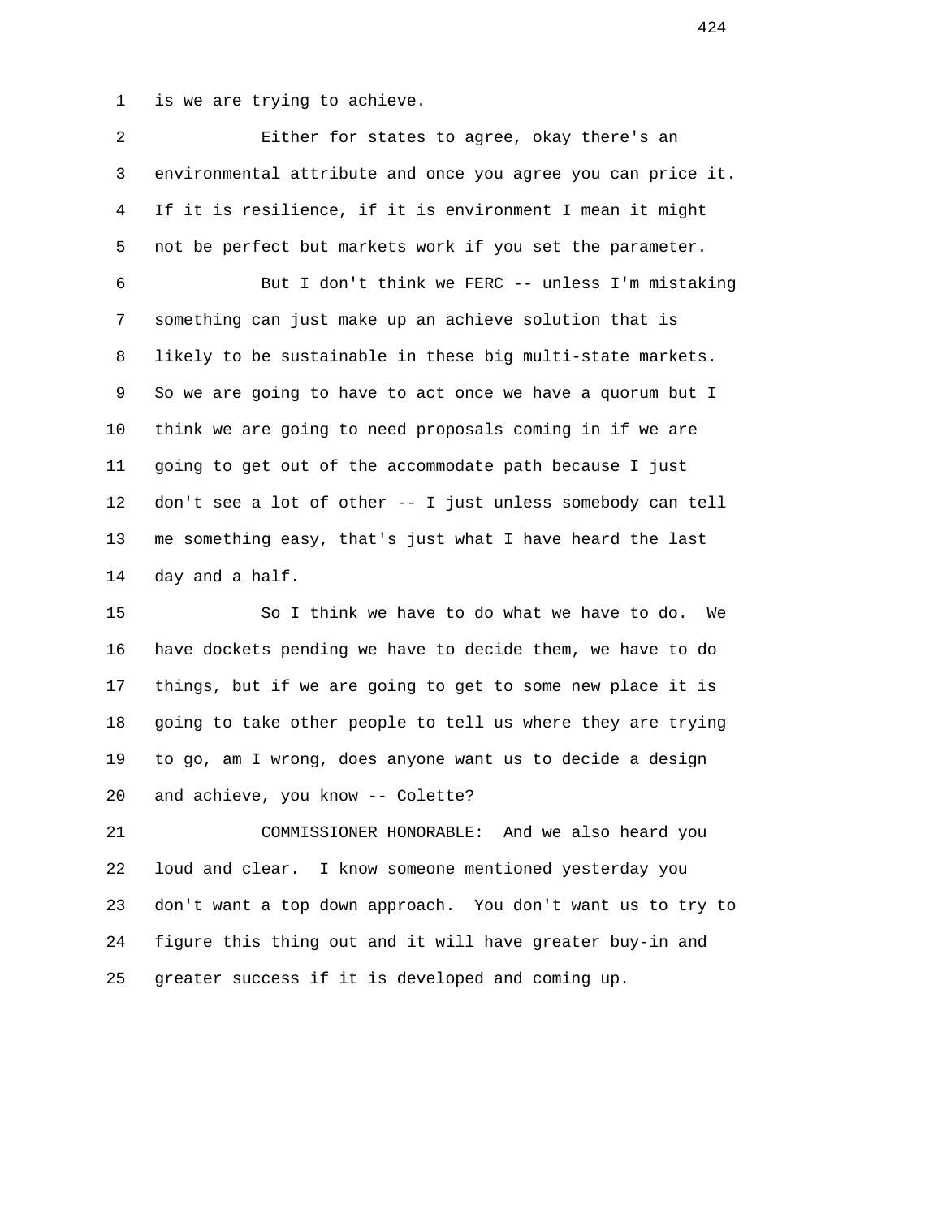is we are trying to achieve.

Either for states to agree, okay there's an environmental attribute and once you agree you can price it. If it is resilience, if it is environment I mean it might not be perfect but markets work if you set the parameter.

But I don't think we FERC -- unless I'm mistaking something can just make up an achieve solution that is likely to be sustainable in these big multi-state markets. So we are going to have to act once we have a quorum but I think we are going to need proposals coming in if we are going to get out of the accommodate path because I just don't see a lot of other -- I just unless somebody can tell me something easy, that's just what I have heard the last day and a half.

So I think we have to do what we have to do. We have dockets pending we have to decide them, we have to do things, but if we are going to get to some new place it is going to take other people to tell us where they are trying to go, am I wrong, does anyone want us to decide a design and achieve, you know -- Colette?

COMMISSIONER HONORABLE: And we also heard you loud and clear. I know someone mentioned yesterday you don't want a top down approach. You don't want us to try to figure this thing out and it will have greater buy-in and greater success if it is developed and coming up.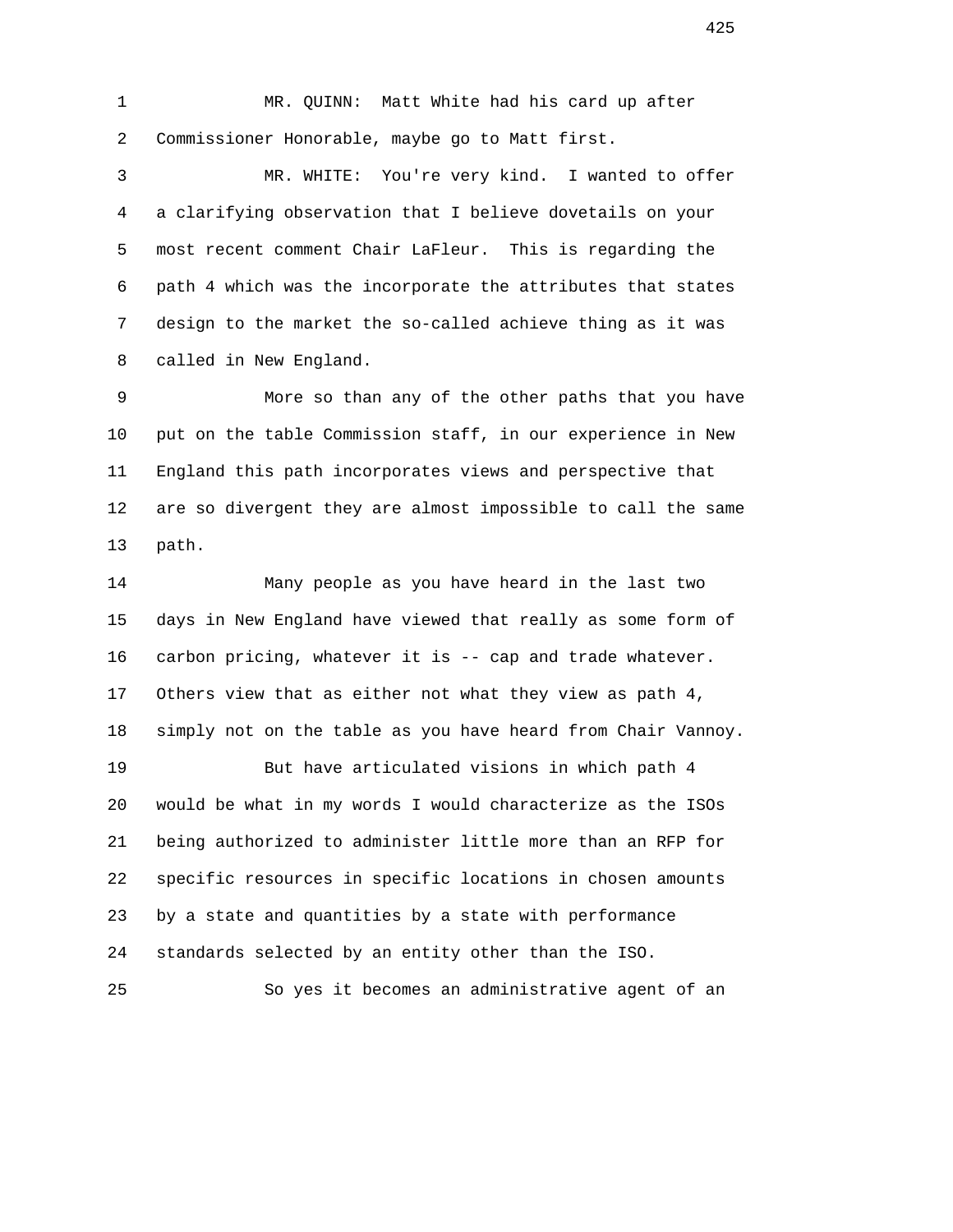MR. QUINN: Matt White had his card up after Commissioner Honorable, maybe go to Matt first.

MR. WHITE: You're very kind. I wanted to offer a clarifying observation that I believe dovetails on your most recent comment Chair LaFleur. This is regarding the path 4 which was the incorporate the attributes that states design to the market the so-called achieve thing as it was called in New England.

More so than any of the other paths that you have put on the table Commission staff, in our experience in New England this path incorporates views and perspective that are so divergent they are almost impossible to call the same path.

Many people as you have heard in the last two days in New England have viewed that really as some form of carbon pricing, whatever it is -- cap and trade whatever. Others view that as either not what they view as path 4, simply not on the table as you have heard from Chair Vannoy.

But have articulated visions in which path 4 would be what in my words I would characterize as the ISOs being authorized to administer little more than an RFP for specific resources in specific locations in chosen amounts by a state and quantities by a state with performance standards selected by an entity other than the ISO.

So yes it becomes an administrative agent of an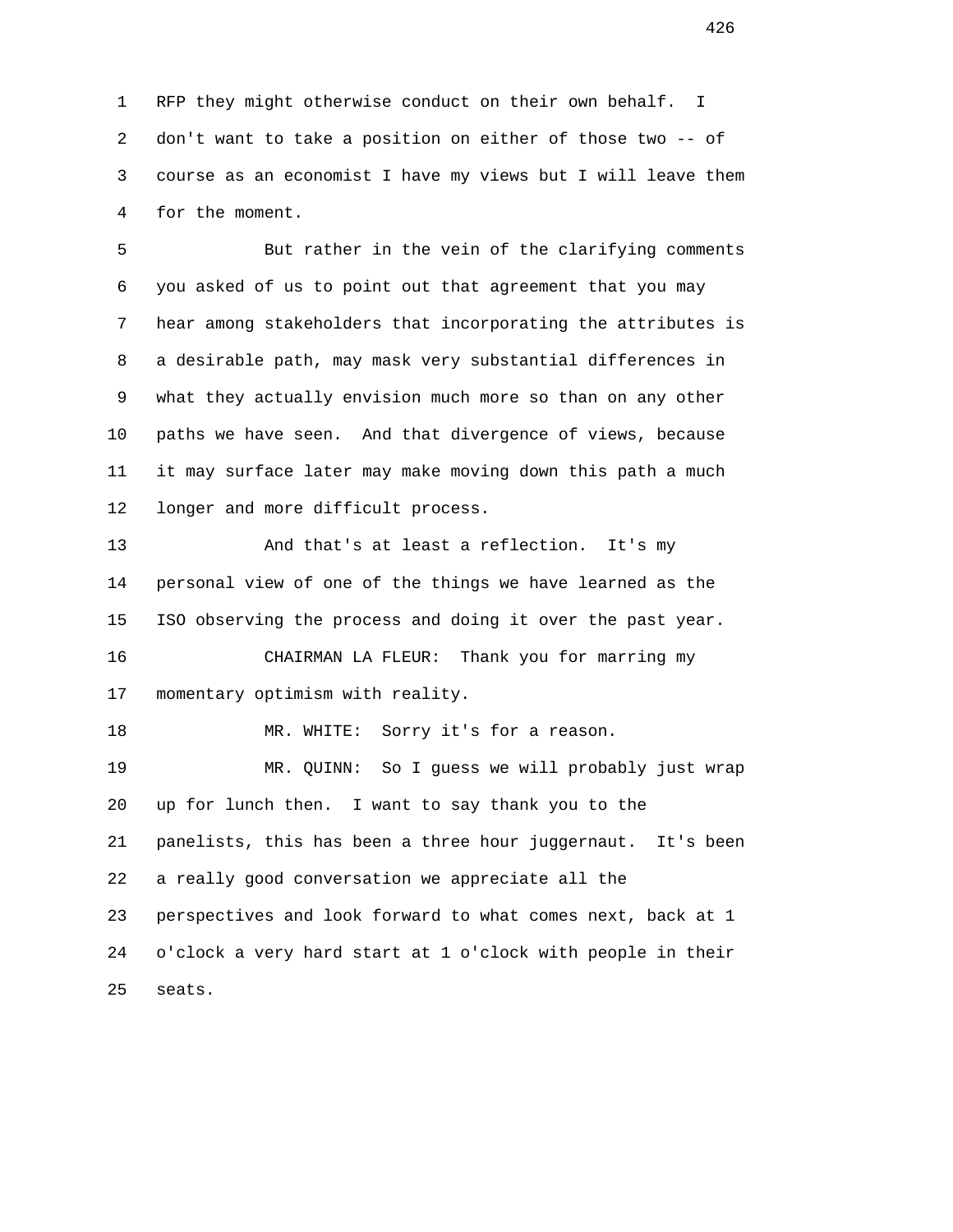RFP they might otherwise conduct on their own behalf. I don't want to take a position on either of those two -- of course as an economist I have my views but I will leave them for the moment.

But rather in the vein of the clarifying comments you asked of us to point out that agreement that you may hear among stakeholders that incorporating the attributes is a desirable path, may mask very substantial differences in what they actually envision much more so than on any other paths we have seen. And that divergence of views, because it may surface later may make moving down this path a much longer and more difficult process.

And that's at least a reflection. It's my personal view of one of the things we have learned as the ISO observing the process and doing it over the past year.

CHAIRMAN LA FLEUR: Thank you for marring my momentary optimism with reality.

MR. WHITE: Sorry it's for a reason.

MR. QUINN: So I guess we will probably just wrap up for lunch then. I want to say thank you to the panelists, this has been a three hour juggernaut. It's been a really good conversation we appreciate all the perspectives and look forward to what comes next, back at 1 o'clock a very hard start at 1 o'clock with people in their seats.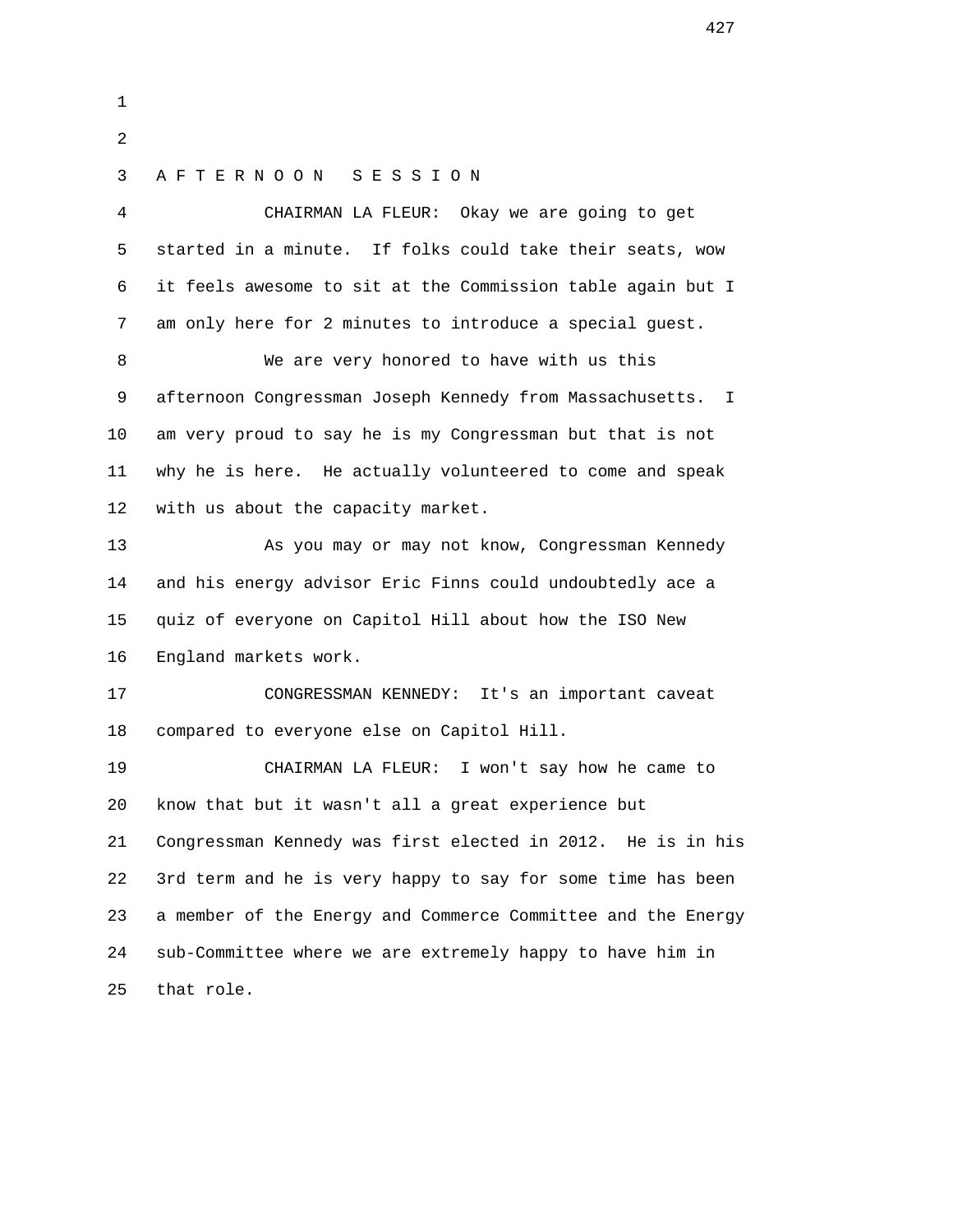A F T E R N O O N   S E S S I O N

CHAIRMAN LA FLEUR: Okay we are going to get started in a minute. If folks could take their seats, wow it feels awesome to sit at the Commission table again but I am only here for 2 minutes to introduce a special guest.

We are very honored to have with us this afternoon Congressman Joseph Kennedy from Massachusetts. I am very proud to say he is my Congressman but that is not why he is here. He actually volunteered to come and speak with us about the capacity market.

As you may or may not know, Congressman Kennedy and his energy advisor Eric Finns could undoubtedly ace a quiz of everyone on Capitol Hill about how the ISO New England markets work.

CONGRESSMAN KENNEDY: It's an important caveat compared to everyone else on Capitol Hill.

CHAIRMAN LA FLEUR: I won't say how he came to know that but it wasn't all a great experience but Congressman Kennedy was first elected in 2012. He is in his 3rd term and he is very happy to say for some time has been a member of the Energy and Commerce Committee and the Energy sub-Committee where we are extremely happy to have him in that role.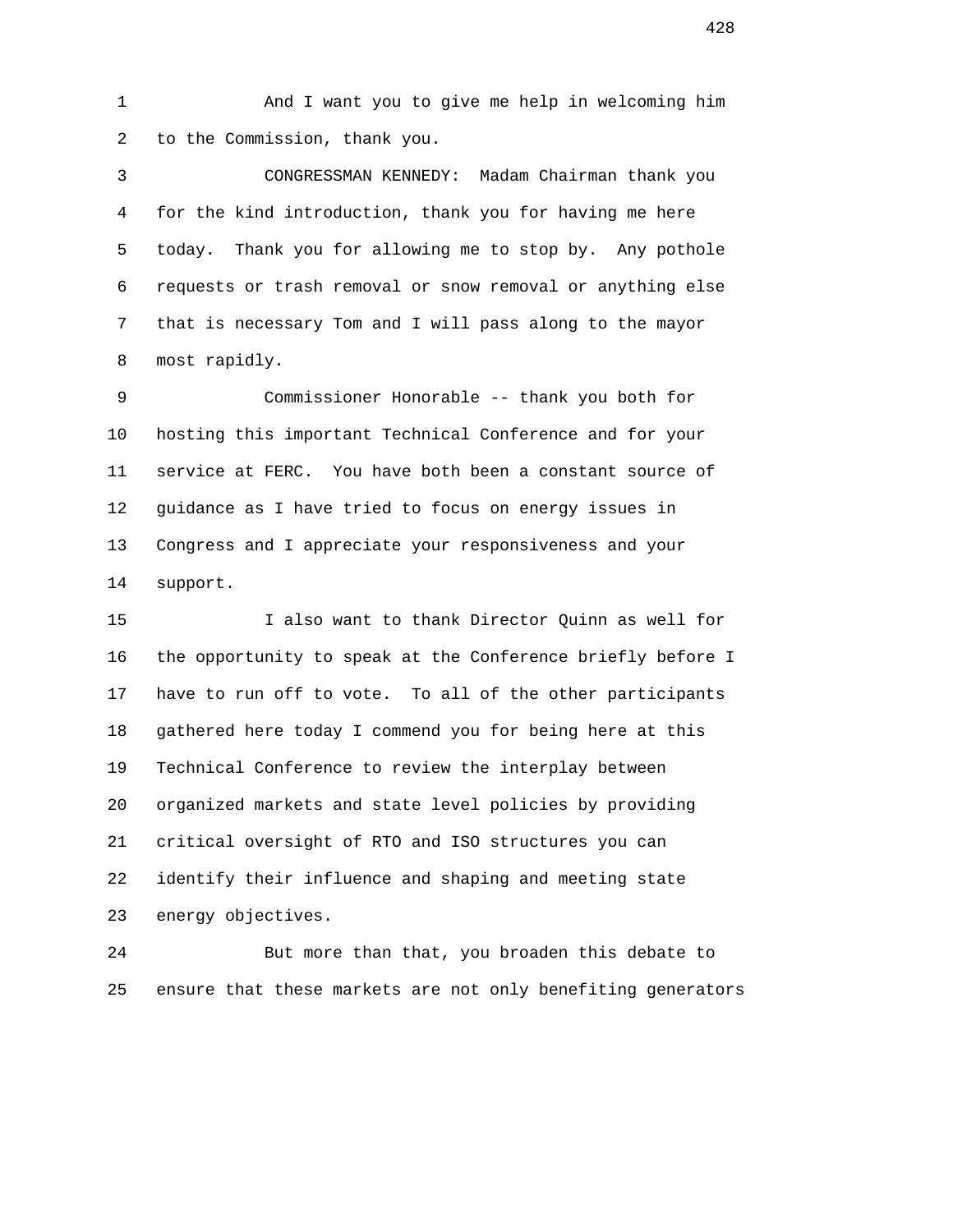And I want you to give me help in welcoming him to the Commission, thank you.

CONGRESSMAN KENNEDY: Madam Chairman thank you for the kind introduction, thank you for having me here today. Thank you for allowing me to stop by. Any pothole requests or trash removal or snow removal or anything else that is necessary Tom and I will pass along to the mayor most rapidly.

Commissioner Honorable -- thank you both for hosting this important Technical Conference and for your service at FERC. You have both been a constant source of guidance as I have tried to focus on energy issues in Congress and I appreciate your responsiveness and your support.

I also want to thank Director Quinn as well for the opportunity to speak at the Conference briefly before I have to run off to vote. To all of the other participants gathered here today I commend you for being here at this Technical Conference to review the interplay between organized markets and state level policies by providing critical oversight of RTO and ISO structures you can identify their influence and shaping and meeting state energy objectives.

But more than that, you broaden this debate to ensure that these markets are not only benefiting generators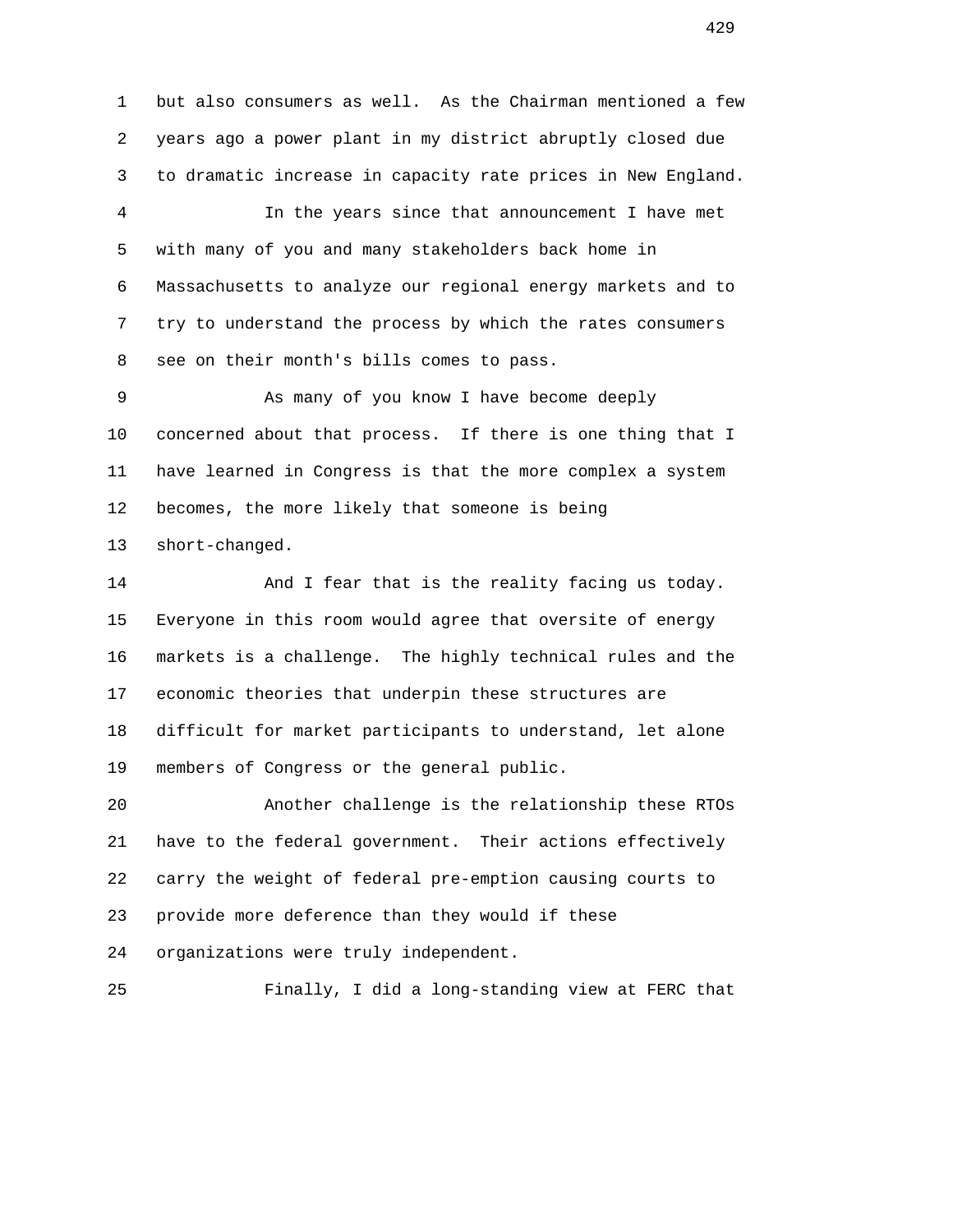but also consumers as well. As the Chairman mentioned a few years ago a power plant in my district abruptly closed due to dramatic increase in capacity rate prices in New England.

In the years since that announcement I have met with many of you and many stakeholders back home in Massachusetts to analyze our regional energy markets and to try to understand the process by which the rates consumers see on their month's bills comes to pass.

As many of you know I have become deeply concerned about that process. If there is one thing that I have learned in Congress is that the more complex a system becomes, the more likely that someone is being short-changed.

And I fear that is the reality facing us today. Everyone in this room would agree that oversite of energy markets is a challenge. The highly technical rules and the economic theories that underpin these structures are difficult for market participants to understand, let alone members of Congress or the general public.

Another challenge is the relationship these RTOs have to the federal government. Their actions effectively carry the weight of federal pre-emption causing courts to provide more deference than they would if these organizations were truly independent.

Finally, I did a long-standing view at FERC that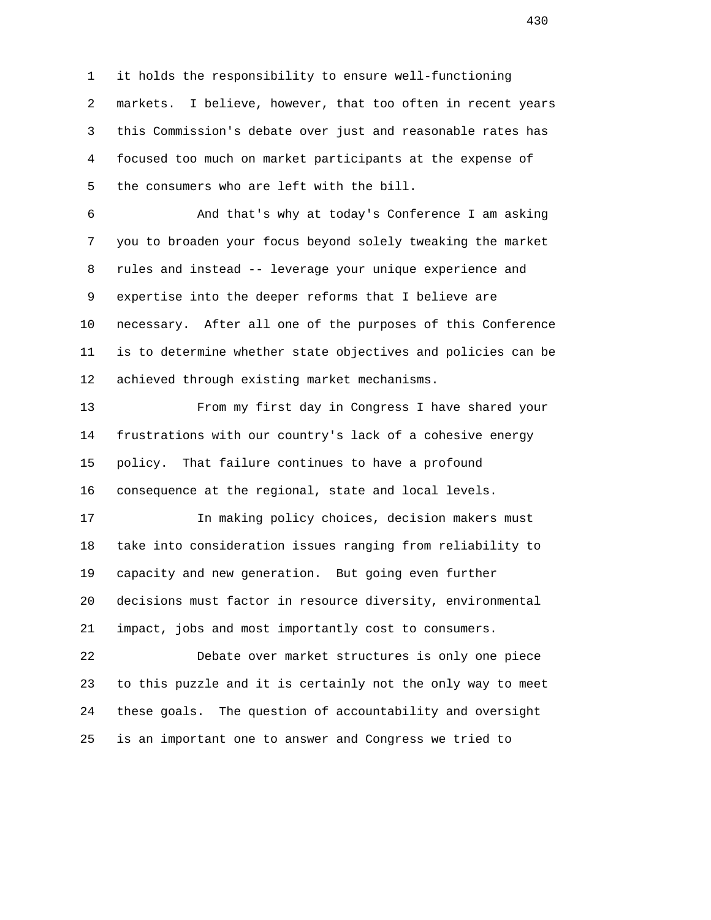it holds the responsibility to ensure well-functioning markets. I believe, however, that too often in recent years this Commission's debate over just and reasonable rates has focused too much on market participants at the expense of the consumers who are left with the bill.

And that's why at today's Conference I am asking you to broaden your focus beyond solely tweaking the market rules and instead -- leverage your unique experience and expertise into the deeper reforms that I believe are necessary. After all one of the purposes of this Conference is to determine whether state objectives and policies can be achieved through existing market mechanisms.

From my first day in Congress I have shared your frustrations with our country's lack of a cohesive energy policy. That failure continues to have a profound consequence at the regional, state and local levels.

In making policy choices, decision makers must take into consideration issues ranging from reliability to capacity and new generation. But going even further decisions must factor in resource diversity, environmental impact, jobs and most importantly cost to consumers.

Debate over market structures is only one piece to this puzzle and it is certainly not the only way to meet these goals. The question of accountability and oversight is an important one to answer and Congress we tried to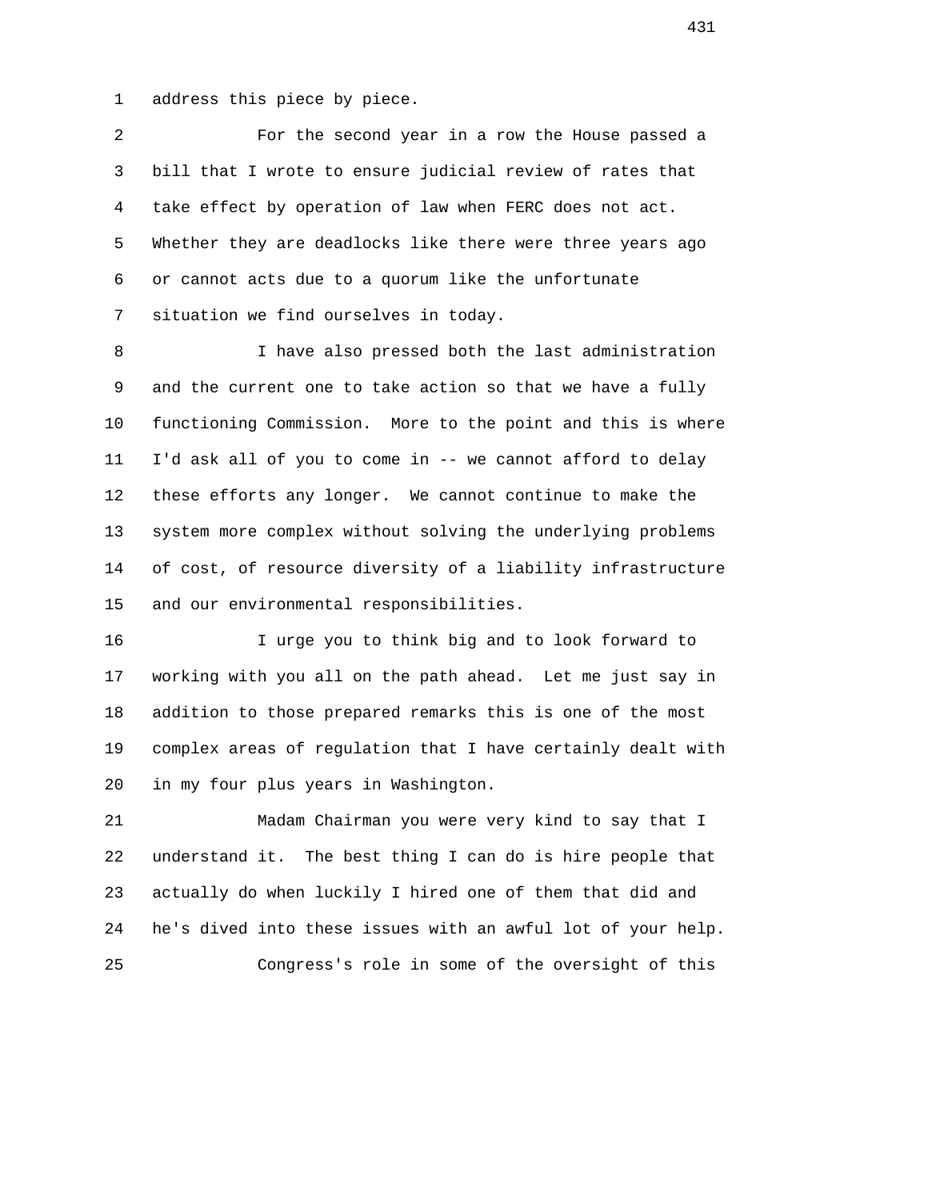address this piece by piece.

For the second year in a row the House passed a bill that I wrote to ensure judicial review of rates that take effect by operation of law when FERC does not act. Whether they are deadlocks like there were three years ago or cannot acts due to a quorum like the unfortunate situation we find ourselves in today.

I have also pressed both the last administration and the current one to take action so that we have a fully functioning Commission. More to the point and this is where I'd ask all of you to come in -- we cannot afford to delay these efforts any longer. We cannot continue to make the system more complex without solving the underlying problems of cost, of resource diversity of a liability infrastructure and our environmental responsibilities.

I urge you to think big and to look forward to working with you all on the path ahead. Let me just say in addition to those prepared remarks this is one of the most complex areas of regulation that I have certainly dealt with in my four plus years in Washington.

Madam Chairman you were very kind to say that I understand it. The best thing I can do is hire people that actually do when luckily I hired one of them that did and he's dived into these issues with an awful lot of your help.

Congress's role in some of the oversight of this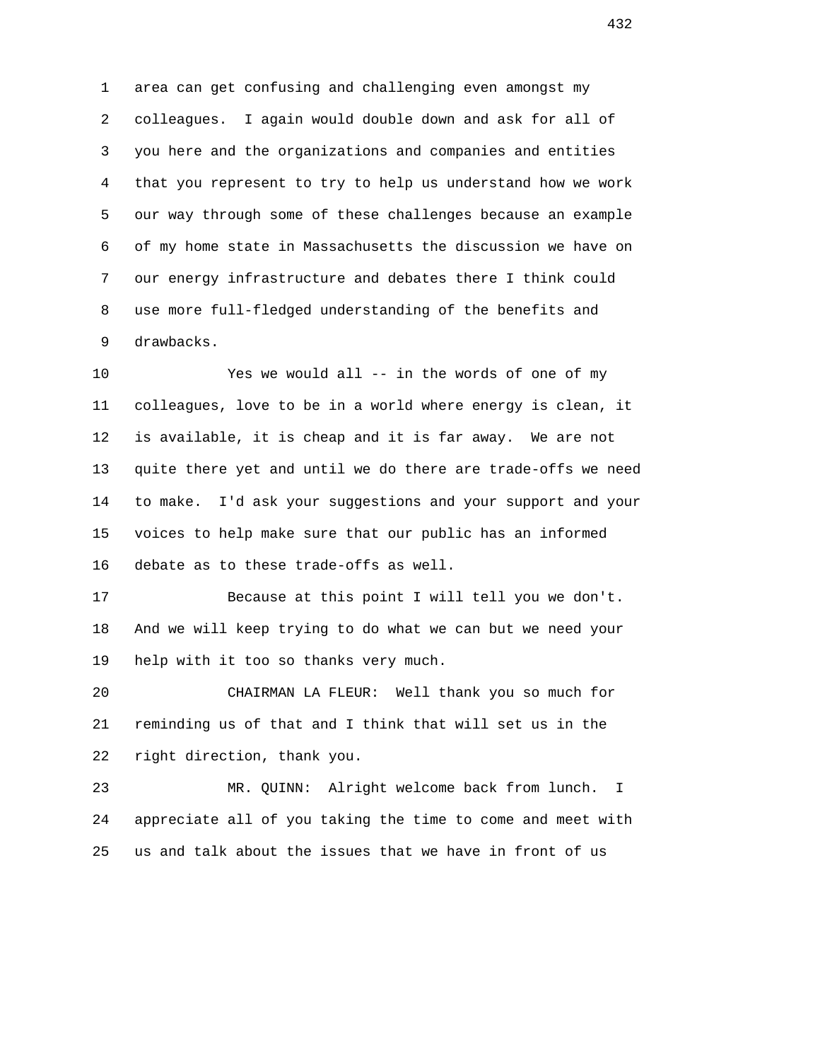area can get confusing and challenging even amongst my colleagues. I again would double down and ask for all of you here and the organizations and companies and entities that you represent to try to help us understand how we work our way through some of these challenges because an example of my home state in Massachusetts the discussion we have on our energy infrastructure and debates there I think could use more full-fledged understanding of the benefits and drawbacks.

Yes we would all -- in the words of one of my colleagues, love to be in a world where energy is clean, it is available, it is cheap and it is far away. We are not quite there yet and until we do there are trade-offs we need to make. I'd ask your suggestions and your support and your voices to help make sure that our public has an informed debate as to these trade-offs as well.

Because at this point I will tell you we don't. And we will keep trying to do what we can but we need your help with it too so thanks very much.

CHAIRMAN LA FLEUR: Well thank you so much for reminding us of that and I think that will set us in the right direction, thank you.

MR. QUINN: Alright welcome back from lunch. I appreciate all of you taking the time to come and meet with us and talk about the issues that we have in front of us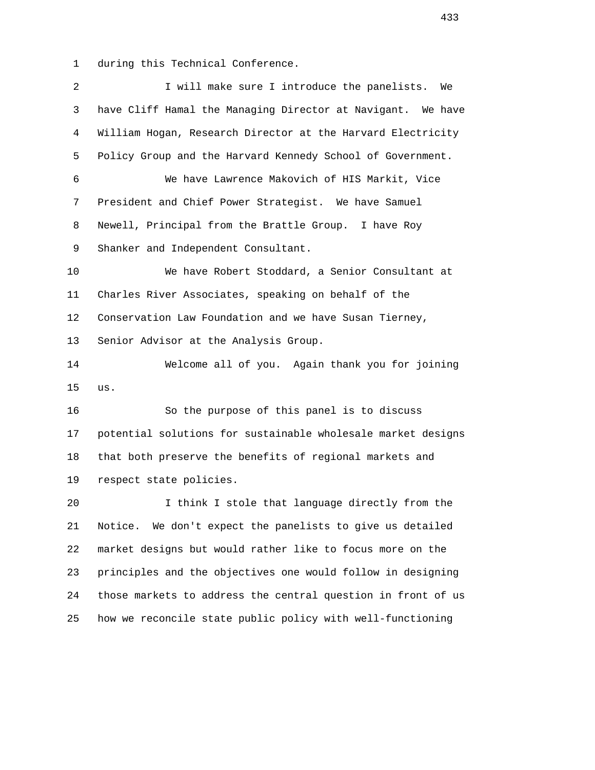during this Technical Conference.

I will make sure I introduce the panelists. We have Cliff Hamal the Managing Director at Navigant. We have William Hogan, Research Director at the Harvard Electricity Policy Group and the Harvard Kennedy School of Government.

We have Lawrence Makovich of HIS Markit, Vice President and Chief Power Strategist. We have Samuel Newell, Principal from the Brattle Group. I have Roy Shanker and Independent Consultant.

We have Robert Stoddard, a Senior Consultant at Charles River Associates, speaking on behalf of the Conservation Law Foundation and we have Susan Tierney, Senior Advisor at the Analysis Group.

Welcome all of you. Again thank you for joining us.

So the purpose of this panel is to discuss potential solutions for sustainable wholesale market designs that both preserve the benefits of regional markets and respect state policies.

I think I stole that language directly from the Notice. We don't expect the panelists to give us detailed market designs but would rather like to focus more on the principles and the objectives one would follow in designing those markets to address the central question in front of us how we reconcile state public policy with well-functioning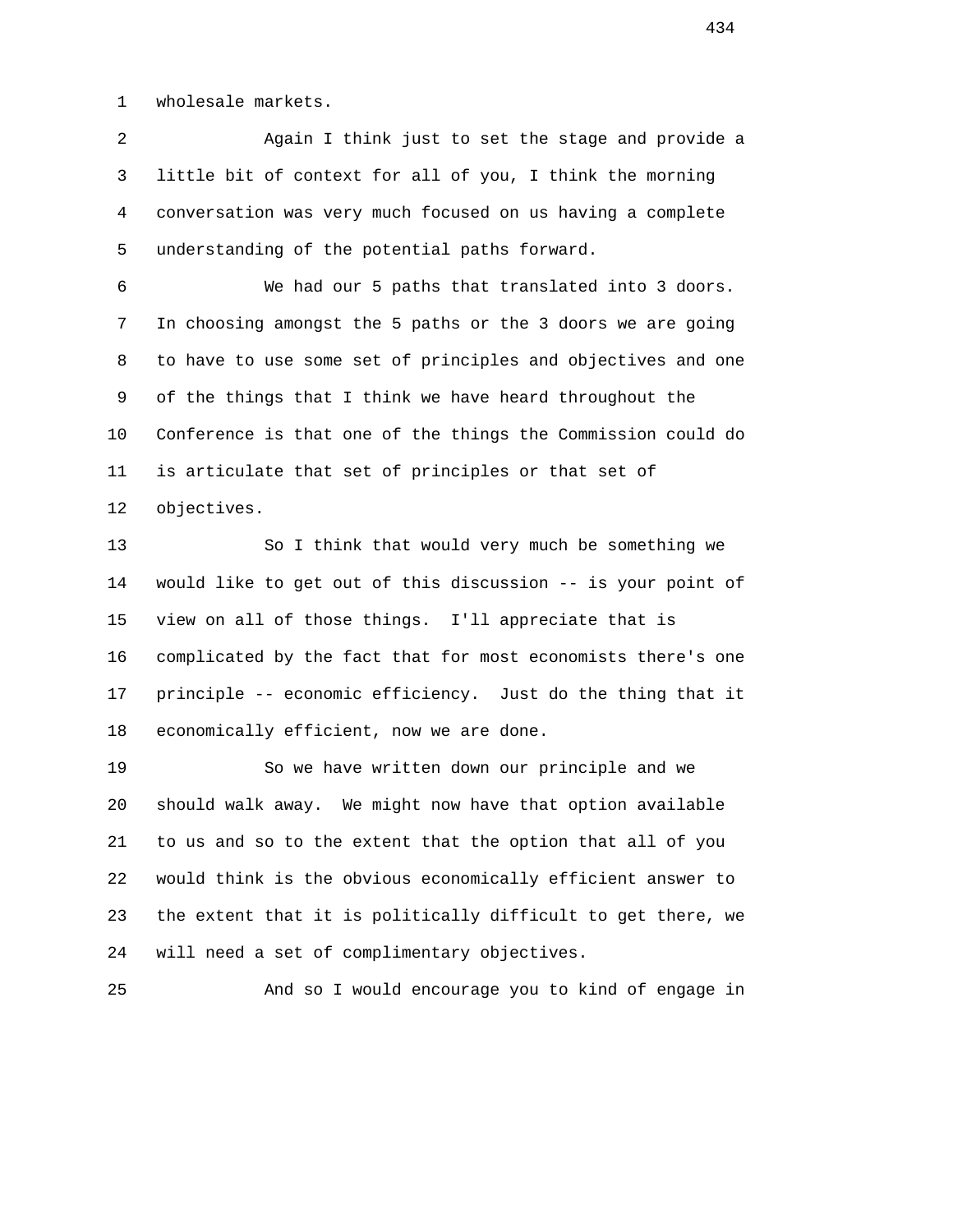wholesale markets.

Again I think just to set the stage and provide a little bit of context for all of you, I think the morning conversation was very much focused on us having a complete understanding of the potential paths forward.

We had our 5 paths that translated into 3 doors. In choosing amongst the 5 paths or the 3 doors we are going to have to use some set of principles and objectives and one of the things that I think we have heard throughout the Conference is that one of the things the Commission could do is articulate that set of principles or that set of objectives.

So I think that would very much be something we would like to get out of this discussion -- is your point of view on all of those things. I'll appreciate that is complicated by the fact that for most economists there's one principle -- economic efficiency. Just do the thing that it economically efficient, now we are done.

So we have written down our principle and we should walk away. We might now have that option available to us and so to the extent that the option that all of you would think is the obvious economically efficient answer to the extent that it is politically difficult to get there, we will need a set of complimentary objectives.

And so I would encourage you to kind of engage in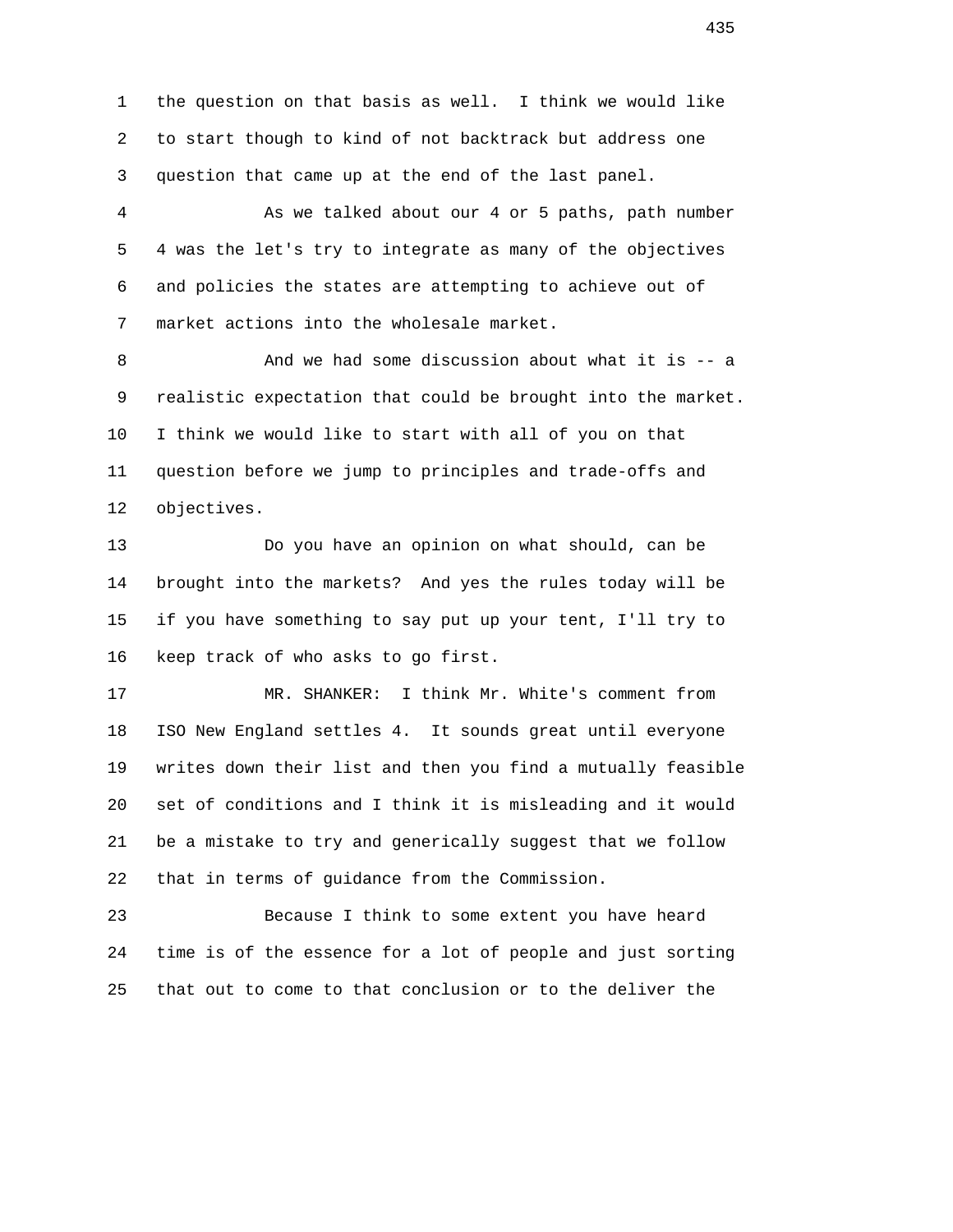the question on that basis as well. I think we would like to start though to kind of not backtrack but address one question that came up at the end of the last panel.

As we talked about our 4 or 5 paths, path number 4 was the let's try to integrate as many of the objectives and policies the states are attempting to achieve out of market actions into the wholesale market.

And we had some discussion about what it is -- a realistic expectation that could be brought into the market. I think we would like to start with all of you on that question before we jump to principles and trade-offs and objectives.

Do you have an opinion on what should, can be brought into the markets? And yes the rules today will be if you have something to say put up your tent, I'll try to keep track of who asks to go first.

MR. SHANKER: I think Mr. White's comment from ISO New England settles 4. It sounds great until everyone writes down their list and then you find a mutually feasible set of conditions and I think it is misleading and it would be a mistake to try and generically suggest that we follow that in terms of guidance from the Commission.

Because I think to some extent you have heard time is of the essence for a lot of people and just sorting that out to come to that conclusion or to the deliver the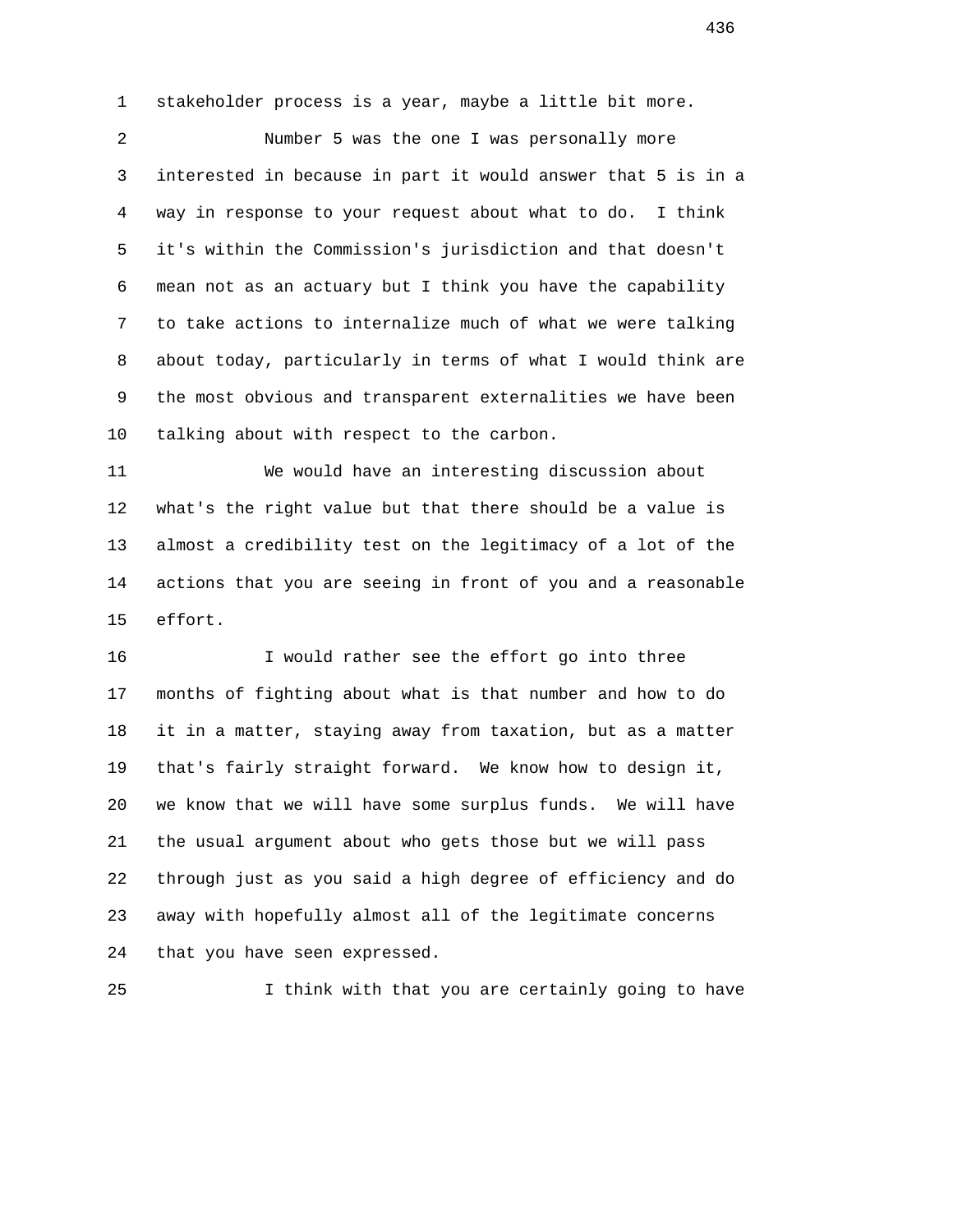stakeholder process is a year, maybe a little bit more.

Number 5 was the one I was personally more interested in because in part it would answer that 5 is in a way in response to your request about what to do. I think it's within the Commission's jurisdiction and that doesn't mean not as an actuary but I think you have the capability to take actions to internalize much of what we were talking about today, particularly in terms of what I would think are the most obvious and transparent externalities we have been talking about with respect to the carbon.

We would have an interesting discussion about what's the right value but that there should be a value is almost a credibility test on the legitimacy of a lot of the actions that you are seeing in front of you and a reasonable effort.

I would rather see the effort go into three months of fighting about what is that number and how to do it in a matter, staying away from taxation, but as a matter that's fairly straight forward. We know how to design it, we know that we will have some surplus funds. We will have the usual argument about who gets those but we will pass through just as you said a high degree of efficiency and do away with hopefully almost all of the legitimate concerns that you have seen expressed.

I think with that you are certainly going to have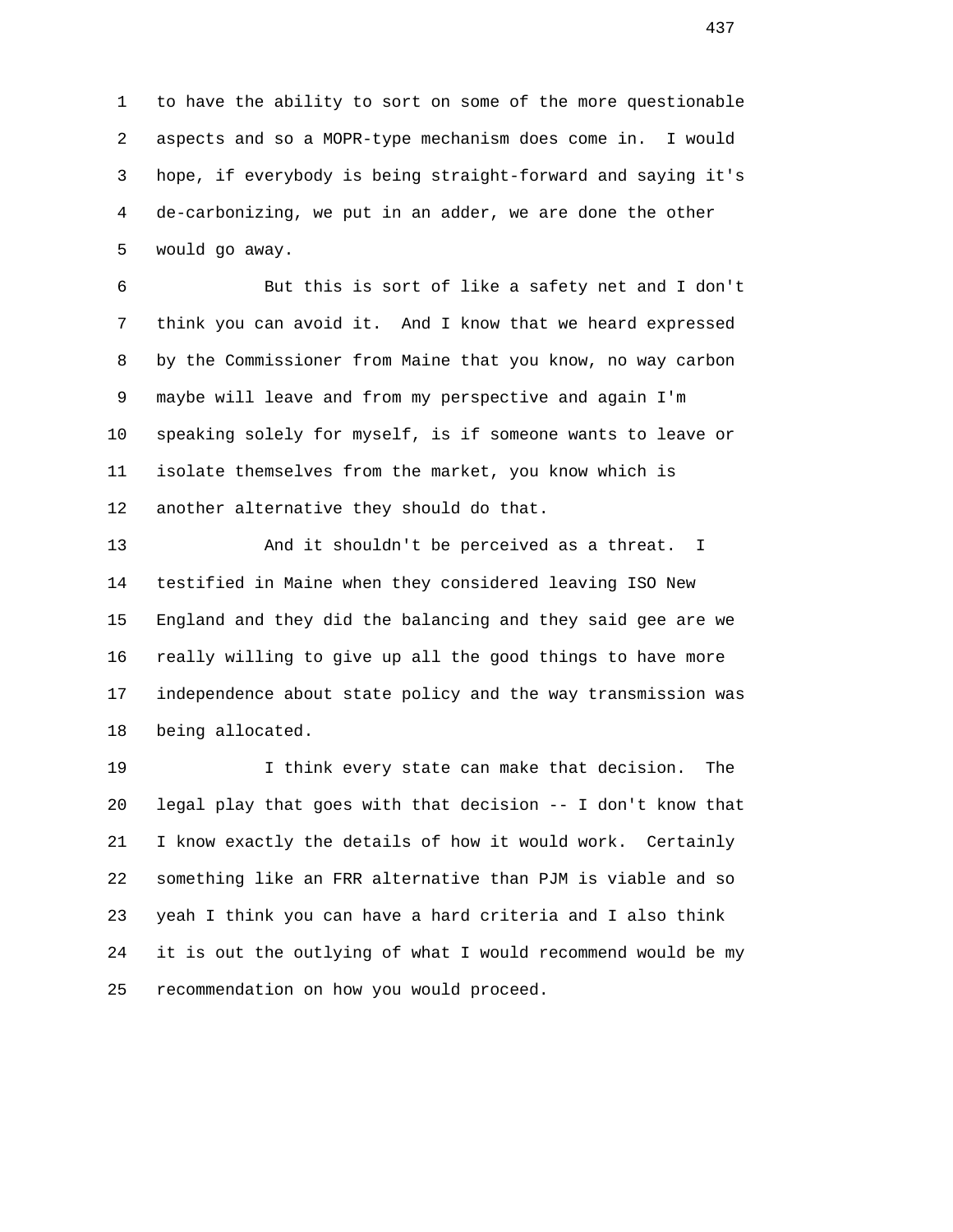to have the ability to sort on some of the more questionable aspects and so a MOPR-type mechanism does come in. I would hope, if everybody is being straight-forward and saying it's de-carbonizing, we put in an adder, we are done the other would go away.

But this is sort of like a safety net and I don't think you can avoid it. And I know that we heard expressed by the Commissioner from Maine that you know, no way carbon maybe will leave and from my perspective and again I'm speaking solely for myself, is if someone wants to leave or isolate themselves from the market, you know which is another alternative they should do that.

And it shouldn't be perceived as a threat. I testified in Maine when they considered leaving ISO New England and they did the balancing and they said gee are we really willing to give up all the good things to have more independence about state policy and the way transmission was being allocated.

I think every state can make that decision. The legal play that goes with that decision -- I don't know that I know exactly the details of how it would work. Certainly something like an FRR alternative than PJM is viable and so yeah I think you can have a hard criteria and I also think it is out the outlying of what I would recommend would be my recommendation on how you would proceed.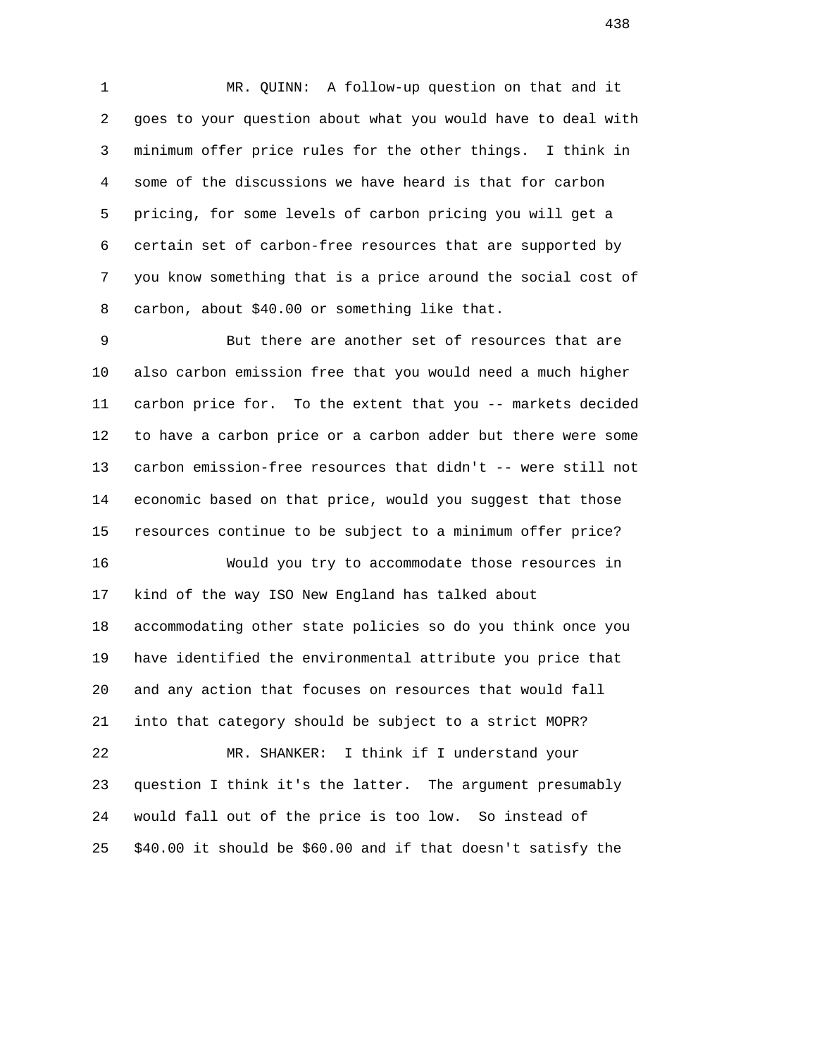MR. QUINN: A follow-up question on that and it goes to your question about what you would have to deal with minimum offer price rules for the other things. I think in some of the discussions we have heard is that for carbon pricing, for some levels of carbon pricing you will get a certain set of carbon-free resources that are supported by you know something that is a price around the social cost of carbon, about $40.00 or something like that.

But there are another set of resources that are also carbon emission free that you would need a much higher carbon price for. To the extent that you -- markets decided to have a carbon price or a carbon adder but there were some carbon emission-free resources that didn't -- were still not economic based on that price, would you suggest that those resources continue to be subject to a minimum offer price?

Would you try to accommodate those resources in kind of the way ISO New England has talked about accommodating other state policies so do you think once you have identified the environmental attribute you price that and any action that focuses on resources that would fall into that category should be subject to a strict MOPR?

MR. SHANKER: I think if I understand your question I think it's the latter. The argument presumably would fall out of the price is too low. So instead of $40.00 it should be $60.00 and if that doesn't satisfy the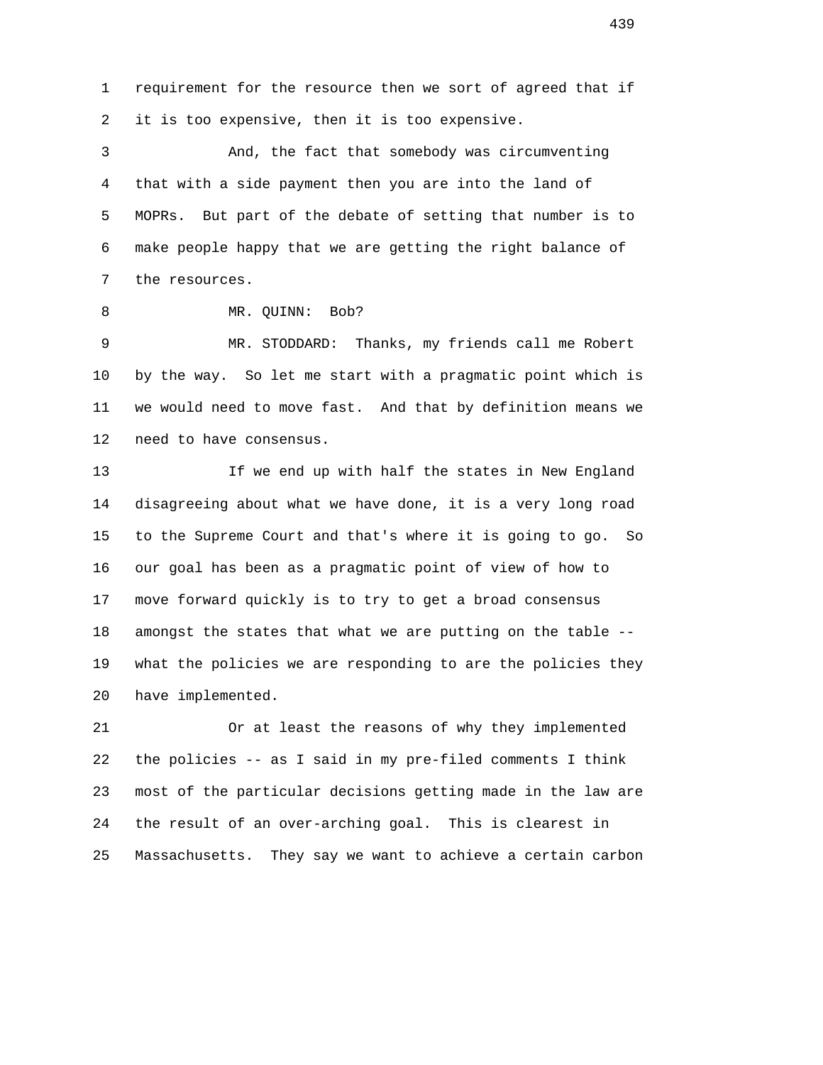requirement for the resource then we sort of agreed that if it is too expensive, then it is too expensive.

And, the fact that somebody was circumventing that with a side payment then you are into the land of MOPRs. But part of the debate of setting that number is to make people happy that we are getting the right balance of the resources.

MR. QUINN: Bob?

MR. STODDARD: Thanks, my friends call me Robert by the way. So let me start with a pragmatic point which is we would need to move fast. And that by definition means we need to have consensus.

If we end up with half the states in New England disagreeing about what we have done, it is a very long road to the Supreme Court and that's where it is going to go. So our goal has been as a pragmatic point of view of how to move forward quickly is to try to get a broad consensus amongst the states that what we are putting on the table -- what the policies we are responding to are the policies they have implemented.

Or at least the reasons of why they implemented the policies -- as I said in my pre-filed comments I think most of the particular decisions getting made in the law are the result of an over-arching goal. This is clearest in Massachusetts. They say we want to achieve a certain carbon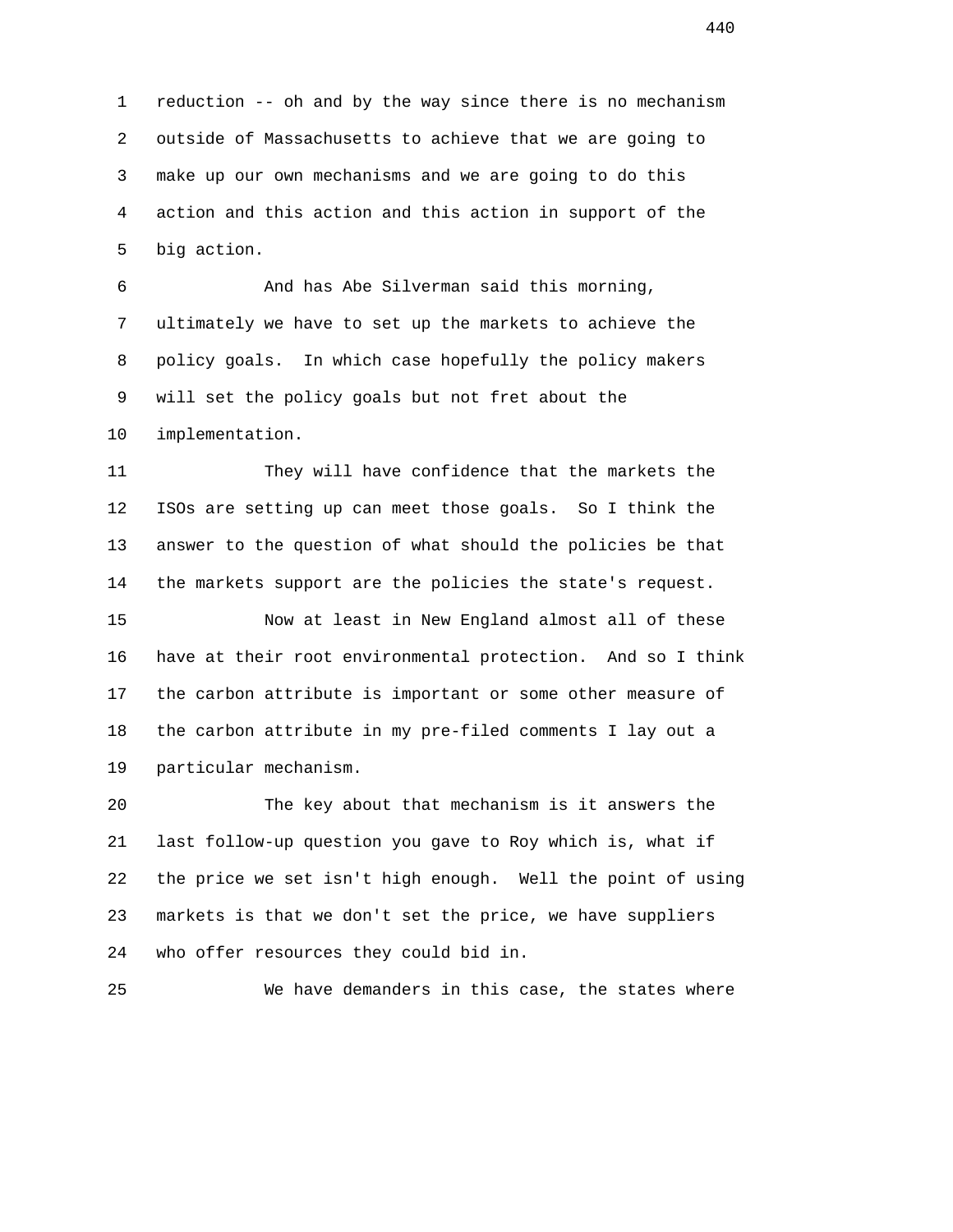reduction -- oh and by the way since there is no mechanism outside of Massachusetts to achieve that we are going to make up our own mechanisms and we are going to do this action and this action and this action in support of the big action.

And has Abe Silverman said this morning, ultimately we have to set up the markets to achieve the policy goals. In which case hopefully the policy makers will set the policy goals but not fret about the implementation.

They will have confidence that the markets the ISOs are setting up can meet those goals. So I think the answer to the question of what should the policies be that the markets support are the policies the state's request.

Now at least in New England almost all of these have at their root environmental protection. And so I think the carbon attribute is important or some other measure of the carbon attribute in my pre-filed comments I lay out a particular mechanism.

The key about that mechanism is it answers the last follow-up question you gave to Roy which is, what if the price we set isn't high enough. Well the point of using markets is that we don't set the price, we have suppliers who offer resources they could bid in.

We have demanders in this case, the states where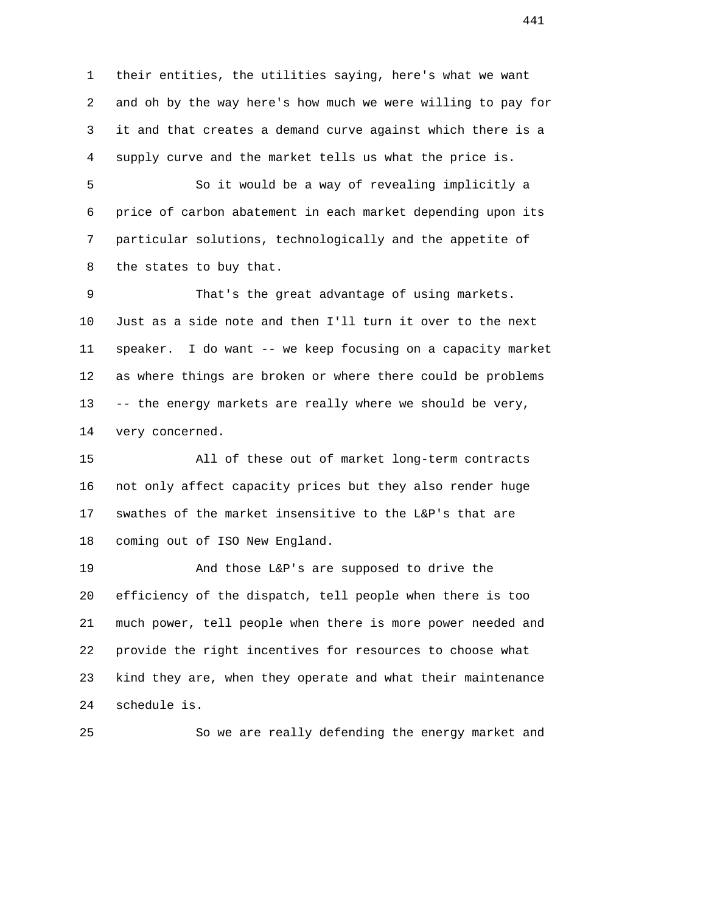their entities, the utilities saying, here's what we want and oh by the way here's how much we were willing to pay for it and that creates a demand curve against which there is a supply curve and the market tells us what the price is.

So it would be a way of revealing implicitly a price of carbon abatement in each market depending upon its particular solutions, technologically and the appetite of the states to buy that.

That's the great advantage of using markets. Just as a side note and then I'll turn it over to the next speaker. I do want -- we keep focusing on a capacity market as where things are broken or where there could be problems -- the energy markets are really where we should be very, very concerned.

All of these out of market long-term contracts not only affect capacity prices but they also render huge swathes of the market insensitive to the L&P's that are coming out of ISO New England.

And those L&P's are supposed to drive the efficiency of the dispatch, tell people when there is too much power, tell people when there is more power needed and provide the right incentives for resources to choose what kind they are, when they operate and what their maintenance schedule is.

So we are really defending the energy market and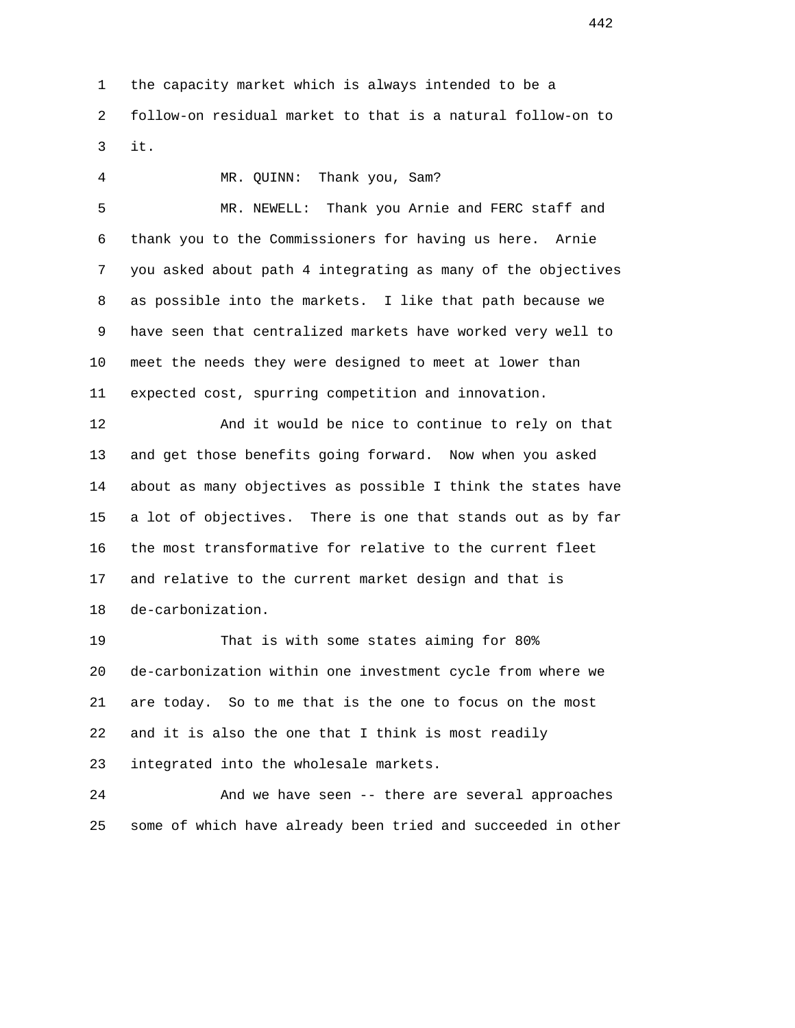the capacity market which is always intended to be a follow-on residual market to that is a natural follow-on to it.

MR. QUINN: Thank you, Sam?

MR. NEWELL: Thank you Arnie and FERC staff and thank you to the Commissioners for having us here. Arnie you asked about path 4 integrating as many of the objectives as possible into the markets. I like that path because we have seen that centralized markets have worked very well to meet the needs they were designed to meet at lower than expected cost, spurring competition and innovation.

And it would be nice to continue to rely on that and get those benefits going forward. Now when you asked about as many objectives as possible I think the states have a lot of objectives. There is one that stands out as by far the most transformative for relative to the current fleet and relative to the current market design and that is de-carbonization.

That is with some states aiming for 80% de-carbonization within one investment cycle from where we are today. So to me that is the one to focus on the most and it is also the one that I think is most readily integrated into the wholesale markets.

And we have seen -- there are several approaches some of which have already been tried and succeeded in other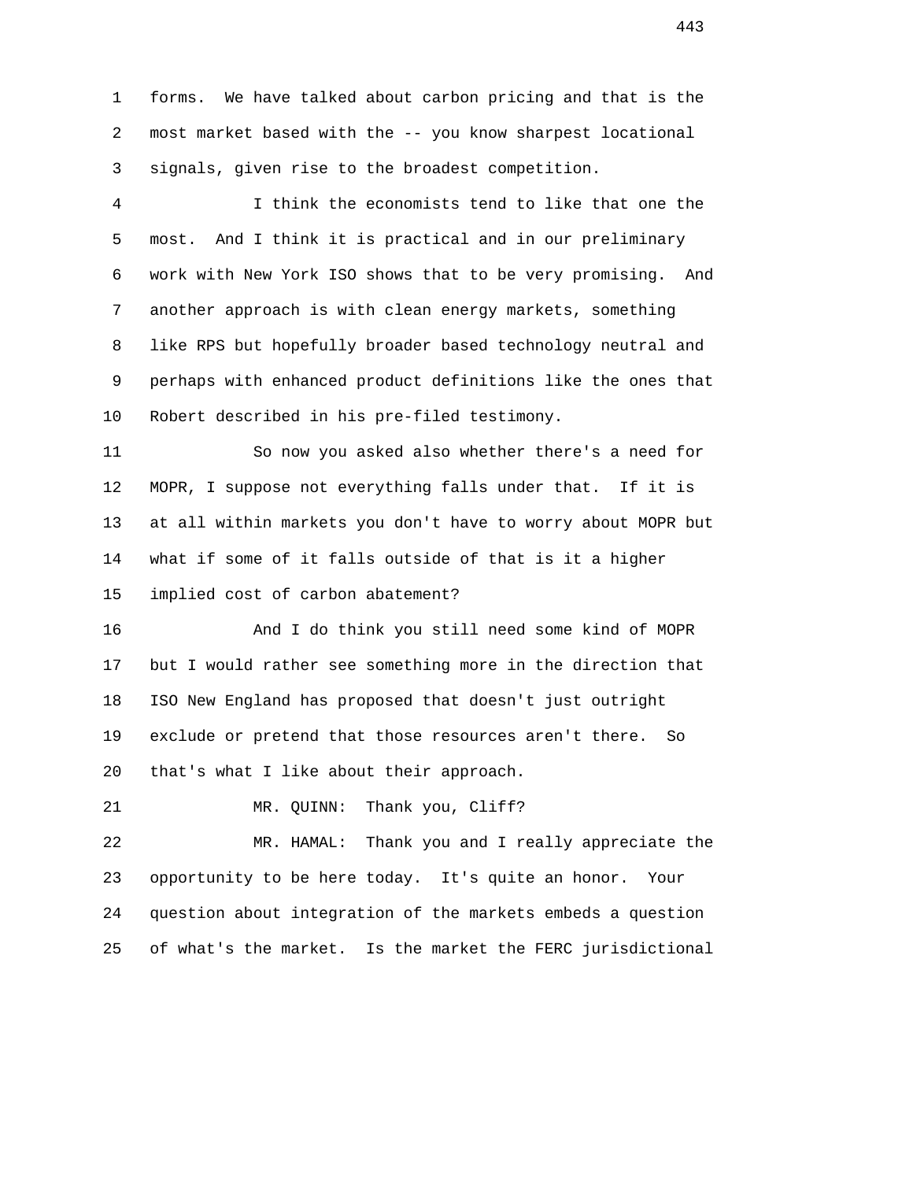forms. We have talked about carbon pricing and that is the most market based with the -- you know sharpest locational signals, given rise to the broadest competition.

I think the economists tend to like that one the most. And I think it is practical and in our preliminary work with New York ISO shows that to be very promising. And another approach is with clean energy markets, something like RPS but hopefully broader based technology neutral and perhaps with enhanced product definitions like the ones that Robert described in his pre-filed testimony.

So now you asked also whether there's a need for MOPR, I suppose not everything falls under that. If it is at all within markets you don't have to worry about MOPR but what if some of it falls outside of that is it a higher implied cost of carbon abatement?

And I do think you still need some kind of MOPR but I would rather see something more in the direction that ISO New England has proposed that doesn't just outright exclude or pretend that those resources aren't there. So that's what I like about their approach.

MR. QUINN: Thank you, Cliff?

MR. HAMAL: Thank you and I really appreciate the opportunity to be here today. It's quite an honor. Your question about integration of the markets embeds a question of what's the market. Is the market the FERC jurisdictional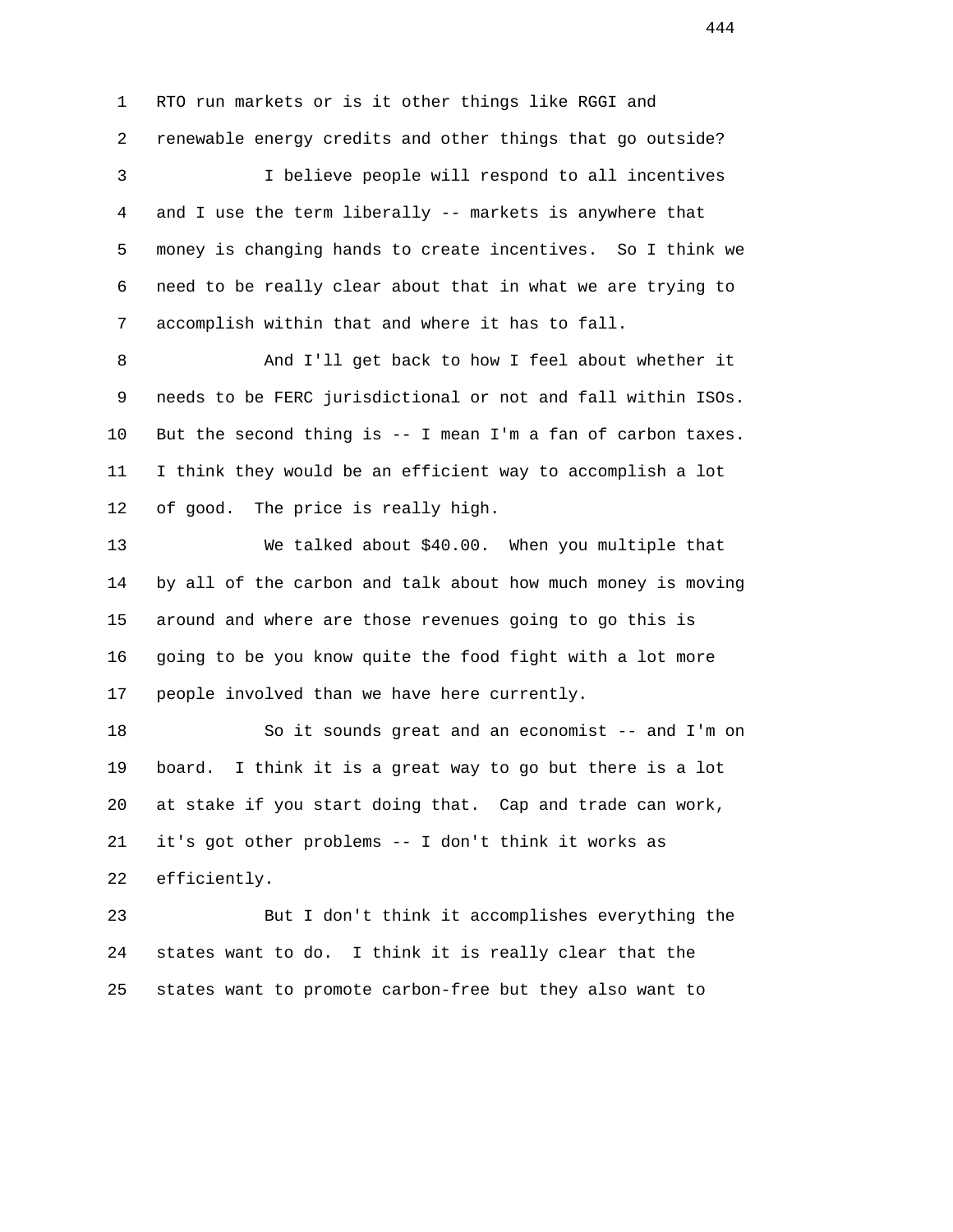RTO run markets or is it other things like RGGI and renewable energy credits and other things that go outside?

I believe people will respond to all incentives and I use the term liberally -- markets is anywhere that money is changing hands to create incentives. So I think we need to be really clear about that in what we are trying to accomplish within that and where it has to fall.

And I'll get back to how I feel about whether it needs to be FERC jurisdictional or not and fall within ISOs. But the second thing is -- I mean I'm a fan of carbon taxes. I think they would be an efficient way to accomplish a lot of good. The price is really high.

We talked about $40.00. When you multiple that by all of the carbon and talk about how much money is moving around and where are those revenues going to go this is going to be you know quite the food fight with a lot more people involved than we have here currently.

So it sounds great and an economist -- and I'm on board. I think it is a great way to go but there is a lot at stake if you start doing that. Cap and trade can work, it's got other problems -- I don't think it works as efficiently.

But I don't think it accomplishes everything the states want to do. I think it is really clear that the states want to promote carbon-free but they also want to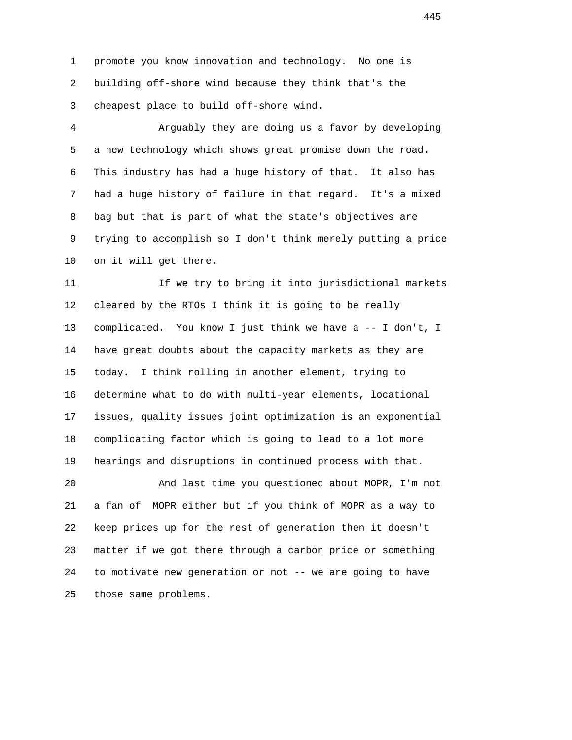promote you know innovation and technology. No one is building off-shore wind because they think that's the cheapest place to build off-shore wind.

Arguably they are doing us a favor by developing a new technology which shows great promise down the road. This industry has had a huge history of that. It also has had a huge history of failure in that regard. It's a mixed bag but that is part of what the state's objectives are trying to accomplish so I don't think merely putting a price on it will get there.

If we try to bring it into jurisdictional markets cleared by the RTOs I think it is going to be really complicated. You know I just think we have a -- I don't, I have great doubts about the capacity markets as they are today. I think rolling in another element, trying to determine what to do with multi-year elements, locational issues, quality issues joint optimization is an exponential complicating factor which is going to lead to a lot more hearings and disruptions in continued process with that.

And last time you questioned about MOPR, I'm not a fan of MOPR either but if you think of MOPR as a way to keep prices up for the rest of generation then it doesn't matter if we got there through a carbon price or something to motivate new generation or not -- we are going to have those same problems.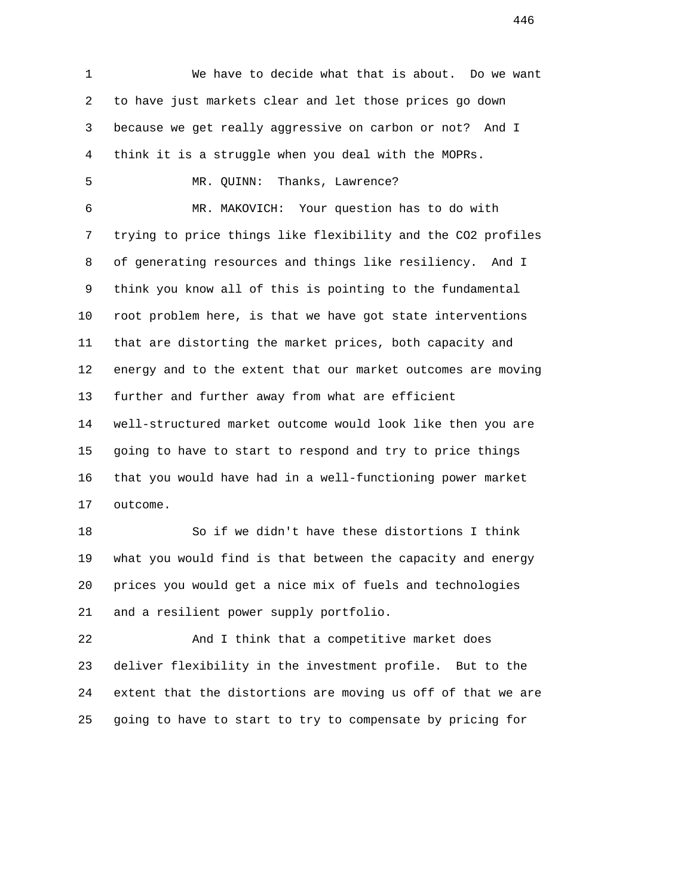We have to decide what that is about. Do we want to have just markets clear and let those prices go down because we get really aggressive on carbon or not? And I think it is a struggle when you deal with the MOPRs.

MR. QUINN: Thanks, Lawrence?

MR. MAKOVICH: Your question has to do with trying to price things like flexibility and the $CO_2$ profiles of generating resources and things like resiliency. And I think you know all of this is pointing to the fundamental root problem here, is that we have got state interventions that are distorting the market prices, both capacity and energy and to the extent that our market outcomes are moving further and further away from what are efficient well-structured market outcome would look like then you are going to have to start to respond and try to price things that you would have had in a well-functioning power market outcome.

So if we didn't have these distortions I think what you would find is that between the capacity and energy prices you would get a nice mix of fuels and technologies and a resilient power supply portfolio.

And I think that a competitive market does deliver flexibility in the investment profile. But to the extent that the distortions are moving us off of that we are going to have to start to try to compensate by pricing for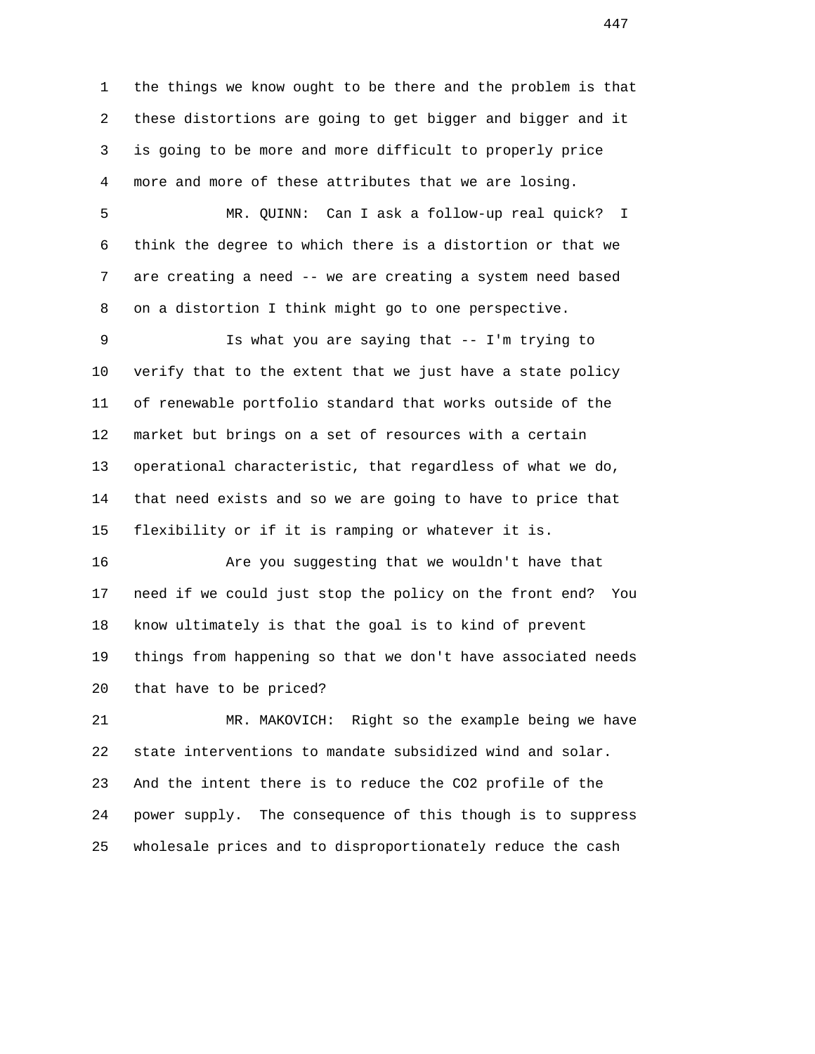the things we know ought to be there and the problem is that these distortions are going to get bigger and bigger and it is going to be more and more difficult to properly price more and more of these attributes that we are losing.

MR. QUINN: Can I ask a follow-up real quick? I think the degree to which there is a distortion or that we are creating a need -- we are creating a system need based on a distortion I think might go to one perspective.

Is what you are saying that -- I'm trying to verify that to the extent that we just have a state policy of renewable portfolio standard that works outside of the market but brings on a set of resources with a certain operational characteristic, that regardless of what we do, that need exists and so we are going to have to price that flexibility or if it is ramping or whatever it is.

Are you suggesting that we wouldn't have that need if we could just stop the policy on the front end? You know ultimately is that the goal is to kind of prevent things from happening so that we don't have associated needs that have to be priced?

MR. MAKOVICH: Right so the example being we have state interventions to mandate subsidized wind and solar. And the intent there is to reduce the $CO_2$ profile of the power supply. The consequence of this though is to suppress wholesale prices and to disproportionately reduce the cash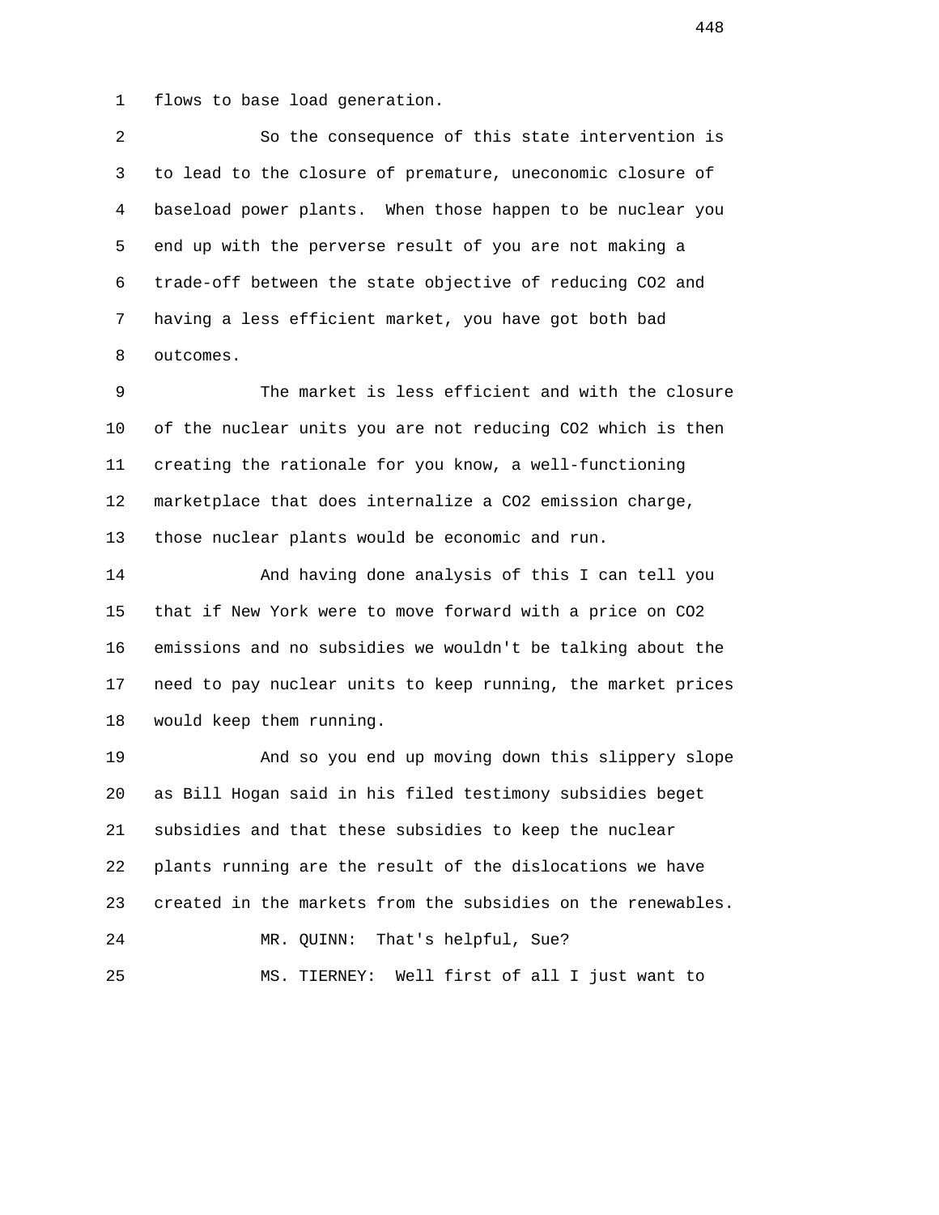flows to base load generation.

So the consequence of this state intervention is to lead to the closure of premature, uneconomic closure of baseload power plants. When those happen to be nuclear you end up with the perverse result of you are not making a trade-off between the state objective of reducing $CO_2$ and having a less efficient market, you have got both bad outcomes.

The market is less efficient and with the closure of the nuclear units you are not reducing $CO_2$ which is then creating the rationale for you know, a well-functioning marketplace that does internalize a $CO_2$ emission charge, those nuclear plants would be economic and run.

And having done analysis of this I can tell you that if New York were to move forward with a price on $CO_2$ emissions and no subsidies we wouldn't be talking about the need to pay nuclear units to keep running, the market prices would keep them running.

And so you end up moving down this slippery slope as Bill Hogan said in his filed testimony subsidies beget subsidies and that these subsidies to keep the nuclear plants running are the result of the dislocations we have created in the markets from the subsidies on the renewables.

MR. QUINN: That's helpful, Sue?

MS. TIERNEY: Well first of all I just want to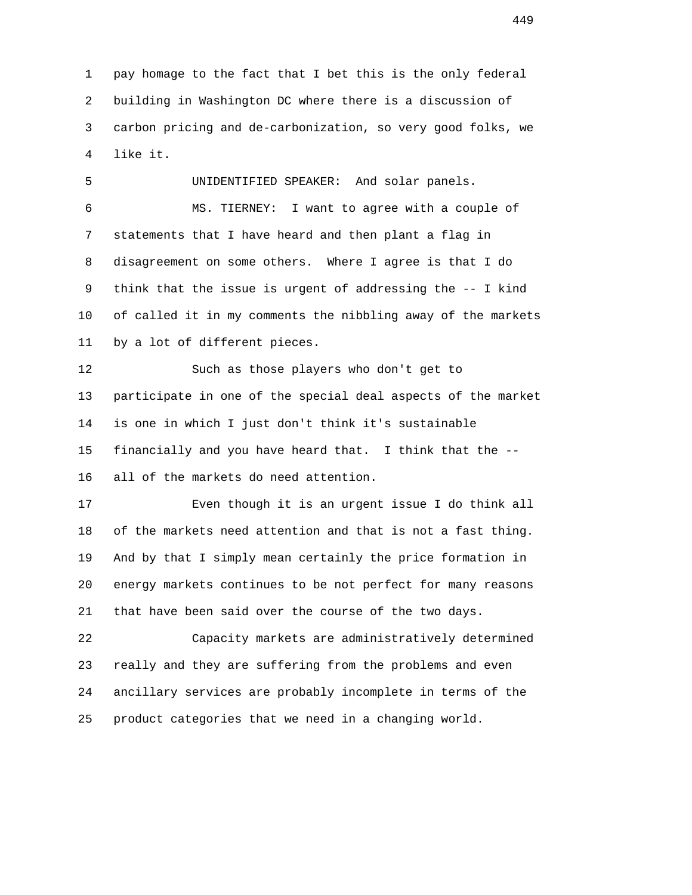pay homage to the fact that I bet this is the only federal building in Washington DC where there is a discussion of carbon pricing and de-carbonization, so very good folks, we like it.

UNIDENTIFIED SPEAKER: And solar panels.

MS. TIERNEY: I want to agree with a couple of statements that I have heard and then plant a flag in disagreement on some others. Where I agree is that I do think that the issue is urgent of addressing the -- I kind of called it in my comments the nibbling away of the markets by a lot of different pieces.

Such as those players who don't get to participate in one of the special deal aspects of the market is one in which I just don't think it's sustainable financially and you have heard that. I think that the -- all of the markets do need attention.

Even though it is an urgent issue I do think all of the markets need attention and that is not a fast thing. And by that I simply mean certainly the price formation in energy markets continues to be not perfect for many reasons that have been said over the course of the two days.

Capacity markets are administratively determined really and they are suffering from the problems and even ancillary services are probably incomplete in terms of the product categories that we need in a changing world.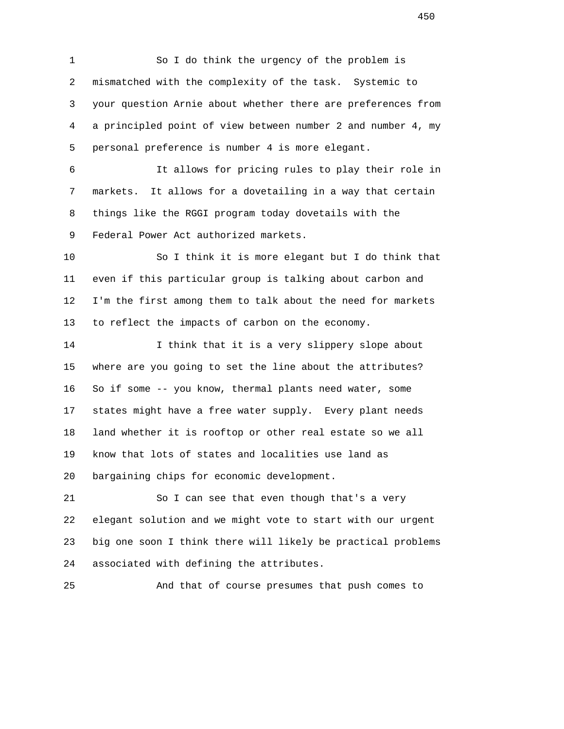So I do think the urgency of the problem is mismatched with the complexity of the task. Systemic to your question Arnie about whether there are preferences from a principled point of view between number 2 and number 4, my personal preference is number 4 is more elegant.

It allows for pricing rules to play their role in markets. It allows for a dovetailing in a way that certain things like the RGGI program today dovetails with the Federal Power Act authorized markets.

So I think it is more elegant but I do think that even if this particular group is talking about carbon and I'm the first among them to talk about the need for markets to reflect the impacts of carbon on the economy.

I think that it is a very slippery slope about where are you going to set the line about the attributes? So if some -- you know, thermal plants need water, some states might have a free water supply. Every plant needs land whether it is rooftop or other real estate so we all know that lots of states and localities use land as bargaining chips for economic development.

So I can see that even though that's a very elegant solution and we might vote to start with our urgent big one soon I think there will likely be practical problems associated with defining the attributes.

And that of course presumes that push comes to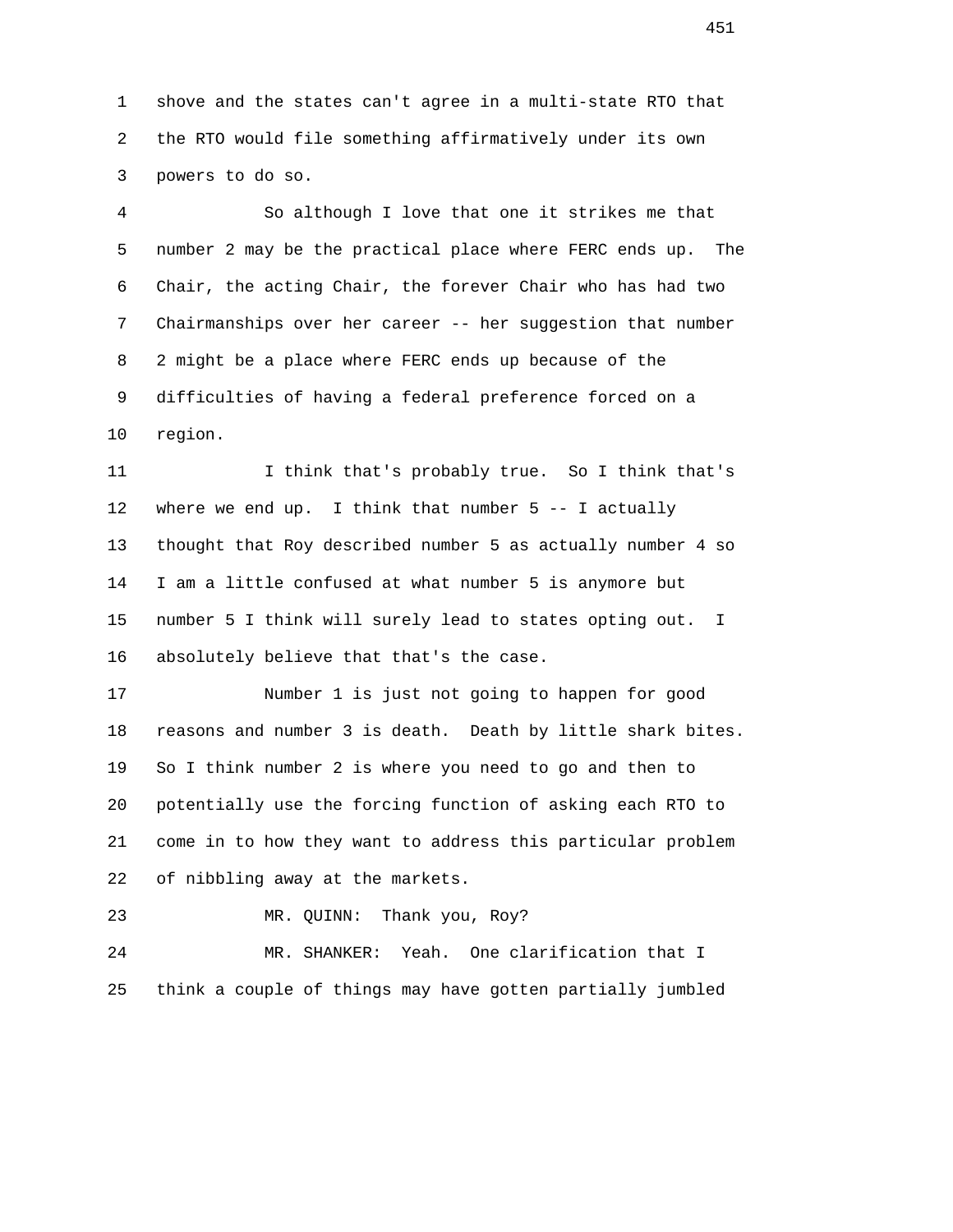shove and the states can't agree in a multi-state RTO that the RTO would file something affirmatively under its own powers to do so.

So although I love that one it strikes me that number 2 may be the practical place where FERC ends up. The Chair, the acting Chair, the forever Chair who has had two Chairmanships over her career -- her suggestion that number 2 might be a place where FERC ends up because of the difficulties of having a federal preference forced on a region.

I think that's probably true. So I think that's where we end up. I think that number 5 -- I actually thought that Roy described number 5 as actually number 4 so I am a little confused at what number 5 is anymore but number 5 I think will surely lead to states opting out. I absolutely believe that that's the case.

Number 1 is just not going to happen for good reasons and number 3 is death. Death by little shark bites. So I think number 2 is where you need to go and then to potentially use the forcing function of asking each RTO to come in to how they want to address this particular problem of nibbling away at the markets.

MR. QUINN: Thank you, Roy?

MR. SHANKER: Yeah. One clarification that I think a couple of things may have gotten partially jumbled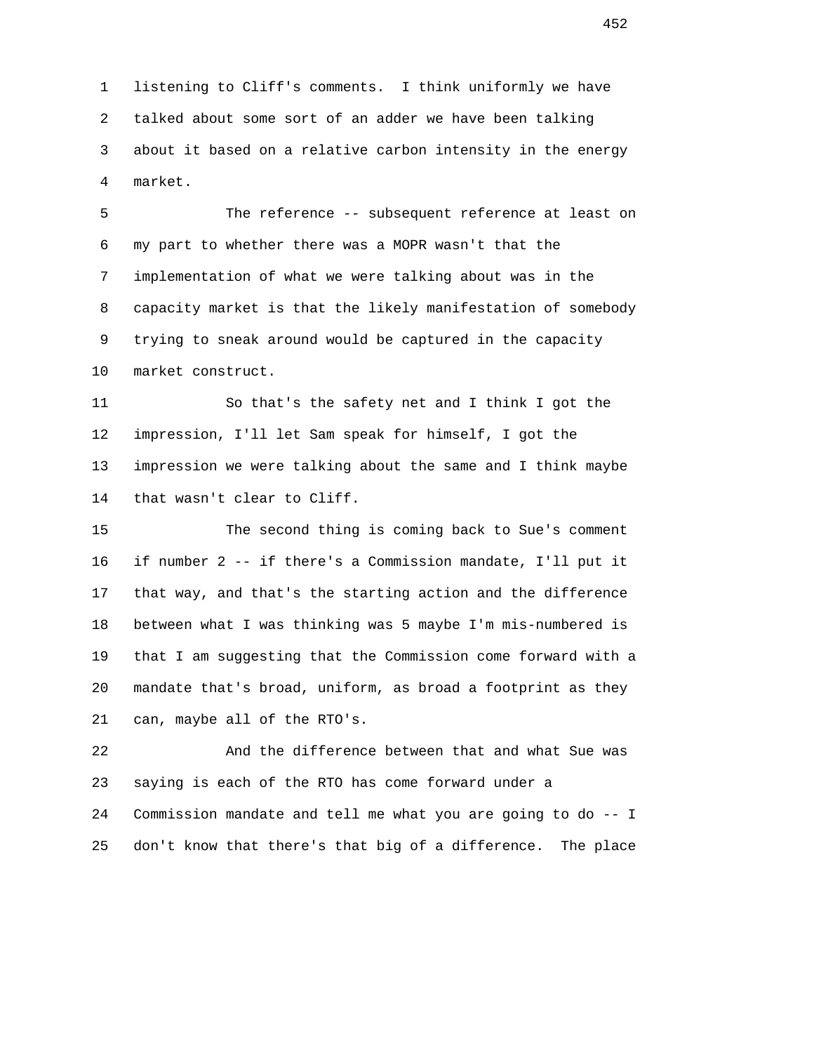listening to Cliff's comments. I think uniformly we have talked about some sort of an adder we have been talking about it based on a relative carbon intensity in the energy market.

The reference -- subsequent reference at least on my part to whether there was a MOPR wasn't that the implementation of what we were talking about was in the capacity market is that the likely manifestation of somebody trying to sneak around would be captured in the capacity market construct.

So that's the safety net and I think I got the impression, I'll let Sam speak for himself, I got the impression we were talking about the same and I think maybe that wasn't clear to Cliff.

The second thing is coming back to Sue's comment if number 2 -- if there's a Commission mandate, I'll put it that way, and that's the starting action and the difference between what I was thinking was 5 maybe I'm mis-numbered is that I am suggesting that the Commission come forward with a mandate that's broad, uniform, as broad a footprint as they can, maybe all of the RTO's.

And the difference between that and what Sue was saying is each of the RTO has come forward under a Commission mandate and tell me what you are going to do -- I don't know that there's that big of a difference. The place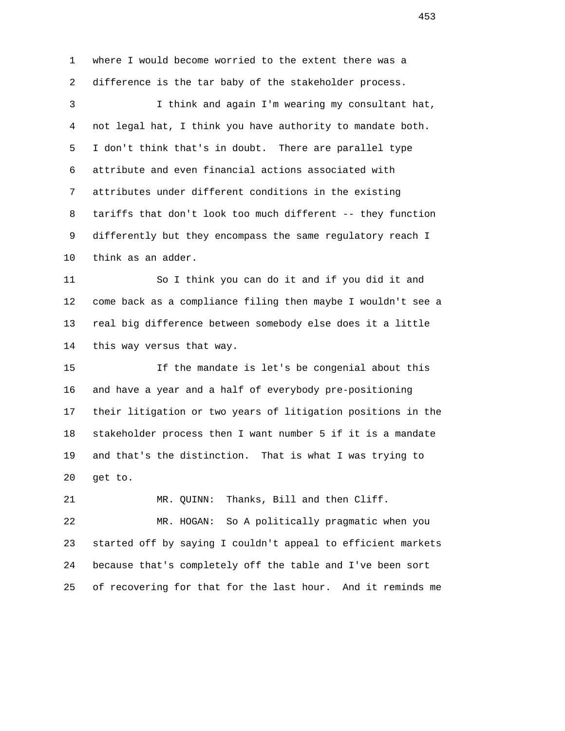where I would become worried to the extent there was a difference is the tar baby of the stakeholder process.

I think and again I'm wearing my consultant hat, not legal hat, I think you have authority to mandate both. I don't think that's in doubt. There are parallel type attribute and even financial actions associated with attributes under different conditions in the existing tariffs that don't look too much different -- they function differently but they encompass the same regulatory reach I think as an adder.

So I think you can do it and if you did it and come back as a compliance filing then maybe I wouldn't see a real big difference between somebody else does it a little this way versus that way.

If the mandate is let's be congenial about this and have a year and a half of everybody pre-positioning their litigation or two years of litigation positions in the stakeholder process then I want number 5 if it is a mandate and that's the distinction. That is what I was trying to get to.

MR. QUINN: Thanks, Bill and then Cliff.

MR. HOGAN: So A politically pragmatic when you started off by saying I couldn't appeal to efficient markets because that's completely off the table and I've been sort of recovering for that for the last hour. And it reminds me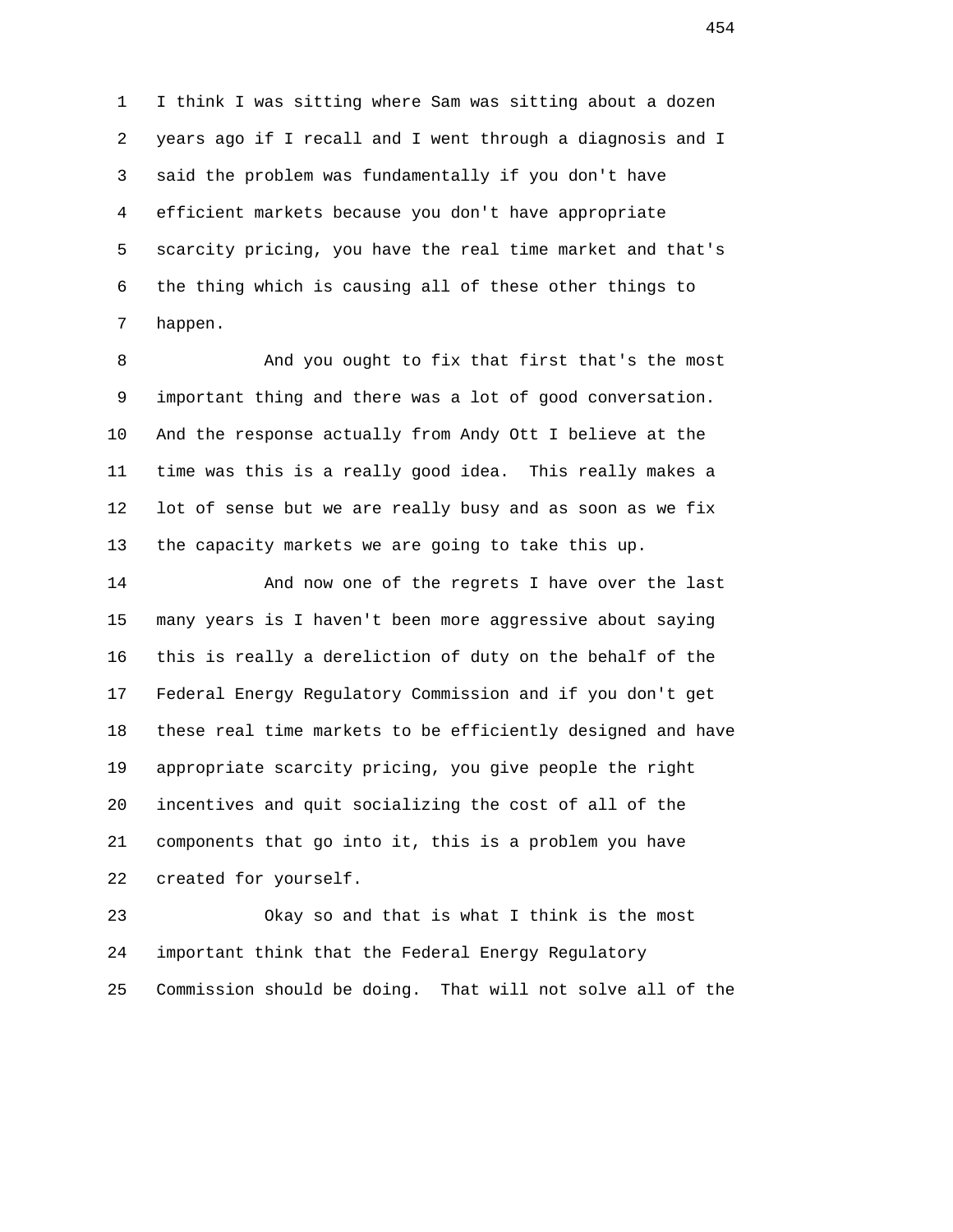I think I was sitting where Sam was sitting about a dozen years ago if I recall and I went through a diagnosis and I said the problem was fundamentally if you don't have efficient markets because you don't have appropriate scarcity pricing, you have the real time market and that's the thing which is causing all of these other things to happen.

And you ought to fix that first that's the most important thing and there was a lot of good conversation. And the response actually from Andy Ott I believe at the time was this is a really good idea. This really makes a lot of sense but we are really busy and as soon as we fix the capacity markets we are going to take this up.

And now one of the regrets I have over the last many years is I haven't been more aggressive about saying this is really a dereliction of duty on the behalf of the Federal Energy Regulatory Commission and if you don't get these real time markets to be efficiently designed and have appropriate scarcity pricing, you give people the right incentives and quit socializing the cost of all of the components that go into it, this is a problem you have created for yourself.

Okay so and that is what I think is the most important think that the Federal Energy Regulatory Commission should be doing. That will not solve all of the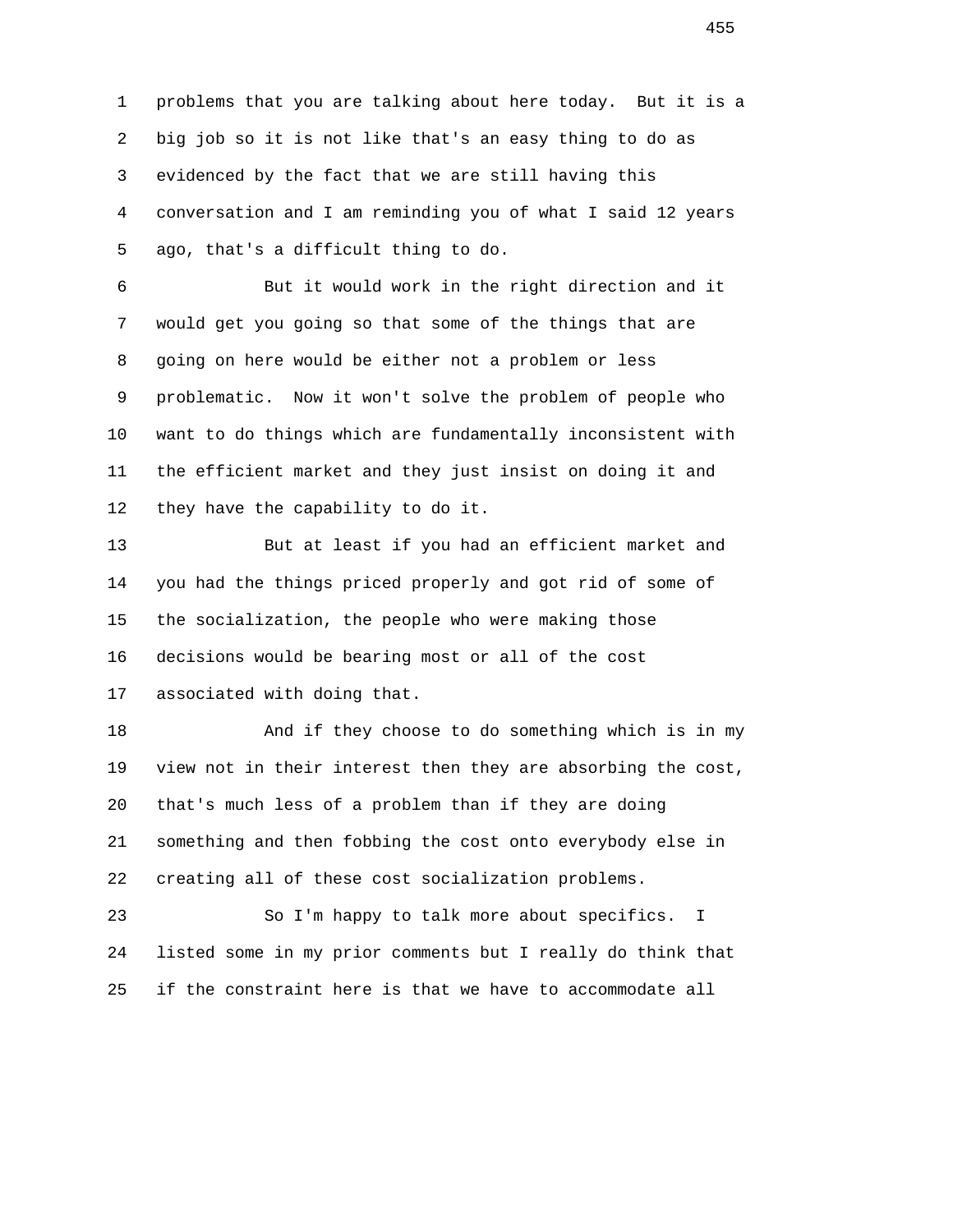problems that you are talking about here today. But it is a big job so it is not like that's an easy thing to do as evidenced by the fact that we are still having this conversation and I am reminding you of what I said 12 years ago, that's a difficult thing to do.

But it would work in the right direction and it would get you going so that some of the things that are going on here would be either not a problem or less problematic. Now it won't solve the problem of people who want to do things which are fundamentally inconsistent with the efficient market and they just insist on doing it and they have the capability to do it.

But at least if you had an efficient market and you had the things priced properly and got rid of some of the socialization, the people who were making those decisions would be bearing most or all of the cost associated with doing that.

And if they choose to do something which is in my view not in their interest then they are absorbing the cost, that's much less of a problem than if they are doing something and then fobbing the cost onto everybody else in creating all of these cost socialization problems.

So I'm happy to talk more about specifics. I listed some in my prior comments but I really do think that if the constraint here is that we have to accommodate all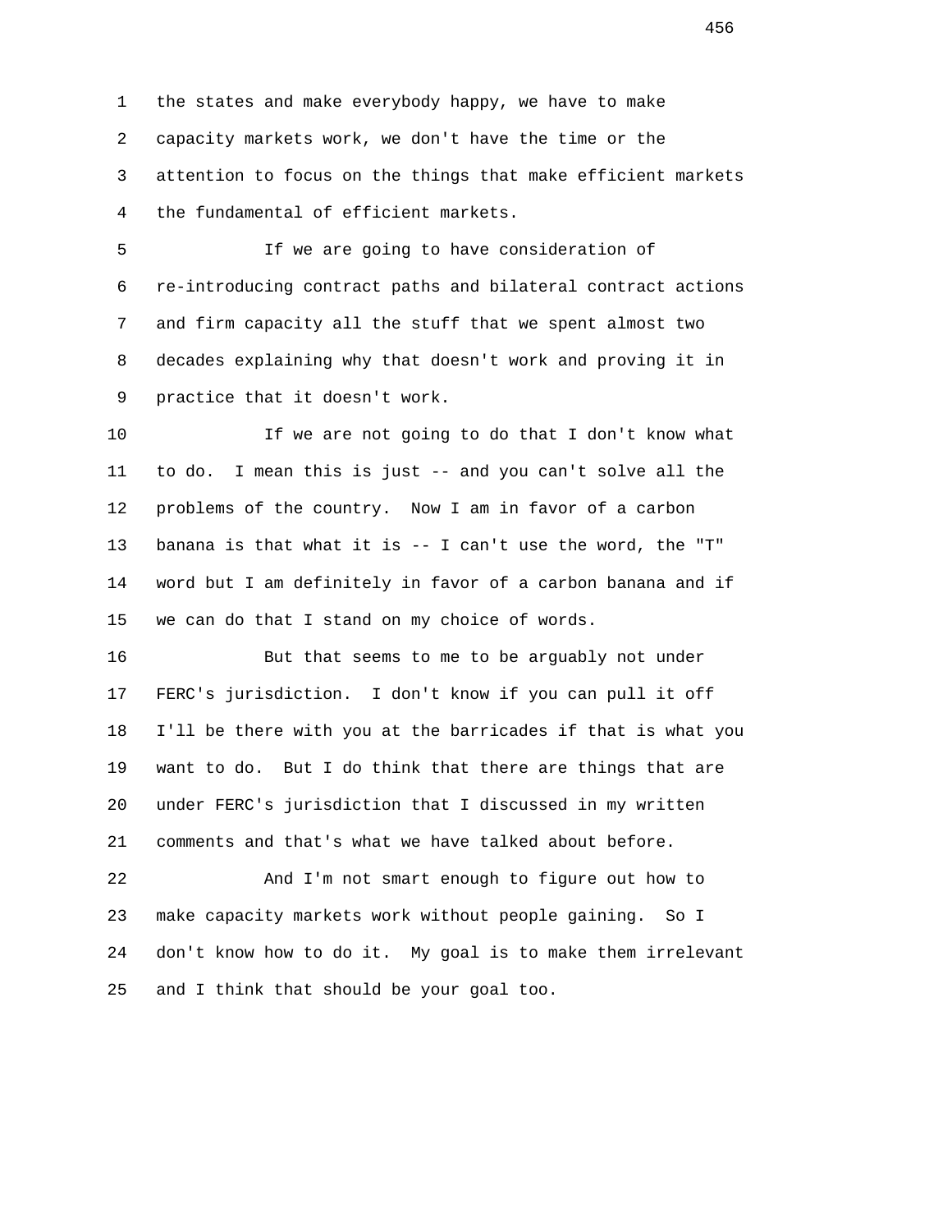the states and make everybody happy, we have to make capacity markets work, we don't have the time or the attention to focus on the things that make efficient markets the fundamental of efficient markets.

If we are going to have consideration of re-introducing contract paths and bilateral contract actions and firm capacity all the stuff that we spent almost two decades explaining why that doesn't work and proving it in practice that it doesn't work.

If we are not going to do that I don't know what to do. I mean this is just -- and you can't solve all the problems of the country. Now I am in favor of a carbon banana is that what it is -- I can't use the word, the "T" word but I am definitely in favor of a carbon banana and if we can do that I stand on my choice of words.

But that seems to me to be arguably not under FERC's jurisdiction. I don't know if you can pull it off I'll be there with you at the barricades if that is what you want to do. But I do think that there are things that are under FERC's jurisdiction that I discussed in my written comments and that's what we have talked about before.

And I'm not smart enough to figure out how to make capacity markets work without people gaining. So I don't know how to do it. My goal is to make them irrelevant and I think that should be your goal too.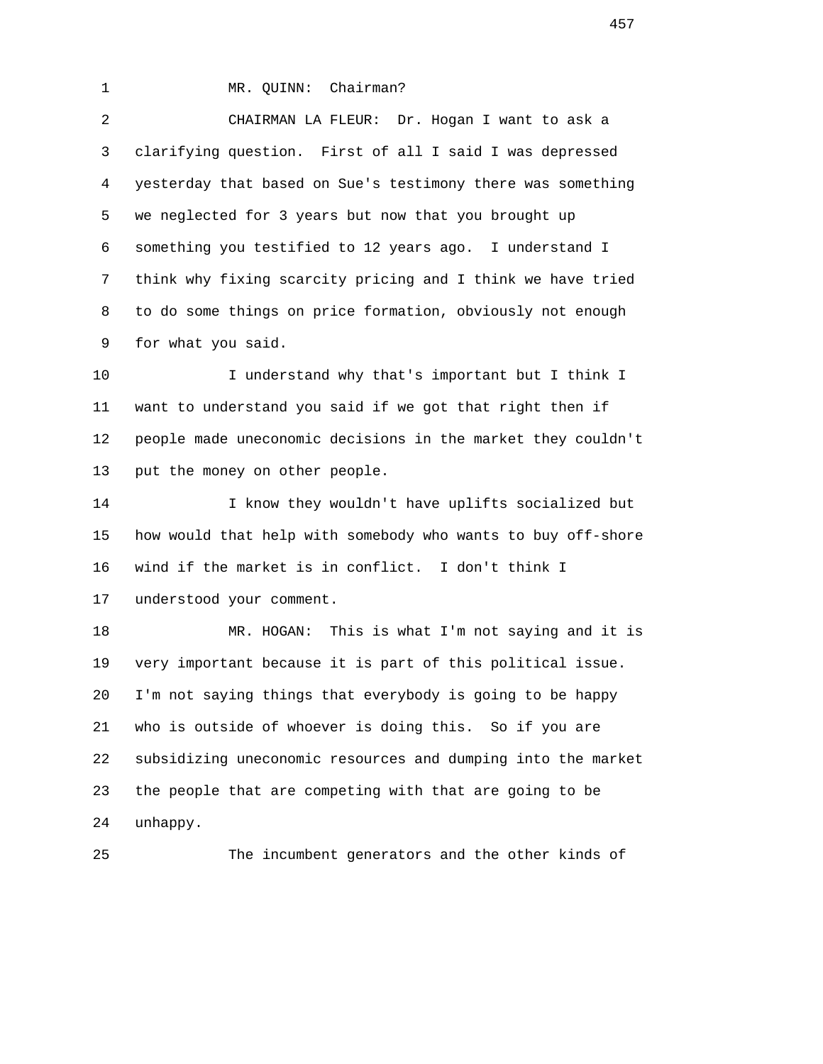MR. QUINN: Chairman?

CHAIRMAN LA FLEUR: Dr. Hogan I want to ask a clarifying question. First of all I said I was depressed yesterday that based on Sue's testimony there was something we neglected for 3 years but now that you brought up something you testified to 12 years ago. I understand I think why fixing scarcity pricing and I think we have tried to do some things on price formation, obviously not enough for what you said.

I understand why that's important but I think I want to understand you said if we got that right then if people made uneconomic decisions in the market they couldn't put the money on other people.

I know they wouldn't have uplifts socialized but how would that help with somebody who wants to buy off-shore wind if the market is in conflict. I don't think I understood your comment.

MR. HOGAN: This is what I'm not saying and it is very important because it is part of this political issue. I'm not saying things that everybody is going to be happy who is outside of whoever is doing this. So if you are subsidizing uneconomic resources and dumping into the market the people that are competing with that are going to be unhappy.

The incumbent generators and the other kinds of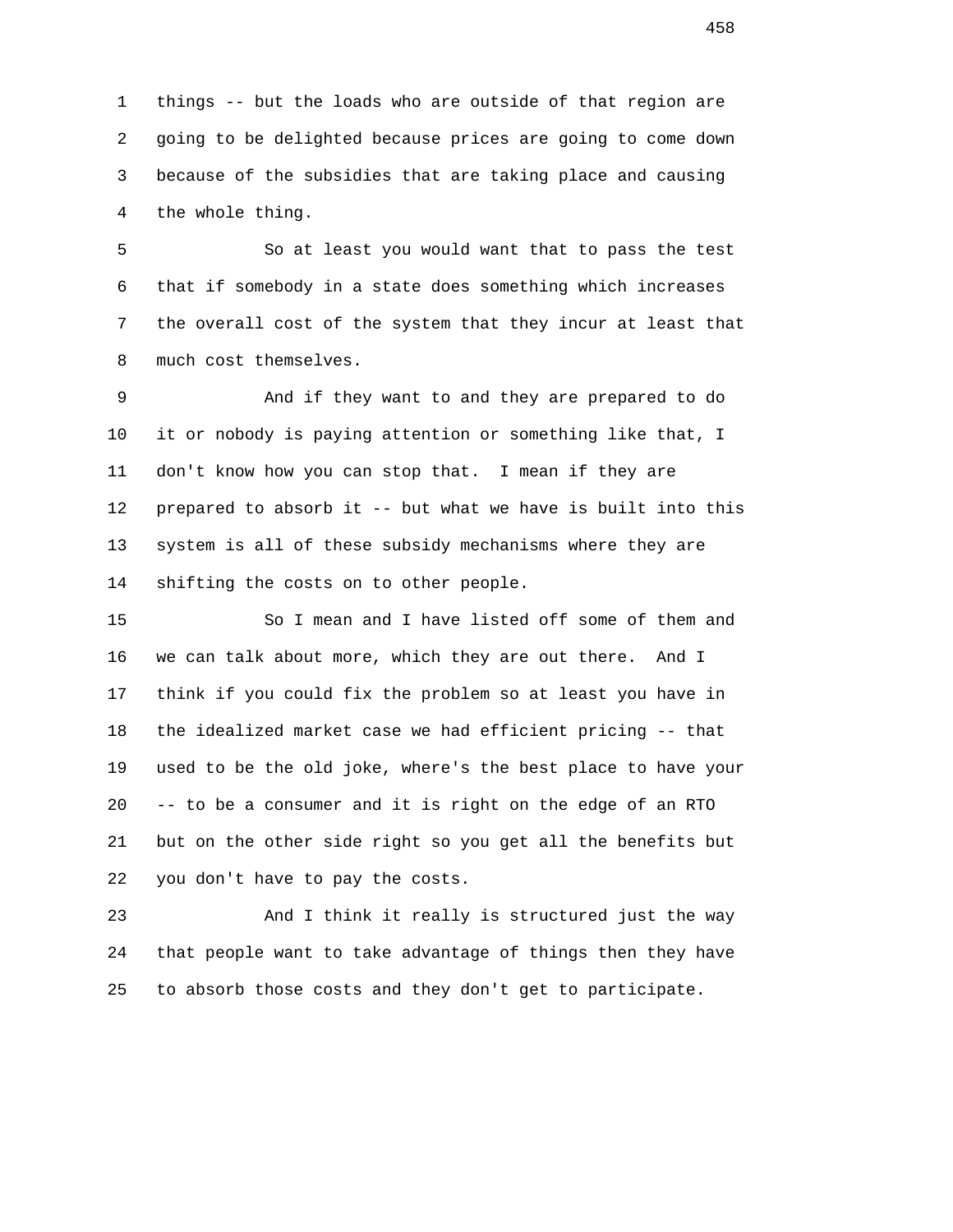things -- but the loads who are outside of that region are going to be delighted because prices are going to come down because of the subsidies that are taking place and causing the whole thing.

So at least you would want that to pass the test that if somebody in a state does something which increases the overall cost of the system that they incur at least that much cost themselves.

And if they want to and they are prepared to do it or nobody is paying attention or something like that, I don't know how you can stop that. I mean if they are prepared to absorb it -- but what we have is built into this system is all of these subsidy mechanisms where they are shifting the costs on to other people.

So I mean and I have listed off some of them and we can talk about more, which they are out there. And I think if you could fix the problem so at least you have in the idealized market case we had efficient pricing -- that used to be the old joke, where's the best place to have your -- to be a consumer and it is right on the edge of an RTO but on the other side right so you get all the benefits but you don't have to pay the costs.

And I think it really is structured just the way that people want to take advantage of things then they have to absorb those costs and they don't get to participate.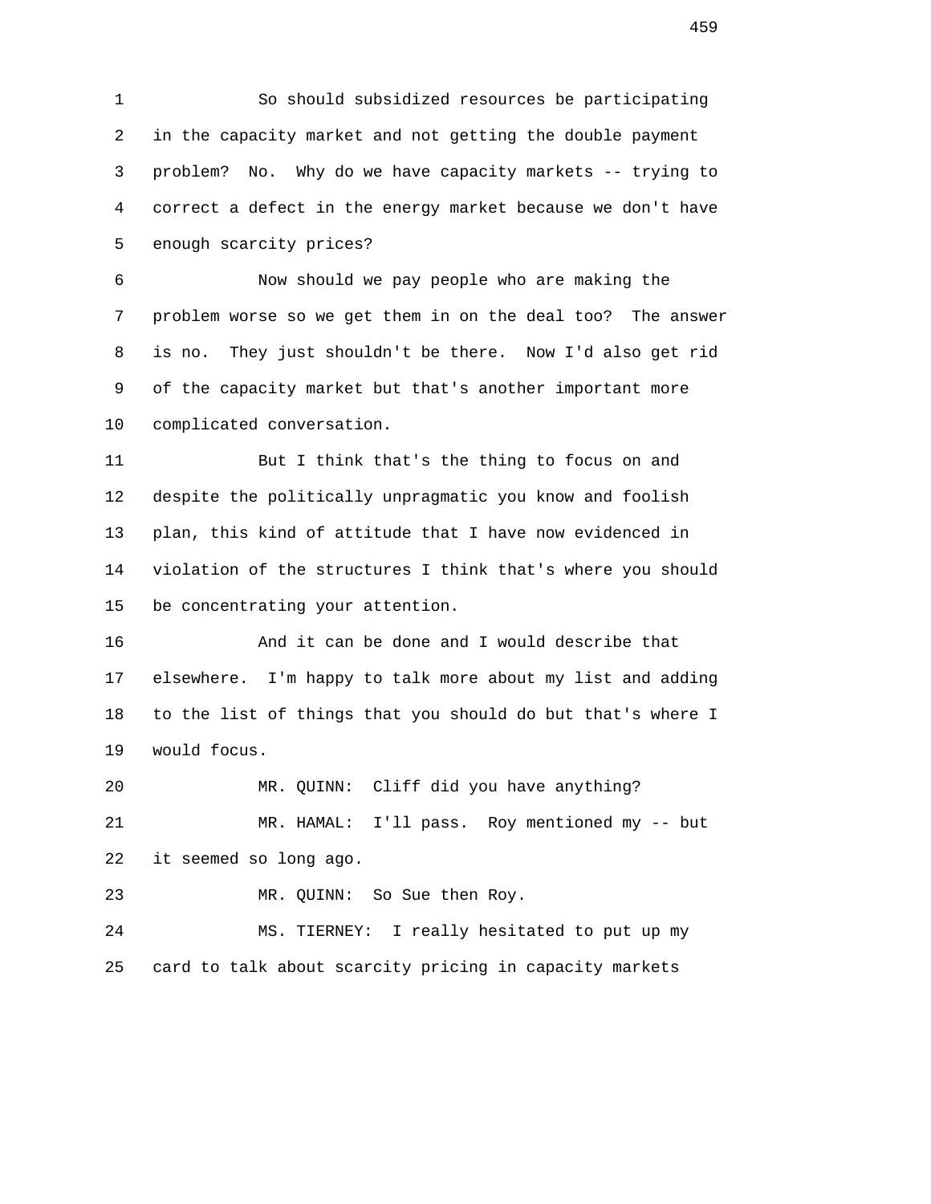So should subsidized resources be participating in the capacity market and not getting the double payment problem? No. Why do we have capacity markets -- trying to correct a defect in the energy market because we don't have enough scarcity prices?

Now should we pay people who are making the problem worse so we get them in on the deal too? The answer is no. They just shouldn't be there. Now I'd also get rid of the capacity market but that's another important more complicated conversation.

But I think that's the thing to focus on and despite the politically unpragmatic you know and foolish plan, this kind of attitude that I have now evidenced in violation of the structures I think that's where you should be concentrating your attention.

And it can be done and I would describe that elsewhere. I'm happy to talk more about my list and adding to the list of things that you should do but that's where I would focus.

MR. QUINN: Cliff did you have anything?

MR. HAMAL: I'll pass. Roy mentioned my -- but it seemed so long ago.

MR. QUINN: So Sue then Roy.

MS. TIERNEY: I really hesitated to put up my card to talk about scarcity pricing in capacity markets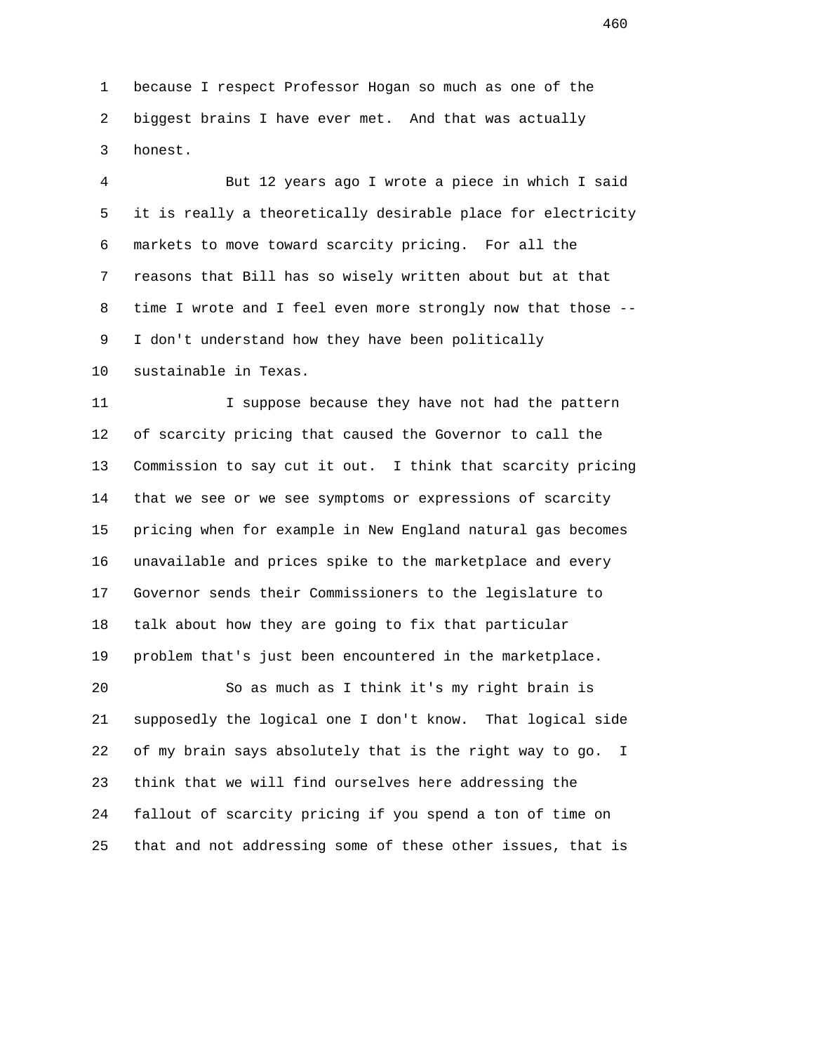because I respect Professor Hogan so much as one of the biggest brains I have ever met. And that was actually honest.

But 12 years ago I wrote a piece in which I said it is really a theoretically desirable place for electricity markets to move toward scarcity pricing. For all the reasons that Bill has so wisely written about but at that time I wrote and I feel even more strongly now that those -- I don't understand how they have been politically sustainable in Texas.

I suppose because they have not had the pattern of scarcity pricing that caused the Governor to call the Commission to say cut it out. I think that scarcity pricing that we see or we see symptoms or expressions of scarcity pricing when for example in New England natural gas becomes unavailable and prices spike to the marketplace and every Governor sends their Commissioners to the legislature to talk about how they are going to fix that particular problem that's just been encountered in the marketplace.

So as much as I think it's my right brain is supposedly the logical one I don't know. That logical side of my brain says absolutely that is the right way to go. I think that we will find ourselves here addressing the fallout of scarcity pricing if you spend a ton of time on that and not addressing some of these other issues, that is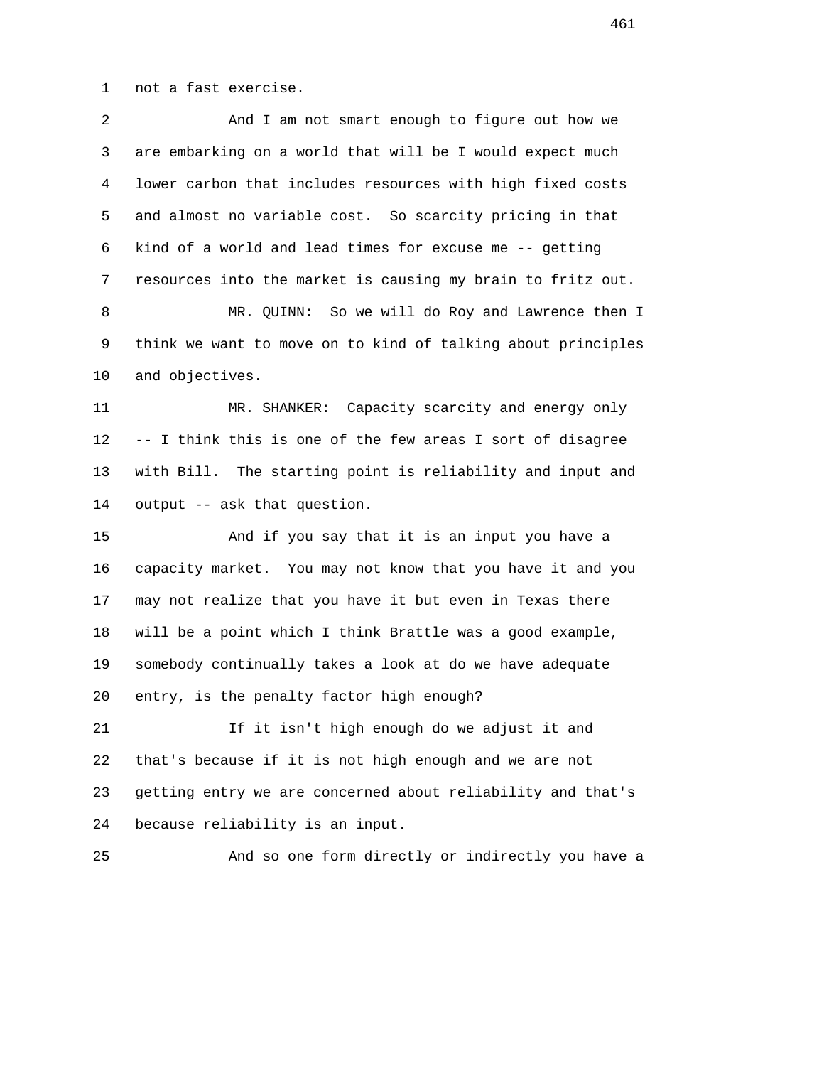not a fast exercise.

And I am not smart enough to figure out how we are embarking on a world that will be I would expect much lower carbon that includes resources with high fixed costs and almost no variable cost. So scarcity pricing in that kind of a world and lead times for excuse me -- getting resources into the market is causing my brain to fritz out.

MR. QUINN: So we will do Roy and Lawrence then I think we want to move on to kind of talking about principles and objectives.

MR. SHANKER: Capacity scarcity and energy only -- I think this is one of the few areas I sort of disagree with Bill. The starting point is reliability and input and output -- ask that question.

And if you say that it is an input you have a capacity market. You may not know that you have it and you may not realize that you have it but even in Texas there will be a point which I think Brattle was a good example, somebody continually takes a look at do we have adequate entry, is the penalty factor high enough?

If it isn't high enough do we adjust it and that's because if it is not high enough and we are not getting entry we are concerned about reliability and that's because reliability is an input.

And so one form directly or indirectly you have a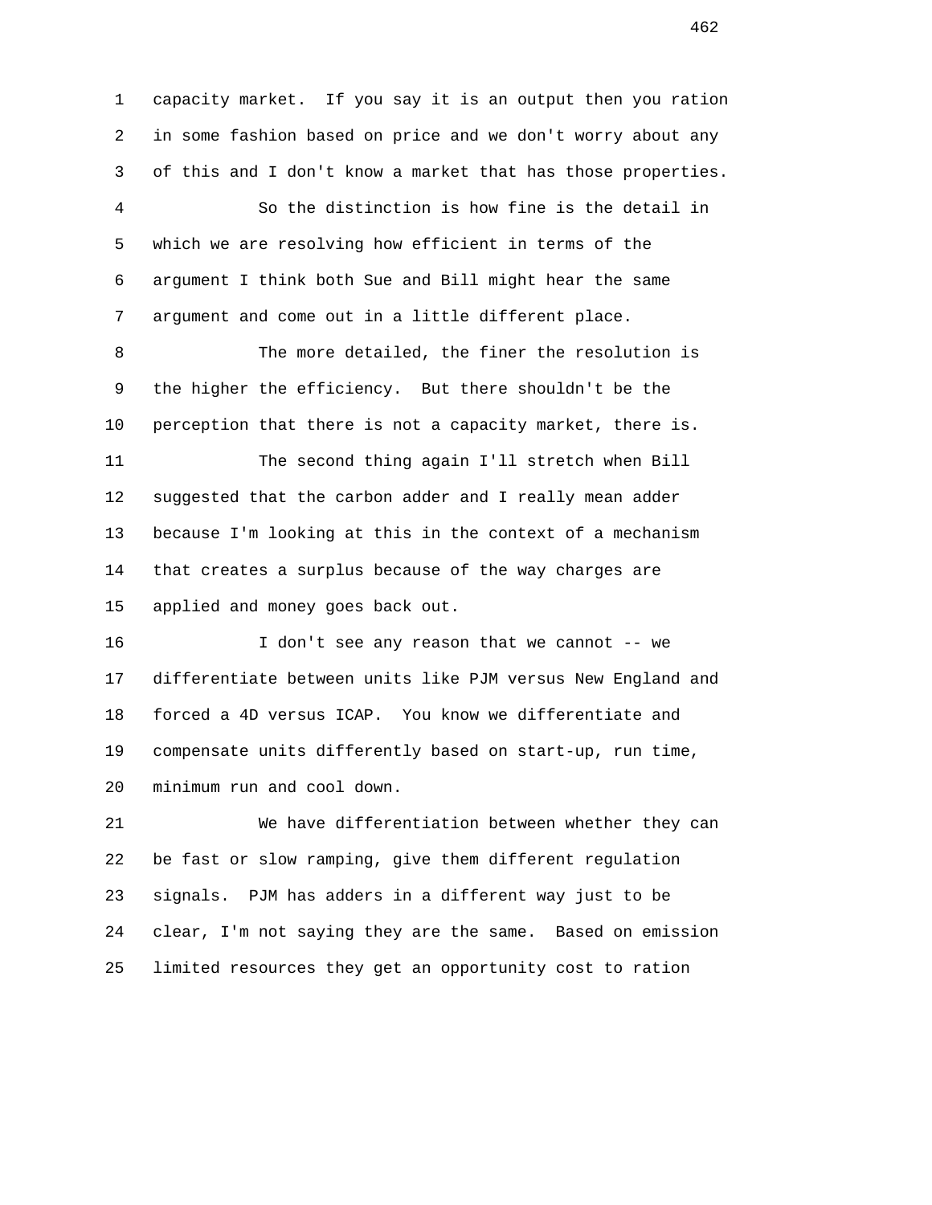capacity market. If you say it is an output then you ration in some fashion based on price and we don't worry about any of this and I don't know a market that has those properties.

So the distinction is how fine is the detail in which we are resolving how efficient in terms of the argument I think both Sue and Bill might hear the same argument and come out in a little different place.

The more detailed, the finer the resolution is the higher the efficiency. But there shouldn't be the perception that there is not a capacity market, there is.

The second thing again I'll stretch when Bill suggested that the carbon adder and I really mean adder because I'm looking at this in the context of a mechanism that creates a surplus because of the way charges are applied and money goes back out.

I don't see any reason that we cannot -- we differentiate between units like PJM versus New England and forced a 4D versus ICAP. You know we differentiate and compensate units differently based on start-up, run time, minimum run and cool down.

We have differentiation between whether they can be fast or slow ramping, give them different regulation signals. PJM has adders in a different way just to be clear, I'm not saying they are the same. Based on emission limited resources they get an opportunity cost to ration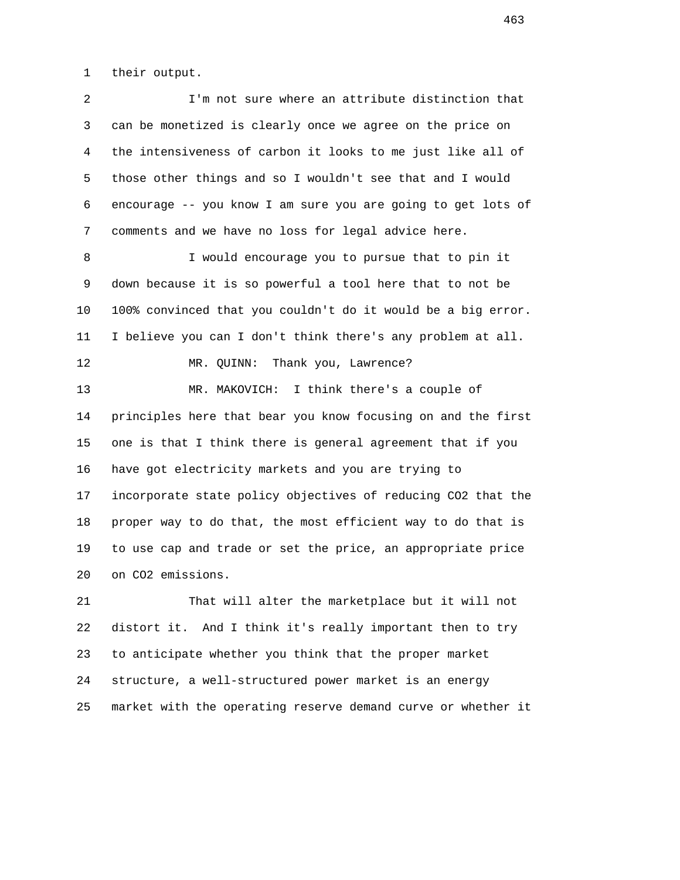their output.

I'm not sure where an attribute distinction that can be monetized is clearly once we agree on the price on the intensiveness of carbon it looks to me just like all of those other things and so I wouldn't see that and I would encourage -- you know I am sure you are going to get lots of comments and we have no loss for legal advice here.

I would encourage you to pursue that to pin it down because it is so powerful a tool here that to not be 100% convinced that you couldn't do it would be a big error. I believe you can I don't think there's any problem at all.

MR. QUINN: Thank you, Lawrence?

MR. MAKOVICH: I think there's a couple of principles here that bear you know focusing on and the first one is that I think there is general agreement that if you have got electricity markets and you are trying to incorporate state policy objectives of reducing $CO_2$ that the proper way to do that, the most efficient way to do that is to use cap and trade or set the price, an appropriate price on $CO_2$ emissions.

That will alter the marketplace but it will not distort it. And I think it's really important then to try to anticipate whether you think that the proper market structure, a well-structured power market is an energy market with the operating reserve demand curve or whether it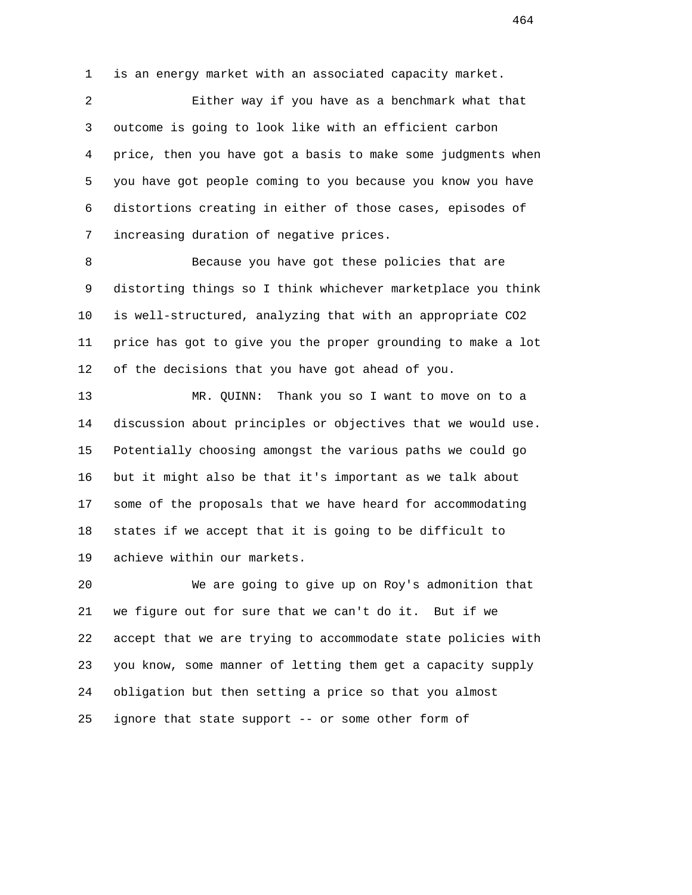is an energy market with an associated capacity market.

Either way if you have as a benchmark what that outcome is going to look like with an efficient carbon price, then you have got a basis to make some judgments when you have got people coming to you because you know you have distortions creating in either of those cases, episodes of increasing duration of negative prices.

Because you have got these policies that are distorting things so I think whichever marketplace you think is well-structured, analyzing that with an appropriate $CO_2$ price has got to give you the proper grounding to make a lot of the decisions that you have got ahead of you.

MR. QUINN: Thank you so I want to move on to a discussion about principles or objectives that we would use. Potentially choosing amongst the various paths we could go but it might also be that it's important as we talk about some of the proposals that we have heard for accommodating states if we accept that it is going to be difficult to achieve within our markets.

We are going to give up on Roy's admonition that we figure out for sure that we can't do it. But if we accept that we are trying to accommodate state policies with you know, some manner of letting them get a capacity supply obligation but then setting a price so that you almost ignore that state support -- or some other form of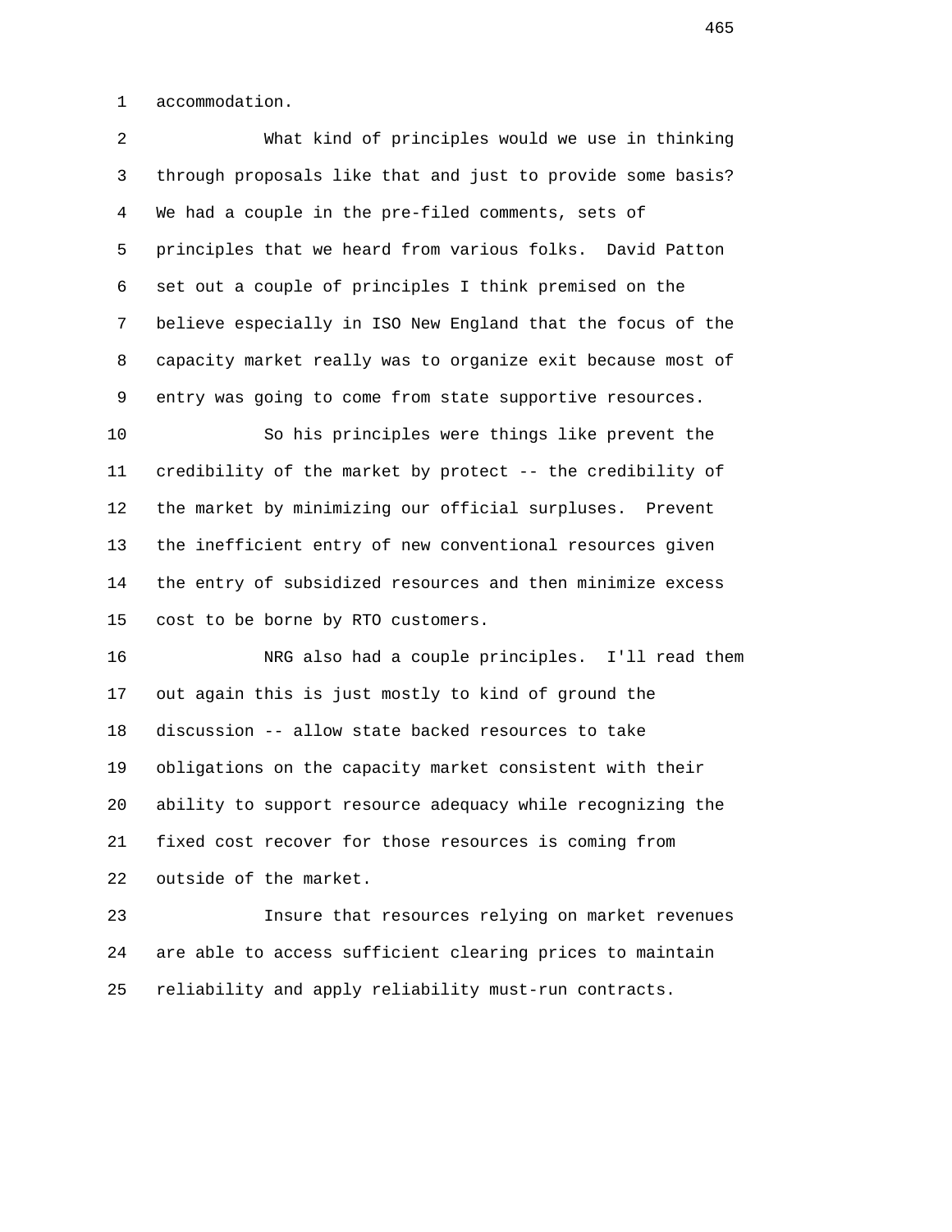accommodation.

What kind of principles would we use in thinking through proposals like that and just to provide some basis? We had a couple in the pre-filed comments, sets of principles that we heard from various folks. David Patton set out a couple of principles I think premised on the believe especially in ISO New England that the focus of the capacity market really was to organize exit because most of entry was going to come from state supportive resources.

So his principles were things like prevent the credibility of the market by protect -- the credibility of the market by minimizing our official surpluses. Prevent the inefficient entry of new conventional resources given the entry of subsidized resources and then minimize excess cost to be borne by RTO customers.

NRG also had a couple principles. I'll read them out again this is just mostly to kind of ground the discussion -- allow state backed resources to take obligations on the capacity market consistent with their ability to support resource adequacy while recognizing the fixed cost recover for those resources is coming from outside of the market.

Insure that resources relying on market revenues are able to access sufficient clearing prices to maintain reliability and apply reliability must-run contracts.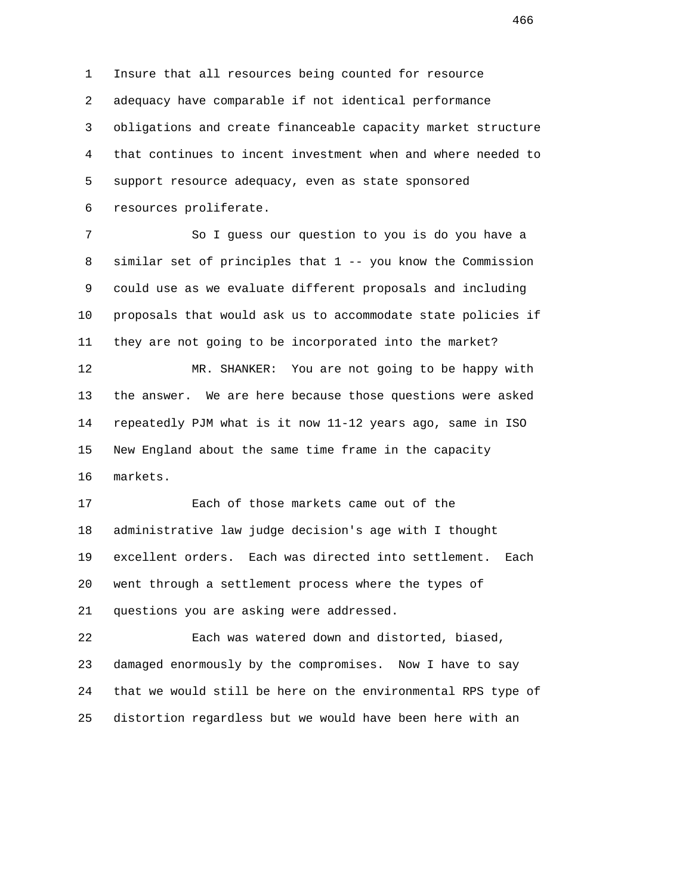Insure that all resources being counted for resource adequacy have comparable if not identical performance obligations and create financeable capacity market structure that continues to incent investment when and where needed to support resource adequacy, even as state sponsored resources proliferate.

So I guess our question to you is do you have a similar set of principles that 1 -- you know the Commission could use as we evaluate different proposals and including proposals that would ask us to accommodate state policies if they are not going to be incorporated into the market?

MR. SHANKER: You are not going to be happy with the answer. We are here because those questions were asked repeatedly PJM what is it now 11-12 years ago, same in ISO New England about the same time frame in the capacity markets.

Each of those markets came out of the administrative law judge decision's age with I thought excellent orders. Each was directed into settlement. Each went through a settlement process where the types of questions you are asking were addressed.

Each was watered down and distorted, biased, damaged enormously by the compromises. Now I have to say that we would still be here on the environmental RPS type of distortion regardless but we would have been here with an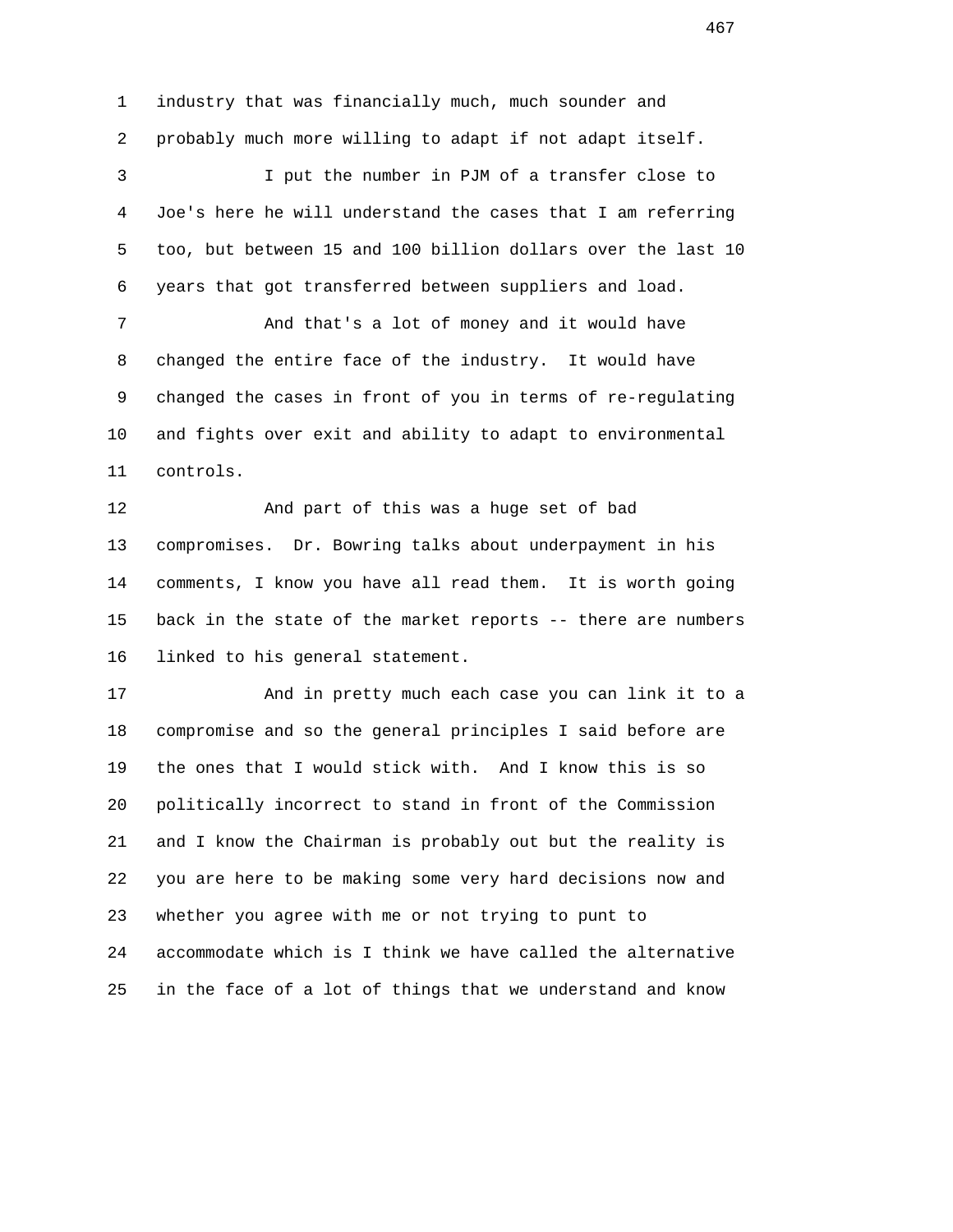industry that was financially much, much sounder and probably much more willing to adapt if not adapt itself.

I put the number in PJM of a transfer close to Joe's here he will understand the cases that I am referring too, but between 15 and 100 billion dollars over the last 10 years that got transferred between suppliers and load.

And that's a lot of money and it would have changed the entire face of the industry. It would have changed the cases in front of you in terms of re-regulating and fights over exit and ability to adapt to environmental controls.

And part of this was a huge set of bad compromises. Dr. Bowring talks about underpayment in his comments, I know you have all read them. It is worth going back in the state of the market reports -- there are numbers linked to his general statement.

And in pretty much each case you can link it to a compromise and so the general principles I said before are the ones that I would stick with. And I know this is so politically incorrect to stand in front of the Commission and I know the Chairman is probably out but the reality is you are here to be making some very hard decisions now and whether you agree with me or not trying to punt to accommodate which is I think we have called the alternative in the face of a lot of things that we understand and know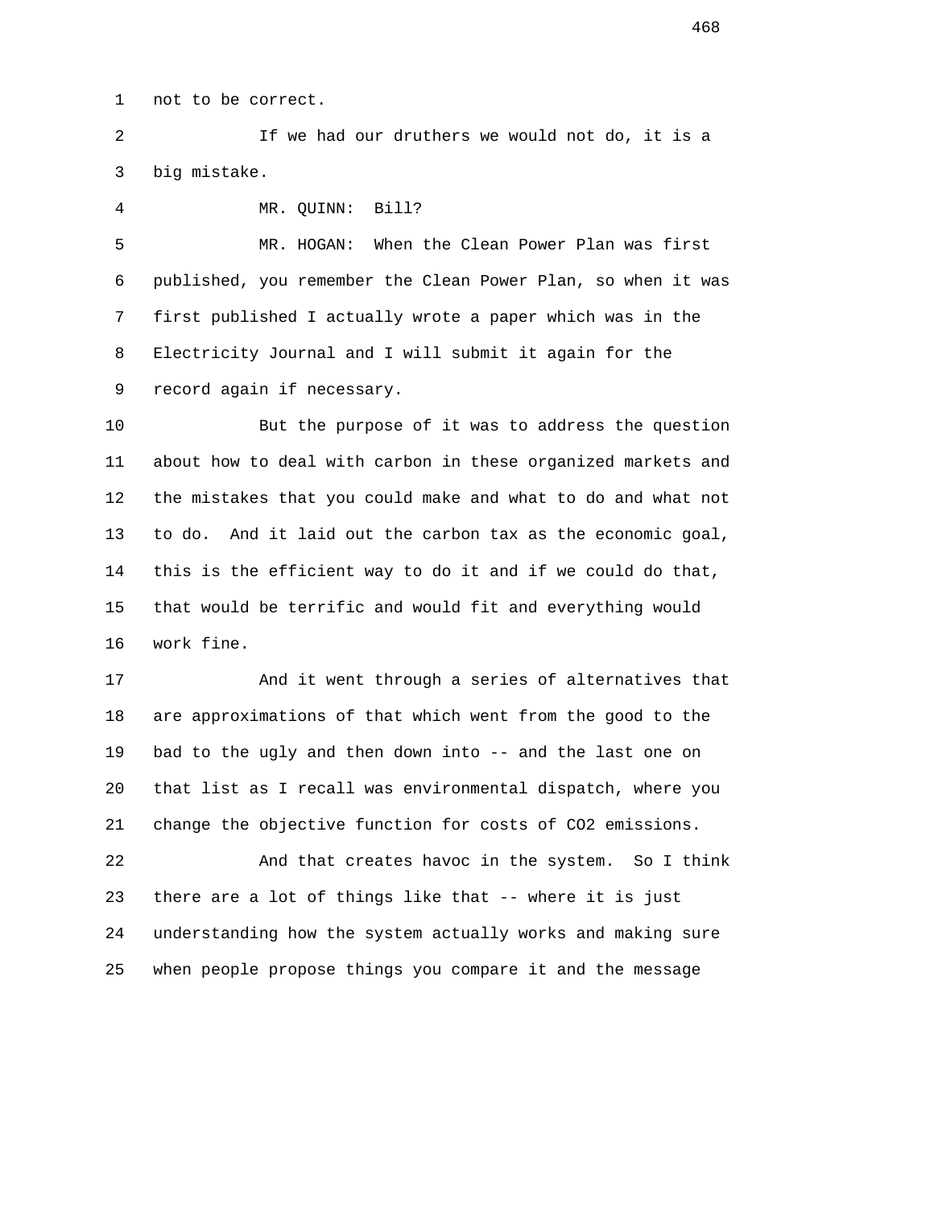not to be correct.

If we had our druthers we would not do, it is a big mistake.

MR. QUINN: Bill?

MR. HOGAN: When the Clean Power Plan was first published, you remember the Clean Power Plan, so when it was first published I actually wrote a paper which was in the Electricity Journal and I will submit it again for the record again if necessary.

But the purpose of it was to address the question about how to deal with carbon in these organized markets and the mistakes that you could make and what to do and what not to do. And it laid out the carbon tax as the economic goal, this is the efficient way to do it and if we could do that, that would be terrific and would fit and everything would work fine.

And it went through a series of alternatives that are approximations of that which went from the good to the bad to the ugly and then down into -- and the last one on that list as I recall was environmental dispatch, where you change the objective function for costs of $CO_2$ emissions.

And that creates havoc in the system. So I think there are a lot of things like that -- where it is just understanding how the system actually works and making sure when people propose things you compare it and the message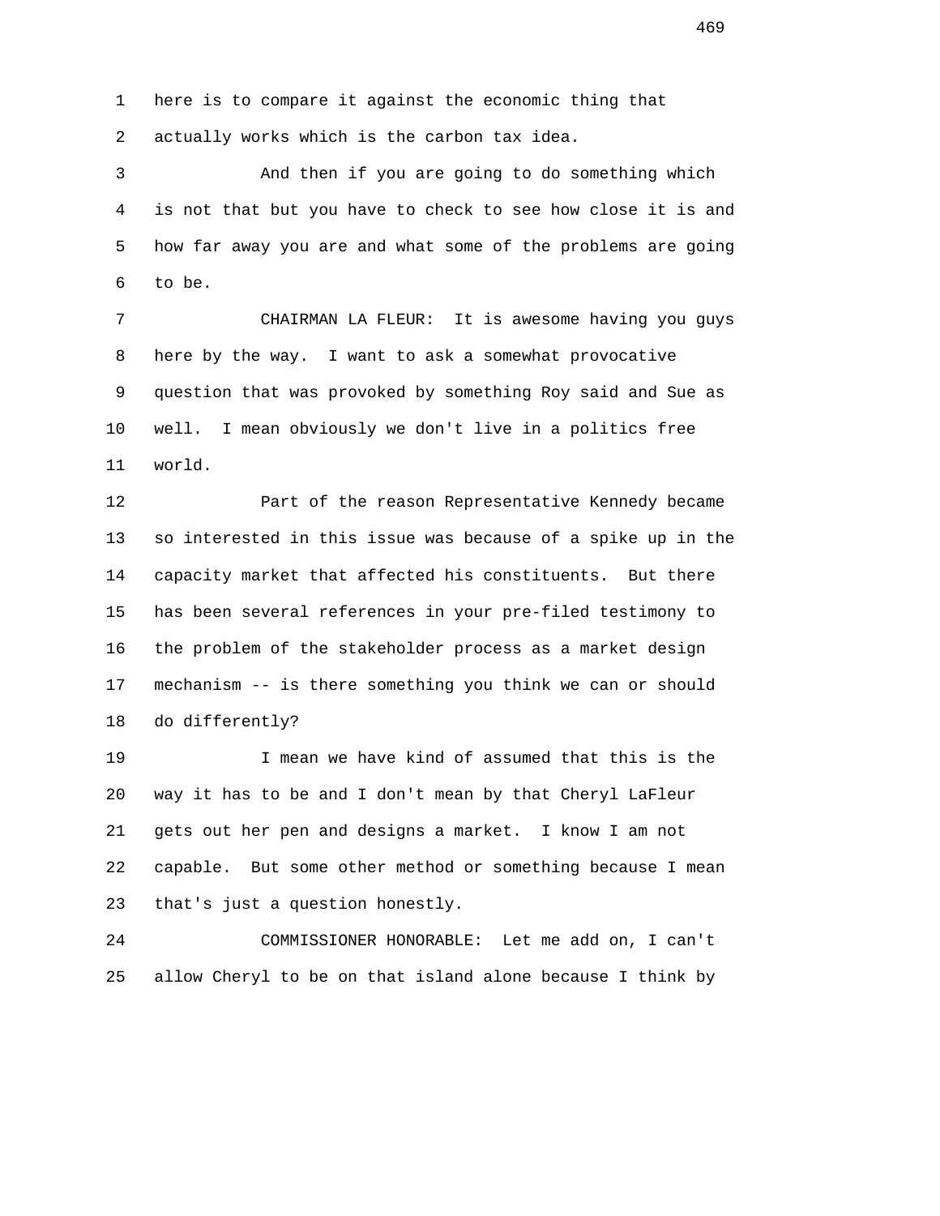here is to compare it against the economic thing that actually works which is the carbon tax idea.

And then if you are going to do something which is not that but you have to check to see how close it is and how far away you are and what some of the problems are going to be.

CHAIRMAN LA FLEUR: It is awesome having you guys here by the way. I want to ask a somewhat provocative question that was provoked by something Roy said and Sue as well. I mean obviously we don't live in a politics free world.

Part of the reason Representative Kennedy became so interested in this issue was because of a spike up in the capacity market that affected his constituents. But there has been several references in your pre-filed testimony to the problem of the stakeholder process as a market design mechanism -- is there something you think we can or should do differently?

I mean we have kind of assumed that this is the way it has to be and I don't mean by that Cheryl LaFleur gets out her pen and designs a market. I know I am not capable. But some other method or something because I mean that's just a question honestly.

COMMISSIONER HONORABLE: Let me add on, I can't allow Cheryl to be on that island alone because I think by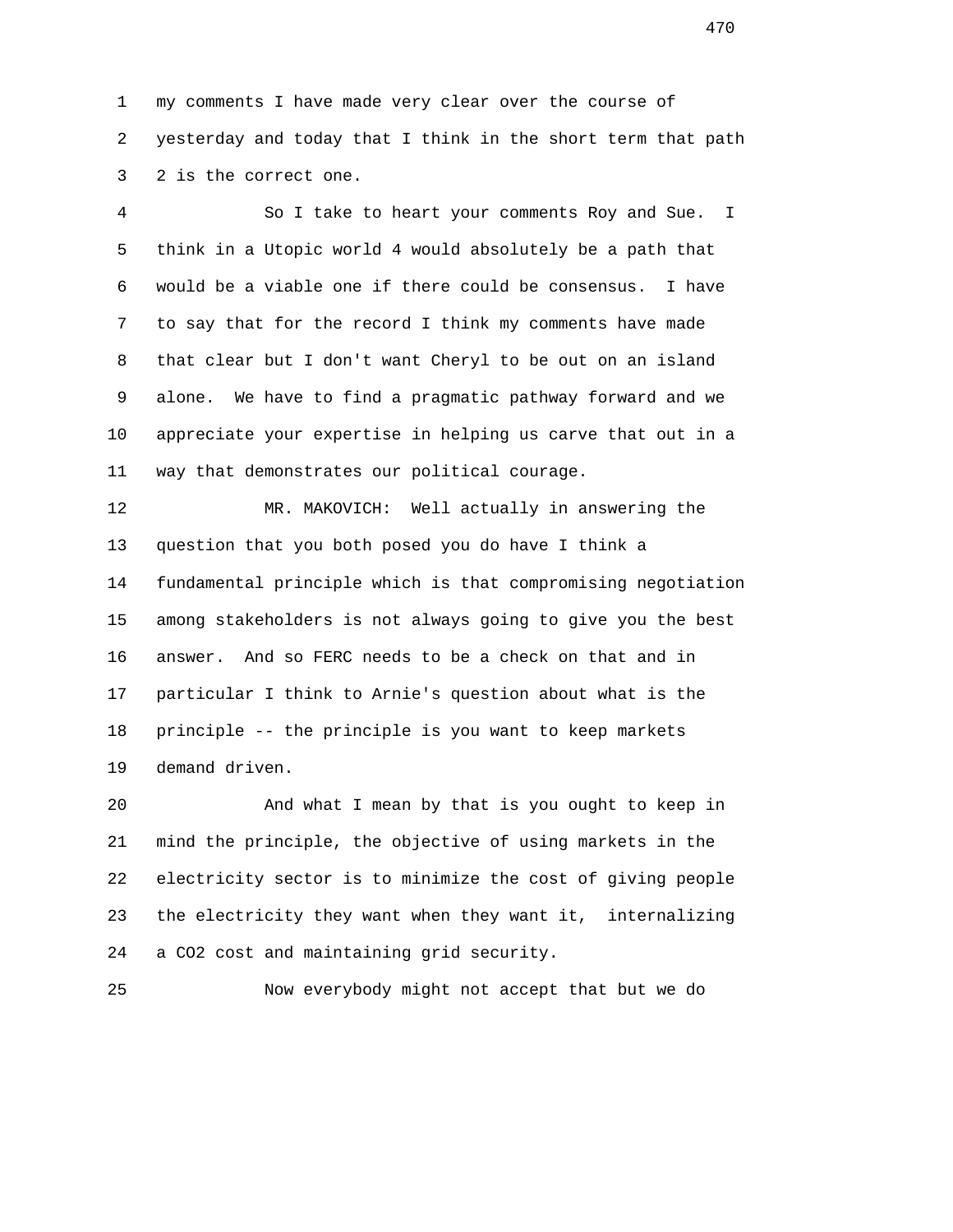my comments I have made very clear over the course of yesterday and today that I think in the short term that path 2 is the correct one.

So I take to heart your comments Roy and Sue. I think in a Utopic world 4 would absolutely be a path that would be a viable one if there could be consensus. I have to say that for the record I think my comments have made that clear but I don't want Cheryl to be out on an island alone. We have to find a pragmatic pathway forward and we appreciate your expertise in helping us carve that out in a way that demonstrates our political courage.

MR. MAKOVICH: Well actually in answering the question that you both posed you do have I think a fundamental principle which is that compromising negotiation among stakeholders is not always going to give you the best answer. And so FERC needs to be a check on that and in particular I think to Arnie's question about what is the principle -- the principle is you want to keep markets demand driven.

And what I mean by that is you ought to keep in mind the principle, the objective of using markets in the electricity sector is to minimize the cost of giving people the electricity they want when they want it, internalizing a $CO_2$ cost and maintaining grid security.

Now everybody might not accept that but we do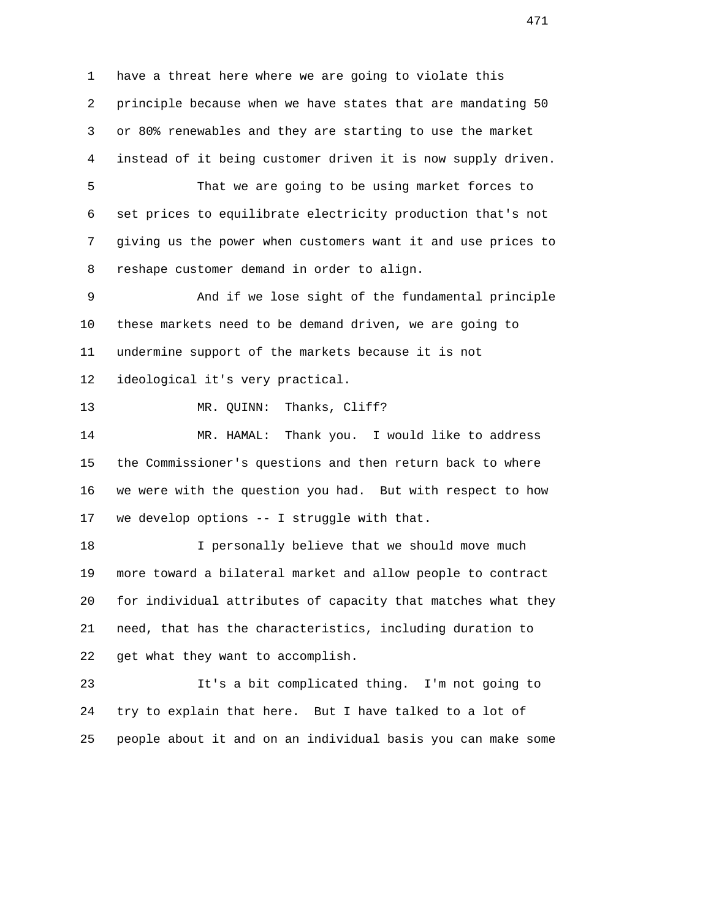have a threat here where we are going to violate this principle because when we have states that are mandating 50 or 80% renewables and they are starting to use the market instead of it being customer driven it is now supply driven.

That we are going to be using market forces to set prices to equilibrate electricity production that's not giving us the power when customers want it and use prices to reshape customer demand in order to align.

And if we lose sight of the fundamental principle these markets need to be demand driven, we are going to undermine support of the markets because it is not ideological it's very practical.

MR. QUINN: Thanks, Cliff?

MR. HAMAL: Thank you. I would like to address the Commissioner's questions and then return back to where we were with the question you had. But with respect to how we develop options -- I struggle with that.

I personally believe that we should move much more toward a bilateral market and allow people to contract for individual attributes of capacity that matches what they need, that has the characteristics, including duration to get what they want to accomplish.

It's a bit complicated thing. I'm not going to try to explain that here. But I have talked to a lot of people about it and on an individual basis you can make some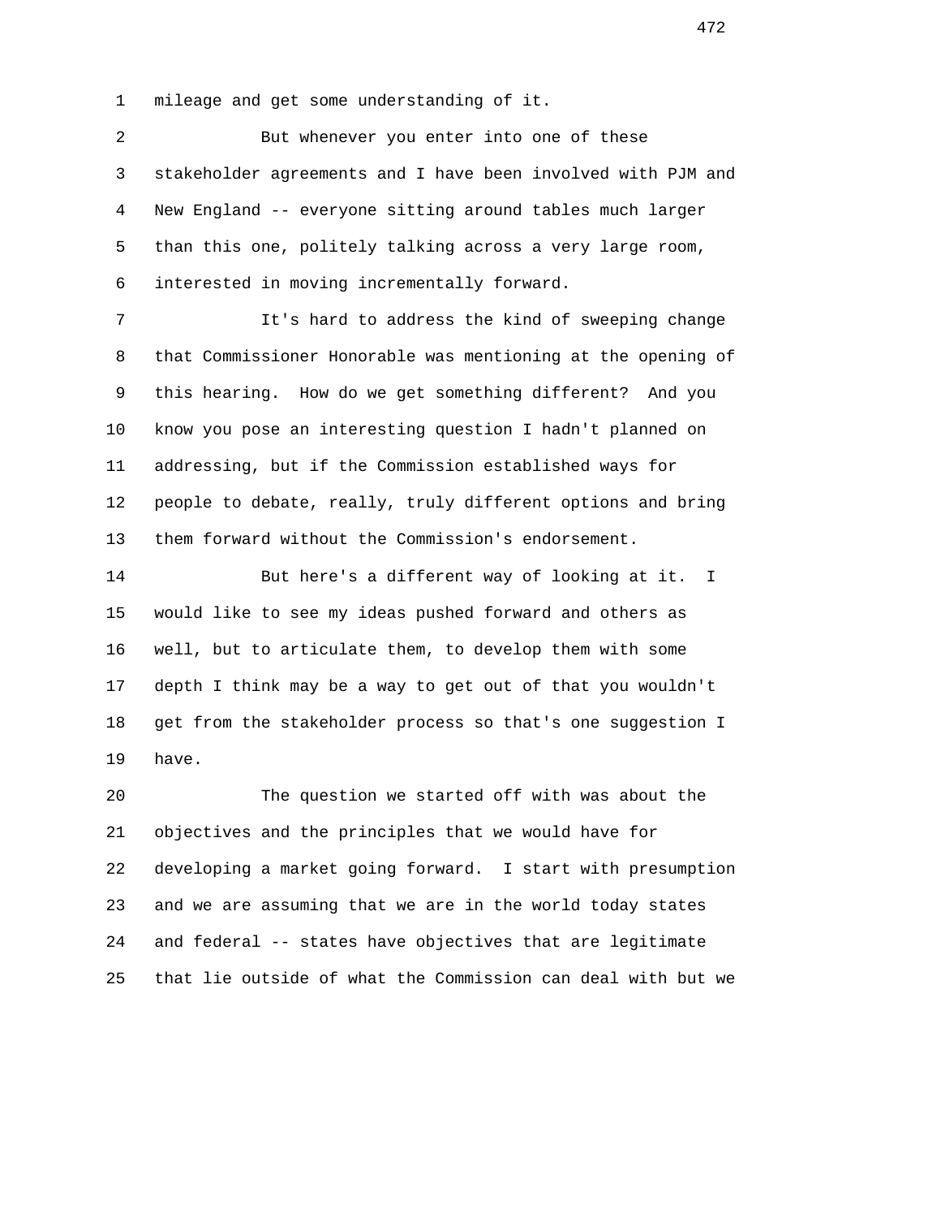mileage and get some understanding of it.

But whenever you enter into one of these stakeholder agreements and I have been involved with PJM and New England -- everyone sitting around tables much larger than this one, politely talking across a very large room, interested in moving incrementally forward.

It's hard to address the kind of sweeping change that Commissioner Honorable was mentioning at the opening of this hearing. How do we get something different? And you know you pose an interesting question I hadn't planned on addressing, but if the Commission established ways for people to debate, really, truly different options and bring them forward without the Commission's endorsement.

But here's a different way of looking at it. I would like to see my ideas pushed forward and others as well, but to articulate them, to develop them with some depth I think may be a way to get out of that you wouldn't get from the stakeholder process so that's one suggestion I have.

The question we started off with was about the objectives and the principles that we would have for developing a market going forward. I start with presumption and we are assuming that we are in the world today states and federal -- states have objectives that are legitimate that lie outside of what the Commission can deal with but we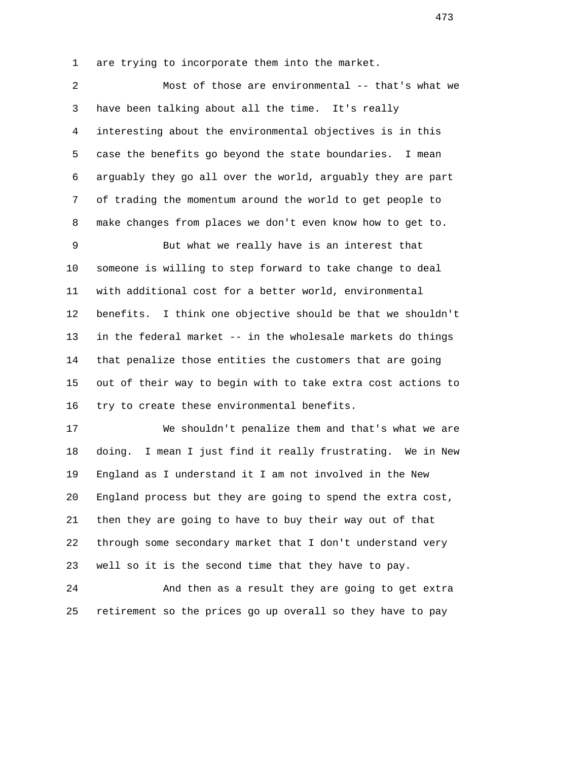are trying to incorporate them into the market.

Most of those are environmental -- that's what we have been talking about all the time. It's really interesting about the environmental objectives is in this case the benefits go beyond the state boundaries. I mean arguably they go all over the world, arguably they are part of trading the momentum around the world to get people to make changes from places we don't even know how to get to.

But what we really have is an interest that someone is willing to step forward to take change to deal with additional cost for a better world, environmental benefits. I think one objective should be that we shouldn't in the federal market -- in the wholesale markets do things that penalize those entities the customers that are going out of their way to begin with to take extra cost actions to try to create these environmental benefits.

We shouldn't penalize them and that's what we are doing. I mean I just find it really frustrating. We in New England as I understand it I am not involved in the New England process but they are going to spend the extra cost, then they are going to have to buy their way out of that through some secondary market that I don't understand very well so it is the second time that they have to pay.

And then as a result they are going to get extra retirement so the prices go up overall so they have to pay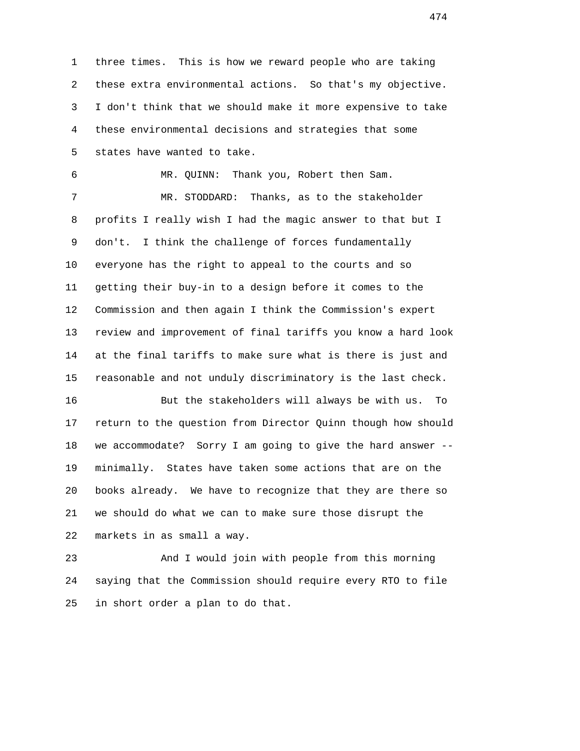three times. This is how we reward people who are taking these extra environmental actions. So that's my objective. I don't think that we should make it more expensive to take these environmental decisions and strategies that some states have wanted to take.

MR. QUINN: Thank you, Robert then Sam.

MR. STODDARD: Thanks, as to the stakeholder profits I really wish I had the magic answer to that but I don't. I think the challenge of forces fundamentally everyone has the right to appeal to the courts and so getting their buy-in to a design before it comes to the Commission and then again I think the Commission's expert review and improvement of final tariffs you know a hard look at the final tariffs to make sure what is there is just and reasonable and not unduly discriminatory is the last check.

But the stakeholders will always be with us. To return to the question from Director Quinn though how should we accommodate? Sorry I am going to give the hard answer -- minimally. States have taken some actions that are on the books already. We have to recognize that they are there so we should do what we can to make sure those disrupt the markets in as small a way.

And I would join with people from this morning saying that the Commission should require every RTO to file in short order a plan to do that.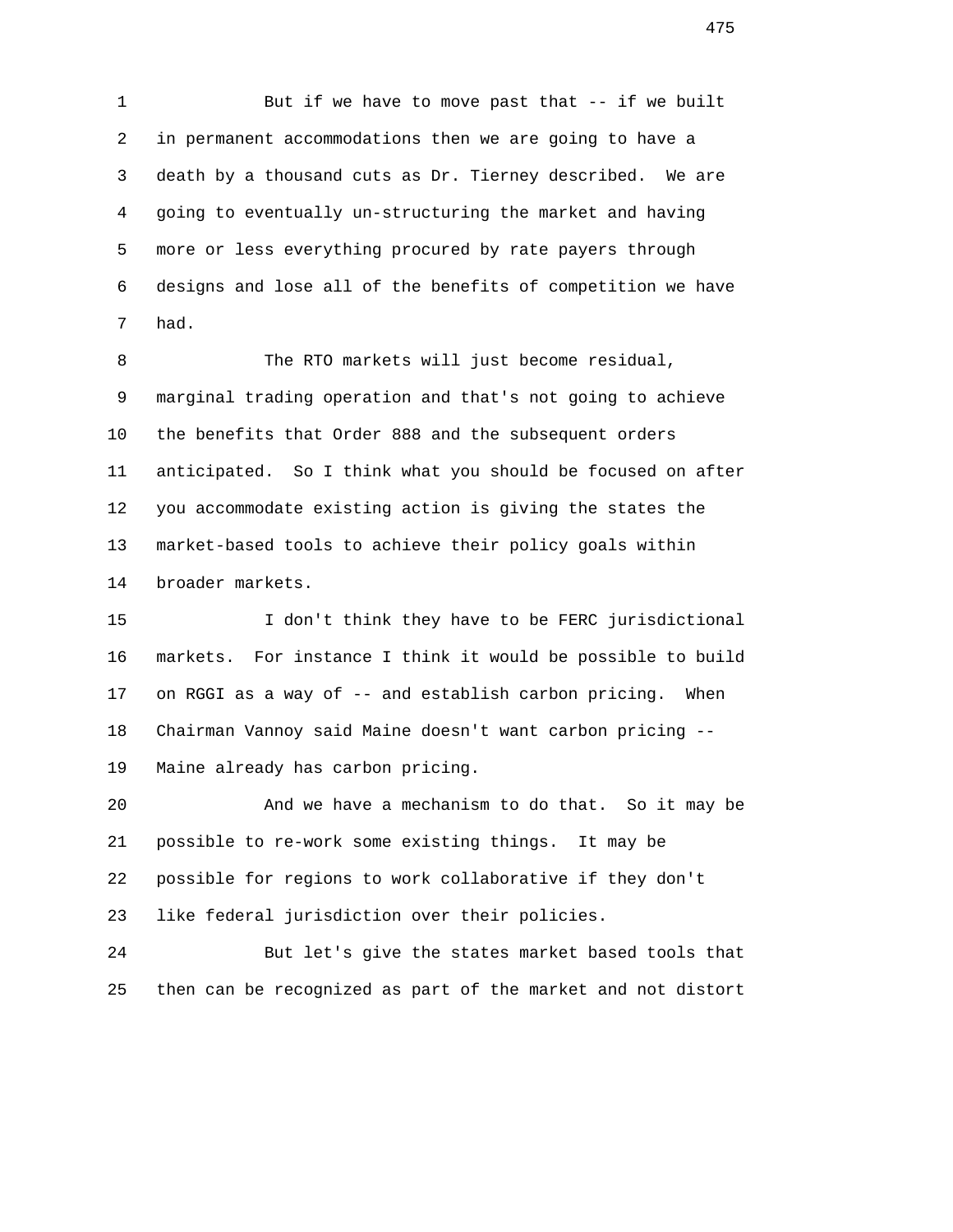But if we have to move past that -- if we built in permanent accommodations then we are going to have a death by a thousand cuts as Dr. Tierney described. We are going to eventually un-structuring the market and having more or less everything procured by rate payers through designs and lose all of the benefits of competition we have had.

The RTO markets will just become residual, marginal trading operation and that's not going to achieve the benefits that Order 888 and the subsequent orders anticipated. So I think what you should be focused on after you accommodate existing action is giving the states the market-based tools to achieve their policy goals within broader markets.

I don't think they have to be FERC jurisdictional markets. For instance I think it would be possible to build on RGGI as a way of -- and establish carbon pricing. When Chairman Vannoy said Maine doesn't want carbon pricing -- Maine already has carbon pricing.

And we have a mechanism to do that. So it may be possible to re-work some existing things. It may be possible for regions to work collaborative if they don't like federal jurisdiction over their policies.

But let's give the states market based tools that then can be recognized as part of the market and not distort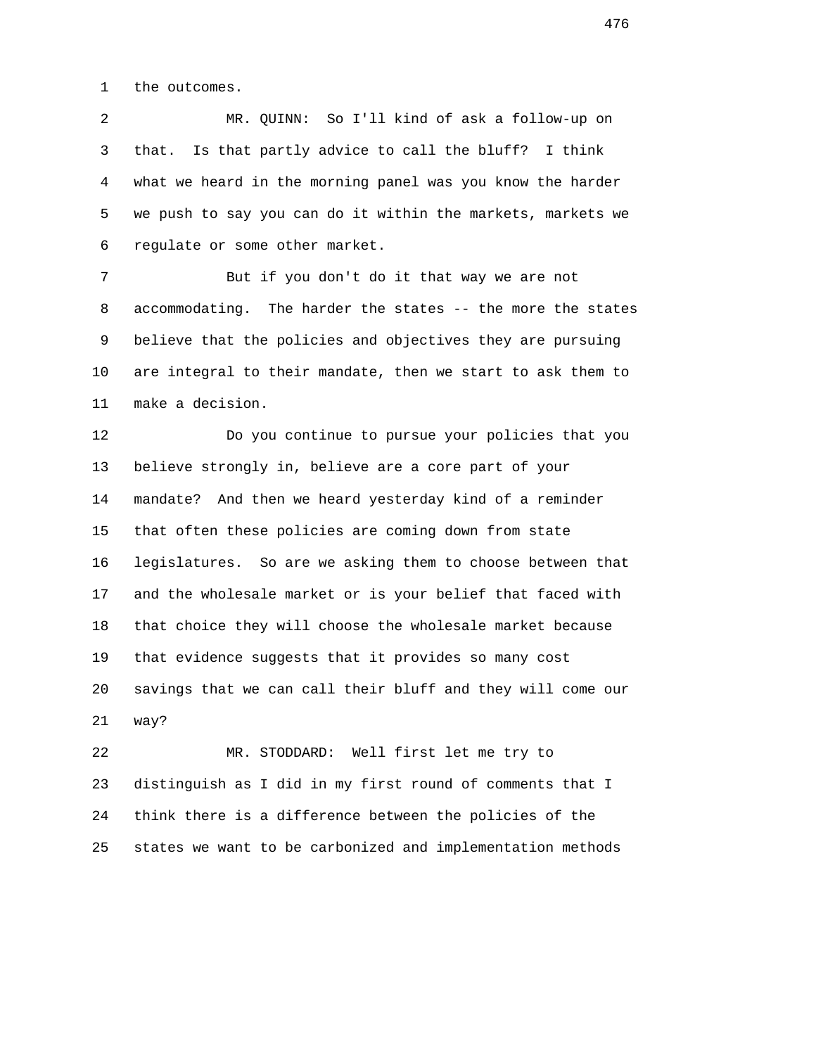the outcomes.

MR. QUINN: So I'll kind of ask a follow-up on that. Is that partly advice to call the bluff? I think what we heard in the morning panel was you know the harder we push to say you can do it within the markets, markets we regulate or some other market.

But if you don't do it that way we are not accommodating. The harder the states -- the more the states believe that the policies and objectives they are pursuing are integral to their mandate, then we start to ask them to make a decision.

Do you continue to pursue your policies that you believe strongly in, believe are a core part of your mandate? And then we heard yesterday kind of a reminder that often these policies are coming down from state legislatures. So are we asking them to choose between that and the wholesale market or is your belief that faced with that choice they will choose the wholesale market because that evidence suggests that it provides so many cost savings that we can call their bluff and they will come our way?

MR. STODDARD: Well first let me try to distinguish as I did in my first round of comments that I think there is a difference between the policies of the states we want to be carbonized and implementation methods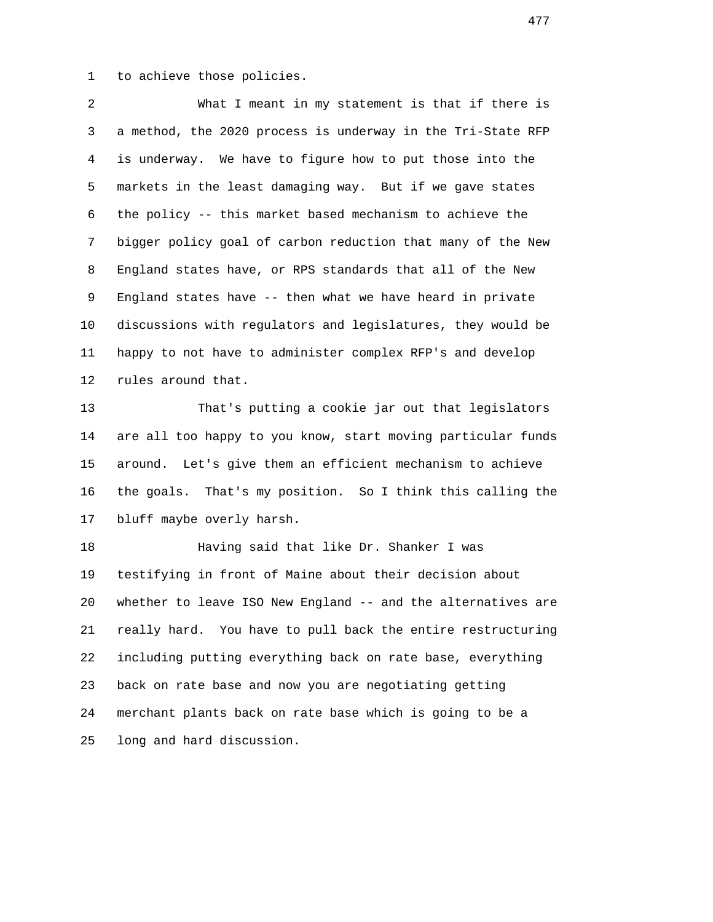to achieve those policies.

What I meant in my statement is that if there is a method, the 2020 process is underway in the Tri-State RFP is underway. We have to figure how to put those into the markets in the least damaging way. But if we gave states the policy -- this market based mechanism to achieve the bigger policy goal of carbon reduction that many of the New England states have, or RPS standards that all of the New England states have -- then what we have heard in private discussions with regulators and legislatures, they would be happy to not have to administer complex RFP's and develop rules around that.

That's putting a cookie jar out that legislators are all too happy to you know, start moving particular funds around. Let's give them an efficient mechanism to achieve the goals. That's my position. So I think this calling the bluff maybe overly harsh.

Having said that like Dr. Shanker I was testifying in front of Maine about their decision about whether to leave ISO New England -- and the alternatives are really hard. You have to pull back the entire restructuring including putting everything back on rate base, everything back on rate base and now you are negotiating getting merchant plants back on rate base which is going to be a long and hard discussion.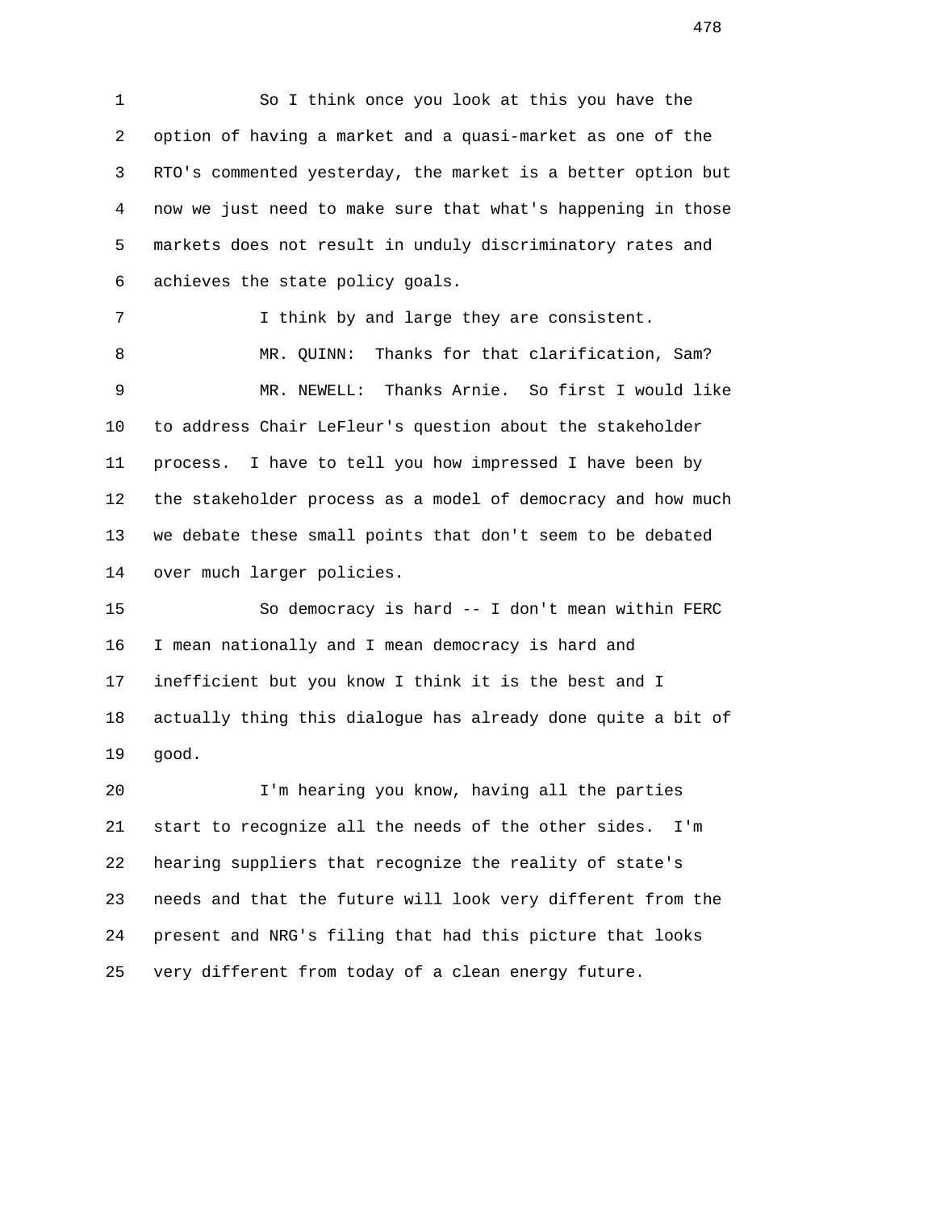So I think once you look at this you have the option of having a market and a quasi-market as one of the RTO's commented yesterday, the market is a better option but now we just need to make sure that what's happening in those markets does not result in unduly discriminatory rates and achieves the state policy goals.

I think by and large they are consistent.

MR. QUINN: Thanks for that clarification, Sam?

MR. NEWELL: Thanks Arnie. So first I would like to address Chair LeFleur's question about the stakeholder process. I have to tell you how impressed I have been by the stakeholder process as a model of democracy and how much we debate these small points that don't seem to be debated over much larger policies.

So democracy is hard -- I don't mean within FERC I mean nationally and I mean democracy is hard and inefficient but you know I think it is the best and I actually thing this dialogue has already done quite a bit of good.

I'm hearing you know, having all the parties start to recognize all the needs of the other sides. I'm hearing suppliers that recognize the reality of state's needs and that the future will look very different from the present and NRG's filing that had this picture that looks very different from today of a clean energy future.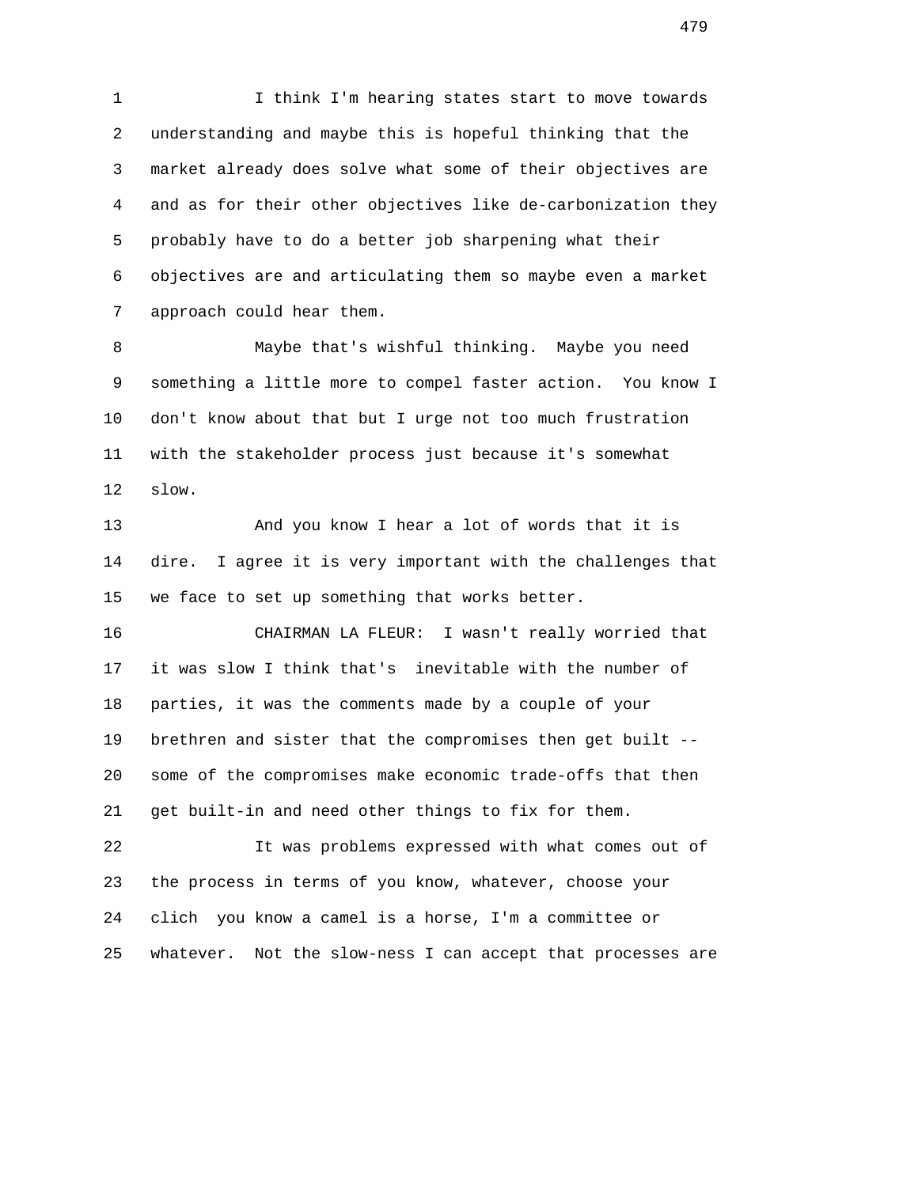I think I'm hearing states start to move towards understanding and maybe this is hopeful thinking that the market already does solve what some of their objectives are and as for their other objectives like de-carbonization they probably have to do a better job sharpening what their objectives are and articulating them so maybe even a market approach could hear them.

Maybe that's wishful thinking. Maybe you need something a little more to compel faster action. You know I don't know about that but I urge not too much frustration with the stakeholder process just because it's somewhat slow.

And you know I hear a lot of words that it is dire. I agree it is very important with the challenges that we face to set up something that works better.

CHAIRMAN LA FLEUR: I wasn't really worried that it was slow I think that's inevitable with the number of parties, it was the comments made by a couple of your brethren and sister that the compromises then get built -- some of the compromises make economic trade-offs that then get built-in and need other things to fix for them.

It was problems expressed with what comes out of the process in terms of you know, whatever, choose your clich you know a camel is a horse, I'm a committee or whatever. Not the slow-ness I can accept that processes are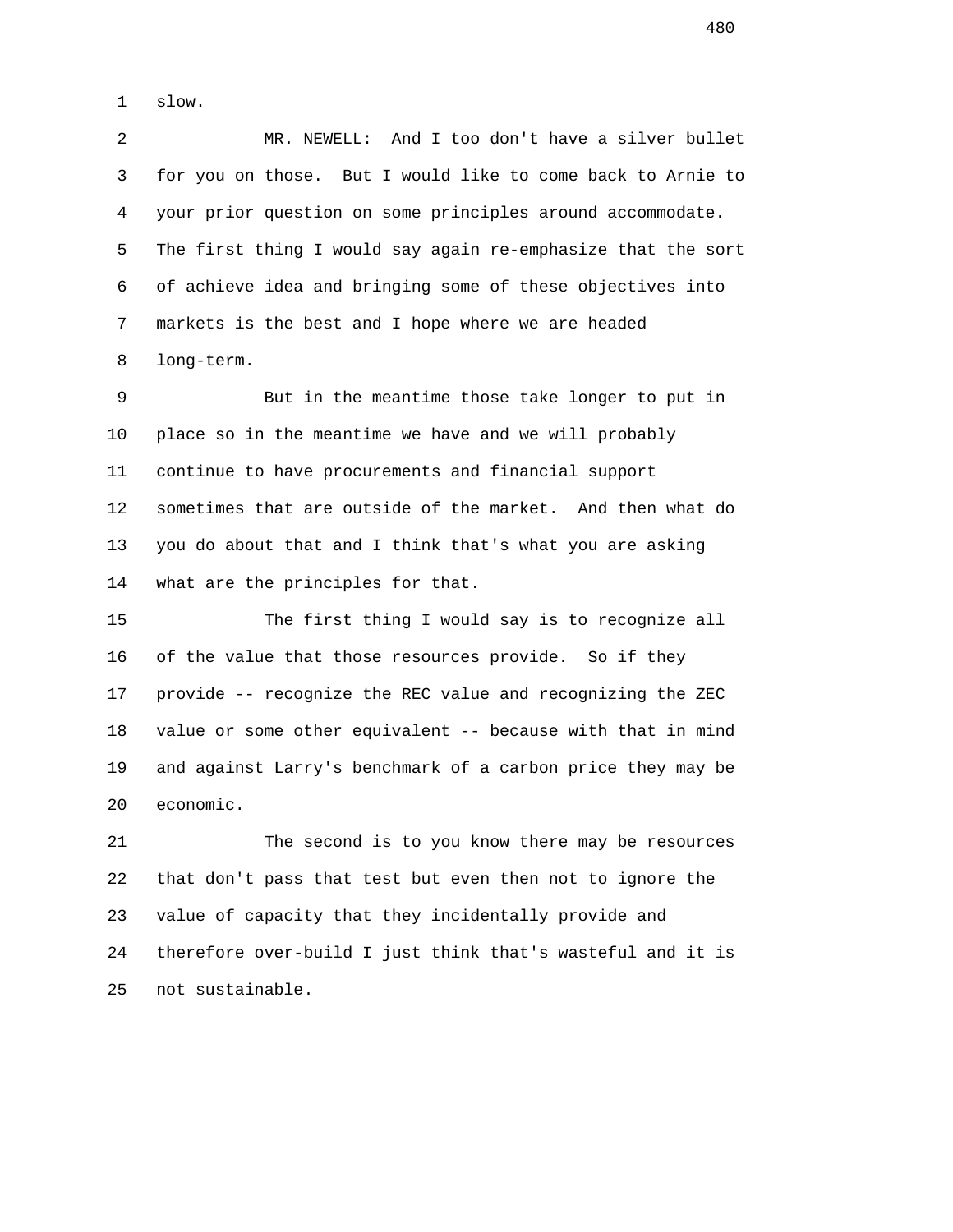slow.

MR. NEWELL: And I too don't have a silver bullet for you on those. But I would like to come back to Arnie to your prior question on some principles around accommodate. The first thing I would say again re-emphasize that the sort of achieve idea and bringing some of these objectives into markets is the best and I hope where we are headed long-term.

But in the meantime those take longer to put in place so in the meantime we have and we will probably continue to have procurements and financial support sometimes that are outside of the market. And then what do you do about that and I think that's what you are asking what are the principles for that.

The first thing I would say is to recognize all of the value that those resources provide. So if they provide -- recognize the REC value and recognizing the ZEC value or some other equivalent -- because with that in mind and against Larry's benchmark of a carbon price they may be economic.

The second is to you know there may be resources that don't pass that test but even then not to ignore the value of capacity that they incidentally provide and therefore over-build I just think that's wasteful and it is not sustainable.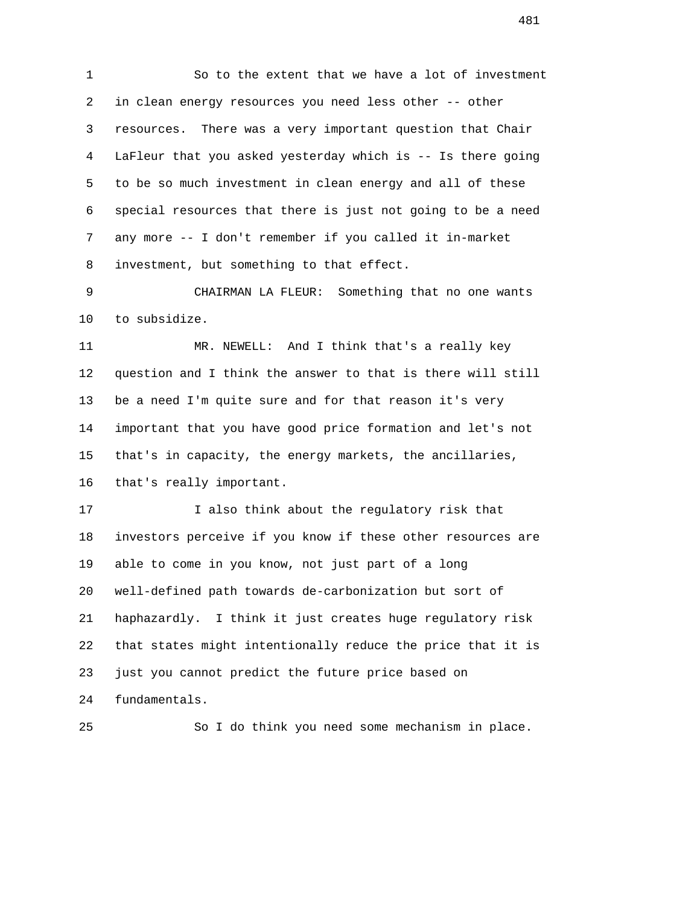So to the extent that we have a lot of investment in clean energy resources you need less other -- other resources. There was a very important question that Chair LaFleur that you asked yesterday which is -- Is there going to be so much investment in clean energy and all of these special resources that there is just not going to be a need any more -- I don't remember if you called it in-market investment, but something to that effect.

CHAIRMAN LA FLEUR: Something that no one wants to subsidize.

MR. NEWELL: And I think that's a really key question and I think the answer to that is there will still be a need I'm quite sure and for that reason it's very important that you have good price formation and let's not that's in capacity, the energy markets, the ancillaries, that's really important.

I also think about the regulatory risk that investors perceive if you know if these other resources are able to come in you know, not just part of a long well-defined path towards de-carbonization but sort of haphazardly. I think it just creates huge regulatory risk that states might intentionally reduce the price that it is just you cannot predict the future price based on fundamentals.

So I do think you need some mechanism in place.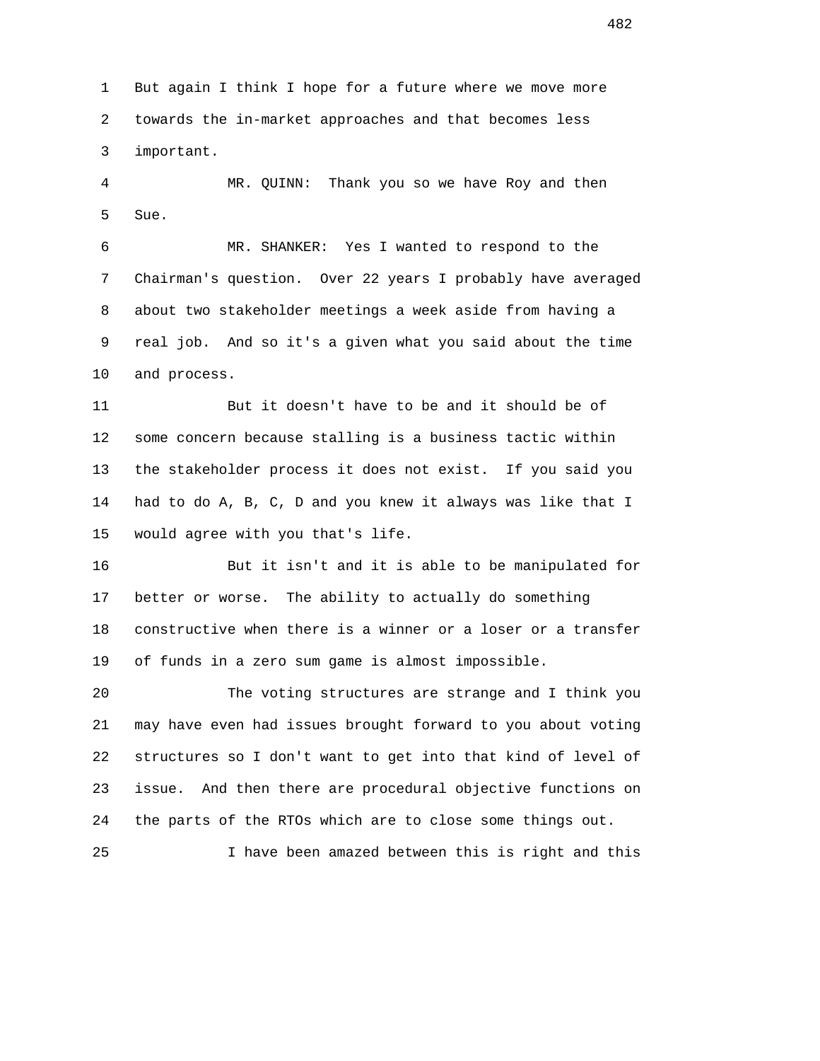But again I think I hope for a future where we move more towards the in-market approaches and that becomes less important.

MR. QUINN: Thank you so we have Roy and then Sue.

MR. SHANKER: Yes I wanted to respond to the Chairman's question. Over 22 years I probably have averaged about two stakeholder meetings a week aside from having a real job. And so it's a given what you said about the time and process.

But it doesn't have to be and it should be of some concern because stalling is a business tactic within the stakeholder process it does not exist. If you said you had to do A, B, C, D and you knew it always was like that I would agree with you that's life.

But it isn't and it is able to be manipulated for better or worse. The ability to actually do something constructive when there is a winner or a loser or a transfer of funds in a zero sum game is almost impossible.

The voting structures are strange and I think you may have even had issues brought forward to you about voting structures so I don't want to get into that kind of level of issue. And then there are procedural objective functions on the parts of the RTOs which are to close some things out.

I have been amazed between this is right and this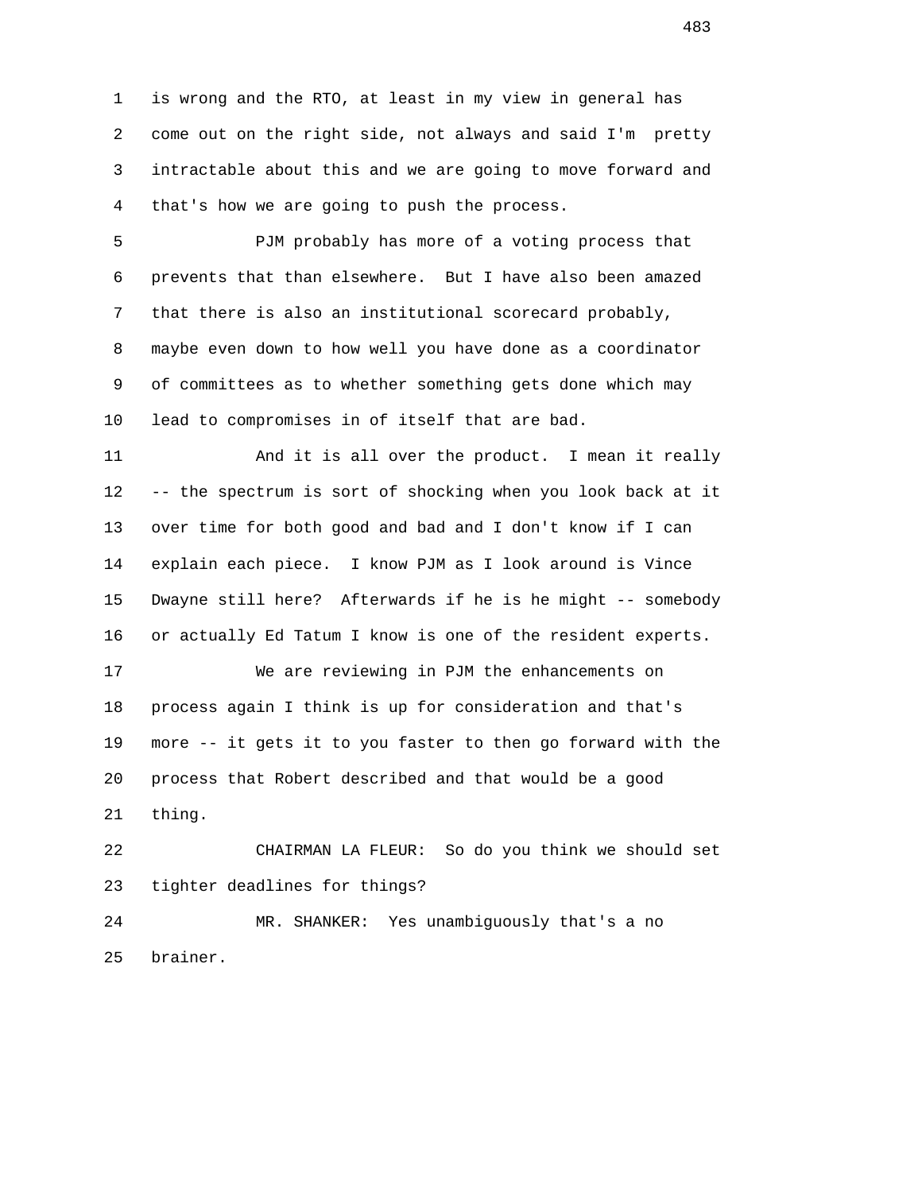is wrong and the RTO, at least in my view in general has come out on the right side, not always and said I'm pretty intractable about this and we are going to move forward and that's how we are going to push the process.

PJM probably has more of a voting process that prevents that than elsewhere. But I have also been amazed that there is also an institutional scorecard probably, maybe even down to how well you have done as a coordinator of committees as to whether something gets done which may lead to compromises in of itself that are bad.

And it is all over the product. I mean it really -- the spectrum is sort of shocking when you look back at it over time for both good and bad and I don't know if I can explain each piece. I know PJM as I look around is Vince Dwayne still here? Afterwards if he is he might -- somebody or actually Ed Tatum I know is one of the resident experts.

We are reviewing in PJM the enhancements on process again I think is up for consideration and that's more -- it gets it to you faster to then go forward with the process that Robert described and that would be a good thing.

CHAIRMAN LA FLEUR: So do you think we should set tighter deadlines for things?

MR. SHANKER: Yes unambiguously that's a no brainer.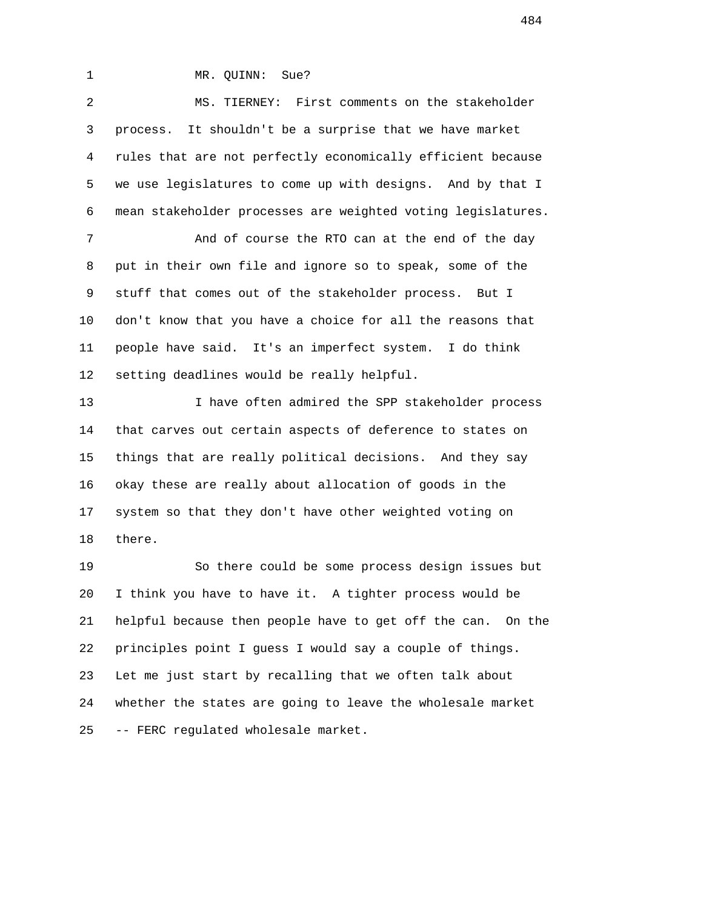MR. QUINN: Sue?

MS. TIERNEY: First comments on the stakeholder process. It shouldn't be a surprise that we have market rules that are not perfectly economically efficient because we use legislatures to come up with designs. And by that I mean stakeholder processes are weighted voting legislatures.

And of course the RTO can at the end of the day put in their own file and ignore so to speak, some of the stuff that comes out of the stakeholder process. But I don't know that you have a choice for all the reasons that people have said. It's an imperfect system. I do think setting deadlines would be really helpful.

I have often admired the SPP stakeholder process that carves out certain aspects of deference to states on things that are really political decisions. And they say okay these are really about allocation of goods in the system so that they don't have other weighted voting on there.

So there could be some process design issues but I think you have to have it. A tighter process would be helpful because then people have to get off the can. On the principles point I guess I would say a couple of things. Let me just start by recalling that we often talk about whether the states are going to leave the wholesale market -- FERC regulated wholesale market.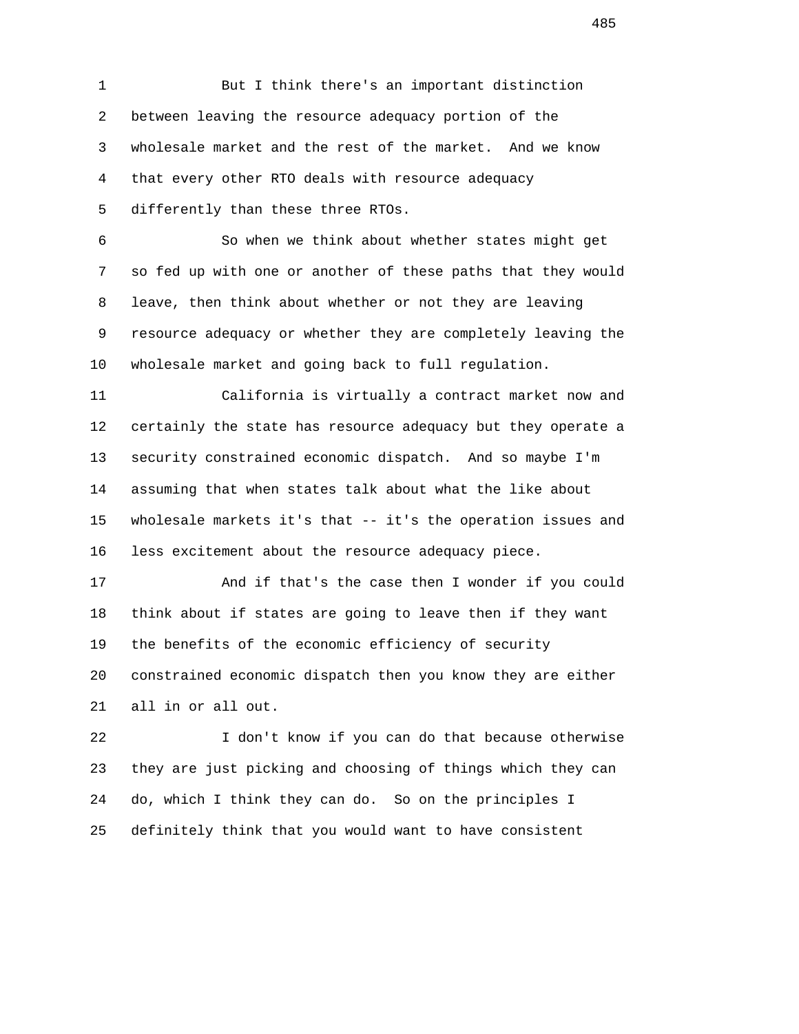But I think there's an important distinction between leaving the resource adequacy portion of the wholesale market and the rest of the market. And we know that every other RTO deals with resource adequacy differently than these three RTOs.

So when we think about whether states might get so fed up with one or another of these paths that they would leave, then think about whether or not they are leaving resource adequacy or whether they are completely leaving the wholesale market and going back to full regulation.

California is virtually a contract market now and certainly the state has resource adequacy but they operate a security constrained economic dispatch. And so maybe I'm assuming that when states talk about what the like about wholesale markets it's that -- it's the operation issues and less excitement about the resource adequacy piece.

And if that's the case then I wonder if you could think about if states are going to leave then if they want the benefits of the economic efficiency of security constrained economic dispatch then you know they are either all in or all out.

I don't know if you can do that because otherwise they are just picking and choosing of things which they can do, which I think they can do. So on the principles I definitely think that you would want to have consistent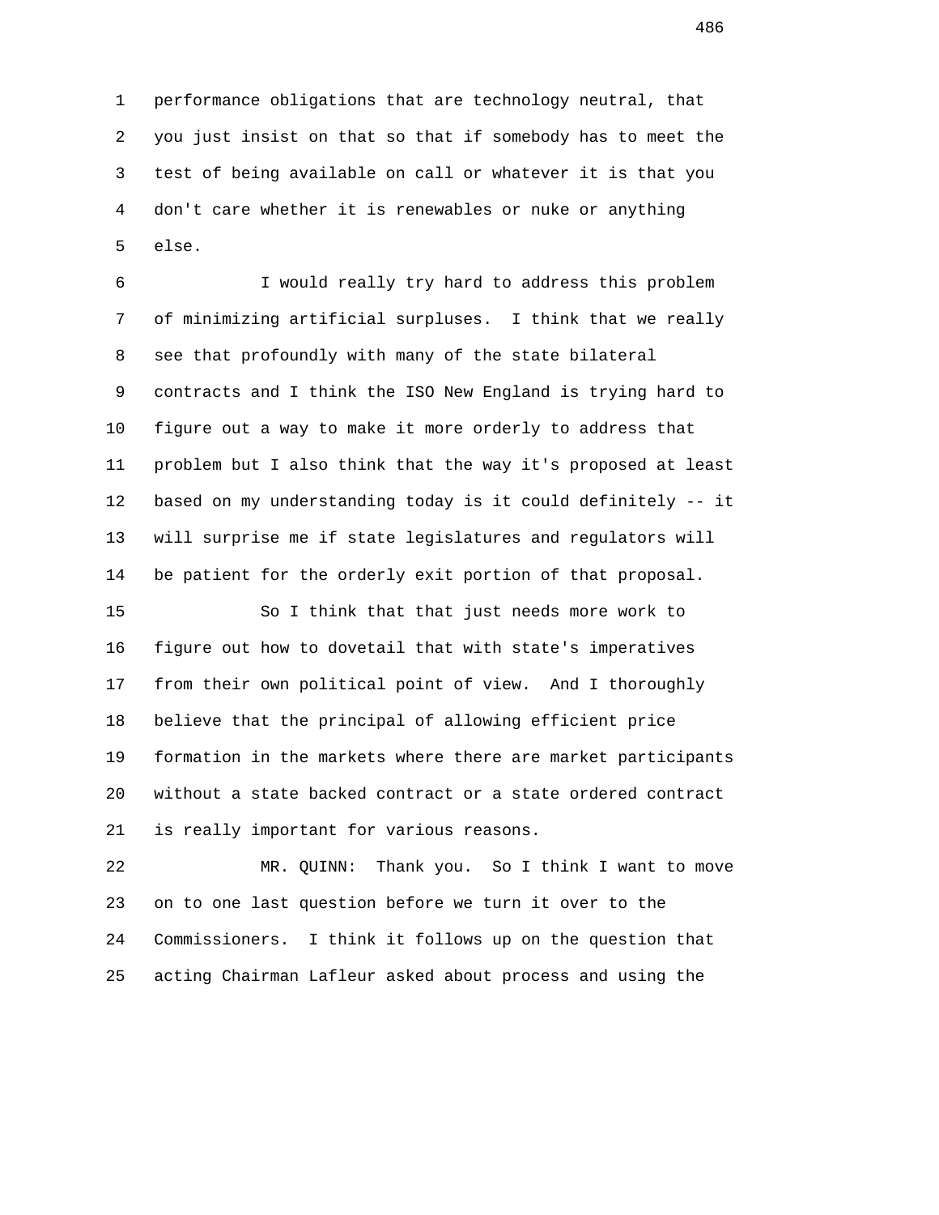performance obligations that are technology neutral, that you just insist on that so that if somebody has to meet the test of being available on call or whatever it is that you don't care whether it is renewables or nuke or anything else.

I would really try hard to address this problem of minimizing artificial surpluses. I think that we really see that profoundly with many of the state bilateral contracts and I think the ISO New England is trying hard to figure out a way to make it more orderly to address that problem but I also think that the way it's proposed at least based on my understanding today is it could definitely -- it will surprise me if state legislatures and regulators will be patient for the orderly exit portion of that proposal.

So I think that that just needs more work to figure out how to dovetail that with state's imperatives from their own political point of view. And I thoroughly believe that the principal of allowing efficient price formation in the markets where there are market participants without a state backed contract or a state ordered contract is really important for various reasons.

MR. QUINN: Thank you. So I think I want to move on to one last question before we turn it over to the Commissioners. I think it follows up on the question that acting Chairman Lafleur asked about process and using the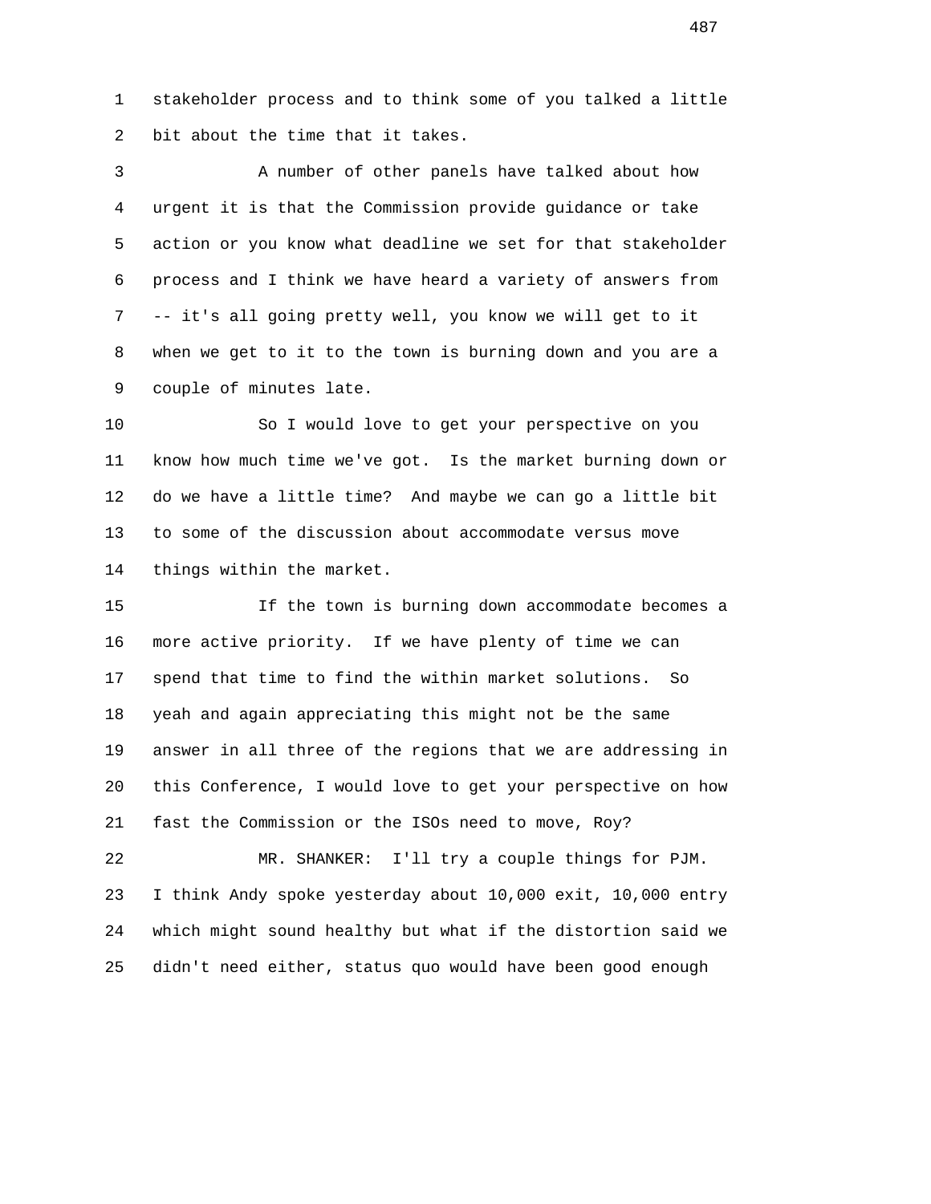stakeholder process and to think some of you talked a little bit about the time that it takes.

A number of other panels have talked about how urgent it is that the Commission provide guidance or take action or you know what deadline we set for that stakeholder process and I think we have heard a variety of answers from -- it's all going pretty well, you know we will get to it when we get to it to the town is burning down and you are a couple of minutes late.

So I would love to get your perspective on you know how much time we've got. Is the market burning down or do we have a little time? And maybe we can go a little bit to some of the discussion about accommodate versus move things within the market.

If the town is burning down accommodate becomes a more active priority. If we have plenty of time we can spend that time to find the within market solutions. So yeah and again appreciating this might not be the same answer in all three of the regions that we are addressing in this Conference, I would love to get your perspective on how fast the Commission or the ISOs need to move, Roy?

MR. SHANKER: I'll try a couple things for PJM. I think Andy spoke yesterday about 10,000 exit, 10,000 entry which might sound healthy but what if the distortion said we didn't need either, status quo would have been good enough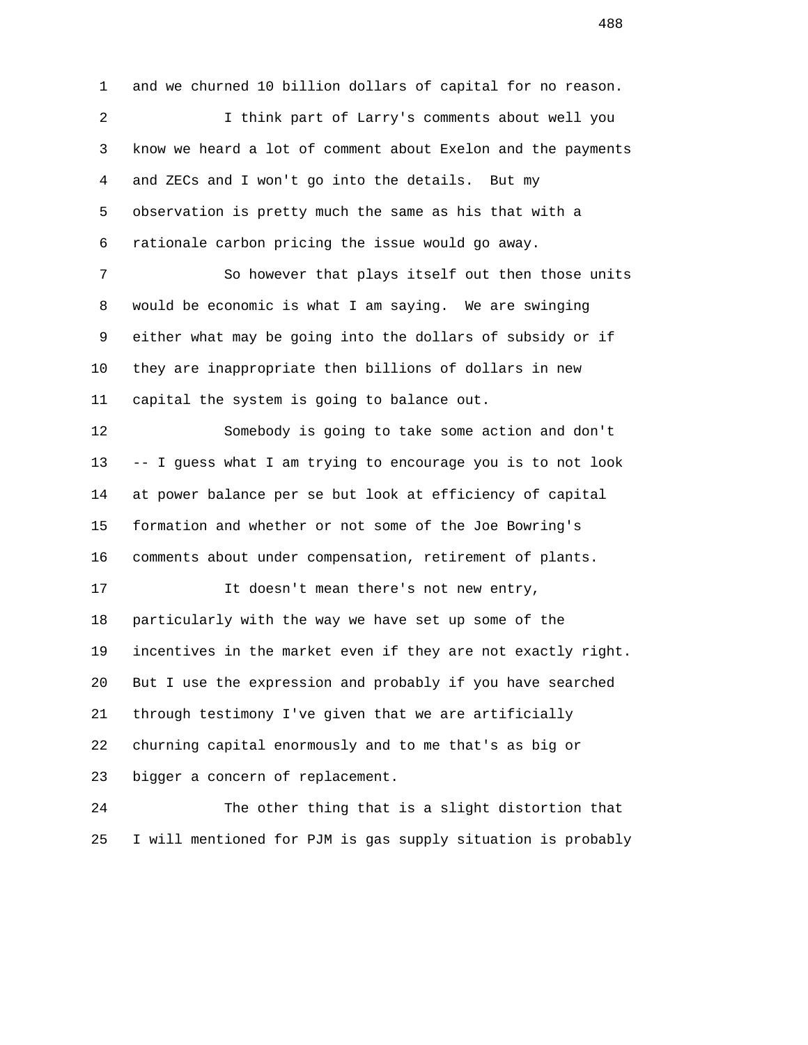and we churned 10 billion dollars of capital for no reason.

I think part of Larry's comments about well you know we heard a lot of comment about Exelon and the payments and ZECs and I won't go into the details. But my observation is pretty much the same as his that with a rationale carbon pricing the issue would go away.

So however that plays itself out then those units would be economic is what I am saying. We are swinging either what may be going into the dollars of subsidy or if they are inappropriate then billions of dollars in new capital the system is going to balance out.

Somebody is going to take some action and don't -- I guess what I am trying to encourage you is to not look at power balance per se but look at efficiency of capital formation and whether or not some of the Joe Bowring's comments about under compensation, retirement of plants.

It doesn't mean there's not new entry, particularly with the way we have set up some of the incentives in the market even if they are not exactly right. But I use the expression and probably if you have searched through testimony I've given that we are artificially churning capital enormously and to me that's as big or bigger a concern of replacement.

The other thing that is a slight distortion that I will mentioned for PJM is gas supply situation is probably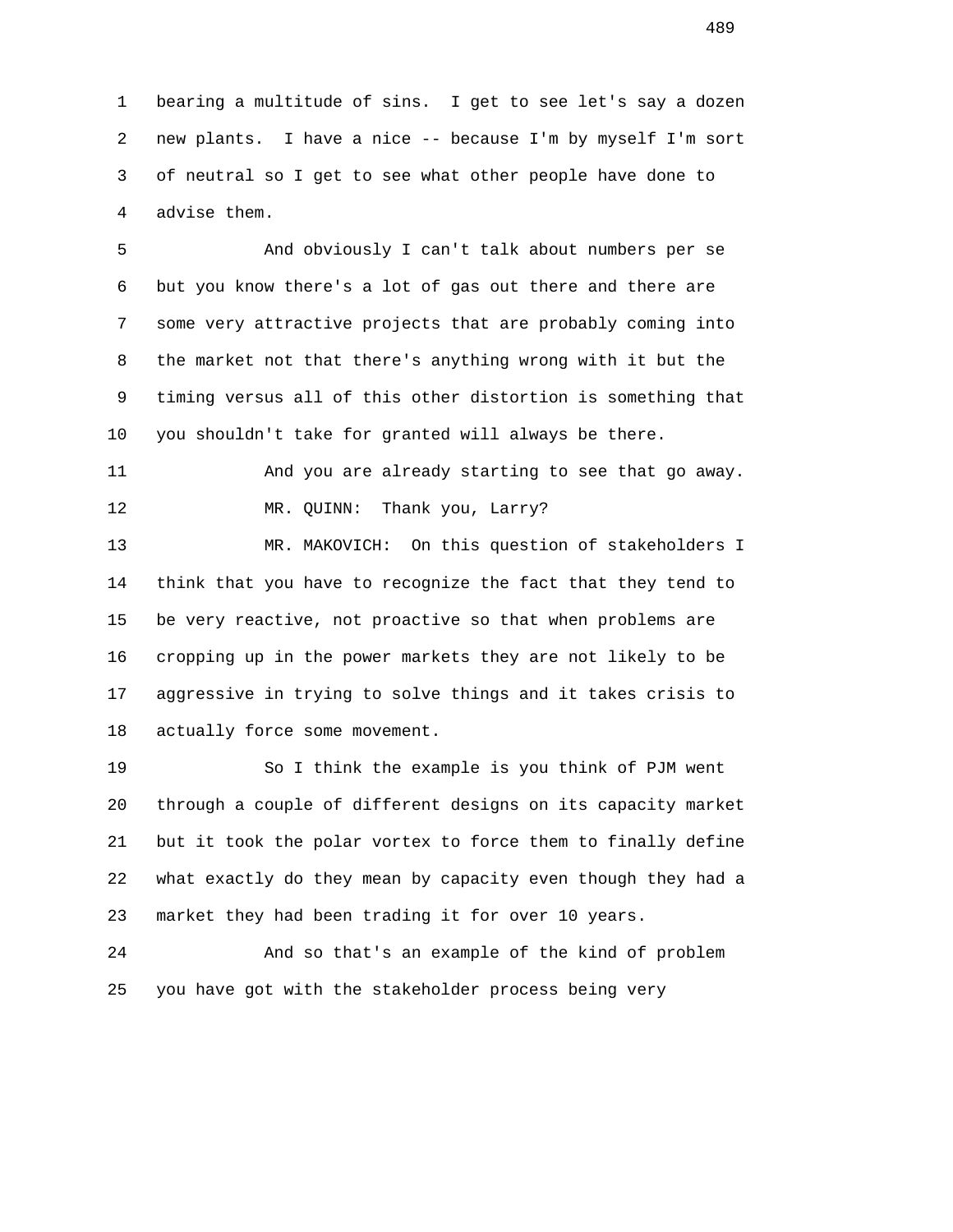bearing a multitude of sins. I get to see let's say a dozen new plants. I have a nice -- because I'm by myself I'm sort of neutral so I get to see what other people have done to advise them.

And obviously I can't talk about numbers per se but you know there's a lot of gas out there and there are some very attractive projects that are probably coming into the market not that there's anything wrong with it but the timing versus all of this other distortion is something that you shouldn't take for granted will always be there.

And you are already starting to see that go away.

MR. QUINN: Thank you, Larry?

MR. MAKOVICH: On this question of stakeholders I think that you have to recognize the fact that they tend to be very reactive, not proactive so that when problems are cropping up in the power markets they are not likely to be aggressive in trying to solve things and it takes crisis to actually force some movement.

So I think the example is you think of PJM went through a couple of different designs on its capacity market but it took the polar vortex to force them to finally define what exactly do they mean by capacity even though they had a market they had been trading it for over 10 years.

And so that's an example of the kind of problem you have got with the stakeholder process being very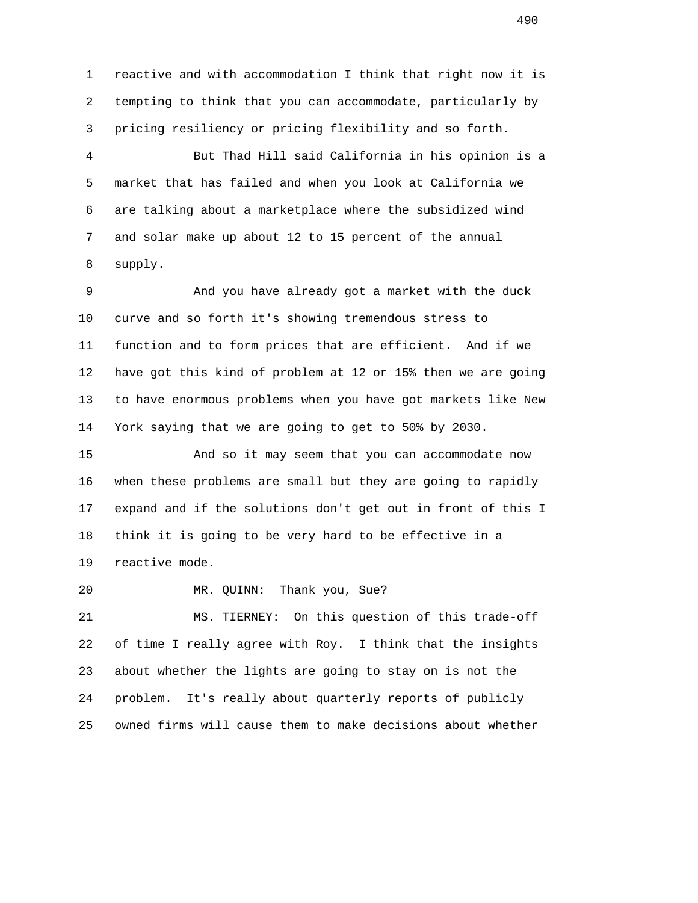reactive and with accommodation I think that right now it is tempting to think that you can accommodate, particularly by pricing resiliency or pricing flexibility and so forth.

But Thad Hill said California in his opinion is a market that has failed and when you look at California we are talking about a marketplace where the subsidized wind and solar make up about 12 to 15 percent of the annual supply.

And you have already got a market with the duck curve and so forth it's showing tremendous stress to function and to form prices that are efficient. And if we have got this kind of problem at 12 or 15% then we are going to have enormous problems when you have got markets like New York saying that we are going to get to 50% by 2030.

And so it may seem that you can accommodate now when these problems are small but they are going to rapidly expand and if the solutions don't get out in front of this I think it is going to be very hard to be effective in a reactive mode.

MR. QUINN: Thank you, Sue?

MS. TIERNEY: On this question of this trade-off of time I really agree with Roy. I think that the insights about whether the lights are going to stay on is not the problem. It's really about quarterly reports of publicly owned firms will cause them to make decisions about whether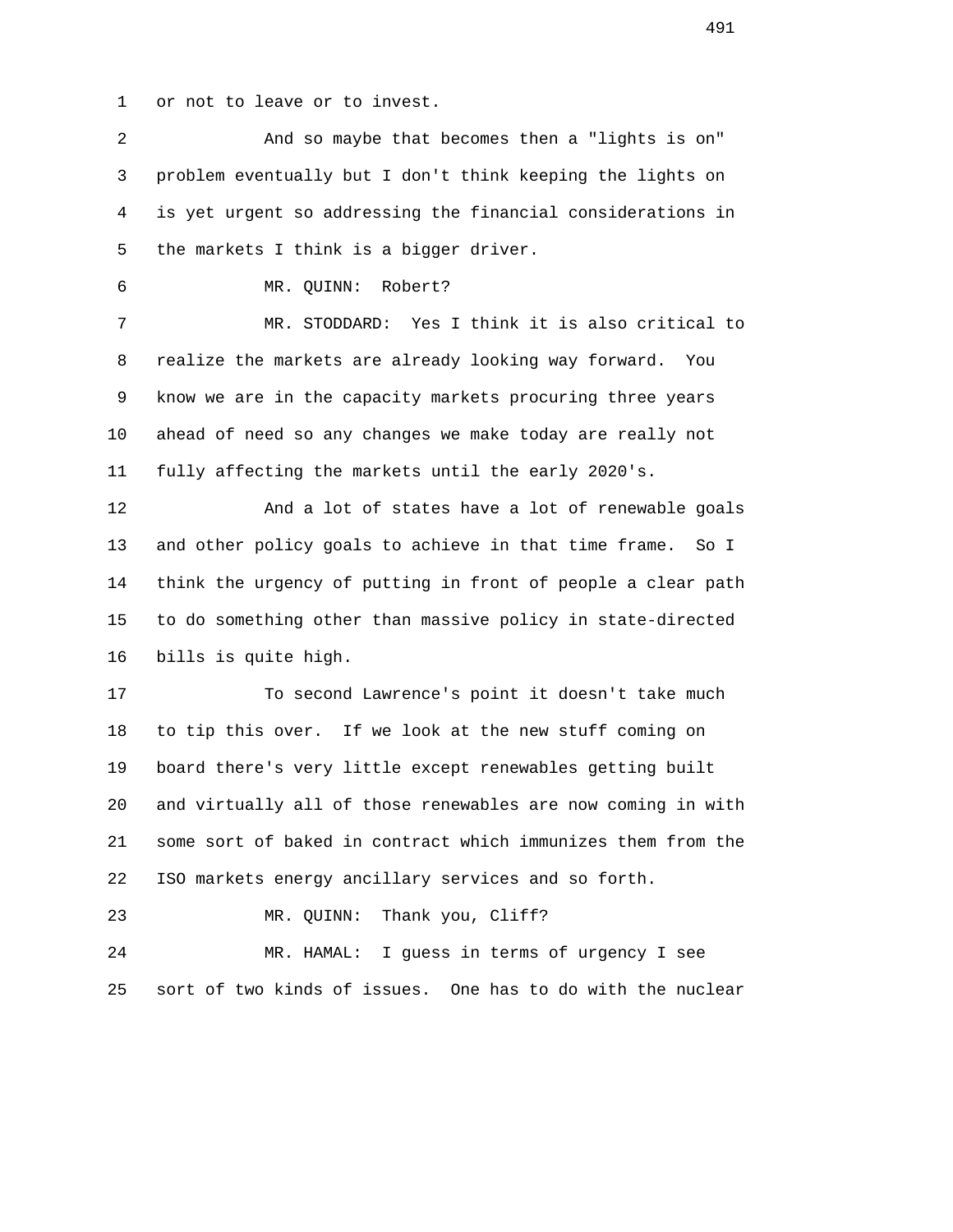or not to leave or to invest.

And so maybe that becomes then a "lights is on" problem eventually but I don't think keeping the lights on is yet urgent so addressing the financial considerations in the markets I think is a bigger driver.

MR. QUINN: Robert?

MR. STODDARD: Yes I think it is also critical to realize the markets are already looking way forward. You know we are in the capacity markets procuring three years ahead of need so any changes we make today are really not fully affecting the markets until the early 2020's.

And a lot of states have a lot of renewable goals and other policy goals to achieve in that time frame. So I think the urgency of putting in front of people a clear path to do something other than massive policy in state-directed bills is quite high.

To second Lawrence's point it doesn't take much to tip this over. If we look at the new stuff coming on board there's very little except renewables getting built and virtually all of those renewables are now coming in with some sort of baked in contract which immunizes them from the ISO markets energy ancillary services and so forth.

MR. QUINN: Thank you, Cliff?

MR. HAMAL: I guess in terms of urgency I see sort of two kinds of issues. One has to do with the nuclear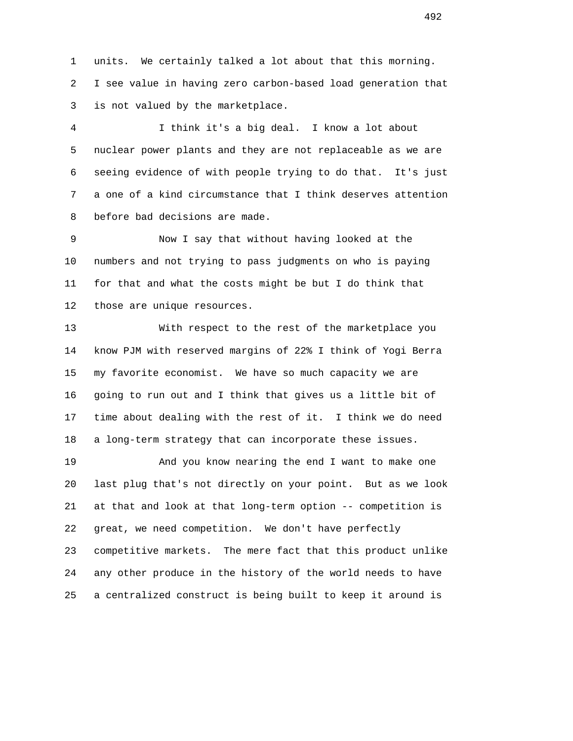units. We certainly talked a lot about that this morning. I see value in having zero carbon-based load generation that is not valued by the marketplace.

I think it's a big deal. I know a lot about nuclear power plants and they are not replaceable as we are seeing evidence of with people trying to do that. It's just a one of a kind circumstance that I think deserves attention before bad decisions are made.

Now I say that without having looked at the numbers and not trying to pass judgments on who is paying for that and what the costs might be but I do think that those are unique resources.

With respect to the rest of the marketplace you know PJM with reserved margins of 22% I think of Yogi Berra my favorite economist. We have so much capacity we are going to run out and I think that gives us a little bit of time about dealing with the rest of it. I think we do need a long-term strategy that can incorporate these issues.

And you know nearing the end I want to make one last plug that's not directly on your point. But as we look at that and look at that long-term option -- competition is great, we need competition. We don't have perfectly competitive markets. The mere fact that this product unlike any other produce in the history of the world needs to have a centralized construct is being built to keep it around is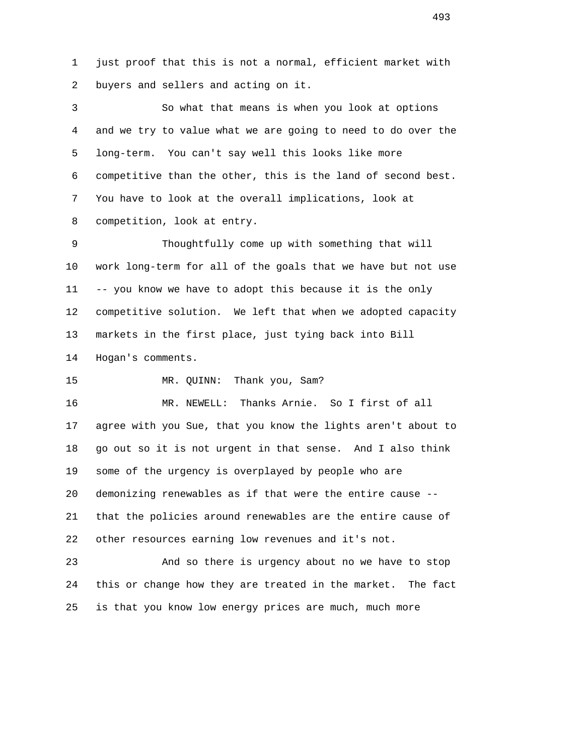just proof that this is not a normal, efficient market with buyers and sellers and acting on it.

So what that means is when you look at options and we try to value what we are going to need to do over the long-term. You can't say well this looks like more competitive than the other, this is the land of second best. You have to look at the overall implications, look at competition, look at entry.

Thoughtfully come up with something that will work long-term for all of the goals that we have but not use -- you know we have to adopt this because it is the only competitive solution. We left that when we adopted capacity markets in the first place, just tying back into Bill Hogan's comments.

MR. QUINN: Thank you, Sam?

MR. NEWELL: Thanks Arnie. So I first of all agree with you Sue, that you know the lights aren't about to go out so it is not urgent in that sense. And I also think some of the urgency is overplayed by people who are demonizing renewables as if that were the entire cause -- that the policies around renewables are the entire cause of other resources earning low revenues and it's not.

And so there is urgency about no we have to stop this or change how they are treated in the market. The fact is that you know low energy prices are much, much more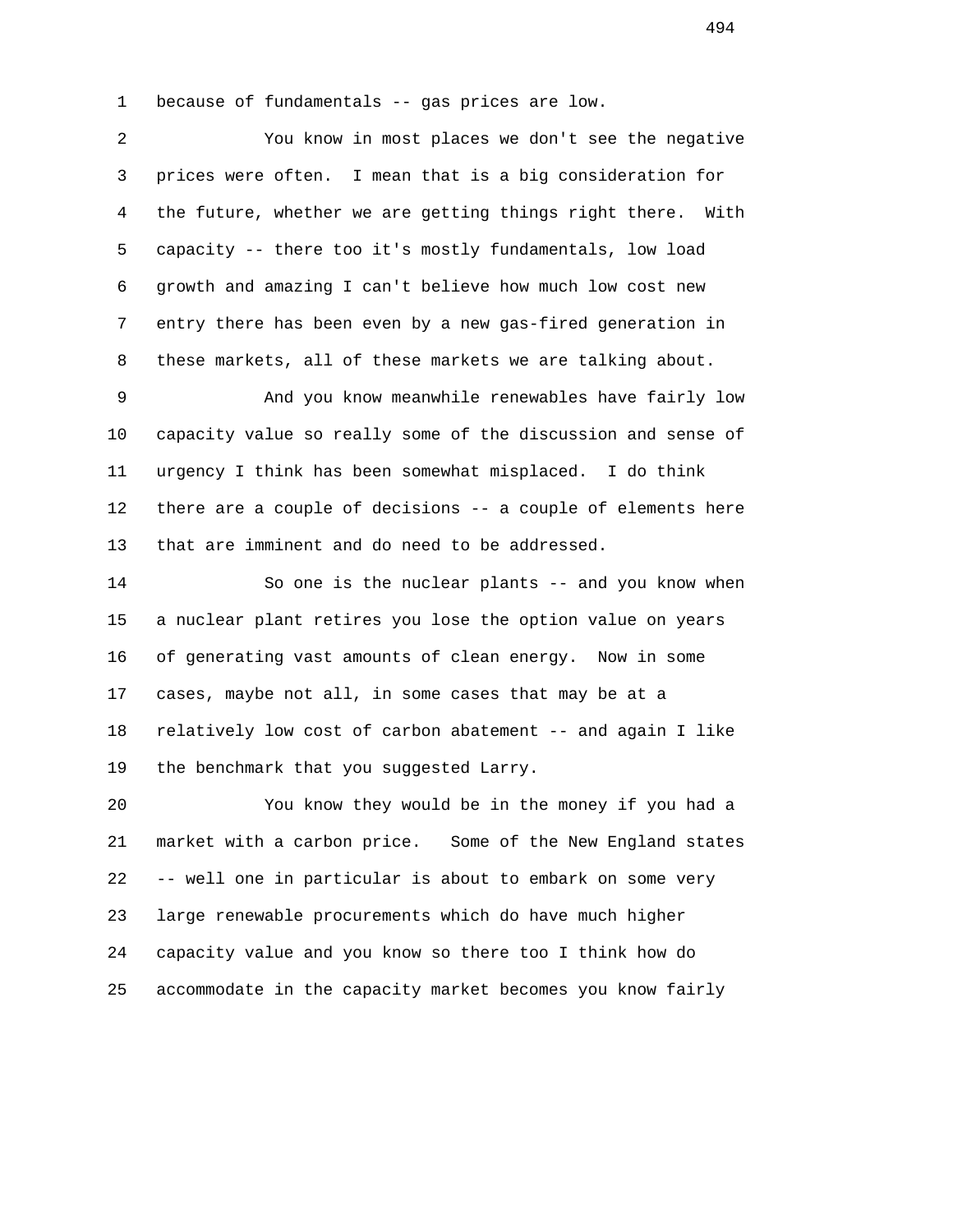because of fundamentals -- gas prices are low.

You know in most places we don't see the negative prices were often. I mean that is a big consideration for the future, whether we are getting things right there. With capacity -- there too it's mostly fundamentals, low load growth and amazing I can't believe how much low cost new entry there has been even by a new gas-fired generation in these markets, all of these markets we are talking about.

And you know meanwhile renewables have fairly low capacity value so really some of the discussion and sense of urgency I think has been somewhat misplaced. I do think there are a couple of decisions -- a couple of elements here that are imminent and do need to be addressed.

So one is the nuclear plants -- and you know when a nuclear plant retires you lose the option value on years of generating vast amounts of clean energy. Now in some cases, maybe not all, in some cases that may be at a relatively low cost of carbon abatement -- and again I like the benchmark that you suggested Larry.

You know they would be in the money if you had a market with a carbon price. Some of the New England states -- well one in particular is about to embark on some very large renewable procurements which do have much higher capacity value and you know so there too I think how do accommodate in the capacity market becomes you know fairly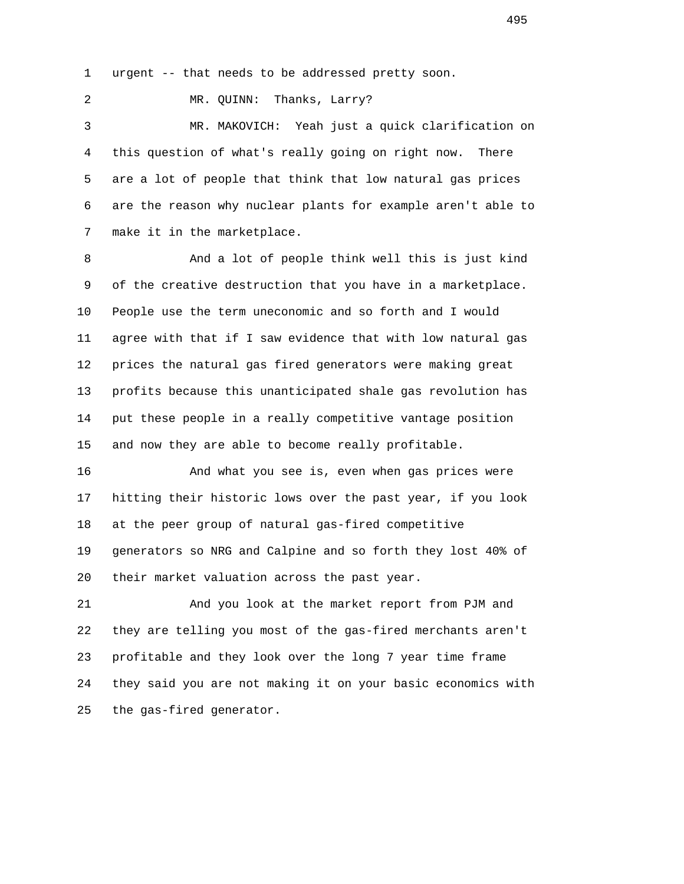urgent -- that needs to be addressed pretty soon.

MR. QUINN: Thanks, Larry?

MR. MAKOVICH: Yeah just a quick clarification on this question of what's really going on right now. There are a lot of people that think that low natural gas prices are the reason why nuclear plants for example aren't able to make it in the marketplace.

And a lot of people think well this is just kind of the creative destruction that you have in a marketplace. People use the term uneconomic and so forth and I would agree with that if I saw evidence that with low natural gas prices the natural gas fired generators were making great profits because this unanticipated shale gas revolution has put these people in a really competitive vantage position and now they are able to become really profitable.

And what you see is, even when gas prices were hitting their historic lows over the past year, if you look at the peer group of natural gas-fired competitive generators so NRG and Calpine and so forth they lost 40% of their market valuation across the past year.

And you look at the market report from PJM and they are telling you most of the gas-fired merchants aren't profitable and they look over the long 7 year time frame they said you are not making it on your basic economics with the gas-fired generator.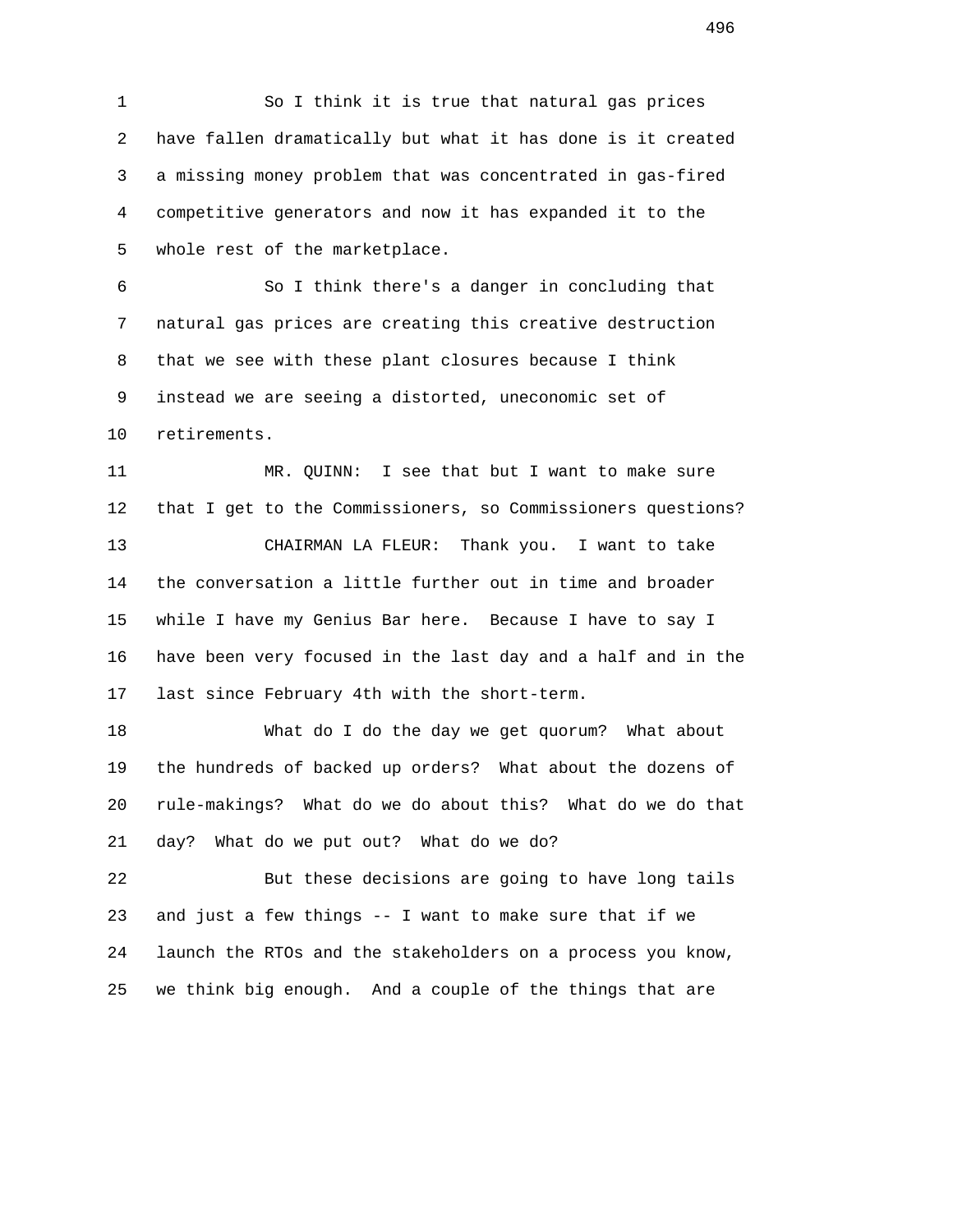So I think it is true that natural gas prices have fallen dramatically but what it has done is it created a missing money problem that was concentrated in gas-fired competitive generators and now it has expanded it to the whole rest of the marketplace.

So I think there's a danger in concluding that natural gas prices are creating this creative destruction that we see with these plant closures because I think instead we are seeing a distorted, uneconomic set of retirements.

MR. QUINN: I see that but I want to make sure that I get to the Commissioners, so Commissioners questions?

CHAIRMAN LA FLEUR: Thank you. I want to take the conversation a little further out in time and broader while I have my Genius Bar here. Because I have to say I have been very focused in the last day and a half and in the last since February 4th with the short-term.

What do I do the day we get quorum? What about the hundreds of backed up orders? What about the dozens of rule-makings? What do we do about this? What do we do that day? What do we put out? What do we do?

But these decisions are going to have long tails and just a few things -- I want to make sure that if we launch the RTOs and the stakeholders on a process you know, we think big enough. And a couple of the things that are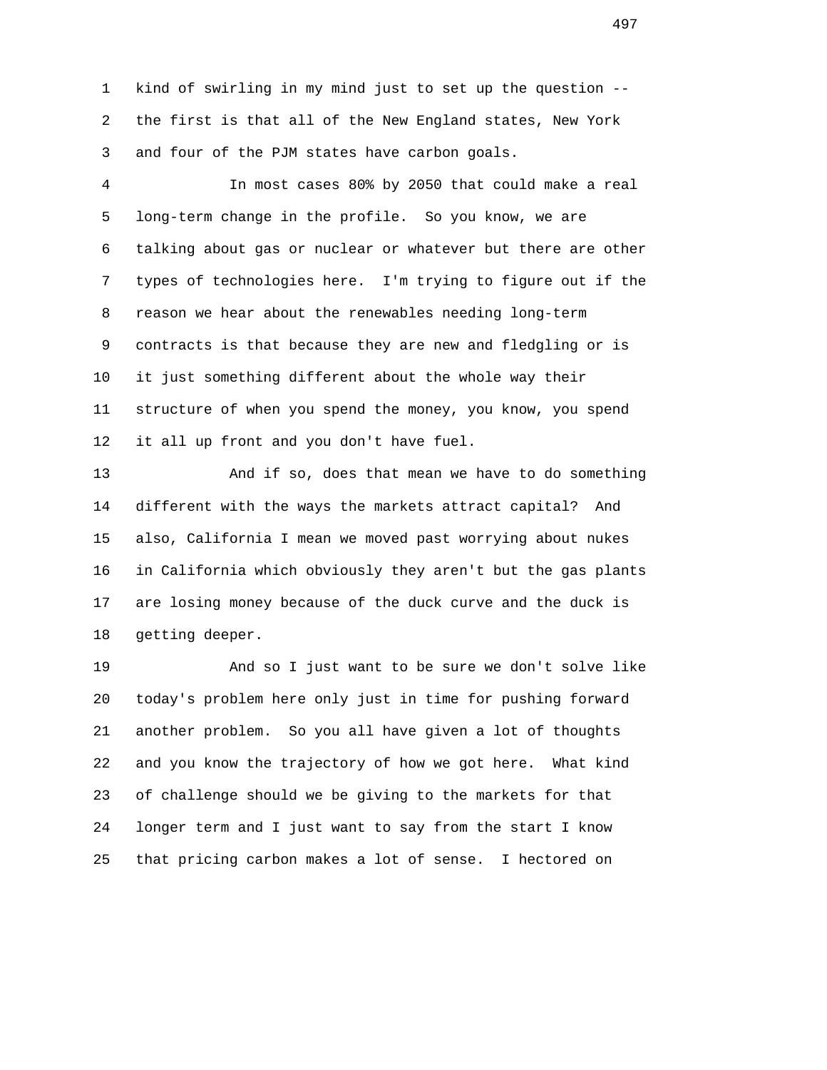kind of swirling in my mind just to set up the question -- the first is that all of the New England states, New York and four of the PJM states have carbon goals.

In most cases 80% by 2050 that could make a real long-term change in the profile. So you know, we are talking about gas or nuclear or whatever but there are other types of technologies here. I'm trying to figure out if the reason we hear about the renewables needing long-term contracts is that because they are new and fledgling or is it just something different about the whole way their structure of when you spend the money, you know, you spend it all up front and you don't have fuel.

And if so, does that mean we have to do something different with the ways the markets attract capital? And also, California I mean we moved past worrying about nukes in California which obviously they aren't but the gas plants are losing money because of the duck curve and the duck is getting deeper.

And so I just want to be sure we don't solve like today's problem here only just in time for pushing forward another problem. So you all have given a lot of thoughts and you know the trajectory of how we got here. What kind of challenge should we be giving to the markets for that longer term and I just want to say from the start I know that pricing carbon makes a lot of sense. I hectored on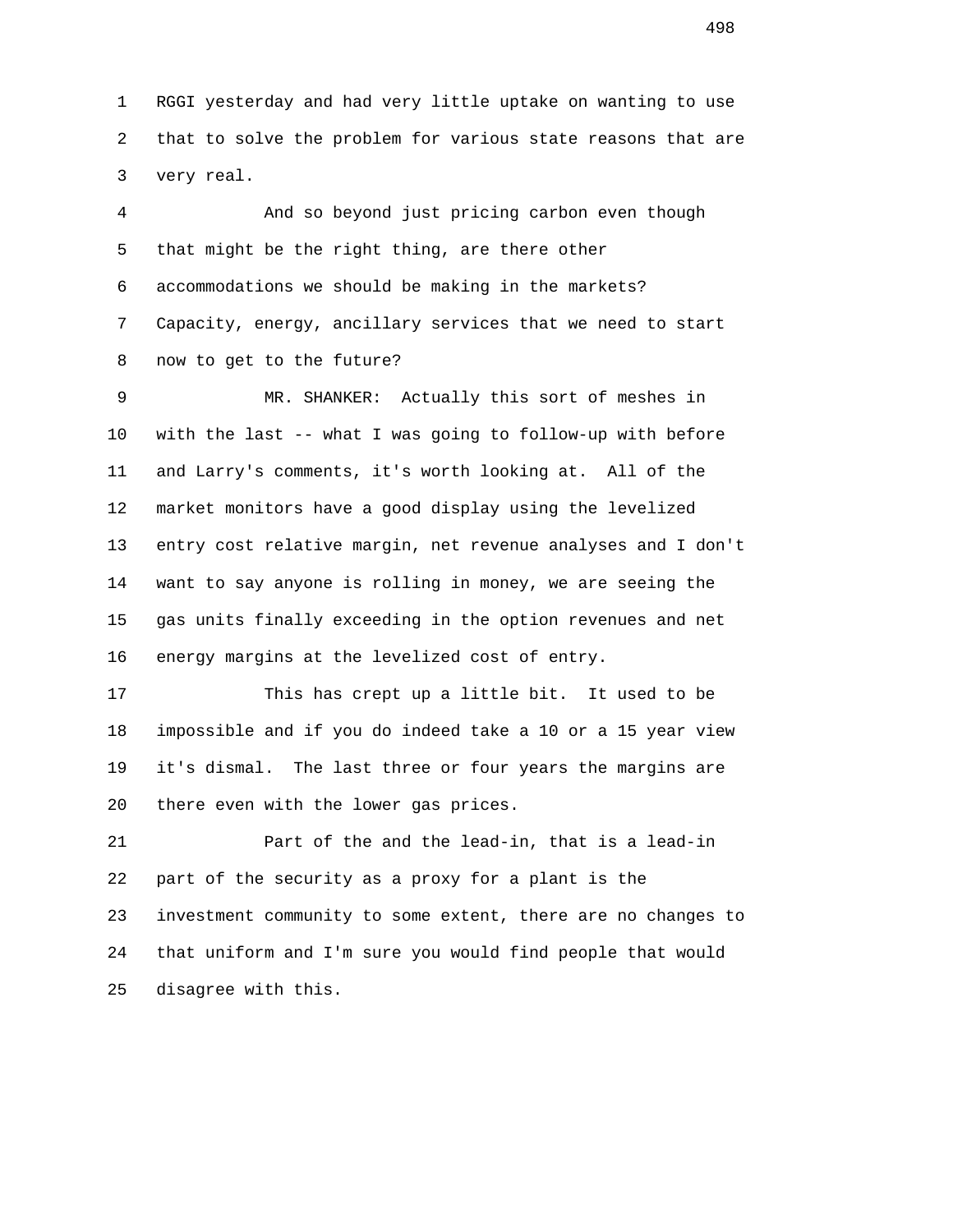RGGI yesterday and had very little uptake on wanting to use that to solve the problem for various state reasons that are very real.

And so beyond just pricing carbon even though that might be the right thing, are there other accommodations we should be making in the markets? Capacity, energy, ancillary services that we need to start now to get to the future?

MR. SHANKER: Actually this sort of meshes in with the last -- what I was going to follow-up with before and Larry's comments, it's worth looking at. All of the market monitors have a good display using the levelized entry cost relative margin, net revenue analyses and I don't want to say anyone is rolling in money, we are seeing the gas units finally exceeding in the option revenues and net energy margins at the levelized cost of entry.

This has crept up a little bit. It used to be impossible and if you do indeed take a 10 or a 15 year view it's dismal. The last three or four years the margins are there even with the lower gas prices.

Part of the and the lead-in, that is a lead-in part of the security as a proxy for a plant is the investment community to some extent, there are no changes to that uniform and I'm sure you would find people that would disagree with this.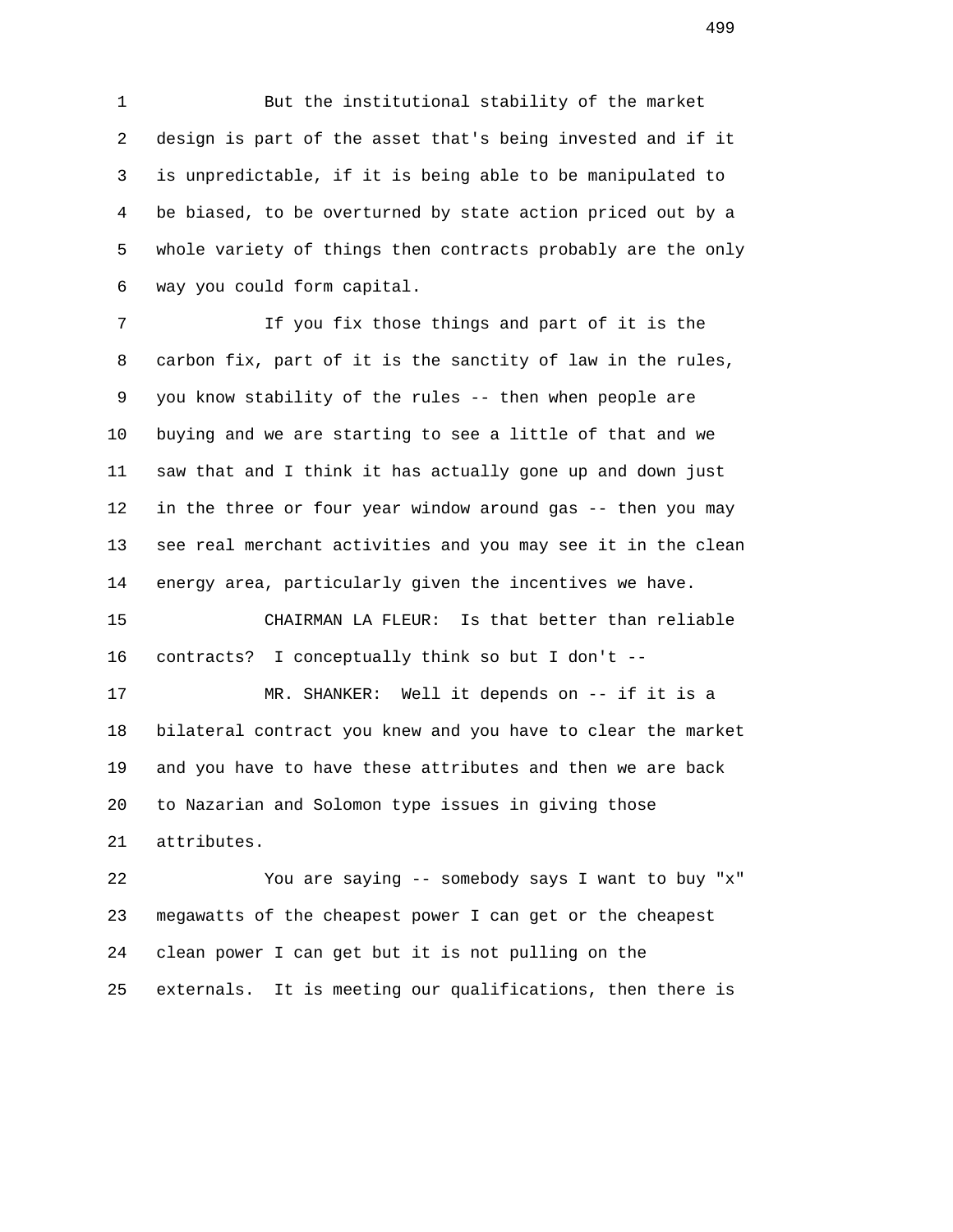But the institutional stability of the market design is part of the asset that's being invested and if it is unpredictable, if it is being able to be manipulated to be biased, to be overturned by state action priced out by a whole variety of things then contracts probably are the only way you could form capital.

If you fix those things and part of it is the carbon fix, part of it is the sanctity of law in the rules, you know stability of the rules -- then when people are buying and we are starting to see a little of that and we saw that and I think it has actually gone up and down just in the three or four year window around gas -- then you may see real merchant activities and you may see it in the clean energy area, particularly given the incentives we have.

CHAIRMAN LA FLEUR: Is that better than reliable contracts? I conceptually think so but I don't --

MR. SHANKER: Well it depends on -- if it is a bilateral contract you knew and you have to clear the market and you have to have these attributes and then we are back to Nazarian and Solomon type issues in giving those attributes.

You are saying -- somebody says I want to buy "x" megawatts of the cheapest power I can get or the cheapest clean power I can get but it is not pulling on the externals. It is meeting our qualifications, then there is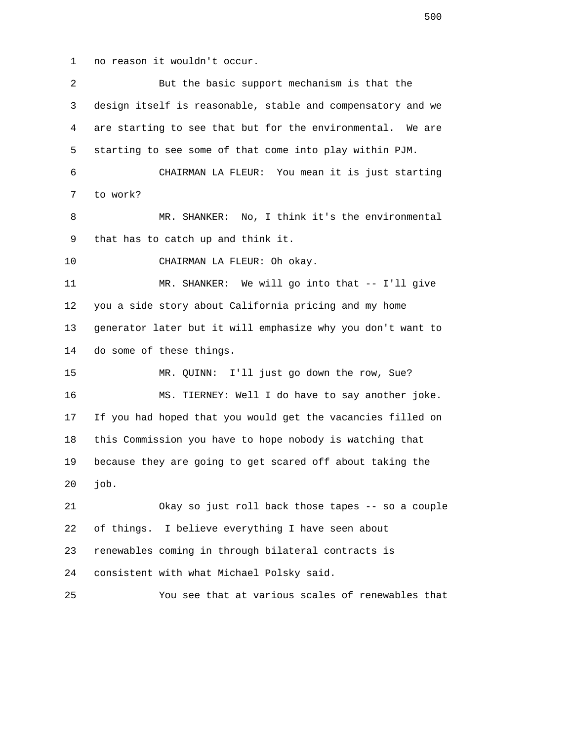no reason it wouldn't occur.

But the basic support mechanism is that the design itself is reasonable, stable and compensatory and we are starting to see that but for the environmental. We are starting to see some of that come into play within PJM.

CHAIRMAN LA FLEUR: You mean it is just starting to work?

MR. SHANKER: No, I think it's the environmental that has to catch up and think it.

CHAIRMAN LA FLEUR: Oh okay.

MR. SHANKER: We will go into that -- I'll give you a side story about California pricing and my home generator later but it will emphasize why you don't want to do some of these things.

MR. QUINN: I'll just go down the row, Sue?

MS. TIERNEY: Well I do have to say another joke. If you had hoped that you would get the vacancies filled on this Commission you have to hope nobody is watching that because they are going to get scared off about taking the job.

Okay so just roll back those tapes -- so a couple of things. I believe everything I have seen about renewables coming in through bilateral contracts is consistent with what Michael Polsky said.

You see that at various scales of renewables that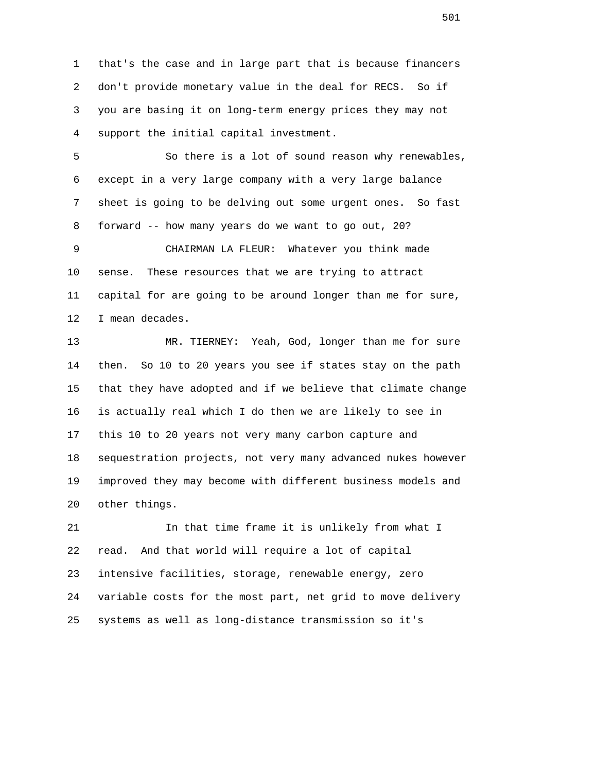that's the case and in large part that is because financers don't provide monetary value in the deal for RECS. So if you are basing it on long-term energy prices they may not support the initial capital investment.

So there is a lot of sound reason why renewables, except in a very large company with a very large balance sheet is going to be delving out some urgent ones. So fast forward -- how many years do we want to go out, 20?

CHAIRMAN LA FLEUR: Whatever you think made sense. These resources that we are trying to attract capital for are going to be around longer than me for sure, I mean decades.

MR. TIERNEY: Yeah, God, longer than me for sure then. So 10 to 20 years you see if states stay on the path that they have adopted and if we believe that climate change is actually real which I do then we are likely to see in this 10 to 20 years not very many carbon capture and sequestration projects, not very many advanced nukes however improved they may become with different business models and other things.

In that time frame it is unlikely from what I read. And that world will require a lot of capital intensive facilities, storage, renewable energy, zero variable costs for the most part, net grid to move delivery systems as well as long-distance transmission so it's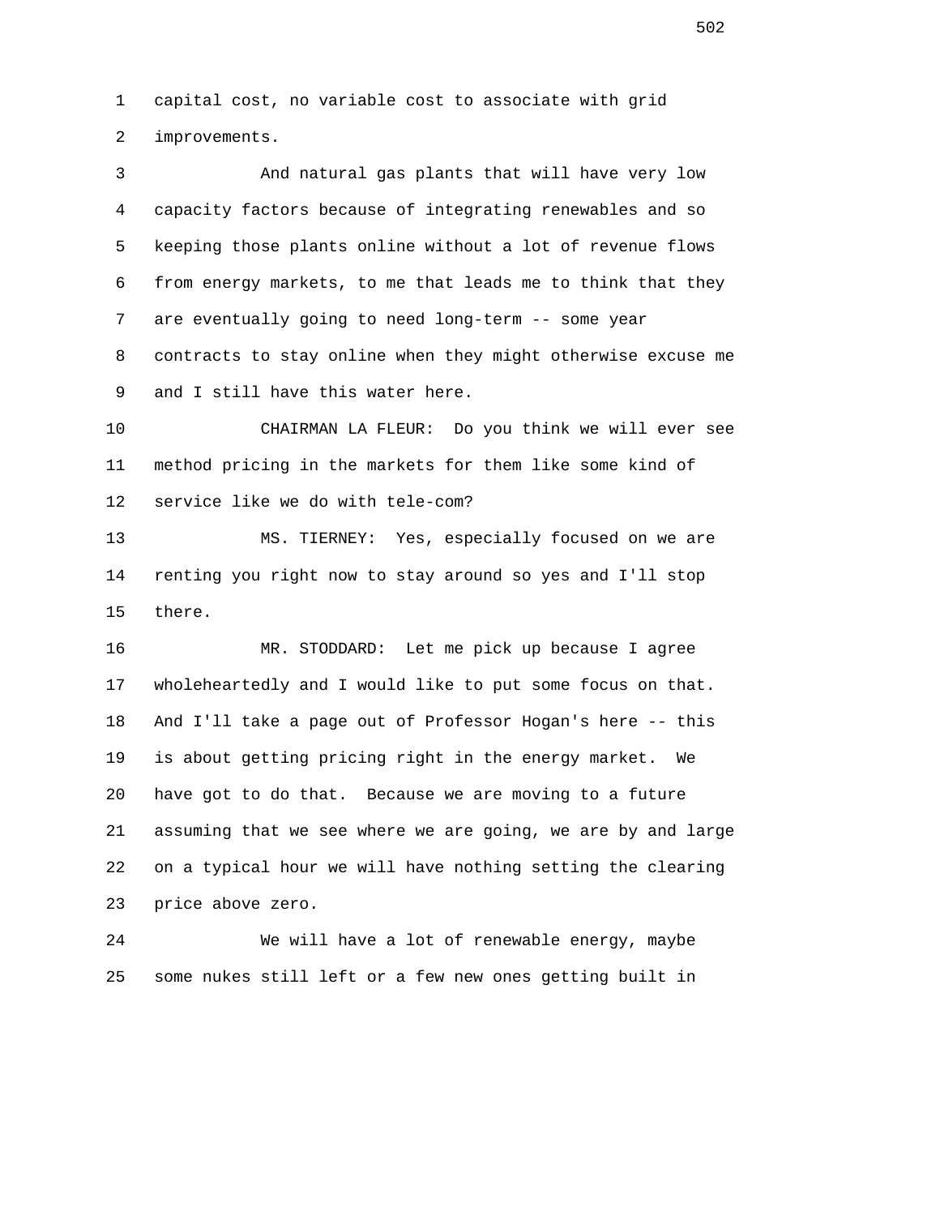capital cost, no variable cost to associate with grid improvements.

And natural gas plants that will have very low capacity factors because of integrating renewables and so keeping those plants online without a lot of revenue flows from energy markets, to me that leads me to think that they are eventually going to need long-term -- some year contracts to stay online when they might otherwise excuse me and I still have this water here.

CHAIRMAN LA FLEUR: Do you think we will ever see method pricing in the markets for them like some kind of service like we do with tele-com?

MS. TIERNEY: Yes, especially focused on we are renting you right now to stay around so yes and I'll stop there.

MR. STODDARD: Let me pick up because I agree wholeheartedly and I would like to put some focus on that. And I'll take a page out of Professor Hogan's here -- this is about getting pricing right in the energy market. We have got to do that. Because we are moving to a future assuming that we see where we are going, we are by and large on a typical hour we will have nothing setting the clearing price above zero.

We will have a lot of renewable energy, maybe some nukes still left or a few new ones getting built in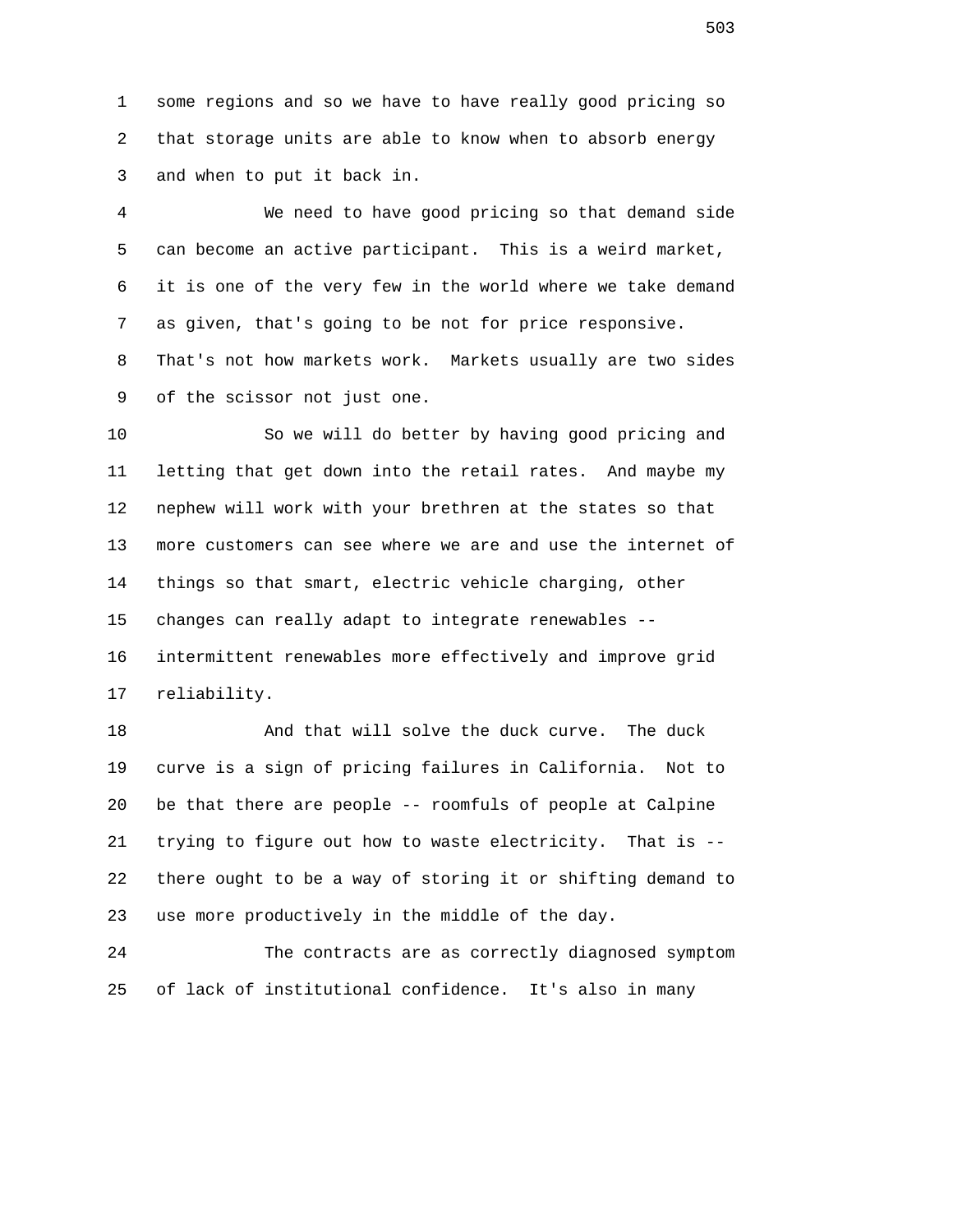some regions and so we have to have really good pricing so that storage units are able to know when to absorb energy and when to put it back in.

We need to have good pricing so that demand side can become an active participant. This is a weird market, it is one of the very few in the world where we take demand as given, that's going to be not for price responsive. That's not how markets work. Markets usually are two sides of the scissor not just one.

So we will do better by having good pricing and letting that get down into the retail rates. And maybe my nephew will work with your brethren at the states so that more customers can see where we are and use the internet of things so that smart, electric vehicle charging, other changes can really adapt to integrate renewables -- intermittent renewables more effectively and improve grid reliability.

And that will solve the duck curve. The duck curve is a sign of pricing failures in California. Not to be that there are people -- roomfuls of people at Calpine trying to figure out how to waste electricity. That is -- there ought to be a way of storing it or shifting demand to use more productively in the middle of the day.

The contracts are as correctly diagnosed symptom of lack of institutional confidence. It's also in many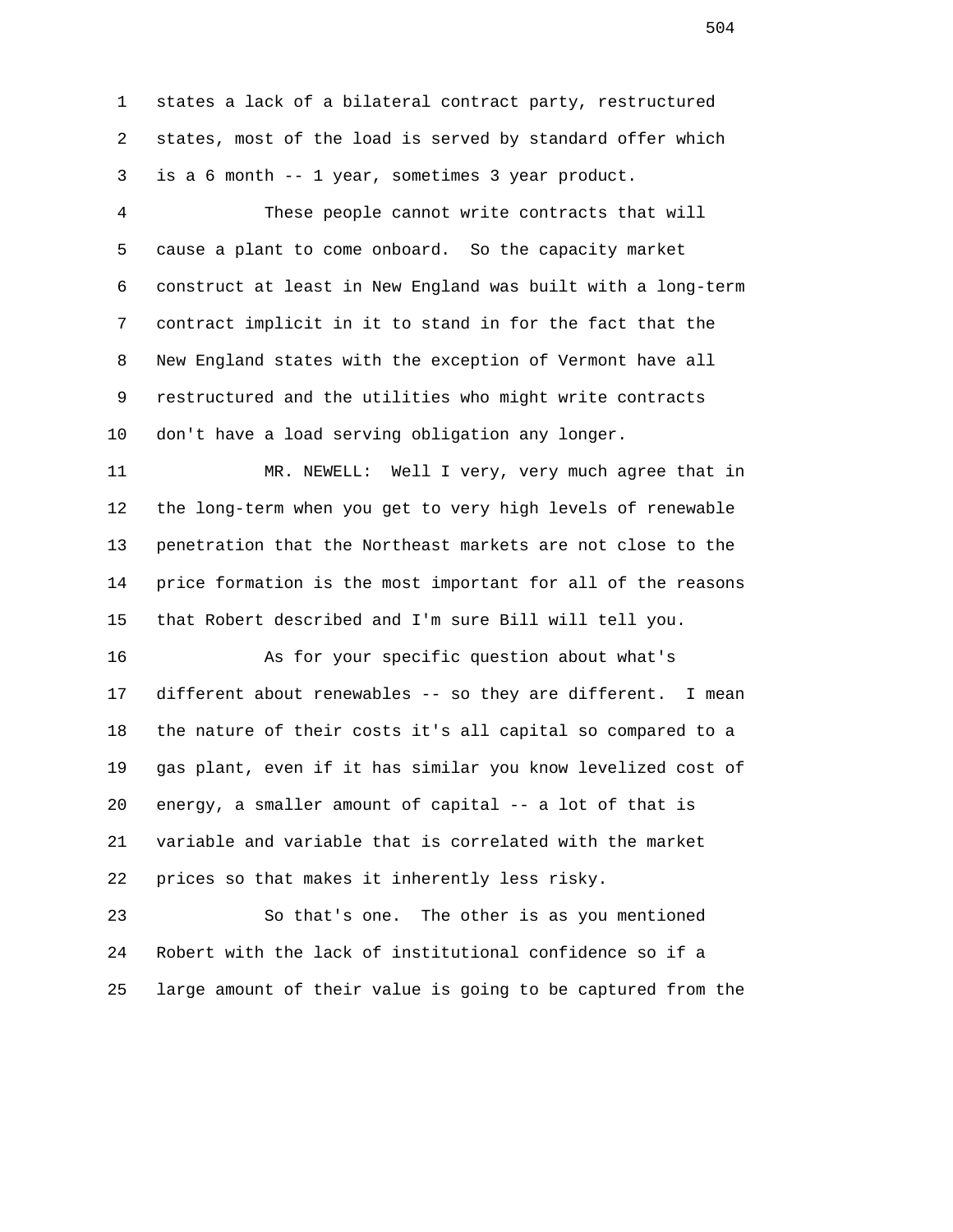states a lack of a bilateral contract party, restructured states, most of the load is served by standard offer which is a 6 month -- 1 year, sometimes 3 year product.

These people cannot write contracts that will cause a plant to come onboard. So the capacity market construct at least in New England was built with a long-term contract implicit in it to stand in for the fact that the New England states with the exception of Vermont have all restructured and the utilities who might write contracts don't have a load serving obligation any longer.

MR. NEWELL: Well I very, very much agree that in the long-term when you get to very high levels of renewable penetration that the Northeast markets are not close to the price formation is the most important for all of the reasons that Robert described and I'm sure Bill will tell you.

As for your specific question about what's different about renewables -- so they are different. I mean the nature of their costs it's all capital so compared to a gas plant, even if it has similar you know levelized cost of energy, a smaller amount of capital -- a lot of that is variable and variable that is correlated with the market prices so that makes it inherently less risky.

So that's one. The other is as you mentioned Robert with the lack of institutional confidence so if a large amount of their value is going to be captured from the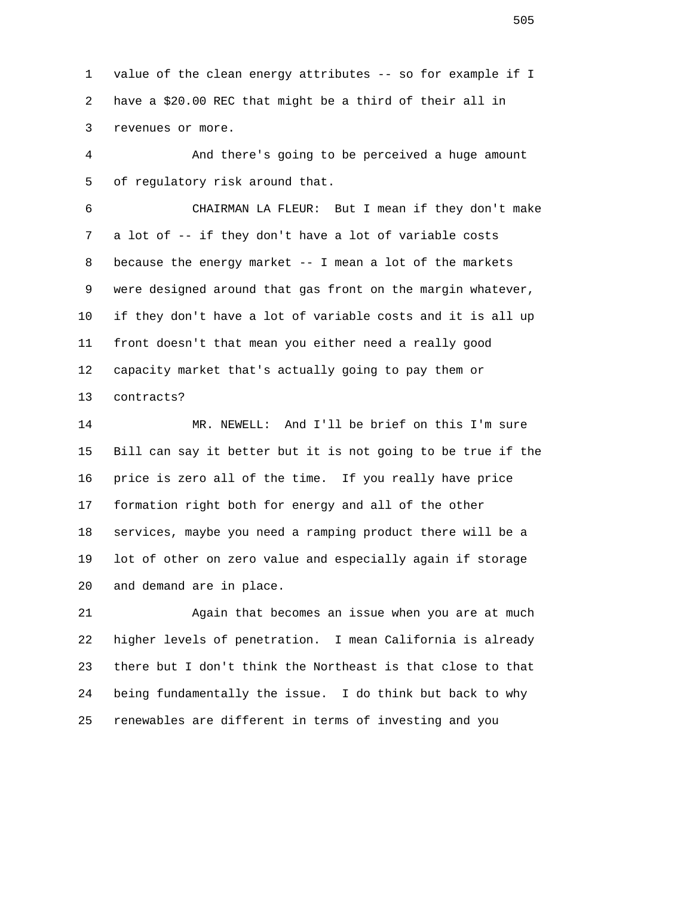value of the clean energy attributes -- so for example if I have a $20.00 REC that might be a third of their all in revenues or more.

And there's going to be perceived a huge amount of regulatory risk around that.

CHAIRMAN LA FLEUR: But I mean if they don't make a lot of -- if they don't have a lot of variable costs because the energy market -- I mean a lot of the markets were designed around that gas front on the margin whatever, if they don't have a lot of variable costs and it is all up front doesn't that mean you either need a really good capacity market that's actually going to pay them or contracts?

MR. NEWELL: And I'll be brief on this I'm sure Bill can say it better but it is not going to be true if the price is zero all of the time. If you really have price formation right both for energy and all of the other services, maybe you need a ramping product there will be a lot of other on zero value and especially again if storage and demand are in place.

Again that becomes an issue when you are at much higher levels of penetration. I mean California is already there but I don't think the Northeast is that close to that being fundamentally the issue. I do think but back to why renewables are different in terms of investing and you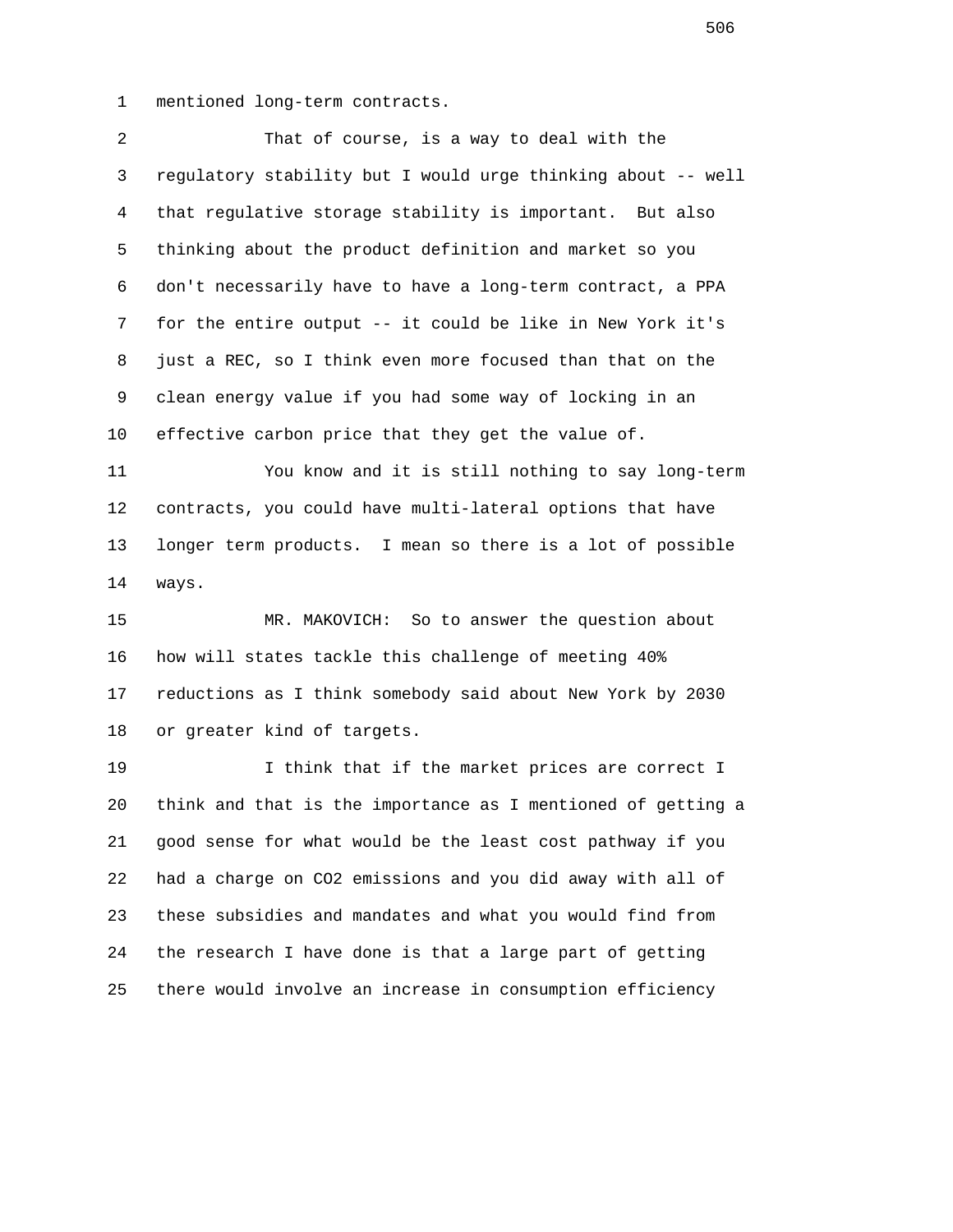mentioned long-term contracts.

That of course, is a way to deal with the regulatory stability but I would urge thinking about -- well that regulative storage stability is important. But also thinking about the product definition and market so you don't necessarily have to have a long-term contract, a PPA for the entire output -- it could be like in New York it's just a REC, so I think even more focused than that on the clean energy value if you had some way of locking in an effective carbon price that they get the value of.

You know and it is still nothing to say long-term contracts, you could have multi-lateral options that have longer term products. I mean so there is a lot of possible ways.

MR. MAKOVICH: So to answer the question about how will states tackle this challenge of meeting 40% reductions as I think somebody said about New York by 2030 or greater kind of targets.

I think that if the market prices are correct I think and that is the importance as I mentioned of getting a good sense for what would be the least cost pathway if you had a charge on $CO_2$ emissions and you did away with all of these subsidies and mandates and what you would find from the research I have done is that a large part of getting there would involve an increase in consumption efficiency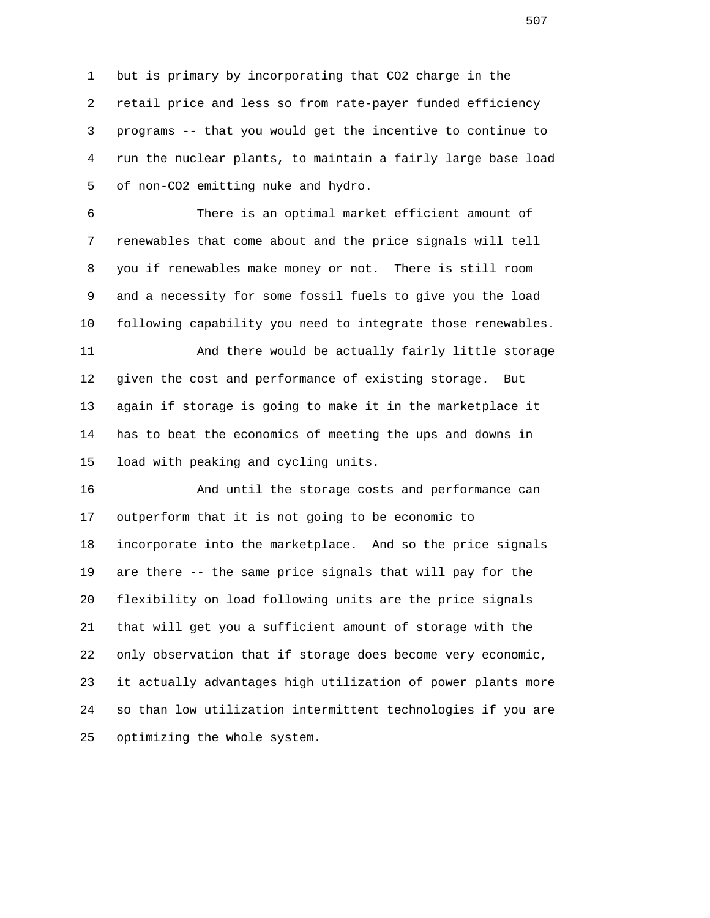but is primary by incorporating that $CO_2$ charge in the retail price and less so from rate-payer funded efficiency programs -- that you would get the incentive to continue to run the nuclear plants, to maintain a fairly large base load of non-$CO_2$ emitting nuke and hydro.

There is an optimal market efficient amount of renewables that come about and the price signals will tell you if renewables make money or not. There is still room and a necessity for some fossil fuels to give you the load following capability you need to integrate those renewables.

And there would be actually fairly little storage given the cost and performance of existing storage. But again if storage is going to make it in the marketplace it has to beat the economics of meeting the ups and downs in load with peaking and cycling units.

And until the storage costs and performance can outperform that it is not going to be economic to incorporate into the marketplace. And so the price signals are there -- the same price signals that will pay for the flexibility on load following units are the price signals that will get you a sufficient amount of storage with the only observation that if storage does become very economic, it actually advantages high utilization of power plants more so than low utilization intermittent technologies if you are optimizing the whole system.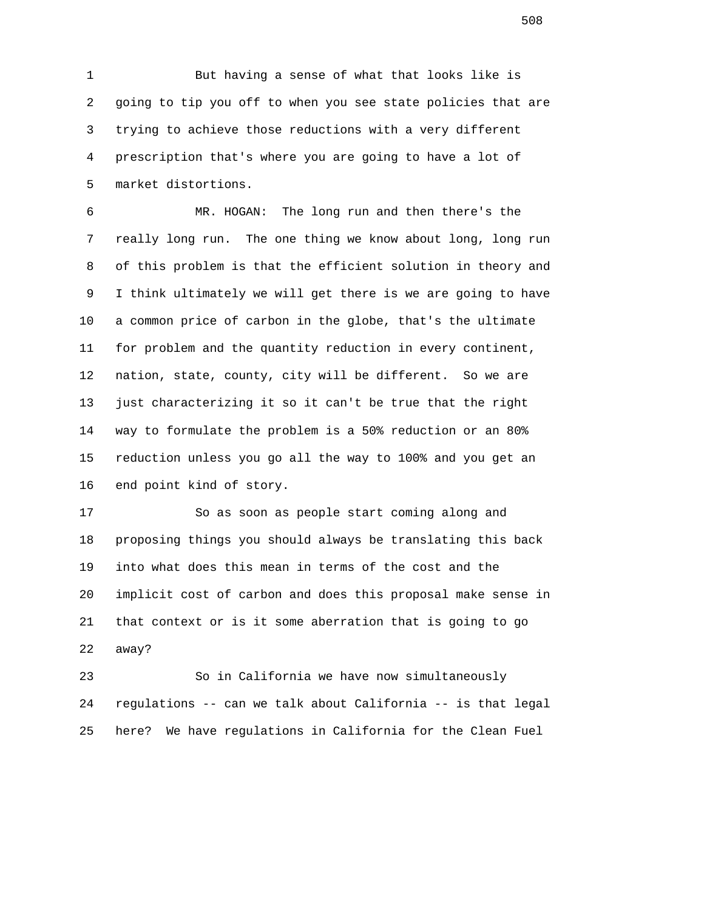But having a sense of what that looks like is going to tip you off to when you see state policies that are trying to achieve those reductions with a very different prescription that's where you are going to have a lot of market distortions.

MR. HOGAN: The long run and then there's the really long run. The one thing we know about long, long run of this problem is that the efficient solution in theory and I think ultimately we will get there is we are going to have a common price of carbon in the globe, that's the ultimate for problem and the quantity reduction in every continent, nation, state, county, city will be different. So we are just characterizing it so it can't be true that the right way to formulate the problem is a 50% reduction or an 80% reduction unless you go all the way to 100% and you get an end point kind of story.

So as soon as people start coming along and proposing things you should always be translating this back into what does this mean in terms of the cost and the implicit cost of carbon and does this proposal make sense in that context or is it some aberration that is going to go away?

So in California we have now simultaneously regulations -- can we talk about California -- is that legal here? We have regulations in California for the Clean Fuel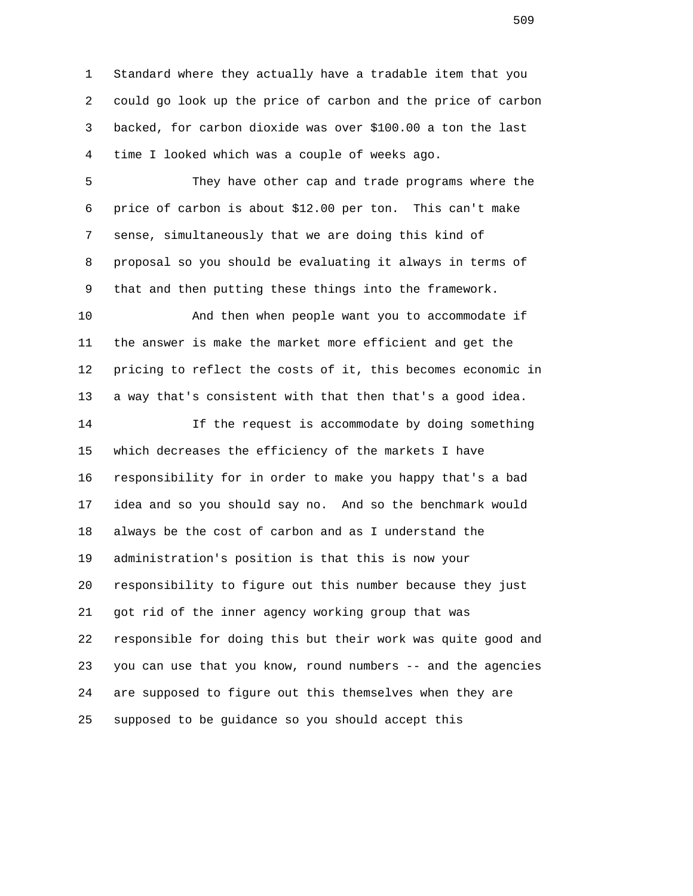Standard where they actually have a tradable item that you could go look up the price of carbon and the price of carbon backed, for carbon dioxide was over $100.00 a ton the last time I looked which was a couple of weeks ago.

They have other cap and trade programs where the price of carbon is about $12.00 per ton. This can't make sense, simultaneously that we are doing this kind of proposal so you should be evaluating it always in terms of that and then putting these things into the framework.

And then when people want you to accommodate if the answer is make the market more efficient and get the pricing to reflect the costs of it, this becomes economic in a way that's consistent with that then that's a good idea.

If the request is accommodate by doing something which decreases the efficiency of the markets I have responsibility for in order to make you happy that's a bad idea and so you should say no. And so the benchmark would always be the cost of carbon and as I understand the administration's position is that this is now your responsibility to figure out this number because they just got rid of the inner agency working group that was responsible for doing this but their work was quite good and you can use that you know, round numbers -- and the agencies are supposed to figure out this themselves when they are supposed to be guidance so you should accept this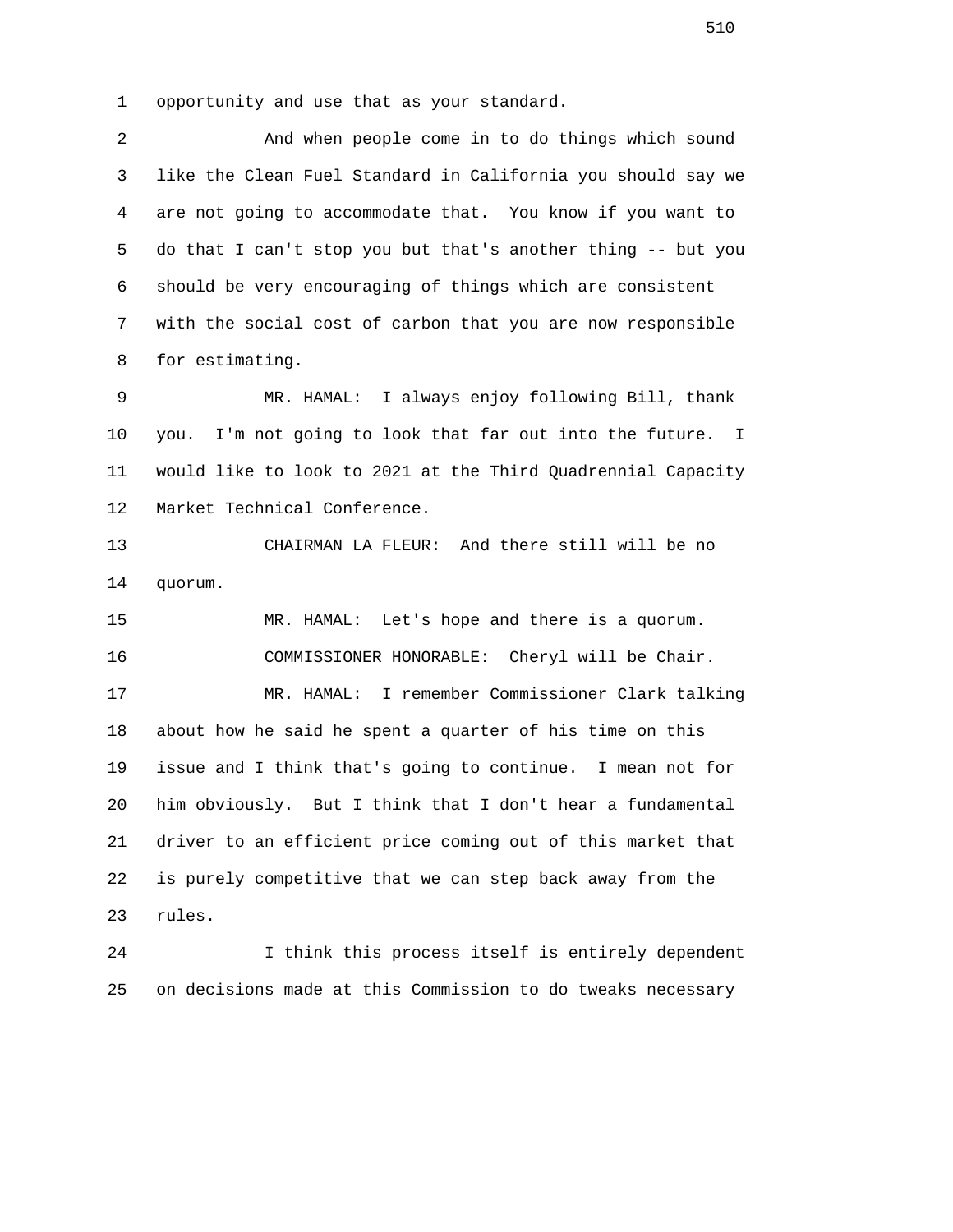opportunity and use that as your standard.

And when people come in to do things which sound like the Clean Fuel Standard in California you should say we are not going to accommodate that. You know if you want to do that I can't stop you but that's another thing -- but you should be very encouraging of things which are consistent with the social cost of carbon that you are now responsible for estimating.

MR. HAMAL: I always enjoy following Bill, thank you. I'm not going to look that far out into the future. I would like to look to 2021 at the Third Quadrennial Capacity Market Technical Conference.

CHAIRMAN LA FLEUR: And there still will be no quorum.

MR. HAMAL: Let's hope and there is a quorum.

COMMISSIONER HONORABLE: Cheryl will be Chair.

MR. HAMAL: I remember Commissioner Clark talking about how he said he spent a quarter of his time on this issue and I think that's going to continue. I mean not for him obviously. But I think that I don't hear a fundamental driver to an efficient price coming out of this market that is purely competitive that we can step back away from the rules.

I think this process itself is entirely dependent on decisions made at this Commission to do tweaks necessary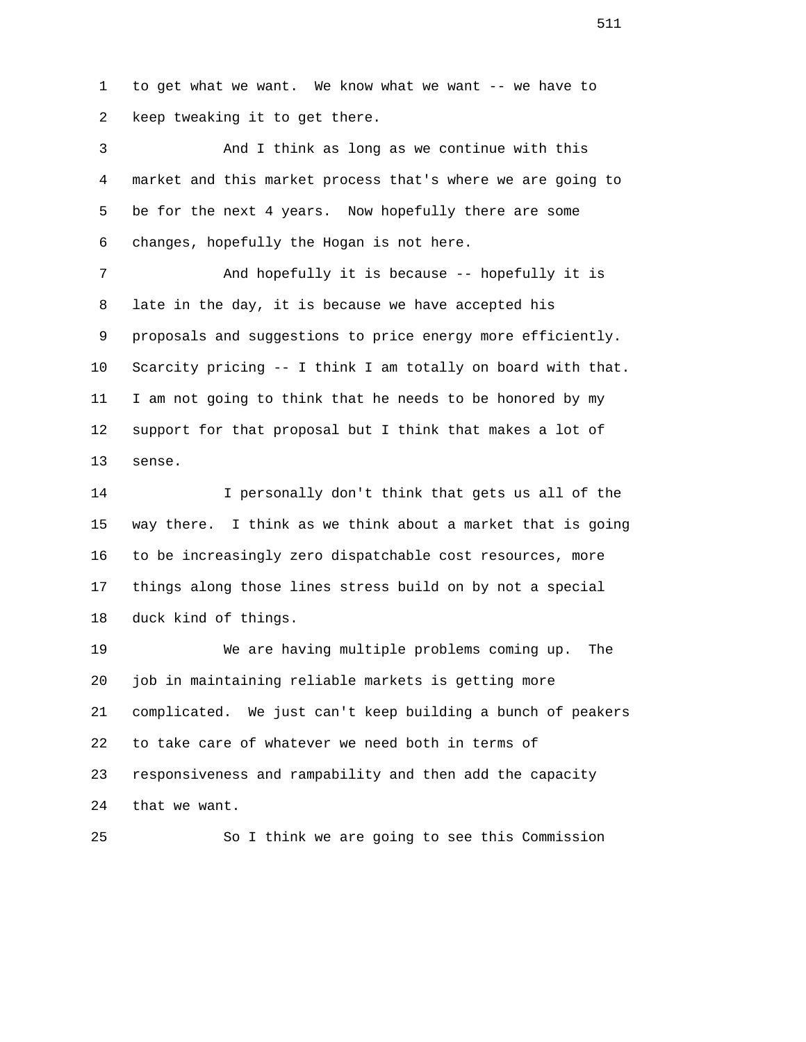to get what we want. We know what we want -- we have to keep tweaking it to get there.

And I think as long as we continue with this market and this market process that's where we are going to be for the next 4 years. Now hopefully there are some changes, hopefully the Hogan is not here.

And hopefully it is because -- hopefully it is late in the day, it is because we have accepted his proposals and suggestions to price energy more efficiently. Scarcity pricing -- I think I am totally on board with that. I am not going to think that he needs to be honored by my support for that proposal but I think that makes a lot of sense.

I personally don't think that gets us all of the way there. I think as we think about a market that is going to be increasingly zero dispatchable cost resources, more things along those lines stress build on by not a special duck kind of things.

We are having multiple problems coming up. The job in maintaining reliable markets is getting more complicated. We just can't keep building a bunch of peakers to take care of whatever we need both in terms of responsiveness and rampability and then add the capacity that we want.

So I think we are going to see this Commission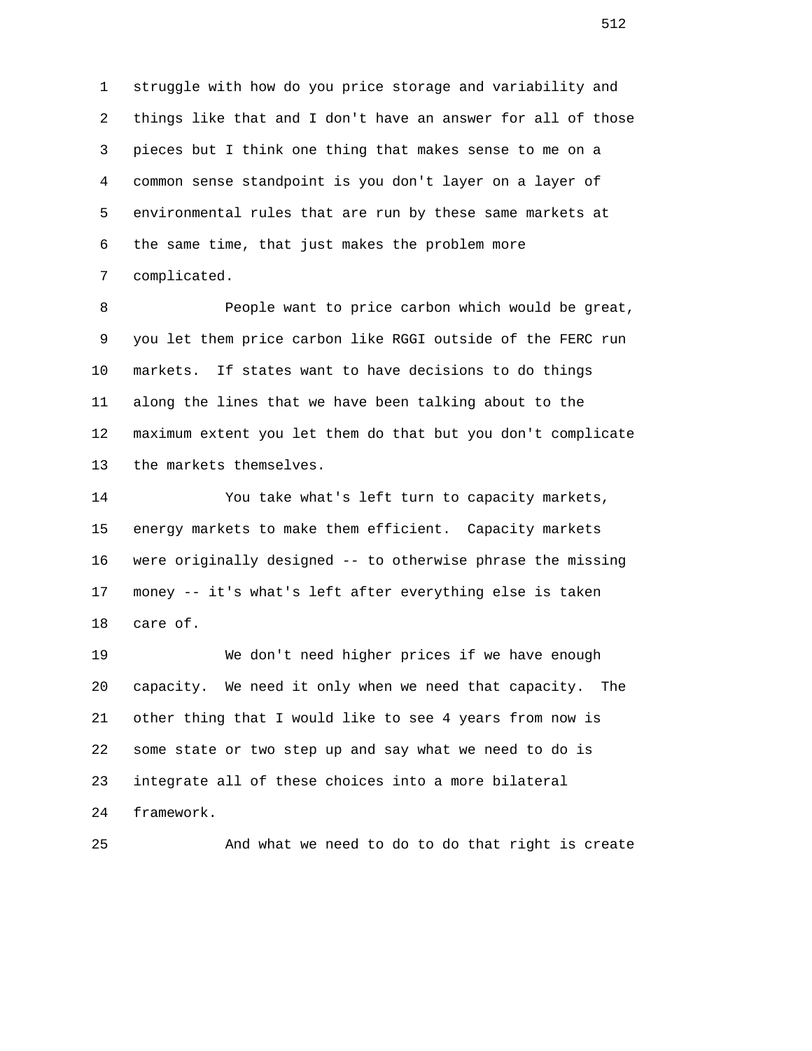struggle with how do you price storage and variability and things like that and I don't have an answer for all of those pieces but I think one thing that makes sense to me on a common sense standpoint is you don't layer on a layer of environmental rules that are run by these same markets at the same time, that just makes the problem more complicated.

People want to price carbon which would be great, you let them price carbon like RGGI outside of the FERC run markets. If states want to have decisions to do things along the lines that we have been talking about to the maximum extent you let them do that but you don't complicate the markets themselves.

You take what's left turn to capacity markets, energy markets to make them efficient. Capacity markets were originally designed -- to otherwise phrase the missing money -- it's what's left after everything else is taken care of.

We don't need higher prices if we have enough capacity. We need it only when we need that capacity. The other thing that I would like to see 4 years from now is some state or two step up and say what we need to do is integrate all of these choices into a more bilateral framework.

And what we need to do to do that right is create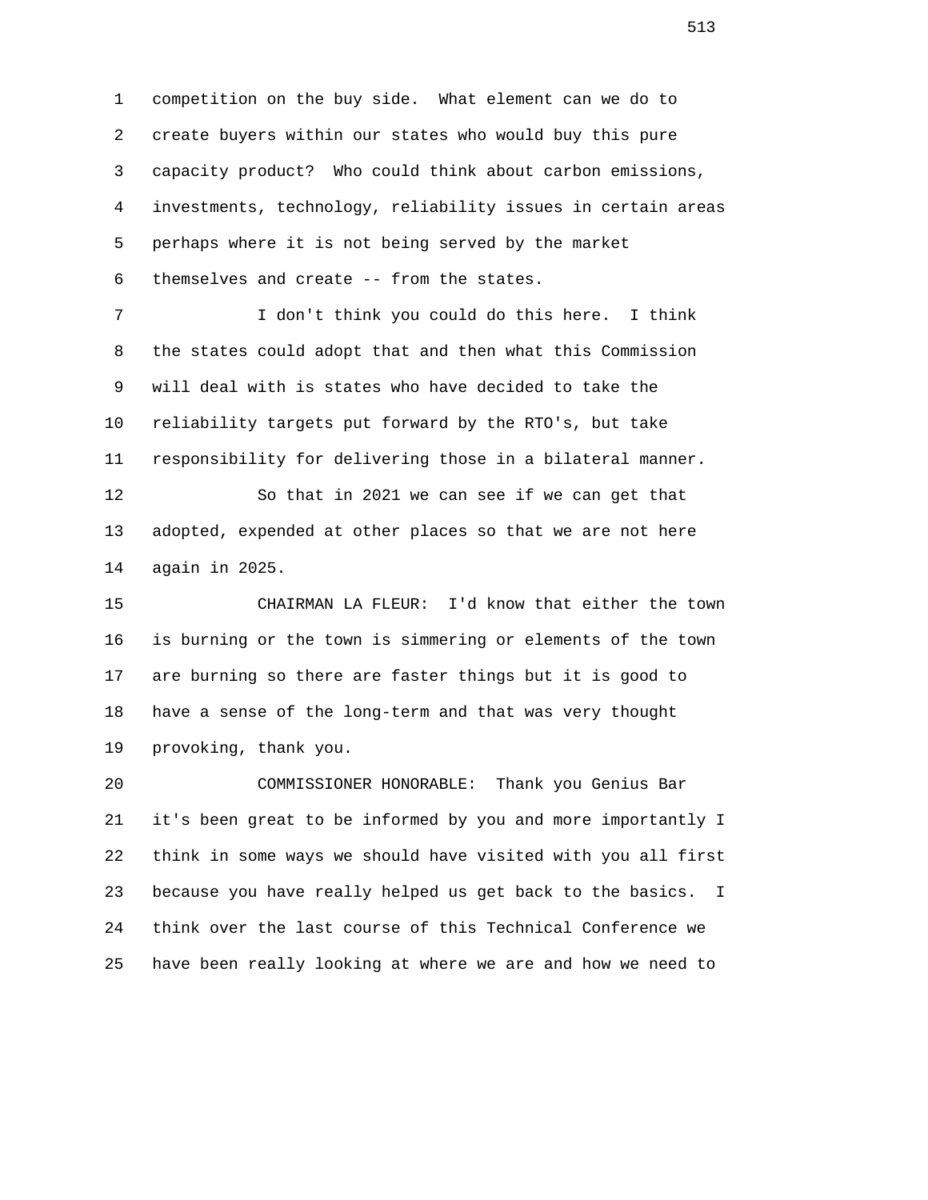competition on the buy side. What element can we do to create buyers within our states who would buy this pure capacity product? Who could think about carbon emissions, investments, technology, reliability issues in certain areas perhaps where it is not being served by the market themselves and create -- from the states.

I don't think you could do this here. I think the states could adopt that and then what this Commission will deal with is states who have decided to take the reliability targets put forward by the RTO's, but take responsibility for delivering those in a bilateral manner.

So that in 2021 we can see if we can get that adopted, expended at other places so that we are not here again in 2025.

CHAIRMAN LA FLEUR: I'd know that either the town is burning or the town is simmering or elements of the town are burning so there are faster things but it is good to have a sense of the long-term and that was very thought provoking, thank you.

COMMISSIONER HONORABLE: Thank you Genius Bar it's been great to be informed by you and more importantly I think in some ways we should have visited with you all first because you have really helped us get back to the basics. I think over the last course of this Technical Conference we have been really looking at where we are and how we need to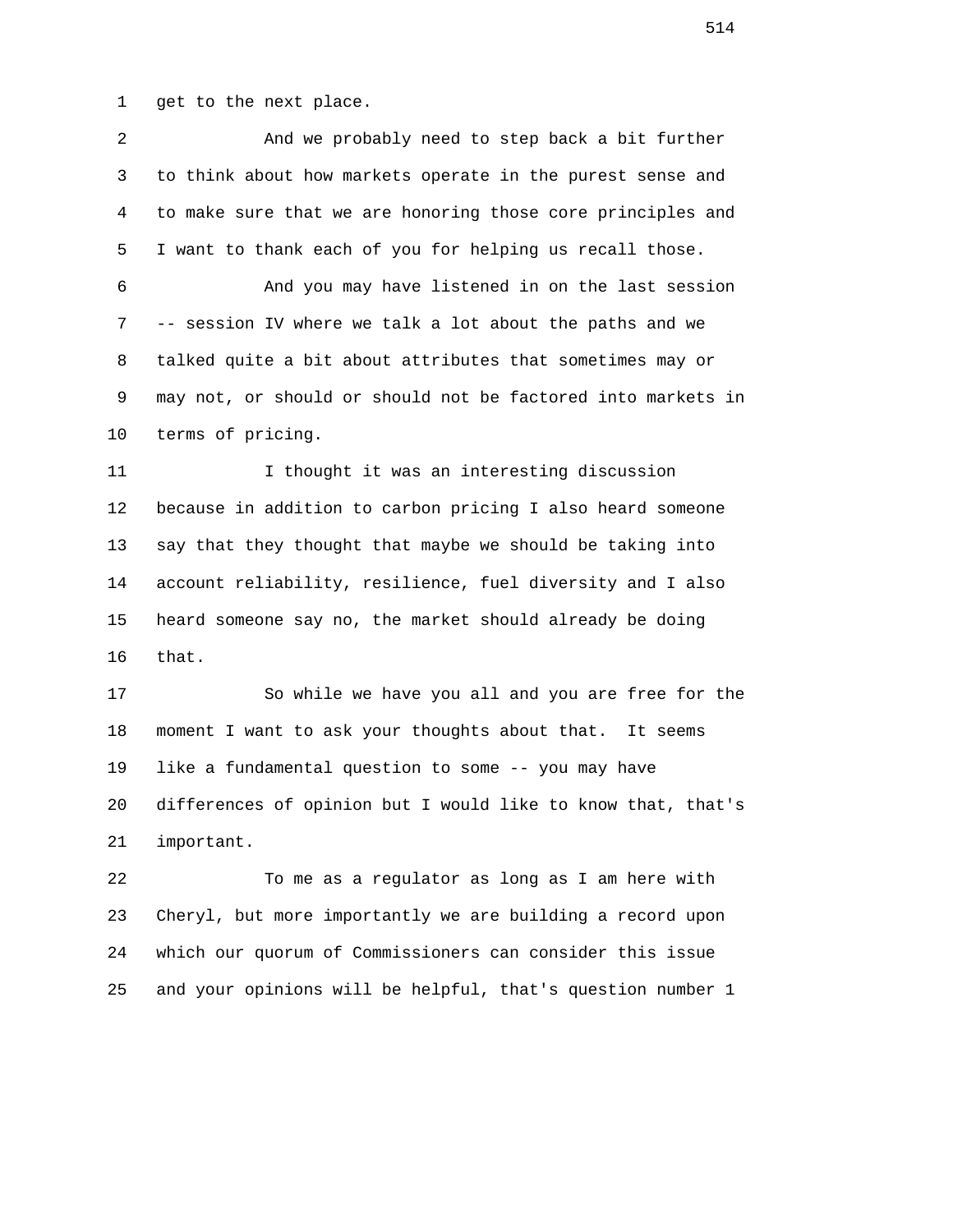get to the next place.

And we probably need to step back a bit further to think about how markets operate in the purest sense and to make sure that we are honoring those core principles and I want to thank each of you for helping us recall those.

And you may have listened in on the last session -- session IV where we talk a lot about the paths and we talked quite a bit about attributes that sometimes may or may not, or should or should not be factored into markets in terms of pricing.

I thought it was an interesting discussion because in addition to carbon pricing I also heard someone say that they thought that maybe we should be taking into account reliability, resilience, fuel diversity and I also heard someone say no, the market should already be doing that.

So while we have you all and you are free for the moment I want to ask your thoughts about that. It seems like a fundamental question to some -- you may have differences of opinion but I would like to know that, that's important.

To me as a regulator as long as I am here with Cheryl, but more importantly we are building a record upon which our quorum of Commissioners can consider this issue and your opinions will be helpful, that's question number 1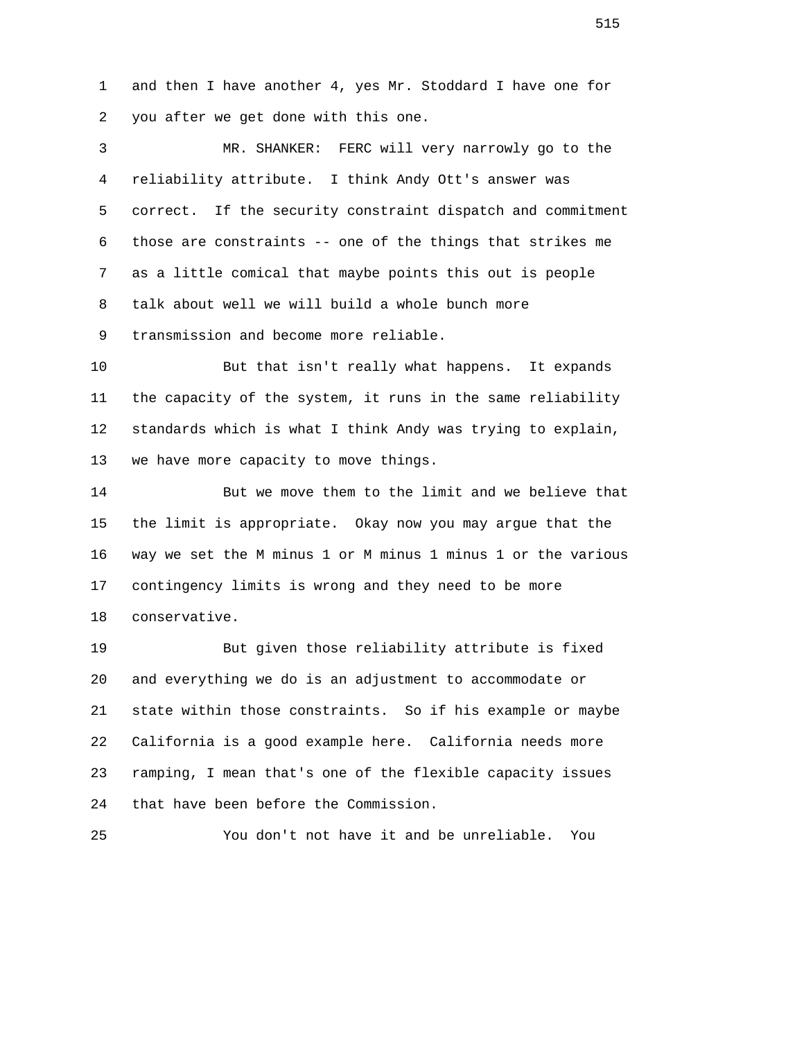and then I have another 4, yes Mr. Stoddard I have one for you after we get done with this one.

MR. SHANKER: FERC will very narrowly go to the reliability attribute. I think Andy Ott's answer was correct. If the security constraint dispatch and commitment those are constraints -- one of the things that strikes me as a little comical that maybe points this out is people talk about well we will build a whole bunch more transmission and become more reliable.

But that isn't really what happens. It expands the capacity of the system, it runs in the same reliability standards which is what I think Andy was trying to explain, we have more capacity to move things.

But we move them to the limit and we believe that the limit is appropriate. Okay now you may argue that the way we set the M minus 1 or M minus 1 minus 1 or the various contingency limits is wrong and they need to be more conservative.

But given those reliability attribute is fixed and everything we do is an adjustment to accommodate or state within those constraints. So if his example or maybe California is a good example here. California needs more ramping, I mean that's one of the flexible capacity issues that have been before the Commission.

You don't not have it and be unreliable. You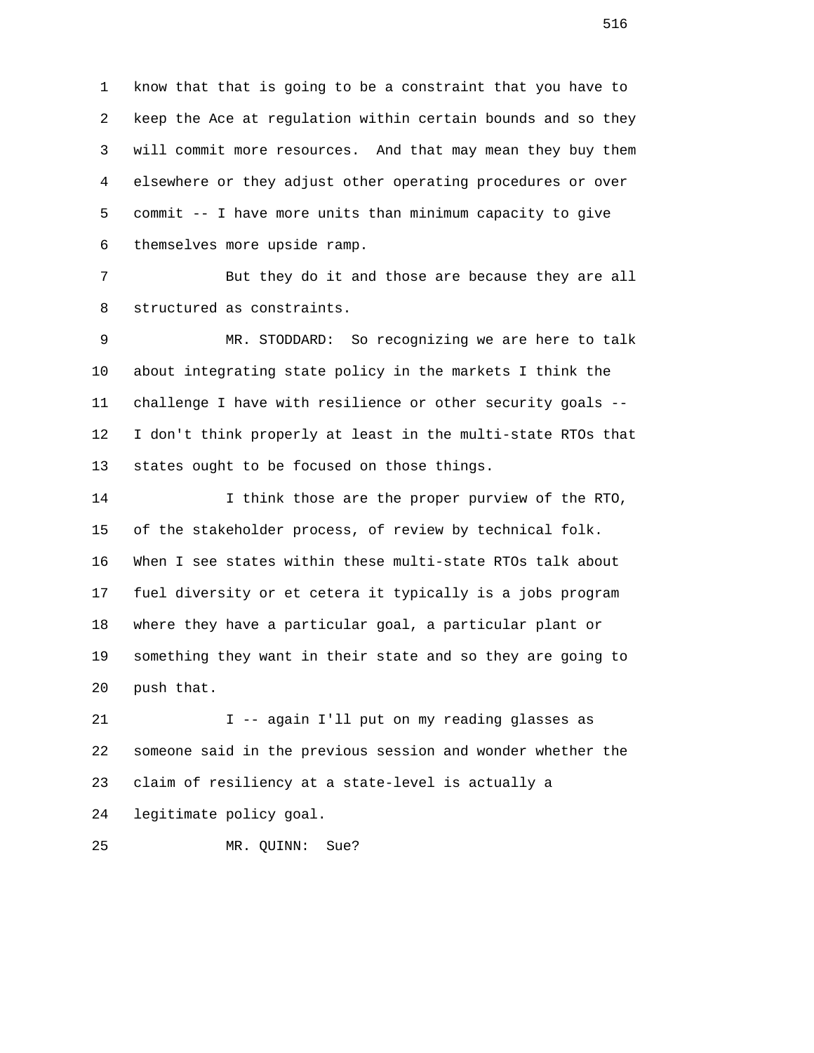know that that is going to be a constraint that you have to keep the Ace at regulation within certain bounds and so they will commit more resources. And that may mean they buy them elsewhere or they adjust other operating procedures or over commit -- I have more units than minimum capacity to give themselves more upside ramp.

But they do it and those are because they are all structured as constraints.

MR. STODDARD: So recognizing we are here to talk about integrating state policy in the markets I think the challenge I have with resilience or other security goals -- I don't think properly at least in the multi-state RTOs that states ought to be focused on those things.

I think those are the proper purview of the RTO, of the stakeholder process, of review by technical folk. When I see states within these multi-state RTOs talk about fuel diversity or et cetera it typically is a jobs program where they have a particular goal, a particular plant or something they want in their state and so they are going to push that.

I -- again I'll put on my reading glasses as someone said in the previous session and wonder whether the claim of resiliency at a state-level is actually a legitimate policy goal.

MR. QUINN: Sue?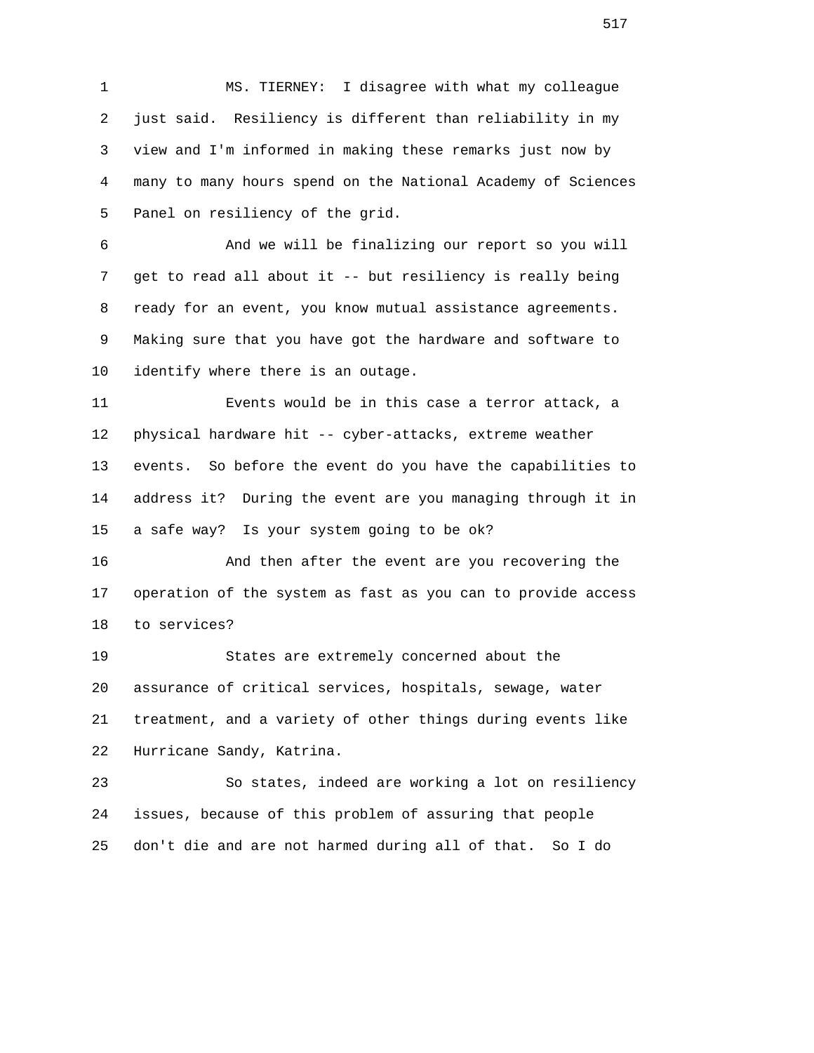MS. TIERNEY: I disagree with what my colleague just said. Resiliency is different than reliability in my view and I'm informed in making these remarks just now by many to many hours spend on the National Academy of Sciences Panel on resiliency of the grid.

And we will be finalizing our report so you will get to read all about it -- but resiliency is really being ready for an event, you know mutual assistance agreements. Making sure that you have got the hardware and software to identify where there is an outage.

Events would be in this case a terror attack, a physical hardware hit -- cyber-attacks, extreme weather events. So before the event do you have the capabilities to address it? During the event are you managing through it in a safe way? Is your system going to be ok?

And then after the event are you recovering the operation of the system as fast as you can to provide access to services?

States are extremely concerned about the assurance of critical services, hospitals, sewage, water treatment, and a variety of other things during events like Hurricane Sandy, Katrina.

So states, indeed are working a lot on resiliency issues, because of this problem of assuring that people don't die and are not harmed during all of that. So I do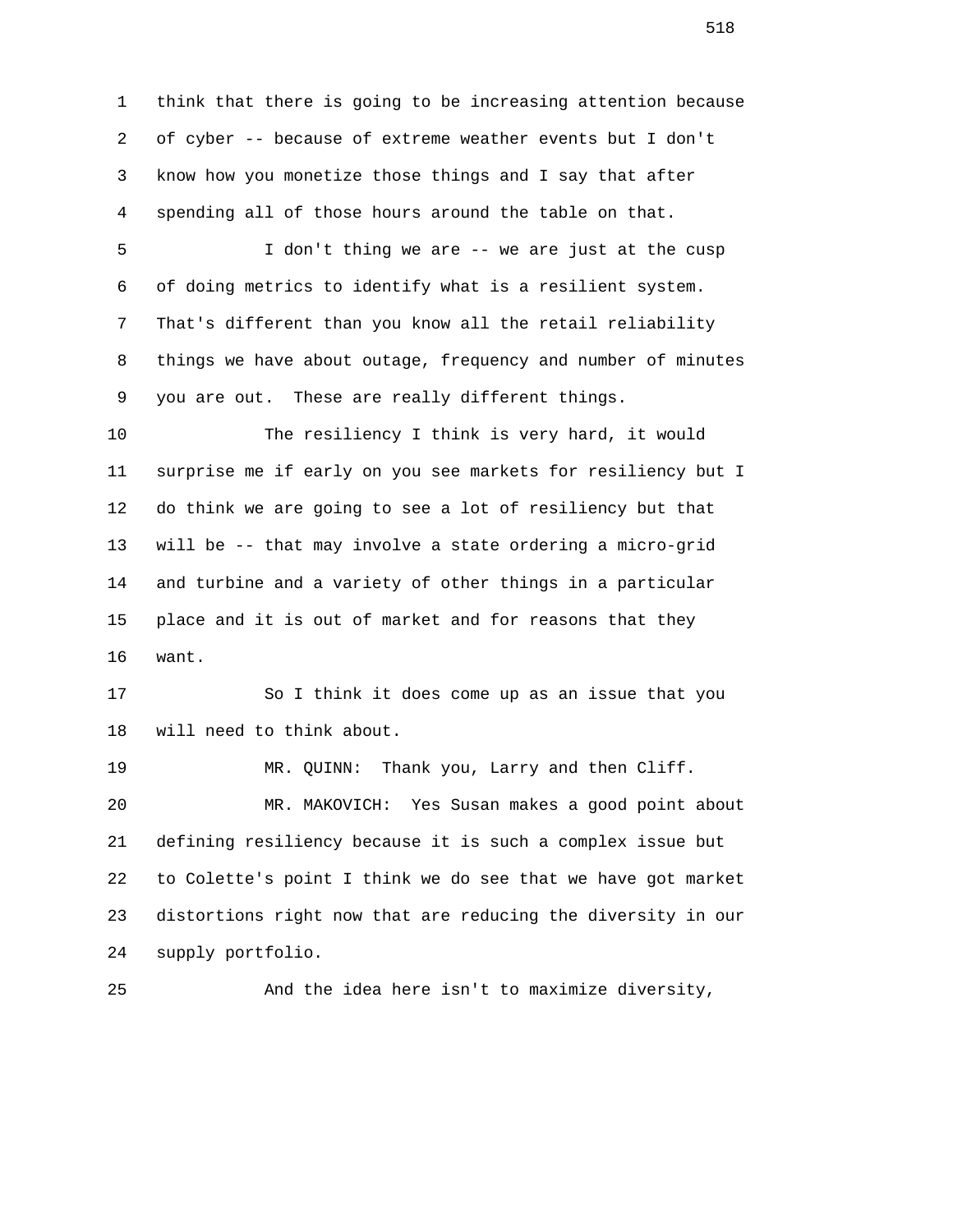think that there is going to be increasing attention because of cyber -- because of extreme weather events but I don't know how you monetize those things and I say that after spending all of those hours around the table on that.

I don't thing we are -- we are just at the cusp of doing metrics to identify what is a resilient system. That's different than you know all the retail reliability things we have about outage, frequency and number of minutes you are out. These are really different things.

The resiliency I think is very hard, it would surprise me if early on you see markets for resiliency but I do think we are going to see a lot of resiliency but that will be -- that may involve a state ordering a micro-grid and turbine and a variety of other things in a particular place and it is out of market and for reasons that they want.

So I think it does come up as an issue that you will need to think about.

MR. QUINN: Thank you, Larry and then Cliff.

MR. MAKOVICH: Yes Susan makes a good point about defining resiliency because it is such a complex issue but to Colette's point I think we do see that we have got market distortions right now that are reducing the diversity in our supply portfolio.

And the idea here isn't to maximize diversity,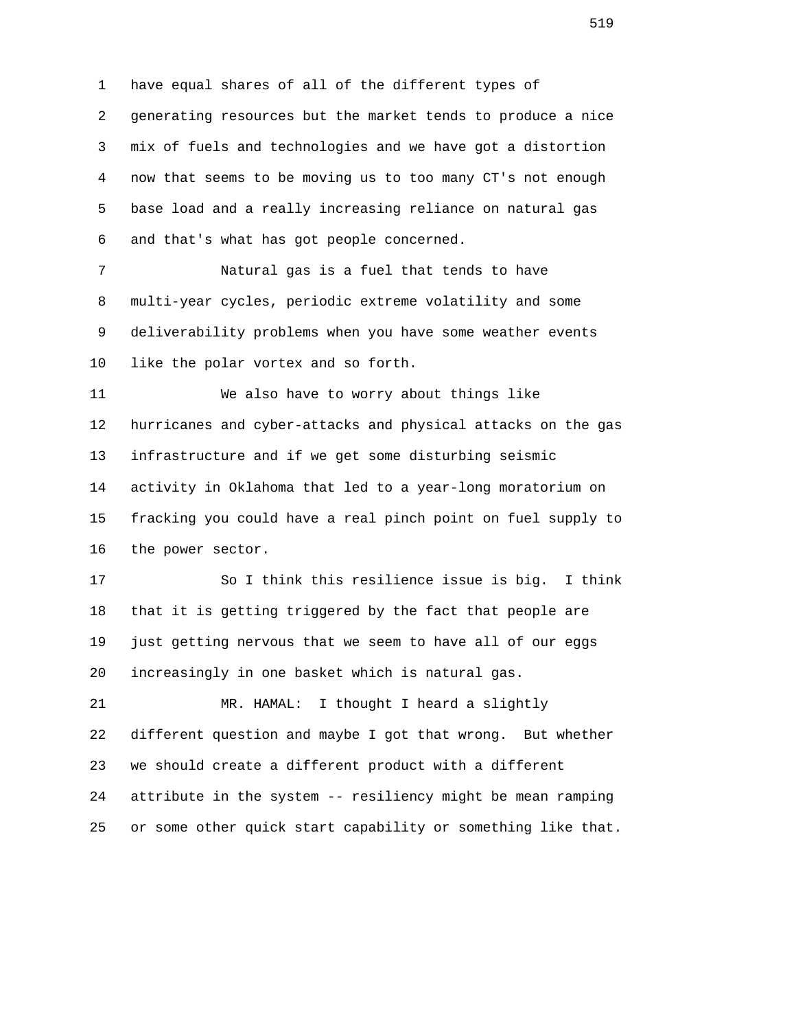have equal shares of all of the different types of generating resources but the market tends to produce a nice mix of fuels and technologies and we have got a distortion now that seems to be moving us to too many CT's not enough base load and a really increasing reliance on natural gas and that's what has got people concerned.

Natural gas is a fuel that tends to have multi-year cycles, periodic extreme volatility and some deliverability problems when you have some weather events like the polar vortex and so forth.

We also have to worry about things like hurricanes and cyber-attacks and physical attacks on the gas infrastructure and if we get some disturbing seismic activity in Oklahoma that led to a year-long moratorium on fracking you could have a real pinch point on fuel supply to the power sector.

So I think this resilience issue is big. I think that it is getting triggered by the fact that people are just getting nervous that we seem to have all of our eggs increasingly in one basket which is natural gas.

MR. HAMAL: I thought I heard a slightly different question and maybe I got that wrong. But whether we should create a different product with a different attribute in the system -- resiliency might be mean ramping or some other quick start capability or something like that.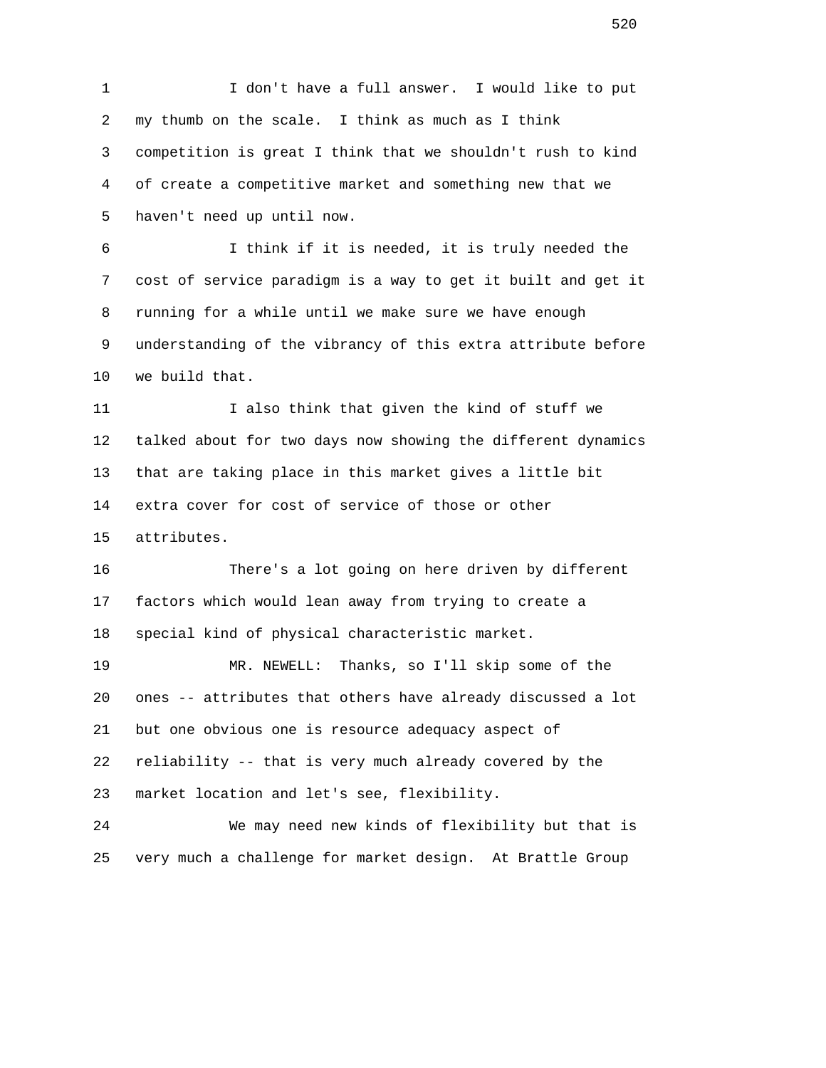I don't have a full answer. I would like to put my thumb on the scale. I think as much as I think competition is great I think that we shouldn't rush to kind of create a competitive market and something new that we haven't need up until now.

I think if it is needed, it is truly needed the cost of service paradigm is a way to get it built and get it running for a while until we make sure we have enough understanding of the vibrancy of this extra attribute before we build that.

I also think that given the kind of stuff we talked about for two days now showing the different dynamics that are taking place in this market gives a little bit extra cover for cost of service of those or other attributes.

There's a lot going on here driven by different factors which would lean away from trying to create a special kind of physical characteristic market.

MR. NEWELL: Thanks, so I'll skip some of the ones -- attributes that others have already discussed a lot but one obvious one is resource adequacy aspect of reliability -- that is very much already covered by the market location and let's see, flexibility.

We may need new kinds of flexibility but that is very much a challenge for market design. At Brattle Group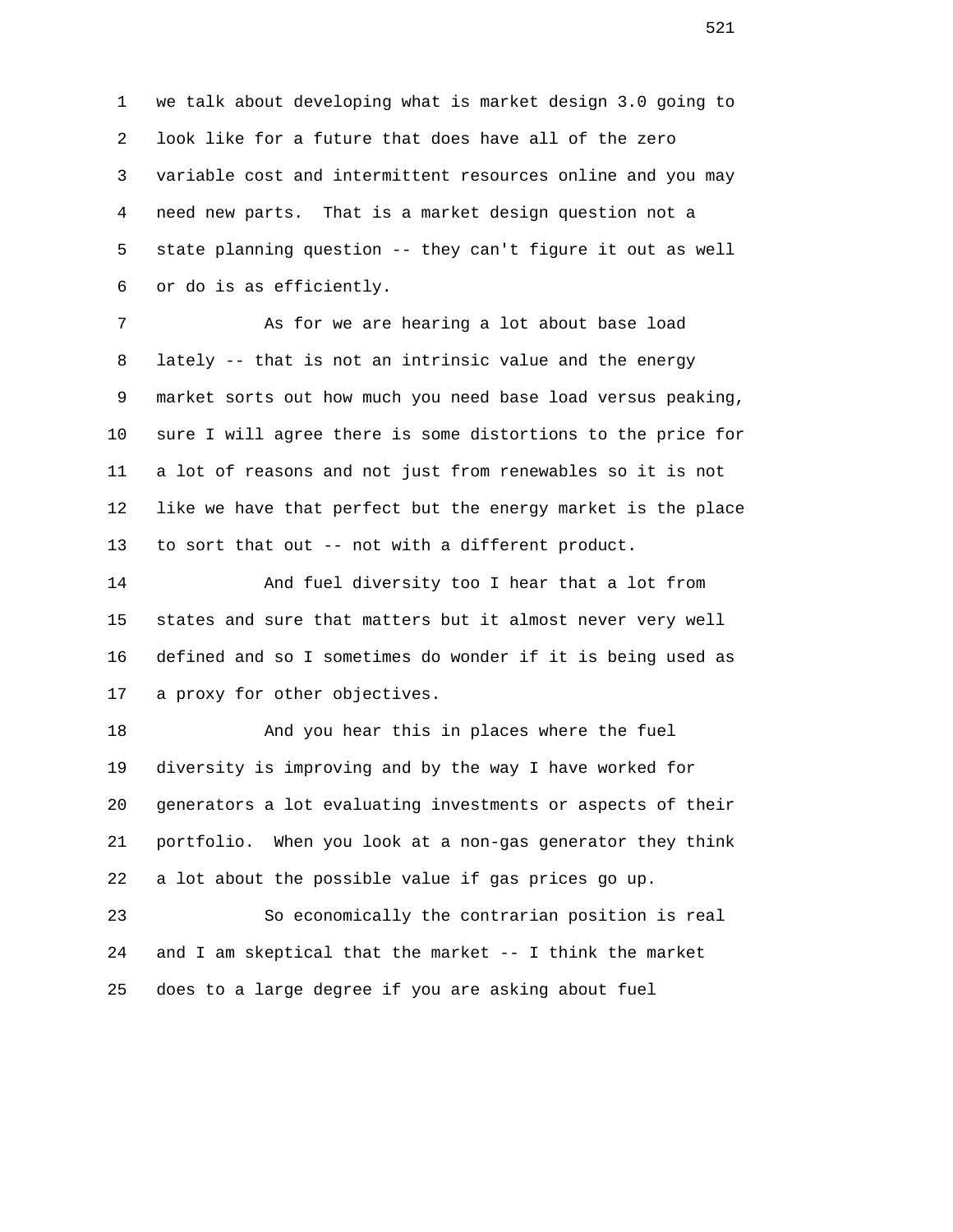we talk about developing what is market design 3.0 going to look like for a future that does have all of the zero variable cost and intermittent resources online and you may need new parts. That is a market design question not a state planning question -- they can't figure it out as well or do is as efficiently.

As for we are hearing a lot about base load lately -- that is not an intrinsic value and the energy market sorts out how much you need base load versus peaking, sure I will agree there is some distortions to the price for a lot of reasons and not just from renewables so it is not like we have that perfect but the energy market is the place to sort that out -- not with a different product.

And fuel diversity too I hear that a lot from states and sure that matters but it almost never very well defined and so I sometimes do wonder if it is being used as a proxy for other objectives.

And you hear this in places where the fuel diversity is improving and by the way I have worked for generators a lot evaluating investments or aspects of their portfolio. When you look at a non-gas generator they think a lot about the possible value if gas prices go up.

So economically the contrarian position is real and I am skeptical that the market -- I think the market does to a large degree if you are asking about fuel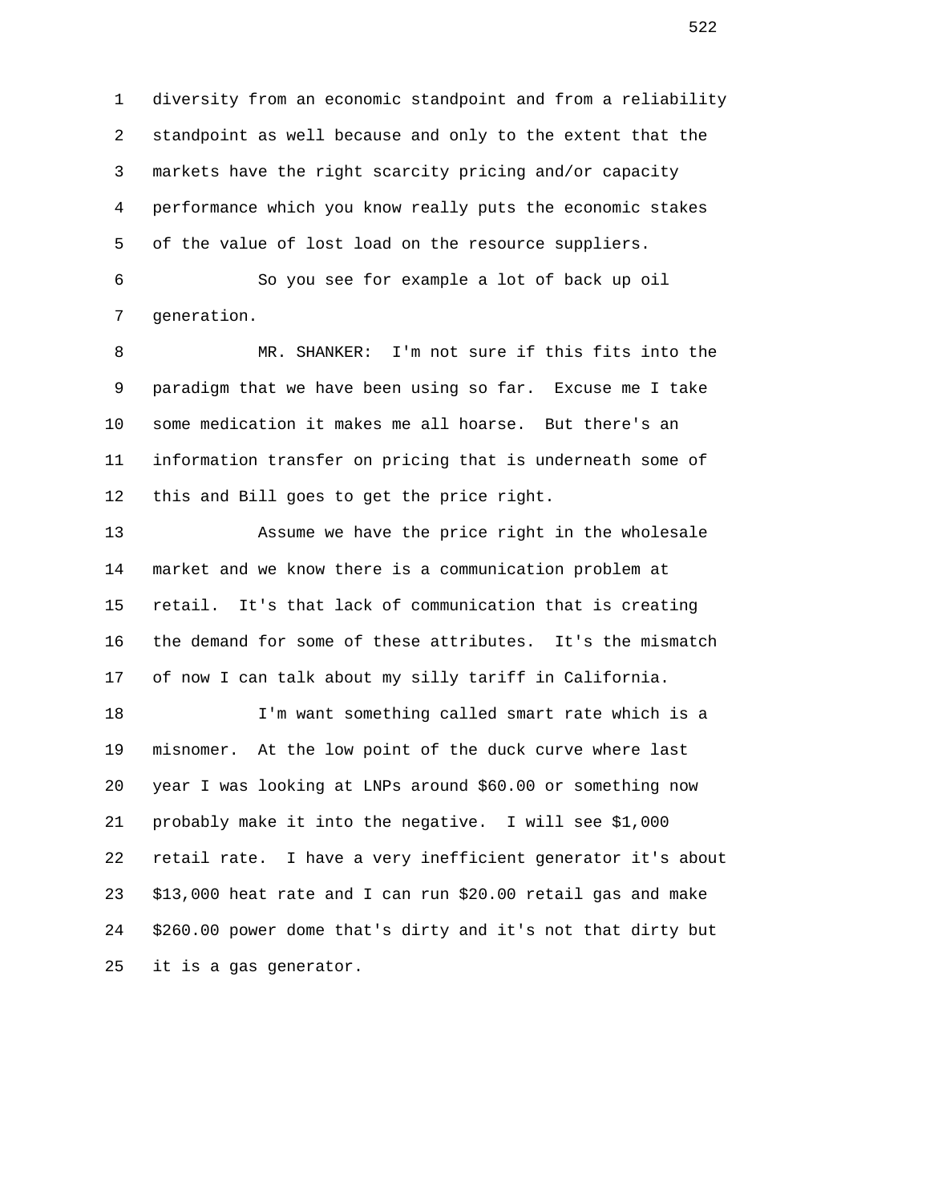diversity from an economic standpoint and from a reliability standpoint as well because and only to the extent that the markets have the right scarcity pricing and/or capacity performance which you know really puts the economic stakes of the value of lost load on the resource suppliers.

So you see for example a lot of back up oil generation.

MR. SHANKER: I'm not sure if this fits into the paradigm that we have been using so far. Excuse me I take some medication it makes me all hoarse. But there's an information transfer on pricing that is underneath some of this and Bill goes to get the price right.

Assume we have the price right in the wholesale market and we know there is a communication problem at retail. It's that lack of communication that is creating the demand for some of these attributes. It's the mismatch of now I can talk about my silly tariff in California.

I'm want something called smart rate which is a misnomer. At the low point of the duck curve where last year I was looking at LNPs around $60.00 or something now probably make it into the negative. I will see $1,000 retail rate. I have a very inefficient generator it's about $13,000 heat rate and I can run $20.00 retail gas and make $260.00 power dome that's dirty and it's not that dirty but it is a gas generator.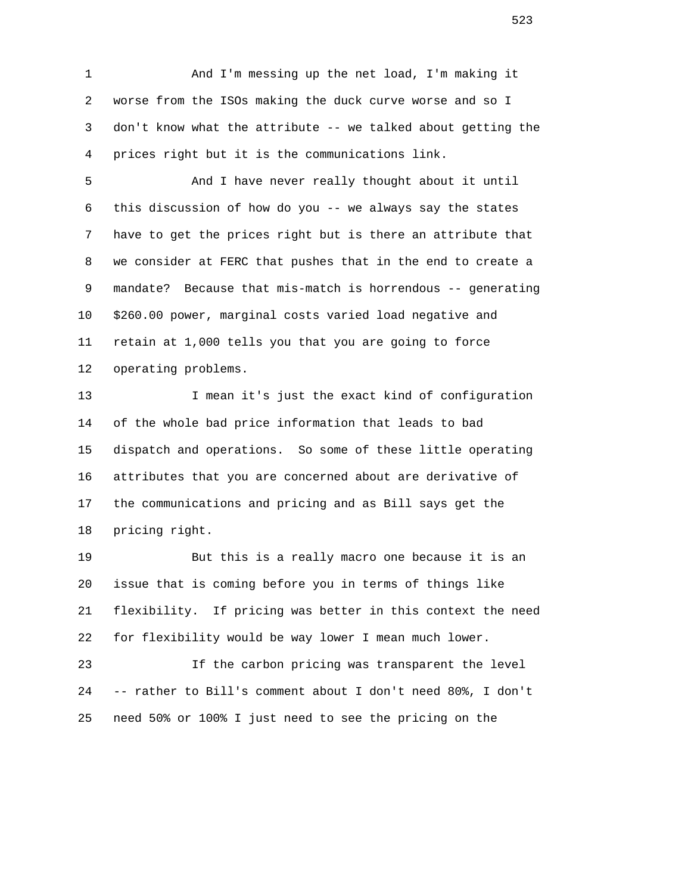And I'm messing up the net load, I'm making it worse from the ISOs making the duck curve worse and so I don't know what the attribute -- we talked about getting the prices right but it is the communications link.

And I have never really thought about it until this discussion of how do you -- we always say the states have to get the prices right but is there an attribute that we consider at FERC that pushes that in the end to create a mandate? Because that mis-match is horrendous -- generating $260.00 power, marginal costs varied load negative and retain at 1,000 tells you that you are going to force operating problems.

I mean it's just the exact kind of configuration of the whole bad price information that leads to bad dispatch and operations. So some of these little operating attributes that you are concerned about are derivative of the communications and pricing and as Bill says get the pricing right.

But this is a really macro one because it is an issue that is coming before you in terms of things like flexibility. If pricing was better in this context the need for flexibility would be way lower I mean much lower.

If the carbon pricing was transparent the level -- rather to Bill's comment about I don't need 80%, I don't need 50% or 100% I just need to see the pricing on the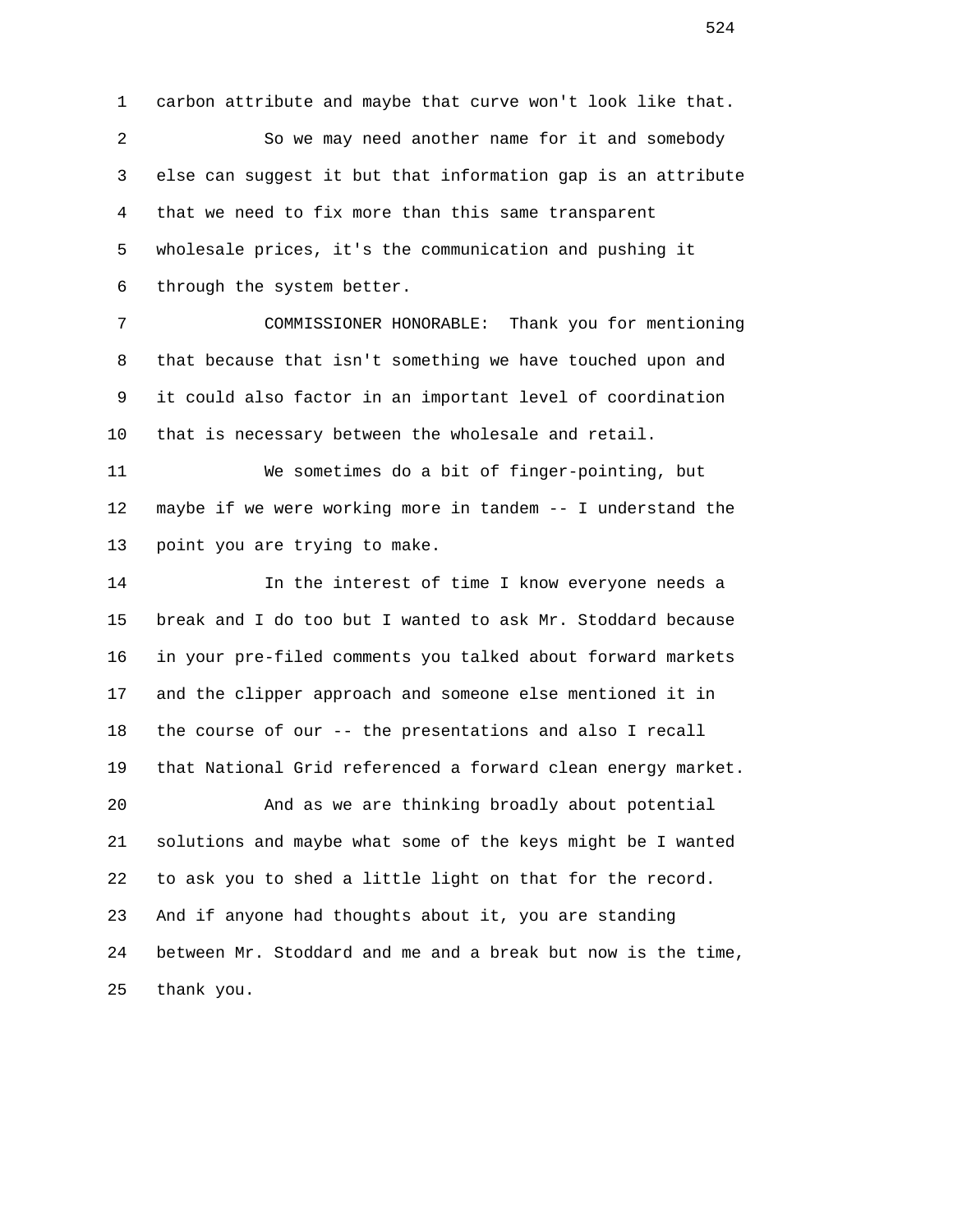1 carbon attribute and maybe that curve won't look like that.

2 So we may need another name for it and somebody

3 else can suggest it but that information gap is an attribute

4 that we need to fix more than this same transparent

5 wholesale prices, it's the communication and pushing it

6 through the system better.

7 COMMISSIONER HONORABLE: Thank you for mentioning

8 that because that isn't something we have touched upon and

9 it could also factor in an important level of coordination

10 that is necessary between the wholesale and retail.

11 We sometimes do a bit of finger-pointing, but

12 maybe if we were working more in tandem -- I understand the

13 point you are trying to make.

14 In the interest of time I know everyone needs a

15 break and I do too but I wanted to ask Mr. Stoddard because

16 in your pre-filed comments you talked about forward markets

17 and the clipper approach and someone else mentioned it in

18 the course of our -- the presentations and also I recall

19 that National Grid referenced a forward clean energy market.

20 And as we are thinking broadly about potential

21 solutions and maybe what some of the keys might be I wanted

22 to ask you to shed a little light on that for the record.

23 And if anyone had thoughts about it, you are standing

24 between Mr. Stoddard and me and a break but now is the time,

25 thank you.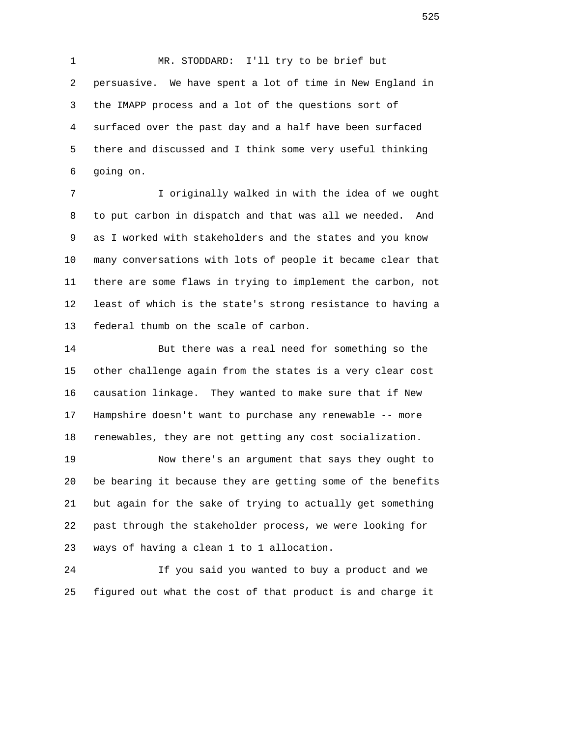MR. STODDARD: I'll try to be brief but persuasive. We have spent a lot of time in New England in the IMAPP process and a lot of the questions sort of surfaced over the past day and a half have been surfaced there and discussed and I think some very useful thinking going on.

I originally walked in with the idea of we ought to put carbon in dispatch and that was all we needed. And as I worked with stakeholders and the states and you know many conversations with lots of people it became clear that there are some flaws in trying to implement the carbon, not least of which is the state's strong resistance to having a federal thumb on the scale of carbon.

But there was a real need for something so the other challenge again from the states is a very clear cost causation linkage. They wanted to make sure that if New Hampshire doesn't want to purchase any renewable -- more renewables, they are not getting any cost socialization.

Now there's an argument that says they ought to be bearing it because they are getting some of the benefits but again for the sake of trying to actually get something past through the stakeholder process, we were looking for ways of having a clean 1 to 1 allocation.

If you said you wanted to buy a product and we figured out what the cost of that product is and charge it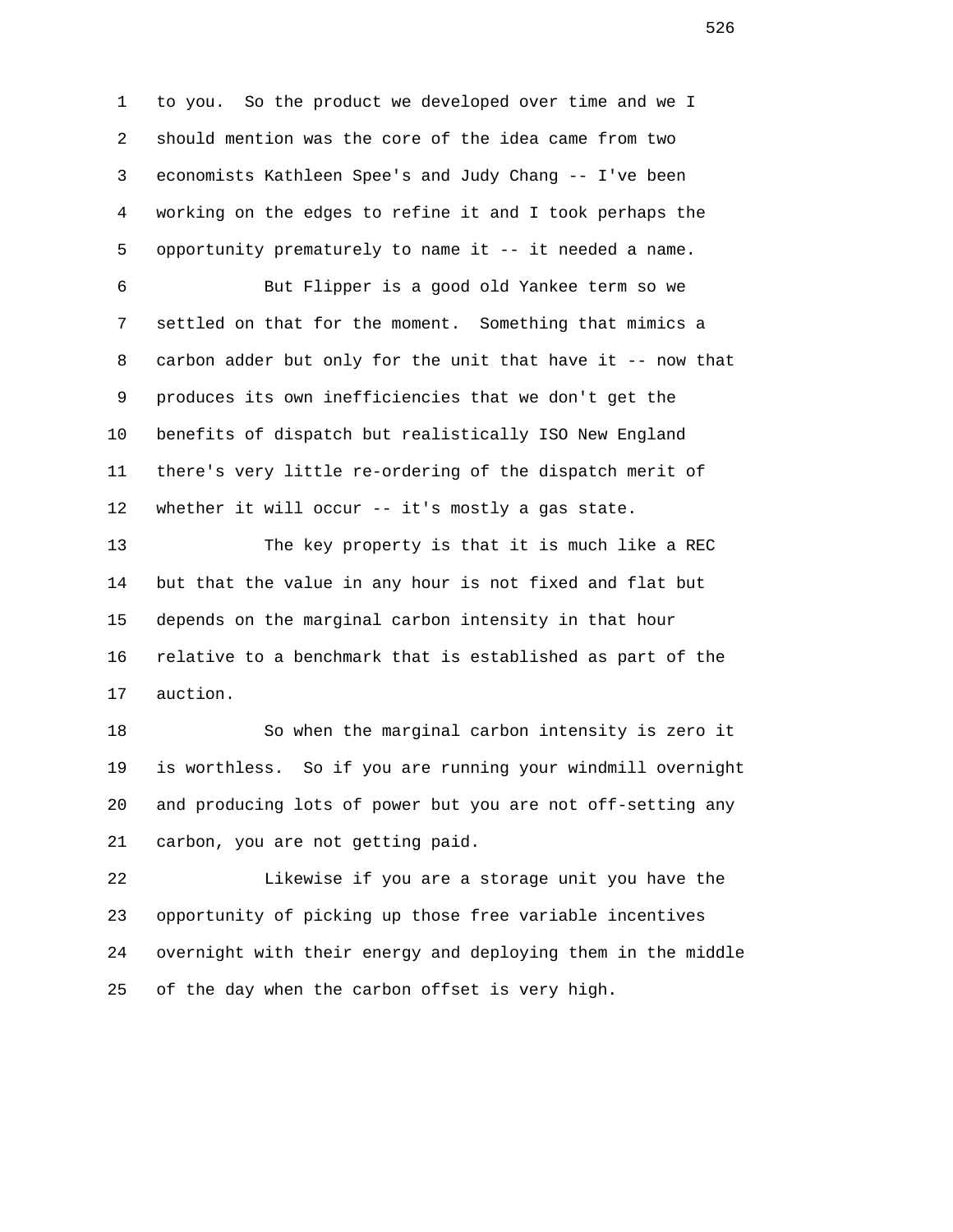to you. So the product we developed over time and we I should mention was the core of the idea came from two economists Kathleen Spee's and Judy Chang -- I've been working on the edges to refine it and I took perhaps the opportunity prematurely to name it -- it needed a name.

But Flipper is a good old Yankee term so we settled on that for the moment. Something that mimics a carbon adder but only for the unit that have it -- now that produces its own inefficiencies that we don't get the benefits of dispatch but realistically ISO New England there's very little re-ordering of the dispatch merit of whether it will occur -- it's mostly a gas state.

The key property is that it is much like a REC but that the value in any hour is not fixed and flat but depends on the marginal carbon intensity in that hour relative to a benchmark that is established as part of the auction.

So when the marginal carbon intensity is zero it is worthless. So if you are running your windmill overnight and producing lots of power but you are not off-setting any carbon, you are not getting paid.

Likewise if you are a storage unit you have the opportunity of picking up those free variable incentives overnight with their energy and deploying them in the middle of the day when the carbon offset is very high.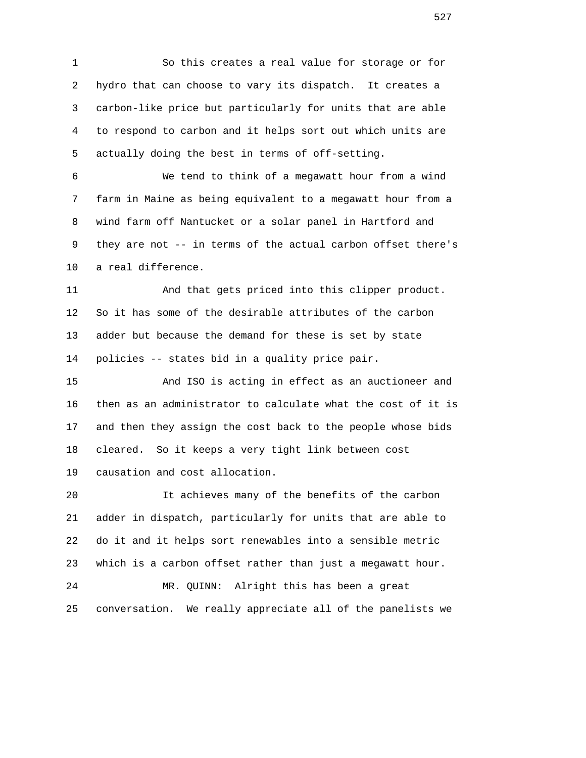So this creates a real value for storage or for hydro that can choose to vary its dispatch. It creates a carbon-like price but particularly for units that are able to respond to carbon and it helps sort out which units are actually doing the best in terms of off-setting.

We tend to think of a megawatt hour from a wind farm in Maine as being equivalent to a megawatt hour from a wind farm off Nantucket or a solar panel in Hartford and they are not -- in terms of the actual carbon offset there's a real difference.

And that gets priced into this clipper product. So it has some of the desirable attributes of the carbon adder but because the demand for these is set by state policies -- states bid in a quality price pair.

And ISO is acting in effect as an auctioneer and then as an administrator to calculate what the cost of it is and then they assign the cost back to the people whose bids cleared. So it keeps a very tight link between cost causation and cost allocation.

It achieves many of the benefits of the carbon adder in dispatch, particularly for units that are able to do it and it helps sort renewables into a sensible metric which is a carbon offset rather than just a megawatt hour.

MR. QUINN: Alright this has been a great conversation. We really appreciate all of the panelists we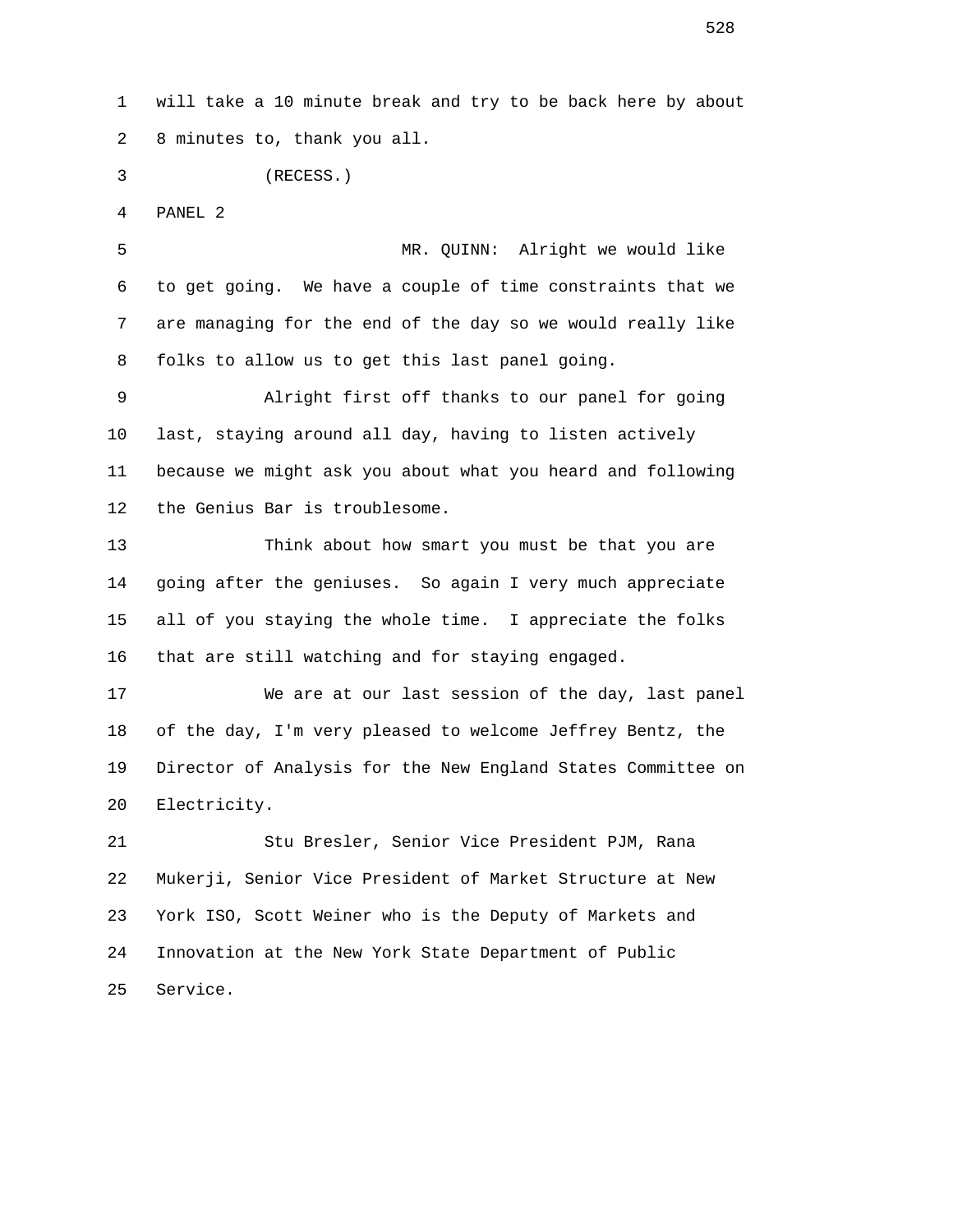will take a 10 minute break and try to be back here by about 8 minutes to, thank you all.

(RECESS.)

PANEL 2

MR. QUINN: Alright we would like to get going. We have a couple of time constraints that we are managing for the end of the day so we would really like folks to allow us to get this last panel going.

Alright first off thanks to our panel for going last, staying around all day, having to listen actively because we might ask you about what you heard and following the Genius Bar is troublesome.

Think about how smart you must be that you are going after the geniuses. So again I very much appreciate all of you staying the whole time. I appreciate the folks that are still watching and for staying engaged.

We are at our last session of the day, last panel of the day, I'm very pleased to welcome Jeffrey Bentz, the Director of Analysis for the New England States Committee on Electricity.

Stu Bresler, Senior Vice President PJM, Rana Mukerji, Senior Vice President of Market Structure at New York ISO, Scott Weiner who is the Deputy of Markets and Innovation at the New York State Department of Public Service.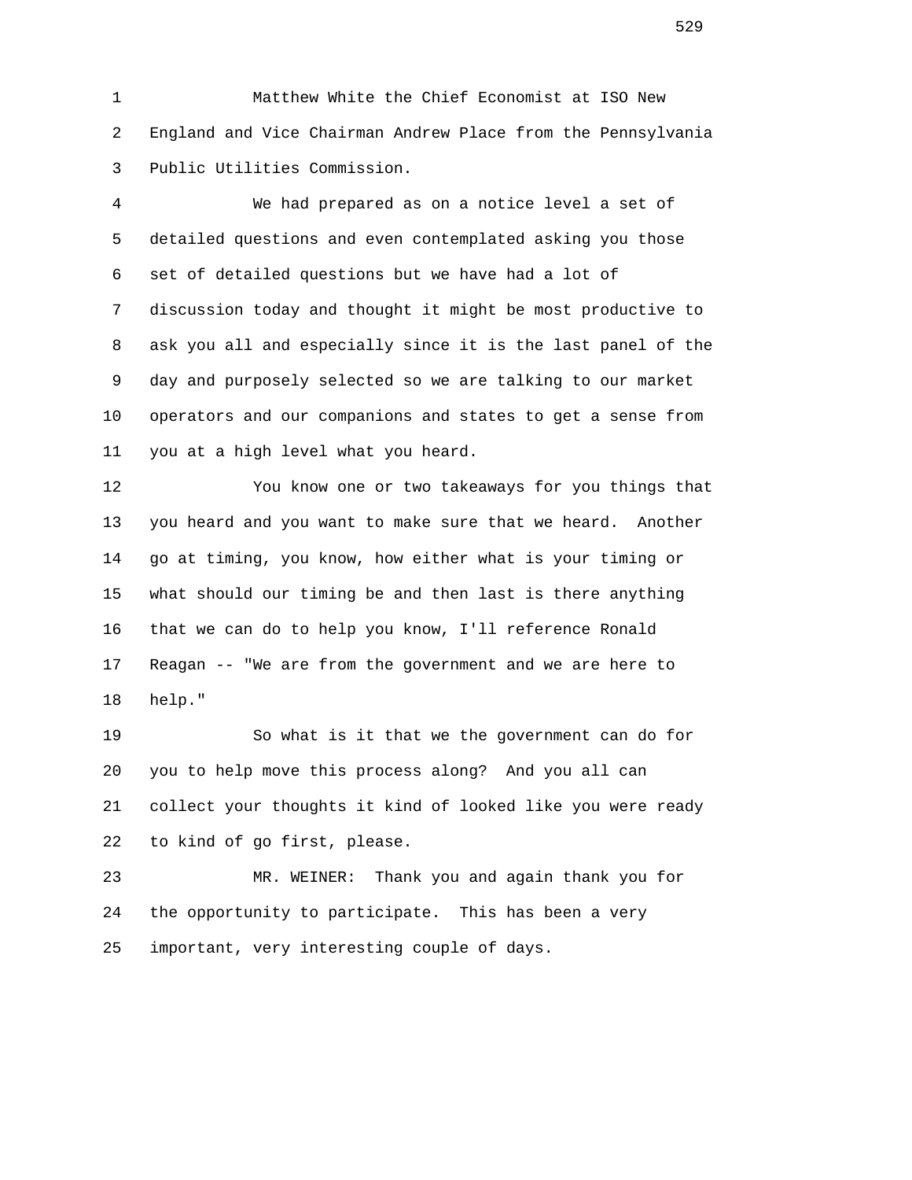Matthew White the Chief Economist at ISO New England and Vice Chairman Andrew Place from the Pennsylvania Public Utilities Commission.

We had prepared as on a notice level a set of detailed questions and even contemplated asking you those set of detailed questions but we have had a lot of discussion today and thought it might be most productive to ask you all and especially since it is the last panel of the day and purposely selected so we are talking to our market operators and our companions and states to get a sense from you at a high level what you heard.

You know one or two takeaways for you things that you heard and you want to make sure that we heard. Another go at timing, you know, how either what is your timing or what should our timing be and then last is there anything that we can do to help you know, I'll reference Ronald Reagan -- "We are from the government and we are here to help."

So what is it that we the government can do for you to help move this process along? And you all can collect your thoughts it kind of looked like you were ready to kind of go first, please.

MR. WEINER: Thank you and again thank you for the opportunity to participate. This has been a very important, very interesting couple of days.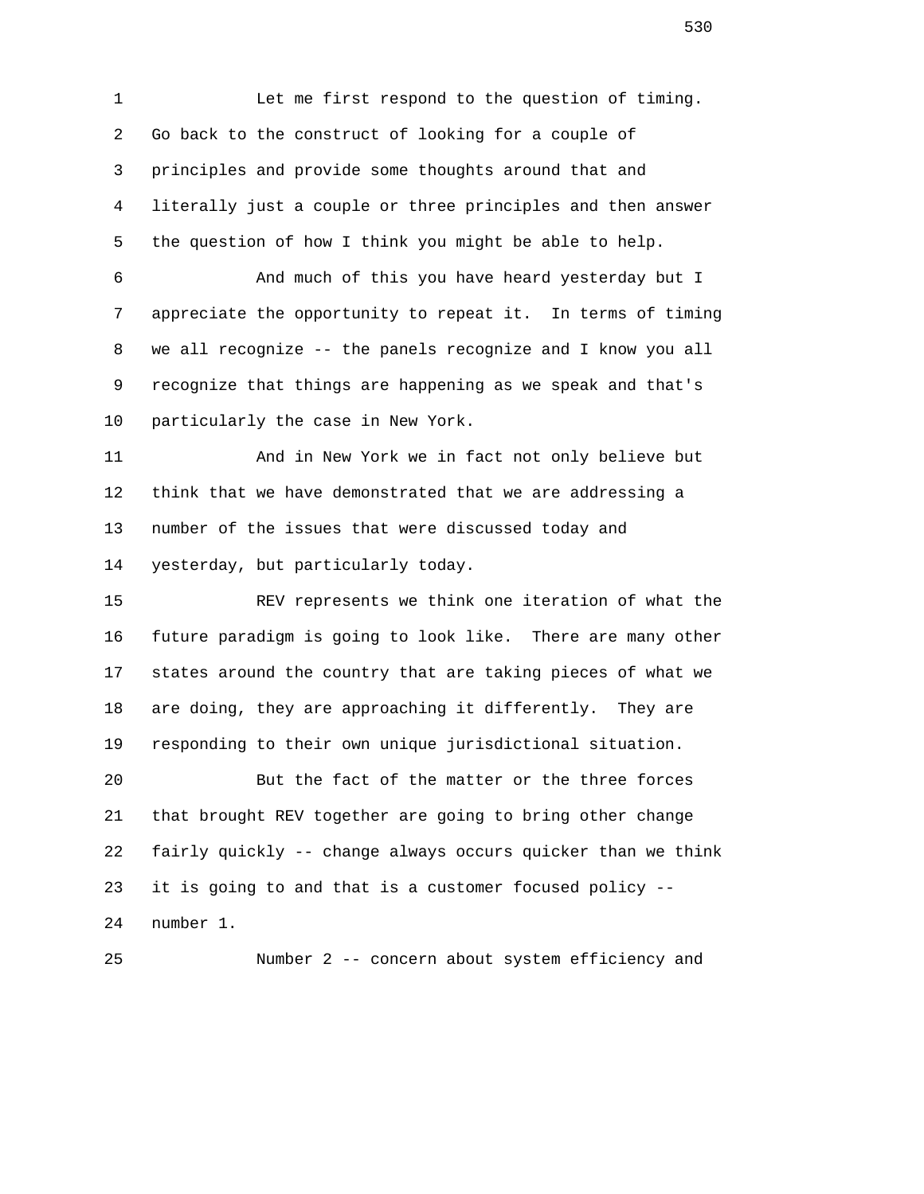Let me first respond to the question of timing. Go back to the construct of looking for a couple of principles and provide some thoughts around that and literally just a couple or three principles and then answer the question of how I think you might be able to help.

And much of this you have heard yesterday but I appreciate the opportunity to repeat it. In terms of timing we all recognize -- the panels recognize and I know you all recognize that things are happening as we speak and that's particularly the case in New York.

And in New York we in fact not only believe but think that we have demonstrated that we are addressing a number of the issues that were discussed today and yesterday, but particularly today.

REV represents we think one iteration of what the future paradigm is going to look like. There are many other states around the country that are taking pieces of what we are doing, they are approaching it differently. They are responding to their own unique jurisdictional situation.

But the fact of the matter or the three forces that brought REV together are going to bring other change fairly quickly -- change always occurs quicker than we think it is going to and that is a customer focused policy -- number 1.

Number 2 -- concern about system efficiency and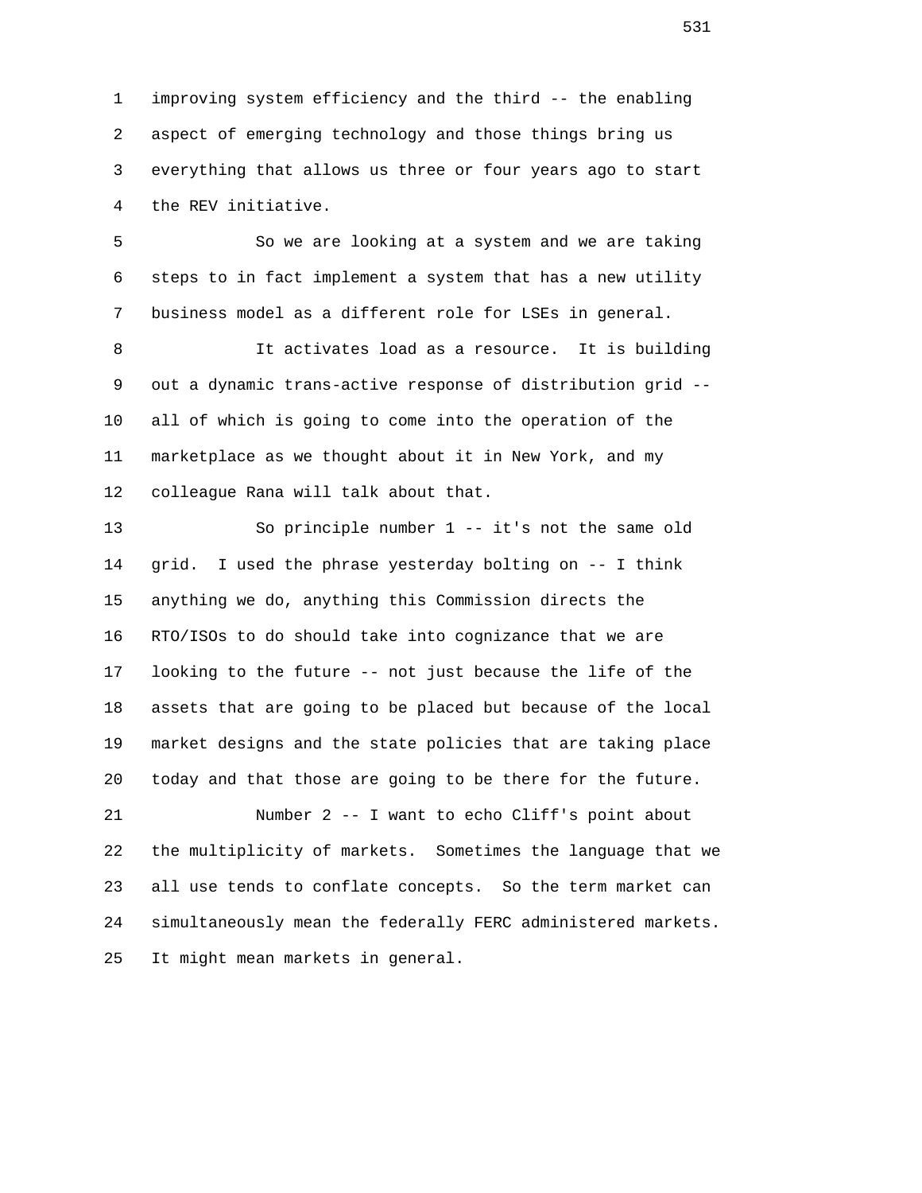improving system efficiency and the third -- the enabling aspect of emerging technology and those things bring us everything that allows us three or four years ago to start the REV initiative.

So we are looking at a system and we are taking steps to in fact implement a system that has a new utility business model as a different role for LSEs in general.

It activates load as a resource. It is building out a dynamic trans-active response of distribution grid -- all of which is going to come into the operation of the marketplace as we thought about it in New York, and my colleague Rana will talk about that.

So principle number 1 -- it's not the same old grid. I used the phrase yesterday bolting on -- I think anything we do, anything this Commission directs the RTO/ISOs to do should take into cognizance that we are looking to the future -- not just because the life of the assets that are going to be placed but because of the local market designs and the state policies that are taking place today and that those are going to be there for the future.

Number 2 -- I want to echo Cliff's point about the multiplicity of markets. Sometimes the language that we all use tends to conflate concepts. So the term market can simultaneously mean the federally FERC administered markets. It might mean markets in general.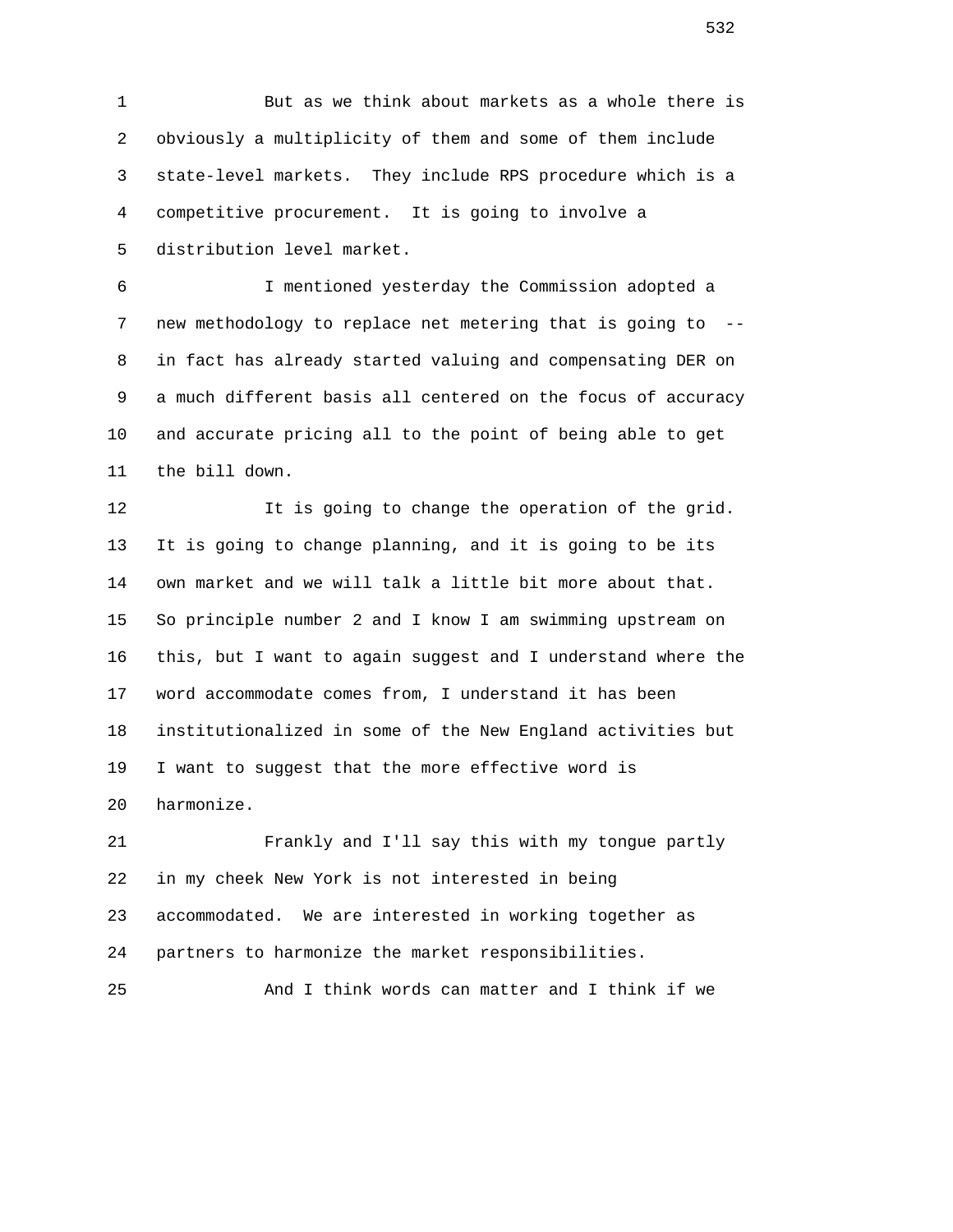But as we think about markets as a whole there is obviously a multiplicity of them and some of them include state-level markets. They include RPS procedure which is a competitive procurement. It is going to involve a distribution level market.

I mentioned yesterday the Commission adopted a new methodology to replace net metering that is going to -- in fact has already started valuing and compensating DER on a much different basis all centered on the focus of accuracy and accurate pricing all to the point of being able to get the bill down.

It is going to change the operation of the grid. It is going to change planning, and it is going to be its own market and we will talk a little bit more about that. So principle number 2 and I know I am swimming upstream on this, but I want to again suggest and I understand where the word accommodate comes from, I understand it has been institutionalized in some of the New England activities but I want to suggest that the more effective word is harmonize.

Frankly and I'll say this with my tongue partly in my cheek New York is not interested in being accommodated. We are interested in working together as partners to harmonize the market responsibilities.

And I think words can matter and I think if we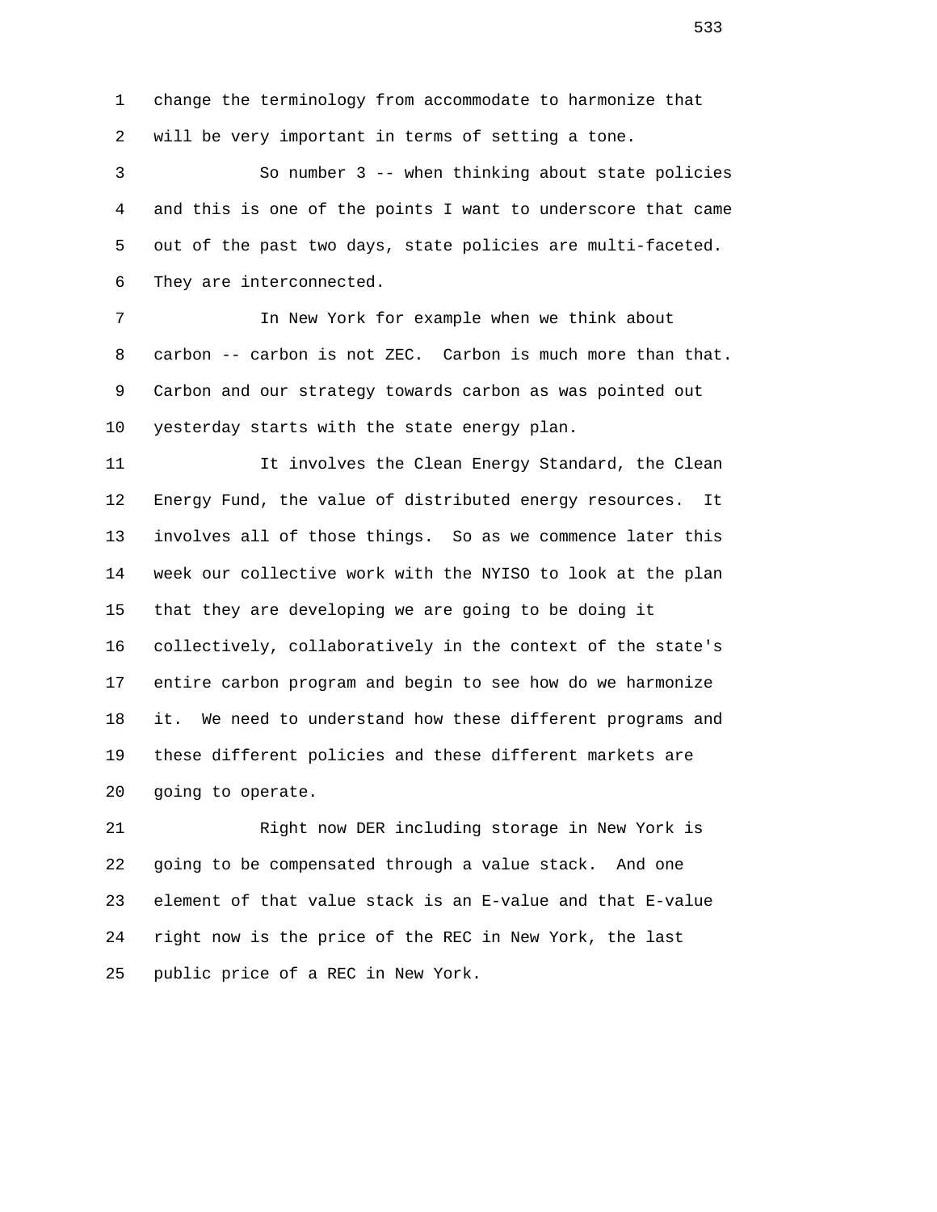change the terminology from accommodate to harmonize that will be very important in terms of setting a tone.

So number 3 -- when thinking about state policies and this is one of the points I want to underscore that came out of the past two days, state policies are multi-faceted. They are interconnected.

In New York for example when we think about carbon -- carbon is not ZEC. Carbon is much more than that. Carbon and our strategy towards carbon as was pointed out yesterday starts with the state energy plan.

It involves the Clean Energy Standard, the Clean Energy Fund, the value of distributed energy resources. It involves all of those things. So as we commence later this week our collective work with the NYISO to look at the plan that they are developing we are going to be doing it collectively, collaboratively in the context of the state's entire carbon program and begin to see how do we harmonize it. We need to understand how these different programs and these different policies and these different markets are going to operate.

Right now DER including storage in New York is going to be compensated through a value stack. And one element of that value stack is an E-value and that E-value right now is the price of the REC in New York, the last public price of a REC in New York.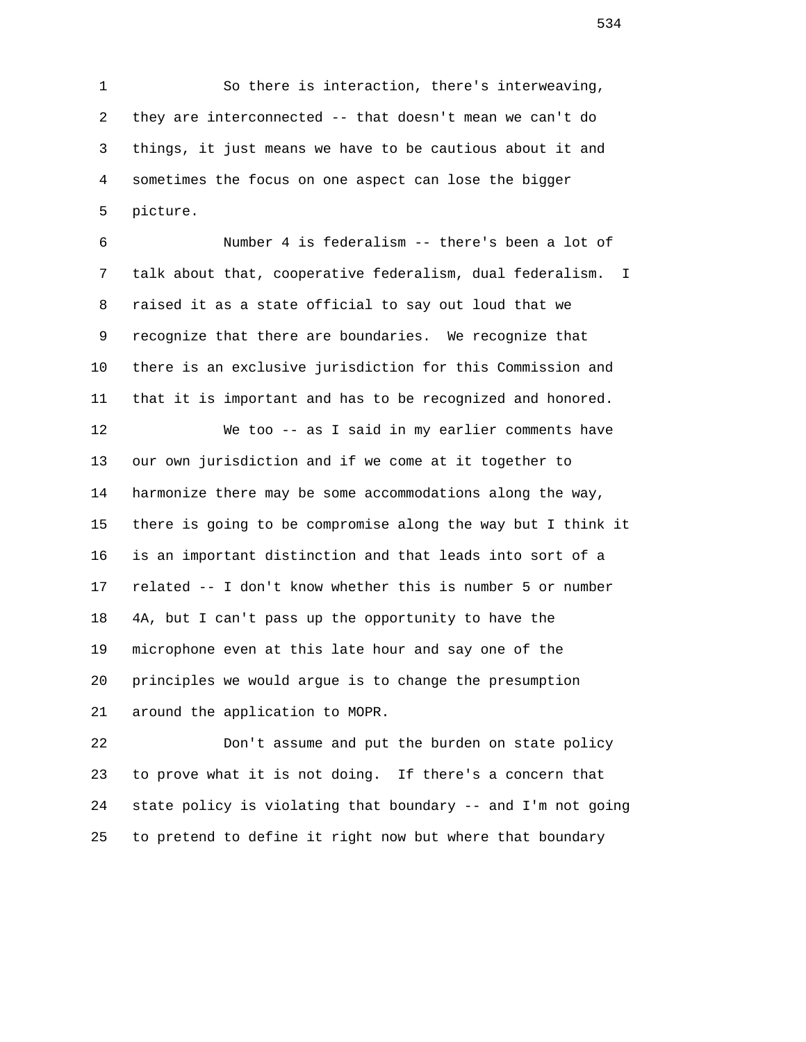So there is interaction, there's interweaving, they are interconnected -- that doesn't mean we can't do things, it just means we have to be cautious about it and sometimes the focus on one aspect can lose the bigger picture.

Number 4 is federalism -- there's been a lot of talk about that, cooperative federalism, dual federalism. I raised it as a state official to say out loud that we recognize that there are boundaries. We recognize that there is an exclusive jurisdiction for this Commission and that it is important and has to be recognized and honored.

We too -- as I said in my earlier comments have our own jurisdiction and if we come at it together to harmonize there may be some accommodations along the way, there is going to be compromise along the way but I think it is an important distinction and that leads into sort of a related -- I don't know whether this is number 5 or number 4A, but I can't pass up the opportunity to have the microphone even at this late hour and say one of the principles we would argue is to change the presumption around the application to MOPR.

Don't assume and put the burden on state policy to prove what it is not doing. If there's a concern that state policy is violating that boundary -- and I'm not going to pretend to define it right now but where that boundary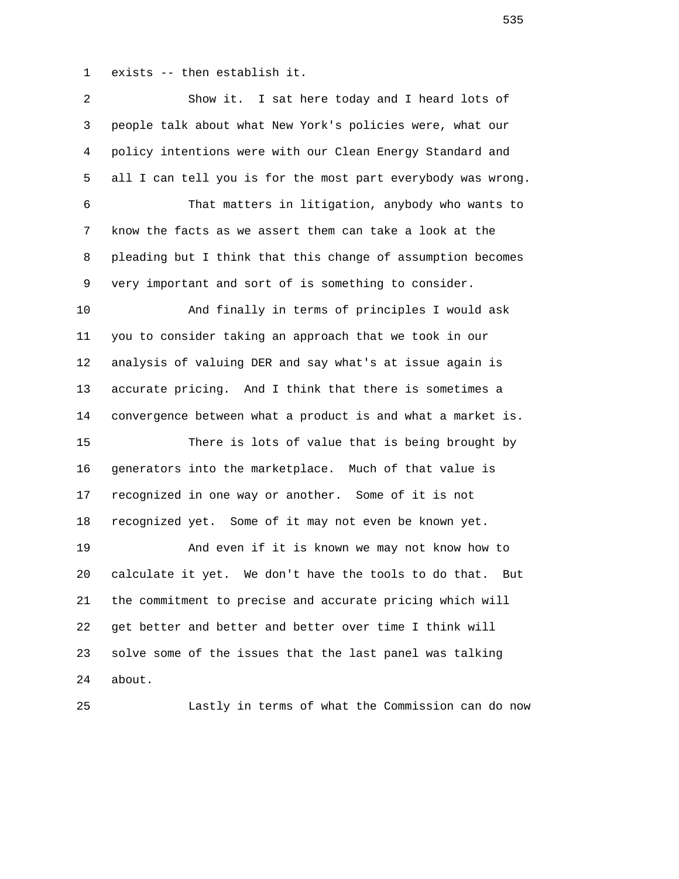exists -- then establish it.

Show it. I sat here today and I heard lots of people talk about what New York's policies were, what our policy intentions were with our Clean Energy Standard and all I can tell you is for the most part everybody was wrong.

That matters in litigation, anybody who wants to know the facts as we assert them can take a look at the pleading but I think that this change of assumption becomes very important and sort of is something to consider.

And finally in terms of principles I would ask you to consider taking an approach that we took in our analysis of valuing DER and say what's at issue again is accurate pricing. And I think that there is sometimes a convergence between what a product is and what a market is.

There is lots of value that is being brought by generators into the marketplace. Much of that value is recognized in one way or another. Some of it is not recognized yet. Some of it may not even be known yet.

And even if it is known we may not know how to calculate it yet. We don't have the tools to do that. But the commitment to precise and accurate pricing which will get better and better and better over time I think will solve some of the issues that the last panel was talking about.

Lastly in terms of what the Commission can do now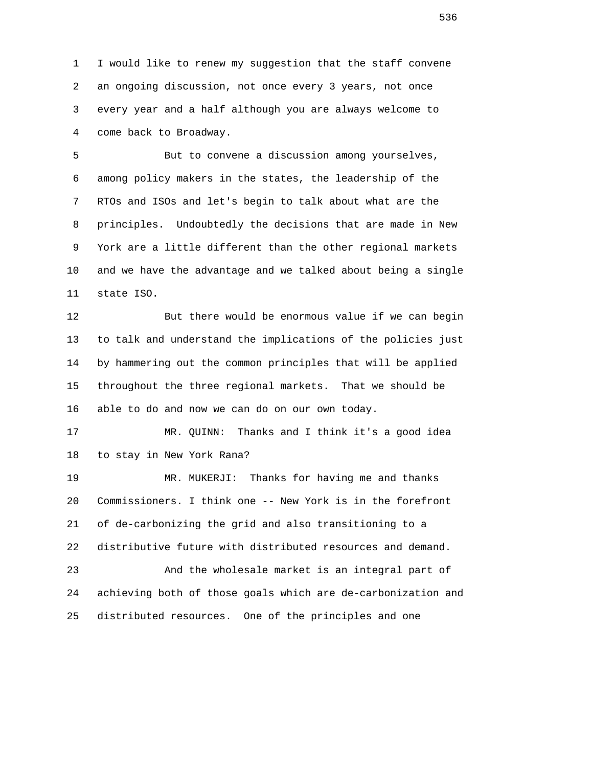I would like to renew my suggestion that the staff convene an ongoing discussion, not once every 3 years, not once every year and a half although you are always welcome to come back to Broadway.

But to convene a discussion among yourselves, among policy makers in the states, the leadership of the RTOs and ISOs and let's begin to talk about what are the principles. Undoubtedly the decisions that are made in New York are a little different than the other regional markets and we have the advantage and we talked about being a single state ISO.

But there would be enormous value if we can begin to talk and understand the implications of the policies just by hammering out the common principles that will be applied throughout the three regional markets. That we should be able to do and now we can do on our own today.

MR. QUINN: Thanks and I think it's a good idea to stay in New York Rana?

MR. MUKERJI: Thanks for having me and thanks Commissioners. I think one -- New York is in the forefront of de-carbonizing the grid and also transitioning to a distributive future with distributed resources and demand.

And the wholesale market is an integral part of achieving both of those goals which are de-carbonization and distributed resources. One of the principles and one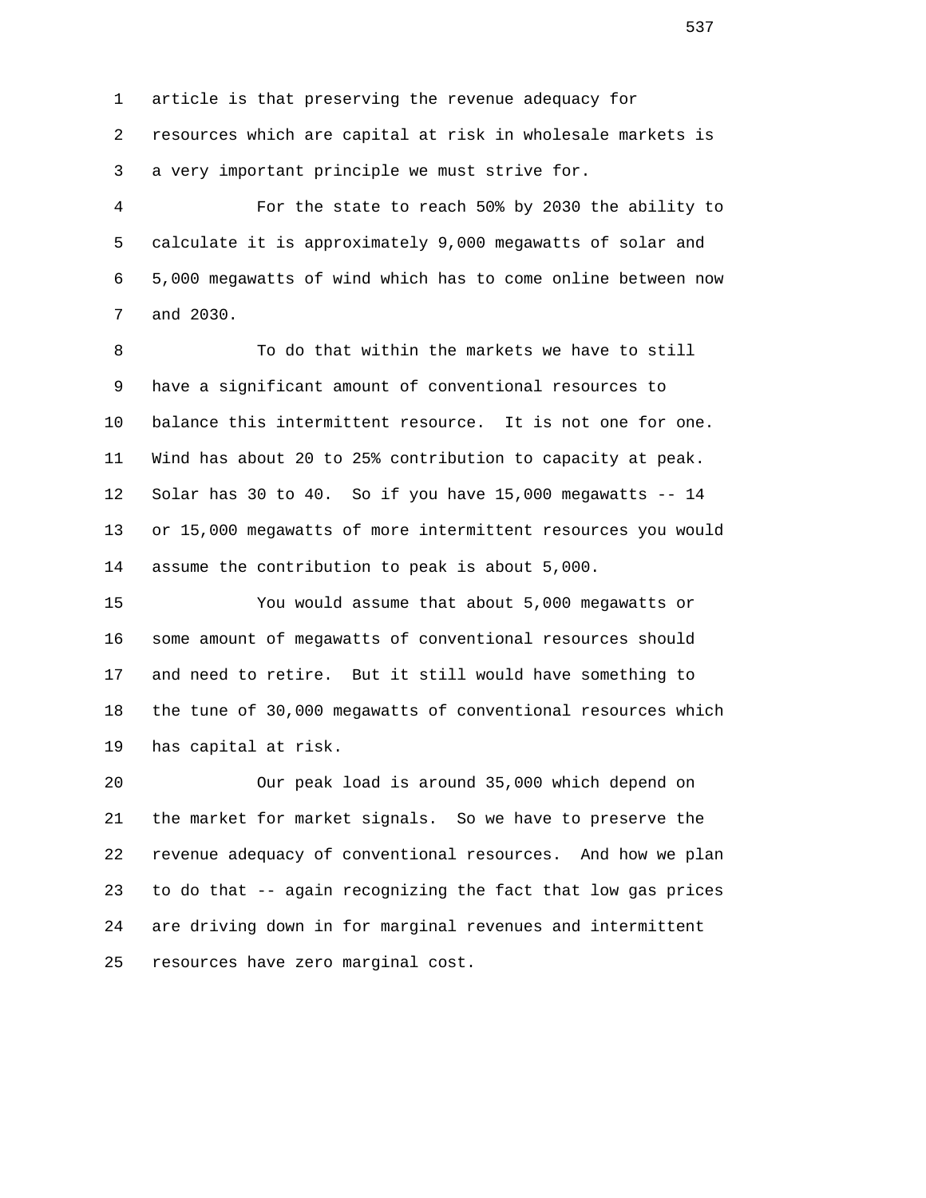article is that preserving the revenue adequacy for resources which are capital at risk in wholesale markets is a very important principle we must strive for.

For the state to reach 50% by 2030 the ability to calculate it is approximately 9,000 megawatts of solar and 5,000 megawatts of wind which has to come online between now and 2030.

To do that within the markets we have to still have a significant amount of conventional resources to balance this intermittent resource. It is not one for one. Wind has about 20 to 25% contribution to capacity at peak. Solar has 30 to 40. So if you have 15,000 megawatts -- 14 or 15,000 megawatts of more intermittent resources you would assume the contribution to peak is about 5,000.

You would assume that about 5,000 megawatts or some amount of megawatts of conventional resources should and need to retire. But it still would have something to the tune of 30,000 megawatts of conventional resources which has capital at risk.

Our peak load is around 35,000 which depend on the market for market signals. So we have to preserve the revenue adequacy of conventional resources. And how we plan to do that -- again recognizing the fact that low gas prices are driving down in for marginal revenues and intermittent resources have zero marginal cost.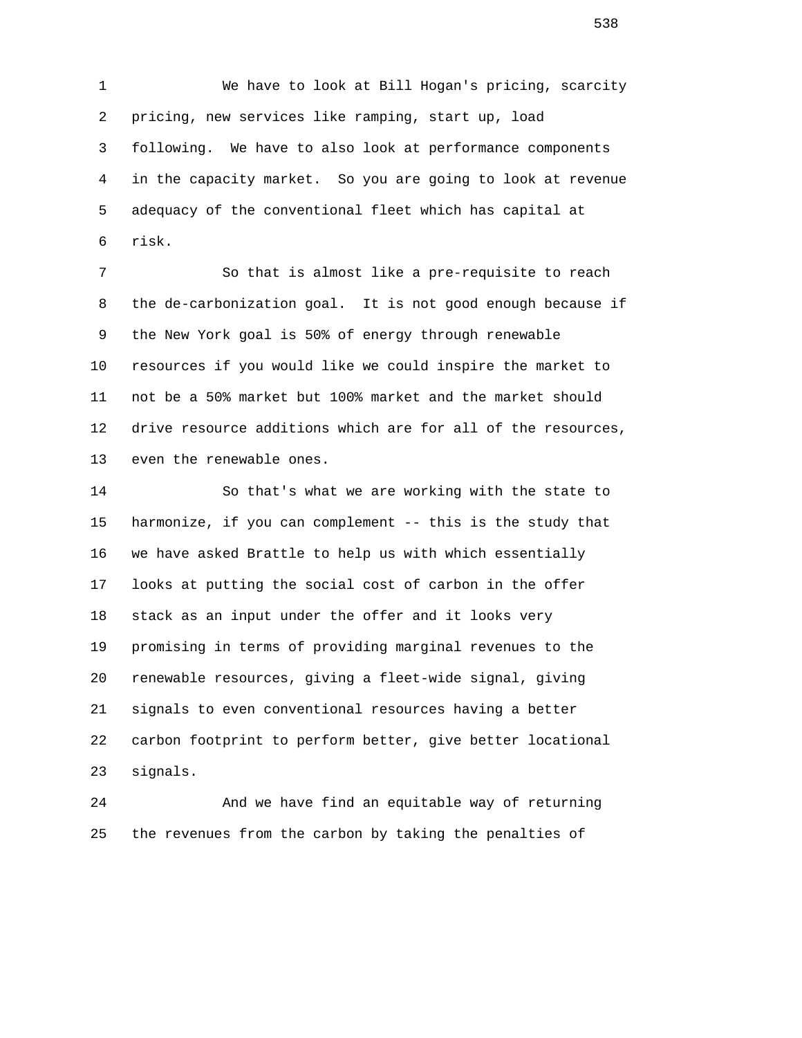We have to look at Bill Hogan's pricing, scarcity pricing, new services like ramping, start up, load following. We have to also look at performance components in the capacity market. So you are going to look at revenue adequacy of the conventional fleet which has capital at risk.

So that is almost like a pre-requisite to reach the de-carbonization goal. It is not good enough because if the New York goal is 50% of energy through renewable resources if you would like we could inspire the market to not be a 50% market but 100% market and the market should drive resource additions which are for all of the resources, even the renewable ones.

So that's what we are working with the state to harmonize, if you can complement -- this is the study that we have asked Brattle to help us with which essentially looks at putting the social cost of carbon in the offer stack as an input under the offer and it looks very promising in terms of providing marginal revenues to the renewable resources, giving a fleet-wide signal, giving signals to even conventional resources having a better carbon footprint to perform better, give better locational signals.

And we have find an equitable way of returning the revenues from the carbon by taking the penalties of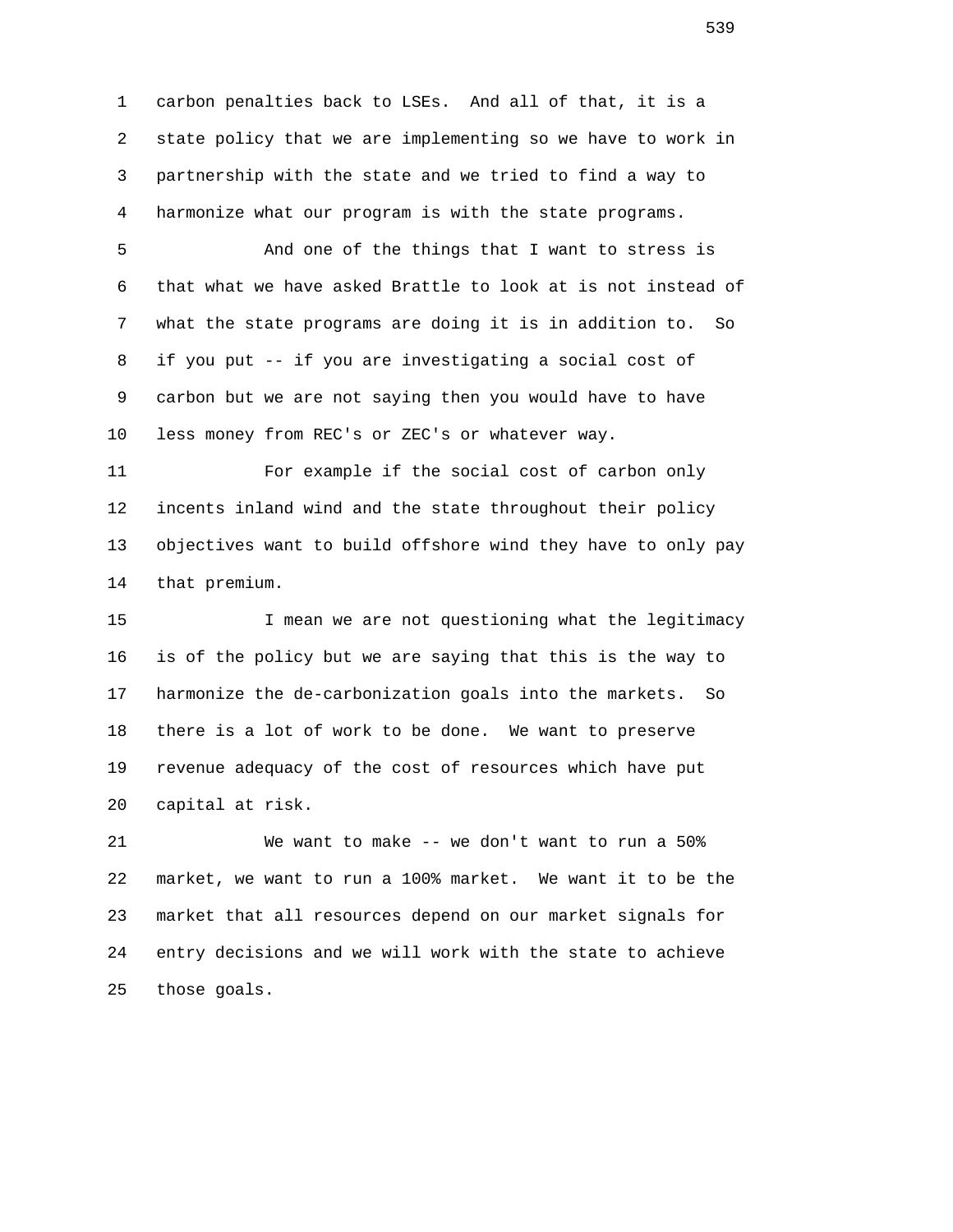carbon penalties back to LSEs. And all of that, it is a state policy that we are implementing so we have to work in partnership with the state and we tried to find a way to harmonize what our program is with the state programs.

And one of the things that I want to stress is that what we have asked Brattle to look at is not instead of what the state programs are doing it is in addition to. So if you put -- if you are investigating a social cost of carbon but we are not saying then you would have to have less money from REC's or ZEC's or whatever way.

For example if the social cost of carbon only incents inland wind and the state throughout their policy objectives want to build offshore wind they have to only pay that premium.

I mean we are not questioning what the legitimacy is of the policy but we are saying that this is the way to harmonize the de-carbonization goals into the markets. So there is a lot of work to be done. We want to preserve revenue adequacy of the cost of resources which have put capital at risk.

We want to make -- we don't want to run a 50% market, we want to run a 100% market. We want it to be the market that all resources depend on our market signals for entry decisions and we will work with the state to achieve those goals.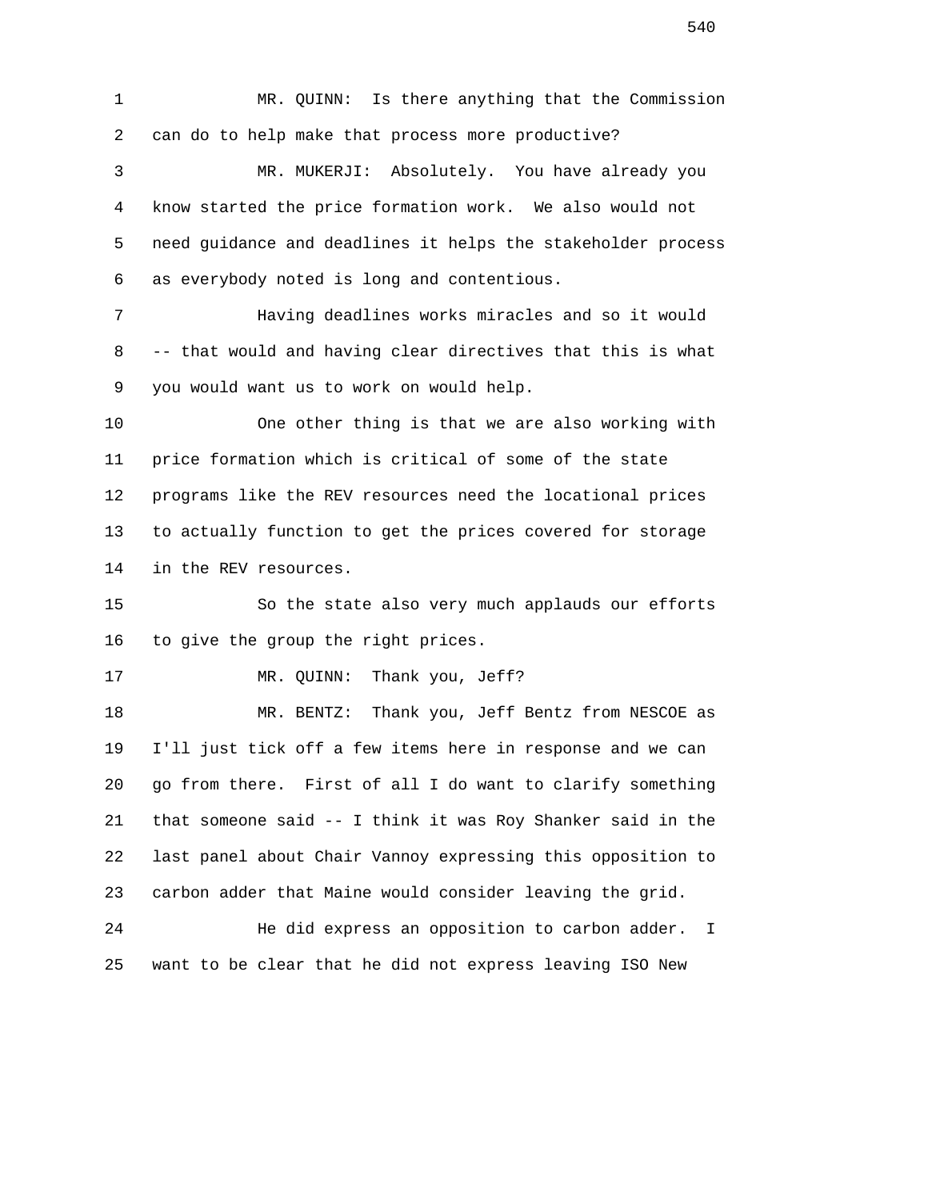MR. QUINN: Is there anything that the Commission can do to help make that process more productive?

MR. MUKERJI: Absolutely. You have already you know started the price formation work. We also would not need guidance and deadlines it helps the stakeholder process as everybody noted is long and contentious.

Having deadlines works miracles and so it would -- that would and having clear directives that this is what you would want us to work on would help.

One other thing is that we are also working with price formation which is critical of some of the state programs like the REV resources need the locational prices to actually function to get the prices covered for storage in the REV resources.

So the state also very much applauds our efforts to give the group the right prices.

MR. QUINN: Thank you, Jeff?

MR. BENTZ: Thank you, Jeff Bentz from NESCOE as I'll just tick off a few items here in response and we can go from there. First of all I do want to clarify something that someone said -- I think it was Roy Shanker said in the last panel about Chair Vannoy expressing this opposition to carbon adder that Maine would consider leaving the grid.

He did express an opposition to carbon adder. I want to be clear that he did not express leaving ISO New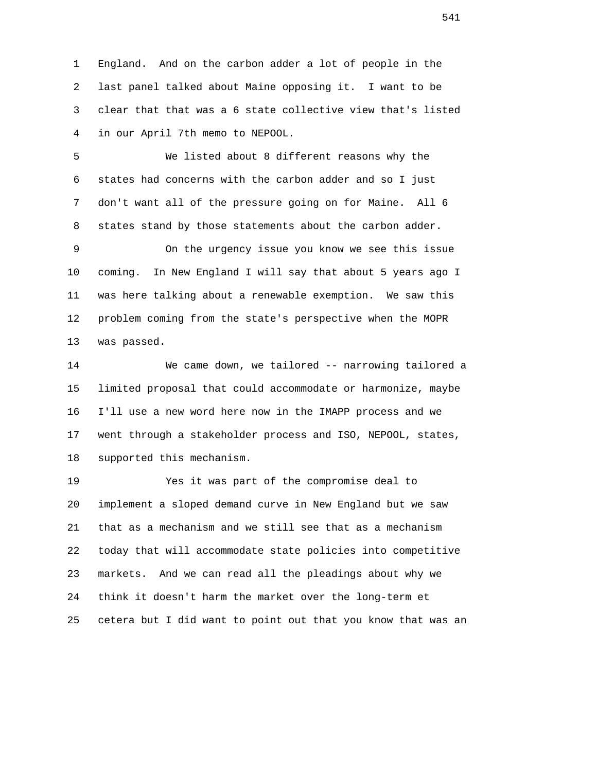England. And on the carbon adder a lot of people in the last panel talked about Maine opposing it. I want to be clear that that was a 6 state collective view that's listed in our April 7th memo to NEPOOL.

We listed about 8 different reasons why the states had concerns with the carbon adder and so I just don't want all of the pressure going on for Maine. All 6 states stand by those statements about the carbon adder.

On the urgency issue you know we see this issue coming. In New England I will say that about 5 years ago I was here talking about a renewable exemption. We saw this problem coming from the state's perspective when the MOPR was passed.

We came down, we tailored -- narrowing tailored a limited proposal that could accommodate or harmonize, maybe I'll use a new word here now in the IMAPP process and we went through a stakeholder process and ISO, NEPOOL, states, supported this mechanism.

Yes it was part of the compromise deal to implement a sloped demand curve in New England but we saw that as a mechanism and we still see that as a mechanism today that will accommodate state policies into competitive markets. And we can read all the pleadings about why we think it doesn't harm the market over the long-term et cetera but I did want to point out that you know that was an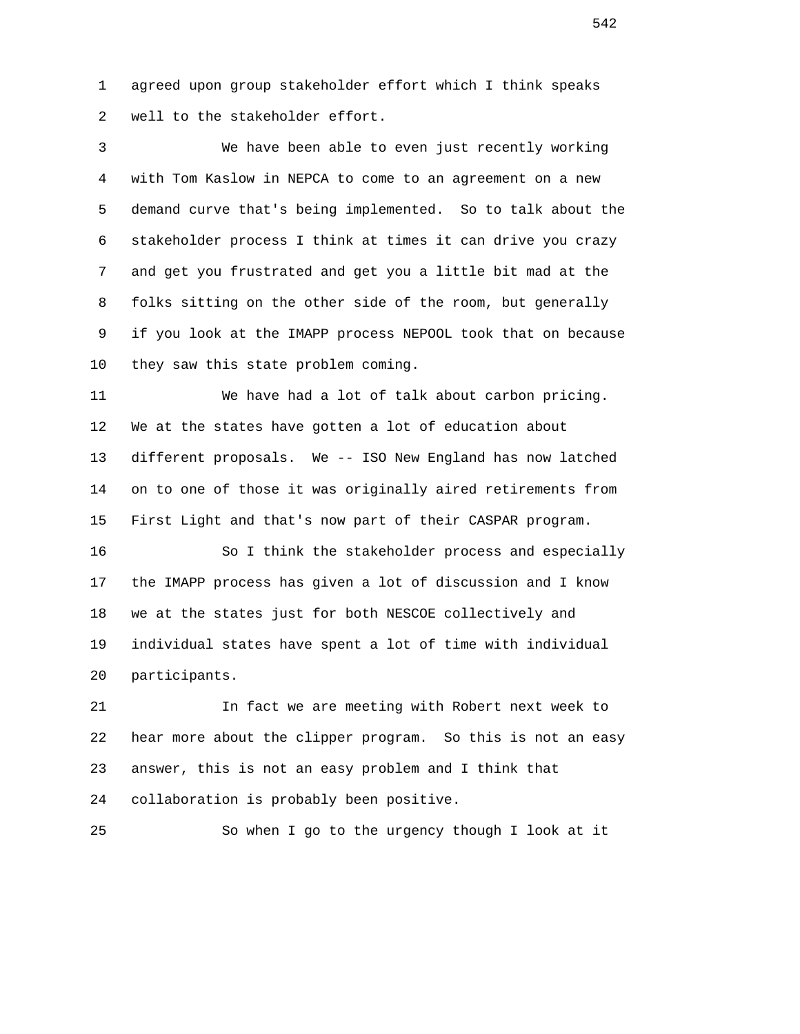agreed upon group stakeholder effort which I think speaks well to the stakeholder effort.

We have been able to even just recently working with Tom Kaslow in NEPCA to come to an agreement on a new demand curve that's being implemented. So to talk about the stakeholder process I think at times it can drive you crazy and get you frustrated and get you a little bit mad at the folks sitting on the other side of the room, but generally if you look at the IMAPP process NEPOOL took that on because they saw this state problem coming.

We have had a lot of talk about carbon pricing. We at the states have gotten a lot of education about different proposals. We -- ISO New England has now latched on to one of those it was originally aired retirements from First Light and that's now part of their CASPAR program.

So I think the stakeholder process and especially the IMAPP process has given a lot of discussion and I know we at the states just for both NESCOE collectively and individual states have spent a lot of time with individual participants.

In fact we are meeting with Robert next week to hear more about the clipper program. So this is not an easy answer, this is not an easy problem and I think that collaboration is probably been positive.

So when I go to the urgency though I look at it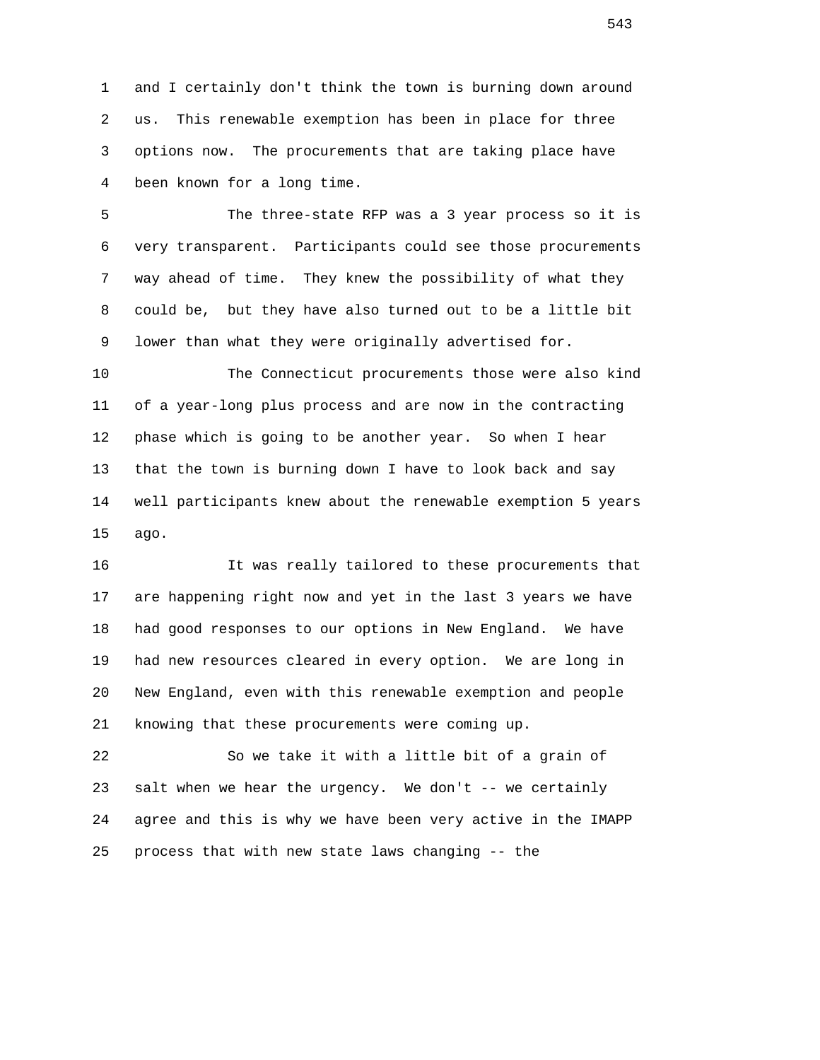and I certainly don't think the town is burning down around us. This renewable exemption has been in place for three options now. The procurements that are taking place have been known for a long time.

The three-state RFP was a 3 year process so it is very transparent. Participants could see those procurements way ahead of time. They knew the possibility of what they could be, but they have also turned out to be a little bit lower than what they were originally advertised for.

The Connecticut procurements those were also kind of a year-long plus process and are now in the contracting phase which is going to be another year. So when I hear that the town is burning down I have to look back and say well participants knew about the renewable exemption 5 years ago.

It was really tailored to these procurements that are happening right now and yet in the last 3 years we have had good responses to our options in New England. We have had new resources cleared in every option. We are long in New England, even with this renewable exemption and people knowing that these procurements were coming up.

So we take it with a little bit of a grain of salt when we hear the urgency. We don't -- we certainly agree and this is why we have been very active in the IMAPP process that with new state laws changing -- the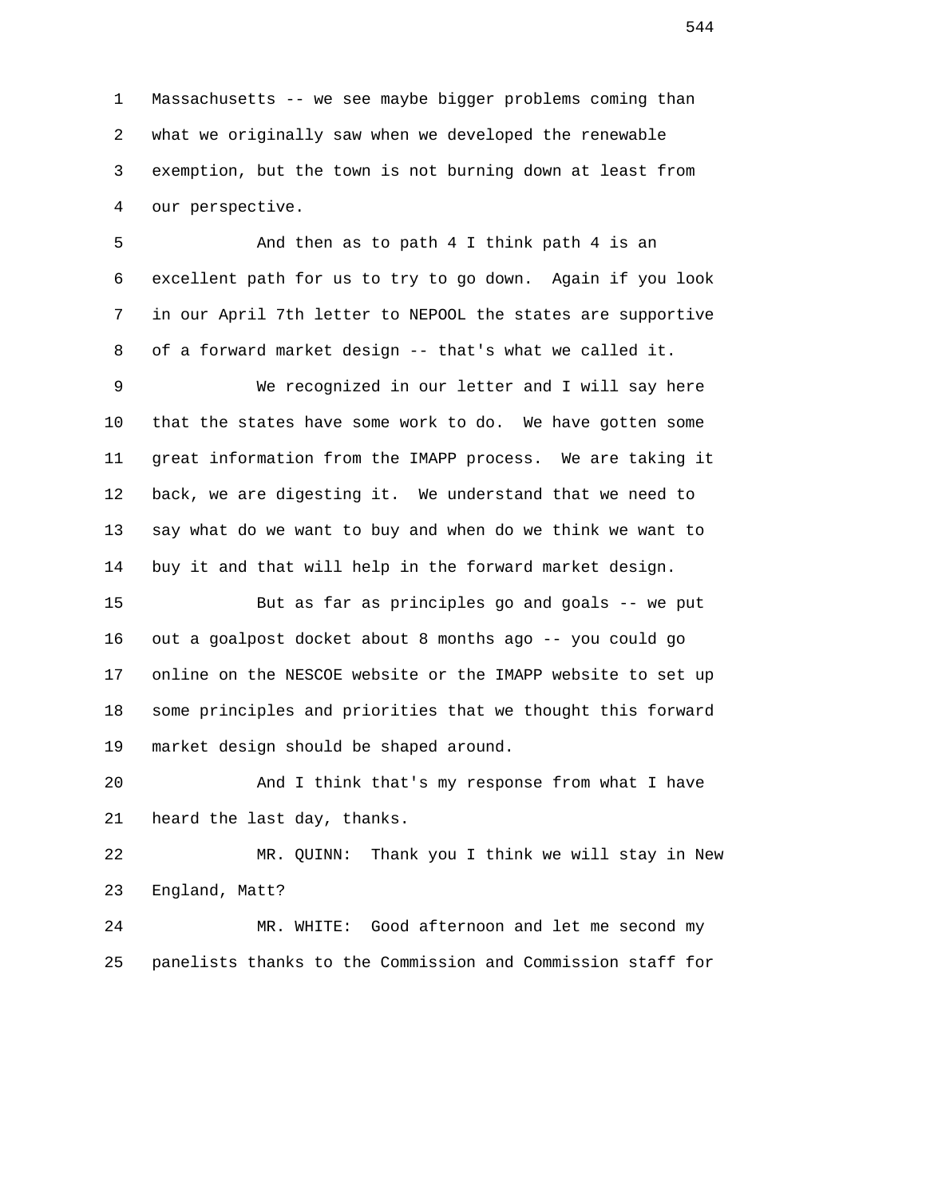Massachusetts -- we see maybe bigger problems coming than what we originally saw when we developed the renewable exemption, but the town is not burning down at least from our perspective.

And then as to path 4 I think path 4 is an excellent path for us to try to go down. Again if you look in our April 7th letter to NEPOOL the states are supportive of a forward market design -- that's what we called it.

We recognized in our letter and I will say here that the states have some work to do. We have gotten some great information from the IMAPP process. We are taking it back, we are digesting it. We understand that we need to say what do we want to buy and when do we think we want to buy it and that will help in the forward market design.

But as far as principles go and goals -- we put out a goalpost docket about 8 months ago -- you could go online on the NESCOE website or the IMAPP website to set up some principles and priorities that we thought this forward market design should be shaped around.

And I think that's my response from what I have heard the last day, thanks.

MR. QUINN: Thank you I think we will stay in New England, Matt?

MR. WHITE: Good afternoon and let me second my panelists thanks to the Commission and Commission staff for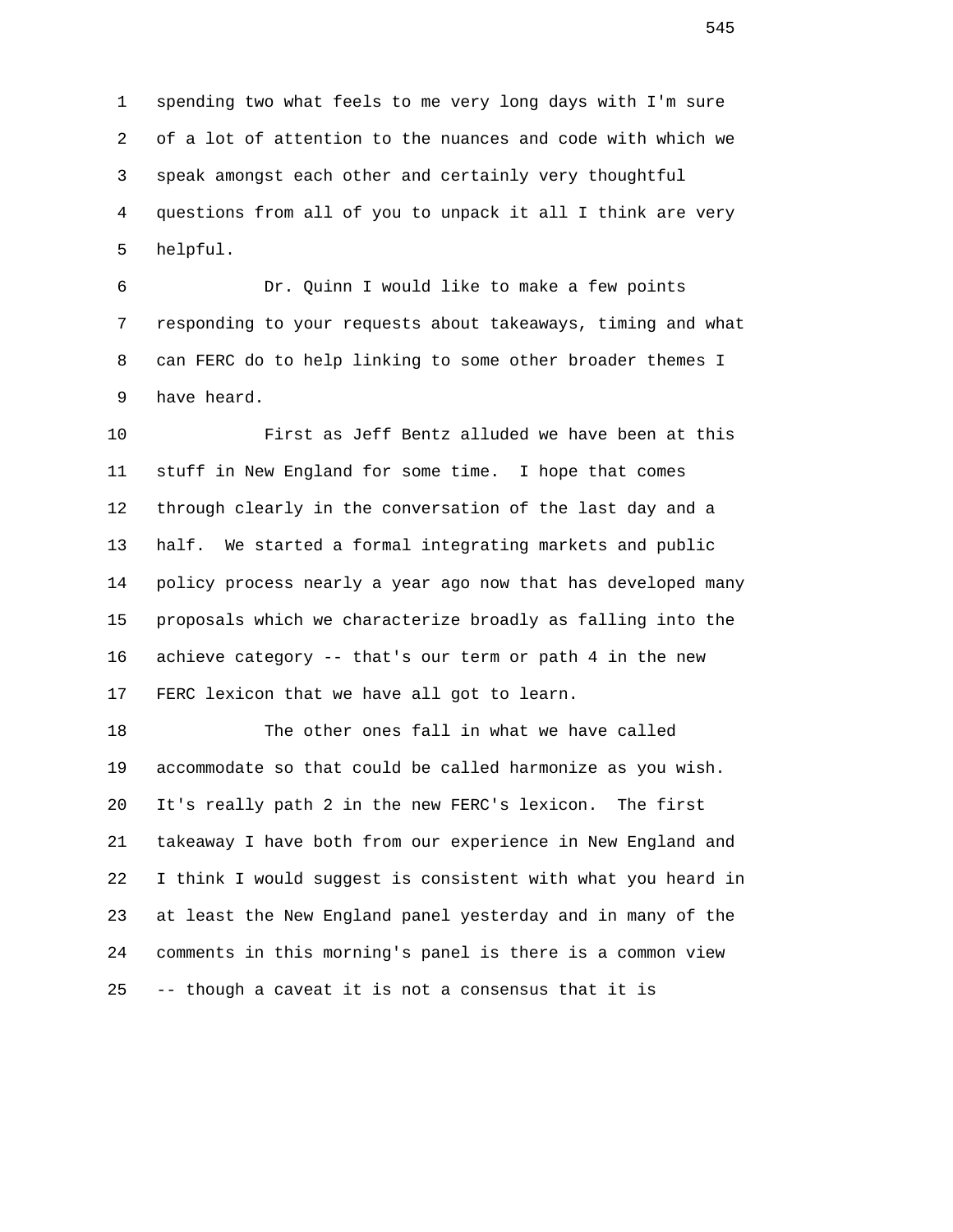spending two what feels to me very long days with I'm sure of a lot of attention to the nuances and code with which we speak amongst each other and certainly very thoughtful questions from all of you to unpack it all I think are very helpful.

Dr. Quinn I would like to make a few points responding to your requests about takeaways, timing and what can FERC do to help linking to some other broader themes I have heard.

First as Jeff Bentz alluded we have been at this stuff in New England for some time. I hope that comes through clearly in the conversation of the last day and a half. We started a formal integrating markets and public policy process nearly a year ago now that has developed many proposals which we characterize broadly as falling into the achieve category -- that's our term or path 4 in the new FERC lexicon that we have all got to learn.

The other ones fall in what we have called accommodate so that could be called harmonize as you wish. It's really path 2 in the new FERC's lexicon. The first takeaway I have both from our experience in New England and I think I would suggest is consistent with what you heard in at least the New England panel yesterday and in many of the comments in this morning's panel is there is a common view -- though a caveat it is not a consensus that it is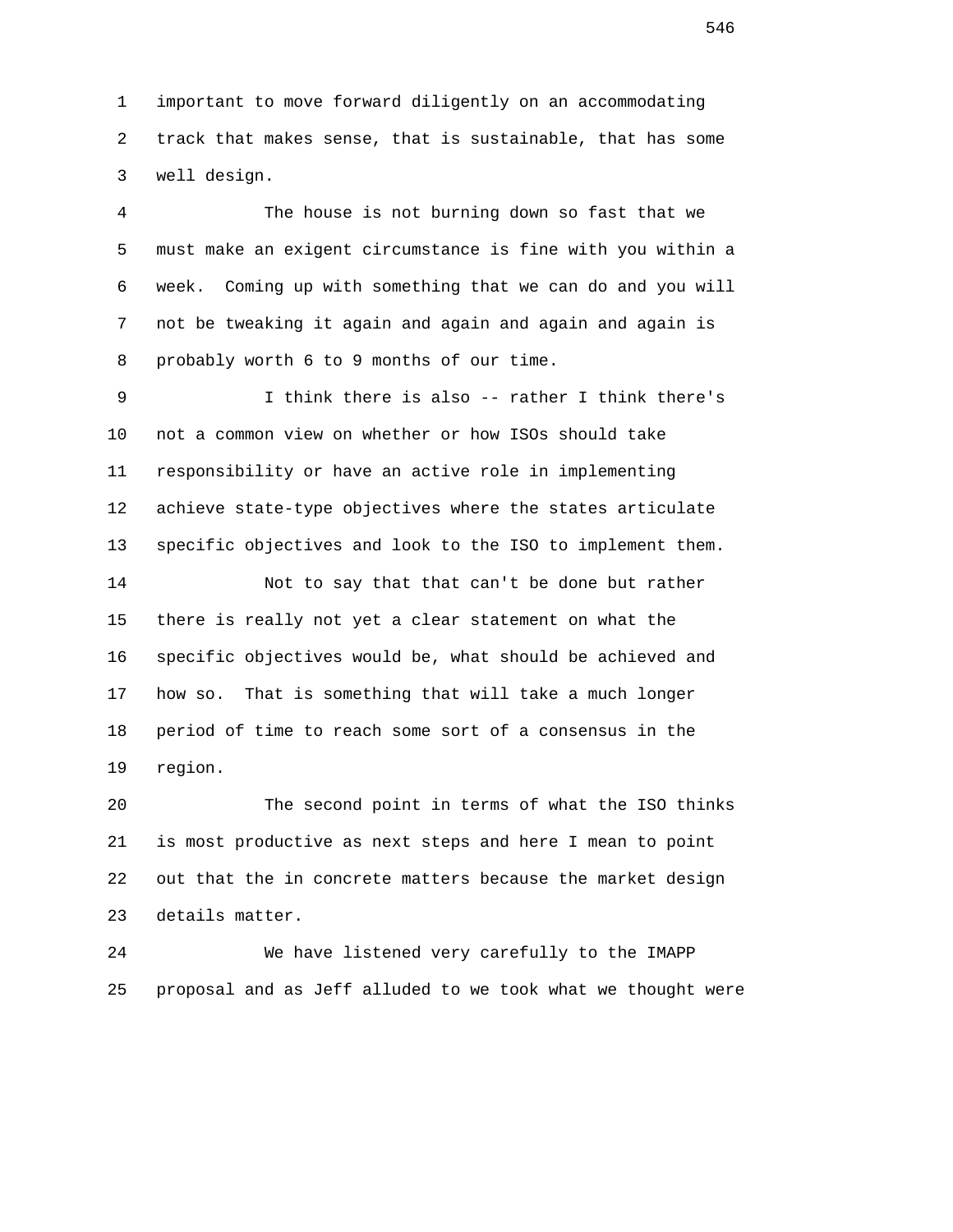important to move forward diligently on an accommodating track that makes sense, that is sustainable, that has some well design.

The house is not burning down so fast that we must make an exigent circumstance is fine with you within a week. Coming up with something that we can do and you will not be tweaking it again and again and again and again is probably worth 6 to 9 months of our time.

I think there is also -- rather I think there's not a common view on whether or how ISOs should take responsibility or have an active role in implementing achieve state-type objectives where the states articulate specific objectives and look to the ISO to implement them.

Not to say that that can't be done but rather there is really not yet a clear statement on what the specific objectives would be, what should be achieved and how so. That is something that will take a much longer period of time to reach some sort of a consensus in the region.

The second point in terms of what the ISO thinks is most productive as next steps and here I mean to point out that the in concrete matters because the market design details matter.

We have listened very carefully to the IMAPP proposal and as Jeff alluded to we took what we thought were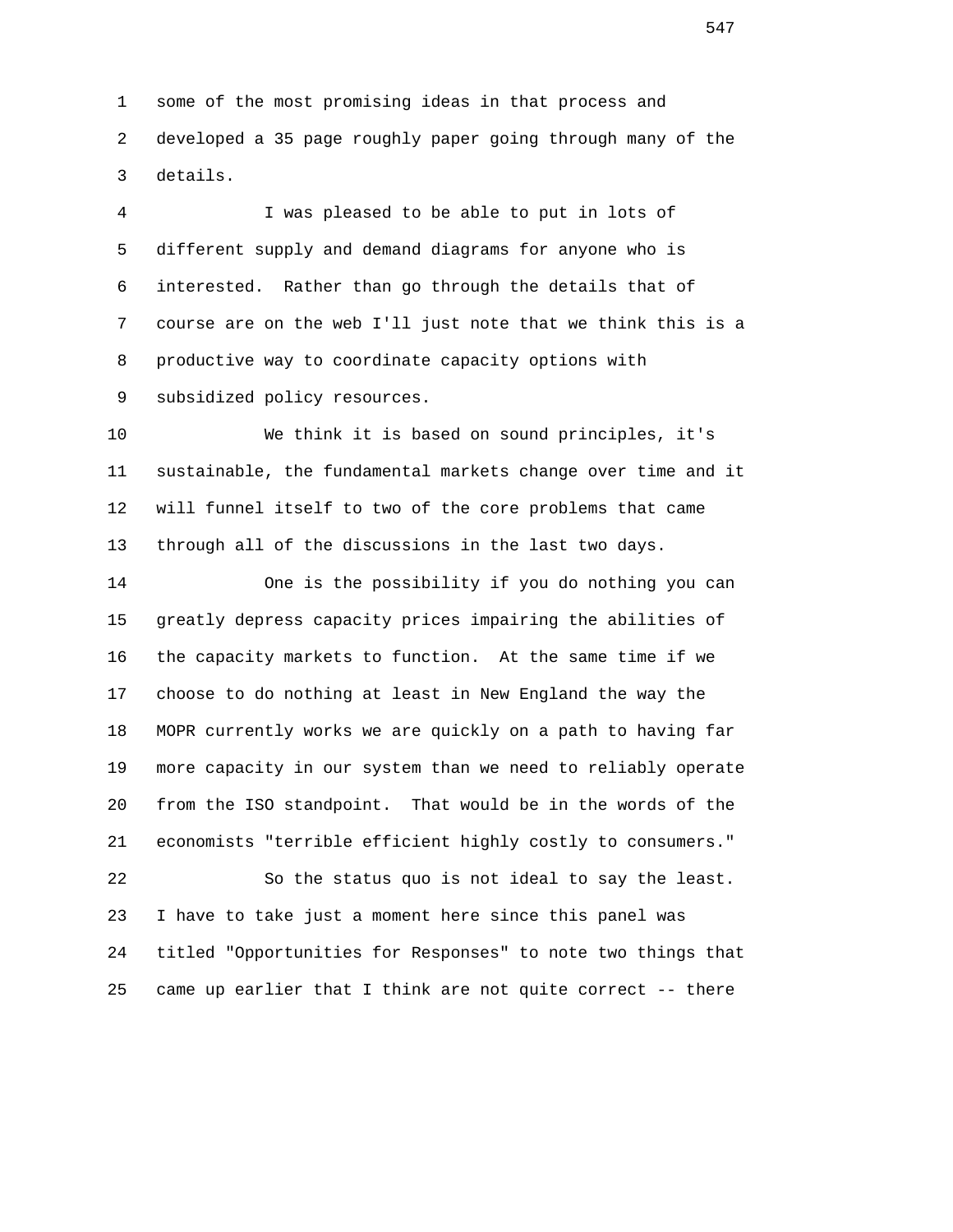some of the most promising ideas in that process and developed a 35 page roughly paper going through many of the details.

I was pleased to be able to put in lots of different supply and demand diagrams for anyone who is interested. Rather than go through the details that of course are on the web I'll just note that we think this is a productive way to coordinate capacity options with subsidized policy resources.

We think it is based on sound principles, it's sustainable, the fundamental markets change over time and it will funnel itself to two of the core problems that came through all of the discussions in the last two days.

One is the possibility if you do nothing you can greatly depress capacity prices impairing the abilities of the capacity markets to function. At the same time if we choose to do nothing at least in New England the way the MOPR currently works we are quickly on a path to having far more capacity in our system than we need to reliably operate from the ISO standpoint. That would be in the words of the economists "terrible efficient highly costly to consumers."

So the status quo is not ideal to say the least. I have to take just a moment here since this panel was titled "Opportunities for Responses" to note two things that came up earlier that I think are not quite correct -- there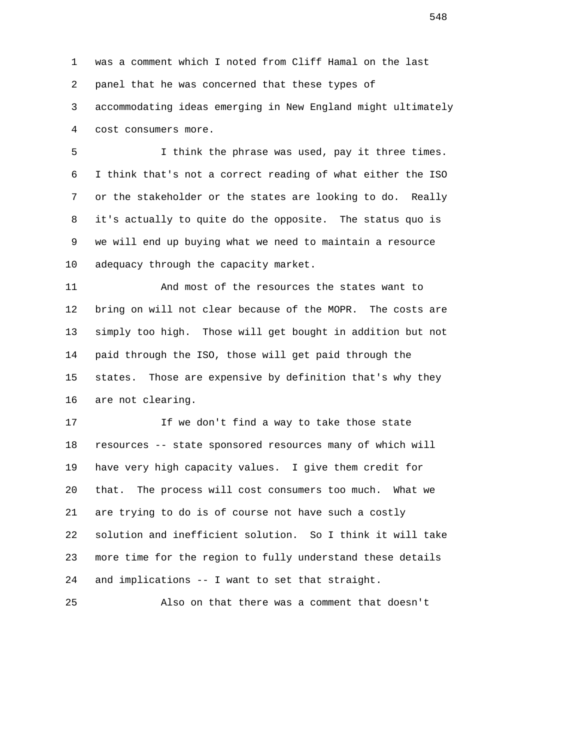was a comment which I noted from Cliff Hamal on the last panel that he was concerned that these types of accommodating ideas emerging in New England might ultimately cost consumers more.

I think the phrase was used, pay it three times. I think that's not a correct reading of what either the ISO or the stakeholder or the states are looking to do. Really it's actually to quite do the opposite. The status quo is we will end up buying what we need to maintain a resource adequacy through the capacity market.

And most of the resources the states want to bring on will not clear because of the MOPR. The costs are simply too high. Those will get bought in addition but not paid through the ISO, those will get paid through the states. Those are expensive by definition that's why they are not clearing.

If we don't find a way to take those state resources -- state sponsored resources many of which will have very high capacity values. I give them credit for that. The process will cost consumers too much. What we are trying to do is of course not have such a costly solution and inefficient solution. So I think it will take more time for the region to fully understand these details and implications -- I want to set that straight.

Also on that there was a comment that doesn't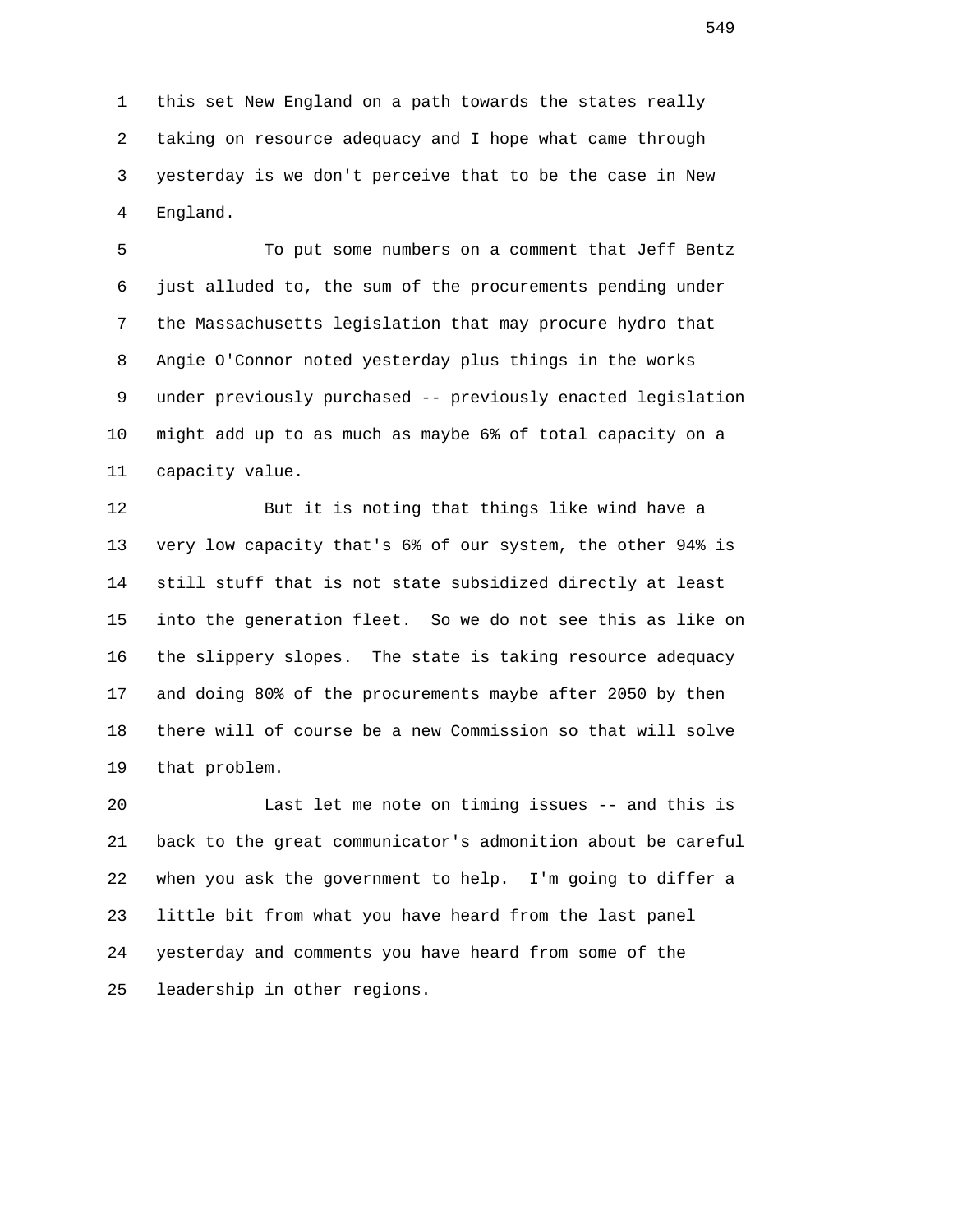this set New England on a path towards the states really taking on resource adequacy and I hope what came through yesterday is we don't perceive that to be the case in New England.

To put some numbers on a comment that Jeff Bentz just alluded to, the sum of the procurements pending under the Massachusetts legislation that may procure hydro that Angie O'Connor noted yesterday plus things in the works under previously purchased -- previously enacted legislation might add up to as much as maybe 6% of total capacity on a capacity value.

But it is noting that things like wind have a very low capacity that's 6% of our system, the other 94% is still stuff that is not state subsidized directly at least into the generation fleet. So we do not see this as like on the slippery slopes. The state is taking resource adequacy and doing 80% of the procurements maybe after 2050 by then there will of course be a new Commission so that will solve that problem.

Last let me note on timing issues -- and this is back to the great communicator's admonition about be careful when you ask the government to help. I'm going to differ a little bit from what you have heard from the last panel yesterday and comments you have heard from some of the leadership in other regions.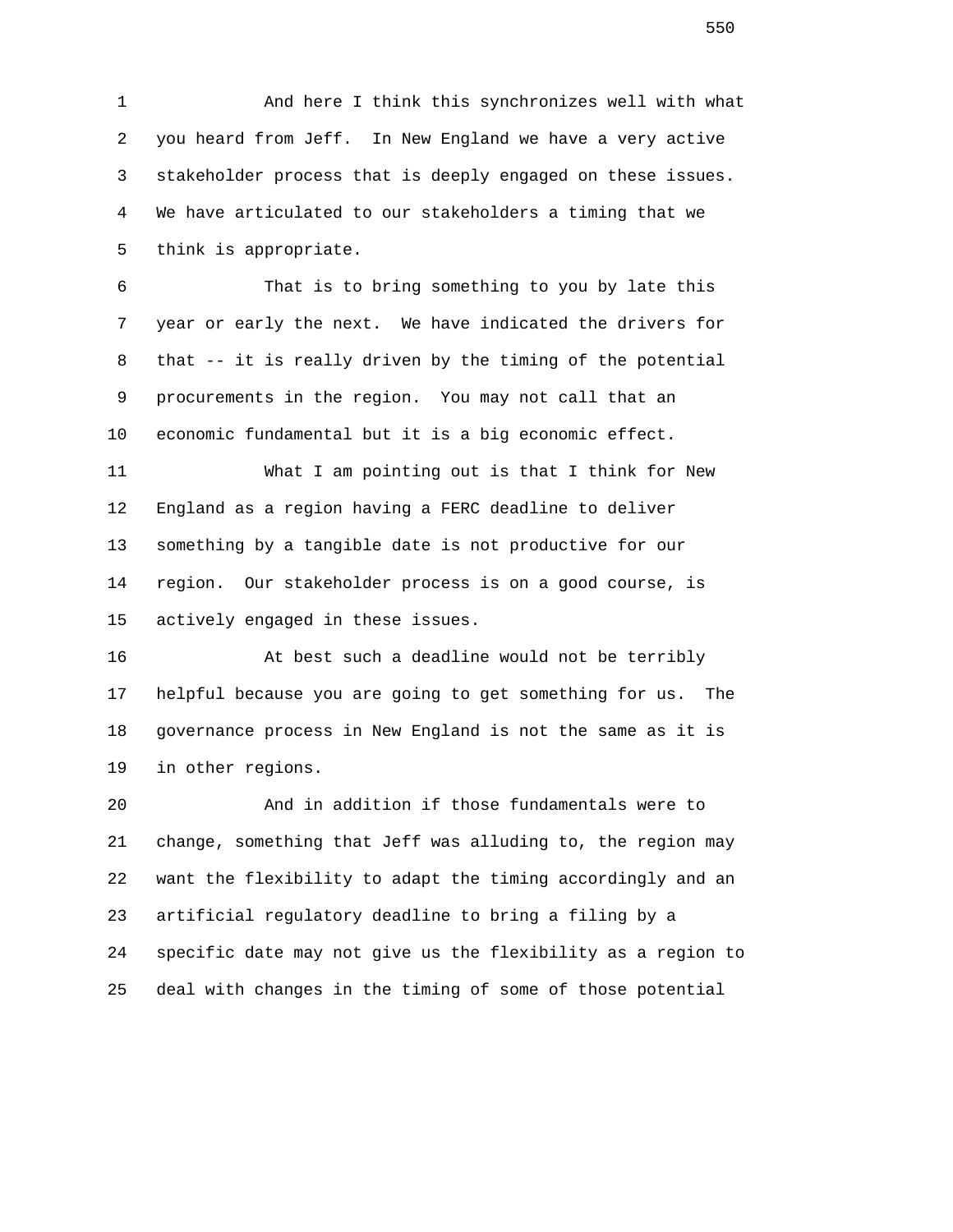And here I think this synchronizes well with what you heard from Jeff. In New England we have a very active stakeholder process that is deeply engaged on these issues. We have articulated to our stakeholders a timing that we think is appropriate.

That is to bring something to you by late this year or early the next. We have indicated the drivers for that -- it is really driven by the timing of the potential procurements in the region. You may not call that an economic fundamental but it is a big economic effect.

What I am pointing out is that I think for New England as a region having a FERC deadline to deliver something by a tangible date is not productive for our region. Our stakeholder process is on a good course, is actively engaged in these issues.

At best such a deadline would not be terribly helpful because you are going to get something for us. The governance process in New England is not the same as it is in other regions.

And in addition if those fundamentals were to change, something that Jeff was alluding to, the region may want the flexibility to adapt the timing accordingly and an artificial regulatory deadline to bring a filing by a specific date may not give us the flexibility as a region to deal with changes in the timing of some of those potential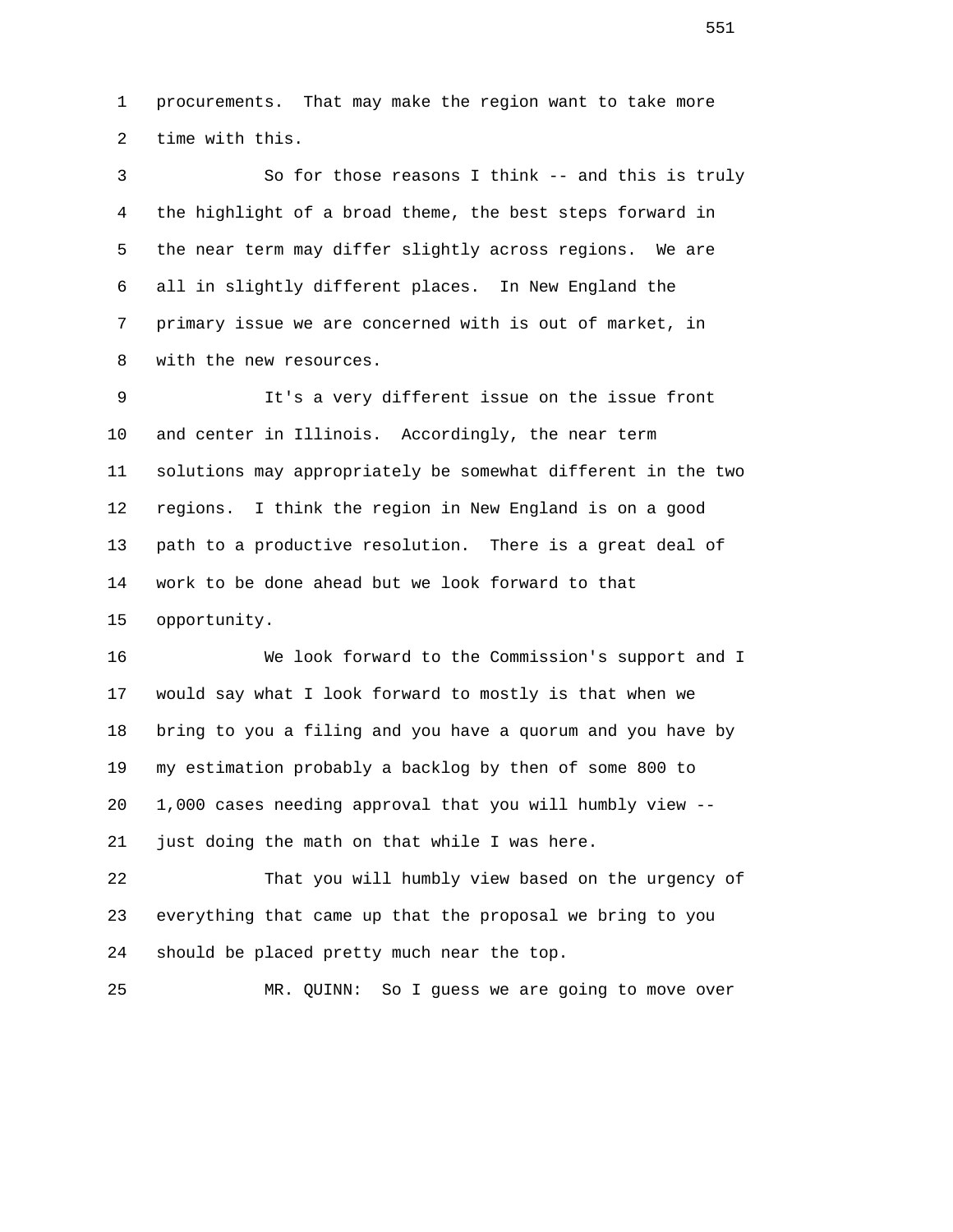procurements. That may make the region want to take more time with this.

So for those reasons I think -- and this is truly the highlight of a broad theme, the best steps forward in the near term may differ slightly across regions. We are all in slightly different places. In New England the primary issue we are concerned with is out of market, in with the new resources.

It's a very different issue on the issue front and center in Illinois. Accordingly, the near term solutions may appropriately be somewhat different in the two regions. I think the region in New England is on a good path to a productive resolution. There is a great deal of work to be done ahead but we look forward to that opportunity.

We look forward to the Commission's support and I would say what I look forward to mostly is that when we bring to you a filing and you have a quorum and you have by my estimation probably a backlog by then of some 800 to 1,000 cases needing approval that you will humbly view -- just doing the math on that while I was here.

That you will humbly view based on the urgency of everything that came up that the proposal we bring to you should be placed pretty much near the top.

MR. QUINN: So I guess we are going to move over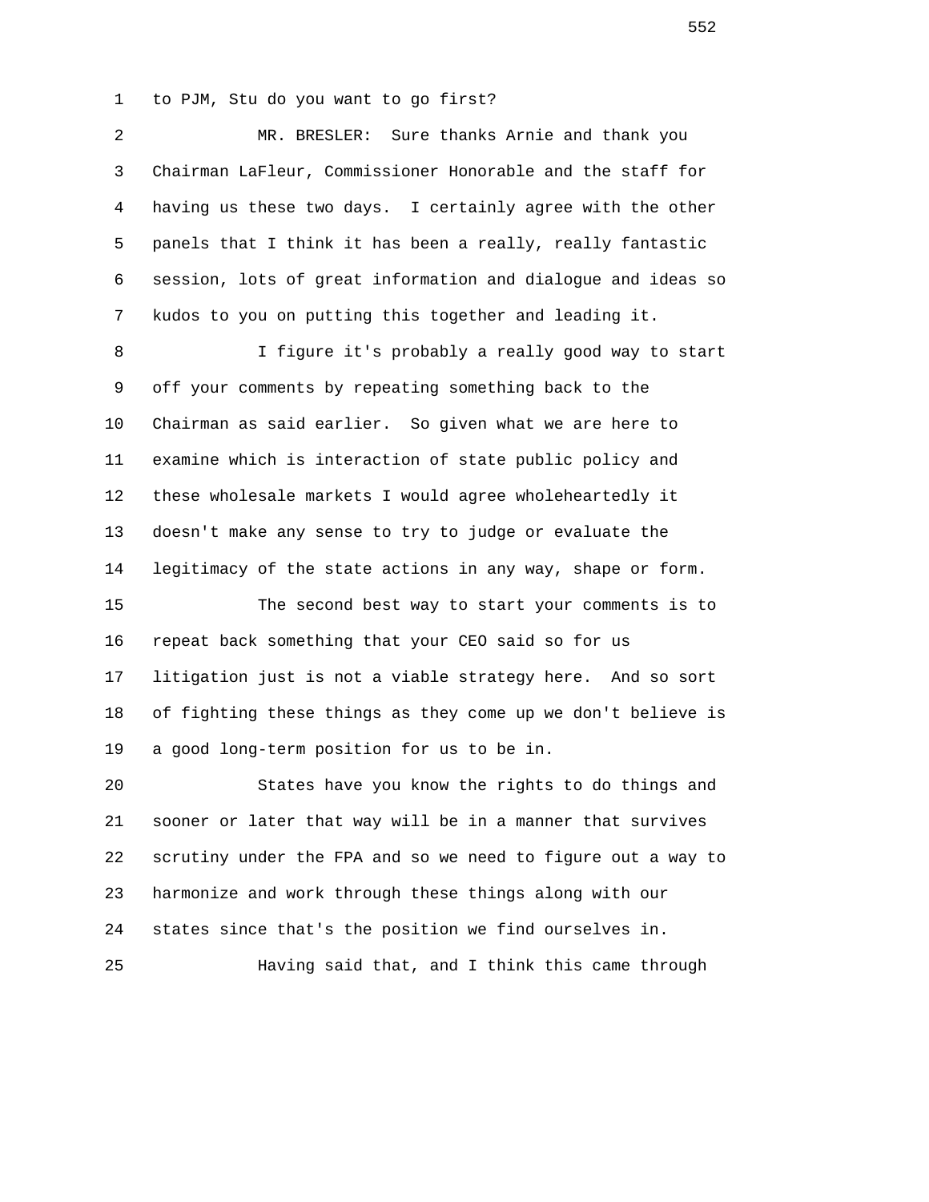to PJM, Stu do you want to go first?

MR. BRESLER: Sure thanks Arnie and thank you Chairman LaFleur, Commissioner Honorable and the staff for having us these two days. I certainly agree with the other panels that I think it has been a really, really fantastic session, lots of great information and dialogue and ideas so kudos to you on putting this together and leading it.

I figure it's probably a really good way to start off your comments by repeating something back to the Chairman as said earlier. So given what we are here to examine which is interaction of state public policy and these wholesale markets I would agree wholeheartedly it doesn't make any sense to try to judge or evaluate the legitimacy of the state actions in any way, shape or form.

The second best way to start your comments is to repeat back something that your CEO said so for us litigation just is not a viable strategy here. And so sort of fighting these things as they come up we don't believe is a good long-term position for us to be in.

States have you know the rights to do things and sooner or later that way will be in a manner that survives scrutiny under the FPA and so we need to figure out a way to harmonize and work through these things along with our states since that's the position we find ourselves in.

Having said that, and I think this came through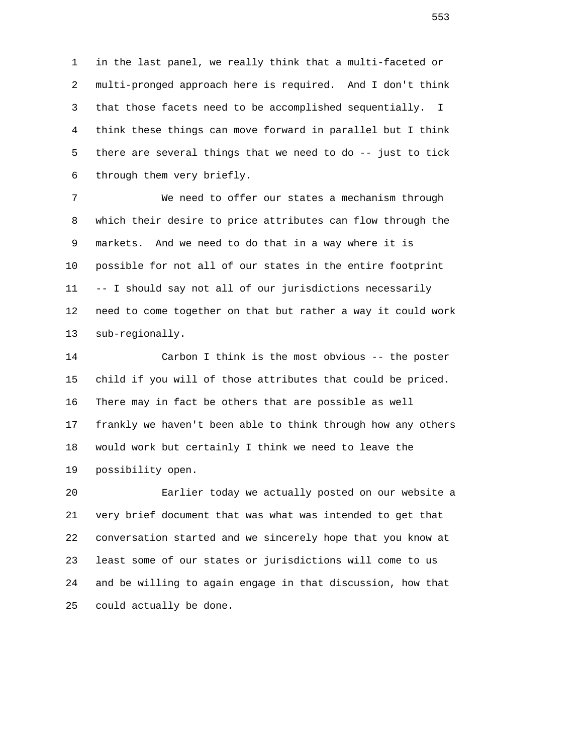in the last panel, we really think that a multi-faceted or multi-pronged approach here is required. And I don't think that those facets need to be accomplished sequentially. I think these things can move forward in parallel but I think there are several things that we need to do -- just to tick through them very briefly.

We need to offer our states a mechanism through which their desire to price attributes can flow through the markets. And we need to do that in a way where it is possible for not all of our states in the entire footprint -- I should say not all of our jurisdictions necessarily need to come together on that but rather a way it could work sub-regionally.

Carbon I think is the most obvious -- the poster child if you will of those attributes that could be priced. There may in fact be others that are possible as well frankly we haven't been able to think through how any others would work but certainly I think we need to leave the possibility open.

Earlier today we actually posted on our website a very brief document that was what was intended to get that conversation started and we sincerely hope that you know at least some of our states or jurisdictions will come to us and be willing to again engage in that discussion, how that could actually be done.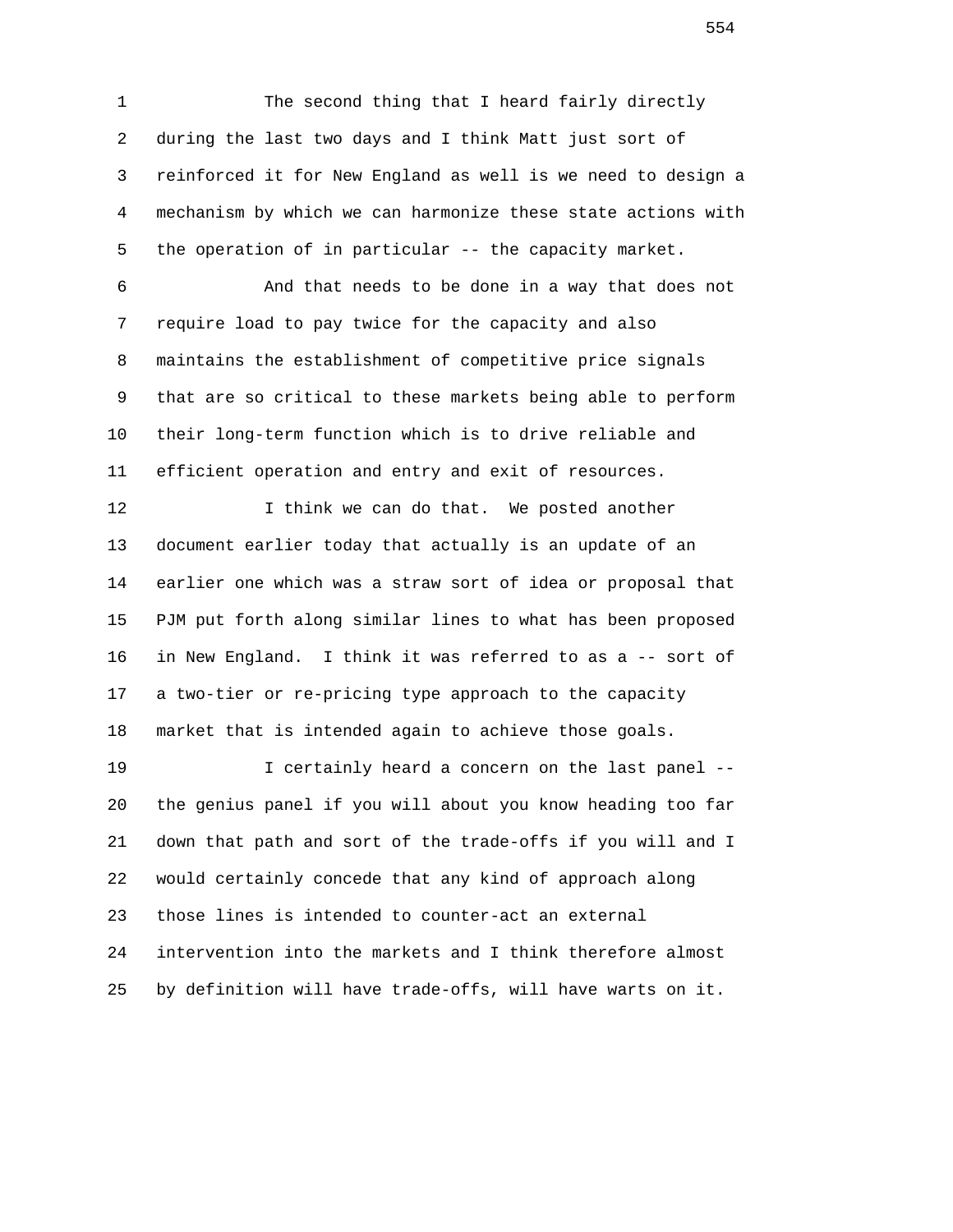The second thing that I heard fairly directly during the last two days and I think Matt just sort of reinforced it for New England as well is we need to design a mechanism by which we can harmonize these state actions with the operation of in particular -- the capacity market.

And that needs to be done in a way that does not require load to pay twice for the capacity and also maintains the establishment of competitive price signals that are so critical to these markets being able to perform their long-term function which is to drive reliable and efficient operation and entry and exit of resources.

I think we can do that. We posted another document earlier today that actually is an update of an earlier one which was a straw sort of idea or proposal that PJM put forth along similar lines to what has been proposed in New England. I think it was referred to as a -- sort of a two-tier or re-pricing type approach to the capacity market that is intended again to achieve those goals.

I certainly heard a concern on the last panel -- the genius panel if you will about you know heading too far down that path and sort of the trade-offs if you will and I would certainly concede that any kind of approach along those lines is intended to counter-act an external intervention into the markets and I think therefore almost by definition will have trade-offs, will have warts on it.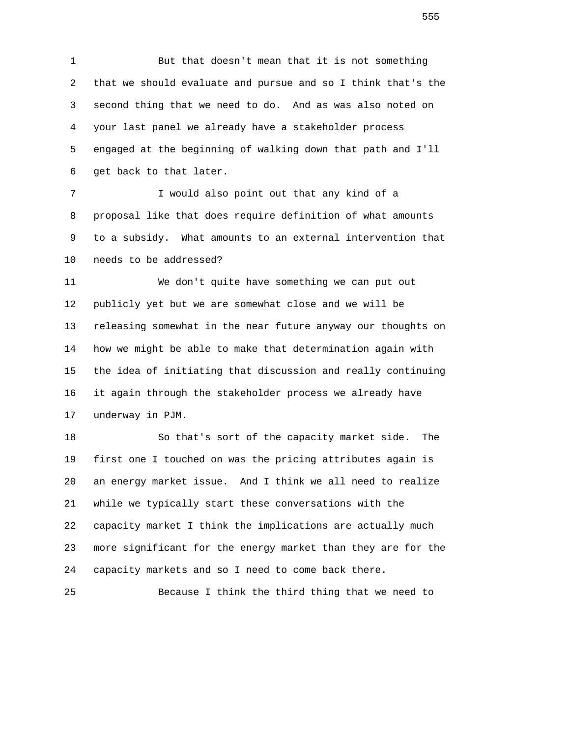But that doesn't mean that it is not something that we should evaluate and pursue and so I think that's the second thing that we need to do. And as was also noted on your last panel we already have a stakeholder process engaged at the beginning of walking down that path and I'll get back to that later.

I would also point out that any kind of a proposal like that does require definition of what amounts to a subsidy. What amounts to an external intervention that needs to be addressed?

We don't quite have something we can put out publicly yet but we are somewhat close and we will be releasing somewhat in the near future anyway our thoughts on how we might be able to make that determination again with the idea of initiating that discussion and really continuing it again through the stakeholder process we already have underway in PJM.

So that's sort of the capacity market side. The first one I touched on was the pricing attributes again is an energy market issue. And I think we all need to realize while we typically start these conversations with the capacity market I think the implications are actually much more significant for the energy market than they are for the capacity markets and so I need to come back there.

Because I think the third thing that we need to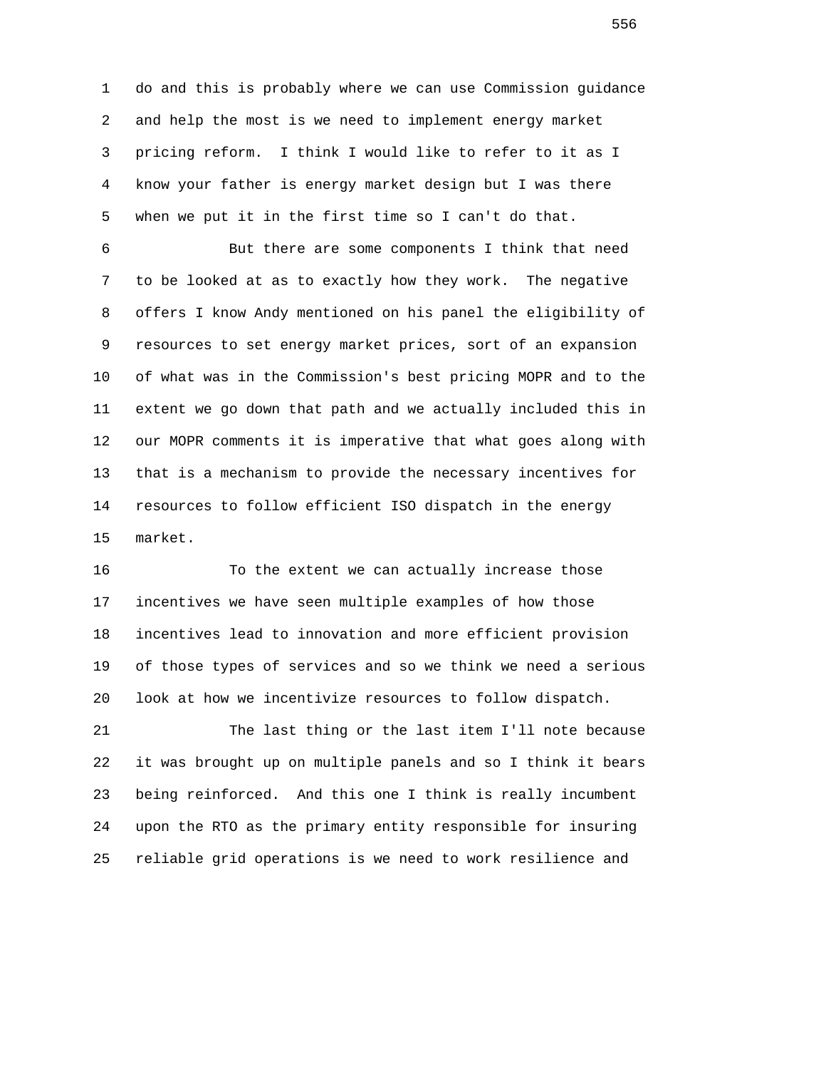do and this is probably where we can use Commission guidance and help the most is we need to implement energy market pricing reform. I think I would like to refer to it as I know your father is energy market design but I was there when we put it in the first time so I can't do that.

But there are some components I think that need to be looked at as to exactly how they work. The negative offers I know Andy mentioned on his panel the eligibility of resources to set energy market prices, sort of an expansion of what was in the Commission's best pricing MOPR and to the extent we go down that path and we actually included this in our MOPR comments it is imperative that what goes along with that is a mechanism to provide the necessary incentives for resources to follow efficient ISO dispatch in the energy market.

To the extent we can actually increase those incentives we have seen multiple examples of how those incentives lead to innovation and more efficient provision of those types of services and so we think we need a serious look at how we incentivize resources to follow dispatch.

The last thing or the last item I'll note because it was brought up on multiple panels and so I think it bears being reinforced. And this one I think is really incumbent upon the RTO as the primary entity responsible for insuring reliable grid operations is we need to work resilience and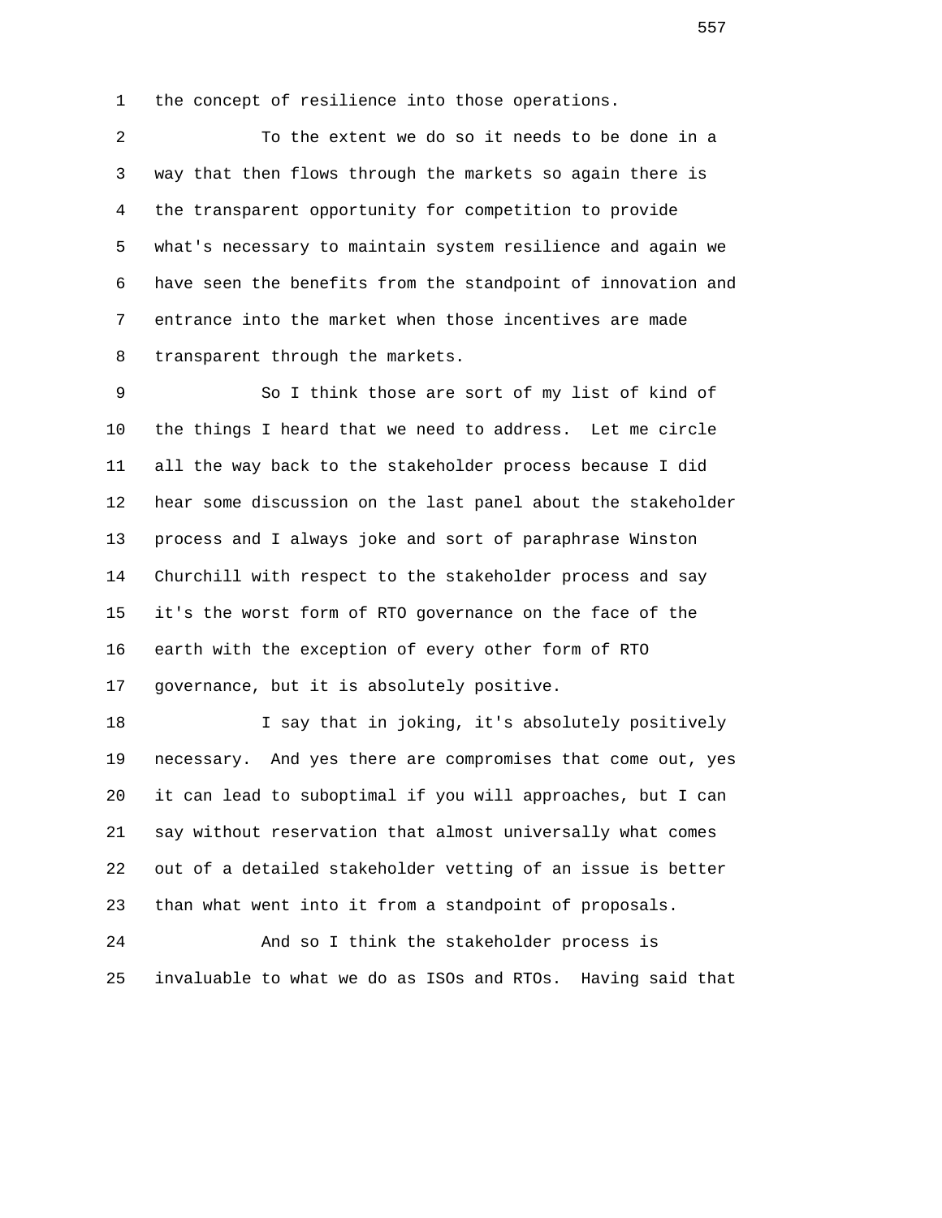the concept of resilience into those operations.

To the extent we do so it needs to be done in a way that then flows through the markets so again there is the transparent opportunity for competition to provide what's necessary to maintain system resilience and again we have seen the benefits from the standpoint of innovation and entrance into the market when those incentives are made transparent through the markets.

So I think those are sort of my list of kind of the things I heard that we need to address. Let me circle all the way back to the stakeholder process because I did hear some discussion on the last panel about the stakeholder process and I always joke and sort of paraphrase Winston Churchill with respect to the stakeholder process and say it's the worst form of RTO governance on the face of the earth with the exception of every other form of RTO governance, but it is absolutely positive.

I say that in joking, it's absolutely positively necessary. And yes there are compromises that come out, yes it can lead to suboptimal if you will approaches, but I can say without reservation that almost universally what comes out of a detailed stakeholder vetting of an issue is better than what went into it from a standpoint of proposals.

And so I think the stakeholder process is invaluable to what we do as ISOs and RTOs. Having said that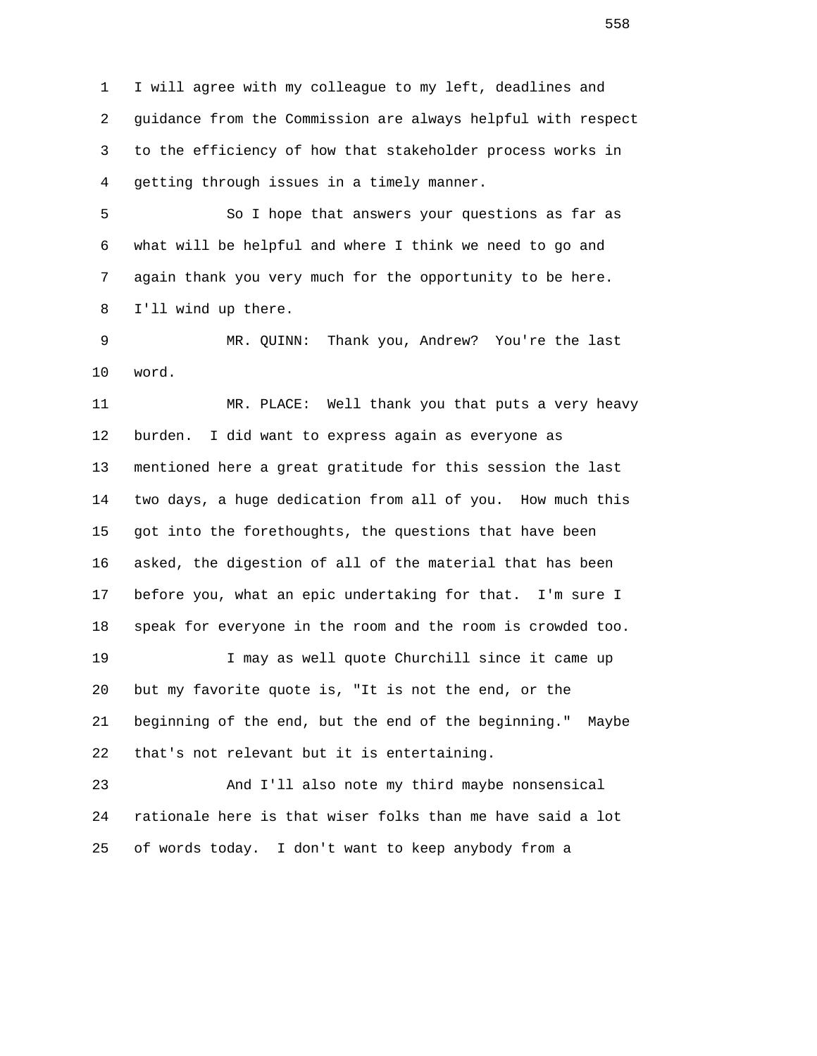1 I will agree with my colleague to my left, deadlines and
2 guidance from the Commission are always helpful with respect
3 to the efficiency of how that stakeholder process works in
4 getting through issues in a timely manner.

5 So I hope that answers your questions as far as
6 what will be helpful and where I think we need to go and
7 again thank you very much for the opportunity to be here.
8 I'll wind up there.

9 MR. QUINN: Thank you, Andrew? You're the last
10 word.

11 MR. PLACE: Well thank you that puts a very heavy
12 burden. I did want to express again as everyone as
13 mentioned here a great gratitude for this session the last
14 two days, a huge dedication from all of you. How much this
15 got into the forethoughts, the questions that have been
16 asked, the digestion of all of the material that has been
17 before you, what an epic undertaking for that. I'm sure I
18 speak for everyone in the room and the room is crowded too.

19 I may as well quote Churchill since it came up
20 but my favorite quote is, "It is not the end, or the
21 beginning of the end, but the end of the beginning." Maybe
22 that's not relevant but it is entertaining.

23 And I'll also note my third maybe nonsensical
24 rationale here is that wiser folks than me have said a lot
25 of words today. I don't want to keep anybody from a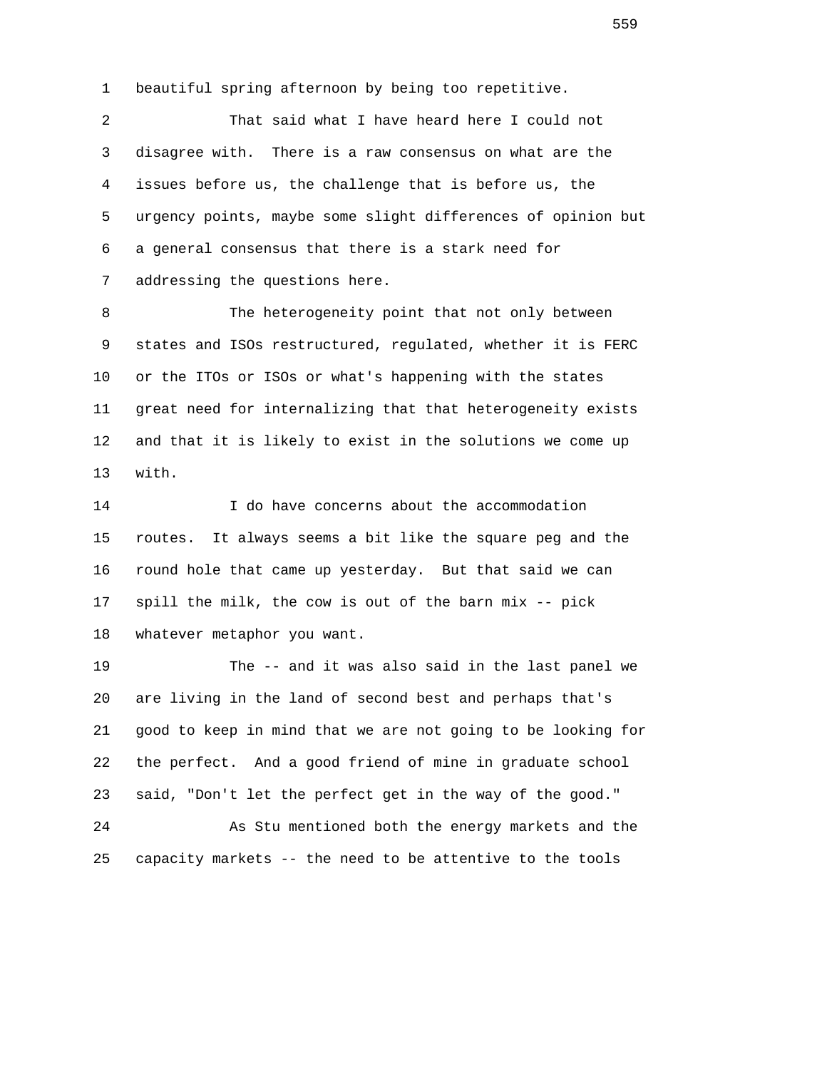beautiful spring afternoon by being too repetitive.

That said what I have heard here I could not disagree with. There is a raw consensus on what are the issues before us, the challenge that is before us, the urgency points, maybe some slight differences of opinion but a general consensus that there is a stark need for addressing the questions here.

The heterogeneity point that not only between states and ISOs restructured, regulated, whether it is FERC or the ITOs or ISOs or what's happening with the states great need for internalizing that that heterogeneity exists and that it is likely to exist in the solutions we come up with.

I do have concerns about the accommodation routes. It always seems a bit like the square peg and the round hole that came up yesterday. But that said we can spill the milk, the cow is out of the barn mix -- pick whatever metaphor you want.

The -- and it was also said in the last panel we are living in the land of second best and perhaps that's good to keep in mind that we are not going to be looking for the perfect. And a good friend of mine in graduate school said, "Don't let the perfect get in the way of the good."

As Stu mentioned both the energy markets and the capacity markets -- the need to be attentive to the tools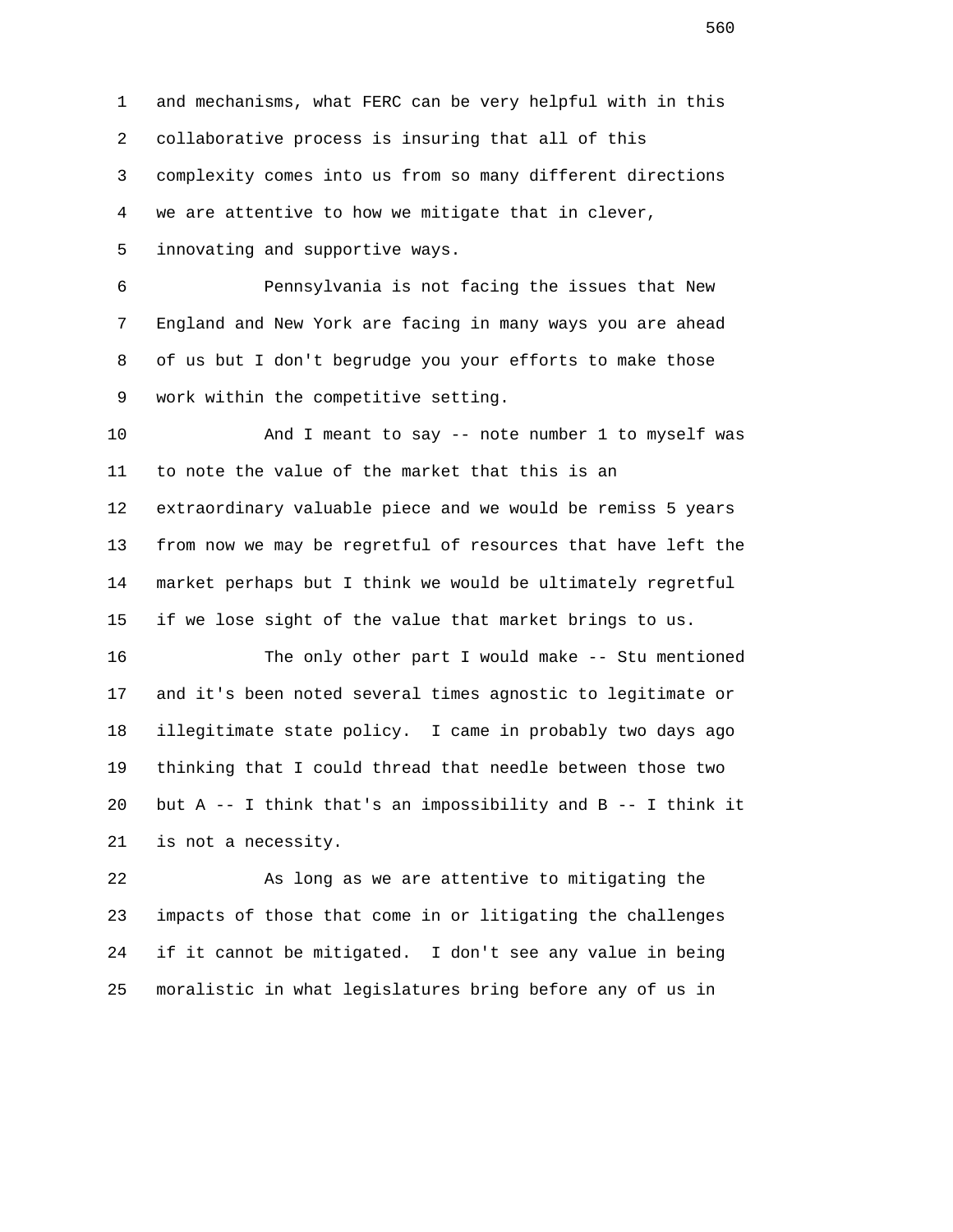and mechanisms, what FERC can be very helpful with in this collaborative process is insuring that all of this complexity comes into us from so many different directions we are attentive to how we mitigate that in clever, innovating and supportive ways.

Pennsylvania is not facing the issues that New England and New York are facing in many ways you are ahead of us but I don't begrudge you your efforts to make those work within the competitive setting.

And I meant to say -- note number 1 to myself was to note the value of the market that this is an extraordinary valuable piece and we would be remiss 5 years from now we may be regretful of resources that have left the market perhaps but I think we would be ultimately regretful if we lose sight of the value that market brings to us.

The only other part I would make -- Stu mentioned and it's been noted several times agnostic to legitimate or illegitimate state policy. I came in probably two days ago thinking that I could thread that needle between those two but A -- I think that's an impossibility and B -- I think it is not a necessity.

As long as we are attentive to mitigating the impacts of those that come in or litigating the challenges if it cannot be mitigated. I don't see any value in being moralistic in what legislatures bring before any of us in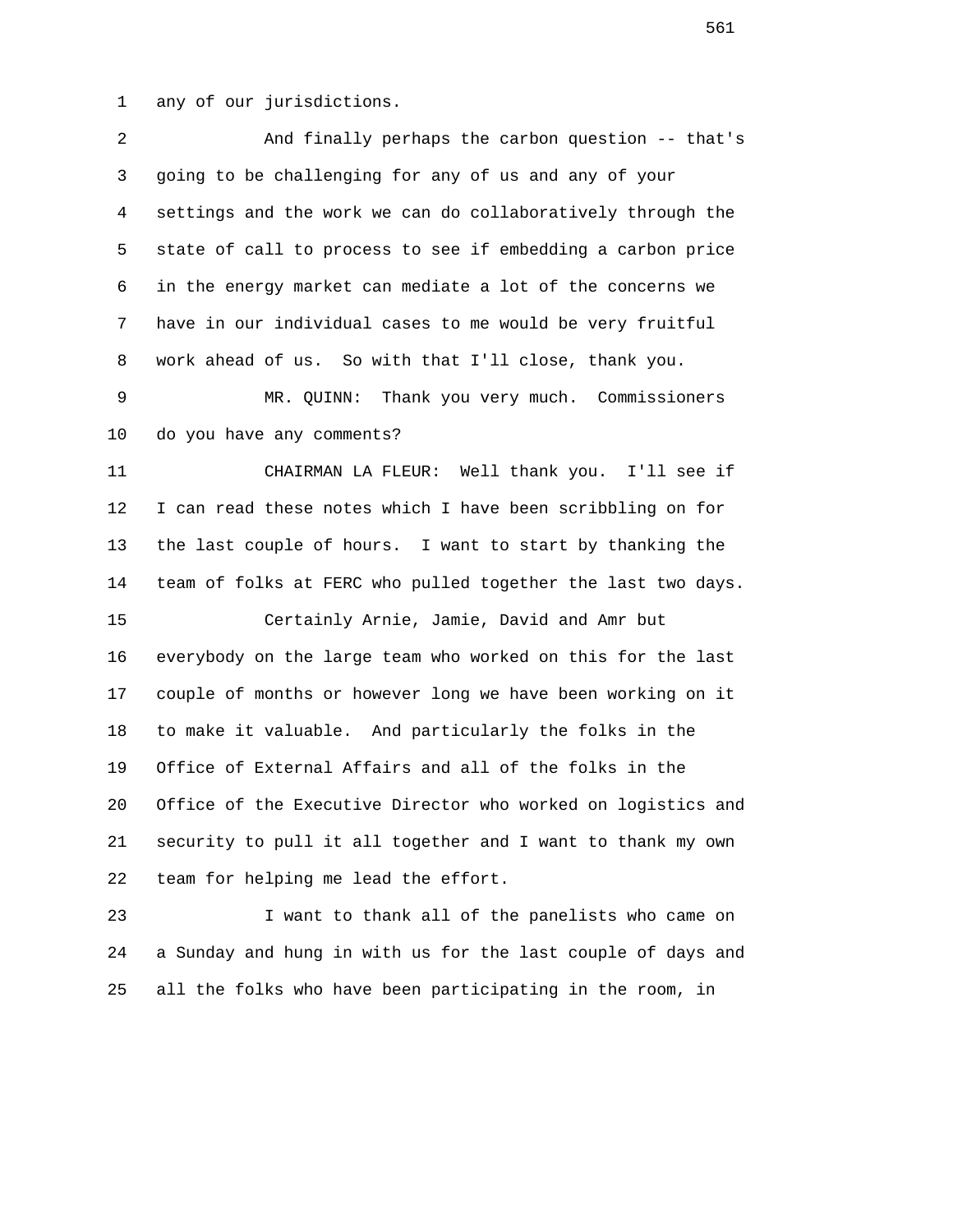any of our jurisdictions.

And finally perhaps the carbon question -- that's going to be challenging for any of us and any of your settings and the work we can do collaboratively through the state of call to process to see if embedding a carbon price in the energy market can mediate a lot of the concerns we have in our individual cases to me would be very fruitful work ahead of us. So with that I'll close, thank you.

MR. QUINN: Thank you very much. Commissioners do you have any comments?

CHAIRMAN LA FLEUR: Well thank you. I'll see if I can read these notes which I have been scribbling on for the last couple of hours. I want to start by thanking the team of folks at FERC who pulled together the last two days.

Certainly Arnie, Jamie, David and Amr but everybody on the large team who worked on this for the last couple of months or however long we have been working on it to make it valuable. And particularly the folks in the Office of External Affairs and all of the folks in the Office of the Executive Director who worked on logistics and security to pull it all together and I want to thank my own team for helping me lead the effort.

I want to thank all of the panelists who came on a Sunday and hung in with us for the last couple of days and all the folks who have been participating in the room, in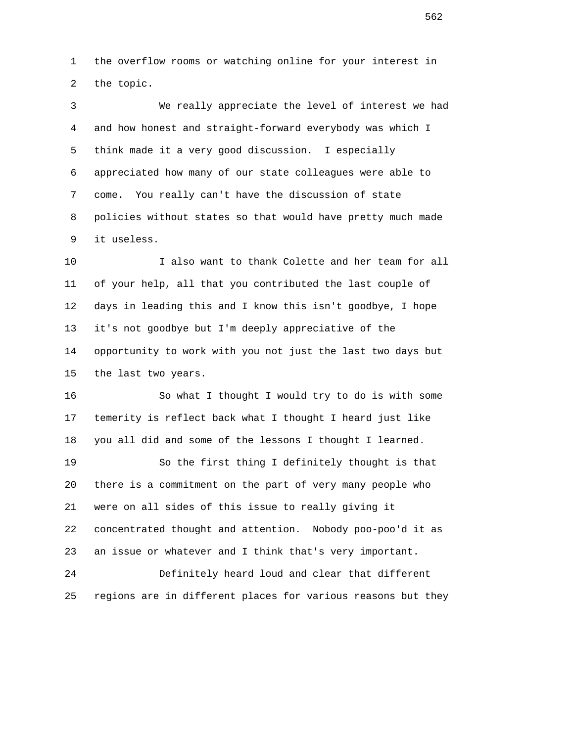the overflow rooms or watching online for your interest in the topic.

We really appreciate the level of interest we had and how honest and straight-forward everybody was which I think made it a very good discussion. I especially appreciated how many of our state colleagues were able to come. You really can't have the discussion of state policies without states so that would have pretty much made it useless.

I also want to thank Colette and her team for all of your help, all that you contributed the last couple of days in leading this and I know this isn't goodbye, I hope it's not goodbye but I'm deeply appreciative of the opportunity to work with you not just the last two days but the last two years.

So what I thought I would try to do is with some temerity is reflect back what I thought I heard just like you all did and some of the lessons I thought I learned.

So the first thing I definitely thought is that there is a commitment on the part of very many people who were on all sides of this issue to really giving it concentrated thought and attention. Nobody poo-poo'd it as an issue or whatever and I think that's very important.

Definitely heard loud and clear that different regions are in different places for various reasons but they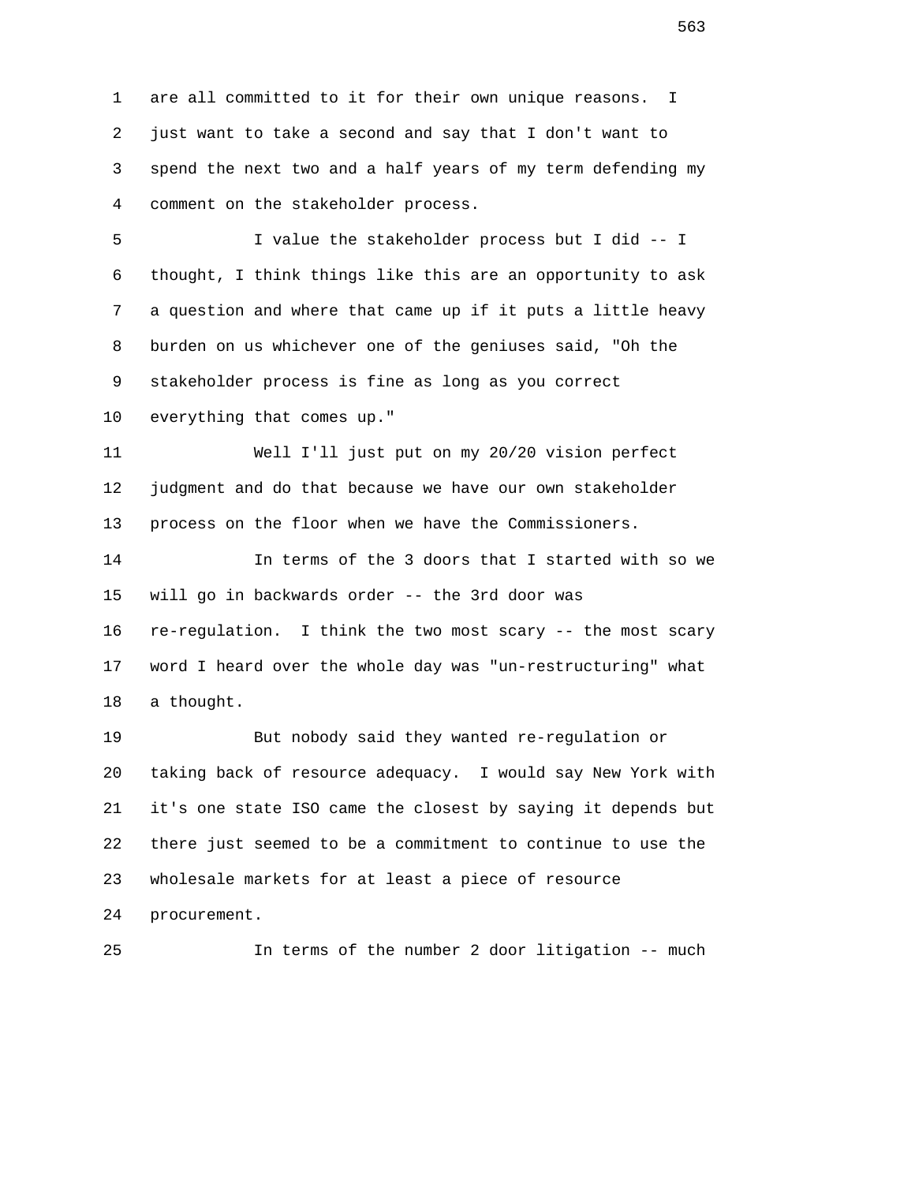are all committed to it for their own unique reasons. I just want to take a second and say that I don't want to spend the next two and a half years of my term defending my comment on the stakeholder process.

I value the stakeholder process but I did -- I thought, I think things like this are an opportunity to ask a question and where that came up if it puts a little heavy burden on us whichever one of the geniuses said, "Oh the stakeholder process is fine as long as you correct everything that comes up."

Well I'll just put on my 20/20 vision perfect judgment and do that because we have our own stakeholder process on the floor when we have the Commissioners.

In terms of the 3 doors that I started with so we will go in backwards order -- the 3rd door was re-regulation. I think the two most scary -- the most scary word I heard over the whole day was "un-restructuring" what a thought.

But nobody said they wanted re-regulation or taking back of resource adequacy. I would say New York with it's one state ISO came the closest by saying it depends but there just seemed to be a commitment to continue to use the wholesale markets for at least a piece of resource procurement.

In terms of the number 2 door litigation -- much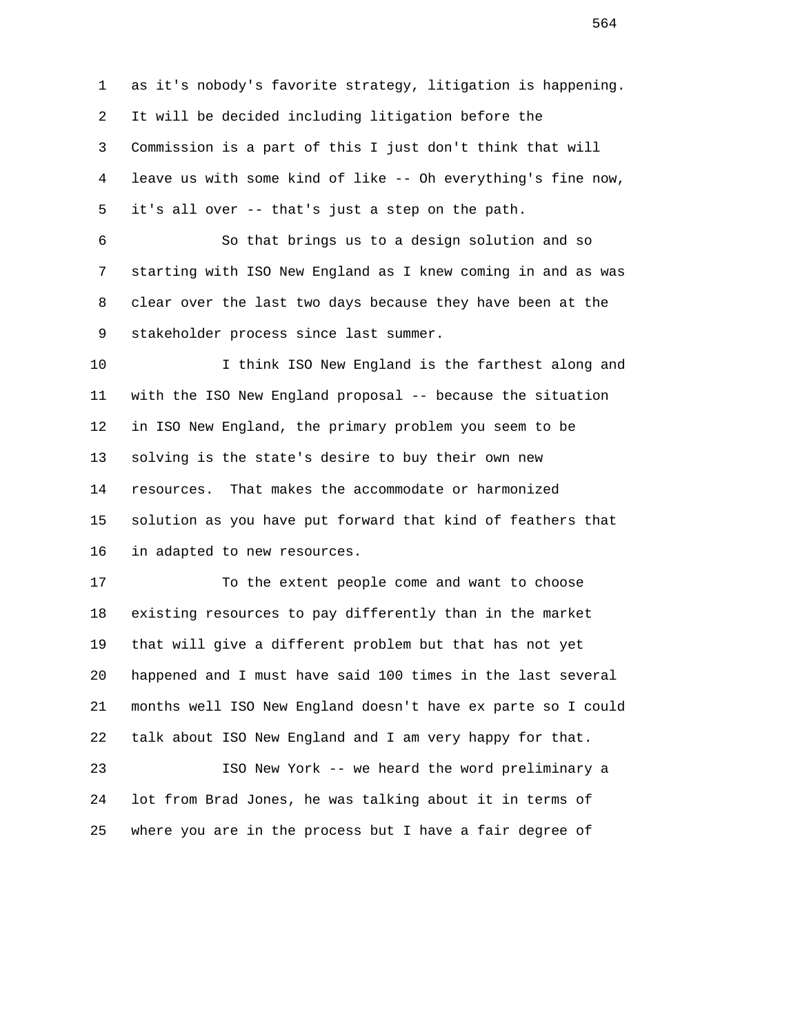1 as it's nobody's favorite strategy, litigation is happening.
2 It will be decided including litigation before the
3 Commission is a part of this I just don't think that will
4 leave us with some kind of like -- Oh everything's fine now,
5 it's all over -- that's just a step on the path.

6 So that brings us to a design solution and so
7 starting with ISO New England as I knew coming in and as was
8 clear over the last two days because they have been at the
9 stakeholder process since last summer.

10 I think ISO New England is the farthest along and
11 with the ISO New England proposal -- because the situation
12 in ISO New England, the primary problem you seem to be
13 solving is the state's desire to buy their own new
14 resources. That makes the accommodate or harmonized
15 solution as you have put forward that kind of feathers that
16 in adapted to new resources.

17 To the extent people come and want to choose
18 existing resources to pay differently than in the market
19 that will give a different problem but that has not yet
20 happened and I must have said 100 times in the last several
21 months well ISO New England doesn't have ex parte so I could
22 talk about ISO New England and I am very happy for that.

23 ISO New York -- we heard the word preliminary a
24 lot from Brad Jones, he was talking about it in terms of
25 where you are in the process but I have a fair degree of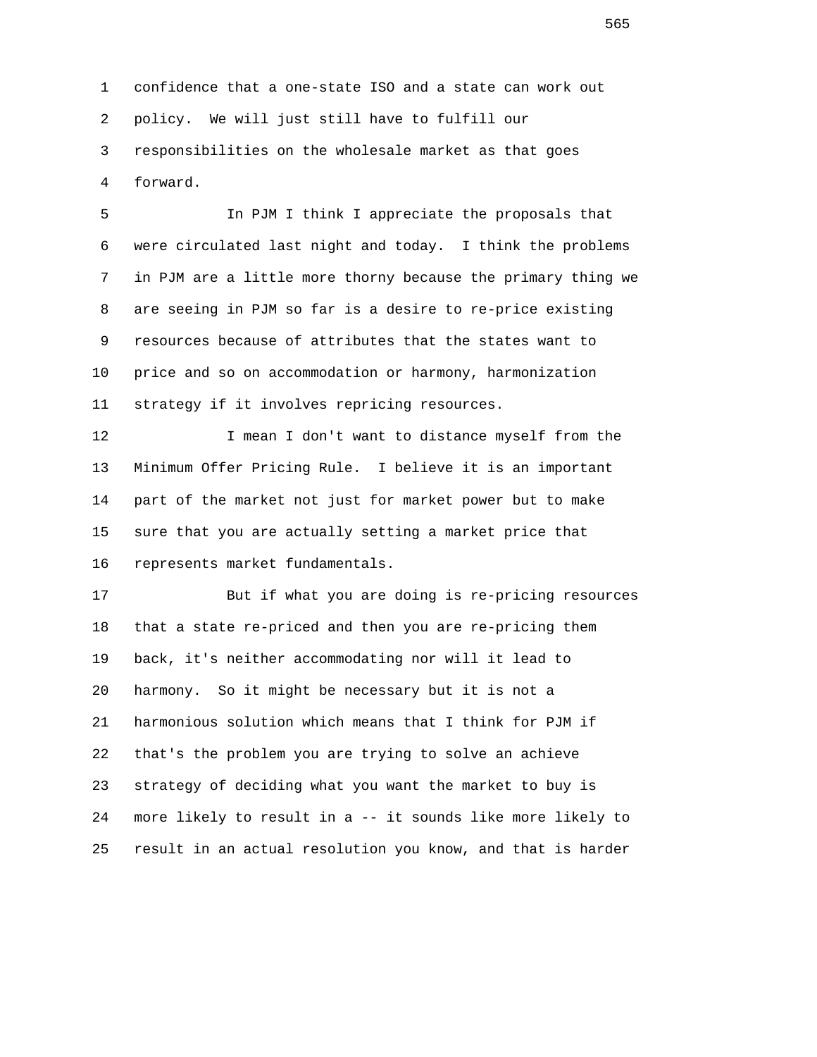confidence that a one-state ISO and a state can work out policy. We will just still have to fulfill our responsibilities on the wholesale market as that goes forward.

In PJM I think I appreciate the proposals that were circulated last night and today. I think the problems in PJM are a little more thorny because the primary thing we are seeing in PJM so far is a desire to re-price existing resources because of attributes that the states want to price and so on accommodation or harmony, harmonization strategy if it involves repricing resources.

I mean I don't want to distance myself from the Minimum Offer Pricing Rule. I believe it is an important part of the market not just for market power but to make sure that you are actually setting a market price that represents market fundamentals.

But if what you are doing is re-pricing resources that a state re-priced and then you are re-pricing them back, it's neither accommodating nor will it lead to harmony. So it might be necessary but it is not a harmonious solution which means that I think for PJM if that's the problem you are trying to solve an achieve strategy of deciding what you want the market to buy is more likely to result in a -- it sounds like more likely to result in an actual resolution you know, and that is harder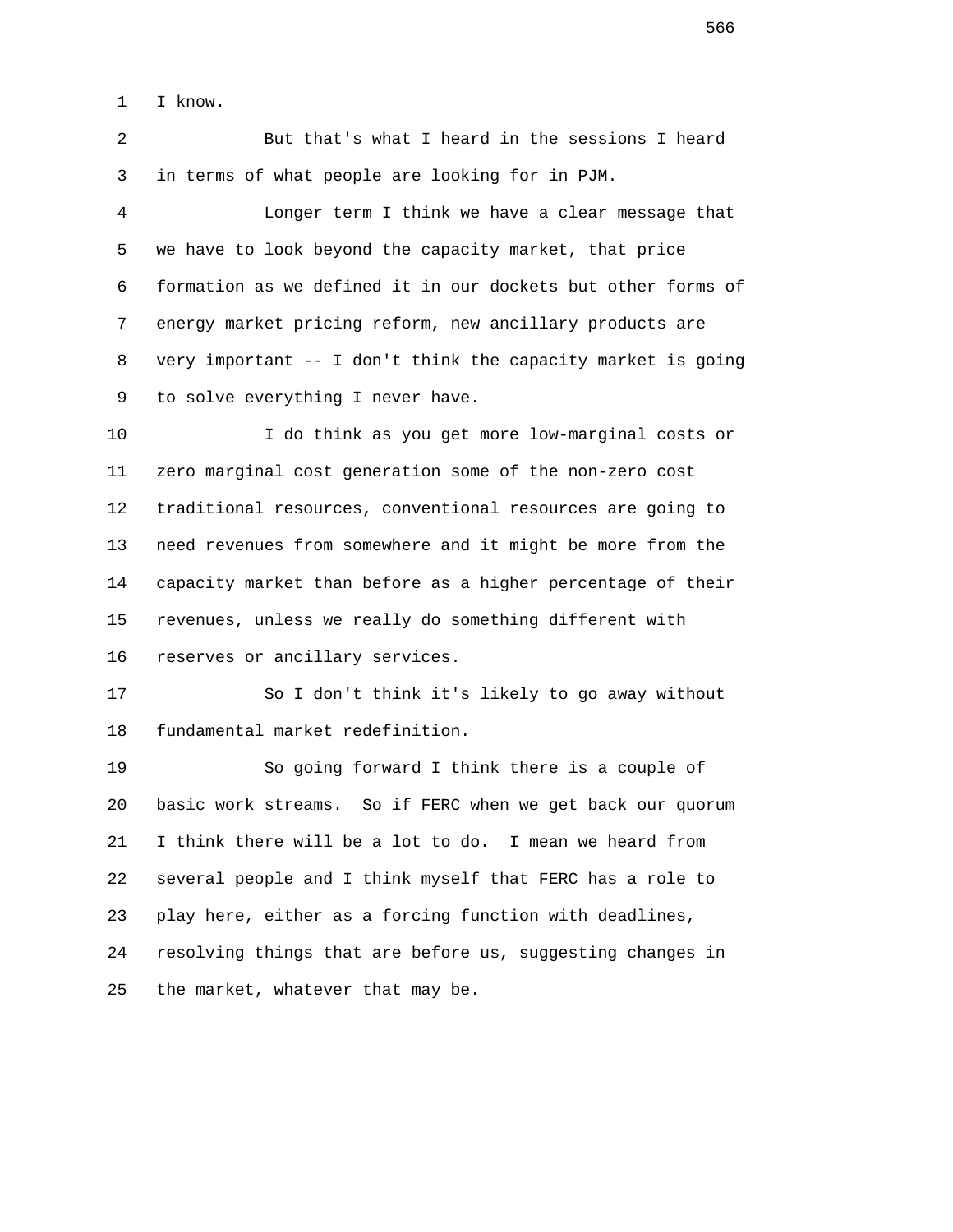I know.

But that's what I heard in the sessions I heard in terms of what people are looking for in PJM.

Longer term I think we have a clear message that we have to look beyond the capacity market, that price formation as we defined it in our dockets but other forms of energy market pricing reform, new ancillary products are very important -- I don't think the capacity market is going to solve everything I never have.

I do think as you get more low-marginal costs or zero marginal cost generation some of the non-zero cost traditional resources, conventional resources are going to need revenues from somewhere and it might be more from the capacity market than before as a higher percentage of their revenues, unless we really do something different with reserves or ancillary services.

So I don't think it's likely to go away without fundamental market redefinition.

So going forward I think there is a couple of basic work streams. So if FERC when we get back our quorum I think there will be a lot to do. I mean we heard from several people and I think myself that FERC has a role to play here, either as a forcing function with deadlines, resolving things that are before us, suggesting changes in the market, whatever that may be.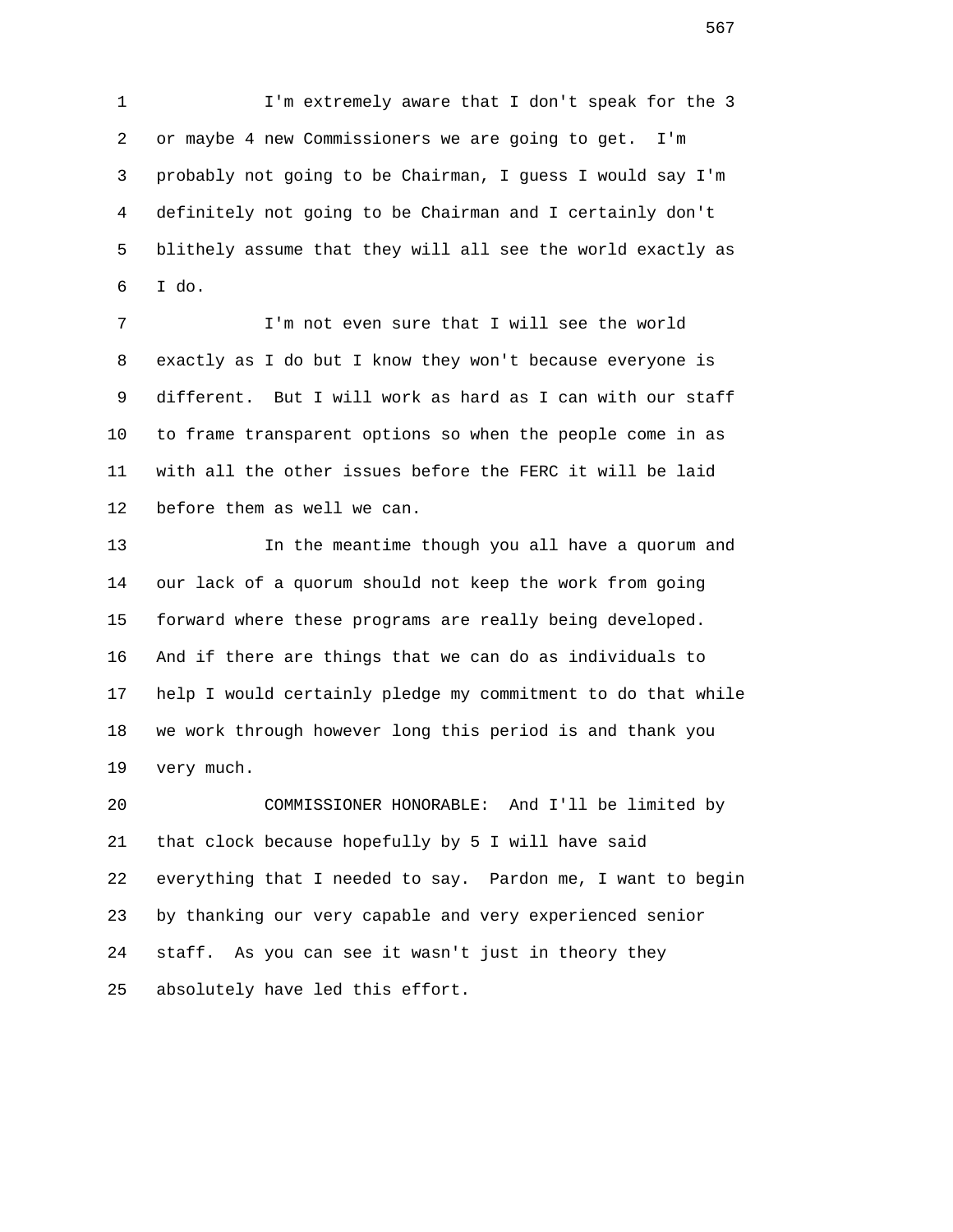I'm extremely aware that I don't speak for the 3 or maybe 4 new Commissioners we are going to get. I'm probably not going to be Chairman, I guess I would say I'm definitely not going to be Chairman and I certainly don't blithely assume that they will all see the world exactly as I do.

I'm not even sure that I will see the world exactly as I do but I know they won't because everyone is different. But I will work as hard as I can with our staff to frame transparent options so when the people come in as with all the other issues before the FERC it will be laid before them as well we can.

In the meantime though you all have a quorum and our lack of a quorum should not keep the work from going forward where these programs are really being developed. And if there are things that we can do as individuals to help I would certainly pledge my commitment to do that while we work through however long this period is and thank you very much.

COMMISSIONER HONORABLE: And I'll be limited by that clock because hopefully by 5 I will have said everything that I needed to say. Pardon me, I want to begin by thanking our very capable and very experienced senior staff. As you can see it wasn't just in theory they absolutely have led this effort.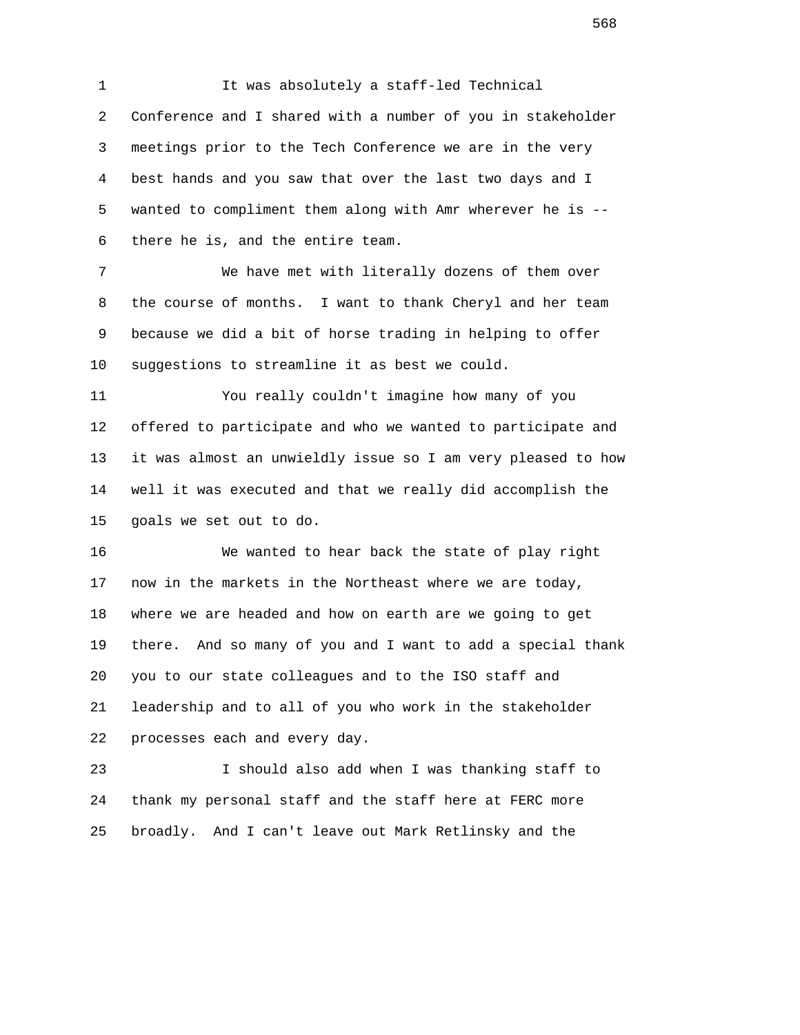It was absolutely a staff-led Technical Conference and I shared with a number of you in stakeholder meetings prior to the Tech Conference we are in the very best hands and you saw that over the last two days and I wanted to compliment them along with Amr wherever he is -- there he is, and the entire team.

We have met with literally dozens of them over the course of months. I want to thank Cheryl and her team because we did a bit of horse trading in helping to offer suggestions to streamline it as best we could.

You really couldn't imagine how many of you offered to participate and who we wanted to participate and it was almost an unwieldly issue so I am very pleased to how well it was executed and that we really did accomplish the goals we set out to do.

We wanted to hear back the state of play right now in the markets in the Northeast where we are today, where we are headed and how on earth are we going to get there. And so many of you and I want to add a special thank you to our state colleagues and to the ISO staff and leadership and to all of you who work in the stakeholder processes each and every day.

I should also add when I was thanking staff to thank my personal staff and the staff here at FERC more broadly. And I can't leave out Mark Retlinsky and the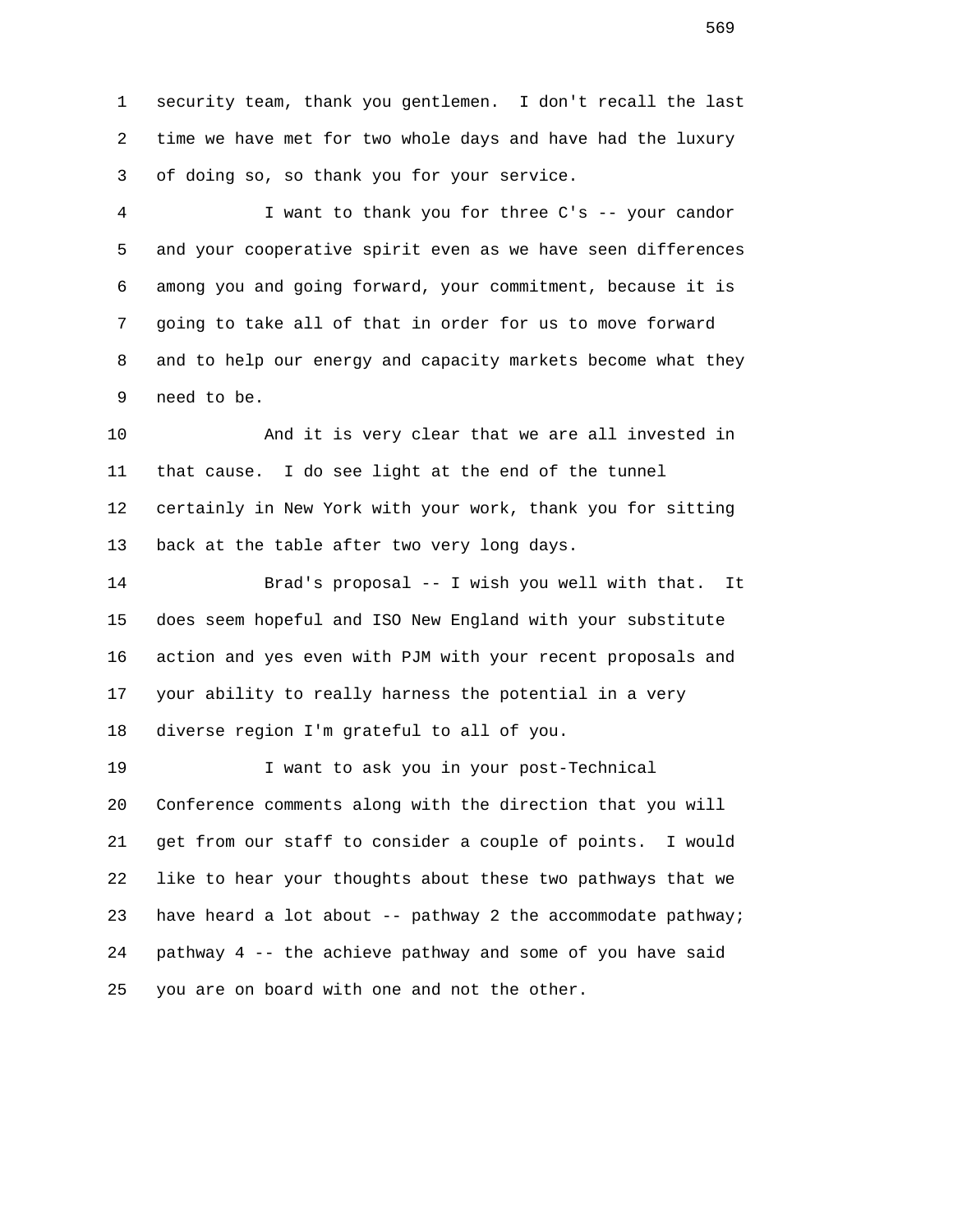security team, thank you gentlemen. I don't recall the last time we have met for two whole days and have had the luxury of doing so, so thank you for your service.

I want to thank you for three C's -- your candor and your cooperative spirit even as we have seen differences among you and going forward, your commitment, because it is going to take all of that in order for us to move forward and to help our energy and capacity markets become what they need to be.

And it is very clear that we are all invested in that cause. I do see light at the end of the tunnel certainly in New York with your work, thank you for sitting back at the table after two very long days.

Brad's proposal -- I wish you well with that. It does seem hopeful and ISO New England with your substitute action and yes even with PJM with your recent proposals and your ability to really harness the potential in a very diverse region I'm grateful to all of you.

I want to ask you in your post-Technical Conference comments along with the direction that you will get from our staff to consider a couple of points. I would like to hear your thoughts about these two pathways that we have heard a lot about -- pathway 2 the accommodate pathway; pathway 4 -- the achieve pathway and some of you have said you are on board with one and not the other.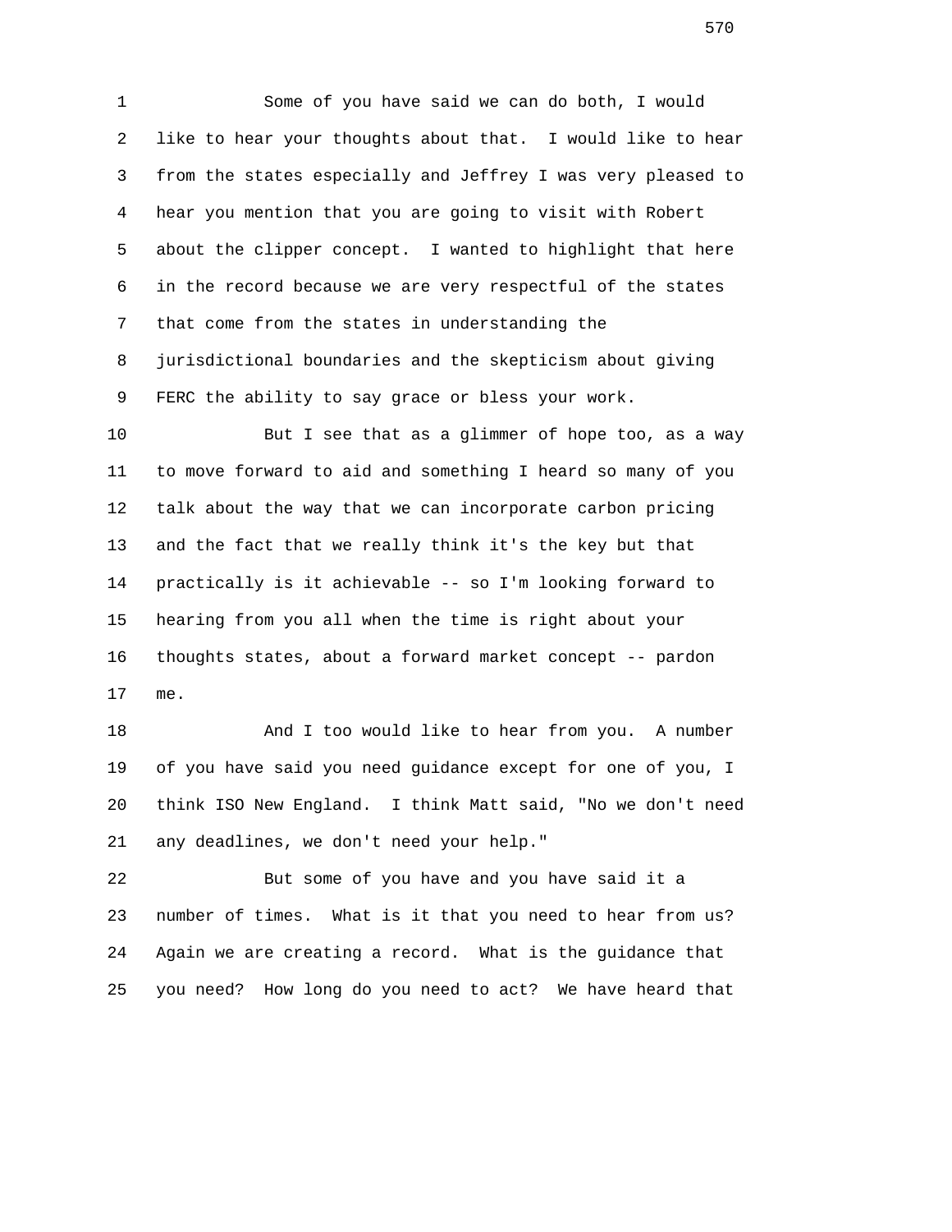Some of you have said we can do both, I would like to hear your thoughts about that. I would like to hear from the states especially and Jeffrey I was very pleased to hear you mention that you are going to visit with Robert about the clipper concept. I wanted to highlight that here in the record because we are very respectful of the states that come from the states in understanding the jurisdictional boundaries and the skepticism about giving FERC the ability to say grace or bless your work.

But I see that as a glimmer of hope too, as a way to move forward to aid and something I heard so many of you talk about the way that we can incorporate carbon pricing and the fact that we really think it's the key but that practically is it achievable -- so I'm looking forward to hearing from you all when the time is right about your thoughts states, about a forward market concept -- pardon me.

And I too would like to hear from you. A number of you have said you need guidance except for one of you, I think ISO New England. I think Matt said, "No we don't need any deadlines, we don't need your help."

But some of you have and you have said it a number of times. What is it that you need to hear from us? Again we are creating a record. What is the guidance that you need? How long do you need to act? We have heard that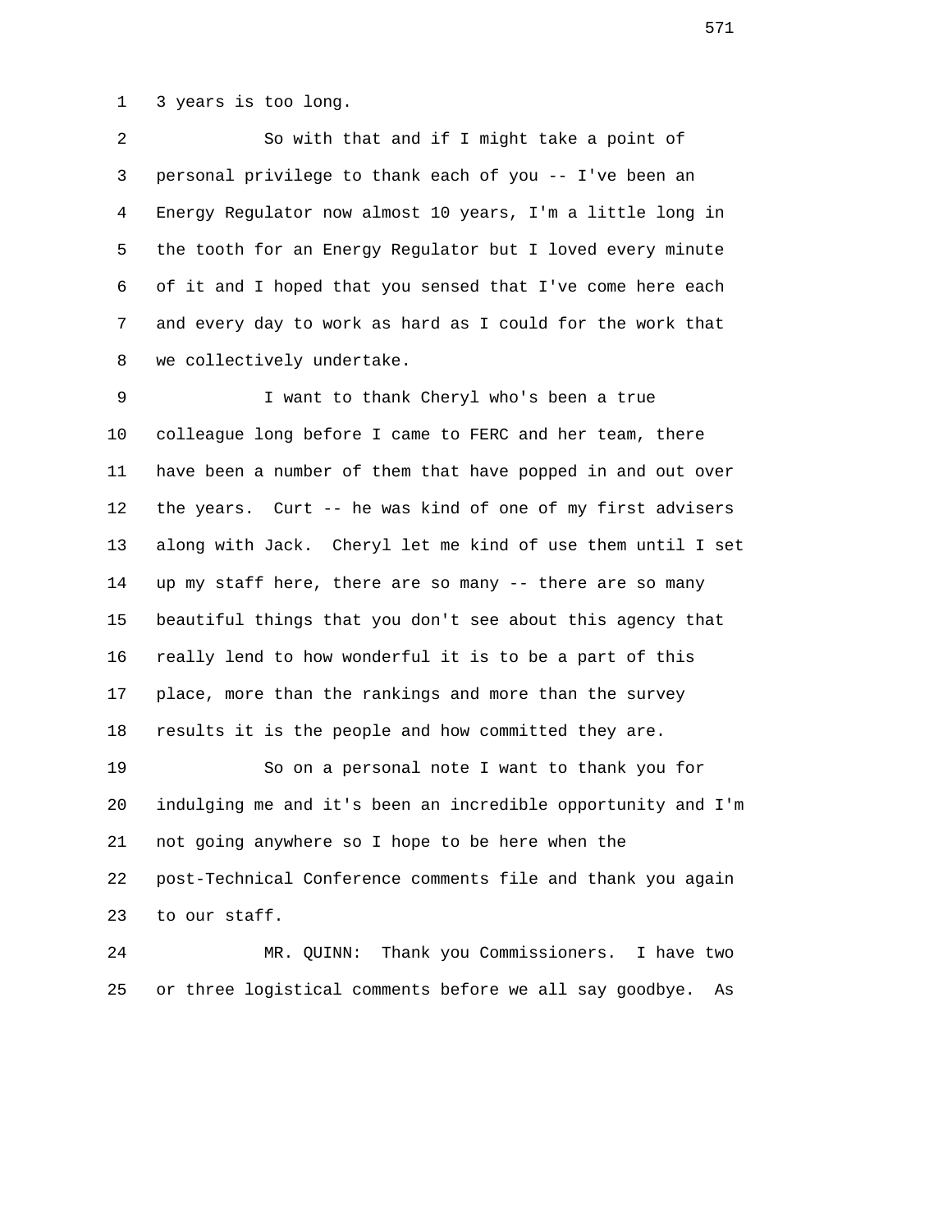3 years is too long.

So with that and if I might take a point of personal privilege to thank each of you -- I've been an Energy Regulator now almost 10 years, I'm a little long in the tooth for an Energy Regulator but I loved every minute of it and I hoped that you sensed that I've come here each and every day to work as hard as I could for the work that we collectively undertake.

I want to thank Cheryl who's been a true colleague long before I came to FERC and her team, there have been a number of them that have popped in and out over the years. Curt -- he was kind of one of my first advisers along with Jack. Cheryl let me kind of use them until I set up my staff here, there are so many -- there are so many beautiful things that you don't see about this agency that really lend to how wonderful it is to be a part of this place, more than the rankings and more than the survey results it is the people and how committed they are.

So on a personal note I want to thank you for indulging me and it's been an incredible opportunity and I'm not going anywhere so I hope to be here when the post-Technical Conference comments file and thank you again to our staff.

MR. QUINN: Thank you Commissioners. I have two or three logistical comments before we all say goodbye. As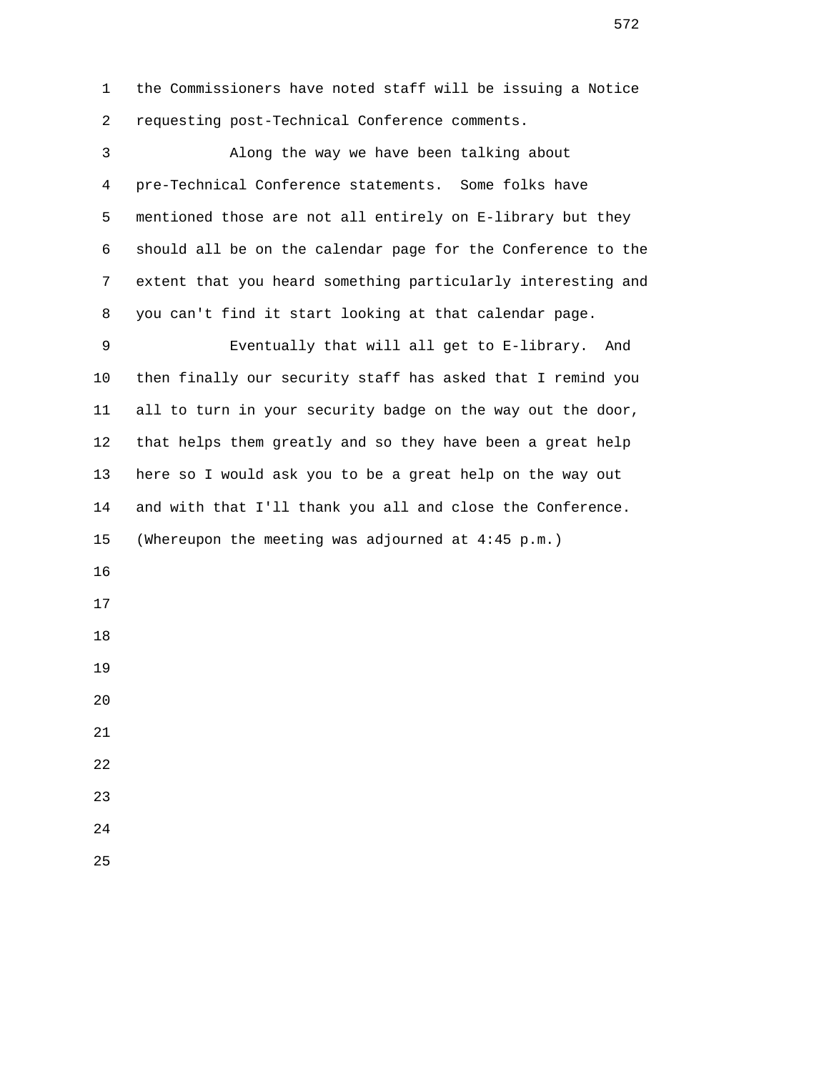the Commissioners have noted staff will be issuing a Notice requesting post-Technical Conference comments.

Along the way we have been talking about pre-Technical Conference statements. Some folks have mentioned those are not all entirely on E-library but they should all be on the calendar page for the Conference to the extent that you heard something particularly interesting and you can't find it start looking at that calendar page.

Eventually that will all get to E-library. And then finally our security staff has asked that I remind you all to turn in your security badge on the way out the door, that helps them greatly and so they have been a great help here so I would ask you to be a great help on the way out and with that I'll thank you all and close the Conference.

(Whereupon the meeting was adjourned at 4:45 p.m.)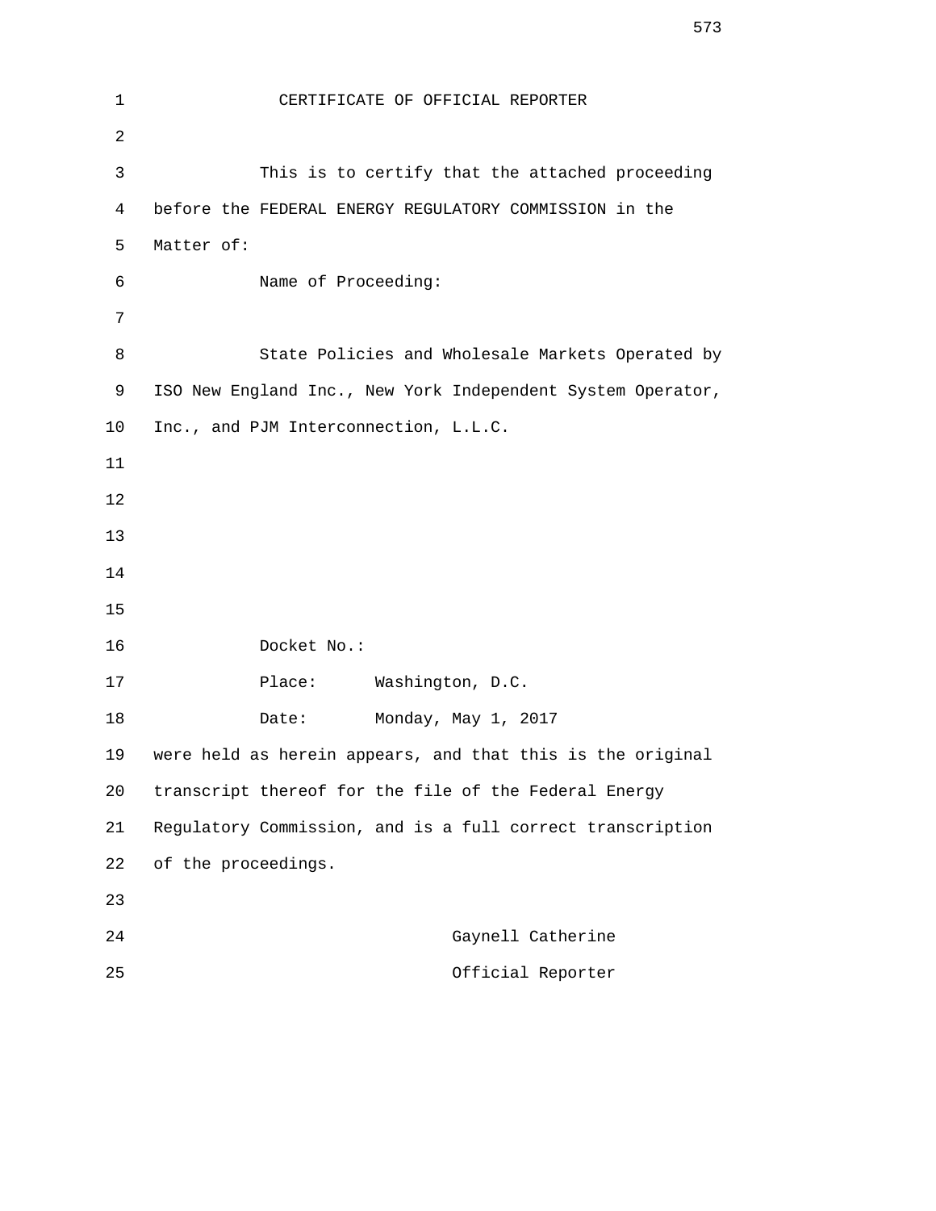# CERTIFICATE OF OFFICIAL REPORTER

This is to certify that the attached proceeding before the FEDERAL ENERGY REGULATORY COMMISSION in the Matter of:

Name of Proceeding:

State Policies and Wholesale Markets Operated by ISO New England Inc., New York Independent System Operator, Inc., and PJM Interconnection, L.L.C.

Docket No.:

Place: Washington, D.C.

Date: Monday, May 1, 2017

were held as herein appears, and that this is the original transcript thereof for the file of the Federal Energy Regulatory Commission, and is a full correct transcription of the proceedings.

Gaynell Catherine

Official Reporter